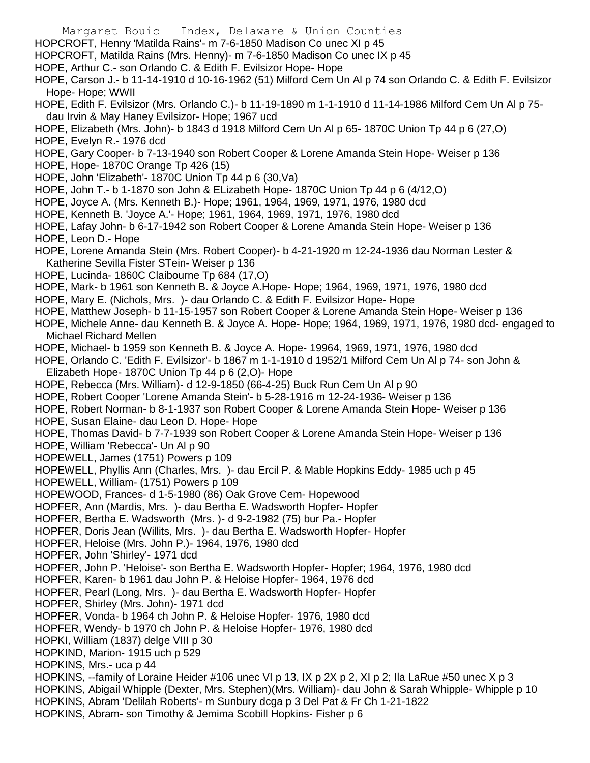HOPCROFT, Henny 'Matilda Rains'- m 7-6-1850 Madison Co unec XI p 45
HOPCROFT, Matilda Rains (Mrs. Henny)- m 7-6-1850 Madison Co unec IX p 45
HOPE, Arthur C.- son Orlando C. & Edith F. Evilsizor Hope- Hope
HOPE, Carson J.- b 11-14-1910 d 10-16-1962 (51) Milford Cem Un Al p 74 son Orlando C. & Edith F. Evilsizor Hope- Hope; WWII
HOPE, Edith F. Evilsizor (Mrs. Orlando C.)- b 11-19-1890 m 1-1-1910 d 11-14-1986 Milford Cem Un Al p 75- dau Irvin & May Haney Evilsizor- Hope; 1967 ucd
HOPE, Elizabeth (Mrs. John)- b 1843 d 1918 Milford Cem Un Al p 65- 1870C Union Tp 44 p 6 (27,O)
HOPE, Evelyn R.- 1976 dcd
HOPE, Gary Cooper- b 7-13-1940 son Robert Cooper & Lorene Amanda Stein Hope- Weiser p 136
HOPE, Hope- 1870C Orange Tp 426 (15)
HOPE, John 'Elizabeth'- 1870C Union Tp 44 p 6 (30,Va)
HOPE, John T.- b 1-1870 son John & ELizabeth Hope- 1870C Union Tp 44 p 6 (4/12,O)
HOPE, Joyce A. (Mrs. Kenneth B.)- Hope; 1961, 1964, 1969, 1971, 1976, 1980 dcd
HOPE, Kenneth B. 'Joyce A.'- Hope; 1961, 1964, 1969, 1971, 1976, 1980 dcd
HOPE, Lafay John- b 6-17-1942 son Robert Cooper & Lorene Amanda Stein Hope- Weiser p 136
HOPE, Leon D.- Hope
HOPE, Lorene Amanda Stein (Mrs. Robert Cooper)- b 4-21-1920 m 12-24-1936 dau Norman Lester & Katherine Sevilla Fister STein- Weiser p 136
HOPE, Lucinda- 1860C Claibourne Tp 684 (17,O)
HOPE, Mark- b 1961 son Kenneth B. & Joyce A.Hope- Hope; 1964, 1969, 1971, 1976, 1980 dcd
HOPE, Mary E. (Nichols, Mrs. )- dau Orlando C. & Edith F. Evilsizor Hope- Hope
HOPE, Matthew Joseph- b 11-15-1957 son Robert Cooper & Lorene Amanda Stein Hope- Weiser p 136
HOPE, Michele Anne- dau Kenneth B. & Joyce A. Hope- Hope; 1964, 1969, 1971, 1976, 1980 dcd- engaged to Michael Richard Mellen
HOPE, Michael- b 1959 son Kenneth B. & Joyce A. Hope- 19964, 1969, 1971, 1976, 1980 dcd
HOPE, Orlando C. 'Edith F. Evilsizor'- b 1867 m 1-1-1910 d 1952/1 Milford Cem Un Al p 74- son John & Elizabeth Hope- 1870C Union Tp 44 p 6 (2,O)- Hope
HOPE, Rebecca (Mrs. William)- d 12-9-1850 (66-4-25) Buck Run Cem Un Al p 90
HOPE, Robert Cooper 'Lorene Amanda Stein'- b 5-28-1916 m 12-24-1936- Weiser p 136
HOPE, Robert Norman- b 8-1-1937 son Robert Cooper & Lorene Amanda Stein Hope- Weiser p 136
HOPE, Susan Elaine- dau Leon D. Hope- Hope
HOPE, Thomas David- b 7-7-1939 son Robert Cooper & Lorene Amanda Stein Hope- Weiser p 136
HOPE, William 'Rebecca'- Un Al p 90
HOPEWELL, James (1751) Powers p 109
HOPEWELL, Phyllis Ann (Charles, Mrs. )- dau Ercil P. & Mable Hopkins Eddy- 1985 uch p 45
HOPEWELL, William- (1751) Powers p 109
HOPEWOOD, Frances- d 1-5-1980 (86) Oak Grove Cem- Hopewood
HOPFER, Ann (Mardis, Mrs. )- dau Bertha E. Wadsworth Hopfer- Hopfer
HOPFER, Bertha E. Wadsworth (Mrs. )- d 9-2-1982 (75) bur Pa.- Hopfer
HOPFER, Doris Jean (Willits, Mrs. )- dau Bertha E. Wadsworth Hopfer- Hopfer
HOPFER, Heloise (Mrs. John P.)- 1964, 1976, 1980 dcd
HOPFER, John 'Shirley'- 1971 dcd
HOPFER, John P. 'Heloise'- son Bertha E. Wadsworth Hopfer- Hopfer; 1964, 1976, 1980 dcd
HOPFER, Karen- b 1961 dau John P. & Heloise Hopfer- 1964, 1976 dcd
HOPFER, Pearl (Long, Mrs. )- dau Bertha E. Wadsworth Hopfer- Hopfer
HOPFER, Shirley (Mrs. John)- 1971 dcd
HOPFER, Vonda- b 1964 ch John P. & Heloise Hopfer- 1976, 1980 dcd
HOPFER, Wendy- b 1970 ch John P. & Heloise Hopfer- 1976, 1980 dcd
HOPKI, William (1837) delge VIII p 30
HOPKIND, Marion- 1915 uch p 529
HOPKINS, Mrs.- uca p 44
HOPKINS, --family of Loraine Heider #106 unec VI p 13, IX p 2X p 2, XI p 2; Ila LaRue #50 unec X p 3
HOPKINS, Abigail Whipple (Dexter, Mrs. Stephen)(Mrs. William)- dau John & Sarah Whipple- Whipple p 10
HOPKINS, Abram 'Delilah Roberts'- m Sunbury dcga p 3 Del Pat & Fr Ch 1-21-1822
HOPKINS, Abram- son Timothy & Jemima Scobill Hopkins- Fisher p 6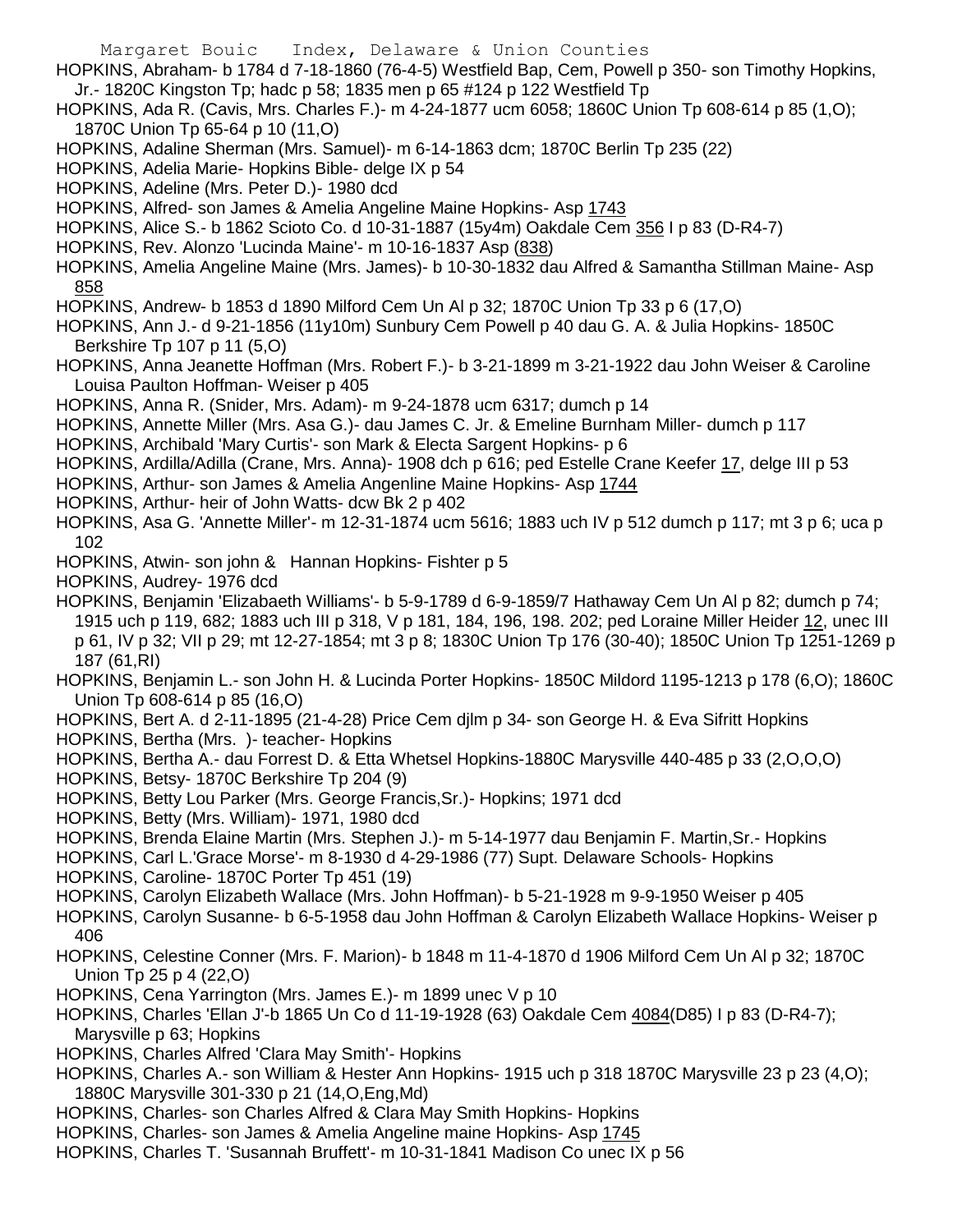HOPKINS, Abraham- b 1784 d 7-18-1860 (76-4-5) Westfield Bap, Cem, Powell p 350- son Timothy Hopkins, Jr.- 1820C Kingston Tp; hadc p 58; 1835 men p 65 #124 p 122 Westfield Tp

HOPKINS, Ada R. (Cavis, Mrs. Charles F.)- m 4-24-1877 ucm 6058; 1860C Union Tp 608-614 p 85 (1,O); 1870C Union Tp 65-64 p 10 (11,O)

HOPKINS, Adaline Sherman (Mrs. Samuel)- m 6-14-1863 dcm; 1870C Berlin Tp 235 (22)

HOPKINS, Adelia Marie- Hopkins Bible- delge IX p 54

HOPKINS, Adeline (Mrs. Peter D.)- 1980 dcd

HOPKINS, Alfred- son James & Amelia Angeline Maine Hopkins- Asp 1743

HOPKINS, Alice S.- b 1862 Scioto Co. d 10-31-1887 (15y4m) Oakdale Cem 356 I p 83 (D-R4-7)

HOPKINS, Rev. Alonzo 'Lucinda Maine'- m 10-16-1837 Asp (838)

HOPKINS, Amelia Angeline Maine (Mrs. James)- b 10-30-1832 dau Alfred & Samantha Stillman Maine- Asp 858

HOPKINS, Andrew- b 1853 d 1890 Milford Cem Un Al p 32; 1870C Union Tp 33 p 6 (17,O)

HOPKINS, Ann J.- d 9-21-1856 (11y10m) Sunbury Cem Powell p 40 dau G. A. & Julia Hopkins- 1850C Berkshire Tp 107 p 11 (5,O)

HOPKINS, Anna Jeanette Hoffman (Mrs. Robert F.)- b 3-21-1899 m 3-21-1922 dau John Weiser & Caroline Louisa Paulton Hoffman- Weiser p 405

HOPKINS, Anna R. (Snider, Mrs. Adam)- m 9-24-1878 ucm 6317; dumch p 14

HOPKINS, Annette Miller (Mrs. Asa G.)- dau James C. Jr. & Emeline Burnham Miller- dumch p 117

HOPKINS, Archibald 'Mary Curtis'- son Mark & Electa Sargent Hopkins- p 6

HOPKINS, Ardilla/Adilla (Crane, Mrs. Anna)- 1908 dch p 616; ped Estelle Crane Keefer 17, delge III p 53

HOPKINS, Arthur- son James & Amelia Angenline Maine Hopkins- Asp 1744

HOPKINS, Arthur- heir of John Watts- dcw Bk 2 p 402

HOPKINS, Asa G. 'Annette Miller'- m 12-31-1874 ucm 5616; 1883 uch IV p 512 dumch p 117; mt 3 p 6; uca p 102

HOPKINS, Atwin- son john & Hannan Hopkins- Fishter p 5

HOPKINS, Audrey- 1976 dcd

HOPKINS, Benjamin 'Elizabaeth Williams'- b 5-9-1789 d 6-9-1859/7 Hathaway Cem Un Al p 82; dumch p 74; 1915 uch p 119, 682; 1883 uch III p 318, V p 181, 184, 196, 198. 202; ped Loraine Miller Heider 12, unec III p 61, IV p 32; VII p 29; mt 12-27-1854; mt 3 p 8; 1830C Union Tp 176 (30-40); 1850C Union Tp 1251-1269 p 187 (61,RI)

HOPKINS, Benjamin L.- son John H. & Lucinda Porter Hopkins- 1850C Mildord 1195-1213 p 178 (6,O); 1860C Union Tp 608-614 p 85 (16,O)

HOPKINS, Bert A. d 2-11-1895 (21-4-28) Price Cem djlm p 34- son George H. & Eva Sifritt Hopkins

HOPKINS, Bertha (Mrs. )- teacher- Hopkins

HOPKINS, Bertha A.- dau Forrest D. & Etta Whetsel Hopkins-1880C Marysville 440-485 p 33 (2,O,O,O)

HOPKINS, Betsy- 1870C Berkshire Tp 204 (9)

HOPKINS, Betty Lou Parker (Mrs. George Francis,Sr.)- Hopkins; 1971 dcd

HOPKINS, Betty (Mrs. William)- 1971, 1980 dcd

HOPKINS, Brenda Elaine Martin (Mrs. Stephen J.)- m 5-14-1977 dau Benjamin F. Martin,Sr.- Hopkins

HOPKINS, Carl L.'Grace Morse'- m 8-1930 d 4-29-1986 (77) Supt. Delaware Schools- Hopkins

HOPKINS, Caroline- 1870C Porter Tp 451 (19)

HOPKINS, Carolyn Elizabeth Wallace (Mrs. John Hoffman)- b 5-21-1928 m 9-9-1950 Weiser p 405

HOPKINS, Carolyn Susanne- b 6-5-1958 dau John Hoffman & Carolyn Elizabeth Wallace Hopkins- Weiser p 406

HOPKINS, Celestine Conner (Mrs. F. Marion)- b 1848 m 11-4-1870 d 1906 Milford Cem Un Al p 32; 1870C Union Tp 25 p 4 (22,O)

HOPKINS, Cena Yarrington (Mrs. James E.)- m 1899 unec V p 10

HOPKINS, Charles 'Ellan J'-b 1865 Un Co d 11-19-1928 (63) Oakdale Cem 4084(D85) I p 83 (D-R4-7); Marysville p 63; Hopkins

HOPKINS, Charles Alfred 'Clara May Smith'- Hopkins

HOPKINS, Charles A.- son William & Hester Ann Hopkins- 1915 uch p 318 1870C Marysville 23 p 23 (4,O); 1880C Marysville 301-330 p 21 (14,O,Eng,Md)

HOPKINS, Charles- son Charles Alfred & Clara May Smith Hopkins- Hopkins

HOPKINS, Charles- son James & Amelia Angeline maine Hopkins- Asp 1745

HOPKINS, Charles T. 'Susannah Bruffett'- m 10-31-1841 Madison Co unec IX p 56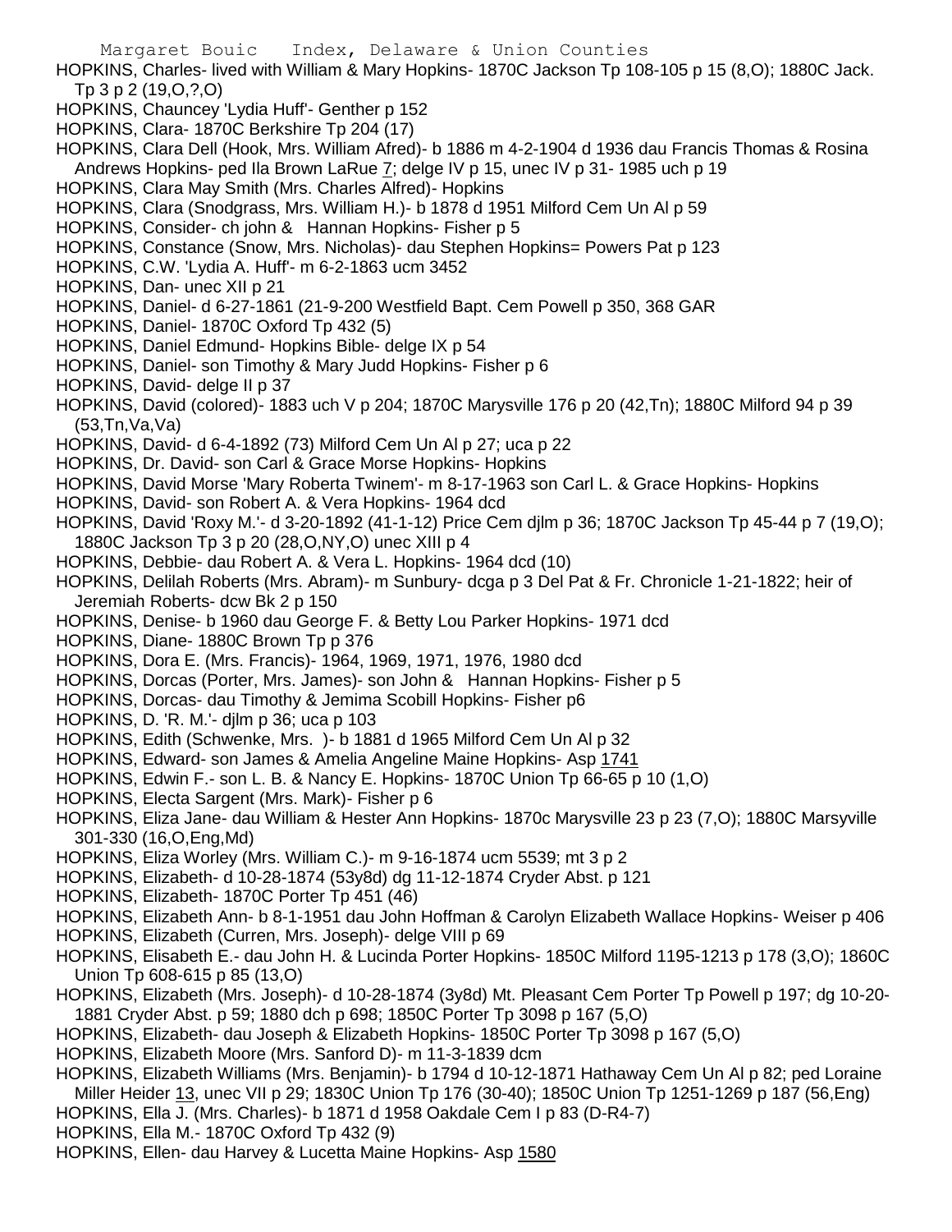HOPKINS, Charles- lived with William & Mary Hopkins- 1870C Jackson Tp 108-105 p 15 (8,O); 1880C Jack. Tp 3 p 2 (19,O,?,O)

HOPKINS, Chauncey 'Lydia Huff'- Genther p 152

HOPKINS, Clara- 1870C Berkshire Tp 204 (17)

HOPKINS, Clara Dell (Hook, Mrs. William Afred)- b 1886 m 4-2-1904 d 1936 dau Francis Thomas & Rosina Andrews Hopkins- ped Ila Brown LaRue 7; delge IV p 15, unec IV p 31- 1985 uch p 19

HOPKINS, Clara May Smith (Mrs. Charles Alfred)- Hopkins

HOPKINS, Clara (Snodgrass, Mrs. William H.)- b 1878 d 1951 Milford Cem Un Al p 59

HOPKINS, Consider- ch john & Hannan Hopkins- Fisher p 5

HOPKINS, Constance (Snow, Mrs. Nicholas)- dau Stephen Hopkins= Powers Pat p 123

HOPKINS, C.W. 'Lydia A. Huff'- m 6-2-1863 ucm 3452

HOPKINS, Dan- unec XII p 21

HOPKINS, Daniel- d 6-27-1861 (21-9-200 Westfield Bapt. Cem Powell p 350, 368 GAR

HOPKINS, Daniel- 1870C Oxford Tp 432 (5)

HOPKINS, Daniel Edmund- Hopkins Bible- delge IX p 54

HOPKINS, Daniel- son Timothy & Mary Judd Hopkins- Fisher p 6

HOPKINS, David- delge II p 37

HOPKINS, David (colored)- 1883 uch V p 204; 1870C Marysville 176 p 20 (42,Tn); 1880C Milford 94 p 39 (53,Tn,Va,Va)

HOPKINS, David- d 6-4-1892 (73) Milford Cem Un Al p 27; uca p 22

HOPKINS, Dr. David- son Carl & Grace Morse Hopkins- Hopkins

HOPKINS, David Morse 'Mary Roberta Twinem'- m 8-17-1963 son Carl L. & Grace Hopkins- Hopkins

HOPKINS, David- son Robert A. & Vera Hopkins- 1964 dcd

HOPKINS, David 'Roxy M.'- d 3-20-1892 (41-1-12) Price Cem djlm p 36; 1870C Jackson Tp 45-44 p 7 (19,O); 1880C Jackson Tp 3 p 20 (28,O,NY,O) unec XIII p 4

HOPKINS, Debbie- dau Robert A. & Vera L. Hopkins- 1964 dcd (10)

HOPKINS, Delilah Roberts (Mrs. Abram)- m Sunbury- dcga p 3 Del Pat & Fr. Chronicle 1-21-1822; heir of Jeremiah Roberts- dcw Bk 2 p 150

HOPKINS, Denise- b 1960 dau George F. & Betty Lou Parker Hopkins- 1971 dcd

HOPKINS, Diane- 1880C Brown Tp p 376

HOPKINS, Dora E. (Mrs. Francis)- 1964, 1969, 1971, 1976, 1980 dcd

HOPKINS, Dorcas (Porter, Mrs. James)- son John & Hannan Hopkins- Fisher p 5

HOPKINS, Dorcas- dau Timothy & Jemima Scobill Hopkins- Fisher p6

HOPKINS, D. 'R. M.'- djlm p 36; uca p 103

HOPKINS, Edith (Schwenke, Mrs. )- b 1881 d 1965 Milford Cem Un Al p 32

HOPKINS, Edward- son James & Amelia Angeline Maine Hopkins- Asp 1741

HOPKINS, Edwin F.- son L. B. & Nancy E. Hopkins- 1870C Union Tp 66-65 p 10 (1,O)

HOPKINS, Electa Sargent (Mrs. Mark)- Fisher p 6

HOPKINS, Eliza Jane- dau William & Hester Ann Hopkins- 1870c Marysville 23 p 23 (7,O); 1880C Marsyville 301-330 (16,O,Eng,Md)

HOPKINS, Eliza Worley (Mrs. William C.)- m 9-16-1874 ucm 5539; mt 3 p 2

HOPKINS, Elizabeth- d 10-28-1874 (53y8d) dg 11-12-1874 Cryder Abst. p 121

HOPKINS, Elizabeth- 1870C Porter Tp 451 (46)

HOPKINS, Elizabeth Ann- b 8-1-1951 dau John Hoffman & Carolyn Elizabeth Wallace Hopkins- Weiser p 406

HOPKINS, Elizabeth (Curren, Mrs. Joseph)- delge VIII p 69

HOPKINS, Elisabeth E.- dau John H. & Lucinda Porter Hopkins- 1850C Milford 1195-1213 p 178 (3,O); 1860C Union Tp 608-615 p 85 (13,O)

HOPKINS, Elizabeth (Mrs. Joseph)- d 10-28-1874 (3y8d) Mt. Pleasant Cem Porter Tp Powell p 197; dg 10-20-1881 Cryder Abst. p 59; 1880 dch p 698; 1850C Porter Tp 3098 p 167 (5,O)

HOPKINS, Elizabeth- dau Joseph & Elizabeth Hopkins- 1850C Porter Tp 3098 p 167 (5,O)

HOPKINS, Elizabeth Moore (Mrs. Sanford D)- m 11-3-1839 dcm

HOPKINS, Elizabeth Williams (Mrs. Benjamin)- b 1794 d 10-12-1871 Hathaway Cem Un Al p 82; ped Loraine Miller Heider 13, unec VII p 29; 1830C Union Tp 176 (30-40); 1850C Union Tp 1251-1269 p 187 (56,Eng)

HOPKINS, Ella J. (Mrs. Charles)- b 1871 d 1958 Oakdale Cem I p 83 (D-R4-7)

HOPKINS, Ella M.- 1870C Oxford Tp 432 (9)

HOPKINS, Ellen- dau Harvey & Lucetta Maine Hopkins- Asp 1580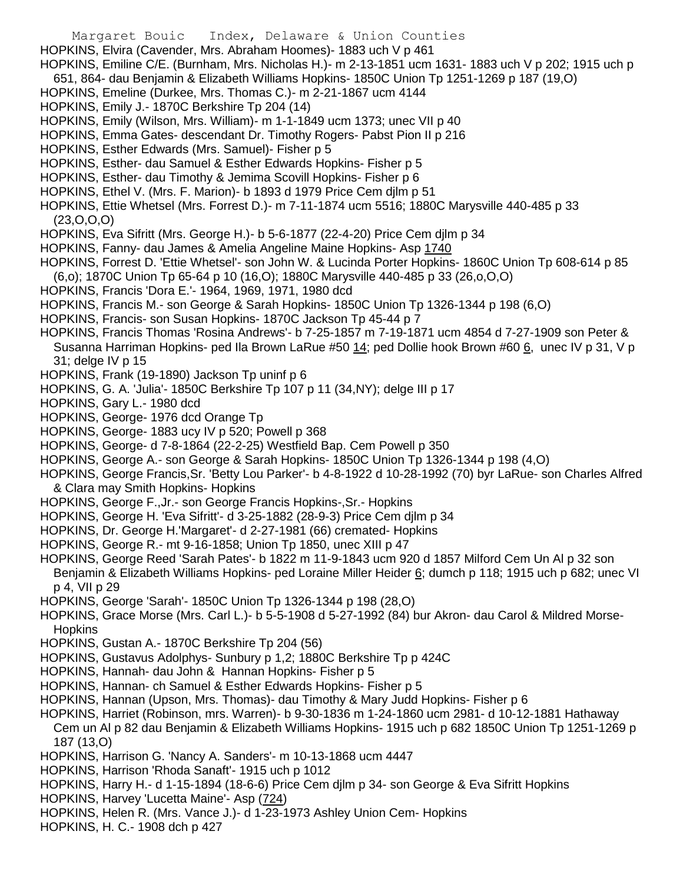HOPKINS, Elvira (Cavender, Mrs. Abraham Hoomes)- 1883 uch V p 461

HOPKINS, Emiline C/E. (Burnham, Mrs. Nicholas H.)- m 2-13-1851 ucm 1631- 1883 uch V p 202; 1915 uch p 651, 864- dau Benjamin & Elizabeth Williams Hopkins- 1850C Union Tp 1251-1269 p 187 (19,O)

HOPKINS, Emeline (Durkee, Mrs. Thomas C.)- m 2-21-1867 ucm 4144

HOPKINS, Emily J.- 1870C Berkshire Tp 204 (14)

HOPKINS, Emily (Wilson, Mrs. William)- m 1-1-1849 ucm 1373; unec VII p 40

HOPKINS, Emma Gates- descendant Dr. Timothy Rogers- Pabst Pion II p 216

HOPKINS, Esther Edwards (Mrs. Samuel)- Fisher p 5

HOPKINS, Esther- dau Samuel & Esther Edwards Hopkins- Fisher p 5

HOPKINS, Esther- dau Timothy & Jemima Scovill Hopkins- Fisher p 6

HOPKINS, Ethel V. (Mrs. F. Marion)- b 1893 d 1979 Price Cem djlm p 51

HOPKINS, Ettie Whetsel (Mrs. Forrest D.)- m 7-11-1874 ucm 5516; 1880C Marysville 440-485 p 33 (23,O,O,O)

HOPKINS, Eva Sifritt (Mrs. George H.)- b 5-6-1877 (22-4-20) Price Cem djlm p 34

HOPKINS, Fanny- dau James & Amelia Angeline Maine Hopkins- Asp 1740

HOPKINS, Forrest D. 'Ettie Whetsel'- son John W. & Lucinda Porter Hopkins- 1860C Union Tp 608-614 p 85 (6,o); 1870C Union Tp 65-64 p 10 (16,O); 1880C Marysville 440-485 p 33 (26,o,O,O)

HOPKINS, Francis 'Dora E.'- 1964, 1969, 1971, 1980 dcd

HOPKINS, Francis M.- son George & Sarah Hopkins- 1850C Union Tp 1326-1344 p 198 (6,O)

HOPKINS, Francis- son Susan Hopkins- 1870C Jackson Tp 45-44 p 7

HOPKINS, Francis Thomas 'Rosina Andrews'- b 7-25-1857 m 7-19-1871 ucm 4854 d 7-27-1909 son Peter & Susanna Harriman Hopkins- ped Ila Brown LaRue #50 14; ped Dollie hook Brown #60 6, unec IV p 31, V p 31; delge IV p 15

HOPKINS, Frank (19-1890) Jackson Tp uninf p 6

HOPKINS, G. A. 'Julia'- 1850C Berkshire Tp 107 p 11 (34,NY); delge III p 17

HOPKINS, Gary L.- 1980 dcd

HOPKINS, George- 1976 dcd Orange Tp

HOPKINS, George- 1883 ucy IV p 520; Powell p 368

HOPKINS, George- d 7-8-1864 (22-2-25) Westfield Bap. Cem Powell p 350

HOPKINS, George A.- son George & Sarah Hopkins- 1850C Union Tp 1326-1344 p 198 (4,O)

HOPKINS, George Francis,Sr. 'Betty Lou Parker'- b 4-8-1922 d 10-28-1992 (70) byr LaRue- son Charles Alfred & Clara may Smith Hopkins- Hopkins

HOPKINS, George F.,Jr.- son George Francis Hopkins-,Sr.- Hopkins

HOPKINS, George H. 'Eva Sifritt'- d 3-25-1882 (28-9-3) Price Cem djlm p 34

HOPKINS, Dr. George H.'Margaret'- d 2-27-1981 (66) cremated- Hopkins

HOPKINS, George R.- mt 9-16-1858; Union Tp 1850, unec XIII p 47

HOPKINS, George Reed 'Sarah Pates'- b 1822 m 11-9-1843 ucm 920 d 1857 Milford Cem Un Al p 32 son Benjamin & Elizabeth Williams Hopkins- ped Loraine Miller Heider 6; dumch p 118; 1915 uch p 682; unec VI p 4, VII p 29

HOPKINS, George 'Sarah'- 1850C Union Tp 1326-1344 p 198 (28,O)

HOPKINS, Grace Morse (Mrs. Carl L.)- b 5-5-1908 d 5-27-1992 (84) bur Akron- dau Carol & Mildred Morse- Hopkins

HOPKINS, Gustan A.- 1870C Berkshire Tp 204 (56)

HOPKINS, Gustavus Adolphys- Sunbury p 1,2; 1880C Berkshire Tp p 424C

HOPKINS, Hannah- dau John & Hannan Hopkins- Fisher p 5

HOPKINS, Hannan- ch Samuel & Esther Edwards Hopkins- Fisher p 5

HOPKINS, Hannan (Upson, Mrs. Thomas)- dau Timothy & Mary Judd Hopkins- Fisher p 6

HOPKINS, Harriet (Robinson, mrs. Warren)- b 9-30-1836 m 1-24-1860 ucm 2981- d 10-12-1881 Hathaway Cem un Al p 82 dau Benjamin & Elizabeth Williams Hopkins- 1915 uch p 682 1850C Union Tp 1251-1269 p 187 (13,O)

HOPKINS, Harrison G. 'Nancy A. Sanders'- m 10-13-1868 ucm 4447

HOPKINS, Harrison 'Rhoda Sanaft'- 1915 uch p 1012

HOPKINS, Harry H.- d 1-15-1894 (18-6-6) Price Cem djlm p 34- son George & Eva Sifritt Hopkins

HOPKINS, Harvey 'Lucetta Maine'- Asp (724)

HOPKINS, Helen R. (Mrs. Vance J.)- d 1-23-1973 Ashley Union Cem- Hopkins

HOPKINS, H. C.- 1908 dch p 427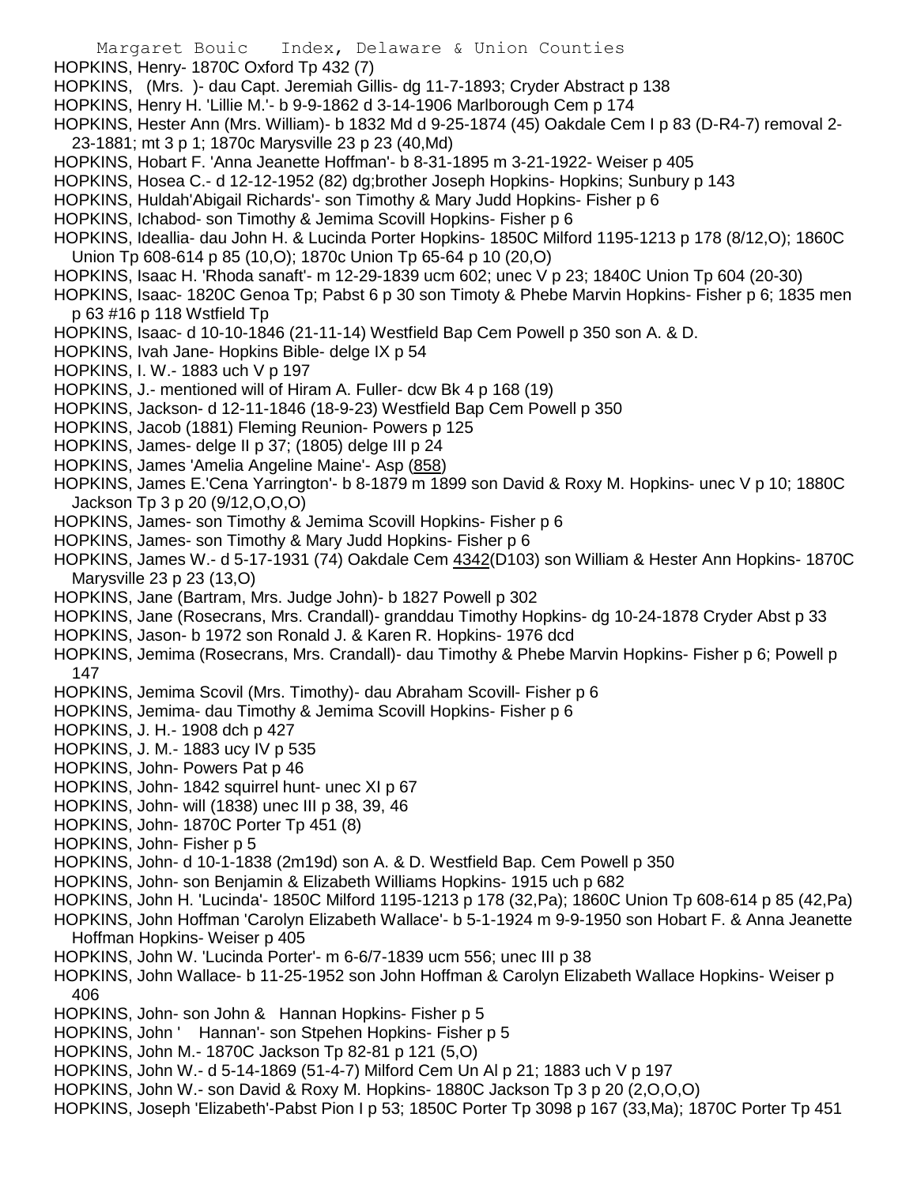HOPKINS, Henry- 1870C Oxford Tp 432 (7)

HOPKINS, (Mrs. )- dau Capt. Jeremiah Gillis- dg 11-7-1893; Cryder Abstract p 138

HOPKINS, Henry H. 'Lillie M.'- b 9-9-1862 d 3-14-1906 Marlborough Cem p 174

HOPKINS, Hester Ann (Mrs. William)- b 1832 Md d 9-25-1874 (45) Oakdale Cem I p 83 (D-R4-7) removal 2-23-1881; mt 3 p 1; 1870c Marysville 23 p 23 (40,Md)

HOPKINS, Hobart F. 'Anna Jeanette Hoffman'- b 8-31-1895 m 3-21-1922- Weiser p 405

HOPKINS, Hosea C.- d 12-12-1952 (82) dg;brother Joseph Hopkins- Hopkins; Sunbury p 143

HOPKINS, Huldah'Abigail Richards'- son Timothy & Mary Judd Hopkins- Fisher p 6

HOPKINS, Ichabod- son Timothy & Jemima Scovill Hopkins- Fisher p 6

HOPKINS, Ideallia- dau John H. & Lucinda Porter Hopkins- 1850C Milford 1195-1213 p 178 (8/12,O); 1860C Union Tp 608-614 p 85 (10,O); 1870c Union Tp 65-64 p 10 (20,O)

HOPKINS, Isaac H. 'Rhoda sanaft'- m 12-29-1839 ucm 602; unec V p 23; 1840C Union Tp 604 (20-30)

HOPKINS, Isaac- 1820C Genoa Tp; Pabst 6 p 30 son Timoty & Phebe Marvin Hopkins- Fisher p 6; 1835 men p 63 #16 p 118 Wstfield Tp

HOPKINS, Isaac- d 10-10-1846 (21-11-14) Westfield Bap Cem Powell p 350 son A. & D.

HOPKINS, Ivah Jane- Hopkins Bible- delge IX p 54

HOPKINS, I. W.- 1883 uch V p 197

HOPKINS, J.- mentioned will of Hiram A. Fuller- dcw Bk 4 p 168 (19)

HOPKINS, Jackson- d 12-11-1846 (18-9-23) Westfield Bap Cem Powell p 350

HOPKINS, Jacob (1881) Fleming Reunion- Powers p 125

HOPKINS, James- delge II p 37; (1805) delge III p 24

HOPKINS, James 'Amelia Angeline Maine'- Asp (858)

HOPKINS, James E.'Cena Yarrington'- b 8-1879 m 1899 son David & Roxy M. Hopkins- unec V p 10; 1880C Jackson Tp 3 p 20 (9/12,O,O,O)

HOPKINS, James- son Timothy & Jemima Scovill Hopkins- Fisher p 6

HOPKINS, James- son Timothy & Mary Judd Hopkins- Fisher p 6

HOPKINS, James W.- d 5-17-1931 (74) Oakdale Cem 4342(D103) son William & Hester Ann Hopkins- 1870C Marysville 23 p 23 (13,O)

HOPKINS, Jane (Bartram, Mrs. Judge John)- b 1827 Powell p 302

HOPKINS, Jane (Rosecrans, Mrs. Crandall)- granddau Timothy Hopkins- dg 10-24-1878 Cryder Abst p 33

HOPKINS, Jason- b 1972 son Ronald J. & Karen R. Hopkins- 1976 dcd

HOPKINS, Jemima (Rosecrans, Mrs. Crandall)- dau Timothy & Phebe Marvin Hopkins- Fisher p 6; Powell p 147

HOPKINS, Jemima Scovil (Mrs. Timothy)- dau Abraham Scovill- Fisher p 6

HOPKINS, Jemima- dau Timothy & Jemima Scovill Hopkins- Fisher p 6

HOPKINS, J. H.- 1908 dch p 427

HOPKINS, J. M.- 1883 ucy IV p 535

HOPKINS, John- Powers Pat p 46

HOPKINS, John- 1842 squirrel hunt- unec XI p 67

HOPKINS, John- will (1838) unec III p 38, 39, 46

HOPKINS, John- 1870C Porter Tp 451 (8)

HOPKINS, John- Fisher p 5

HOPKINS, John- d 10-1-1838 (2m19d) son A. & D. Westfield Bap. Cem Powell p 350

HOPKINS, John- son Benjamin & Elizabeth Williams Hopkins- 1915 uch p 682

HOPKINS, John H. 'Lucinda'- 1850C Milford 1195-1213 p 178 (32,Pa); 1860C Union Tp 608-614 p 85 (42,Pa)

HOPKINS, John Hoffman 'Carolyn Elizabeth Wallace'- b 5-1-1924 m 9-9-1950 son Hobart F. & Anna Jeanette Hoffman Hopkins- Weiser p 405

HOPKINS, John W. 'Lucinda Porter'- m 6-6/7-1839 ucm 556; unec III p 38

HOPKINS, John Wallace- b 11-25-1952 son John Hoffman & Carolyn Elizabeth Wallace Hopkins- Weiser p 406

HOPKINS, John- son John & Hannan Hopkins- Fisher p 5

HOPKINS, John ' Hannan'- son Stpehen Hopkins- Fisher p 5

HOPKINS, John M.- 1870C Jackson Tp 82-81 p 121 (5,O)

HOPKINS, John W.- d 5-14-1869 (51-4-7) Milford Cem Un Al p 21; 1883 uch V p 197

HOPKINS, John W.- son David & Roxy M. Hopkins- 1880C Jackson Tp 3 p 20 (2,O,O,O)

HOPKINS, Joseph 'Elizabeth'-Pabst Pion I p 53; 1850C Porter Tp 3098 p 167 (33,Ma); 1870C Porter Tp 451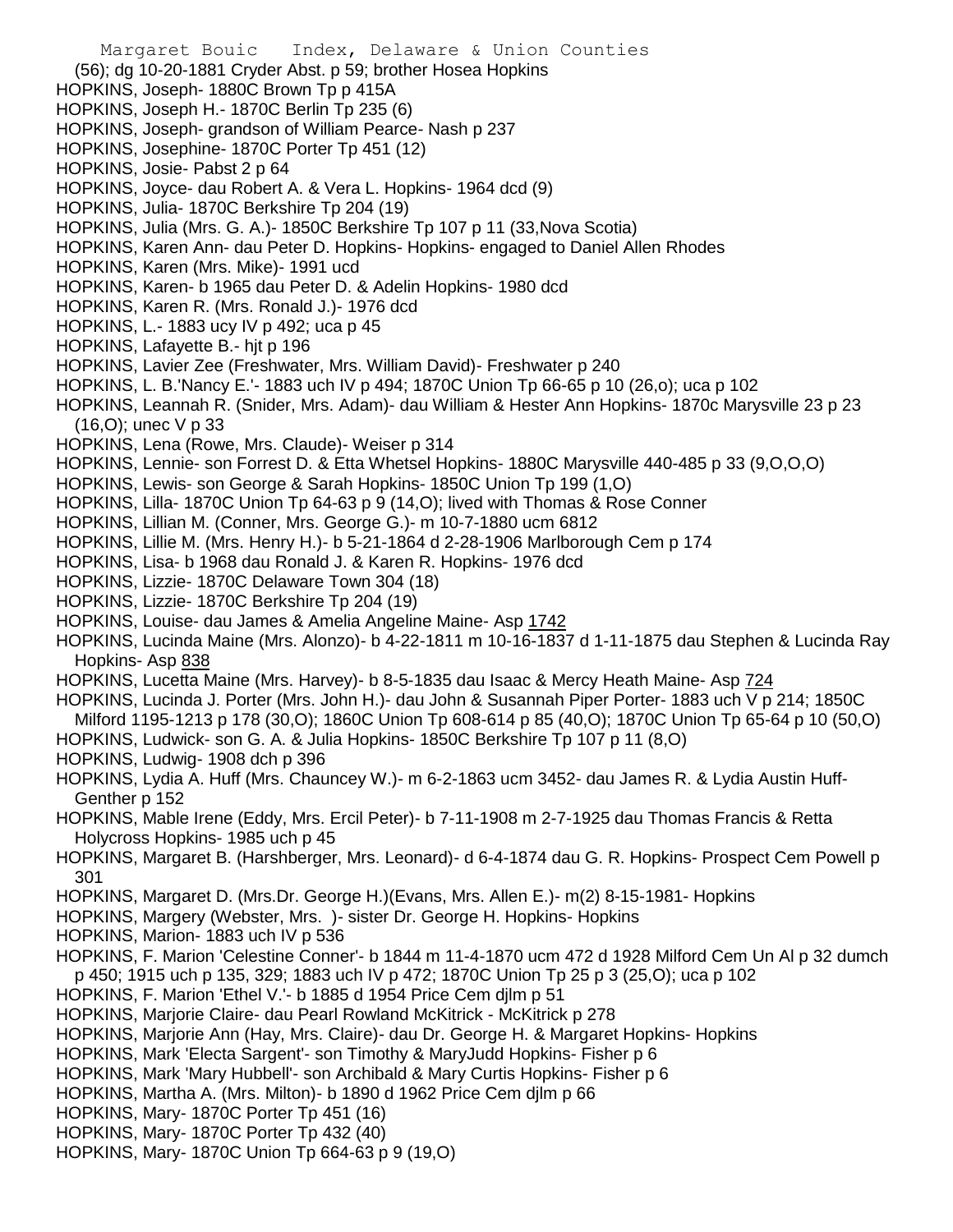(56); dg 10-20-1881 Cryder Abst. p 59; brother Hosea Hopkins
HOPKINS, Joseph- 1880C Brown Tp p 415A
HOPKINS, Joseph H.- 1870C Berlin Tp 235 (6)
HOPKINS, Joseph- grandson of William Pearce- Nash p 237
HOPKINS, Josephine- 1870C Porter Tp 451 (12)
HOPKINS, Josie- Pabst 2 p 64
HOPKINS, Joyce- dau Robert A. & Vera L. Hopkins- 1964 dcd (9)
HOPKINS, Julia- 1870C Berkshire Tp 204 (19)
HOPKINS, Julia (Mrs. G. A.)- 1850C Berkshire Tp 107 p 11 (33,Nova Scotia)
HOPKINS, Karen Ann- dau Peter D. Hopkins- Hopkins- engaged to Daniel Allen Rhodes
HOPKINS, Karen (Mrs. Mike)- 1991 ucd
HOPKINS, Karen- b 1965 dau Peter D. & Adelin Hopkins- 1980 dcd
HOPKINS, Karen R. (Mrs. Ronald J.)- 1976 dcd
HOPKINS, L.- 1883 ucy IV p 492; uca p 45
HOPKINS, Lafayette B.- hjt p 196
HOPKINS, Lavier Zee (Freshwater, Mrs. William David)- Freshwater p 240
HOPKINS, L. B.'Nancy E.'- 1883 uch IV p 494; 1870C Union Tp 66-65 p 10 (26,o); uca p 102
HOPKINS, Leannah R. (Snider, Mrs. Adam)- dau William & Hester Ann Hopkins- 1870c Marysville 23 p 23 (16,O); unec V p 33
HOPKINS, Lena (Rowe, Mrs. Claude)- Weiser p 314
HOPKINS, Lennie- son Forrest D. & Etta Whetsel Hopkins- 1880C Marysville 440-485 p 33 (9,O,O,O)
HOPKINS, Lewis- son George & Sarah Hopkins- 1850C Union Tp 199 (1,O)
HOPKINS, Lilla- 1870C Union Tp 64-63 p 9 (14,O); lived with Thomas & Rose Conner
HOPKINS, Lillian M. (Conner, Mrs. George G.)- m 10-7-1880 ucm 6812
HOPKINS, Lillie M. (Mrs. Henry H.)- b 5-21-1864 d 2-28-1906 Marlborough Cem p 174
HOPKINS, Lisa- b 1968 dau Ronald J. & Karen R. Hopkins- 1976 dcd
HOPKINS, Lizzie- 1870C Delaware Town 304 (18)
HOPKINS, Lizzie- 1870C Berkshire Tp 204 (19)
HOPKINS, Louise- dau James & Amelia Angeline Maine- Asp 1742
HOPKINS, Lucinda Maine (Mrs. Alonzo)- b 4-22-1811 m 10-16-1837 d 1-11-1875 dau Stephen & Lucinda Ray Hopkins- Asp 838
HOPKINS, Lucetta Maine (Mrs. Harvey)- b 8-5-1835 dau Isaac & Mercy Heath Maine- Asp 724
HOPKINS, Lucinda J. Porter (Mrs. John H.)- dau John & Susannah Piper Porter- 1883 uch V p 214; 1850C Milford 1195-1213 p 178 (30,O); 1860C Union Tp 608-614 p 85 (40,O); 1870C Union Tp 65-64 p 10 (50,O)
HOPKINS, Ludwick- son G. A. & Julia Hopkins- 1850C Berkshire Tp 107 p 11 (8,O)
HOPKINS, Ludwig- 1908 dch p 396
HOPKINS, Lydia A. Huff (Mrs. Chauncey W.)- m 6-2-1863 ucm 3452- dau James R. & Lydia Austin Huff- Genther p 152
HOPKINS, Mable Irene (Eddy, Mrs. Ercil Peter)- b 7-11-1908 m 2-7-1925 dau Thomas Francis & Retta Holycross Hopkins- 1985 uch p 45
HOPKINS, Margaret B. (Harshberger, Mrs. Leonard)- d 6-4-1874 dau G. R. Hopkins- Prospect Cem Powell p 301
HOPKINS, Margaret D. (Mrs.Dr. George H.)(Evans, Mrs. Allen E.)- m(2) 8-15-1981- Hopkins
HOPKINS, Margery (Webster, Mrs. )- sister Dr. George H. Hopkins- Hopkins
HOPKINS, Marion- 1883 uch IV p 536
HOPKINS, F. Marion 'Celestine Conner'- b 1844 m 11-4-1870 ucm 472 d 1928 Milford Cem Un Al p 32 dumch p 450; 1915 uch p 135, 329; 1883 uch IV p 472; 1870C Union Tp 25 p 3 (25,O); uca p 102
HOPKINS, F. Marion 'Ethel V.'- b 1885 d 1954 Price Cem djlm p 51
HOPKINS, Marjorie Claire- dau Pearl Rowland McKitrick - McKitrick p 278
HOPKINS, Marjorie Ann (Hay, Mrs. Claire)- dau Dr. George H. & Margaret Hopkins- Hopkins
HOPKINS, Mark 'Electa Sargent'- son Timothy & MaryJudd Hopkins- Fisher p 6
HOPKINS, Mark 'Mary Hubbell'- son Archibald & Mary Curtis Hopkins- Fisher p 6
HOPKINS, Martha A. (Mrs. Milton)- b 1890 d 1962 Price Cem djlm p 66
HOPKINS, Mary- 1870C Porter Tp 451 (16)
HOPKINS, Mary- 1870C Porter Tp 432 (40)
HOPKINS, Mary- 1870C Union Tp 664-63 p 9 (19,O)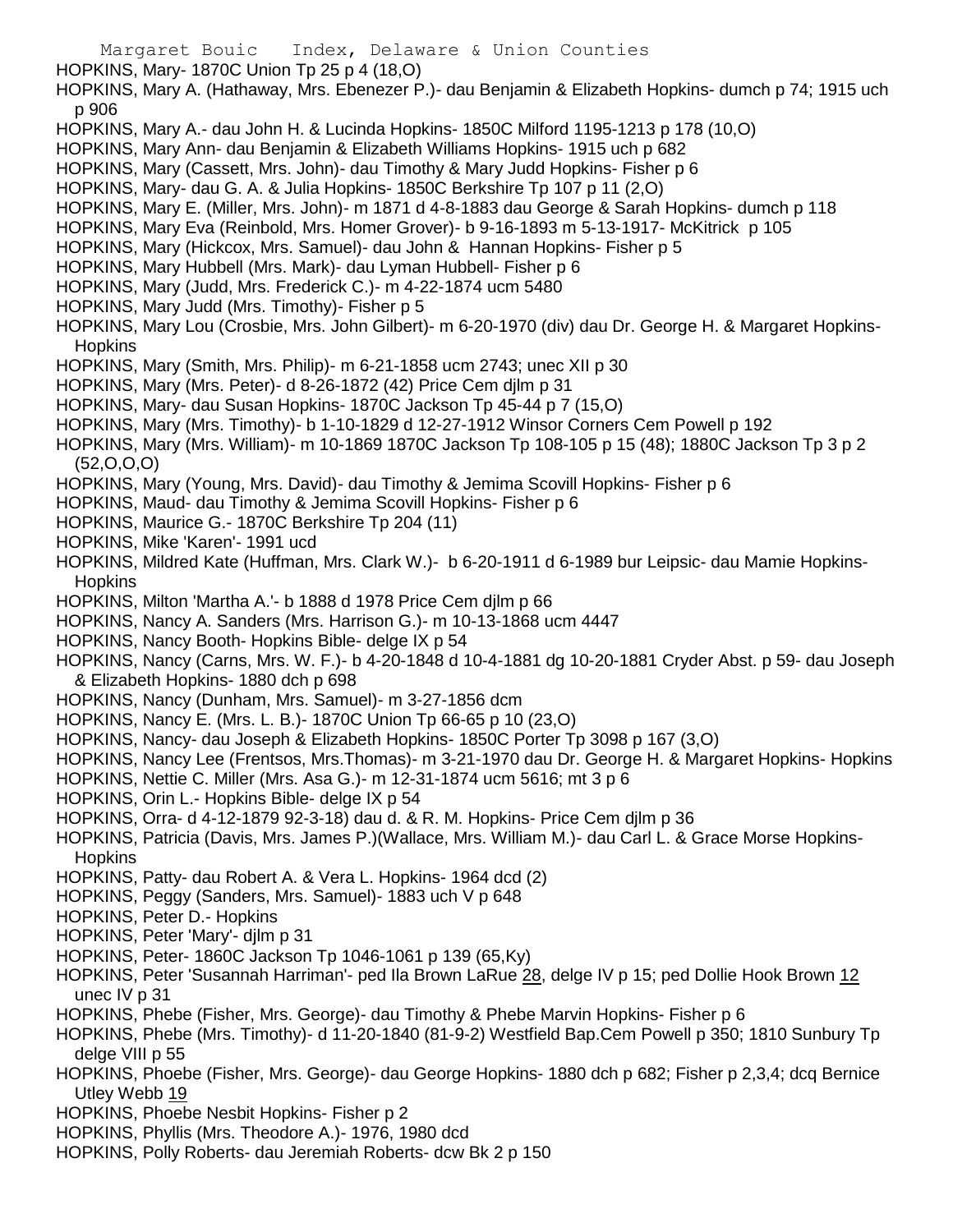HOPKINS, Mary- 1870C Union Tp 25 p 4 (18,O)
HOPKINS, Mary A. (Hathaway, Mrs. Ebenezer P.)- dau Benjamin & Elizabeth Hopkins- dumch p 74; 1915 uch p 906
HOPKINS, Mary A.- dau John H. & Lucinda Hopkins- 1850C Milford 1195-1213 p 178 (10,O)
HOPKINS, Mary Ann- dau Benjamin & Elizabeth Williams Hopkins- 1915 uch p 682
HOPKINS, Mary (Cassett, Mrs. John)- dau Timothy & Mary Judd Hopkins- Fisher p 6
HOPKINS, Mary- dau G. A. & Julia Hopkins- 1850C Berkshire Tp 107 p 11 (2,O)
HOPKINS, Mary E. (Miller, Mrs. John)- m 1871 d 4-8-1883 dau George & Sarah Hopkins- dumch p 118
HOPKINS, Mary Eva (Reinbold, Mrs. Homer Grover)- b 9-16-1893 m 5-13-1917- McKitrick p 105
HOPKINS, Mary (Hickcox, Mrs. Samuel)- dau John & Hannan Hopkins- Fisher p 5
HOPKINS, Mary Hubbell (Mrs. Mark)- dau Lyman Hubbell- Fisher p 6
HOPKINS, Mary (Judd, Mrs. Frederick C.)- m 4-22-1874 ucm 5480
HOPKINS, Mary Judd (Mrs. Timothy)- Fisher p 5
HOPKINS, Mary Lou (Crosbie, Mrs. John Gilbert)- m 6-20-1970 (div) dau Dr. George H. & Margaret Hopkins- Hopkins
HOPKINS, Mary (Smith, Mrs. Philip)- m 6-21-1858 ucm 2743; unec XII p 30
HOPKINS, Mary (Mrs. Peter)- d 8-26-1872 (42) Price Cem djlm p 31
HOPKINS, Mary- dau Susan Hopkins- 1870C Jackson Tp 45-44 p 7 (15,O)
HOPKINS, Mary (Mrs. Timothy)- b 1-10-1829 d 12-27-1912 Winsor Corners Cem Powell p 192
HOPKINS, Mary (Mrs. William)- m 10-1869 1870C Jackson Tp 108-105 p 15 (48); 1880C Jackson Tp 3 p 2 (52,O,O,O)
HOPKINS, Mary (Young, Mrs. David)- dau Timothy & Jemima Scovill Hopkins- Fisher p 6
HOPKINS, Maud- dau Timothy & Jemima Scovill Hopkins- Fisher p 6
HOPKINS, Maurice G.- 1870C Berkshire Tp 204 (11)
HOPKINS, Mike 'Karen'- 1991 ucd
HOPKINS, Mildred Kate (Huffman, Mrs. Clark W.)- b 6-20-1911 d 6-1989 bur Leipsic- dau Mamie Hopkins- Hopkins
HOPKINS, Milton 'Martha A.'- b 1888 d 1978 Price Cem djlm p 66
HOPKINS, Nancy A. Sanders (Mrs. Harrison G.)- m 10-13-1868 ucm 4447
HOPKINS, Nancy Booth- Hopkins Bible- delge IX p 54
HOPKINS, Nancy (Carns, Mrs. W. F.)- b 4-20-1848 d 10-4-1881 dg 10-20-1881 Cryder Abst. p 59- dau Joseph & Elizabeth Hopkins- 1880 dch p 698
HOPKINS, Nancy (Dunham, Mrs. Samuel)- m 3-27-1856 dcm
HOPKINS, Nancy E. (Mrs. L. B.)- 1870C Union Tp 66-65 p 10 (23,O)
HOPKINS, Nancy- dau Joseph & Elizabeth Hopkins- 1850C Porter Tp 3098 p 167 (3,O)
HOPKINS, Nancy Lee (Frentsos, Mrs.Thomas)- m 3-21-1970 dau Dr. George H. & Margaret Hopkins- Hopkins
HOPKINS, Nettie C. Miller (Mrs. Asa G.)- m 12-31-1874 ucm 5616; mt 3 p 6
HOPKINS, Orin L.- Hopkins Bible- delge IX p 54
HOPKINS, Orra- d 4-12-1879 92-3-18) dau d. & R. M. Hopkins- Price Cem djlm p 36
HOPKINS, Patricia (Davis, Mrs. James P.)(Wallace, Mrs. William M.)- dau Carl L. & Grace Morse Hopkins- Hopkins
HOPKINS, Patty- dau Robert A. & Vera L. Hopkins- 1964 dcd (2)
HOPKINS, Peggy (Sanders, Mrs. Samuel)- 1883 uch V p 648
HOPKINS, Peter D.- Hopkins
HOPKINS, Peter 'Mary'- djlm p 31
HOPKINS, Peter- 1860C Jackson Tp 1046-1061 p 139 (65,Ky)
HOPKINS, Peter 'Susannah Harriman'- ped Ila Brown LaRue 28, delge IV p 15; ped Dollie Hook Brown 12 unec IV p 31
HOPKINS, Phebe (Fisher, Mrs. George)- dau Timothy & Phebe Marvin Hopkins- Fisher p 6
HOPKINS, Phebe (Mrs. Timothy)- d 11-20-1840 (81-9-2) Westfield Bap.Cem Powell p 350; 1810 Sunbury Tp delge VIII p 55
HOPKINS, Phoebe (Fisher, Mrs. George)- dau George Hopkins- 1880 dch p 682; Fisher p 2,3,4; dcq Bernice Utley Webb 19
HOPKINS, Phoebe Nesbit Hopkins- Fisher p 2
HOPKINS, Phyllis (Mrs. Theodore A.)- 1976, 1980 dcd
HOPKINS, Polly Roberts- dau Jeremiah Roberts- dcw Bk 2 p 150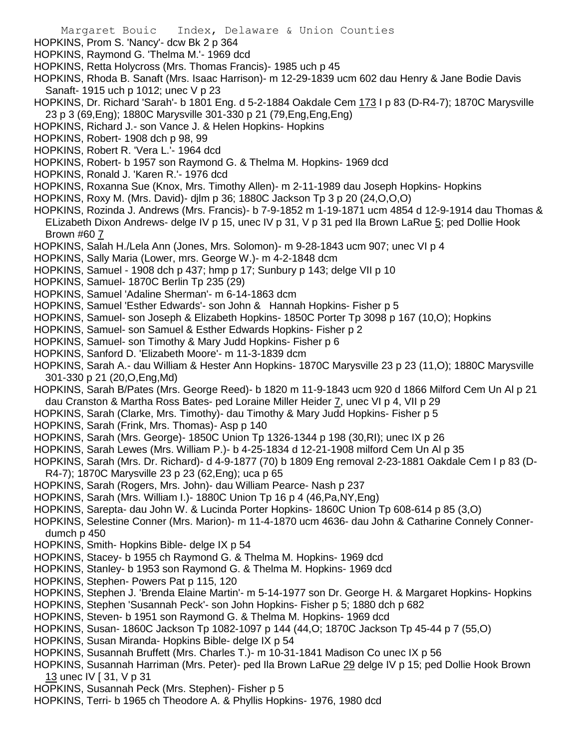HOPKINS, Prom S. 'Nancy'- dcw Bk 2 p 364

HOPKINS, Raymond G. 'Thelma M.'- 1969 dcd

HOPKINS, Retta Holycross (Mrs. Thomas Francis)- 1985 uch p 45

HOPKINS, Rhoda B. Sanaft (Mrs. Isaac Harrison)- m 12-29-1839 ucm 602 dau Henry & Jane Bodie Davis Sanaft- 1915 uch p 1012; unec V p 23

HOPKINS, Dr. Richard 'Sarah'- b 1801 Eng. d 5-2-1884 Oakdale Cem 173 I p 83 (D-R4-7); 1870C Marysville 23 p 3 (69,Eng); 1880C Marysville 301-330 p 21 (79,Eng,Eng,Eng)

HOPKINS, Richard J.- son Vance J. & Helen Hopkins- Hopkins

HOPKINS, Robert- 1908 dch p 98, 99

HOPKINS, Robert R. 'Vera L.'- 1964 dcd

HOPKINS, Robert- b 1957 son Raymond G. & Thelma M. Hopkins- 1969 dcd

HOPKINS, Ronald J. 'Karen R.'- 1976 dcd

HOPKINS, Roxanna Sue (Knox, Mrs. Timothy Allen)- m 2-11-1989 dau Joseph Hopkins- Hopkins

HOPKINS, Roxy M. (Mrs. David)- djlm p 36; 1880C Jackson Tp 3 p 20 (24,O,O,O)

HOPKINS, Rozinda J. Andrews (Mrs. Francis)- b 7-9-1852 m 1-19-1871 ucm 4854 d 12-9-1914 dau Thomas & ELizabeth Dixon Andrews- delge IV p 15, unec IV p 31, V p 31 ped Ila Brown LaRue 5; ped Dollie Hook Brown #60 7

HOPKINS, Salah H./Lela Ann (Jones, Mrs. Solomon)- m 9-28-1843 ucm 907; unec VI p 4

HOPKINS, Sally Maria (Lower, mrs. George W.)- m 4-2-1848 dcm

HOPKINS, Samuel - 1908 dch p 437; hmp p 17; Sunbury p 143; delge VII p 10

HOPKINS, Samuel- 1870C Berlin Tp 235 (29)

HOPKINS, Samuel 'Adaline Sherman'- m 6-14-1863 dcm

HOPKINS, Samuel 'Esther Edwards'- son John & Hannah Hopkins- Fisher p 5

HOPKINS, Samuel- son Joseph & Elizabeth Hopkins- 1850C Porter Tp 3098 p 167 (10,O); Hopkins

HOPKINS, Samuel- son Samuel & Esther Edwards Hopkins- Fisher p 2

HOPKINS, Samuel- son Timothy & Mary Judd Hopkins- Fisher p 6

HOPKINS, Sanford D. 'Elizabeth Moore'- m 11-3-1839 dcm

HOPKINS, Sarah A.- dau William & Hester Ann Hopkins- 1870C Marysville 23 p 23 (11,O); 1880C Marysville 301-330 p 21 (20,O,Eng,Md)

HOPKINS, Sarah B/Pates (Mrs. George Reed)- b 1820 m 11-9-1843 ucm 920 d 1866 Milford Cem Un Al p 21 dau Cranston & Martha Ross Bates- ped Loraine Miller Heider 7, unec VI p 4, VII p 29

HOPKINS, Sarah (Clarke, Mrs. Timothy)- dau Timothy & Mary Judd Hopkins- Fisher p 5

HOPKINS, Sarah (Frink, Mrs. Thomas)- Asp p 140

HOPKINS, Sarah (Mrs. George)- 1850C Union Tp 1326-1344 p 198 (30,RI); unec IX p 26

HOPKINS, Sarah Lewes (Mrs. William P.)- b 4-25-1834 d 12-21-1908 milford Cem Un Al p 35

HOPKINS, Sarah (Mrs. Dr. Richard)- d 4-9-1877 (70) b 1809 Eng removal 2-23-1881 Oakdale Cem I p 83 (D-R4-7); 1870C Marysville 23 p 23 (62,Eng); uca p 65

HOPKINS, Sarah (Rogers, Mrs. John)- dau William Pearce- Nash p 237

HOPKINS, Sarah (Mrs. William I.)- 1880C Union Tp 16 p 4 (46,Pa,NY,Eng)

HOPKINS, Sarepta- dau John W. & Lucinda Porter Hopkins- 1860C Union Tp 608-614 p 85 (3,O)

HOPKINS, Selestine Conner (Mrs. Marion)- m 11-4-1870 ucm 4636- dau John & Catharine Connely Conner- dumch p 450

HOPKINS, Smith- Hopkins Bible- delge IX p 54

HOPKINS, Stacey- b 1955 ch Raymond G. & Thelma M. Hopkins- 1969 dcd

HOPKINS, Stanley- b 1953 son Raymond G. & Thelma M. Hopkins- 1969 dcd

HOPKINS, Stephen- Powers Pat p 115, 120

HOPKINS, Stephen J. 'Brenda Elaine Martin'- m 5-14-1977 son Dr. George H. & Margaret Hopkins- Hopkins

HOPKINS, Stephen 'Susannah Peck'- son John Hopkins- Fisher p 5; 1880 dch p 682

HOPKINS, Steven- b 1951 son Raymond G. & Thelma M. Hopkins- 1969 dcd

HOPKINS, Susan- 1860C Jackson Tp 1082-1097 p 144 (44,O; 1870C Jackson Tp 45-44 p 7 (55,O)

HOPKINS, Susan Miranda- Hopkins Bible- delge IX p 54

HOPKINS, Susannah Bruffett (Mrs. Charles T.)- m 10-31-1841 Madison Co unec IX p 56

HOPKINS, Susannah Harriman (Mrs. Peter)- ped Ila Brown LaRue 29 delge IV p 15; ped Dollie Hook Brown 13 unec IV [ 31, V p 31

HOPKINS, Susannah Peck (Mrs. Stephen)- Fisher p 5

HOPKINS, Terri- b 1965 ch Theodore A. & Phyllis Hopkins- 1976, 1980 dcd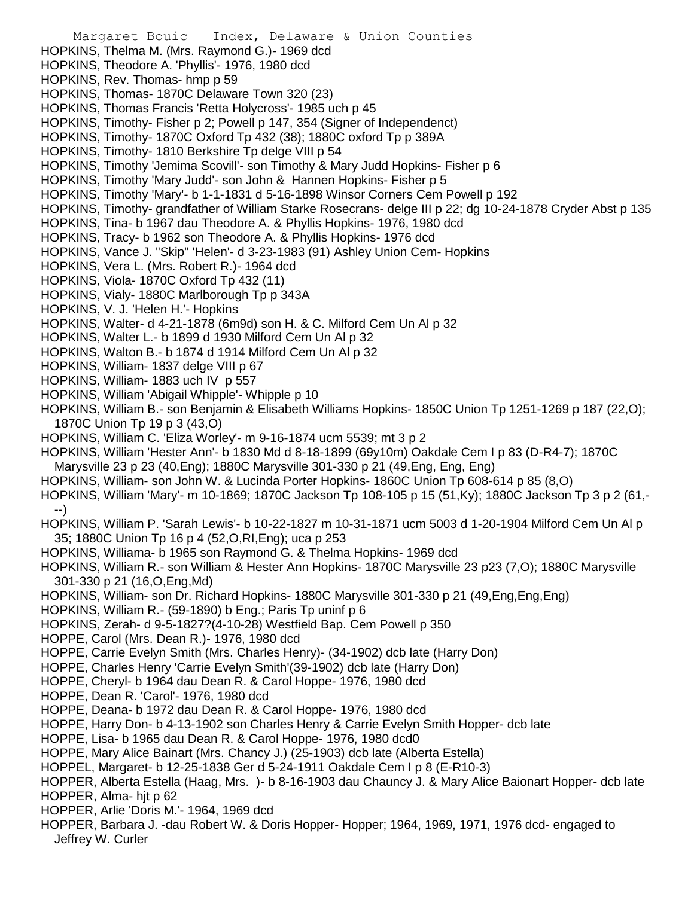HOPKINS, Thelma M. (Mrs. Raymond G.)- 1969 dcd
HOPKINS, Theodore A. 'Phyllis'- 1976, 1980 dcd
HOPKINS, Rev. Thomas- hmp p 59
HOPKINS, Thomas- 1870C Delaware Town 320 (23)
HOPKINS, Thomas Francis 'Retta Holycross'- 1985 uch p 45
HOPKINS, Timothy- Fisher p 2; Powell p 147, 354 (Signer of Independenct)
HOPKINS, Timothy- 1870C Oxford Tp 432 (38); 1880C oxford Tp p 389A
HOPKINS, Timothy- 1810 Berkshire Tp delge VIII p 54
HOPKINS, Timothy 'Jemima Scovill'- son Timothy & Mary Judd Hopkins- Fisher p 6
HOPKINS, Timothy 'Mary Judd'- son John & Hannen Hopkins- Fisher p 5
HOPKINS, Timothy 'Mary'- b 1-1-1831 d 5-16-1898 Winsor Corners Cem Powell p 192
HOPKINS, Timothy- grandfather of William Starke Rosecrans- delge III p 22; dg 10-24-1878 Cryder Abst p 135
HOPKINS, Tina- b 1967 dau Theodore A. & Phyllis Hopkins- 1976, 1980 dcd
HOPKINS, Tracy- b 1962 son Theodore A. & Phyllis Hopkins- 1976 dcd
HOPKINS, Vance J. "Skip" 'Helen'- d 3-23-1983 (91) Ashley Union Cem- Hopkins
HOPKINS, Vera L. (Mrs. Robert R.)- 1964 dcd
HOPKINS, Viola- 1870C Oxford Tp 432 (11)
HOPKINS, Vialy- 1880C Marlborough Tp p 343A
HOPKINS, V. J. 'Helen H.'- Hopkins
HOPKINS, Walter- d 4-21-1878 (6m9d) son H. & C. Milford Cem Un Al p 32
HOPKINS, Walter L.- b 1899 d 1930 Milford Cem Un Al p 32
HOPKINS, Walton B.- b 1874 d 1914 Milford Cem Un Al p 32
HOPKINS, William- 1837 delge VIII p 67
HOPKINS, William- 1883 uch IV p 557
HOPKINS, William 'Abigail Whipple'- Whipple p 10
HOPKINS, William B.- son Benjamin & Elisabeth Williams Hopkins- 1850C Union Tp 1251-1269 p 187 (22,O); 1870C Union Tp 19 p 3 (43,O)
HOPKINS, William C. 'Eliza Worley'- m 9-16-1874 ucm 5539; mt 3 p 2
HOPKINS, William 'Hester Ann'- b 1830 Md d 8-18-1899 (69y10m) Oakdale Cem I p 83 (D-R4-7); 1870C Marysville 23 p 23 (40,Eng); 1880C Marysville 301-330 p 21 (49,Eng, Eng, Eng)
HOPKINS, William- son John W. & Lucinda Porter Hopkins- 1860C Union Tp 608-614 p 85 (8,O)
HOPKINS, William 'Mary'- m 10-1869; 1870C Jackson Tp 108-105 p 15 (51,Ky); 1880C Jackson Tp 3 p 2 (61,---)
HOPKINS, William P. 'Sarah Lewis'- b 10-22-1827 m 10-31-1871 ucm 5003 d 1-20-1904 Milford Cem Un Al p 35; 1880C Union Tp 16 p 4 (52,O,RI,Eng); uca p 253
HOPKINS, Williama- b 1965 son Raymond G. & Thelma Hopkins- 1969 dcd
HOPKINS, William R.- son William & Hester Ann Hopkins- 1870C Marysville 23 p23 (7,O); 1880C Marysville 301-330 p 21 (16,O,Eng,Md)
HOPKINS, William- son Dr. Richard Hopkins- 1880C Marysville 301-330 p 21 (49,Eng,Eng,Eng)
HOPKINS, William R.- (59-1890) b Eng.; Paris Tp uninf p 6
HOPKINS, Zerah- d 9-5-1827?(4-10-28) Westfield Bap. Cem Powell p 350
HOPPE, Carol (Mrs. Dean R.)- 1976, 1980 dcd
HOPPE, Carrie Evelyn Smith (Mrs. Charles Henry)- (34-1902) dcb late (Harry Don)
HOPPE, Charles Henry 'Carrie Evelyn Smith'(39-1902) dcb late (Harry Don)
HOPPE, Cheryl- b 1964 dau Dean R. & Carol Hoppe- 1976, 1980 dcd
HOPPE, Dean R. 'Carol'- 1976, 1980 dcd
HOPPE, Deana- b 1972 dau Dean R. & Carol Hoppe- 1976, 1980 dcd
HOPPE, Harry Don- b 4-13-1902 son Charles Henry & Carrie Evelyn Smith Hopper- dcb late
HOPPE, Lisa- b 1965 dau Dean R. & Carol Hoppe- 1976, 1980 dcd0
HOPPE, Mary Alice Bainart (Mrs. Chancy J.) (25-1903) dcb late (Alberta Estella)
HOPPEL, Margaret- b 12-25-1838 Ger d 5-24-1911 Oakdale Cem I p 8 (E-R10-3)
HOPPER, Alberta Estella (Haag, Mrs. )- b 8-16-1903 dau Chauncy J. & Mary Alice Baionart Hopper- dcb late
HOPPER, Alma- hjt p 62
HOPPER, Arlie 'Doris M.'- 1964, 1969 dcd
HOPPER, Barbara J. -dau Robert W. & Doris Hopper- Hopper; 1964, 1969, 1971, 1976 dcd- engaged to Jeffrey W. Curler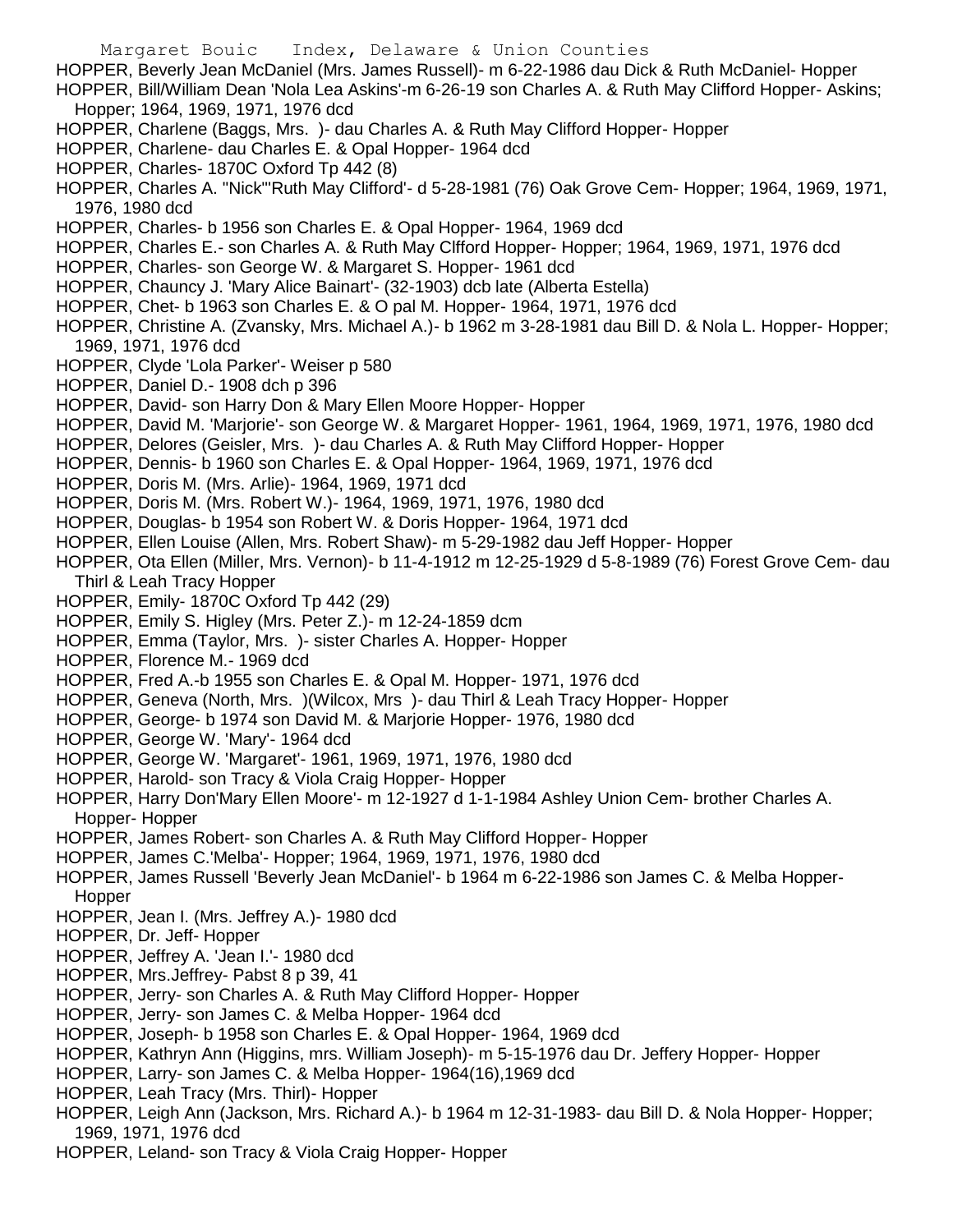HOPPER, Beverly Jean McDaniel (Mrs. James Russell)- m 6-22-1986 dau Dick & Ruth McDaniel- Hopper

HOPPER, Bill/William Dean 'Nola Lea Askins'-m 6-26-19 son Charles A. & Ruth May Clifford Hopper- Askins; Hopper; 1964, 1969, 1971, 1976 dcd

HOPPER, Charlene (Baggs, Mrs. )- dau Charles A. & Ruth May Clifford Hopper- Hopper

HOPPER, Charlene- dau Charles E. & Opal Hopper- 1964 dcd

HOPPER, Charles- 1870C Oxford Tp 442 (8)

HOPPER, Charles A. "Nick"'Ruth May Clifford'- d 5-28-1981 (76) Oak Grove Cem- Hopper; 1964, 1969, 1971, 1976, 1980 dcd

HOPPER, Charles- b 1956 son Charles E. & Opal Hopper- 1964, 1969 dcd

HOPPER, Charles E.- son Charles A. & Ruth May Clfford Hopper- Hopper; 1964, 1969, 1971, 1976 dcd

HOPPER, Charles- son George W. & Margaret S. Hopper- 1961 dcd

HOPPER, Chauncy J. 'Mary Alice Bainart'- (32-1903) dcb late (Alberta Estella)

HOPPER, Chet- b 1963 son Charles E. & O pal M. Hopper- 1964, 1971, 1976 dcd

HOPPER, Christine A. (Zvansky, Mrs. Michael A.)- b 1962 m 3-28-1981 dau Bill D. & Nola L. Hopper- Hopper; 1969, 1971, 1976 dcd

HOPPER, Clyde 'Lola Parker'- Weiser p 580

HOPPER, Daniel D.- 1908 dch p 396

HOPPER, David- son Harry Don & Mary Ellen Moore Hopper- Hopper

HOPPER, David M. 'Marjorie'- son George W. & Margaret Hopper- 1961, 1964, 1969, 1971, 1976, 1980 dcd

HOPPER, Delores (Geisler, Mrs. )- dau Charles A. & Ruth May Clifford Hopper- Hopper

HOPPER, Dennis- b 1960 son Charles E. & Opal Hopper- 1964, 1969, 1971, 1976 dcd

HOPPER, Doris M. (Mrs. Arlie)- 1964, 1969, 1971 dcd

HOPPER, Doris M. (Mrs. Robert W.)- 1964, 1969, 1971, 1976, 1980 dcd

HOPPER, Douglas- b 1954 son Robert W. & Doris Hopper- 1964, 1971 dcd

HOPPER, Ellen Louise (Allen, Mrs. Robert Shaw)- m 5-29-1982 dau Jeff Hopper- Hopper

HOPPER, Ota Ellen (Miller, Mrs. Vernon)- b 11-4-1912 m 12-25-1929 d 5-8-1989 (76) Forest Grove Cem- dau Thirl & Leah Tracy Hopper

HOPPER, Emily- 1870C Oxford Tp 442 (29)

HOPPER, Emily S. Higley (Mrs. Peter Z.)- m 12-24-1859 dcm

HOPPER, Emma (Taylor, Mrs. )- sister Charles A. Hopper- Hopper

HOPPER, Florence M.- 1969 dcd

HOPPER, Fred A.-b 1955 son Charles E. & Opal M. Hopper- 1971, 1976 dcd

HOPPER, Geneva (North, Mrs. )(Wilcox, Mrs )- dau Thirl & Leah Tracy Hopper- Hopper

HOPPER, George- b 1974 son David M. & Marjorie Hopper- 1976, 1980 dcd

HOPPER, George W. 'Mary'- 1964 dcd

HOPPER, George W. 'Margaret'- 1961, 1969, 1971, 1976, 1980 dcd

HOPPER, Harold- son Tracy & Viola Craig Hopper- Hopper

HOPPER, Harry Don'Mary Ellen Moore'- m 12-1927 d 1-1-1984 Ashley Union Cem- brother Charles A. Hopper- Hopper

HOPPER, James Robert- son Charles A. & Ruth May Clifford Hopper- Hopper

HOPPER, James C.'Melba'- Hopper; 1964, 1969, 1971, 1976, 1980 dcd

HOPPER, James Russell 'Beverly Jean McDaniel'- b 1964 m 6-22-1986 son James C. & Melba Hopper- Hopper

HOPPER, Jean I. (Mrs. Jeffrey A.)- 1980 dcd

HOPPER, Dr. Jeff- Hopper

HOPPER, Jeffrey A. 'Jean I.'- 1980 dcd

HOPPER, Mrs.Jeffrey- Pabst 8 p 39, 41

HOPPER, Jerry- son Charles A. & Ruth May Clifford Hopper- Hopper

HOPPER, Jerry- son James C. & Melba Hopper- 1964 dcd

HOPPER, Joseph- b 1958 son Charles E. & Opal Hopper- 1964, 1969 dcd

HOPPER, Kathryn Ann (Higgins, mrs. William Joseph)- m 5-15-1976 dau Dr. Jeffery Hopper- Hopper

HOPPER, Larry- son James C. & Melba Hopper- 1964(16),1969 dcd

HOPPER, Leah Tracy (Mrs. Thirl)- Hopper

HOPPER, Leigh Ann (Jackson, Mrs. Richard A.)- b 1964 m 12-31-1983- dau Bill D. & Nola Hopper- Hopper; 1969, 1971, 1976 dcd

HOPPER, Leland- son Tracy & Viola Craig Hopper- Hopper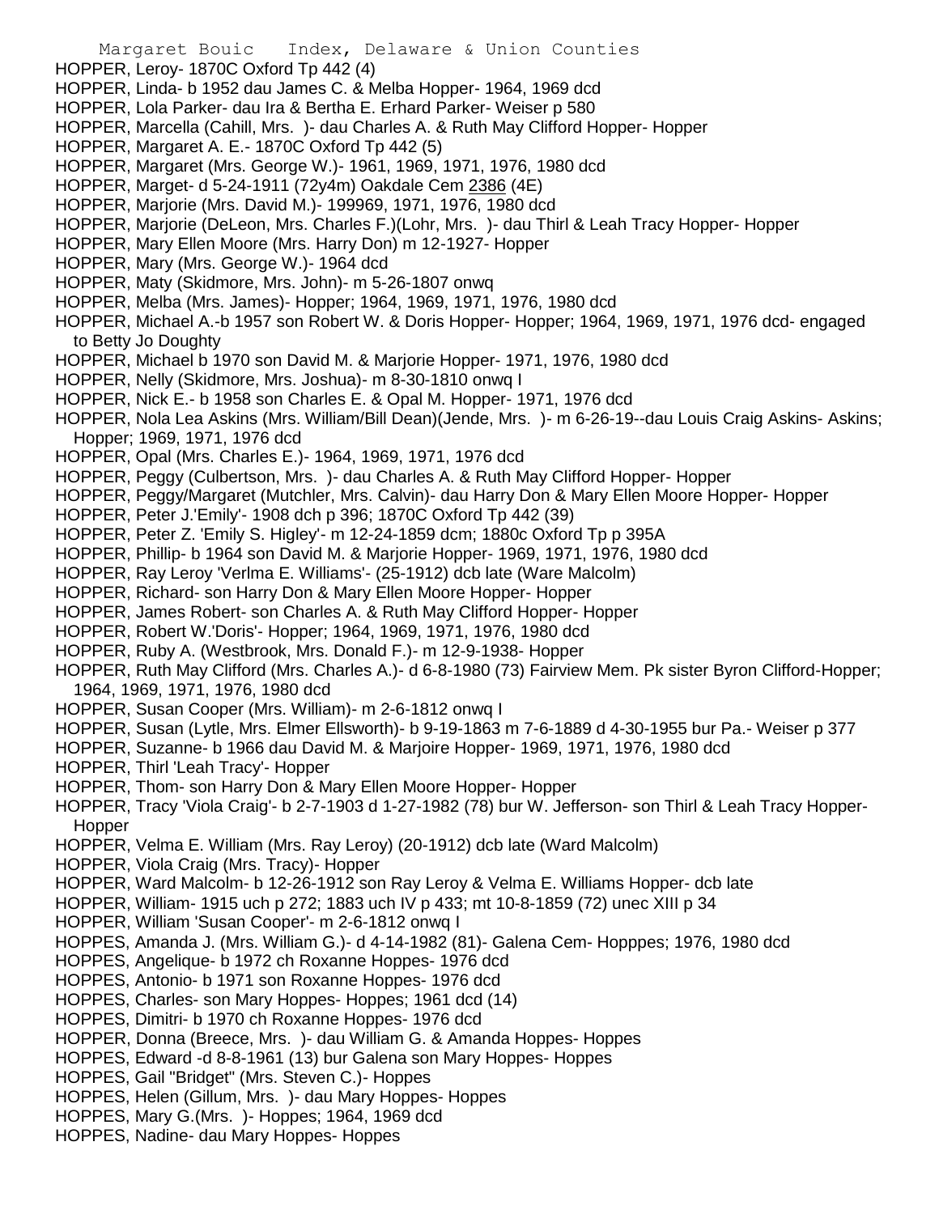HOPPER, Leroy- 1870C Oxford Tp 442 (4)
HOPPER, Linda- b 1952 dau James C. & Melba Hopper- 1964, 1969 dcd
HOPPER, Lola Parker- dau Ira & Bertha E. Erhard Parker- Weiser p 580
HOPPER, Marcella (Cahill, Mrs. )- dau Charles A. & Ruth May Clifford Hopper- Hopper
HOPPER, Margaret A. E.- 1870C Oxford Tp 442 (5)
HOPPER, Margaret (Mrs. George W.)- 1961, 1969, 1971, 1976, 1980 dcd
HOPPER, Marget- d 5-24-1911 (72y4m) Oakdale Cem 2386 (4E)
HOPPER, Marjorie (Mrs. David M.)- 199969, 1971, 1976, 1980 dcd
HOPPER, Marjorie (DeLeon, Mrs. Charles F.)(Lohr, Mrs. )- dau Thirl & Leah Tracy Hopper- Hopper
HOPPER, Mary Ellen Moore (Mrs. Harry Don) m 12-1927- Hopper
HOPPER, Mary (Mrs. George W.)- 1964 dcd
HOPPER, Maty (Skidmore, Mrs. John)- m 5-26-1807 onwq
HOPPER, Melba (Mrs. James)- Hopper; 1964, 1969, 1971, 1976, 1980 dcd
HOPPER, Michael A.-b 1957 son Robert W. & Doris Hopper- Hopper; 1964, 1969, 1971, 1976 dcd- engaged to Betty Jo Doughty
HOPPER, Michael b 1970 son David M. & Marjorie Hopper- 1971, 1976, 1980 dcd
HOPPER, Nelly (Skidmore, Mrs. Joshua)- m 8-30-1810 onwq I
HOPPER, Nick E.- b 1958 son Charles E. & Opal M. Hopper- 1971, 1976 dcd
HOPPER, Nola Lea Askins (Mrs. William/Bill Dean)(Jende, Mrs. )- m 6-26-19--dau Louis Craig Askins- Askins; Hopper; 1969, 1971, 1976 dcd
HOPPER, Opal (Mrs. Charles E.)- 1964, 1969, 1971, 1976 dcd
HOPPER, Peggy (Culbertson, Mrs. )- dau Charles A. & Ruth May Clifford Hopper- Hopper
HOPPER, Peggy/Margaret (Mutchler, Mrs. Calvin)- dau Harry Don & Mary Ellen Moore Hopper- Hopper
HOPPER, Peter J.'Emily'- 1908 dch p 396; 1870C Oxford Tp 442 (39)
HOPPER, Peter Z. 'Emily S. Higley'- m 12-24-1859 dcm; 1880c Oxford Tp p 395A
HOPPER, Phillip- b 1964 son David M. & Marjorie Hopper- 1969, 1971, 1976, 1980 dcd
HOPPER, Ray Leroy 'Verlma E. Williams'- (25-1912) dcb late (Ware Malcolm)
HOPPER, Richard- son Harry Don & Mary Ellen Moore Hopper- Hopper
HOPPER, James Robert- son Charles A. & Ruth May Clifford Hopper- Hopper
HOPPER, Robert W.'Doris'- Hopper; 1964, 1969, 1971, 1976, 1980 dcd
HOPPER, Ruby A. (Westbrook, Mrs. Donald F.)- m 12-9-1938- Hopper
HOPPER, Ruth May Clifford (Mrs. Charles A.)- d 6-8-1980 (73) Fairview Mem. Pk sister Byron Clifford-Hopper; 1964, 1969, 1971, 1976, 1980 dcd
HOPPER, Susan Cooper (Mrs. William)- m 2-6-1812 onwq I
HOPPER, Susan (Lytle, Mrs. Elmer Ellsworth)- b 9-19-1863 m 7-6-1889 d 4-30-1955 bur Pa.- Weiser p 377
HOPPER, Suzanne- b 1966 dau David M. & Marjoire Hopper- 1969, 1971, 1976, 1980 dcd
HOPPER, Thirl 'Leah Tracy'- Hopper
HOPPER, Thom- son Harry Don & Mary Ellen Moore Hopper- Hopper
HOPPER, Tracy 'Viola Craig'- b 2-7-1903 d 1-27-1982 (78) bur W. Jefferson- son Thirl & Leah Tracy Hopper- Hopper
HOPPER, Velma E. William (Mrs. Ray Leroy) (20-1912) dcb late (Ward Malcolm)
HOPPER, Viola Craig (Mrs. Tracy)- Hopper
HOPPER, Ward Malcolm- b 12-26-1912 son Ray Leroy & Velma E. Williams Hopper- dcb late
HOPPER, William- 1915 uch p 272; 1883 uch IV p 433; mt 10-8-1859 (72) unec XIII p 34
HOPPER, William 'Susan Cooper'- m 2-6-1812 onwq I
HOPPES, Amanda J. (Mrs. William G.)- d 4-14-1982 (81)- Galena Cem- Hopppes; 1976, 1980 dcd
HOPPES, Angelique- b 1972 ch Roxanne Hoppes- 1976 dcd
HOPPES, Antonio- b 1971 son Roxanne Hoppes- 1976 dcd
HOPPES, Charles- son Mary Hoppes- Hoppes; 1961 dcd (14)
HOPPES, Dimitri- b 1970 ch Roxanne Hoppes- 1976 dcd
HOPPER, Donna (Breece, Mrs. )- dau William G. & Amanda Hoppes- Hoppes
HOPPES, Edward -d 8-8-1961 (13) bur Galena son Mary Hoppes- Hoppes
HOPPES, Gail "Bridget" (Mrs. Steven C.)- Hoppes
HOPPES, Helen (Gillum, Mrs. )- dau Mary Hoppes- Hoppes
HOPPES, Mary G.(Mrs. )- Hoppes; 1964, 1969 dcd
HOPPES, Nadine- dau Mary Hoppes- Hoppes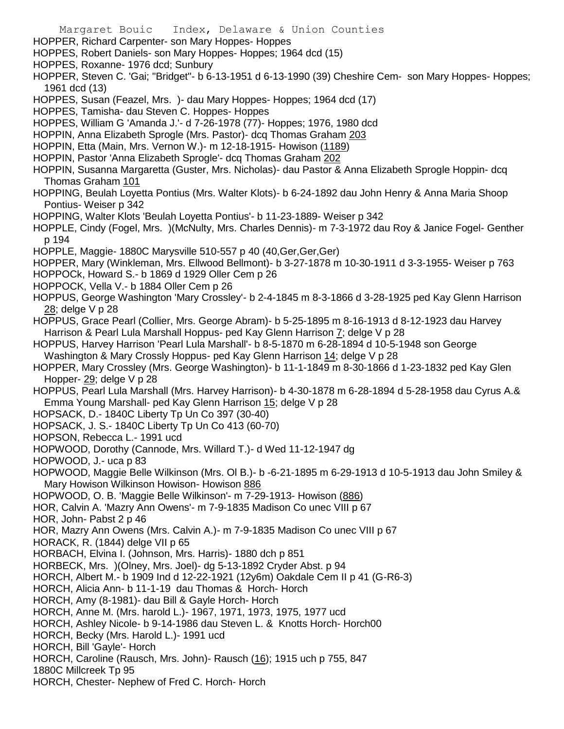HOPPER, Richard Carpenter- son Mary Hoppes- Hoppes
HOPPES, Robert Daniels- son Mary Hoppes- Hoppes; 1964 dcd (15)
HOPPES, Roxanne- 1976 dcd; Sunbury
HOPPER, Steven C. 'Gai; "Bridget"- b 6-13-1951 d 6-13-1990 (39) Cheshire Cem- son Mary Hoppes- Hoppes; 1961 dcd (13)
HOPPES, Susan (Feazel, Mrs. )- dau Mary Hoppes- Hoppes; 1964 dcd (17)
HOPPES, Tamisha- dau Steven C. Hoppes- Hoppes
HOPPES, William G 'Amanda J.'- d 7-26-1978 (77)- Hoppes; 1976, 1980 dcd
HOPPIN, Anna Elizabeth Sprogle (Mrs. Pastor)- dcq Thomas Graham 203
HOPPIN, Etta (Main, Mrs. Vernon W.)- m 12-18-1915- Howison (1189)
HOPPIN, Pastor 'Anna Elizabeth Sprogle'- dcq Thomas Graham 202
HOPPIN, Susanna Margaretta (Guster, Mrs. Nicholas)- dau Pastor & Anna Elizabeth Sprogle Hoppin- dcq Thomas Graham 101
HOPPING, Beulah Loyetta Pontius (Mrs. Walter Klots)- b 6-24-1892 dau John Henry & Anna Maria Shoop Pontius- Weiser p 342
HOPPING, Walter Klots 'Beulah Loyetta Pontius'- b 11-23-1889- Weiser p 342
HOPPLE, Cindy (Fogel, Mrs. )(McNulty, Mrs. Charles Dennis)- m 7-3-1972 dau Roy & Janice Fogel- Genther p 194
HOPPLE, Maggie- 1880C Marysville 510-557 p 40 (40,Ger,Ger,Ger)
HOPPER, Mary (Winkleman, Mrs. Ellwood Bellmont)- b 3-27-1878 m 10-30-1911 d 3-3-1955- Weiser p 763
HOPPOCk, Howard S.- b 1869 d 1929 Oller Cem p 26
HOPPOCK, Vella V.- b 1884 Oller Cem p 26
HOPPUS, George Washington 'Mary Crossley'- b 2-4-1845 m 8-3-1866 d 3-28-1925 ped Kay Glenn Harrison 28; delge V p 28
HOPPUS, Grace Pearl (Collier, Mrs. George Abram)- b 5-25-1895 m 8-16-1913 d 8-12-1923 dau Harvey Harrison & Pearl Lula Marshall Hoppus- ped Kay Glenn Harrison 7; delge V p 28
HOPPUS, Harvey Harrison 'Pearl Lula Marshall'- b 8-5-1870 m 6-28-1894 d 10-5-1948 son George Washington & Mary Crossly Hoppus- ped Kay Glenn Harrison 14; delge V p 28
HOPPER, Mary Crossley (Mrs. George Washington)- b 11-1-1849 m 8-30-1866 d 1-23-1832 ped Kay Glen Hopper- 29; delge V p 28
HOPPUS, Pearl Lula Marshall (Mrs. Harvey Harrison)- b 4-30-1878 m 6-28-1894 d 5-28-1958 dau Cyrus A.& Emma Young Marshall- ped Kay Glenn Harrison 15; delge V p 28
HOPSACK, D.- 1840C Liberty Tp Un Co 397 (30-40)
HOPSACK, J. S.- 1840C Liberty Tp Un Co 413 (60-70)
HOPSON, Rebecca L.- 1991 ucd
HOPWOOD, Dorothy (Cannode, Mrs. Willard T.)- d Wed 11-12-1947 dg
HOPWOOD, J.- uca p 83
HOPWOOD, Maggie Belle Wilkinson (Mrs. Ol B.)- b -6-21-1895 m 6-29-1913 d 10-5-1913 dau John Smiley & Mary Howison Wilkinson Howison- Howison 886
HOPWOOD, O. B. 'Maggie Belle Wilkinson'- m 7-29-1913- Howison (886)
HOR, Calvin A. 'Mazry Ann Owens'- m 7-9-1835 Madison Co unec VIII p 67
HOR, John- Pabst 2 p 46
HOR, Mazry Ann Owens (Mrs. Calvin A.)- m 7-9-1835 Madison Co unec VIII p 67
HORACK, R. (1844) delge VII p 65
HORBACH, Elvina I. (Johnson, Mrs. Harris)- 1880 dch p 851
HORBECK, Mrs. )(Olney, Mrs. Joel)- dg 5-13-1892 Cryder Abst. p 94
HORCH, Albert M.- b 1909 Ind d 12-22-1921 (12y6m) Oakdale Cem II p 41 (G-R6-3)
HORCH, Alicia Ann- b 11-1-19 dau Thomas & Horch- Horch
HORCH, Amy (8-1981)- dau Bill & Gayle Horch- Horch
HORCH, Anne M. (Mrs. harold L.)- 1967, 1971, 1973, 1975, 1977 ucd
HORCH, Ashley Nicole- b 9-14-1986 dau Steven L. & Knotts Horch- Horch00
HORCH, Becky (Mrs. Harold L.)- 1991 ucd
HORCH, Bill 'Gayle'- Horch
HORCH, Caroline (Rausch, Mrs. John)- Rausch (16); 1915 uch p 755, 847
1880C Millcreek Tp 95
HORCH, Chester- Nephew of Fred C. Horch- Horch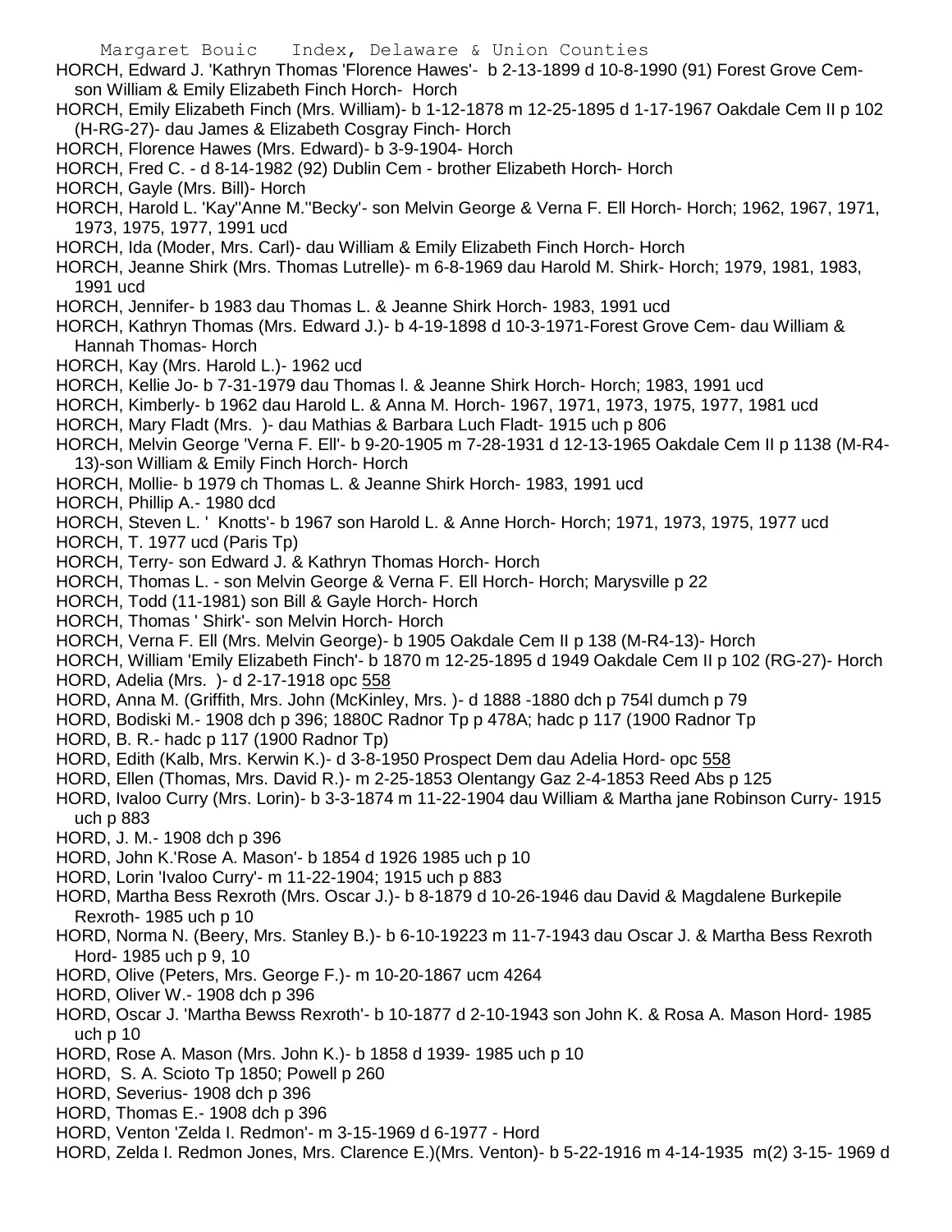HORCH, Edward J. 'Kathryn Thomas 'Florence Hawes'- b 2-13-1899 d 10-8-1990 (91) Forest Grove Cem- son William & Emily Elizabeth Finch Horch- Horch

HORCH, Emily Elizabeth Finch (Mrs. William)- b 1-12-1878 m 12-25-1895 d 1-17-1967 Oakdale Cem II p 102 (H-RG-27)- dau James & Elizabeth Cosgray Finch- Horch

HORCH, Florence Hawes (Mrs. Edward)- b 3-9-1904- Horch

HORCH, Fred C. - d 8-14-1982 (92) Dublin Cem - brother Elizabeth Horch- Horch

HORCH, Gayle (Mrs. Bill)- Horch

HORCH, Harold L. 'Kay''Anne M.''Becky'- son Melvin George & Verna F. Ell Horch- Horch; 1962, 1967, 1971, 1973, 1975, 1977, 1991 ucd

HORCH, Ida (Moder, Mrs. Carl)- dau William & Emily Elizabeth Finch Horch- Horch

HORCH, Jeanne Shirk (Mrs. Thomas Lutrelle)- m 6-8-1969 dau Harold M. Shirk- Horch; 1979, 1981, 1983, 1991 ucd

HORCH, Jennifer- b 1983 dau Thomas L. & Jeanne Shirk Horch- 1983, 1991 ucd

HORCH, Kathryn Thomas (Mrs. Edward J.)- b 4-19-1898 d 10-3-1971-Forest Grove Cem- dau William & Hannah Thomas- Horch

HORCH, Kay (Mrs. Harold L.)- 1962 ucd

HORCH, Kellie Jo- b 7-31-1979 dau Thomas l. & Jeanne Shirk Horch- Horch; 1983, 1991 ucd

HORCH, Kimberly- b 1962 dau Harold L. & Anna M. Horch- 1967, 1971, 1973, 1975, 1977, 1981 ucd

HORCH, Mary Fladt (Mrs. )- dau Mathias & Barbara Luch Fladt- 1915 uch p 806

HORCH, Melvin George 'Verna F. Ell'- b 9-20-1905 m 7-28-1931 d 12-13-1965 Oakdale Cem II p 1138 (M-R4-13)-son William & Emily Finch Horch- Horch

HORCH, Mollie- b 1979 ch Thomas L. & Jeanne Shirk Horch- 1983, 1991 ucd

HORCH, Phillip A.- 1980 dcd

HORCH, Steven L. ' Knotts'- b 1967 son Harold L. & Anne Horch- Horch; 1971, 1973, 1975, 1977 ucd

HORCH, T. 1977 ucd (Paris Tp)

HORCH, Terry- son Edward J. & Kathryn Thomas Horch- Horch

HORCH, Thomas L. - son Melvin George & Verna F. Ell Horch- Horch; Marysville p 22

HORCH, Todd (11-1981) son Bill & Gayle Horch- Horch

HORCH, Thomas ' Shirk'- son Melvin Horch- Horch

HORCH, Verna F. Ell (Mrs. Melvin George)- b 1905 Oakdale Cem II p 138 (M-R4-13)- Horch

HORCH, William 'Emily Elizabeth Finch'- b 1870 m 12-25-1895 d 1949 Oakdale Cem II p 102 (RG-27)- Horch

HORD, Adelia (Mrs. )- d 2-17-1918 opc 558

HORD, Anna M. (Griffith, Mrs. John (McKinley, Mrs. )- d 1888 -1880 dch p 754l dumch p 79

HORD, Bodiski M.- 1908 dch p 396; 1880C Radnor Tp p 478A; hadc p 117 (1900 Radnor Tp

HORD, B. R.- hadc p 117 (1900 Radnor Tp)

HORD, Edith (Kalb, Mrs. Kerwin K.)- d 3-8-1950 Prospect Dem dau Adelia Hord- opc 558

HORD, Ellen (Thomas, Mrs. David R.)- m 2-25-1853 Olentangy Gaz 2-4-1853 Reed Abs p 125

HORD, Ivaloo Curry (Mrs. Lorin)- b 3-3-1874 m 11-22-1904 dau William & Martha jane Robinson Curry- 1915 uch p 883

HORD, J. M.- 1908 dch p 396

HORD, John K.'Rose A. Mason'- b 1854 d 1926 1985 uch p 10

HORD, Lorin 'Ivaloo Curry'- m 11-22-1904; 1915 uch p 883

HORD, Martha Bess Rexroth (Mrs. Oscar J.)- b 8-1879 d 10-26-1946 dau David & Magdalene Burkepile Rexroth- 1985 uch p 10

HORD, Norma N. (Beery, Mrs. Stanley B.)- b 6-10-19223 m 11-7-1943 dau Oscar J. & Martha Bess Rexroth Hord- 1985 uch p 9, 10

HORD, Olive (Peters, Mrs. George F.)- m 10-20-1867 ucm 4264

HORD, Oliver W.- 1908 dch p 396

HORD, Oscar J. 'Martha Bewss Rexroth'- b 10-1877 d 2-10-1943 son John K. & Rosa A. Mason Hord- 1985 uch p 10

HORD, Rose A. Mason (Mrs. John K.)- b 1858 d 1939- 1985 uch p 10

HORD, S. A. Scioto Tp 1850; Powell p 260

HORD, Severius- 1908 dch p 396

HORD, Thomas E.- 1908 dch p 396

HORD, Venton 'Zelda I. Redmon'- m 3-15-1969 d 6-1977 - Hord

HORD, Zelda I. Redmon Jones, Mrs. Clarence E.)(Mrs. Venton)- b 5-22-1916 m 4-14-1935 m(2) 3-15- 1969 d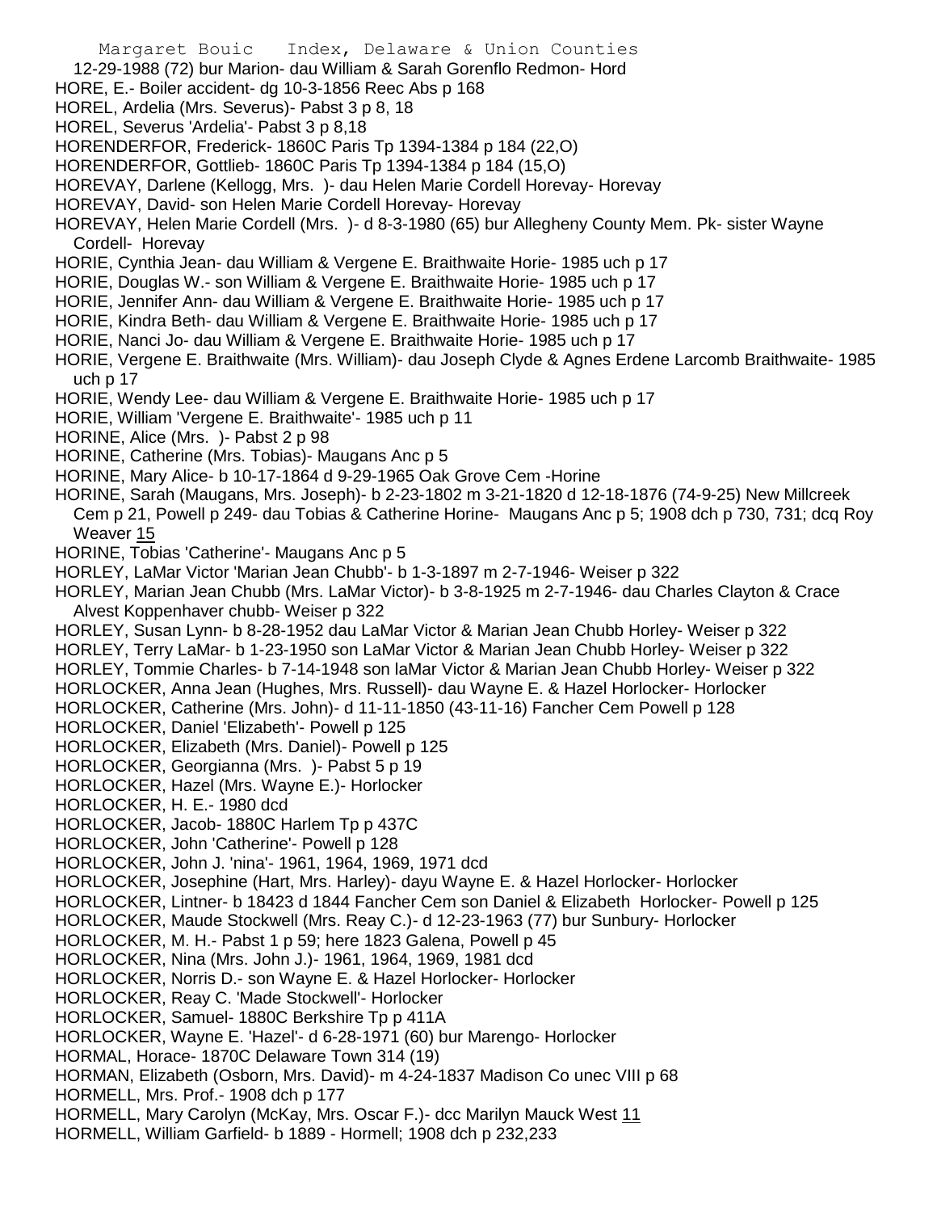12-29-1988 (72) bur Marion- dau William & Sarah Gorenflo Redmon- Hord

HORE, E.- Boiler accident- dg 10-3-1856 Reec Abs p 168

HOREL, Ardelia (Mrs. Severus)- Pabst 3 p 8, 18

HOREL, Severus 'Ardelia'- Pabst 3 p 8,18

HORENDERFOR, Frederick- 1860C Paris Tp 1394-1384 p 184 (22,O)

HORENDERFOR, Gottlieb- 1860C Paris Tp 1394-1384 p 184 (15,O)

HOREVAY, Darlene (Kellogg, Mrs. )- dau Helen Marie Cordell Horevay- Horevay

HOREVAY, David- son Helen Marie Cordell Horevay- Horevay

HOREVAY, Helen Marie Cordell (Mrs. )- d 8-3-1980 (65) bur Allegheny County Mem. Pk- sister Wayne Cordell- Horevay

HORIE, Cynthia Jean- dau William & Vergene E. Braithwaite Horie- 1985 uch p 17

HORIE, Douglas W.- son William & Vergene E. Braithwaite Horie- 1985 uch p 17

HORIE, Jennifer Ann- dau William & Vergene E. Braithwaite Horie- 1985 uch p 17

HORIE, Kindra Beth- dau William & Vergene E. Braithwaite Horie- 1985 uch p 17

HORIE, Nanci Jo- dau William & Vergene E. Braithwaite Horie- 1985 uch p 17

HORIE, Vergene E. Braithwaite (Mrs. William)- dau Joseph Clyde & Agnes Erdene Larcomb Braithwaite- 1985 uch p 17

HORIE, Wendy Lee- dau William & Vergene E. Braithwaite Horie- 1985 uch p 17

HORIE, William 'Vergene E. Braithwaite'- 1985 uch p 11

HORINE, Alice (Mrs. )- Pabst 2 p 98

HORINE, Catherine (Mrs. Tobias)- Maugans Anc p 5

HORINE, Mary Alice- b 10-17-1864 d 9-29-1965 Oak Grove Cem -Horine

HORINE, Sarah (Maugans, Mrs. Joseph)- b 2-23-1802 m 3-21-1820 d 12-18-1876 (74-9-25) New Millcreek Cem p 21, Powell p 249- dau Tobias & Catherine Horine- Maugans Anc p 5; 1908 dch p 730, 731; dcq Roy Weaver 15

HORINE, Tobias 'Catherine'- Maugans Anc p 5

HORLEY, LaMar Victor 'Marian Jean Chubb'- b 1-3-1897 m 2-7-1946- Weiser p 322

HORLEY, Marian Jean Chubb (Mrs. LaMar Victor)- b 3-8-1925 m 2-7-1946- dau Charles Clayton & Crace Alvest Koppenhaver chubb- Weiser p 322

HORLEY, Susan Lynn- b 8-28-1952 dau LaMar Victor & Marian Jean Chubb Horley- Weiser p 322

HORLEY, Terry LaMar- b 1-23-1950 son LaMar Victor & Marian Jean Chubb Horley- Weiser p 322

HORLEY, Tommie Charles- b 7-14-1948 son laMar Victor & Marian Jean Chubb Horley- Weiser p 322

HORLOCKER, Anna Jean (Hughes, Mrs. Russell)- dau Wayne E. & Hazel Horlocker- Horlocker

HORLOCKER, Catherine (Mrs. John)- d 11-11-1850 (43-11-16) Fancher Cem Powell p 128

HORLOCKER, Daniel 'Elizabeth'- Powell p 125

HORLOCKER, Elizabeth (Mrs. Daniel)- Powell p 125

HORLOCKER, Georgianna (Mrs. )- Pabst 5 p 19

HORLOCKER, Hazel (Mrs. Wayne E.)- Horlocker

HORLOCKER, H. E.- 1980 dcd

HORLOCKER, Jacob- 1880C Harlem Tp p 437C

HORLOCKER, John 'Catherine'- Powell p 128

HORLOCKER, John J. 'nina'- 1961, 1964, 1969, 1971 dcd

HORLOCKER, Josephine (Hart, Mrs. Harley)- dayu Wayne E. & Hazel Horlocker- Horlocker

HORLOCKER, Lintner- b 18423 d 1844 Fancher Cem son Daniel & Elizabeth Horlocker- Powell p 125

HORLOCKER, Maude Stockwell (Mrs. Reay C.)- d 12-23-1963 (77) bur Sunbury- Horlocker

HORLOCKER, M. H.- Pabst 1 p 59; here 1823 Galena, Powell p 45

HORLOCKER, Nina (Mrs. John J.)- 1961, 1964, 1969, 1981 dcd

HORLOCKER, Norris D.- son Wayne E. & Hazel Horlocker- Horlocker

HORLOCKER, Reay C. 'Made Stockwell'- Horlocker

HORLOCKER, Samuel- 1880C Berkshire Tp p 411A

HORLOCKER, Wayne E. 'Hazel'- d 6-28-1971 (60) bur Marengo- Horlocker

HORMAL, Horace- 1870C Delaware Town 314 (19)

HORMAN, Elizabeth (Osborn, Mrs. David)- m 4-24-1837 Madison Co unec VIII p 68

HORMELL, Mrs. Prof.- 1908 dch p 177

HORMELL, Mary Carolyn (McKay, Mrs. Oscar F.)- dcc Marilyn Mauck West 11

HORMELL, William Garfield- b 1889 - Hormell; 1908 dch p 232,233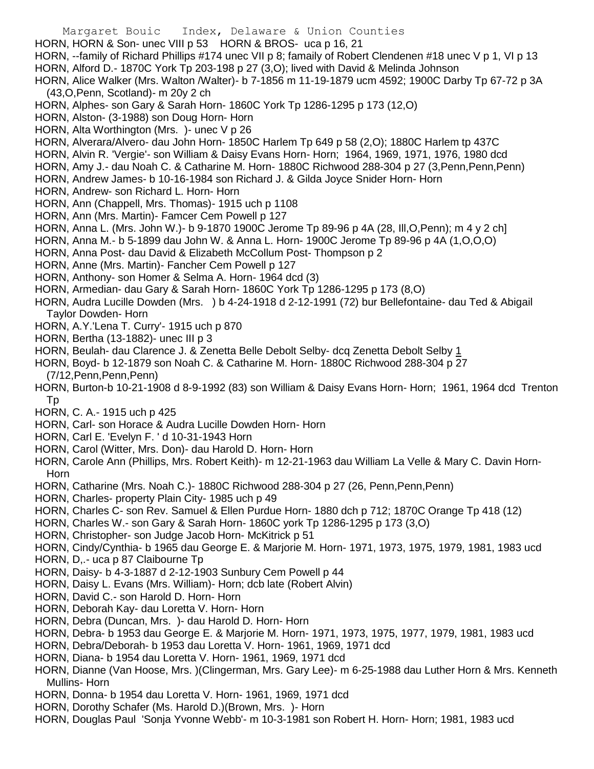HORN, HORN & Son- unec VIII p 53    HORN & BROS- uca p 16, 21

HORN, --family of Richard Phillips #174 unec VII p 8; famaily of Robert Clendenen #18 unec V p 1, VI p 13

HORN, Alford D.- 1870C York Tp 203-198 p 27 (3,O); lived with David & Melinda Johnson

HORN, Alice Walker (Mrs. Walton /Walter)- b 7-1856 m 11-19-1879 ucm 4592; 1900C Darby Tp 67-72 p 3A (43,O,Penn, Scotland)- m 20y 2 ch

HORN, Alphes- son Gary & Sarah Horn- 1860C York Tp 1286-1295 p 173 (12,O)

HORN, Alston- (3-1988) son Doug Horn- Horn

HORN, Alta Worthington (Mrs. )- unec V p 26

HORN, Alverara/Alvero- dau John Horn- 1850C Harlem Tp 649 p 58 (2,O); 1880C Harlem tp 437C

HORN, Alvin R. 'Vergie'- son William & Daisy Evans Horn- Horn; 1964, 1969, 1971, 1976, 1980 dcd

HORN, Amy J.- dau Noah C. & Catharine M. Horn- 1880C Richwood 288-304 p 27 (3,Penn,Penn,Penn)

HORN, Andrew James- b 10-16-1984 son Richard J. & Gilda Joyce Snider Horn- Horn

HORN, Andrew- son Richard L. Horn- Horn

HORN, Ann (Chappell, Mrs. Thomas)- 1915 uch p 1108

HORN, Ann (Mrs. Martin)- Famcer Cem Powell p 127

HORN, Anna L. (Mrs. John W.)- b 9-1870 1900C Jerome Tp 89-96 p 4A (28, Ill,O,Penn); m 4 y 2 ch]

HORN, Anna M.- b 5-1899 dau John W. & Anna L. Horn- 1900C Jerome Tp 89-96 p 4A (1,O,O,O)

HORN, Anna Post- dau David & Elizabeth McCollum Post- Thompson p 2

HORN, Anne (Mrs. Martin)- Fancher Cem Powell p 127

HORN, Anthony- son Homer & Selma A. Horn- 1964 dcd (3)

HORN, Armedian- dau Gary & Sarah Horn- 1860C York Tp 1286-1295 p 173 (8,O)

HORN, Audra Lucille Dowden (Mrs. ) b 4-24-1918 d 2-12-1991 (72) bur Bellefontaine- dau Ted & Abigail Taylor Dowden- Horn

HORN, A.Y.'Lena T. Curry'- 1915 uch p 870

HORN, Bertha (13-1882)- unec III p 3

HORN, Beulah- dau Clarence J. & Zenetta Belle Debolt Selby- dcq Zenetta Debolt Selby 1

HORN, Boyd- b 12-1879 son Noah C. & Catharine M. Horn- 1880C Richwood 288-304 p 27 (7/12,Penn,Penn,Penn)

HORN, Burton-b 10-21-1908 d 8-9-1992 (83) son William & Daisy Evans Horn- Horn; 1961, 1964 dcd Trenton Tp

HORN, C. A.- 1915 uch p 425

HORN, Carl- son Horace & Audra Lucille Dowden Horn- Horn

HORN, Carl E. 'Evelyn F. ' d 10-31-1943 Horn

HORN, Carol (Witter, Mrs. Don)- dau Harold D. Horn- Horn

HORN, Carole Ann (Phillips, Mrs. Robert Keith)- m 12-21-1963 dau William La Velle & Mary C. Davin Horn- Horn

HORN, Catharine (Mrs. Noah C.)- 1880C Richwood 288-304 p 27 (26, Penn,Penn,Penn)

HORN, Charles- property Plain City- 1985 uch p 49

HORN, Charles C- son Rev. Samuel & Ellen Purdue Horn- 1880 dch p 712; 1870C Orange Tp 418 (12)

HORN, Charles W.- son Gary & Sarah Horn- 1860C york Tp 1286-1295 p 173 (3,O)

HORN, Christopher- son Judge Jacob Horn- McKitrick p 51

HORN, Cindy/Cynthia- b 1965 dau George E. & Marjorie M. Horn- 1971, 1973, 1975, 1979, 1981, 1983 ucd

HORN, D,.- uca p 87 Claibourne Tp

HORN, Daisy- b 4-3-1887 d 2-12-1903 Sunbury Cem Powell p 44

HORN, Daisy L. Evans (Mrs. William)- Horn; dcb late (Robert Alvin)

HORN, David C.- son Harold D. Horn- Horn

HORN, Deborah Kay- dau Loretta V. Horn- Horn

HORN, Debra (Duncan, Mrs. )- dau Harold D. Horn- Horn

HORN, Debra- b 1953 dau George E. & Marjorie M. Horn- 1971, 1973, 1975, 1977, 1979, 1981, 1983 ucd

HORN, Debra/Deborah- b 1953 dau Loretta V. Horn- 1961, 1969, 1971 dcd

HORN, Diana- b 1954 dau Loretta V. Horn- 1961, 1969, 1971 dcd

HORN, Dianne (Van Hoose, Mrs. )(Clingerman, Mrs. Gary Lee)- m 6-25-1988 dau Luther Horn & Mrs. Kenneth Mullins- Horn

HORN, Donna- b 1954 dau Loretta V. Horn- 1961, 1969, 1971 dcd

HORN, Dorothy Schafer (Ms. Harold D.)(Brown, Mrs. )- Horn

HORN, Douglas Paul 'Sonja Yvonne Webb'- m 10-3-1981 son Robert H. Horn- Horn; 1981, 1983 ucd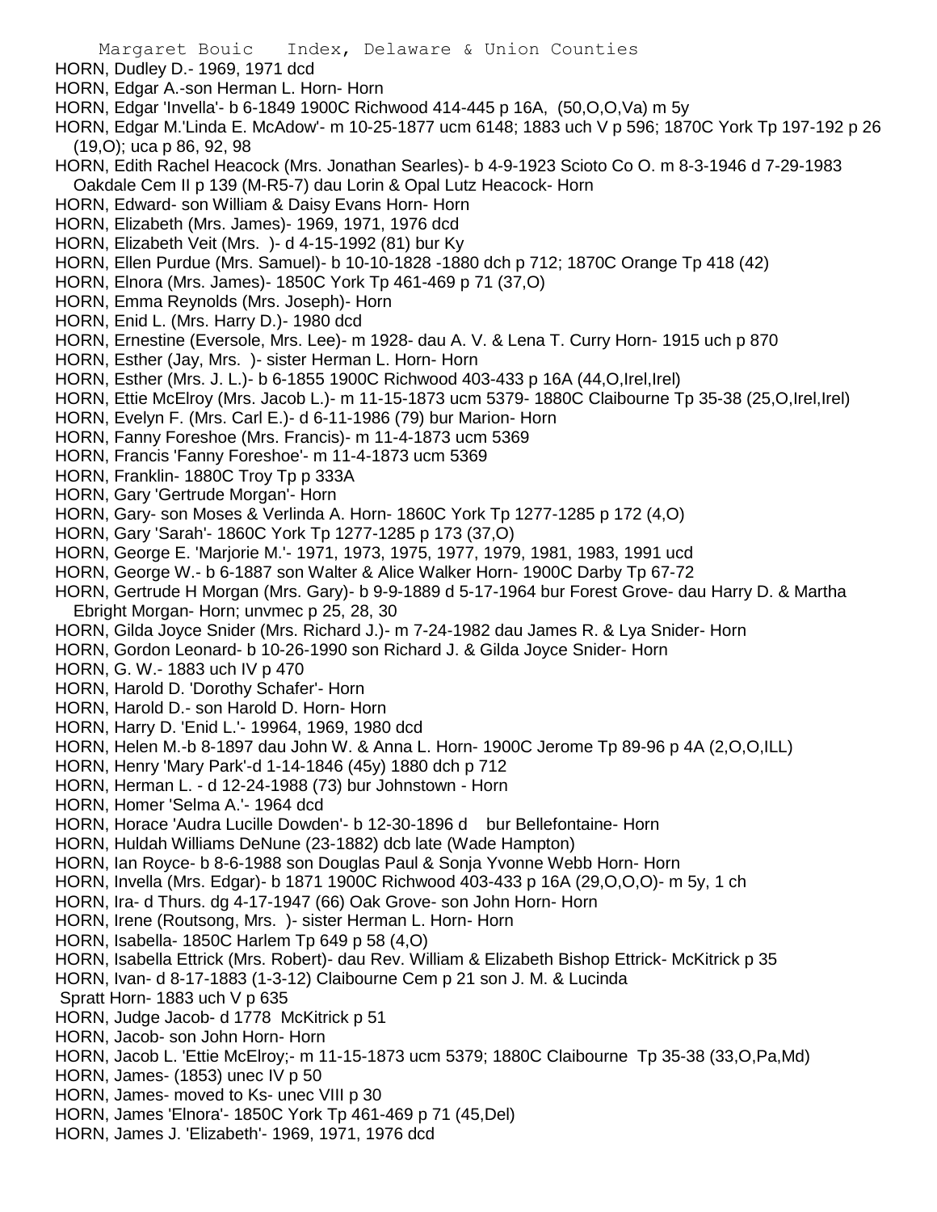HORN, Dudley D.- 1969, 1971 dcd
HORN, Edgar A.-son Herman L. Horn- Horn
HORN, Edgar 'Invella'- b 6-1849 1900C Richwood 414-445 p 16A, (50,O,O,Va) m 5y
HORN, Edgar M.'Linda E. McAdow'- m 10-25-1877 ucm 6148; 1883 uch V p 596; 1870C York Tp 197-192 p 26 (19,O); uca p 86, 92, 98
HORN, Edith Rachel Heacock (Mrs. Jonathan Searles)- b 4-9-1923 Scioto Co O. m 8-3-1946 d 7-29-1983 Oakdale Cem II p 139 (M-R5-7) dau Lorin & Opal Lutz Heacock- Horn
HORN, Edward- son William & Daisy Evans Horn- Horn
HORN, Elizabeth (Mrs. James)- 1969, 1971, 1976 dcd
HORN, Elizabeth Veit (Mrs. )- d 4-15-1992 (81) bur Ky
HORN, Ellen Purdue (Mrs. Samuel)- b 10-10-1828 -1880 dch p 712; 1870C Orange Tp 418 (42)
HORN, Elnora (Mrs. James)- 1850C York Tp 461-469 p 71 (37,O)
HORN, Emma Reynolds (Mrs. Joseph)- Horn
HORN, Enid L. (Mrs. Harry D.)- 1980 dcd
HORN, Ernestine (Eversole, Mrs. Lee)- m 1928- dau A. V. & Lena T. Curry Horn- 1915 uch p 870
HORN, Esther (Jay, Mrs. )- sister Herman L. Horn- Horn
HORN, Esther (Mrs. J. L.)- b 6-1855 1900C Richwood 403-433 p 16A (44,O,Irel,Irel)
HORN, Ettie McElroy (Mrs. Jacob L.)- m 11-15-1873 ucm 5379- 1880C Claibourne Tp 35-38 (25,O,Irel,Irel)
HORN, Evelyn F. (Mrs. Carl E.)- d 6-11-1986 (79) bur Marion- Horn
HORN, Fanny Foreshoe (Mrs. Francis)- m 11-4-1873 ucm 5369
HORN, Francis 'Fanny Foreshoe'- m 11-4-1873 ucm 5369
HORN, Franklin- 1880C Troy Tp p 333A
HORN, Gary 'Gertrude Morgan'- Horn
HORN, Gary- son Moses & Verlinda A. Horn- 1860C York Tp 1277-1285 p 172 (4,O)
HORN, Gary 'Sarah'- 1860C York Tp 1277-1285 p 173 (37,O)
HORN, George E. 'Marjorie M.'- 1971, 1973, 1975, 1977, 1979, 1981, 1983, 1991 ucd
HORN, George W.- b 6-1887 son Walter & Alice Walker Horn- 1900C Darby Tp 67-72
HORN, Gertrude H Morgan (Mrs. Gary)- b 9-9-1889 d 5-17-1964 bur Forest Grove- dau Harry D. & Martha Ebright Morgan- Horn; unvmec p 25, 28, 30
HORN, Gilda Joyce Snider (Mrs. Richard J.)- m 7-24-1982 dau James R. & Lya Snider- Horn
HORN, Gordon Leonard- b 10-26-1990 son Richard J. & Gilda Joyce Snider- Horn
HORN, G. W.- 1883 uch IV p 470
HORN, Harold D. 'Dorothy Schafer'- Horn
HORN, Harold D.- son Harold D. Horn- Horn
HORN, Harry D. 'Enid L.'- 19964, 1969, 1980 dcd
HORN, Helen M.-b 8-1897 dau John W. & Anna L. Horn- 1900C Jerome Tp 89-96 p 4A (2,O,O,ILL)
HORN, Henry 'Mary Park'-d 1-14-1846 (45y) 1880 dch p 712
HORN, Herman L. - d 12-24-1988 (73) bur Johnstown - Horn
HORN, Homer 'Selma A.'- 1964 dcd
HORN, Horace 'Audra Lucille Dowden'- b 12-30-1896 d bur Bellefontaine- Horn
HORN, Huldah Williams DeNune (23-1882) dcb late (Wade Hampton)
HORN, Ian Royce- b 8-6-1988 son Douglas Paul & Sonja Yvonne Webb Horn- Horn
HORN, Invella (Mrs. Edgar)- b 1871 1900C Richwood 403-433 p 16A (29,O,O,O)- m 5y, 1 ch
HORN, Ira- d Thurs. dg 4-17-1947 (66) Oak Grove- son John Horn- Horn
HORN, Irene (Routsong, Mrs. )- sister Herman L. Horn- Horn
HORN, Isabella- 1850C Harlem Tp 649 p 58 (4,O)
HORN, Isabella Ettrick (Mrs. Robert)- dau Rev. William & Elizabeth Bishop Ettrick- McKitrick p 35
HORN, Ivan- d 8-17-1883 (1-3-12) Claibourne Cem p 21 son J. M. & Lucinda Spratt Horn- 1883 uch V p 635
HORN, Judge Jacob- d 1778 McKitrick p 51
HORN, Jacob- son John Horn- Horn
HORN, Jacob L. 'Ettie McElroy;- m 11-15-1873 ucm 5379; 1880C Claibourne Tp 35-38 (33,O,Pa,Md)
HORN, James- (1853) unec IV p 50
HORN, James- moved to Ks- unec VIII p 30
HORN, James 'Elnora'- 1850C York Tp 461-469 p 71 (45,Del)
HORN, James J. 'Elizabeth'- 1969, 1971, 1976 dcd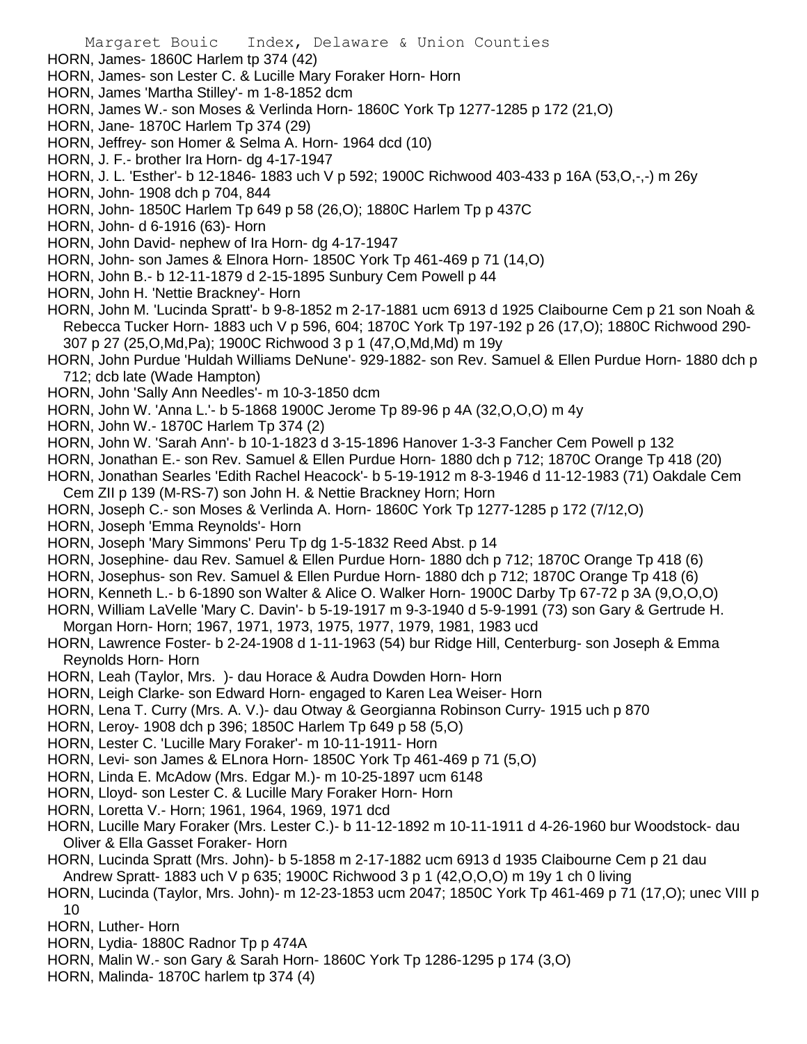HORN, James- 1860C Harlem tp 374 (42)
HORN, James- son Lester C. & Lucille Mary Foraker Horn- Horn
HORN, James 'Martha Stilley'- m 1-8-1852 dcm
HORN, James W.- son Moses & Verlinda Horn- 1860C York Tp 1277-1285 p 172 (21,O)
HORN, Jane- 1870C Harlem Tp 374 (29)
HORN, Jeffrey- son Homer & Selma A. Horn- 1964 dcd (10)
HORN, J. F.- brother Ira Horn- dg 4-17-1947
HORN, J. L. 'Esther'- b 12-1846- 1883 uch V p 592; 1900C Richwood 403-433 p 16A (53,O,-,-) m 26y
HORN, John- 1908 dch p 704, 844
HORN, John- 1850C Harlem Tp 649 p 58 (26,O); 1880C Harlem Tp p 437C
HORN, John- d 6-1916 (63)- Horn
HORN, John David- nephew of Ira Horn- dg 4-17-1947
HORN, John- son James & Elnora Horn- 1850C York Tp 461-469 p 71 (14,O)
HORN, John B.- b 12-11-1879 d 2-15-1895 Sunbury Cem Powell p 44
HORN, John H. 'Nettie Brackney'- Horn
HORN, John M. 'Lucinda Spratt'- b 9-8-1852 m 2-17-1881 ucm 6913 d 1925 Claibourne Cem p 21 son Noah & Rebecca Tucker Horn- 1883 uch V p 596, 604; 1870C York Tp 197-192 p 26 (17,O); 1880C Richwood 290-307 p 27 (25,O,Md,Pa); 1900C Richwood 3 p 1 (47,O,Md,Md) m 19y
HORN, John Purdue 'Huldah Williams DeNune'- 929-1882- son Rev. Samuel & Ellen Purdue Horn- 1880 dch p 712; dcb late (Wade Hampton)
HORN, John 'Sally Ann Needles'- m 10-3-1850 dcm
HORN, John W. 'Anna L.'- b 5-1868 1900C Jerome Tp 89-96 p 4A (32,O,O,O) m 4y
HORN, John W.- 1870C Harlem Tp 374 (2)
HORN, John W. 'Sarah Ann'- b 10-1-1823 d 3-15-1896 Hanover 1-3-3 Fancher Cem Powell p 132
HORN, Jonathan E.- son Rev. Samuel & Ellen Purdue Horn- 1880 dch p 712; 1870C Orange Tp 418 (20)
HORN, Jonathan Searles 'Edith Rachel Heacock'- b 5-19-1912 m 8-3-1946 d 11-12-1983 (71) Oakdale Cem Cem ZII p 139 (M-RS-7) son John H. & Nettie Brackney Horn; Horn
HORN, Joseph C.- son Moses & Verlinda A. Horn- 1860C York Tp 1277-1285 p 172 (7/12,O)
HORN, Joseph 'Emma Reynolds'- Horn
HORN, Joseph 'Mary Simmons' Peru Tp dg 1-5-1832 Reed Abst. p 14
HORN, Josephine- dau Rev. Samuel & Ellen Purdue Horn- 1880 dch p 712; 1870C Orange Tp 418 (6)
HORN, Josephus- son Rev. Samuel & Ellen Purdue Horn- 1880 dch p 712; 1870C Orange Tp 418 (6)
HORN, Kenneth L.- b 6-1890 son Walter & Alice O. Walker Horn- 1900C Darby Tp 67-72 p 3A (9,O,O,O)
HORN, William LaVelle 'Mary C. Davin'- b 5-19-1917 m 9-3-1940 d 5-9-1991 (73) son Gary & Gertrude H. Morgan Horn- Horn; 1967, 1971, 1973, 1975, 1977, 1979, 1981, 1983 ucd
HORN, Lawrence Foster- b 2-24-1908 d 1-11-1963 (54) bur Ridge Hill, Centerburg- son Joseph & Emma Reynolds Horn- Horn
HORN, Leah (Taylor, Mrs. )- dau Horace & Audra Dowden Horn- Horn
HORN, Leigh Clarke- son Edward Horn- engaged to Karen Lea Weiser- Horn
HORN, Lena T. Curry (Mrs. A. V.)- dau Otway & Georgianna Robinson Curry- 1915 uch p 870
HORN, Leroy- 1908 dch p 396; 1850C Harlem Tp 649 p 58 (5,O)
HORN, Lester C. 'Lucille Mary Foraker'- m 10-11-1911- Horn
HORN, Levi- son James & ELnora Horn- 1850C York Tp 461-469 p 71 (5,O)
HORN, Linda E. McAdow (Mrs. Edgar M.)- m 10-25-1897 ucm 6148
HORN, Lloyd- son Lester C. & Lucille Mary Foraker Horn- Horn
HORN, Loretta V.- Horn; 1961, 1964, 1969, 1971 dcd
HORN, Lucille Mary Foraker (Mrs. Lester C.)- b 11-12-1892 m 10-11-1911 d 4-26-1960 bur Woodstock- dau Oliver & Ella Gasset Foraker- Horn
HORN, Lucinda Spratt (Mrs. John)- b 5-1858 m 2-17-1882 ucm 6913 d 1935 Claibourne Cem p 21 dau Andrew Spratt- 1883 uch V p 635; 1900C Richwood 3 p 1 (42,O,O,O) m 19y 1 ch 0 living
HORN, Lucinda (Taylor, Mrs. John)- m 12-23-1853 ucm 2047; 1850C York Tp 461-469 p 71 (17,O); unec VIII p 10
HORN, Luther- Horn
HORN, Lydia- 1880C Radnor Tp p 474A
HORN, Malin W.- son Gary & Sarah Horn- 1860C York Tp 1286-1295 p 174 (3,O)
HORN, Malinda- 1870C harlem tp 374 (4)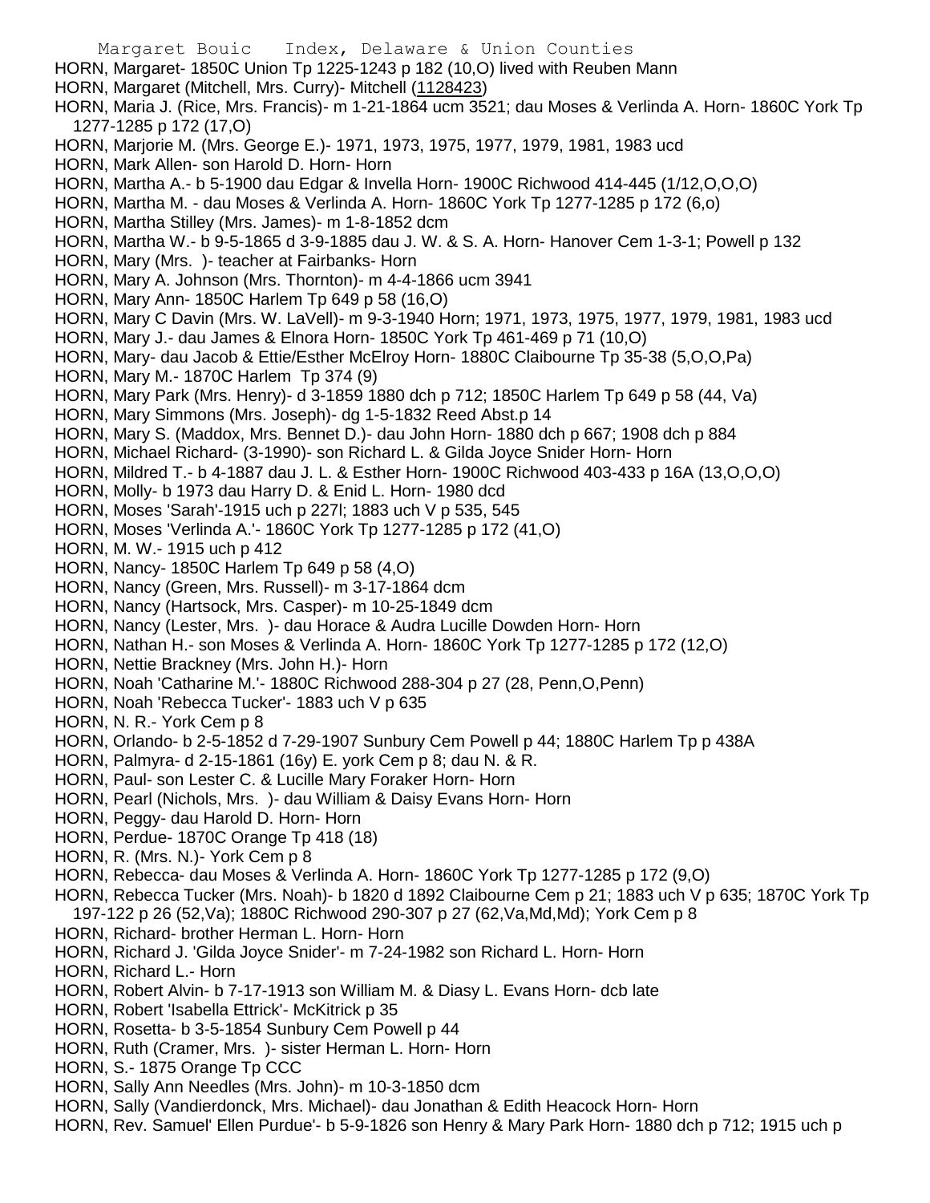HORN, Margaret- 1850C Union Tp 1225-1243 p 182 (10,O) lived with Reuben Mann
HORN, Margaret (Mitchell, Mrs. Curry)- Mitchell (1128423)
HORN, Maria J. (Rice, Mrs. Francis)- m 1-21-1864 ucm 3521; dau Moses & Verlinda A. Horn- 1860C York Tp 1277-1285 p 172 (17,O)
HORN, Marjorie M. (Mrs. George E.)- 1971, 1973, 1975, 1977, 1979, 1981, 1983 ucd
HORN, Mark Allen- son Harold D. Horn- Horn
HORN, Martha A.- b 5-1900 dau Edgar & Invella Horn- 1900C Richwood 414-445 (1/12,O,O,O)
HORN, Martha M. - dau Moses & Verlinda A. Horn- 1860C York Tp 1277-1285 p 172 (6,o)
HORN, Martha Stilley (Mrs. James)- m 1-8-1852 dcm
HORN, Martha W.- b 9-5-1865 d 3-9-1885 dau J. W. & S. A. Horn- Hanover Cem 1-3-1; Powell p 132
HORN, Mary (Mrs. )- teacher at Fairbanks- Horn
HORN, Mary A. Johnson (Mrs. Thornton)- m 4-4-1866 ucm 3941
HORN, Mary Ann- 1850C Harlem Tp 649 p 58 (16,O)
HORN, Mary C Davin (Mrs. W. LaVell)- m 9-3-1940 Horn; 1971, 1973, 1975, 1977, 1979, 1981, 1983 ucd
HORN, Mary J.- dau James & Elnora Horn- 1850C York Tp 461-469 p 71 (10,O)
HORN, Mary- dau Jacob & Ettie/Esther McElroy Horn- 1880C Claibourne Tp 35-38 (5,O,O,Pa)
HORN, Mary M.- 1870C Harlem Tp 374 (9)
HORN, Mary Park (Mrs. Henry)- d 3-1859 1880 dch p 712; 1850C Harlem Tp 649 p 58 (44, Va)
HORN, Mary Simmons (Mrs. Joseph)- dg 1-5-1832 Reed Abst.p 14
HORN, Mary S. (Maddox, Mrs. Bennet D.)- dau John Horn- 1880 dch p 667; 1908 dch p 884
HORN, Michael Richard- (3-1990)- son Richard L. & Gilda Joyce Snider Horn- Horn
HORN, Mildred T.- b 4-1887 dau J. L. & Esther Horn- 1900C Richwood 403-433 p 16A (13,O,O,O)
HORN, Molly- b 1973 dau Harry D. & Enid L. Horn- 1980 dcd
HORN, Moses 'Sarah'-1915 uch p 227l; 1883 uch V p 535, 545
HORN, Moses 'Verlinda A.'- 1860C York Tp 1277-1285 p 172 (41,O)
HORN, M. W.- 1915 uch p 412
HORN, Nancy- 1850C Harlem Tp 649 p 58 (4,O)
HORN, Nancy (Green, Mrs. Russell)- m 3-17-1864 dcm
HORN, Nancy (Hartsock, Mrs. Casper)- m 10-25-1849 dcm
HORN, Nancy (Lester, Mrs. )- dau Horace & Audra Lucille Dowden Horn- Horn
HORN, Nathan H.- son Moses & Verlinda A. Horn- 1860C York Tp 1277-1285 p 172 (12,O)
HORN, Nettie Brackney (Mrs. John H.)- Horn
HORN, Noah 'Catharine M.'- 1880C Richwood 288-304 p 27 (28, Penn,O,Penn)
HORN, Noah 'Rebecca Tucker'- 1883 uch V p 635
HORN, N. R.- York Cem p 8
HORN, Orlando- b 2-5-1852 d 7-29-1907 Sunbury Cem Powell p 44; 1880C Harlem Tp p 438A
HORN, Palmyra- d 2-15-1861 (16y) E. york Cem p 8; dau N. & R.
HORN, Paul- son Lester C. & Lucille Mary Foraker Horn- Horn
HORN, Pearl (Nichols, Mrs. )- dau William & Daisy Evans Horn- Horn
HORN, Peggy- dau Harold D. Horn- Horn
HORN, Perdue- 1870C Orange Tp 418 (18)
HORN, R. (Mrs. N.)- York Cem p 8
HORN, Rebecca- dau Moses & Verlinda A. Horn- 1860C York Tp 1277-1285 p 172 (9,O)
HORN, Rebecca Tucker (Mrs. Noah)- b 1820 d 1892 Claibourne Cem p 21; 1883 uch V p 635; 1870C York Tp 197-122 p 26 (52,Va); 1880C Richwood 290-307 p 27 (62,Va,Md,Md); York Cem p 8
HORN, Richard- brother Herman L. Horn- Horn
HORN, Richard J. 'Gilda Joyce Snider'- m 7-24-1982 son Richard L. Horn- Horn
HORN, Richard L.- Horn
HORN, Robert Alvin- b 7-17-1913 son William M. & Diasy L. Evans Horn- dcb late
HORN, Robert 'Isabella Ettrick'- McKitrick p 35
HORN, Rosetta- b 3-5-1854 Sunbury Cem Powell p 44
HORN, Ruth (Cramer, Mrs. )- sister Herman L. Horn- Horn
HORN, S.- 1875 Orange Tp CCC
HORN, Sally Ann Needles (Mrs. John)- m 10-3-1850 dcm
HORN, Sally (Vandierdonck, Mrs. Michael)- dau Jonathan & Edith Heacock Horn- Horn
HORN, Rev. Samuel' Ellen Purdue'- b 5-9-1826 son Henry & Mary Park Horn- 1880 dch p 712; 1915 uch p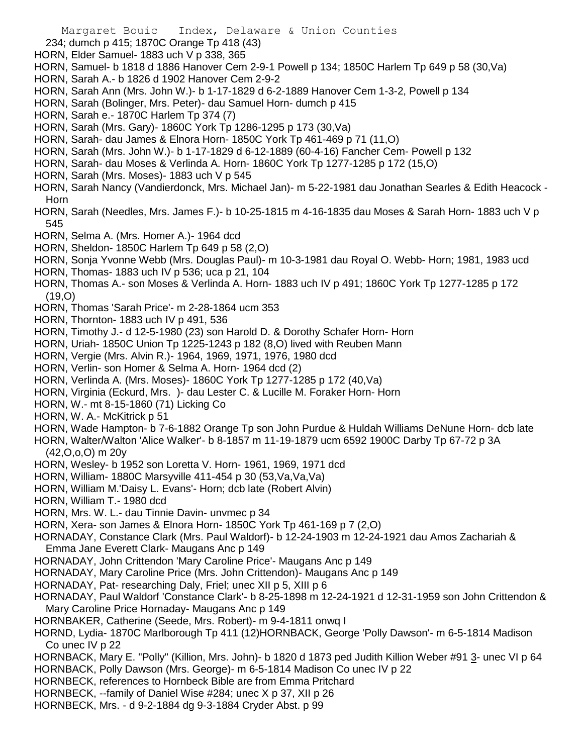234; dumch p 415; 1870C Orange Tp 418 (43)

HORN, Elder Samuel- 1883 uch V p 338, 365

HORN, Samuel- b 1818 d 1886 Hanover Cem 2-9-1 Powell p 134; 1850C Harlem Tp 649 p 58 (30,Va)

HORN, Sarah A.- b 1826 d 1902 Hanover Cem 2-9-2

HORN, Sarah Ann (Mrs. John W.)- b 1-17-1829 d 6-2-1889 Hanover Cem 1-3-2, Powell p 134

HORN, Sarah (Bolinger, Mrs. Peter)- dau Samuel Horn- dumch p 415

HORN, Sarah e.- 1870C Harlem Tp 374 (7)

HORN, Sarah (Mrs. Gary)- 1860C York Tp 1286-1295 p 173 (30,Va)

HORN, Sarah- dau James & Elnora Horn- 1850C York Tp 461-469 p 71 (11,O)

HORN, Sarah (Mrs. John W.)- b 1-17-1829 d 6-12-1889 (60-4-16) Fancher Cem- Powell p 132

HORN, Sarah- dau Moses & Verlinda A. Horn- 1860C York Tp 1277-1285 p 172 (15,O)

HORN, Sarah (Mrs. Moses)- 1883 uch V p 545

HORN, Sarah Nancy (Vandierdonck, Mrs. Michael Jan)- m 5-22-1981 dau Jonathan Searles & Edith Heacock - Horn

HORN, Sarah (Needles, Mrs. James F.)- b 10-25-1815 m 4-16-1835 dau Moses & Sarah Horn- 1883 uch V p 545

HORN, Selma A. (Mrs. Homer A.)- 1964 dcd

HORN, Sheldon- 1850C Harlem Tp 649 p 58 (2,O)

HORN, Sonja Yvonne Webb (Mrs. Douglas Paul)- m 10-3-1981 dau Royal O. Webb- Horn; 1981, 1983 ucd

HORN, Thomas- 1883 uch IV p 536; uca p 21, 104

HORN, Thomas A.- son Moses & Verlinda A. Horn- 1883 uch IV p 491; 1860C York Tp 1277-1285 p 172 (19,O)

HORN, Thomas 'Sarah Price'- m 2-28-1864 ucm 353

HORN, Thornton- 1883 uch IV p 491, 536

HORN, Timothy J.- d 12-5-1980 (23) son Harold D. & Dorothy Schafer Horn- Horn

HORN, Uriah- 1850C Union Tp 1225-1243 p 182 (8,O) lived with Reuben Mann

HORN, Vergie (Mrs. Alvin R.)- 1964, 1969, 1971, 1976, 1980 dcd

HORN, Verlin- son Homer & Selma A. Horn- 1964 dcd (2)

HORN, Verlinda A. (Mrs. Moses)- 1860C York Tp 1277-1285 p 172 (40,Va)

HORN, Virginia (Eckurd, Mrs. )- dau Lester C. & Lucille M. Foraker Horn- Horn

HORN, W.- mt 8-15-1860 (71) Licking Co

HORN, W. A.- McKitrick p 51

HORN, Wade Hampton- b 7-6-1882 Orange Tp son John Purdue & Huldah Williams DeNune Horn- dcb late

HORN, Walter/Walton 'Alice Walker'- b 8-1857 m 11-19-1879 ucm 6592 1900C Darby Tp 67-72 p 3A (42,O,o,O) m 20y

HORN, Wesley- b 1952 son Loretta V. Horn- 1961, 1969, 1971 dcd

HORN, William- 1880C Marsyville 411-454 p 30 (53,Va,Va,Va)

HORN, William M.'Daisy L. Evans'- Horn; dcb late (Robert Alvin)

HORN, William T.- 1980 dcd

HORN, Mrs. W. L.- dau Tinnie Davin- unvmec p 34

HORN, Xera- son James & Elnora Horn- 1850C York Tp 461-169 p 7 (2,O)

HORNADAY, Constance Clark (Mrs. Paul Waldorf)- b 12-24-1903 m 12-24-1921 dau Amos Zachariah & Emma Jane Everett Clark- Maugans Anc p 149

HORNADAY, John Crittendon 'Mary Caroline Price'- Maugans Anc p 149

HORNADAY, Mary Caroline Price (Mrs. John Crittendon)- Maugans Anc p 149

HORNADAY, Pat- researching Daly, Friel; unec XII p 5, XIII p 6

HORNADAY, Paul Waldorf 'Constance Clark'- b 8-25-1898 m 12-24-1921 d 12-31-1959 son John Crittendon & Mary Caroline Price Hornaday- Maugans Anc p 149

HORNBAKER, Catherine (Seede, Mrs. Robert)- m 9-4-1811 onwq I

HORND, Lydia- 1870C Marlborough Tp 411 (12)HORNBACK, George 'Polly Dawson'- m 6-5-1814 Madison Co unec IV p 22

HORNBACK, Mary E. "Polly" (Killion, Mrs. John)- b 1820 d 1873 ped Judith Killion Weber #91 3- unec VI p 64

HORNBACK, Polly Dawson (Mrs. George)- m 6-5-1814 Madison Co unec IV p 22

HORNBECK, references to Hornbeck Bible are from Emma Pritchard

HORNBECK, --family of Daniel Wise #284; unec X p 37, XII p 26

HORNBECK, Mrs. - d 9-2-1884 dg 9-3-1884 Cryder Abst. p 99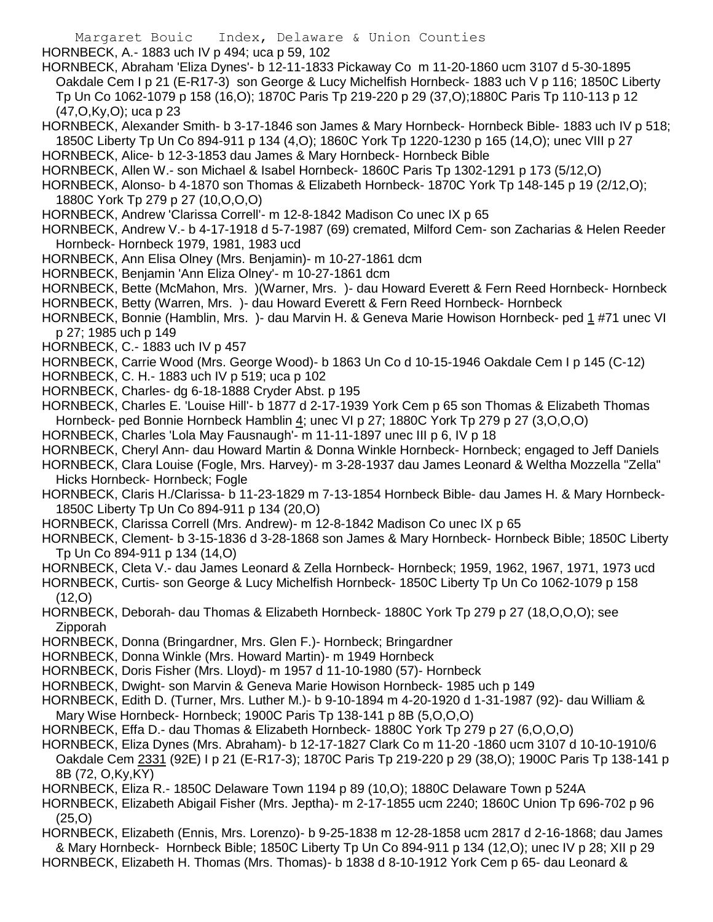HORNBECK, A.- 1883 uch IV p 494; uca p 59, 102

HORNBECK, Abraham 'Eliza Dynes'- b 12-11-1833 Pickaway Co m 11-20-1860 ucm 3107 d 5-30-1895 Oakdale Cem I p 21 (E-R17-3) son George & Lucy Michelfish Hornbeck- 1883 uch V p 116; 1850C Liberty Tp Un Co 1062-1079 p 158 (16,O); 1870C Paris Tp 219-220 p 29 (37,O);1880C Paris Tp 110-113 p 12 (47,O,Ky,O); uca p 23

HORNBECK, Alexander Smith- b 3-17-1846 son James & Mary Hornbeck- Hornbeck Bible- 1883 uch IV p 518; 1850C Liberty Tp Un Co 894-911 p 134 (4,O); 1860C York Tp 1220-1230 p 165 (14,O); unec VIII p 27

HORNBECK, Alice- b 12-3-1853 dau James & Mary Hornbeck- Hornbeck Bible

HORNBECK, Allen W.- son Michael & Isabel Hornbeck- 1860C Paris Tp 1302-1291 p 173 (5/12,O)

HORNBECK, Alonso- b 4-1870 son Thomas & Elizabeth Hornbeck- 1870C York Tp 148-145 p 19 (2/12,O); 1880C York Tp 279 p 27 (10,O,O,O)

HORNBECK, Andrew 'Clarissa Correll'- m 12-8-1842 Madison Co unec IX p 65

HORNBECK, Andrew V.- b 4-17-1918 d 5-7-1987 (69) cremated, Milford Cem- son Zacharias & Helen Reeder Hornbeck- Hornbeck 1979, 1981, 1983 ucd

HORNBECK, Ann Elisa Olney (Mrs. Benjamin)- m 10-27-1861 dcm

HORNBECK, Benjamin 'Ann Eliza Olney'- m 10-27-1861 dcm

HORNBECK, Bette (McMahon, Mrs. )(Warner, Mrs. )- dau Howard Everett & Fern Reed Hornbeck- Hornbeck

HORNBECK, Betty (Warren, Mrs. )- dau Howard Everett & Fern Reed Hornbeck- Hornbeck

HORNBECK, Bonnie (Hamblin, Mrs. )- dau Marvin H. & Geneva Marie Howison Hornbeck- ped 1 #71 unec VI p 27; 1985 uch p 149

HORNBECK, C.- 1883 uch IV p 457

HORNBECK, Carrie Wood (Mrs. George Wood)- b 1863 Un Co d 10-15-1946 Oakdale Cem I p 145 (C-12)

HORNBECK, C. H.- 1883 uch IV p 519; uca p 102

HORNBECK, Charles- dg 6-18-1888 Cryder Abst. p 195

HORNBECK, Charles E. 'Louise Hill'- b 1877 d 2-17-1939 York Cem p 65 son Thomas & Elizabeth Thomas Hornbeck- ped Bonnie Hornbeck Hamblin 4; unec VI p 27; 1880C York Tp 279 p 27 (3,O,O,O)

HORNBECK, Charles 'Lola May Fausnaugh'- m 11-11-1897 unec III p 6, IV p 18

HORNBECK, Cheryl Ann- dau Howard Martin & Donna Winkle Hornbeck- Hornbeck; engaged to Jeff Daniels

HORNBECK, Clara Louise (Fogle, Mrs. Harvey)- m 3-28-1937 dau James Leonard & Weltha Mozzella "Zella" Hicks Hornbeck- Hornbeck; Fogle

HORNBECK, Claris H./Clarissa- b 11-23-1829 m 7-13-1854 Hornbeck Bible- dau James H. & Mary Hornbeck- 1850C Liberty Tp Un Co 894-911 p 134 (20,O)

HORNBECK, Clarissa Correll (Mrs. Andrew)- m 12-8-1842 Madison Co unec IX p 65

HORNBECK, Clement- b 3-15-1836 d 3-28-1868 son James & Mary Hornbeck- Hornbeck Bible; 1850C Liberty Tp Un Co 894-911 p 134 (14,O)

HORNBECK, Cleta V.- dau James Leonard & Zella Hornbeck- Hornbeck; 1959, 1962, 1967, 1971, 1973 ucd

HORNBECK, Curtis- son George & Lucy Michelfish Hornbeck- 1850C Liberty Tp Un Co 1062-1079 p 158 (12,O)

HORNBECK, Deborah- dau Thomas & Elizabeth Hornbeck- 1880C York Tp 279 p 27 (18,O,O,O); see Zipporah

HORNBECK, Donna (Bringardner, Mrs. Glen F.)- Hornbeck; Bringardner

HORNBECK, Donna Winkle (Mrs. Howard Martin)- m 1949 Hornbeck

HORNBECK, Doris Fisher (Mrs. Lloyd)- m 1957 d 11-10-1980 (57)- Hornbeck

HORNBECK, Dwight- son Marvin & Geneva Marie Howison Hornbeck- 1985 uch p 149

HORNBECK, Edith D. (Turner, Mrs. Luther M.)- b 9-10-1894 m 4-20-1920 d 1-31-1987 (92)- dau William & Mary Wise Hornbeck- Hornbeck; 1900C Paris Tp 138-141 p 8B (5,O,O,O)

HORNBECK, Effa D.- dau Thomas & Elizabeth Hornbeck- 1880C York Tp 279 p 27 (6,O,O,O)

HORNBECK, Eliza Dynes (Mrs. Abraham)- b 12-17-1827 Clark Co m 11-20 -1860 ucm 3107 d 10-10-1910/6 Oakdale Cem 2331 (92E) I p 21 (E-R17-3); 1870C Paris Tp 219-220 p 29 (38,O); 1900C Paris Tp 138-141 p 8B (72, O,Ky,KY)

HORNBECK, Eliza R.- 1850C Delaware Town 1194 p 89 (10,O); 1880C Delaware Town p 524A

HORNBECK, Elizabeth Abigail Fisher (Mrs. Jeptha)- m 2-17-1855 ucm 2240; 1860C Union Tp 696-702 p 96 (25,O)

HORNBECK, Elizabeth (Ennis, Mrs. Lorenzo)- b 9-25-1838 m 12-28-1858 ucm 2817 d 2-16-1868; dau James & Mary Hornbeck- Hornbeck Bible; 1850C Liberty Tp Un Co 894-911 p 134 (12,O); unec IV p 28; XII p 29

HORNBECK, Elizabeth H. Thomas (Mrs. Thomas)- b 1838 d 8-10-1912 York Cem p 65- dau Leonard &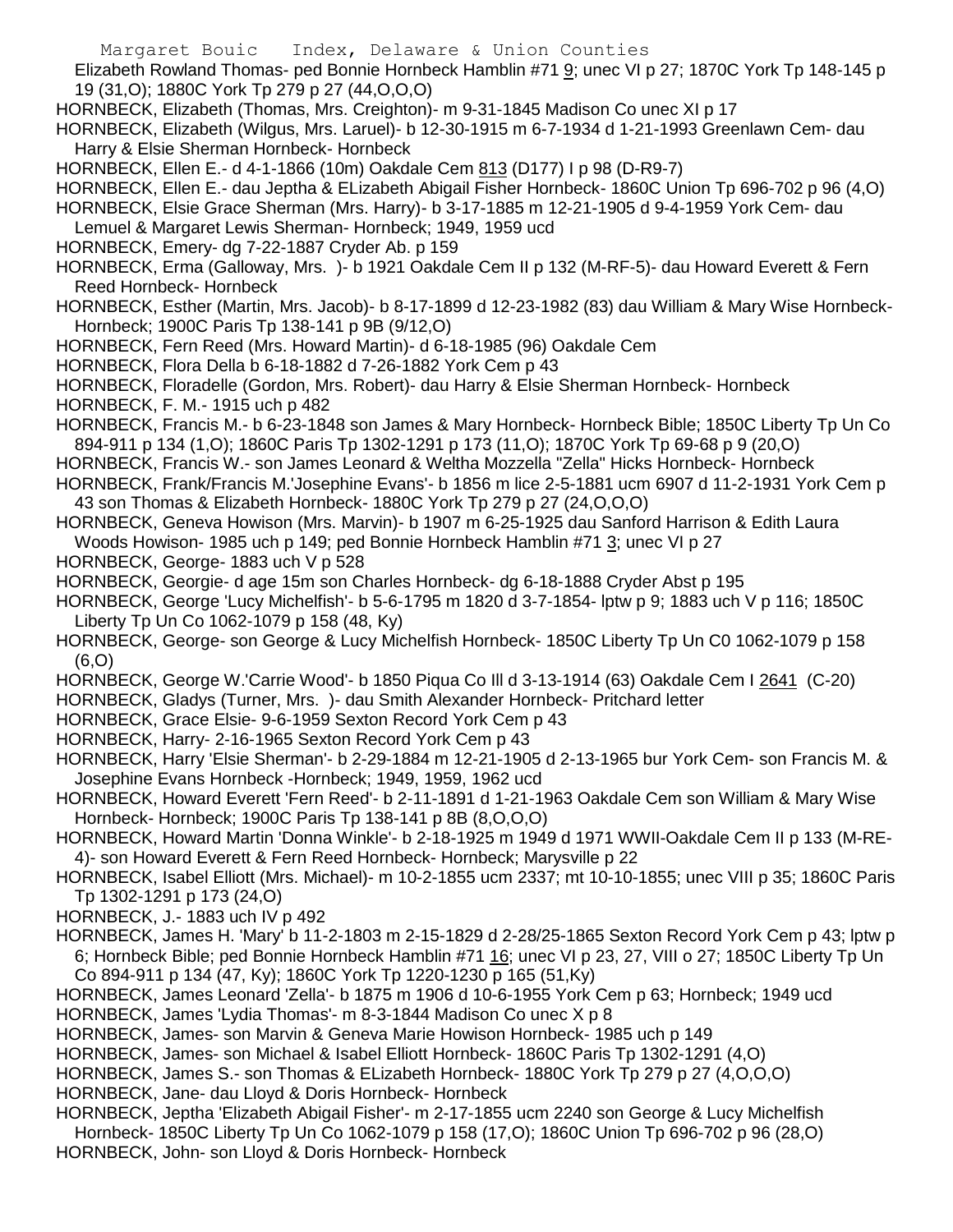Elizabeth Rowland Thomas- ped Bonnie Hornbeck Hamblin #71 9; unec VI p 27; 1870C York Tp 148-145 p 19 (31,O); 1880C York Tp 279 p 27 (44,O,O,O)

HORNBECK, Elizabeth (Thomas, Mrs. Creighton)- m 9-31-1845 Madison Co unec XI p 17

HORNBECK, Elizabeth (Wilgus, Mrs. Laruel)- b 12-30-1915 m 6-7-1934 d 1-21-1993 Greenlawn Cem- dau Harry & Elsie Sherman Hornbeck- Hornbeck

HORNBECK, Ellen E.- d 4-1-1866 (10m) Oakdale Cem 813 (D177) I p 98 (D-R9-7)

HORNBECK, Ellen E.- dau Jeptha & ELizabeth Abigail Fisher Hornbeck- 1860C Union Tp 696-702 p 96 (4,O)

HORNBECK, Elsie Grace Sherman (Mrs. Harry)- b 3-17-1885 m 12-21-1905 d 9-4-1959 York Cem- dau Lemuel & Margaret Lewis Sherman- Hornbeck; 1949, 1959 ucd

HORNBECK, Emery- dg 7-22-1887 Cryder Ab. p 159

HORNBECK, Erma (Galloway, Mrs. )- b 1921 Oakdale Cem II p 132 (M-RF-5)- dau Howard Everett & Fern Reed Hornbeck- Hornbeck

HORNBECK, Esther (Martin, Mrs. Jacob)- b 8-17-1899 d 12-23-1982 (83) dau William & Mary Wise Hornbeck- Hornbeck; 1900C Paris Tp 138-141 p 9B (9/12,O)

HORNBECK, Fern Reed (Mrs. Howard Martin)- d 6-18-1985 (96) Oakdale Cem

HORNBECK, Flora Della b 6-18-1882 d 7-26-1882 York Cem p 43

HORNBECK, Floradelle (Gordon, Mrs. Robert)- dau Harry & Elsie Sherman Hornbeck- Hornbeck

HORNBECK, F. M.- 1915 uch p 482

HORNBECK, Francis M.- b 6-23-1848 son James & Mary Hornbeck- Hornbeck Bible; 1850C Liberty Tp Un Co 894-911 p 134 (1,O); 1860C Paris Tp 1302-1291 p 173 (11,O); 1870C York Tp 69-68 p 9 (20,O)

HORNBECK, Francis W.- son James Leonard & Weltha Mozzella "Zella" Hicks Hornbeck- Hornbeck

HORNBECK, Frank/Francis M.'Josephine Evans'- b 1856 m lice 2-5-1881 ucm 6907 d 11-2-1931 York Cem p 43 son Thomas & Elizabeth Hornbeck- 1880C York Tp 279 p 27 (24,O,O,O)

HORNBECK, Geneva Howison (Mrs. Marvin)- b 1907 m 6-25-1925 dau Sanford Harrison & Edith Laura Woods Howison- 1985 uch p 149; ped Bonnie Hornbeck Hamblin #71 3; unec VI p 27

HORNBECK, George- 1883 uch V p 528

HORNBECK, Georgie- d age 15m son Charles Hornbeck- dg 6-18-1888 Cryder Abst p 195

HORNBECK, George 'Lucy Michelfish'- b 5-6-1795 m 1820 d 3-7-1854- lptw p 9; 1883 uch V p 116; 1850C Liberty Tp Un Co 1062-1079 p 158 (48, Ky)

HORNBECK, George- son George & Lucy Michelfish Hornbeck- 1850C Liberty Tp Un C0 1062-1079 p 158 (6,O)

HORNBECK, George W.'Carrie Wood'- b 1850 Piqua Co Ill d 3-13-1914 (63) Oakdale Cem I 2641 (C-20)

HORNBECK, Gladys (Turner, Mrs. )- dau Smith Alexander Hornbeck- Pritchard letter

HORNBECK, Grace Elsie- 9-6-1959 Sexton Record York Cem p 43

HORNBECK, Harry- 2-16-1965 Sexton Record York Cem p 43

HORNBECK, Harry 'Elsie Sherman'- b 2-29-1884 m 12-21-1905 d 2-13-1965 bur York Cem- son Francis M. & Josephine Evans Hornbeck -Hornbeck; 1949, 1959, 1962 ucd

HORNBECK, Howard Everett 'Fern Reed'- b 2-11-1891 d 1-21-1963 Oakdale Cem son William & Mary Wise Hornbeck- Hornbeck; 1900C Paris Tp 138-141 p 8B (8,O,O,O)

HORNBECK, Howard Martin 'Donna Winkle'- b 2-18-1925 m 1949 d 1971 WWII-Oakdale Cem II p 133 (M-RE-4)- son Howard Everett & Fern Reed Hornbeck- Hornbeck; Marysville p 22

HORNBECK, Isabel Elliott (Mrs. Michael)- m 10-2-1855 ucm 2337; mt 10-10-1855; unec VIII p 35; 1860C Paris Tp 1302-1291 p 173 (24,O)

HORNBECK, J.- 1883 uch IV p 492

HORNBECK, James H. 'Mary' b 11-2-1803 m 2-15-1829 d 2-28/25-1865 Sexton Record York Cem p 43; lptw p 6; Hornbeck Bible; ped Bonnie Hornbeck Hamblin #71 16; unec VI p 23, 27, VIII o 27; 1850C Liberty Tp Un Co 894-911 p 134 (47, Ky); 1860C York Tp 1220-1230 p 165 (51,Ky)

HORNBECK, James Leonard 'Zella'- b 1875 m 1906 d 10-6-1955 York Cem p 63; Hornbeck; 1949 ucd

HORNBECK, James 'Lydia Thomas'- m 8-3-1844 Madison Co unec X p 8

HORNBECK, James- son Marvin & Geneva Marie Howison Hornbeck- 1985 uch p 149

HORNBECK, James- son Michael & Isabel Elliott Hornbeck- 1860C Paris Tp 1302-1291 (4,O)

HORNBECK, James S.- son Thomas & ELizabeth Hornbeck- 1880C York Tp 279 p 27 (4,O,O,O)

HORNBECK, Jane- dau Lloyd & Doris Hornbeck- Hornbeck

HORNBECK, Jeptha 'Elizabeth Abigail Fisher'- m 2-17-1855 ucm 2240 son George & Lucy Michelfish Hornbeck- 1850C Liberty Tp Un Co 1062-1079 p 158 (17,O); 1860C Union Tp 696-702 p 96 (28,O)

HORNBECK, John- son Lloyd & Doris Hornbeck- Hornbeck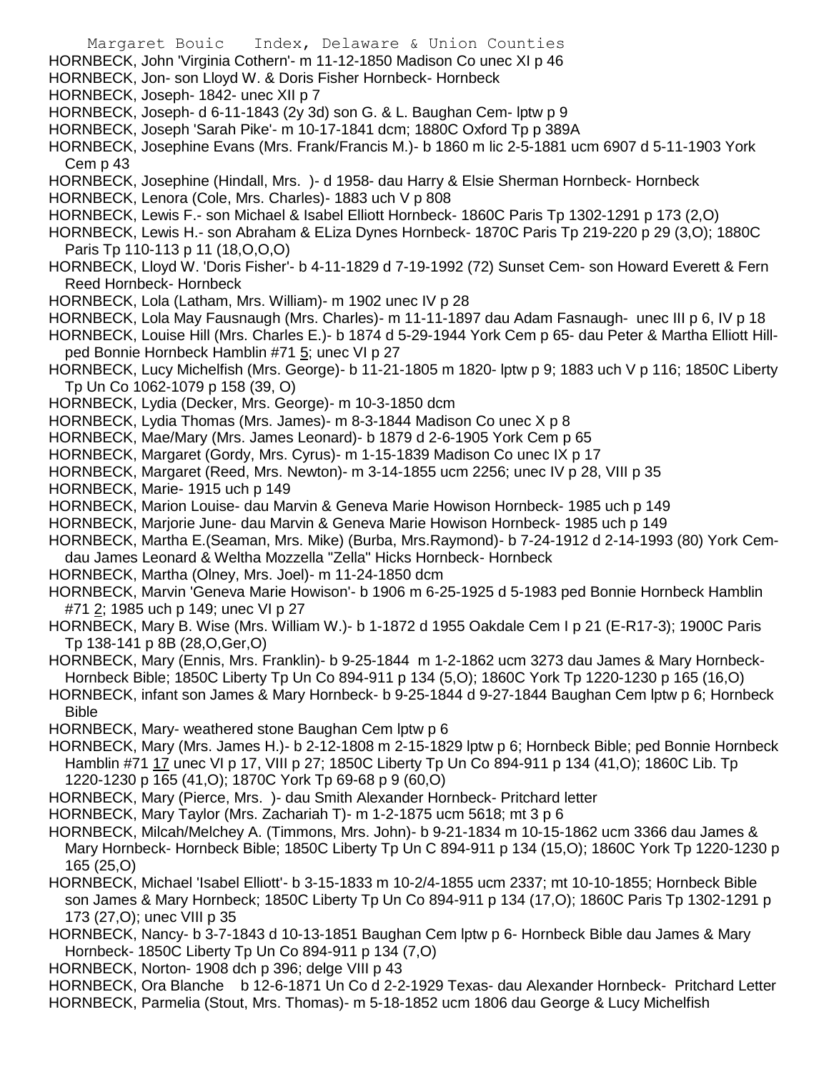HORNBECK, John 'Virginia Cothern'- m 11-12-1850 Madison Co unec XI p 46
HORNBECK, Jon- son Lloyd W. & Doris Fisher Hornbeck- Hornbeck
HORNBECK, Joseph- 1842- unec XII p 7
HORNBECK, Joseph- d 6-11-1843 (2y 3d) son G. & L. Baughan Cem- lptw p 9
HORNBECK, Joseph 'Sarah Pike'- m 10-17-1841 dcm; 1880C Oxford Tp p 389A
HORNBECK, Josephine Evans (Mrs. Frank/Francis M.)- b 1860 m lic 2-5-1881 ucm 6907 d 5-11-1903 York Cem p 43
HORNBECK, Josephine (Hindall, Mrs. )- d 1958- dau Harry & Elsie Sherman Hornbeck- Hornbeck
HORNBECK, Lenora (Cole, Mrs. Charles)- 1883 uch V p 808
HORNBECK, Lewis F.- son Michael & Isabel Elliott Hornbeck- 1860C Paris Tp 1302-1291 p 173 (2,O)
HORNBECK, Lewis H.- son Abraham & ELiza Dynes Hornbeck- 1870C Paris Tp 219-220 p 29 (3,O); 1880C Paris Tp 110-113 p 11 (18,O,O,O)
HORNBECK, Lloyd W. 'Doris Fisher'- b 4-11-1829 d 7-19-1992 (72) Sunset Cem- son Howard Everett & Fern Reed Hornbeck- Hornbeck
HORNBECK, Lola (Latham, Mrs. William)- m 1902 unec IV p 28
HORNBECK, Lola May Fausnaugh (Mrs. Charles)- m 11-11-1897 dau Adam Fasnaugh- unec III p 6, IV p 18
HORNBECK, Louise Hill (Mrs. Charles E.)- b 1874 d 5-29-1944 York Cem p 65- dau Peter & Martha Elliott Hill- ped Bonnie Hornbeck Hamblin #71 5; unec VI p 27
HORNBECK, Lucy Michelfish (Mrs. George)- b 11-21-1805 m 1820- lptw p 9; 1883 uch V p 116; 1850C Liberty Tp Un Co 1062-1079 p 158 (39, O)
HORNBECK, Lydia (Decker, Mrs. George)- m 10-3-1850 dcm
HORNBECK, Lydia Thomas (Mrs. James)- m 8-3-1844 Madison Co unec X p 8
HORNBECK, Mae/Mary (Mrs. James Leonard)- b 1879 d 2-6-1905 York Cem p 65
HORNBECK, Margaret (Gordy, Mrs. Cyrus)- m 1-15-1839 Madison Co unec IX p 17
HORNBECK, Margaret (Reed, Mrs. Newton)- m 3-14-1855 ucm 2256; unec IV p 28, VIII p 35
HORNBECK, Marie- 1915 uch p 149
HORNBECK, Marion Louise- dau Marvin & Geneva Marie Howison Hornbeck- 1985 uch p 149
HORNBECK, Marjorie June- dau Marvin & Geneva Marie Howison Hornbeck- 1985 uch p 149
HORNBECK, Martha E.(Seaman, Mrs. Mike) (Burba, Mrs.Raymond)- b 7-24-1912 d 2-14-1993 (80) York Cem- dau James Leonard & Weltha Mozzella "Zella" Hicks Hornbeck- Hornbeck
HORNBECK, Martha (Olney, Mrs. Joel)- m 11-24-1850 dcm
HORNBECK, Marvin 'Geneva Marie Howison'- b 1906 m 6-25-1925 d 5-1983 ped Bonnie Hornbeck Hamblin #71 2; 1985 uch p 149; unec VI p 27
HORNBECK, Mary B. Wise (Mrs. William W.)- b 1-1872 d 1955 Oakdale Cem I p 21 (E-R17-3); 1900C Paris Tp 138-141 p 8B (28,O,Ger,O)
HORNBECK, Mary (Ennis, Mrs. Franklin)- b 9-25-1844 m 1-2-1862 ucm 3273 dau James & Mary Hornbeck- Hornbeck Bible; 1850C Liberty Tp Un Co 894-911 p 134 (5,O); 1860C York Tp 1220-1230 p 165 (16,O)
HORNBECK, infant son James & Mary Hornbeck- b 9-25-1844 d 9-27-1844 Baughan Cem lptw p 6; Hornbeck Bible
HORNBECK, Mary- weathered stone Baughan Cem lptw p 6
HORNBECK, Mary (Mrs. James H.)- b 2-12-1808 m 2-15-1829 lptw p 6; Hornbeck Bible; ped Bonnie Hornbeck Hamblin #71 17 unec VI p 17, VIII p 27; 1850C Liberty Tp Un Co 894-911 p 134 (41,O); 1860C Lib. Tp 1220-1230 p 165 (41,O); 1870C York Tp 69-68 p 9 (60,O)
HORNBECK, Mary (Pierce, Mrs. )- dau Smith Alexander Hornbeck- Pritchard letter
HORNBECK, Mary Taylor (Mrs. Zachariah T)- m 1-2-1875 ucm 5618; mt 3 p 6
HORNBECK, Milcah/Melchey A. (Timmons, Mrs. John)- b 9-21-1834 m 10-15-1862 ucm 3366 dau James & Mary Hornbeck- Hornbeck Bible; 1850C Liberty Tp Un C 894-911 p 134 (15,O); 1860C York Tp 1220-1230 p 165 (25,O)
HORNBECK, Michael 'Isabel Elliott'- b 3-15-1833 m 10-2/4-1855 ucm 2337; mt 10-10-1855; Hornbeck Bible son James & Mary Hornbeck; 1850C Liberty Tp Un Co 894-911 p 134 (17,O); 1860C Paris Tp 1302-1291 p 173 (27,O); unec VIII p 35
HORNBECK, Nancy- b 3-7-1843 d 10-13-1851 Baughan Cem lptw p 6- Hornbeck Bible dau James & Mary Hornbeck- 1850C Liberty Tp Un Co 894-911 p 134 (7,O)
HORNBECK, Norton- 1908 dch p 396; delge VIII p 43
HORNBECK, Ora Blanche b 12-6-1871 Un Co d 2-2-1929 Texas- dau Alexander Hornbeck- Pritchard Letter
HORNBECK, Parmelia (Stout, Mrs. Thomas)- m 5-18-1852 ucm 1806 dau George & Lucy Michelfish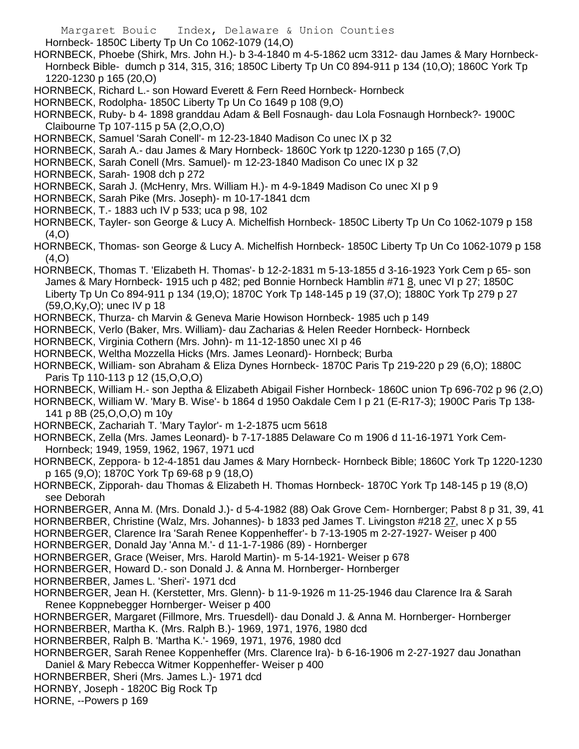Hornbeck- 1850C Liberty Tp Un Co 1062-1079 (14,O)

HORNBECK, Phoebe (Shirk, Mrs. John H.)- b 3-4-1840 m 4-5-1862 ucm 3312- dau James & Mary Hornbeck- Hornbeck Bible- dumch p 314, 315, 316; 1850C Liberty Tp Un C0 894-911 p 134 (10,O); 1860C York Tp 1220-1230 p 165 (20,O)

HORNBECK, Richard L.- son Howard Everett & Fern Reed Hornbeck- Hornbeck

HORNBECK, Rodolpha- 1850C Liberty Tp Un Co 1649 p 108 (9,O)

HORNBECK, Ruby- b 4- 1898 granddau Adam & Bell Fosnaugh- dau Lola Fosnaugh Hornbeck?- 1900C Claibourne Tp 107-115 p 5A (2,O,O,O)

HORNBECK, Samuel 'Sarah Conell'- m 12-23-1840 Madison Co unec IX p 32

HORNBECK, Sarah A.- dau James & Mary Hornbeck- 1860C York tp 1220-1230 p 165 (7,O)

HORNBECK, Sarah Conell (Mrs. Samuel)- m 12-23-1840 Madison Co unec IX p 32

HORNBECK, Sarah- 1908 dch p 272

HORNBECK, Sarah J. (McHenry, Mrs. William H.)- m 4-9-1849 Madison Co unec XI p 9

HORNBECK, Sarah Pike (Mrs. Joseph)- m 10-17-1841 dcm

HORNBECK, T.- 1883 uch IV p 533; uca p 98, 102

HORNBECK, Tayler- son George & Lucy A. Michelfish Hornbeck- 1850C Liberty Tp Un Co 1062-1079 p 158 (4,O)

HORNBECK, Thomas- son George & Lucy A. Michelfish Hornbeck- 1850C Liberty Tp Un Co 1062-1079 p 158 (4,O)

HORNBECK, Thomas T. 'Elizabeth H. Thomas'- b 12-2-1831 m 5-13-1855 d 3-16-1923 York Cem p 65- son James & Mary Hornbeck- 1915 uch p 482; ped Bonnie Hornbeck Hamblin #71 8, unec VI p 27; 1850C Liberty Tp Un Co 894-911 p 134 (19,O); 1870C York Tp 148-145 p 19 (37,O); 1880C York Tp 279 p 27 (59,O,Ky,O); unec IV p 18

HORNBECK, Thurza- ch Marvin & Geneva Marie Howison Hornbeck- 1985 uch p 149

HORNBECK, Verlo (Baker, Mrs. William)- dau Zacharias & Helen Reeder Hornbeck- Hornbeck

HORNBECK, Virginia Cothern (Mrs. John)- m 11-12-1850 unec XI p 46

HORNBECK, Weltha Mozzella Hicks (Mrs. James Leonard)- Hornbeck; Burba

HORNBECK, William- son Abraham & Eliza Dynes Hornbeck- 1870C Paris Tp 219-220 p 29 (6,O); 1880C Paris Tp 110-113 p 12 (15,O,O,O)

HORNBECK, William H.- son Jeptha & Elizabeth Abigail Fisher Hornbeck- 1860C union Tp 696-702 p 96 (2,O)

HORNBECK, William W. 'Mary B. Wise'- b 1864 d 1950 Oakdale Cem I p 21 (E-R17-3); 1900C Paris Tp 138-141 p 8B (25,O,O,O) m 10y

HORNBECK, Zachariah T. 'Mary Taylor'- m 1-2-1875 ucm 5618

HORNBECK, Zella (Mrs. James Leonard)- b 7-17-1885 Delaware Co m 1906 d 11-16-1971 York Cem- Hornbeck; 1949, 1959, 1962, 1967, 1971 ucd

HORNBECK, Zeppora- b 12-4-1851 dau James & Mary Hornbeck- Hornbeck Bible; 1860C York Tp 1220-1230 p 165 (9,O); 1870C York Tp 69-68 p 9 (18,O)

HORNBECK, Zipporah- dau Thomas & Elizabeth H. Thomas Hornbeck- 1870C York Tp 148-145 p 19 (8,O) see Deborah

HORNBERGER, Anna M. (Mrs. Donald J.)- d 5-4-1982 (88) Oak Grove Cem- Hornberger; Pabst 8 p 31, 39, 41

HORNBERBER, Christine (Walz, Mrs. Johannes)- b 1833 ped James T. Livingston #218 27, unec X p 55

HORNBERGER, Clarence Ira 'Sarah Renee Koppenheffer'- b 7-13-1905 m 2-27-1927- Weiser p 400

HORNBERGER, Donald Jay 'Anna M.'- d 11-1-7-1986 (89) - Hornberger

HORNBERGER, Grace (Weiser, Mrs. Harold Martin)- m 5-14-1921- Weiser p 678

HORNBERGER, Howard D.- son Donald J. & Anna M. Hornberger- Hornberger

HORNBERBER, James L. 'Sheri'- 1971 dcd

HORNBERGER, Jean H. (Kerstetter, Mrs. Glenn)- b 11-9-1926 m 11-25-1946 dau Clarence Ira & Sarah Renee Koppnebegger Hornberger- Weiser p 400

HORNBERGER, Margaret (Fillmore, Mrs. Truesdell)- dau Donald J. & Anna M. Hornberger- Hornberger

HORNBERBER, Martha K. (Mrs. Ralph B.)- 1969, 1971, 1976, 1980 dcd

HORNBERBER, Ralph B. 'Martha K.'- 1969, 1971, 1976, 1980 dcd

HORNBERGER, Sarah Renee Koppenheffer (Mrs. Clarence Ira)- b 6-16-1906 m 2-27-1927 dau Jonathan Daniel & Mary Rebecca Witmer Koppenheffer- Weiser p 400

HORNBERBER, Sheri (Mrs. James L.)- 1971 dcd

HORNBY, Joseph - 1820C Big Rock Tp

HORNE, --Powers p 169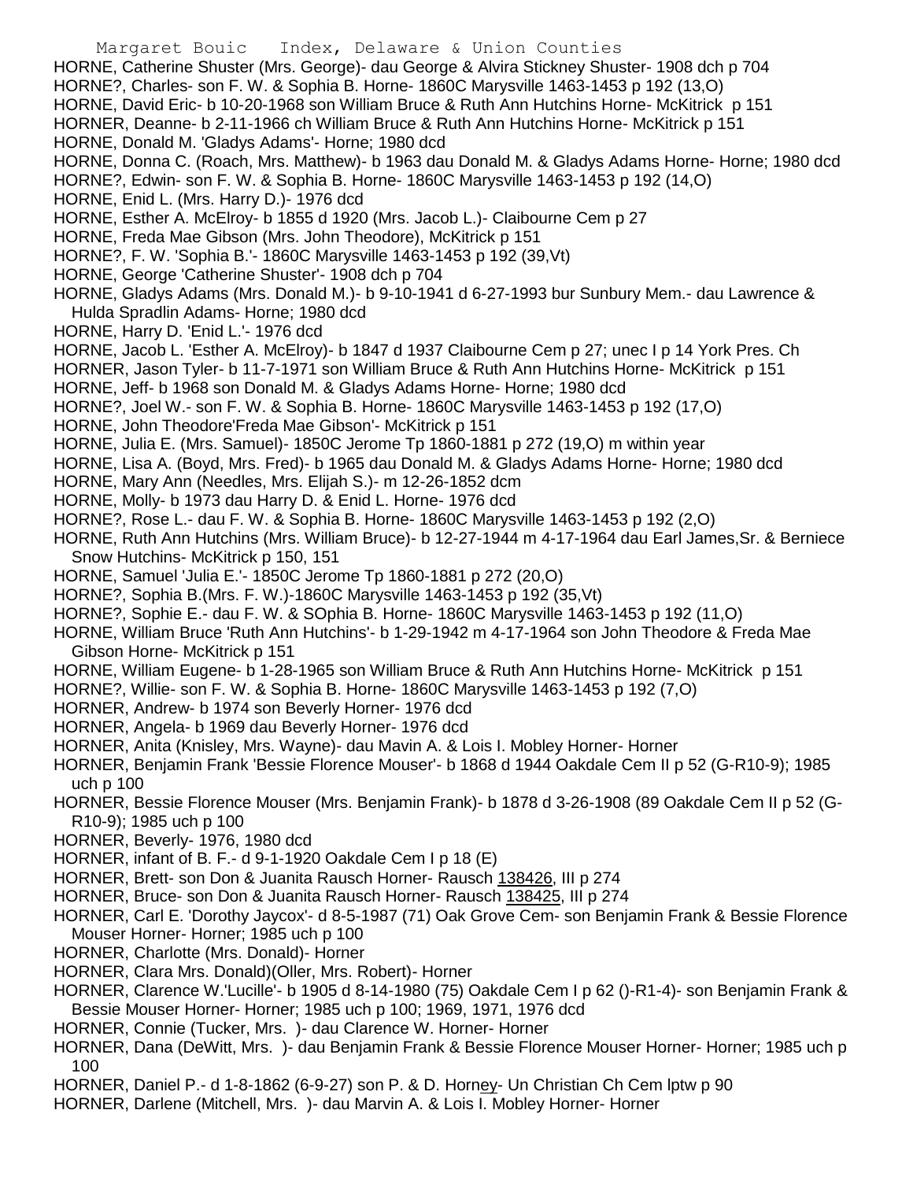HORNE, Catherine Shuster (Mrs. George)- dau George & Alvira Stickney Shuster- 1908 dch p 704

HORNE?, Charles- son F. W. & Sophia B. Horne- 1860C Marysville 1463-1453 p 192 (13,O)

HORNE, David Eric- b 10-20-1968 son William Bruce & Ruth Ann Hutchins Horne- McKitrick p 151

HORNER, Deanne- b 2-11-1966 ch William Bruce & Ruth Ann Hutchins Horne- McKitrick p 151

HORNE, Donald M. 'Gladys Adams'- Horne; 1980 dcd

HORNE, Donna C. (Roach, Mrs. Matthew)- b 1963 dau Donald M. & Gladys Adams Horne- Horne; 1980 dcd

HORNE?, Edwin- son F. W. & Sophia B. Horne- 1860C Marysville 1463-1453 p 192 (14,O)

HORNE, Enid L. (Mrs. Harry D.)- 1976 dcd

HORNE, Esther A. McElroy- b 1855 d 1920 (Mrs. Jacob L.)- Claibourne Cem p 27

HORNE, Freda Mae Gibson (Mrs. John Theodore), McKitrick p 151

HORNE?, F. W. 'Sophia B.'- 1860C Marysville 1463-1453 p 192 (39,Vt)

HORNE, George 'Catherine Shuster'- 1908 dch p 704

HORNE, Gladys Adams (Mrs. Donald M.)- b 9-10-1941 d 6-27-1993 bur Sunbury Mem.- dau Lawrence & Hulda Spradlin Adams- Horne; 1980 dcd

HORNE, Harry D. 'Enid L.'- 1976 dcd

HORNE, Jacob L. 'Esther A. McElroy)- b 1847 d 1937 Claibourne Cem p 27; unec I p 14 York Pres. Ch

HORNER, Jason Tyler- b 11-7-1971 son William Bruce & Ruth Ann Hutchins Horne- McKitrick p 151

HORNE, Jeff- b 1968 son Donald M. & Gladys Adams Horne- Horne; 1980 dcd

HORNE?, Joel W.- son F. W. & Sophia B. Horne- 1860C Marysville 1463-1453 p 192 (17,O)

HORNE, John Theodore'Freda Mae Gibson'- McKitrick p 151

HORNE, Julia E. (Mrs. Samuel)- 1850C Jerome Tp 1860-1881 p 272 (19,O) m within year

HORNE, Lisa A. (Boyd, Mrs. Fred)- b 1965 dau Donald M. & Gladys Adams Horne- Horne; 1980 dcd

HORNE, Mary Ann (Needles, Mrs. Elijah S.)- m 12-26-1852 dcm

HORNE, Molly- b 1973 dau Harry D. & Enid L. Horne- 1976 dcd

HORNE?, Rose L.- dau F. W. & Sophia B. Horne- 1860C Marysville 1463-1453 p 192 (2,O)

HORNE, Ruth Ann Hutchins (Mrs. William Bruce)- b 12-27-1944 m 4-17-1964 dau Earl James,Sr. & Berniece Snow Hutchins- McKitrick p 150, 151

HORNE, Samuel 'Julia E.'- 1850C Jerome Tp 1860-1881 p 272 (20,O)

HORNE?, Sophia B.(Mrs. F. W.)-1860C Marysville 1463-1453 p 192 (35,Vt)

HORNE?, Sophie E.- dau F. W. & SOphia B. Horne- 1860C Marysville 1463-1453 p 192 (11,O)

HORNE, William Bruce 'Ruth Ann Hutchins'- b 1-29-1942 m 4-17-1964 son John Theodore & Freda Mae Gibson Horne- McKitrick p 151

HORNE, William Eugene- b 1-28-1965 son William Bruce & Ruth Ann Hutchins Horne- McKitrick p 151

HORNE?, Willie- son F. W. & Sophia B. Horne- 1860C Marysville 1463-1453 p 192 (7,O)

HORNER, Andrew- b 1974 son Beverly Horner- 1976 dcd

HORNER, Angela- b 1969 dau Beverly Horner- 1976 dcd

HORNER, Anita (Knisley, Mrs. Wayne)- dau Mavin A. & Lois I. Mobley Horner- Horner

HORNER, Benjamin Frank 'Bessie Florence Mouser'- b 1868 d 1944 Oakdale Cem II p 52 (G-R10-9); 1985 uch p 100

HORNER, Bessie Florence Mouser (Mrs. Benjamin Frank)- b 1878 d 3-26-1908 (89 Oakdale Cem II p 52 (G-R10-9); 1985 uch p 100

HORNER, Beverly- 1976, 1980 dcd

HORNER, infant of B. F.- d 9-1-1920 Oakdale Cem I p 18 (E)

HORNER, Brett- son Don & Juanita Rausch Horner- Rausch 138426, III p 274

HORNER, Bruce- son Don & Juanita Rausch Horner- Rausch 138425, III p 274

HORNER, Carl E. 'Dorothy Jaycox'- d 8-5-1987 (71) Oak Grove Cem- son Benjamin Frank & Bessie Florence Mouser Horner- Horner; 1985 uch p 100

HORNER, Charlotte (Mrs. Donald)- Horner

HORNER, Clara Mrs. Donald)(Oller, Mrs. Robert)- Horner

HORNER, Clarence W.'Lucille'- b 1905 d 8-14-1980 (75) Oakdale Cem I p 62 ()-R1-4)- son Benjamin Frank & Bessie Mouser Horner- Horner; 1985 uch p 100; 1969, 1971, 1976 dcd

HORNER, Connie (Tucker, Mrs. )- dau Clarence W. Horner- Horner

HORNER, Dana (DeWitt, Mrs. )- dau Benjamin Frank & Bessie Florence Mouser Horner- Horner; 1985 uch p 100

HORNER, Daniel P.- d 1-8-1862 (6-9-27) son P. & D. Horney- Un Christian Ch Cem lptw p 90

HORNER, Darlene (Mitchell, Mrs. )- dau Marvin A. & Lois I. Mobley Horner- Horner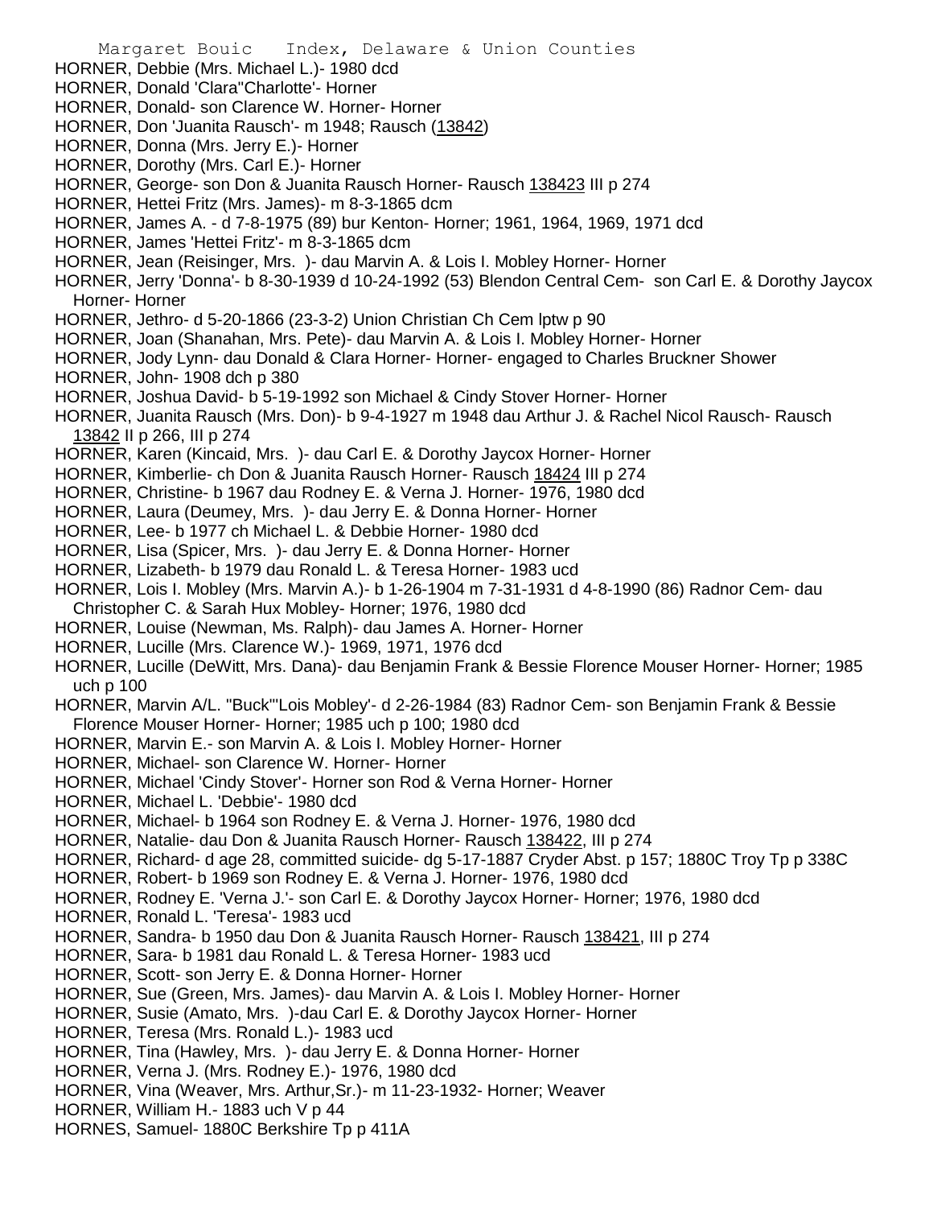HORNER, Debbie (Mrs. Michael L.)- 1980 dcd
HORNER, Donald 'Clara"Charlotte'- Horner
HORNER, Donald- son Clarence W. Horner- Horner
HORNER, Don 'Juanita Rausch'- m 1948; Rausch (13842)
HORNER, Donna (Mrs. Jerry E.)- Horner
HORNER, Dorothy (Mrs. Carl E.)- Horner
HORNER, George- son Don & Juanita Rausch Horner- Rausch 138423 III p 274
HORNER, Hettei Fritz (Mrs. James)- m 8-3-1865 dcm
HORNER, James A. - d 7-8-1975 (89) bur Kenton- Horner; 1961, 1964, 1969, 1971 dcd
HORNER, James 'Hettei Fritz'- m 8-3-1865 dcm
HORNER, Jean (Reisinger, Mrs. )- dau Marvin A. & Lois I. Mobley Horner- Horner
HORNER, Jerry 'Donna'- b 8-30-1939 d 10-24-1992 (53) Blendon Central Cem- son Carl E. & Dorothy Jaycox Horner- Horner
HORNER, Jethro- d 5-20-1866 (23-3-2) Union Christian Ch Cem lptw p 90
HORNER, Joan (Shanahan, Mrs. Pete)- dau Marvin A. & Lois I. Mobley Horner- Horner
HORNER, Jody Lynn- dau Donald & Clara Horner- Horner- engaged to Charles Bruckner Shower
HORNER, John- 1908 dch p 380
HORNER, Joshua David- b 5-19-1992 son Michael & Cindy Stover Horner- Horner
HORNER, Juanita Rausch (Mrs. Don)- b 9-4-1927 m 1948 dau Arthur J. & Rachel Nicol Rausch- Rausch 13842 II p 266, III p 274
HORNER, Karen (Kincaid, Mrs. )- dau Carl E. & Dorothy Jaycox Horner- Horner
HORNER, Kimberlie- ch Don & Juanita Rausch Horner- Rausch 18424 III p 274
HORNER, Christine- b 1967 dau Rodney E. & Verna J. Horner- 1976, 1980 dcd
HORNER, Laura (Deumey, Mrs. )- dau Jerry E. & Donna Horner- Horner
HORNER, Lee- b 1977 ch Michael L. & Debbie Horner- 1980 dcd
HORNER, Lisa (Spicer, Mrs. )- dau Jerry E. & Donna Horner- Horner
HORNER, Lizabeth- b 1979 dau Ronald L. & Teresa Horner- 1983 ucd
HORNER, Lois I. Mobley (Mrs. Marvin A.)- b 1-26-1904 m 7-31-1931 d 4-8-1990 (86) Radnor Cem- dau Christopher C. & Sarah Hux Mobley- Horner; 1976, 1980 dcd
HORNER, Louise (Newman, Ms. Ralph)- dau James A. Horner- Horner
HORNER, Lucille (Mrs. Clarence W.)- 1969, 1971, 1976 dcd
HORNER, Lucille (DeWitt, Mrs. Dana)- dau Benjamin Frank & Bessie Florence Mouser Horner- Horner; 1985 uch p 100
HORNER, Marvin A/L. "Buck"'Lois Mobley'- d 2-26-1984 (83) Radnor Cem- son Benjamin Frank & Bessie Florence Mouser Horner- Horner; 1985 uch p 100; 1980 dcd
HORNER, Marvin E.- son Marvin A. & Lois I. Mobley Horner- Horner
HORNER, Michael- son Clarence W. Horner- Horner
HORNER, Michael 'Cindy Stover'- Horner son Rod & Verna Horner- Horner
HORNER, Michael L. 'Debbie'- 1980 dcd
HORNER, Michael- b 1964 son Rodney E. & Verna J. Horner- 1976, 1980 dcd
HORNER, Natalie- dau Don & Juanita Rausch Horner- Rausch 138422, III p 274
HORNER, Richard- d age 28, committed suicide- dg 5-17-1887 Cryder Abst. p 157; 1880C Troy Tp p 338C
HORNER, Robert- b 1969 son Rodney E. & Verna J. Horner- 1976, 1980 dcd
HORNER, Rodney E. 'Verna J.'- son Carl E. & Dorothy Jaycox Horner- Horner; 1976, 1980 dcd
HORNER, Ronald L. 'Teresa'- 1983 ucd
HORNER, Sandra- b 1950 dau Don & Juanita Rausch Horner- Rausch 138421, III p 274
HORNER, Sara- b 1981 dau Ronald L. & Teresa Horner- 1983 ucd
HORNER, Scott- son Jerry E. & Donna Horner- Horner
HORNER, Sue (Green, Mrs. James)- dau Marvin A. & Lois I. Mobley Horner- Horner
HORNER, Susie (Amato, Mrs. )-dau Carl E. & Dorothy Jaycox Horner- Horner
HORNER, Teresa (Mrs. Ronald L.)- 1983 ucd
HORNER, Tina (Hawley, Mrs. )- dau Jerry E. & Donna Horner- Horner
HORNER, Verna J. (Mrs. Rodney E.)- 1976, 1980 dcd
HORNER, Vina (Weaver, Mrs. Arthur,Sr.)- m 11-23-1932- Horner; Weaver
HORNER, William H.- 1883 uch V p 44
HORNES, Samuel- 1880C Berkshire Tp p 411A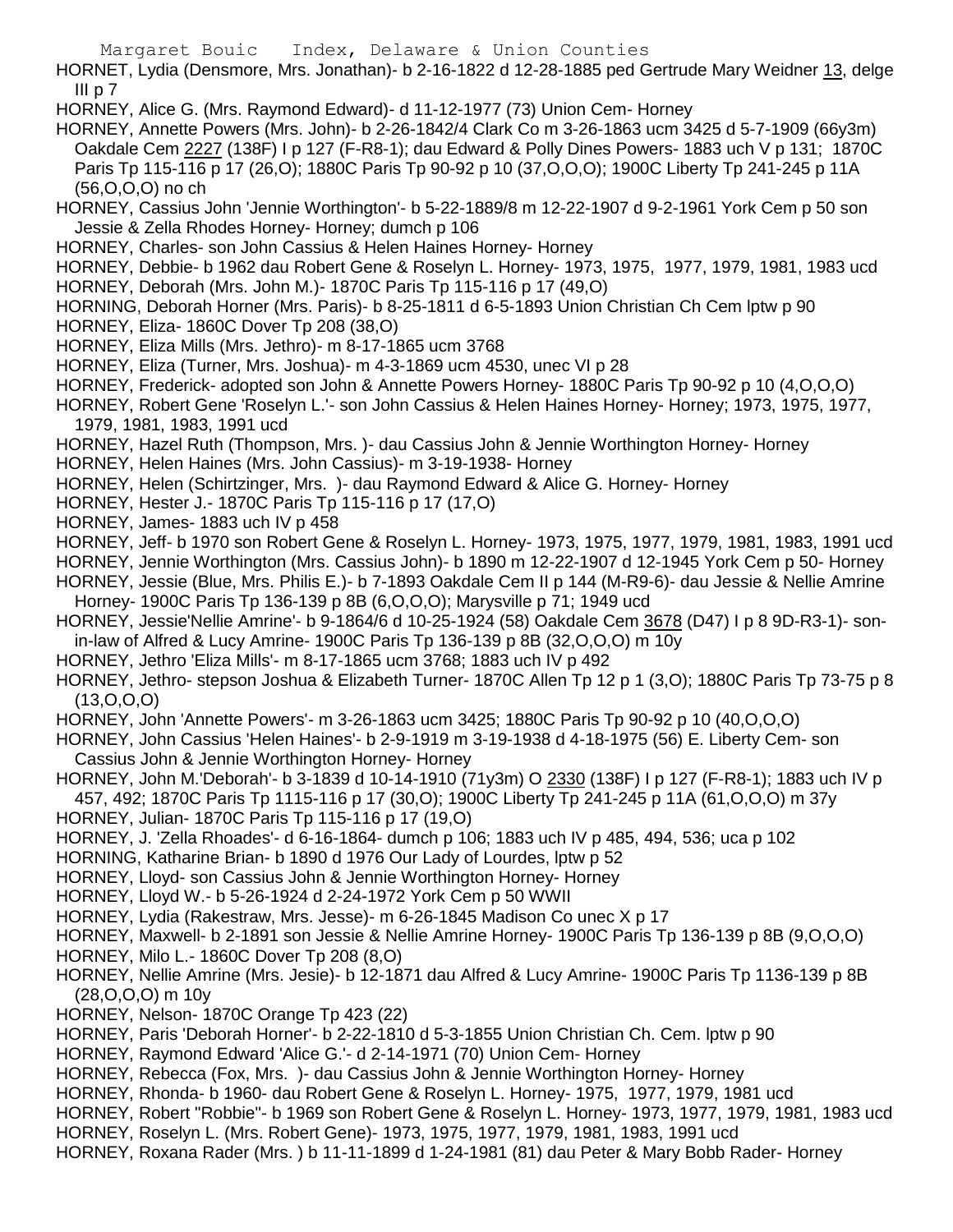HORNET, Lydia (Densmore, Mrs. Jonathan)- b 2-16-1822 d 12-28-1885 ped Gertrude Mary Weidner 13, delge III p 7

HORNEY, Alice G. (Mrs. Raymond Edward)- d 11-12-1977 (73) Union Cem- Horney

HORNEY, Annette Powers (Mrs. John)- b 2-26-1842/4 Clark Co m 3-26-1863 ucm 3425 d 5-7-1909 (66y3m) Oakdale Cem 2227 (138F) I p 127 (F-R8-1); dau Edward & Polly Dines Powers- 1883 uch V p 131; 1870C Paris Tp 115-116 p 17 (26,O); 1880C Paris Tp 90-92 p 10 (37,O,O,O); 1900C Liberty Tp 241-245 p 11A (56,O,O,O) no ch

HORNEY, Cassius John 'Jennie Worthington'- b 5-22-1889/8 m 12-22-1907 d 9-2-1961 York Cem p 50 son Jessie & Zella Rhodes Horney- Horney; dumch p 106

HORNEY, Charles- son John Cassius & Helen Haines Horney- Horney

HORNEY, Debbie- b 1962 dau Robert Gene & Roselyn L. Horney- 1973, 1975, 1977, 1979, 1981, 1983 ucd

HORNEY, Deborah (Mrs. John M.)- 1870C Paris Tp 115-116 p 17 (49,O)

HORNING, Deborah Horner (Mrs. Paris)- b 8-25-1811 d 6-5-1893 Union Christian Ch Cem lptw p 90

HORNEY, Eliza- 1860C Dover Tp 208 (38,O)

HORNEY, Eliza Mills (Mrs. Jethro)- m 8-17-1865 ucm 3768

HORNEY, Eliza (Turner, Mrs. Joshua)- m 4-3-1869 ucm 4530, unec VI p 28

HORNEY, Frederick- adopted son John & Annette Powers Horney- 1880C Paris Tp 90-92 p 10 (4,O,O,O)

HORNEY, Robert Gene 'Roselyn L.'- son John Cassius & Helen Haines Horney- Horney; 1973, 1975, 1977, 1979, 1981, 1983, 1991 ucd

HORNEY, Hazel Ruth (Thompson, Mrs. )- dau Cassius John & Jennie Worthington Horney- Horney

HORNEY, Helen Haines (Mrs. John Cassius)- m 3-19-1938- Horney

HORNEY, Helen (Schirtzinger, Mrs. )- dau Raymond Edward & Alice G. Horney- Horney

HORNEY, Hester J.- 1870C Paris Tp 115-116 p 17 (17,O)

HORNEY, James- 1883 uch IV p 458

HORNEY, Jeff- b 1970 son Robert Gene & Roselyn L. Horney- 1973, 1975, 1977, 1979, 1981, 1983, 1991 ucd

HORNEY, Jennie Worthington (Mrs. Cassius John)- b 1890 m 12-22-1907 d 12-1945 York Cem p 50- Horney

HORNEY, Jessie (Blue, Mrs. Philis E.)- b 7-1893 Oakdale Cem II p 144 (M-R9-6)- dau Jessie & Nellie Amrine Horney- 1900C Paris Tp 136-139 p 8B (6,O,O,O); Marysville p 71; 1949 ucd

HORNEY, Jessie'Nellie Amrine'- b 9-1864/6 d 10-25-1924 (58) Oakdale Cem 3678 (D47) I p 8 9D-R3-1)- son-in-law of Alfred & Lucy Amrine- 1900C Paris Tp 136-139 p 8B (32,O,O,O) m 10y

HORNEY, Jethro 'Eliza Mills'- m 8-17-1865 ucm 3768; 1883 uch IV p 492

HORNEY, Jethro- stepson Joshua & Elizabeth Turner- 1870C Allen Tp 12 p 1 (3,O); 1880C Paris Tp 73-75 p 8 (13,O,O,O)

HORNEY, John 'Annette Powers'- m 3-26-1863 ucm 3425; 1880C Paris Tp 90-92 p 10 (40,O,O,O)

HORNEY, John Cassius 'Helen Haines'- b 2-9-1919 m 3-19-1938 d 4-18-1975 (56) E. Liberty Cem- son Cassius John & Jennie Worthington Horney- Horney

HORNEY, John M.'Deborah'- b 3-1839 d 10-14-1910 (71y3m) O 2330 (138F) I p 127 (F-R8-1); 1883 uch IV p 457, 492; 1870C Paris Tp 1115-116 p 17 (30,O); 1900C Liberty Tp 241-245 p 11A (61,O,O,O) m 37y

HORNEY, Julian- 1870C Paris Tp 115-116 p 17 (19,O)

HORNEY, J. 'Zella Rhoades'- d 6-16-1864- dumch p 106; 1883 uch IV p 485, 494, 536; uca p 102

HORNING, Katharine Brian- b 1890 d 1976 Our Lady of Lourdes, lptw p 52

HORNEY, Lloyd- son Cassius John & Jennie Worthington Horney- Horney

HORNEY, Lloyd W.- b 5-26-1924 d 2-24-1972 York Cem p 50 WWII

HORNEY, Lydia (Rakestraw, Mrs. Jesse)- m 6-26-1845 Madison Co unec X p 17

HORNEY, Maxwell- b 2-1891 son Jessie & Nellie Amrine Horney- 1900C Paris Tp 136-139 p 8B (9,O,O,O)

HORNEY, Milo L.- 1860C Dover Tp 208 (8,O)

HORNEY, Nellie Amrine (Mrs. Jesie)- b 12-1871 dau Alfred & Lucy Amrine- 1900C Paris Tp 1136-139 p 8B (28,O,O,O) m 10y

HORNEY, Nelson- 1870C Orange Tp 423 (22)

HORNEY, Paris 'Deborah Horner'- b 2-22-1810 d 5-3-1855 Union Christian Ch. Cem. lptw p 90

HORNEY, Raymond Edward 'Alice G.'- d 2-14-1971 (70) Union Cem- Horney

HORNEY, Rebecca (Fox, Mrs. )- dau Cassius John & Jennie Worthington Horney- Horney

HORNEY, Rhonda- b 1960- dau Robert Gene & Roselyn L. Horney- 1975, 1977, 1979, 1981 ucd

HORNEY, Robert "Robbie"- b 1969 son Robert Gene & Roselyn L. Horney- 1973, 1977, 1979, 1981, 1983 ucd

HORNEY, Roselyn L. (Mrs. Robert Gene)- 1973, 1975, 1977, 1979, 1981, 1983, 1991 ucd

HORNEY, Roxana Rader (Mrs. ) b 11-11-1899 d 1-24-1981 (81) dau Peter & Mary Bobb Rader- Horney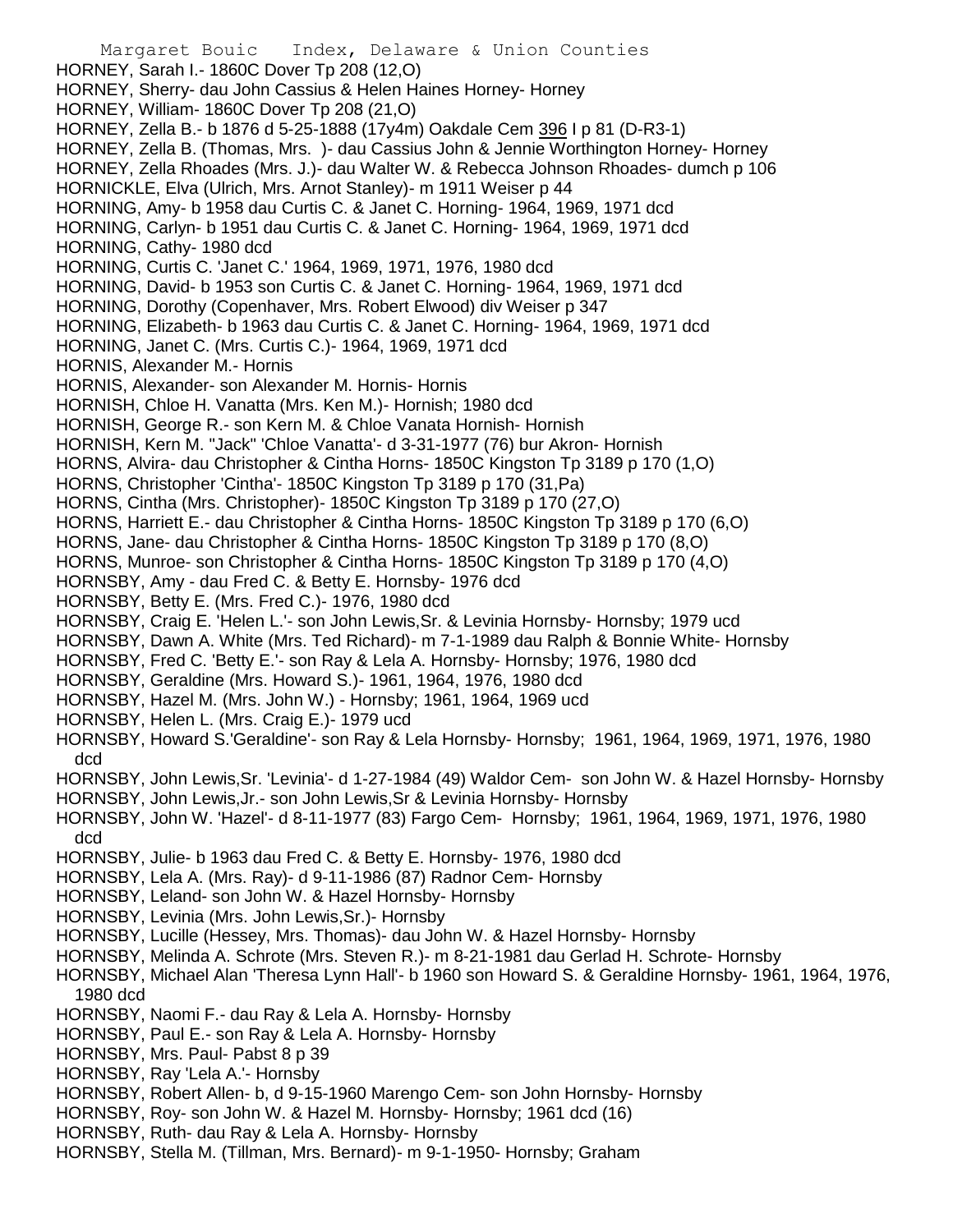HORNEY, Sarah I.- 1860C Dover Tp 208 (12,O)
HORNEY, Sherry- dau John Cassius & Helen Haines Horney- Horney
HORNEY, William- 1860C Dover Tp 208 (21,O)
HORNEY, Zella B.- b 1876 d 5-25-1888 (17y4m) Oakdale Cem 396 I p 81 (D-R3-1)
HORNEY, Zella B. (Thomas, Mrs. )- dau Cassius John & Jennie Worthington Horney- Horney
HORNEY, Zella Rhoades (Mrs. J.)- dau Walter W. & Rebecca Johnson Rhoades- dumch p 106
HORNICKLE, Elva (Ulrich, Mrs. Arnot Stanley)- m 1911 Weiser p 44
HORNING, Amy- b 1958 dau Curtis C. & Janet C. Horning- 1964, 1969, 1971 dcd
HORNING, Carlyn- b 1951 dau Curtis C. & Janet C. Horning- 1964, 1969, 1971 dcd
HORNING, Cathy- 1980 dcd
HORNING, Curtis C. 'Janet C.' 1964, 1969, 1971, 1976, 1980 dcd
HORNING, David- b 1953 son Curtis C. & Janet C. Horning- 1964, 1969, 1971 dcd
HORNING, Dorothy (Copenhaver, Mrs. Robert Elwood) div Weiser p 347
HORNING, Elizabeth- b 1963 dau Curtis C. & Janet C. Horning- 1964, 1969, 1971 dcd
HORNING, Janet C. (Mrs. Curtis C.)- 1964, 1969, 1971 dcd
HORNIS, Alexander M.- Hornis
HORNIS, Alexander- son Alexander M. Hornis- Hornis
HORNISH, Chloe H. Vanatta (Mrs. Ken M.)- Hornish; 1980 dcd
HORNISH, George R.- son Kern M. & Chloe Vanata Hornish- Hornish
HORNISH, Kern M. "Jack" 'Chloe Vanatta'- d 3-31-1977 (76) bur Akron- Hornish
HORNS, Alvira- dau Christopher & Cintha Horns- 1850C Kingston Tp 3189 p 170 (1,O)
HORNS, Christopher 'Cintha'- 1850C Kingston Tp 3189 p 170 (31,Pa)
HORNS, Cintha (Mrs. Christopher)- 1850C Kingston Tp 3189 p 170 (27,O)
HORNS, Harriett E.- dau Christopher & Cintha Horns- 1850C Kingston Tp 3189 p 170 (6,O)
HORNS, Jane- dau Christopher & Cintha Horns- 1850C Kingston Tp 3189 p 170 (8,O)
HORNS, Munroe- son Christopher & Cintha Horns- 1850C Kingston Tp 3189 p 170 (4,O)
HORNSBY, Amy - dau Fred C. & Betty E. Hornsby- 1976 dcd
HORNSBY, Betty E. (Mrs. Fred C.)- 1976, 1980 dcd
HORNSBY, Craig E. 'Helen L.'- son John Lewis,Sr. & Levinia Hornsby- Hornsby; 1979 ucd
HORNSBY, Dawn A. White (Mrs. Ted Richard)- m 7-1-1989 dau Ralph & Bonnie White- Hornsby
HORNSBY, Fred C. 'Betty E.'- son Ray & Lela A. Hornsby- Hornsby; 1976, 1980 dcd
HORNSBY, Geraldine (Mrs. Howard S.)- 1961, 1964, 1976, 1980 dcd
HORNSBY, Hazel M. (Mrs. John W.) - Hornsby; 1961, 1964, 1969 ucd
HORNSBY, Helen L. (Mrs. Craig E.)- 1979 ucd
HORNSBY, Howard S.'Geraldine'- son Ray & Lela Hornsby- Hornsby; 1961, 1964, 1969, 1971, 1976, 1980 dcd
HORNSBY, John Lewis,Sr. 'Levinia'- d 1-27-1984 (49) Waldor Cem- son John W. & Hazel Hornsby- Hornsby
HORNSBY, John Lewis,Jr.- son John Lewis,Sr & Levinia Hornsby- Hornsby
HORNSBY, John W. 'Hazel'- d 8-11-1977 (83) Fargo Cem- Hornsby; 1961, 1964, 1969, 1971, 1976, 1980 dcd
HORNSBY, Julie- b 1963 dau Fred C. & Betty E. Hornsby- 1976, 1980 dcd
HORNSBY, Lela A. (Mrs. Ray)- d 9-11-1986 (87) Radnor Cem- Hornsby
HORNSBY, Leland- son John W. & Hazel Hornsby- Hornsby
HORNSBY, Levinia (Mrs. John Lewis,Sr.)- Hornsby
HORNSBY, Lucille (Hessey, Mrs. Thomas)- dau John W. & Hazel Hornsby- Hornsby
HORNSBY, Melinda A. Schrote (Mrs. Steven R.)- m 8-21-1981 dau Gerlad H. Schrote- Hornsby
HORNSBY, Michael Alan 'Theresa Lynn Hall'- b 1960 son Howard S. & Geraldine Hornsby- 1961, 1964, 1976, 1980 dcd
HORNSBY, Naomi F.- dau Ray & Lela A. Hornsby- Hornsby
HORNSBY, Paul E.- son Ray & Lela A. Hornsby- Hornsby
HORNSBY, Mrs. Paul- Pabst 8 p 39
HORNSBY, Ray 'Lela A.'- Hornsby
HORNSBY, Robert Allen- b, d 9-15-1960 Marengo Cem- son John Hornsby- Hornsby
HORNSBY, Roy- son John W. & Hazel M. Hornsby- Hornsby; 1961 dcd (16)
HORNSBY, Ruth- dau Ray & Lela A. Hornsby- Hornsby
HORNSBY, Stella M. (Tillman, Mrs. Bernard)- m 9-1-1950- Hornsby; Graham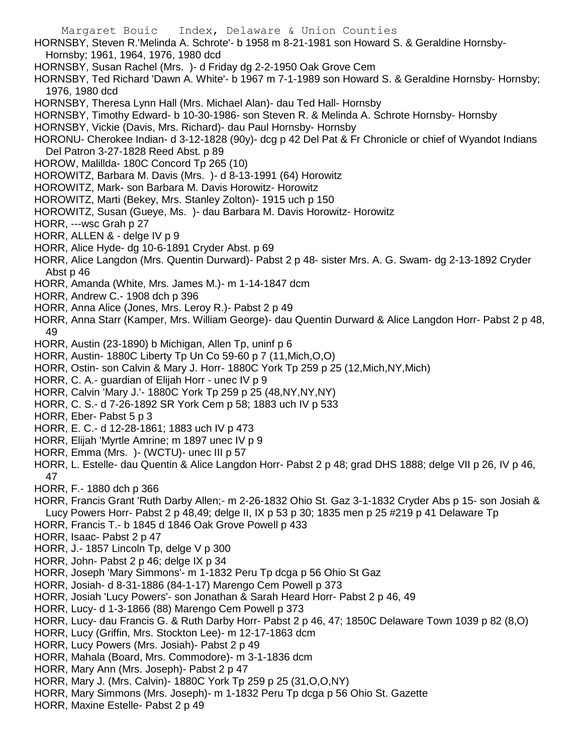HORNSBY, Steven R.'Melinda A. Schrote'- b 1958 m 8-21-1981 son Howard S. & Geraldine Hornsby- Hornsby; 1961, 1964, 1976, 1980 dcd

HORNSBY, Susan Rachel (Mrs. )- d Friday dg 2-2-1950 Oak Grove Cem

HORNSBY, Ted Richard 'Dawn A. White'- b 1967 m 7-1-1989 son Howard S. & Geraldine Hornsby- Hornsby; 1976, 1980 dcd

HORNSBY, Theresa Lynn Hall (Mrs. Michael Alan)- dau Ted Hall- Hornsby

HORNSBY, Timothy Edward- b 10-30-1986- son Steven R. & Melinda A. Schrote Hornsby- Hornsby

HORNSBY, Vickie (Davis, Mrs. Richard)- dau Paul Hornsby- Hornsby

HORONU- Cherokee Indian- d 3-12-1828 (90y)- dcg p 42 Del Pat & Fr Chronicle or chief of Wyandot Indians Del Patron 3-27-1828 Reed Abst. p 89

HOROW, Malillda- 180C Concord Tp 265 (10)

HOROWITZ, Barbara M. Davis (Mrs. )- d 8-13-1991 (64) Horowitz

HOROWITZ, Mark- son Barbara M. Davis Horowitz- Horowitz

HOROWITZ, Marti (Bekey, Mrs. Stanley Zolton)- 1915 uch p 150

HOROWITZ, Susan (Gueye, Ms. )- dau Barbara M. Davis Horowitz- Horowitz

HORR, ---wsc Grah p 27

HORR, ALLEN & - delge IV p 9

HORR, Alice Hyde- dg 10-6-1891 Cryder Abst. p 69

HORR, Alice Langdon (Mrs. Quentin Durward)- Pabst 2 p 48- sister Mrs. A. G. Swam- dg 2-13-1892 Cryder Abst p 46

HORR, Amanda (White, Mrs. James M.)- m 1-14-1847 dcm

HORR, Andrew C.- 1908 dch p 396

HORR, Anna Alice (Jones, Mrs. Leroy R.)- Pabst 2 p 49

HORR, Anna Starr (Kamper, Mrs. William George)- dau Quentin Durward & Alice Langdon Horr- Pabst 2 p 48, 49

HORR, Austin (23-1890) b Michigan, Allen Tp, uninf p 6

HORR, Austin- 1880C Liberty Tp Un Co 59-60 p 7 (11,Mich,O,O)

HORR, Ostin- son Calvin & Mary J. Horr- 1880C York Tp 259 p 25 (12,Mich,NY,Mich)

HORR, C. A.- guardian of Elijah Horr - unec IV p 9

HORR, Calvin 'Mary J.'- 1880C York Tp 259 p 25 (48,NY,NY,NY)

HORR, C. S.- d 7-26-1892 SR York Cem p 58; 1883 uch IV p 533

HORR, Eber- Pabst 5 p 3

HORR, E. C.- d 12-28-1861; 1883 uch IV p 473

HORR, Elijah 'Myrtle Amrine; m 1897 unec IV p 9

HORR, Emma (Mrs. )- (WCTU)- unec III p 57

HORR, L. Estelle- dau Quentin & Alice Langdon Horr- Pabst 2 p 48; grad DHS 1888; delge VII p 26, IV p 46, 47

HORR, F.- 1880 dch p 366

HORR, Francis Grant 'Ruth Darby Allen;- m 2-26-1832 Ohio St. Gaz 3-1-1832 Cryder Abs p 15- son Josiah & Lucy Powers Horr- Pabst 2 p 48,49; delge II, IX p 53 p 30; 1835 men p 25 #219 p 41 Delaware Tp

HORR, Francis T.- b 1845 d 1846 Oak Grove Powell p 433

HORR, Isaac- Pabst 2 p 47

HORR, J.- 1857 Lincoln Tp, delge V p 300

HORR, John- Pabst 2 p 46; delge IX p 34

HORR, Joseph 'Mary Simmons'- m 1-1832 Peru Tp dcga p 56 Ohio St Gaz

HORR, Josiah- d 8-31-1886 (84-1-17) Marengo Cem Powell p 373

HORR, Josiah 'Lucy Powers'- son Jonathan & Sarah Heard Horr- Pabst 2 p 46, 49

HORR, Lucy- d 1-3-1866 (88) Marengo Cem Powell p 373

HORR, Lucy- dau Francis G. & Ruth Darby Horr- Pabst 2 p 46, 47; 1850C Delaware Town 1039 p 82 (8,O)

HORR, Lucy (Griffin, Mrs. Stockton Lee)- m 12-17-1863 dcm

HORR, Lucy Powers (Mrs. Josiah)- Pabst 2 p 49

HORR, Mahala (Board, Mrs. Commodore)- m 3-1-1836 dcm

HORR, Mary Ann (Mrs. Joseph)- Pabst 2 p 47

HORR, Mary J. (Mrs. Calvin)- 1880C York Tp 259 p 25 (31,O,O,NY)

HORR, Mary Simmons (Mrs. Joseph)- m 1-1832 Peru Tp dcga p 56 Ohio St. Gazette

HORR, Maxine Estelle- Pabst 2 p 49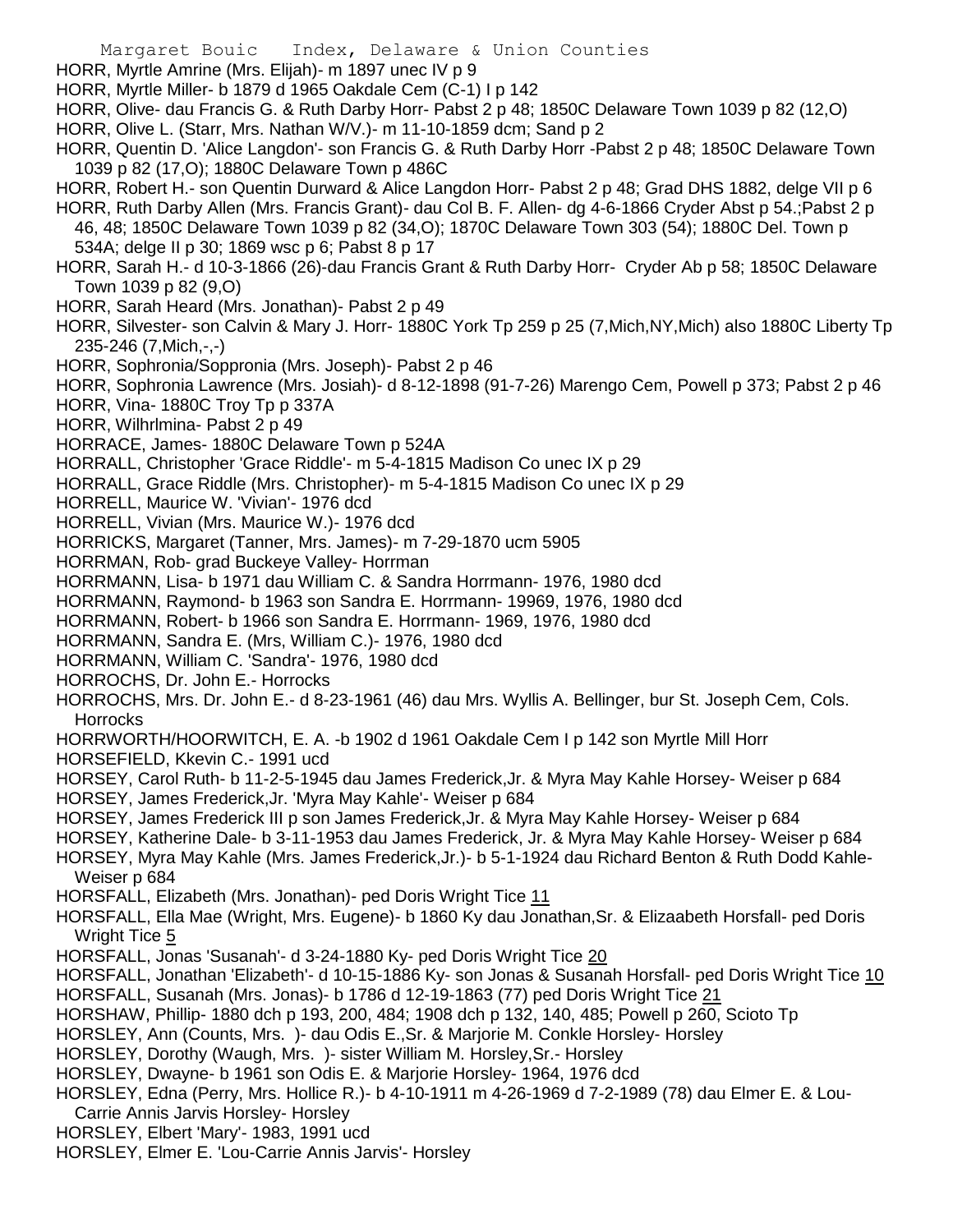HORR, Myrtle Amrine (Mrs. Elijah)- m 1897 unec IV p 9

HORR, Myrtle Miller- b 1879 d 1965 Oakdale Cem (C-1) I p 142

HORR, Olive- dau Francis G. & Ruth Darby Horr- Pabst 2 p 48; 1850C Delaware Town 1039 p 82 (12,O)

HORR, Olive L. (Starr, Mrs. Nathan W/V.)- m 11-10-1859 dcm; Sand p 2

HORR, Quentin D. 'Alice Langdon'- son Francis G. & Ruth Darby Horr -Pabst 2 p 48; 1850C Delaware Town 1039 p 82 (17,O); 1880C Delaware Town p 486C

HORR, Robert H.- son Quentin Durward & Alice Langdon Horr- Pabst 2 p 48; Grad DHS 1882, delge VII p 6

HORR, Ruth Darby Allen (Mrs. Francis Grant)- dau Col B. F. Allen- dg 4-6-1866 Cryder Abst p 54.;Pabst 2 p 46, 48; 1850C Delaware Town 1039 p 82 (34,O); 1870C Delaware Town 303 (54); 1880C Del. Town p 534A; delge II p 30; 1869 wsc p 6; Pabst 8 p 17

HORR, Sarah H.- d 10-3-1866 (26)-dau Francis Grant & Ruth Darby Horr- Cryder Ab p 58; 1850C Delaware Town 1039 p 82 (9,O)

HORR, Sarah Heard (Mrs. Jonathan)- Pabst 2 p 49

HORR, Silvester- son Calvin & Mary J. Horr- 1880C York Tp 259 p 25 (7,Mich,NY,Mich) also 1880C Liberty Tp 235-246 (7,Mich,-,-)

HORR, Sophronia/Soppronia (Mrs. Joseph)- Pabst 2 p 46

HORR, Sophronia Lawrence (Mrs. Josiah)- d 8-12-1898 (91-7-26) Marengo Cem, Powell p 373; Pabst 2 p 46

HORR, Vina- 1880C Troy Tp p 337A

HORR, Wilhrlmina- Pabst 2 p 49

HORRACE, James- 1880C Delaware Town p 524A

HORRALL, Christopher 'Grace Riddle'- m 5-4-1815 Madison Co unec IX p 29

HORRALL, Grace Riddle (Mrs. Christopher)- m 5-4-1815 Madison Co unec IX p 29

HORRELL, Maurice W. 'Vivian'- 1976 dcd

HORRELL, Vivian (Mrs. Maurice W.)- 1976 dcd

HORRICKS, Margaret (Tanner, Mrs. James)- m 7-29-1870 ucm 5905

HORRMAN, Rob- grad Buckeye Valley- Horrman

HORRMANN, Lisa- b 1971 dau William C. & Sandra Horrmann- 1976, 1980 dcd

HORRMANN, Raymond- b 1963 son Sandra E. Horrmann- 19969, 1976, 1980 dcd

HORRMANN, Robert- b 1966 son Sandra E. Horrmann- 1969, 1976, 1980 dcd

HORRMANN, Sandra E. (Mrs, William C.)- 1976, 1980 dcd

HORRMANN, William C. 'Sandra'- 1976, 1980 dcd

HORROCHS, Dr. John E.- Horrocks

HORROCHS, Mrs. Dr. John E.- d 8-23-1961 (46) dau Mrs. Wyllis A. Bellinger, bur St. Joseph Cem, Cols. Horrocks

HORRWORTH/HOORWITCH, E. A. -b 1902 d 1961 Oakdale Cem I p 142 son Myrtle Mill Horr

HORSEFIELD, Kkevin C.- 1991 ucd

HORSEY, Carol Ruth- b 11-2-5-1945 dau James Frederick,Jr. & Myra May Kahle Horsey- Weiser p 684

HORSEY, James Frederick,Jr. 'Myra May Kahle'- Weiser p 684

HORSEY, James Frederick III p son James Frederick,Jr. & Myra May Kahle Horsey- Weiser p 684

HORSEY, Katherine Dale- b 3-11-1953 dau James Frederick, Jr. & Myra May Kahle Horsey- Weiser p 684

HORSEY, Myra May Kahle (Mrs. James Frederick,Jr.)- b 5-1-1924 dau Richard Benton & Ruth Dodd Kahle- Weiser p 684

HORSFALL, Elizabeth (Mrs. Jonathan)- ped Doris Wright Tice 11

HORSFALL, Ella Mae (Wright, Mrs. Eugene)- b 1860 Ky dau Jonathan,Sr. & Elizaabeth Horsfall- ped Doris Wright Tice 5

HORSFALL, Jonas 'Susanah'- d 3-24-1880 Ky- ped Doris Wright Tice 20

HORSFALL, Jonathan 'Elizabeth'- d 10-15-1886 Ky- son Jonas & Susanah Horsfall- ped Doris Wright Tice 10

HORSFALL, Susanah (Mrs. Jonas)- b 1786 d 12-19-1863 (77) ped Doris Wright Tice 21

HORSHAW, Phillip- 1880 dch p 193, 200, 484; 1908 dch p 132, 140, 485; Powell p 260, Scioto Tp

HORSLEY, Ann (Counts, Mrs. )- dau Odis E.,Sr. & Marjorie M. Conkle Horsley- Horsley

HORSLEY, Dorothy (Waugh, Mrs. )- sister William M. Horsley,Sr.- Horsley

HORSLEY, Dwayne- b 1961 son Odis E. & Marjorie Horsley- 1964, 1976 dcd

HORSLEY, Edna (Perry, Mrs. Hollice R.)- b 4-10-1911 m 4-26-1969 d 7-2-1989 (78) dau Elmer E. & Lou-Carrie Annis Jarvis Horsley- Horsley

HORSLEY, Elbert 'Mary'- 1983, 1991 ucd

HORSLEY, Elmer E. 'Lou-Carrie Annis Jarvis'- Horsley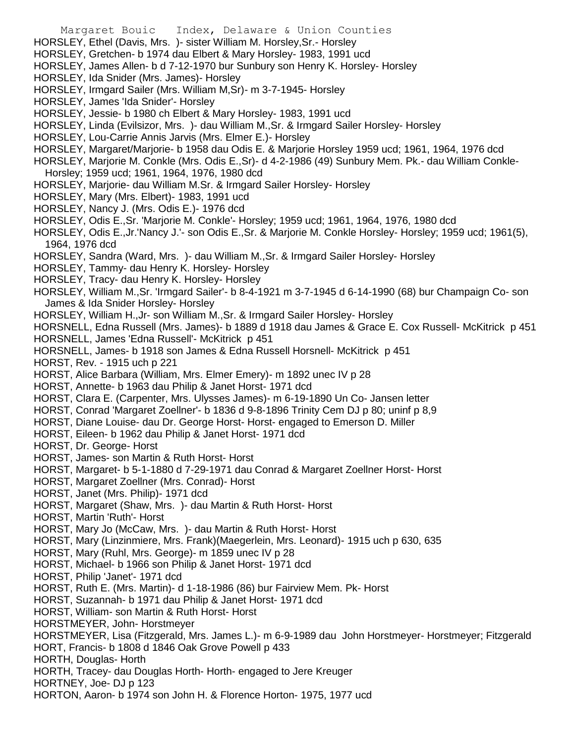HORSLEY, Ethel (Davis, Mrs. )- sister William M. Horsley,Sr.- Horsley
HORSLEY, Gretchen- b 1974 dau Elbert & Mary Horsley- 1983, 1991 ucd
HORSLEY, James Allen- b d 7-12-1970 bur Sunbury son Henry K. Horsley- Horsley
HORSLEY, Ida Snider (Mrs. James)- Horsley
HORSLEY, Irmgard Sailer (Mrs. William M,Sr)- m 3-7-1945- Horsley
HORSLEY, James 'Ida Snider'- Horsley
HORSLEY, Jessie- b 1980 ch Elbert & Mary Horsley- 1983, 1991 ucd
HORSLEY, Linda (Evilsizor, Mrs. )- dau William M.,Sr. & Irmgard Sailer Horsley- Horsley
HORSLEY, Lou-Carrie Annis Jarvis (Mrs. Elmer E.)- Horsley
HORSLEY, Margaret/Marjorie- b 1958 dau Odis E. & Marjorie Horsley 1959 ucd; 1961, 1964, 1976 dcd
HORSLEY, Marjorie M. Conkle (Mrs. Odis E.,Sr)- d 4-2-1986 (49) Sunbury Mem. Pk.- dau William Conkle- Horsley; 1959 ucd; 1961, 1964, 1976, 1980 dcd
HORSLEY, Marjorie- dau William M.Sr. & Irmgard Sailer Horsley- Horsley
HORSLEY, Mary (Mrs. Elbert)- 1983, 1991 ucd
HORSLEY, Nancy J. (Mrs. Odis E.)- 1976 dcd
HORSLEY, Odis E.,Sr. 'Marjorie M. Conkle'- Horsley; 1959 ucd; 1961, 1964, 1976, 1980 dcd
HORSLEY, Odis E.,Jr.'Nancy J.'- son Odis E.,Sr. & Marjorie M. Conkle Horsley- Horsley; 1959 ucd; 1961(5), 1964, 1976 dcd
HORSLEY, Sandra (Ward, Mrs. )- dau William M.,Sr. & Irmgard Sailer Horsley- Horsley
HORSLEY, Tammy- dau Henry K. Horsley- Horsley
HORSLEY, Tracy- dau Henry K. Horsley- Horsley
HORSLEY, William M.,Sr. 'Irmgard Sailer'- b 8-4-1921 m 3-7-1945 d 6-14-1990 (68) bur Champaign Co- son James & Ida Snider Horsley- Horsley
HORSLEY, William H.,Jr- son William M.,Sr. & Irmgard Sailer Horsley- Horsley
HORSNELL, Edna Russell (Mrs. James)- b 1889 d 1918 dau James & Grace E. Cox Russell- McKitrick p 451
HORSNELL, James 'Edna Russell'- McKitrick p 451
HORSNELL, James- b 1918 son James & Edna Russell Horsnell- McKitrick p 451
HORST, Rev. - 1915 uch p 221
HORST, Alice Barbara (William, Mrs. Elmer Emery)- m 1892 unec IV p 28
HORST, Annette- b 1963 dau Philip & Janet Horst- 1971 dcd
HORST, Clara E. (Carpenter, Mrs. Ulysses James)- m 6-19-1890 Un Co- Jansen letter
HORST, Conrad 'Margaret Zoellner'- b 1836 d 9-8-1896 Trinity Cem DJ p 80; uninf p 8,9
HORST, Diane Louise- dau Dr. George Horst- Horst- engaged to Emerson D. Miller
HORST, Eileen- b 1962 dau Philip & Janet Horst- 1971 dcd
HORST, Dr. George- Horst
HORST, James- son Martin & Ruth Horst- Horst
HORST, Margaret- b 5-1-1880 d 7-29-1971 dau Conrad & Margaret Zoellner Horst- Horst
HORST, Margaret Zoellner (Mrs. Conrad)- Horst
HORST, Janet (Mrs. Philip)- 1971 dcd
HORST, Margaret (Shaw, Mrs. )- dau Martin & Ruth Horst- Horst
HORST, Martin 'Ruth'- Horst
HORST, Mary Jo (McCaw, Mrs. )- dau Martin & Ruth Horst- Horst
HORST, Mary (Linzinmiere, Mrs. Frank)(Maegerlein, Mrs. Leonard)- 1915 uch p 630, 635
HORST, Mary (Ruhl, Mrs. George)- m 1859 unec IV p 28
HORST, Michael- b 1966 son Philip & Janet Horst- 1971 dcd
HORST, Philip 'Janet'- 1971 dcd
HORST, Ruth E. (Mrs. Martin)- d 1-18-1986 (86) bur Fairview Mem. Pk- Horst
HORST, Suzannah- b 1971 dau Philip & Janet Horst- 1971 dcd
HORST, William- son Martin & Ruth Horst- Horst
HORSTMEYER, John- Horstmeyer
HORSTMEYER, Lisa (Fitzgerald, Mrs. James L.)- m 6-9-1989 dau John Horstmeyer- Horstmeyer; Fitzgerald
HORT, Francis- b 1808 d 1846 Oak Grove Powell p 433
HORTH, Douglas- Horth
HORTH, Tracey- dau Douglas Horth- Horth- engaged to Jere Kreuger
HORTNEY, Joe- DJ p 123
HORTON, Aaron- b 1974 son John H. & Florence Horton- 1975, 1977 ucd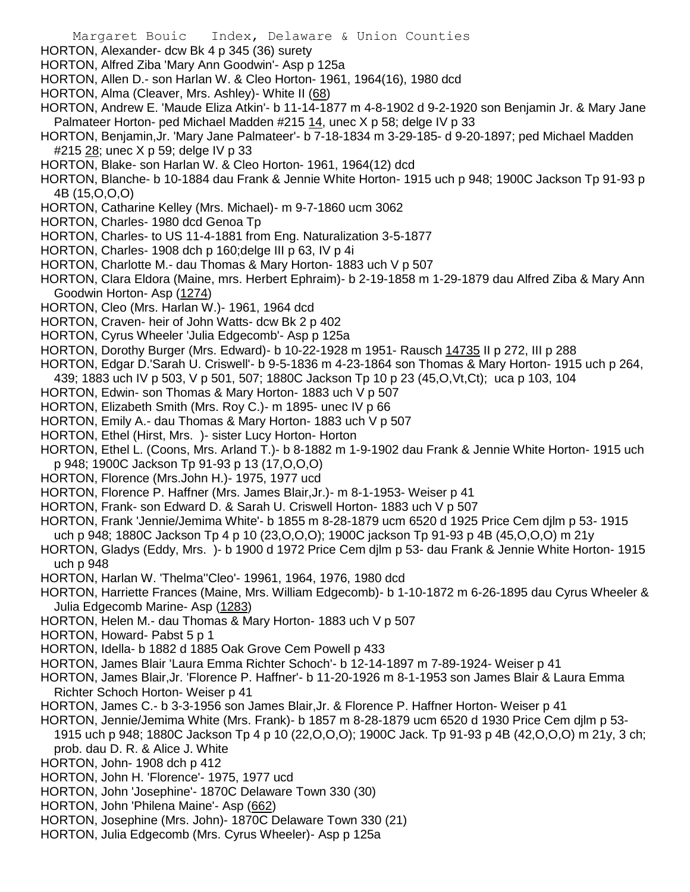HORTON, Alexander- dcw Bk 4 p 345 (36) surety
HORTON, Alfred Ziba 'Mary Ann Goodwin'- Asp p 125a
HORTON, Allen D.- son Harlan W. & Cleo Horton- 1961, 1964(16), 1980 dcd
HORTON, Alma (Cleaver, Mrs. Ashley)- White II (68)
HORTON, Andrew E. 'Maude Eliza Atkin'- b 11-14-1877 m 4-8-1902 d 9-2-1920 son Benjamin Jr. & Mary Jane Palmateer Horton- ped Michael Madden #215 14, unec X p 58; delge IV p 33
HORTON, Benjamin,Jr. 'Mary Jane Palmateer'- b 7-18-1834 m 3-29-185- d 9-20-1897; ped Michael Madden #215 28; unec X p 59; delge IV p 33
HORTON, Blake- son Harlan W. & Cleo Horton- 1961, 1964(12) dcd
HORTON, Blanche- b 10-1884 dau Frank & Jennie White Horton- 1915 uch p 948; 1900C Jackson Tp 91-93 p 4B (15,O,O,O)
HORTON, Catharine Kelley (Mrs. Michael)- m 9-7-1860 ucm 3062
HORTON, Charles- 1980 dcd Genoa Tp
HORTON, Charles- to US 11-4-1881 from Eng. Naturalization 3-5-1877
HORTON, Charles- 1908 dch p 160;delge III p 63, IV p 4i
HORTON, Charlotte M.- dau Thomas & Mary Horton- 1883 uch V p 507
HORTON, Clara Eldora (Maine, mrs. Herbert Ephraim)- b 2-19-1858 m 1-29-1879 dau Alfred Ziba & Mary Ann Goodwin Horton- Asp (1274)
HORTON, Cleo (Mrs. Harlan W.)- 1961, 1964 dcd
HORTON, Craven- heir of John Watts- dcw Bk 2 p 402
HORTON, Cyrus Wheeler 'Julia Edgecomb'- Asp p 125a
HORTON, Dorothy Burger (Mrs. Edward)- b 10-22-1928 m 1951- Rausch 14735 II p 272, III p 288
HORTON, Edgar D.'Sarah U. Criswell'- b 9-5-1836 m 4-23-1864 son Thomas & Mary Horton- 1915 uch p 264, 439; 1883 uch IV p 503, V p 501, 507; 1880C Jackson Tp 10 p 23 (45,O,Vt,Ct); uca p 103, 104
HORTON, Edwin- son Thomas & Mary Horton- 1883 uch V p 507
HORTON, Elizabeth Smith (Mrs. Roy C.)- m 1895- unec IV p 66
HORTON, Emily A.- dau Thomas & Mary Horton- 1883 uch V p 507
HORTON, Ethel (Hirst, Mrs. )- sister Lucy Horton- Horton
HORTON, Ethel L. (Coons, Mrs. Arland T.)- b 8-1882 m 1-9-1902 dau Frank & Jennie White Horton- 1915 uch p 948; 1900C Jackson Tp 91-93 p 13 (17,O,O,O)
HORTON, Florence (Mrs.John H.)- 1975, 1977 ucd
HORTON, Florence P. Haffner (Mrs. James Blair,Jr.)- m 8-1-1953- Weiser p 41
HORTON, Frank- son Edward D. & Sarah U. Criswell Horton- 1883 uch V p 507
HORTON, Frank 'Jennie/Jemima White'- b 1855 m 8-28-1879 ucm 6520 d 1925 Price Cem djlm p 53- 1915 uch p 948; 1880C Jackson Tp 4 p 10 (23,O,O,O); 1900C jackson Tp 91-93 p 4B (45,O,O,O) m 21y
HORTON, Gladys (Eddy, Mrs. )- b 1900 d 1972 Price Cem djlm p 53- dau Frank & Jennie White Horton- 1915 uch p 948
HORTON, Harlan W. 'Thelma''Cleo'- 19961, 1964, 1976, 1980 dcd
HORTON, Harriette Frances (Maine, Mrs. William Edgecomb)- b 1-10-1872 m 6-26-1895 dau Cyrus Wheeler & Julia Edgecomb Marine- Asp (1283)
HORTON, Helen M.- dau Thomas & Mary Horton- 1883 uch V p 507
HORTON, Howard- Pabst 5 p 1
HORTON, Idella- b 1882 d 1885 Oak Grove Cem Powell p 433
HORTON, James Blair 'Laura Emma Richter Schoch'- b 12-14-1897 m 7-89-1924- Weiser p 41
HORTON, James Blair,Jr. 'Florence P. Haffner'- b 11-20-1926 m 8-1-1953 son James Blair & Laura Emma Richter Schoch Horton- Weiser p 41
HORTON, James C.- b 3-3-1956 son James Blair,Jr. & Florence P. Haffner Horton- Weiser p 41
HORTON, Jennie/Jemima White (Mrs. Frank)- b 1857 m 8-28-1879 ucm 6520 d 1930 Price Cem djlm p 53- 1915 uch p 948; 1880C Jackson Tp 4 p 10 (22,O,O,O); 1900C Jack. Tp 91-93 p 4B (42,O,O,O) m 21y, 3 ch; prob. dau D. R. & Alice J. White
HORTON, John- 1908 dch p 412
HORTON, John H. 'Florence'- 1975, 1977 ucd
HORTON, John 'Josephine'- 1870C Delaware Town 330 (30)
HORTON, John 'Philena Maine'- Asp (662)
HORTON, Josephine (Mrs. John)- 1870C Delaware Town 330 (21)
HORTON, Julia Edgecomb (Mrs. Cyrus Wheeler)- Asp p 125a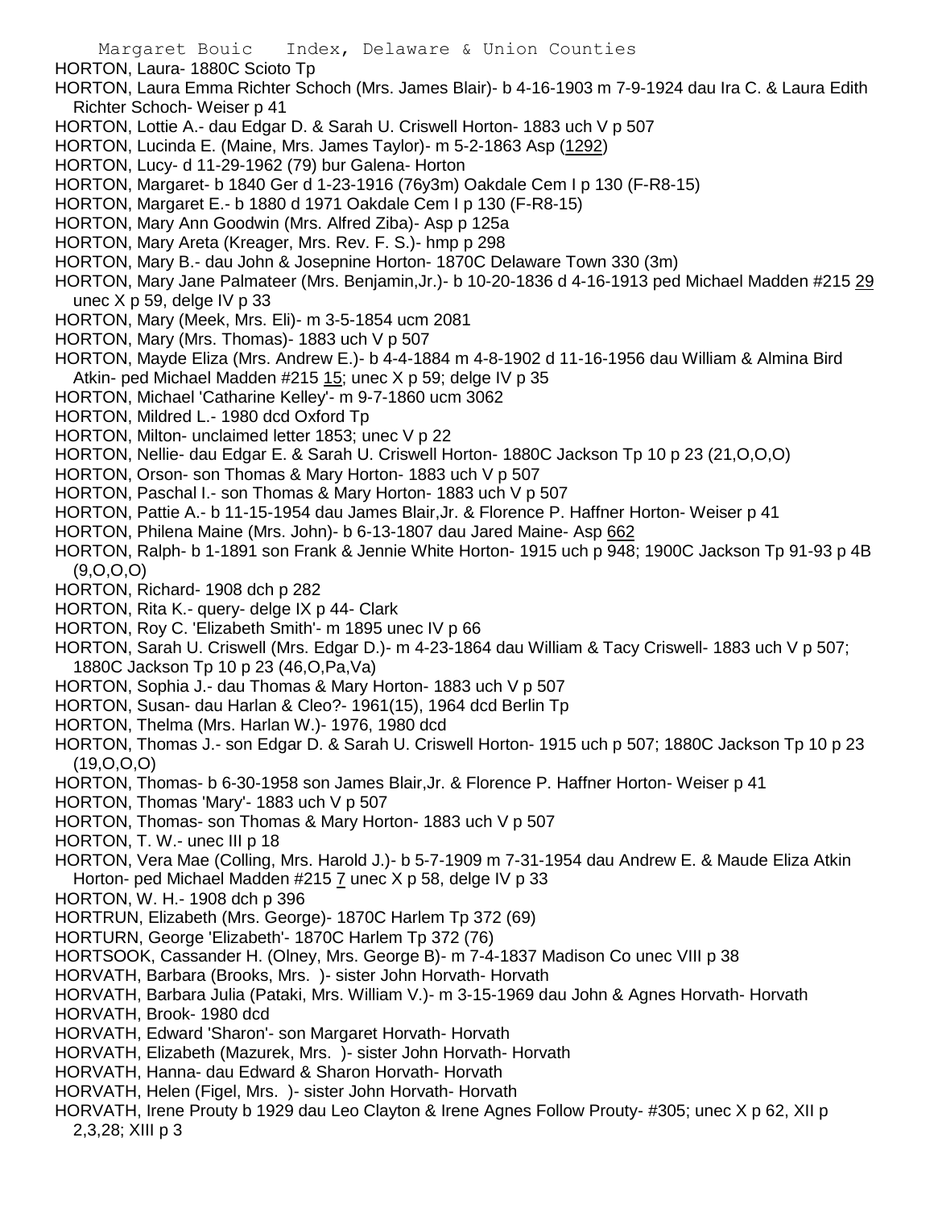HORTON, Laura- 1880C Scioto Tp

HORTON, Laura Emma Richter Schoch (Mrs. James Blair)- b 4-16-1903 m 7-9-1924 dau Ira C. & Laura Edith Richter Schoch- Weiser p 41

HORTON, Lottie A.- dau Edgar D. & Sarah U. Criswell Horton- 1883 uch V p 507

HORTON, Lucinda E. (Maine, Mrs. James Taylor)- m 5-2-1863 Asp (1292)

HORTON, Lucy- d 11-29-1962 (79) bur Galena- Horton

HORTON, Margaret- b 1840 Ger d 1-23-1916 (76y3m) Oakdale Cem I p 130 (F-R8-15)

HORTON, Margaret E.- b 1880 d 1971 Oakdale Cem I p 130 (F-R8-15)

HORTON, Mary Ann Goodwin (Mrs. Alfred Ziba)- Asp p 125a

HORTON, Mary Areta (Kreager, Mrs. Rev. F. S.)- hmp p 298

HORTON, Mary B.- dau John & Josepnine Horton- 1870C Delaware Town 330 (3m)

HORTON, Mary Jane Palmateer (Mrs. Benjamin,Jr.)- b 10-20-1836 d 4-16-1913 ped Michael Madden #215 29 unec X p 59, delge IV p 33

HORTON, Mary (Meek, Mrs. Eli)- m 3-5-1854 ucm 2081

HORTON, Mary (Mrs. Thomas)- 1883 uch V p 507

HORTON, Mayde Eliza (Mrs. Andrew E.)- b 4-4-1884 m 4-8-1902 d 11-16-1956 dau William & Almina Bird Atkin- ped Michael Madden #215 15; unec X p 59; delge IV p 35

HORTON, Michael 'Catharine Kelley'- m 9-7-1860 ucm 3062

HORTON, Mildred L.- 1980 dcd Oxford Tp

HORTON, Milton- unclaimed letter 1853; unec V p 22

HORTON, Nellie- dau Edgar E. & Sarah U. Criswell Horton- 1880C Jackson Tp 10 p 23 (21,O,O,O)

HORTON, Orson- son Thomas & Mary Horton- 1883 uch V p 507

HORTON, Paschal I.- son Thomas & Mary Horton- 1883 uch V p 507

HORTON, Pattie A.- b 11-15-1954 dau James Blair,Jr. & Florence P. Haffner Horton- Weiser p 41

HORTON, Philena Maine (Mrs. John)- b 6-13-1807 dau Jared Maine- Asp 662

HORTON, Ralph- b 1-1891 son Frank & Jennie White Horton- 1915 uch p 948; 1900C Jackson Tp 91-93 p 4B (9,O,O,O)

HORTON, Richard- 1908 dch p 282

HORTON, Rita K.- query- delge IX p 44- Clark

HORTON, Roy C. 'Elizabeth Smith'- m 1895 unec IV p 66

HORTON, Sarah U. Criswell (Mrs. Edgar D.)- m 4-23-1864 dau William & Tacy Criswell- 1883 uch V p 507; 1880C Jackson Tp 10 p 23 (46,O,Pa,Va)

HORTON, Sophia J.- dau Thomas & Mary Horton- 1883 uch V p 507

HORTON, Susan- dau Harlan & Cleo?- 1961(15), 1964 dcd Berlin Tp

HORTON, Thelma (Mrs. Harlan W.)- 1976, 1980 dcd

HORTON, Thomas J.- son Edgar D. & Sarah U. Criswell Horton- 1915 uch p 507; 1880C Jackson Tp 10 p 23 (19,O,O,O)

HORTON, Thomas- b 6-30-1958 son James Blair,Jr. & Florence P. Haffner Horton- Weiser p 41

HORTON, Thomas 'Mary'- 1883 uch V p 507

HORTON, Thomas- son Thomas & Mary Horton- 1883 uch V p 507

HORTON, T. W.- unec III p 18

HORTON, Vera Mae (Colling, Mrs. Harold J.)- b 5-7-1909 m 7-31-1954 dau Andrew E. & Maude Eliza Atkin Horton- ped Michael Madden #215 7 unec X p 58, delge IV p 33

HORTON, W. H.- 1908 dch p 396

HORTRUN, Elizabeth (Mrs. George)- 1870C Harlem Tp 372 (69)

HORTURN, George 'Elizabeth'- 1870C Harlem Tp 372 (76)

HORTSOOK, Cassander H. (Olney, Mrs. George B)- m 7-4-1837 Madison Co unec VIII p 38

HORVATH, Barbara (Brooks, Mrs. )- sister John Horvath- Horvath

HORVATH, Barbara Julia (Pataki, Mrs. William V.)- m 3-15-1969 dau John & Agnes Horvath- Horvath

HORVATH, Brook- 1980 dcd

HORVATH, Edward 'Sharon'- son Margaret Horvath- Horvath

HORVATH, Elizabeth (Mazurek, Mrs. )- sister John Horvath- Horvath

HORVATH, Hanna- dau Edward & Sharon Horvath- Horvath

HORVATH, Helen (Figel, Mrs. )- sister John Horvath- Horvath

HORVATH, Irene Prouty b 1929 dau Leo Clayton & Irene Agnes Follow Prouty- #305; unec X p 62, XII p 2,3,28; XIII p 3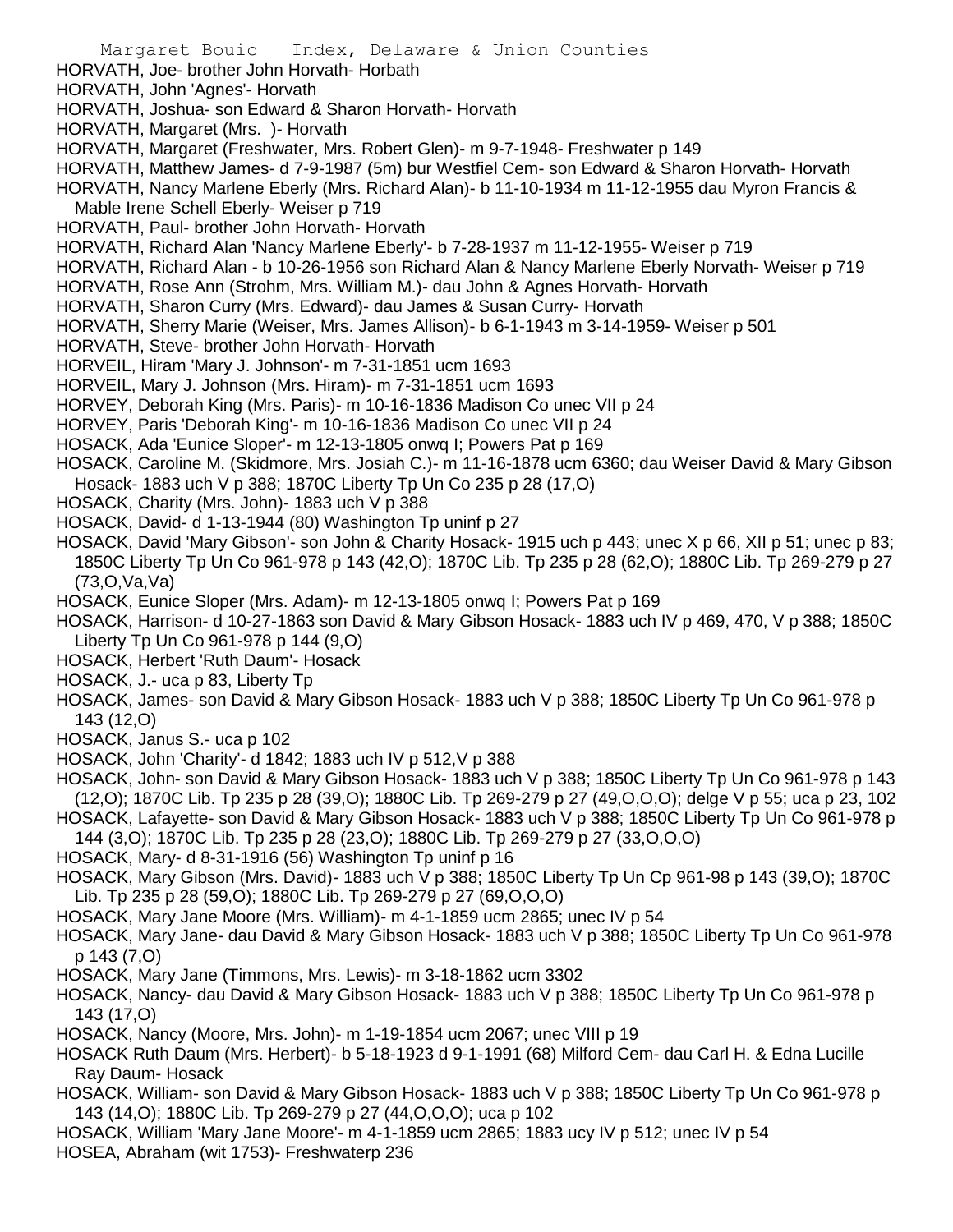HORVATH, Joe- brother John Horvath- Horbath
HORVATH, John 'Agnes'- Horvath
HORVATH, Joshua- son Edward & Sharon Horvath- Horvath
HORVATH, Margaret (Mrs. )- Horvath
HORVATH, Margaret (Freshwater, Mrs. Robert Glen)- m 9-7-1948- Freshwater p 149
HORVATH, Matthew James- d 7-9-1987 (5m) bur Westfiel Cem- son Edward & Sharon Horvath- Horvath
HORVATH, Nancy Marlene Eberly (Mrs. Richard Alan)- b 11-10-1934 m 11-12-1955 dau Myron Francis & Mable Irene Schell Eberly- Weiser p 719
HORVATH, Paul- brother John Horvath- Horvath
HORVATH, Richard Alan 'Nancy Marlene Eberly'- b 7-28-1937 m 11-12-1955- Weiser p 719
HORVATH, Richard Alan - b 10-26-1956 son Richard Alan & Nancy Marlene Eberly Norvath- Weiser p 719
HORVATH, Rose Ann (Strohm, Mrs. William M.)- dau John & Agnes Horvath- Horvath
HORVATH, Sharon Curry (Mrs. Edward)- dau James & Susan Curry- Horvath
HORVATH, Sherry Marie (Weiser, Mrs. James Allison)- b 6-1-1943 m 3-14-1959- Weiser p 501
HORVATH, Steve- brother John Horvath- Horvath
HORVEIL, Hiram 'Mary J. Johnson'- m 7-31-1851 ucm 1693
HORVEIL, Mary J. Johnson (Mrs. Hiram)- m 7-31-1851 ucm 1693
HORVEY, Deborah King (Mrs. Paris)- m 10-16-1836 Madison Co unec VII p 24
HORVEY, Paris 'Deborah King'- m 10-16-1836 Madison Co unec VII p 24
HOSACK, Ada 'Eunice Sloper'- m 12-13-1805 onwq I; Powers Pat p 169
HOSACK, Caroline M. (Skidmore, Mrs. Josiah C.)- m 11-16-1878 ucm 6360; dau Weiser David & Mary Gibson Hosack- 1883 uch V p 388; 1870C Liberty Tp Un Co 235 p 28 (17,O)
HOSACK, Charity (Mrs. John)- 1883 uch V p 388
HOSACK, David- d 1-13-1944 (80) Washington Tp uninf p 27
HOSACK, David 'Mary Gibson'- son John & Charity Hosack- 1915 uch p 443; unec X p 66, XII p 51; unec p 83; 1850C Liberty Tp Un Co 961-978 p 143 (42,O); 1870C Lib. Tp 235 p 28 (62,O); 1880C Lib. Tp 269-279 p 27 (73,O,Va,Va)
HOSACK, Eunice Sloper (Mrs. Adam)- m 12-13-1805 onwq I; Powers Pat p 169
HOSACK, Harrison- d 10-27-1863 son David & Mary Gibson Hosack- 1883 uch IV p 469, 470, V p 388; 1850C Liberty Tp Un Co 961-978 p 144 (9,O)
HOSACK, Herbert 'Ruth Daum'- Hosack
HOSACK, J.- uca p 83, Liberty Tp
HOSACK, James- son David & Mary Gibson Hosack- 1883 uch V p 388; 1850C Liberty Tp Un Co 961-978 p 143 (12,O)
HOSACK, Janus S.- uca p 102
HOSACK, John 'Charity'- d 1842; 1883 uch IV p 512,V p 388
HOSACK, John- son David & Mary Gibson Hosack- 1883 uch V p 388; 1850C Liberty Tp Un Co 961-978 p 143 (12,O); 1870C Lib. Tp 235 p 28 (39,O); 1880C Lib. Tp 269-279 p 27 (49,O,O,O); delge V p 55; uca p 23, 102
HOSACK, Lafayette- son David & Mary Gibson Hosack- 1883 uch V p 388; 1850C Liberty Tp Un Co 961-978 p 144 (3,O); 1870C Lib. Tp 235 p 28 (23,O); 1880C Lib. Tp 269-279 p 27 (33,O,O,O)
HOSACK, Mary- d 8-31-1916 (56) Washington Tp uninf p 16
HOSACK, Mary Gibson (Mrs. David)- 1883 uch V p 388; 1850C Liberty Tp Un Cp 961-98 p 143 (39,O); 1870C Lib. Tp 235 p 28 (59,O); 1880C Lib. Tp 269-279 p 27 (69,O,O,O)
HOSACK, Mary Jane Moore (Mrs. William)- m 4-1-1859 ucm 2865; unec IV p 54
HOSACK, Mary Jane- dau David & Mary Gibson Hosack- 1883 uch V p 388; 1850C Liberty Tp Un Co 961-978 p 143 (7,O)
HOSACK, Mary Jane (Timmons, Mrs. Lewis)- m 3-18-1862 ucm 3302
HOSACK, Nancy- dau David & Mary Gibson Hosack- 1883 uch V p 388; 1850C Liberty Tp Un Co 961-978 p 143 (17,O)
HOSACK, Nancy (Moore, Mrs. John)- m 1-19-1854 ucm 2067; unec VIII p 19
HOSACK Ruth Daum (Mrs. Herbert)- b 5-18-1923 d 9-1-1991 (68) Milford Cem- dau Carl H. & Edna Lucille Ray Daum- Hosack
HOSACK, William- son David & Mary Gibson Hosack- 1883 uch V p 388; 1850C Liberty Tp Un Co 961-978 p 143 (14,O); 1880C Lib. Tp 269-279 p 27 (44,O,O,O); uca p 102
HOSACK, William 'Mary Jane Moore'- m 4-1-1859 ucm 2865; 1883 ucy IV p 512; unec IV p 54
HOSEA, Abraham (wit 1753)- Freshwaterp 236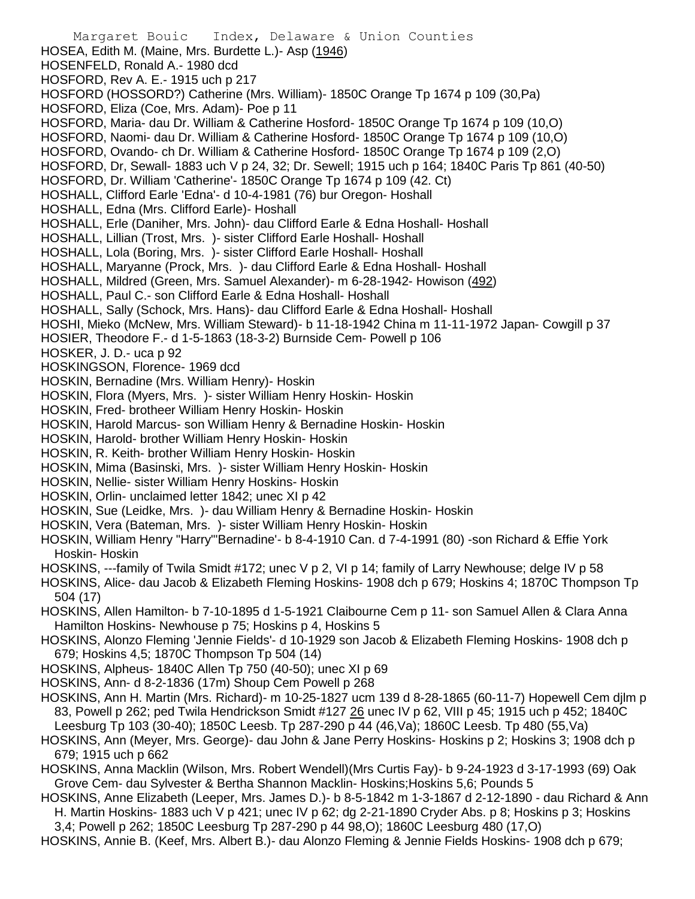HOSEA, Edith M. (Maine, Mrs. Burdette L.)- Asp (1946)
HOSENFELD, Ronald A.- 1980 dcd
HOSFORD, Rev A. E.- 1915 uch p 217
HOSFORD (HOSSORD?) Catherine (Mrs. William)- 1850C Orange Tp 1674 p 109 (30,Pa)
HOSFORD, Eliza (Coe, Mrs. Adam)- Poe p 11
HOSFORD, Maria- dau Dr. William & Catherine Hosford- 1850C Orange Tp 1674 p 109 (10,O)
HOSFORD, Naomi- dau Dr. William & Catherine Hosford- 1850C Orange Tp 1674 p 109 (10,O)
HOSFORD, Ovando- ch Dr. William & Catherine Hosford- 1850C Orange Tp 1674 p 109 (2,O)
HOSFORD, Dr, Sewall- 1883 uch V p 24, 32; Dr. Sewell; 1915 uch p 164; 1840C Paris Tp 861 (40-50)
HOSFORD, Dr. William 'Catherine'- 1850C Orange Tp 1674 p 109 (42. Ct)
HOSHALL, Clifford Earle 'Edna'- d 10-4-1981 (76) bur Oregon- Hoshall
HOSHALL, Edna (Mrs. Clifford Earle)- Hoshall
HOSHALL, Erle (Daniher, Mrs. John)- dau Clifford Earle & Edna Hoshall- Hoshall
HOSHALL, Lillian (Trost, Mrs. )- sister Clifford Earle Hoshall- Hoshall
HOSHALL, Lola (Boring, Mrs. )- sister Clifford Earle Hoshall- Hoshall
HOSHALL, Maryanne (Prock, Mrs. )- dau Clifford Earle & Edna Hoshall- Hoshall
HOSHALL, Mildred (Green, Mrs. Samuel Alexander)- m 6-28-1942- Howison (492)
HOSHALL, Paul C.- son Clifford Earle & Edna Hoshall- Hoshall
HOSHALL, Sally (Schock, Mrs. Hans)- dau Clifford Earle & Edna Hoshall- Hoshall
HOSHI, Mieko (McNew, Mrs. William Steward)- b 11-18-1942 China m 11-11-1972 Japan- Cowgill p 37
HOSIER, Theodore F.- d 1-5-1863 (18-3-2) Burnside Cem- Powell p 106
HOSKER, J. D.- uca p 92
HOSKINGSON, Florence- 1969 dcd
HOSKIN, Bernadine (Mrs. William Henry)- Hoskin
HOSKIN, Flora (Myers, Mrs. )- sister William Henry Hoskin- Hoskin
HOSKIN, Fred- brotheer William Henry Hoskin- Hoskin
HOSKIN, Harold Marcus- son William Henry & Bernadine Hoskin- Hoskin
HOSKIN, Harold- brother William Henry Hoskin- Hoskin
HOSKIN, R. Keith- brother William Henry Hoskin- Hoskin
HOSKIN, Mima (Basinski, Mrs. )- sister William Henry Hoskin- Hoskin
HOSKIN, Nellie- sister William Henry Hoskins- Hoskin
HOSKIN, Orlin- unclaimed letter 1842; unec XI p 42
HOSKIN, Sue (Leidke, Mrs. )- dau William Henry & Bernadine Hoskin- Hoskin
HOSKIN, Vera (Bateman, Mrs. )- sister William Henry Hoskin- Hoskin
HOSKIN, William Henry "Harry"'Bernadine'- b 8-4-1910 Can. d 7-4-1991 (80) -son Richard & Effie York Hoskin- Hoskin
HOSKINS, ---family of Twila Smidt #172; unec V p 2, VI p 14; family of Larry Newhouse; delge IV p 58
HOSKINS, Alice- dau Jacob & Elizabeth Fleming Hoskins- 1908 dch p 679; Hoskins 4; 1870C Thompson Tp 504 (17)
HOSKINS, Allen Hamilton- b 7-10-1895 d 1-5-1921 Claibourne Cem p 11- son Samuel Allen & Clara Anna Hamilton Hoskins- Newhouse p 75; Hoskins p 4, Hoskins 5
HOSKINS, Alonzo Fleming 'Jennie Fields'- d 10-1929 son Jacob & Elizabeth Fleming Hoskins- 1908 dch p 679; Hoskins 4,5; 1870C Thompson Tp 504 (14)
HOSKINS, Alpheus- 1840C Allen Tp 750 (40-50); unec XI p 69
HOSKINS, Ann- d 8-2-1836 (17m) Shoup Cem Powell p 268
HOSKINS, Ann H. Martin (Mrs. Richard)- m 10-25-1827 ucm 139 d 8-28-1865 (60-11-7) Hopewell Cem djlm p 83, Powell p 262; ped Twila Hendrickson Smidt #127 26 unec IV p 62, VIII p 45; 1915 uch p 452; 1840C Leesburg Tp 103 (30-40); 1850C Leesb. Tp 287-290 p 44 (46,Va); 1860C Leesb. Tp 480 (55,Va)
HOSKINS, Ann (Meyer, Mrs. George)- dau John & Jane Perry Hoskins- Hoskins p 2; Hoskins 3; 1908 dch p 679; 1915 uch p 662
HOSKINS, Anna Macklin (Wilson, Mrs. Robert Wendell)(Mrs Curtis Fay)- b 9-24-1923 d 3-17-1993 (69) Oak Grove Cem- dau Sylvester & Bertha Shannon Macklin- Hoskins;Hoskins 5,6; Pounds 5
HOSKINS, Anne Elizabeth (Leeper, Mrs. James D.)- b 8-5-1842 m 1-3-1867 d 2-12-1890 - dau Richard & Ann H. Martin Hoskins- 1883 uch V p 421; unec IV p 62; dg 2-21-1890 Cryder Abs. p 8; Hoskins p 3; Hoskins 3,4; Powell p 262; 1850C Leesburg Tp 287-290 p 44 98,O); 1860C Leesburg 480 (17,O)
HOSKINS, Annie B. (Keef, Mrs. Albert B.)- dau Alonzo Fleming & Jennie Fields Hoskins- 1908 dch p 679;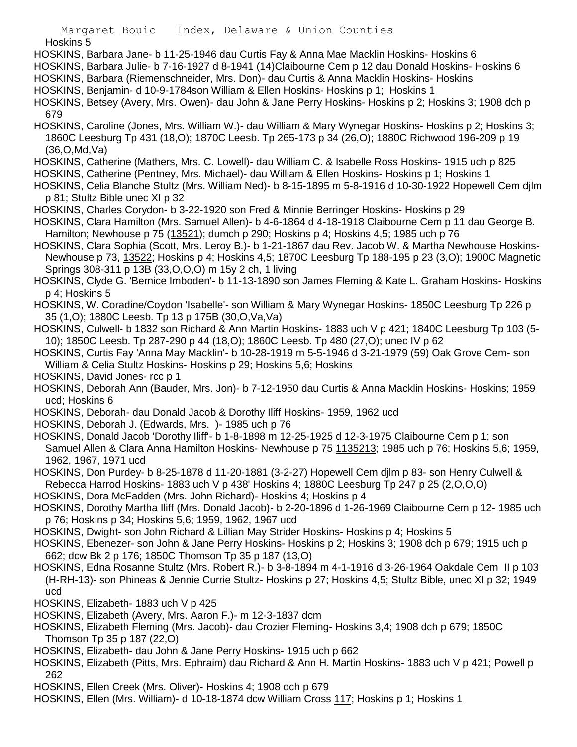Hoskins 5

HOSKINS, Barbara Jane- b 11-25-1946 dau Curtis Fay & Anna Mae Macklin Hoskins- Hoskins 6

HOSKINS, Barbara Julie- b 7-16-1927 d 8-1941 (14)Claibourne Cem p 12 dau Donald Hoskins- Hoskins 6

HOSKINS, Barbara (Riemenschneider, Mrs. Don)- dau Curtis & Anna Macklin Hoskins- Hoskins

HOSKINS, Benjamin- d 10-9-1784son William & Ellen Hoskins- Hoskins p 1; Hoskins 1

HOSKINS, Betsey (Avery, Mrs. Owen)- dau John & Jane Perry Hoskins- Hoskins p 2; Hoskins 3; 1908 dch p 679

HOSKINS, Caroline (Jones, Mrs. William W.)- dau William & Mary Wynegar Hoskins- Hoskins p 2; Hoskins 3; 1860C Leesburg Tp 431 (18,O); 1870C Leesb. Tp 265-173 p 34 (26,O); 1880C Richwood 196-209 p 19 (36,O,Md,Va)

HOSKINS, Catherine (Mathers, Mrs. C. Lowell)- dau William C. & Isabelle Ross Hoskins- 1915 uch p 825

HOSKINS, Catherine (Pentney, Mrs. Michael)- dau William & Ellen Hoskins- Hoskins p 1; Hoskins 1

HOSKINS, Celia Blanche Stultz (Mrs. William Ned)- b 8-15-1895 m 5-8-1916 d 10-30-1922 Hopewell Cem djlm p 81; Stultz Bible unec XI p 32

HOSKINS, Charles Corydon- b 3-22-1920 son Fred & Minnie Berringer Hoskins- Hoskins p 29

HOSKINS, Clara Hamilton (Mrs. Samuel Allen)- b 4-6-1864 d 4-18-1918 Claibourne Cem p 11 dau George B. Hamilton; Newhouse p 75 (13521); dumch p 290; Hoskins p 4; Hoskins 4,5; 1985 uch p 76

HOSKINS, Clara Sophia (Scott, Mrs. Leroy B.)- b 1-21-1867 dau Rev. Jacob W. & Martha Newhouse Hoskins- Newhouse p 73, 13522; Hoskins p 4; Hoskins 4,5; 1870C Leesburg Tp 188-195 p 23 (3,O); 1900C Magnetic Springs 308-311 p 13B (33,O,O,O) m 15y 2 ch, 1 living

HOSKINS, Clyde G. 'Bernice Imboden'- b 11-13-1890 son James Fleming & Kate L. Graham Hoskins- Hoskins p 4; Hoskins 5

HOSKINS, W. Coradine/Coydon 'Isabelle'- son William & Mary Wynegar Hoskins- 1850C Leesburg Tp 226 p 35 (1,O); 1880C Leesb. Tp 13 p 175B (30,O,Va,Va)

HOSKINS, Culwell- b 1832 son Richard & Ann Martin Hoskins- 1883 uch V p 421; 1840C Leesburg Tp 103 (5-10); 1850C Leesb. Tp 287-290 p 44 (18,O); 1860C Leesb. Tp 480 (27,O); unec IV p 62

HOSKINS, Curtis Fay 'Anna May Macklin'- b 10-28-1919 m 5-5-1946 d 3-21-1979 (59) Oak Grove Cem- son William & Celia Stultz Hoskins- Hoskins p 29; Hoskins 5,6; Hoskins

HOSKINS, David Jones- rcc p 1

HOSKINS, Deborah Ann (Bauder, Mrs. Jon)- b 7-12-1950 dau Curtis & Anna Macklin Hoskins- Hoskins; 1959 ucd; Hoskins 6

HOSKINS, Deborah- dau Donald Jacob & Dorothy Iliff Hoskins- 1959, 1962 ucd

HOSKINS, Deborah J. (Edwards, Mrs. )- 1985 uch p 76

HOSKINS, Donald Jacob 'Dorothy Iliff'- b 1-8-1898 m 12-25-1925 d 12-3-1975 Claibourne Cem p 1; son Samuel Allen & Clara Anna Hamilton Hoskins- Newhouse p 75 1135213; 1985 uch p 76; Hoskins 5,6; 1959, 1962, 1967, 1971 ucd

HOSKINS, Don Purdey- b 8-25-1878 d 11-20-1881 (3-2-27) Hopewell Cem djlm p 83- son Henry Culwell & Rebecca Harrod Hoskins- 1883 uch V p 438' Hoskins 4; 1880C Leesburg Tp 247 p 25 (2,O,O,O)

HOSKINS, Dora McFadden (Mrs. John Richard)- Hoskins 4; Hoskins p 4

HOSKINS, Dorothy Martha Iliff (Mrs. Donald Jacob)- b 2-20-1896 d 1-26-1969 Claibourne Cem p 12- 1985 uch p 76; Hoskins p 34; Hoskins 5,6; 1959, 1962, 1967 ucd

HOSKINS, Dwight- son John Richard & Lillian May Strider Hoskins- Hoskins p 4; Hoskins 5

HOSKINS, Ebenezer- son John & Jane Perry Hoskins- Hoskins p 2; Hoskins 3; 1908 dch p 679; 1915 uch p 662; dcw Bk 2 p 176; 1850C Thomson Tp 35 p 187 (13,O)

HOSKINS, Edna Rosanne Stultz (Mrs. Robert R.)- b 3-8-1894 m 4-1-1916 d 3-26-1964 Oakdale Cem II p 103 (H-RH-13)- son Phineas & Jennie Currie Stultz- Hoskins p 27; Hoskins 4,5; Stultz Bible, unec XI p 32; 1949 ucd

HOSKINS, Elizabeth- 1883 uch V p 425

HOSKINS, Elizabeth (Avery, Mrs. Aaron F.)- m 12-3-1837 dcm

HOSKINS, Elizabeth Fleming (Mrs. Jacob)- dau Crozier Fleming- Hoskins 3,4; 1908 dch p 679; 1850C Thomson Tp 35 p 187 (22,O)

HOSKINS, Elizabeth- dau John & Jane Perry Hoskins- 1915 uch p 662

HOSKINS, Elizabeth (Pitts, Mrs. Ephraim) dau Richard & Ann H. Martin Hoskins- 1883 uch V p 421; Powell p 262

HOSKINS, Ellen Creek (Mrs. Oliver)- Hoskins 4; 1908 dch p 679

HOSKINS, Ellen (Mrs. William)- d 10-18-1874 dcw William Cross 117; Hoskins p 1; Hoskins 1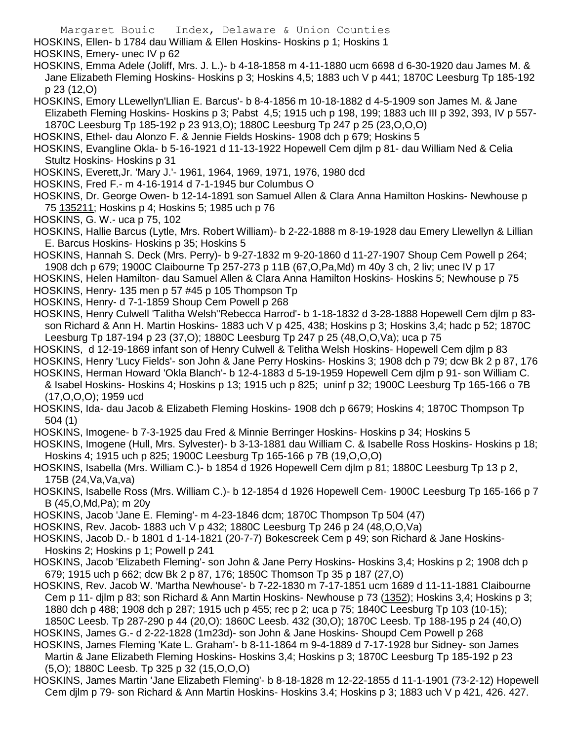HOSKINS, Ellen- b 1784 dau William & Ellen Hoskins- Hoskins p 1; Hoskins 1

HOSKINS, Emery- unec IV p 62

HOSKINS, Emma Adele (Joliff, Mrs. J. L.)- b 4-18-1858 m 4-11-1880 ucm 6698 d 6-30-1920 dau James M. & Jane Elizabeth Fleming Hoskins- Hoskins p 3; Hoskins 4,5; 1883 uch V p 441; 1870C Leesburg Tp 185-192 p 23 (12,O)

HOSKINS, Emory LLewellyn'Lllian E. Barcus'- b 8-4-1856 m 10-18-1882 d 4-5-1909 son James M. & Jane Elizabeth Fleming Hoskins- Hoskins p 3; Pabst 4,5; 1915 uch p 198, 199; 1883 uch III p 392, 393, IV p 557- 1870C Leesburg Tp 185-192 p 23 913,O); 1880C Leesburg Tp 247 p 25 (23,O,O,O)

HOSKINS, Ethel- dau Alonzo F. & Jennie Fields Hoskins- 1908 dch p 679; Hoskins 5

HOSKINS, Evangline Okla- b 5-16-1921 d 11-13-1922 Hopewell Cem djlm p 81- dau William Ned & Celia Stultz Hoskins- Hoskins p 31

HOSKINS, Everett,Jr. 'Mary J.'- 1961, 1964, 1969, 1971, 1976, 1980 dcd

HOSKINS, Fred F.- m 4-16-1914 d 7-1-1945 bur Columbus O

HOSKINS, Dr. George Owen- b 12-14-1891 son Samuel Allen & Clara Anna Hamilton Hoskins- Newhouse p 75 135211; Hoskins p 4; Hoskins 5; 1985 uch p 76

HOSKINS, G. W.- uca p 75, 102

HOSKINS, Hallie Barcus (Lytle, Mrs. Robert William)- b 2-22-1888 m 8-19-1928 dau Emery Llewellyn & Lillian E. Barcus Hoskins- Hoskins p 35; Hoskins 5

HOSKINS, Hannah S. Deck (Mrs. Perry)- b 9-27-1832 m 9-20-1860 d 11-27-1907 Shoup Cem Powell p 264; 1908 dch p 679; 1900C Claibourne Tp 257-273 p 11B (67,O,Pa,Md) m 40y 3 ch, 2 liv; unec IV p 17

HOSKINS, Helen Hamilton- dau Samuel Allen & Clara Anna Hamilton Hoskins- Hoskins 5; Newhouse p 75

HOSKINS, Henry- 135 men p 57 #45 p 105 Thompson Tp

HOSKINS, Henry- d 7-1-1859 Shoup Cem Powell p 268

HOSKINS, Henry Culwell 'Talitha Welsh''Rebecca Harrod'- b 1-18-1832 d 3-28-1888 Hopewell Cem djlm p 83- son Richard & Ann H. Martin Hoskins- 1883 uch V p 425, 438; Hoskins p 3; Hoskins 3,4; hadc p 52; 1870C Leesburg Tp 187-194 p 23 (37,O); 1880C Leesburg Tp 247 p 25 (48,O,O,Va); uca p 75

HOSKINS, d 12-19-1869 infant son of Henry Culwell & Telitha Welsh Hoskins- Hopewell Cem djlm p 83

HOSKINS, Henry 'Lucy Fields'- son John & Jane Perry Hoskins- Hoskins 3; 1908 dch p 79; dcw Bk 2 p 87, 176

HOSKINS, Herman Howard 'Okla Blanch'- b 12-4-1883 d 5-19-1959 Hopewell Cem djlm p 91- son William C. & Isabel Hoskins- Hoskins 4; Hoskins p 13; 1915 uch p 825; uninf p 32; 1900C Leesburg Tp 165-166 o 7B (17,O,O,O); 1959 ucd

HOSKINS, Ida- dau Jacob & Elizabeth Fleming Hoskins- 1908 dch p 6679; Hoskins 4; 1870C Thompson Tp 504 (1)

HOSKINS, Imogene- b 7-3-1925 dau Fred & Minnie Berringer Hoskins- Hoskins p 34; Hoskins 5

HOSKINS, Imogene (Hull, Mrs. Sylvester)- b 3-13-1881 dau William C. & Isabelle Ross Hoskins- Hoskins p 18; Hoskins 4; 1915 uch p 825; 1900C Leesburg Tp 165-166 p 7B (19,O,O,O)

HOSKINS, Isabella (Mrs. William C.)- b 1854 d 1926 Hopewell Cem djlm p 81; 1880C Leesburg Tp 13 p 2, 175B (24,Va,Va,va)

HOSKINS, Isabelle Ross (Mrs. William C.)- b 12-1854 d 1926 Hopewell Cem- 1900C Leesburg Tp 165-166 p 7 B (45,O,Md,Pa); m 20y

HOSKINS, Jacob 'Jane E. Fleming'- m 4-23-1846 dcm; 1870C Thompson Tp 504 (47)

HOSKINS, Rev. Jacob- 1883 uch V p 432; 1880C Leesburg Tp 246 p 24 (48,O,O,Va)

HOSKINS, Jacob D.- b 1801 d 1-14-1821 (20-7-7) Bokescreek Cem p 49; son Richard & Jane Hoskins- Hoskins 2; Hoskins p 1; Powell p 241

HOSKINS, Jacob 'Elizabeth Fleming'- son John & Jane Perry Hoskins- Hoskins 3,4; Hoskins p 2; 1908 dch p 679; 1915 uch p 662; dcw Bk 2 p 87, 176; 1850C Thomson Tp 35 p 187 (27,O)

HOSKINS, Rev. Jacob W. 'Martha Newhouse'- b 7-22-1830 m 7-17-1851 ucm 1689 d 11-11-1881 Claibourne Cem p 11- djlm p 83; son Richard & Ann Martin Hoskins- Newhouse p 73 (1352); Hoskins 3,4; Hoskins p 3; 1880 dch p 488; 1908 dch p 287; 1915 uch p 455; rec p 2; uca p 75; 1840C Leesburg Tp 103 (10-15); 1850C Leesb. Tp 287-290 p 44 (20,O): 1860C Leesb. 432 (30,O); 1870C Leesb. Tp 188-195 p 24 (40,O)

HOSKINS, James G.- d 2-22-1828 (1m23d)- son John & Jane Hoskins- Shoupd Cem Powell p 268

HOSKINS, James Fleming 'Kate L. Graham'- b 8-11-1864 m 9-4-1889 d 7-17-1928 bur Sidney- son James Martin & Jane Elizabeth Fleming Hoskins- Hoskins 3,4; Hoskins p 3; 1870C Leesburg Tp 185-192 p 23 (5,O); 1880C Leesb. Tp 325 p 32 (15,O,O,O)

HOSKINS, James Martin 'Jane Elizabeth Fleming'- b 8-18-1828 m 12-22-1855 d 11-1-1901 (73-2-12) Hopewell Cem djlm p 79- son Richard & Ann Martin Hoskins- Hoskins 3.4; Hoskins p 3; 1883 uch V p 421, 426. 427.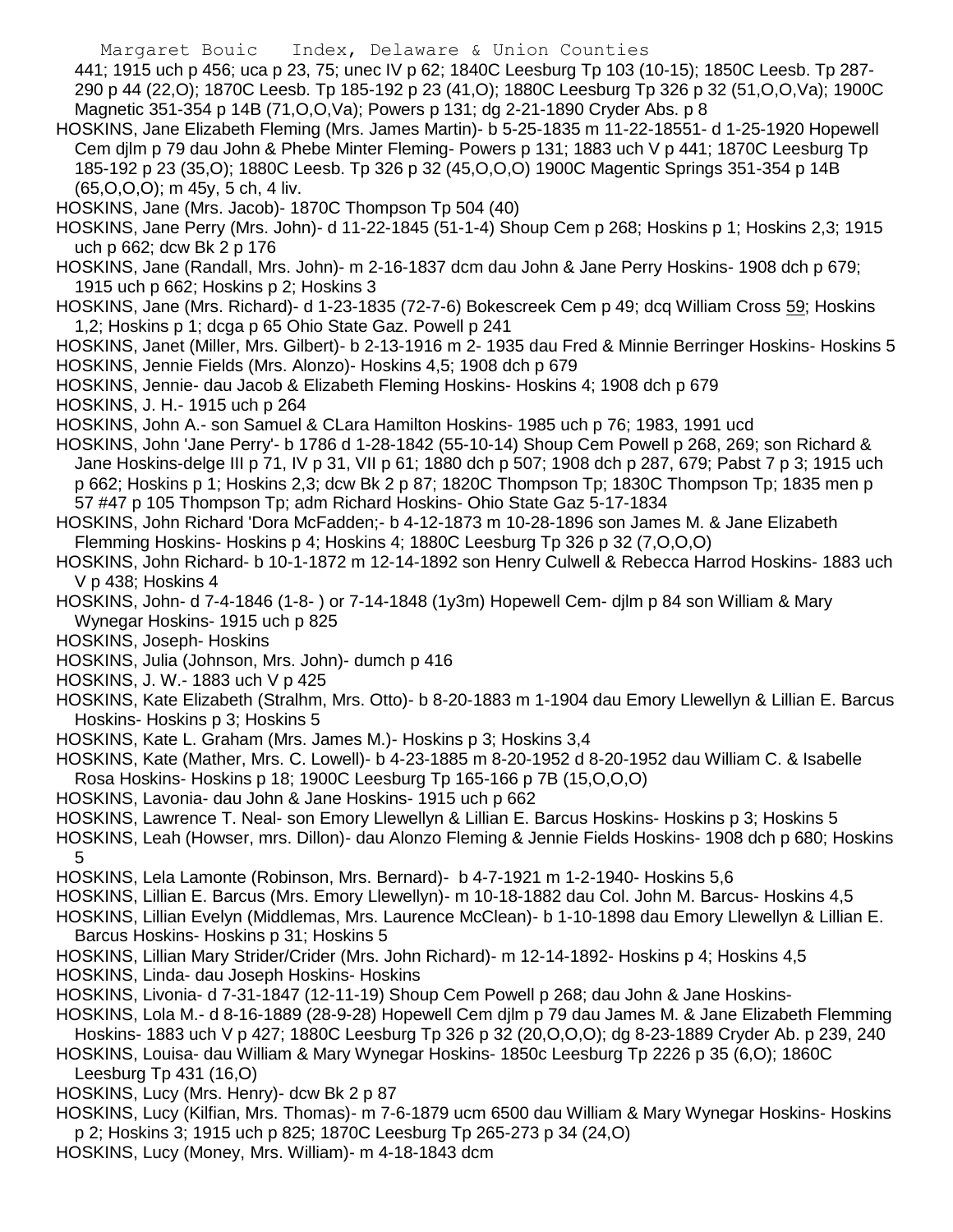441; 1915 uch p 456; uca p 23, 75; unec IV p 62; 1840C Leesburg Tp 103 (10-15); 1850C Leesb. Tp 287-290 p 44 (22,O); 1870C Leesb. Tp 185-192 p 23 (41,O); 1880C Leesburg Tp 326 p 32 (51,O,O,Va); 1900C Magnetic 351-354 p 14B (71,O,O,Va); Powers p 131; dg 2-21-1890 Cryder Abs. p 8

HOSKINS, Jane Elizabeth Fleming (Mrs. James Martin)- b 5-25-1835 m 11-22-18551- d 1-25-1920 Hopewell Cem djlm p 79 dau John & Phebe Minter Fleming- Powers p 131; 1883 uch V p 441; 1870C Leesburg Tp 185-192 p 23 (35,O); 1880C Leesb. Tp 326 p 32 (45,O,O,O) 1900C Magentic Springs 351-354 p 14B (65,O,O,O); m 45y, 5 ch, 4 liv.

HOSKINS, Jane (Mrs. Jacob)- 1870C Thompson Tp 504 (40)

HOSKINS, Jane Perry (Mrs. John)- d 11-22-1845 (51-1-4) Shoup Cem p 268; Hoskins p 1; Hoskins 2,3; 1915 uch p 662; dcw Bk 2 p 176

HOSKINS, Jane (Randall, Mrs. John)- m 2-16-1837 dcm dau John & Jane Perry Hoskins- 1908 dch p 679; 1915 uch p 662; Hoskins p 2; Hoskins 3

HOSKINS, Jane (Mrs. Richard)- d 1-23-1835 (72-7-6) Bokescreek Cem p 49; dcq William Cross 59; Hoskins 1,2; Hoskins p 1; dcga p 65 Ohio State Gaz. Powell p 241

HOSKINS, Janet (Miller, Mrs. Gilbert)- b 2-13-1916 m 2- 1935 dau Fred & Minnie Berringer Hoskins- Hoskins 5

HOSKINS, Jennie Fields (Mrs. Alonzo)- Hoskins 4,5; 1908 dch p 679

HOSKINS, Jennie- dau Jacob & Elizabeth Fleming Hoskins- Hoskins 4; 1908 dch p 679

HOSKINS, J. H.- 1915 uch p 264

HOSKINS, John A.- son Samuel & CLara Hamilton Hoskins- 1985 uch p 76; 1983, 1991 ucd

HOSKINS, John 'Jane Perry'- b 1786 d 1-28-1842 (55-10-14) Shoup Cem Powell p 268, 269; son Richard & Jane Hoskins-delge III p 71, IV p 31, VII p 61; 1880 dch p 507; 1908 dch p 287, 679; Pabst 7 p 3; 1915 uch p 662; Hoskins p 1; Hoskins 2,3; dcw Bk 2 p 87; 1820C Thompson Tp; 1830C Thompson Tp; 1835 men p 57 #47 p 105 Thompson Tp; adm Richard Hoskins- Ohio State Gaz 5-17-1834

HOSKINS, John Richard 'Dora McFadden;- b 4-12-1873 m 10-28-1896 son James M. & Jane Elizabeth Flemming Hoskins- Hoskins p 4; Hoskins 4; 1880C Leesburg Tp 326 p 32 (7,O,O,O)

HOSKINS, John Richard- b 10-1-1872 m 12-14-1892 son Henry Culwell & Rebecca Harrod Hoskins- 1883 uch V p 438; Hoskins 4

HOSKINS, John- d 7-4-1846 (1-8- ) or 7-14-1848 (1y3m) Hopewell Cem- djlm p 84 son William & Mary Wynegar Hoskins- 1915 uch p 825

HOSKINS, Joseph- Hoskins

HOSKINS, Julia (Johnson, Mrs. John)- dumch p 416

HOSKINS, J. W.- 1883 uch V p 425

HOSKINS, Kate Elizabeth (Stralhm, Mrs. Otto)- b 8-20-1883 m 1-1904 dau Emory Llewellyn & Lillian E. Barcus Hoskins- Hoskins p 3; Hoskins 5

HOSKINS, Kate L. Graham (Mrs. James M.)- Hoskins p 3; Hoskins 3,4

HOSKINS, Kate (Mather, Mrs. C. Lowell)- b 4-23-1885 m 8-20-1952 d 8-20-1952 dau William C. & Isabelle Rosa Hoskins- Hoskins p 18; 1900C Leesburg Tp 165-166 p 7B (15,O,O,O)

HOSKINS, Lavonia- dau John & Jane Hoskins- 1915 uch p 662

HOSKINS, Lawrence T. Neal- son Emory Llewellyn & Lillian E. Barcus Hoskins- Hoskins p 3; Hoskins 5

HOSKINS, Leah (Howser, mrs. Dillon)- dau Alonzo Fleming & Jennie Fields Hoskins- 1908 dch p 680; Hoskins 5

HOSKINS, Lela Lamonte (Robinson, Mrs. Bernard)- b 4-7-1921 m 1-2-1940- Hoskins 5,6

HOSKINS, Lillian E. Barcus (Mrs. Emory Llewellyn)- m 10-18-1882 dau Col. John M. Barcus- Hoskins 4,5

HOSKINS, Lillian Evelyn (Middlemas, Mrs. Laurence McClean)- b 1-10-1898 dau Emory Llewellyn & Lillian E. Barcus Hoskins- Hoskins p 31; Hoskins 5

HOSKINS, Lillian Mary Strider/Crider (Mrs. John Richard)- m 12-14-1892- Hoskins p 4; Hoskins 4,5

HOSKINS, Linda- dau Joseph Hoskins- Hoskins

HOSKINS, Livonia- d 7-31-1847 (12-11-19) Shoup Cem Powell p 268; dau John & Jane Hoskins-

HOSKINS, Lola M.- d 8-16-1889 (28-9-28) Hopewell Cem djlm p 79 dau James M. & Jane Elizabeth Flemming Hoskins- 1883 uch V p 427; 1880C Leesburg Tp 326 p 32 (20,O,O,O); dg 8-23-1889 Cryder Ab. p 239, 240

HOSKINS, Louisa- dau William & Mary Wynegar Hoskins- 1850c Leesburg Tp 2226 p 35 (6,O); 1860C Leesburg Tp 431 (16,O)

HOSKINS, Lucy (Mrs. Henry)- dcw Bk 2 p 87

HOSKINS, Lucy (Kilfian, Mrs. Thomas)- m 7-6-1879 ucm 6500 dau William & Mary Wynegar Hoskins- Hoskins p 2; Hoskins 3; 1915 uch p 825; 1870C Leesburg Tp 265-273 p 34 (24,O)

HOSKINS, Lucy (Money, Mrs. William)- m 4-18-1843 dcm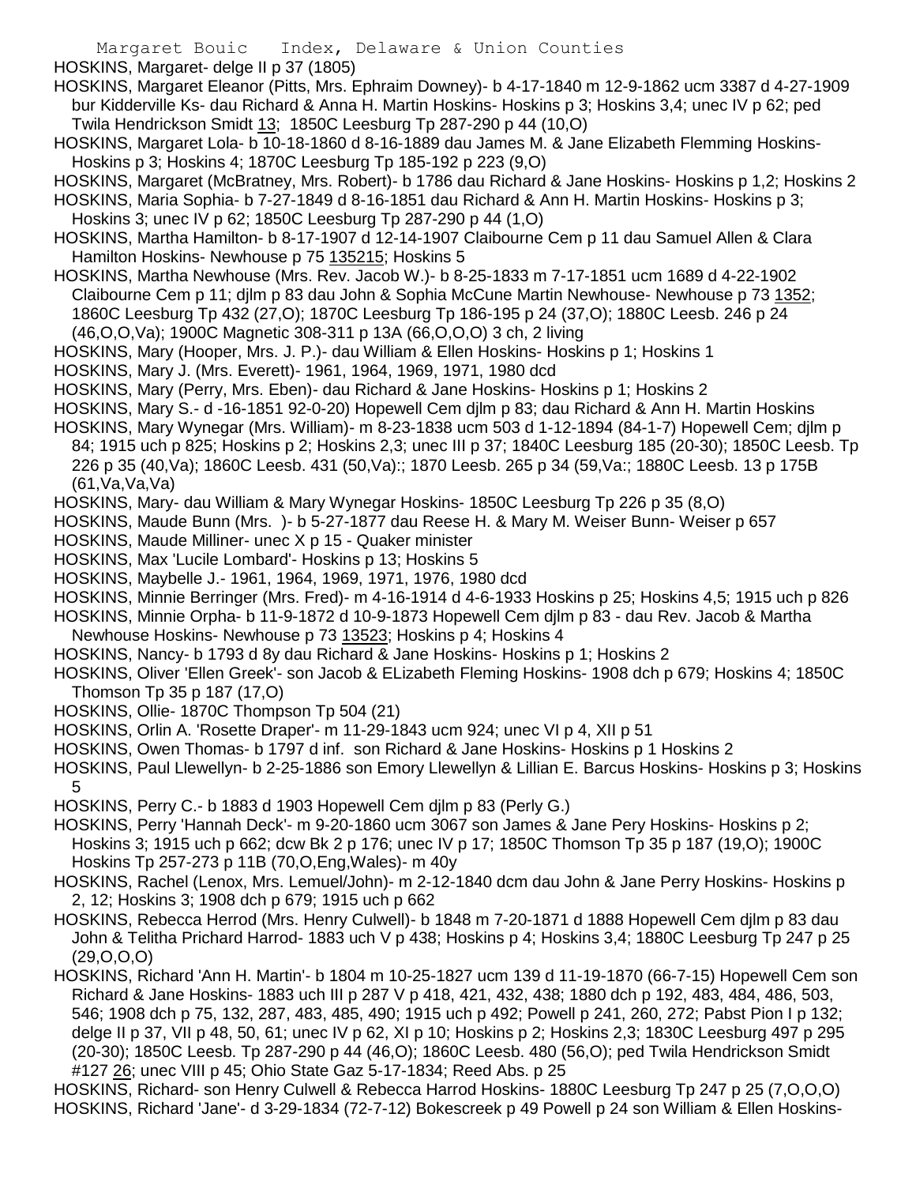HOSKINS, Margaret- delge II p 37 (1805)

HOSKINS, Margaret Eleanor (Pitts, Mrs. Ephraim Downey)- b 4-17-1840 m 12-9-1862 ucm 3387 d 4-27-1909 bur Kidderville Ks- dau Richard & Anna H. Martin Hoskins- Hoskins p 3; Hoskins 3,4; unec IV p 62; ped Twila Hendrickson Smidt 13; 1850C Leesburg Tp 287-290 p 44 (10,O)

HOSKINS, Margaret Lola- b 10-18-1860 d 8-16-1889 dau James M. & Jane Elizabeth Flemming Hoskins- Hoskins p 3; Hoskins 4; 1870C Leesburg Tp 185-192 p 223 (9,O)

HOSKINS, Margaret (McBratney, Mrs. Robert)- b 1786 dau Richard & Jane Hoskins- Hoskins p 1,2; Hoskins 2

HOSKINS, Maria Sophia- b 7-27-1849 d 8-16-1851 dau Richard & Ann H. Martin Hoskins- Hoskins p 3; Hoskins 3; unec IV p 62; 1850C Leesburg Tp 287-290 p 44 (1,O)

HOSKINS, Martha Hamilton- b 8-17-1907 d 12-14-1907 Claibourne Cem p 11 dau Samuel Allen & Clara Hamilton Hoskins- Newhouse p 75 135215; Hoskins 5

HOSKINS, Martha Newhouse (Mrs. Rev. Jacob W.)- b 8-25-1833 m 7-17-1851 ucm 1689 d 4-22-1902 Claibourne Cem p 11; djlm p 83 dau John & Sophia McCune Martin Newhouse- Newhouse p 73 1352; 1860C Leesburg Tp 432 (27,O); 1870C Leesburg Tp 186-195 p 24 (37,O); 1880C Leesb. 246 p 24 (46,O,O,Va); 1900C Magnetic 308-311 p 13A (66,O,O,O) 3 ch, 2 living

HOSKINS, Mary (Hooper, Mrs. J. P.)- dau William & Ellen Hoskins- Hoskins p 1; Hoskins 1

HOSKINS, Mary J. (Mrs. Everett)- 1961, 1964, 1969, 1971, 1980 dcd

HOSKINS, Mary (Perry, Mrs. Eben)- dau Richard & Jane Hoskins- Hoskins p 1; Hoskins 2

HOSKINS, Mary S.- d -16-1851 92-0-20) Hopewell Cem djlm p 83; dau Richard & Ann H. Martin Hoskins

HOSKINS, Mary Wynegar (Mrs. William)- m 8-23-1838 ucm 503 d 1-12-1894 (84-1-7) Hopewell Cem; djlm p 84; 1915 uch p 825; Hoskins p 2; Hoskins 2,3; unec III p 37; 1840C Leesburg 185 (20-30); 1850C Leesb. Tp 226 p 35 (40,Va); 1860C Leesb. 431 (50,Va):; 1870 Leesb. 265 p 34 (59,Va:; 1880C Leesb. 13 p 175B (61,Va,Va,Va)

HOSKINS, Mary- dau William & Mary Wynegar Hoskins- 1850C Leesburg Tp 226 p 35 (8,O)

HOSKINS, Maude Bunn (Mrs. )- b 5-27-1877 dau Reese H. & Mary M. Weiser Bunn- Weiser p 657

HOSKINS, Maude Milliner- unec X p 15 - Quaker minister

HOSKINS, Max 'Lucile Lombard'- Hoskins p 13; Hoskins 5

HOSKINS, Maybelle J.- 1961, 1964, 1969, 1971, 1976, 1980 dcd

HOSKINS, Minnie Berringer (Mrs. Fred)- m 4-16-1914 d 4-6-1933 Hoskins p 25; Hoskins 4,5; 1915 uch p 826

HOSKINS, Minnie Orpha- b 11-9-1872 d 10-9-1873 Hopewell Cem djlm p 83 - dau Rev. Jacob & Martha Newhouse Hoskins- Newhouse p 73 13523; Hoskins p 4; Hoskins 4

HOSKINS, Nancy- b 1793 d 8y dau Richard & Jane Hoskins- Hoskins p 1; Hoskins 2

HOSKINS, Oliver 'Ellen Greek'- son Jacob & ELizabeth Fleming Hoskins- 1908 dch p 679; Hoskins 4; 1850C Thomson Tp 35 p 187 (17,O)

HOSKINS, Ollie- 1870C Thompson Tp 504 (21)

HOSKINS, Orlin A. 'Rosette Draper'- m 11-29-1843 ucm 924; unec VI p 4, XII p 51

HOSKINS, Owen Thomas- b 1797 d inf. son Richard & Jane Hoskins- Hoskins p 1 Hoskins 2

HOSKINS, Paul Llewellyn- b 2-25-1886 son Emory Llewellyn & Lillian E. Barcus Hoskins- Hoskins p 3; Hoskins 5

HOSKINS, Perry C.- b 1883 d 1903 Hopewell Cem djlm p 83 (Perly G.)

HOSKINS, Perry 'Hannah Deck'- m 9-20-1860 ucm 3067 son James & Jane Pery Hoskins- Hoskins p 2; Hoskins 3; 1915 uch p 662; dcw Bk 2 p 176; unec IV p 17; 1850C Thomson Tp 35 p 187 (19,O); 1900C Hoskins Tp 257-273 p 11B (70,O,Eng,Wales)- m 40y

HOSKINS, Rachel (Lenox, Mrs. Lemuel/John)- m 2-12-1840 dcm dau John & Jane Perry Hoskins- Hoskins p 2, 12; Hoskins 3; 1908 dch p 679; 1915 uch p 662

HOSKINS, Rebecca Herrod (Mrs. Henry Culwell)- b 1848 m 7-20-1871 d 1888 Hopewell Cem djlm p 83 dau John & Telitha Prichard Harrod- 1883 uch V p 438; Hoskins p 4; Hoskins 3,4; 1880C Leesburg Tp 247 p 25 (29,O,O,O)

HOSKINS, Richard 'Ann H. Martin'- b 1804 m 10-25-1827 ucm 139 d 11-19-1870 (66-7-15) Hopewell Cem son Richard & Jane Hoskins- 1883 uch III p 287 V p 418, 421, 432, 438; 1880 dch p 192, 483, 484, 486, 503, 546; 1908 dch p 75, 132, 287, 483, 485, 490; 1915 uch p 492; Powell p 241, 260, 272; Pabst Pion I p 132; delge II p 37, VII p 48, 50, 61; unec IV p 62, XI p 10; Hoskins p 2; Hoskins 2,3; 1830C Leesburg 497 p 295 (20-30); 1850C Leesb. Tp 287-290 p 44 (46,O); 1860C Leesb. 480 (56,O); ped Twila Hendrickson Smidt #127 26; unec VIII p 45; Ohio State Gaz 5-17-1834; Reed Abs. p 25

HOSKINS, Richard- son Henry Culwell & Rebecca Harrod Hoskins- 1880C Leesburg Tp 247 p 25 (7,O,O,O)

HOSKINS, Richard 'Jane'- d 3-29-1834 (72-7-12) Bokescreek p 49 Powell p 24 son William & Ellen Hoskins-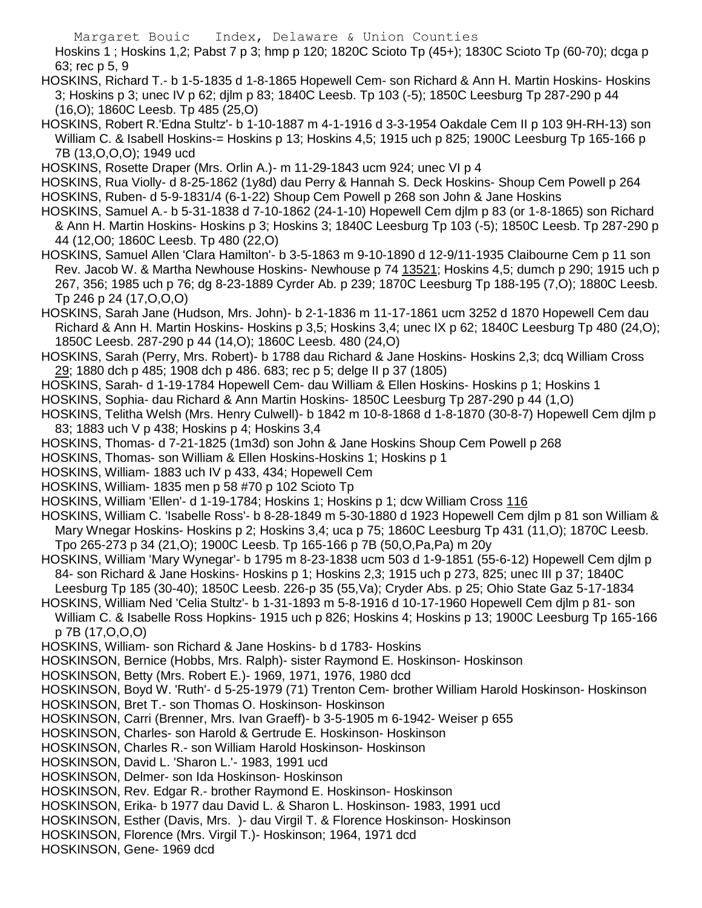Hoskins 1 ; Hoskins 1,2; Pabst 7 p 3; hmp p 120; 1820C Scioto Tp (45+); 1830C Scioto Tp (60-70); dcga p 63; rec p 5, 9

HOSKINS, Richard T.- b 1-5-1835 d 1-8-1865 Hopewell Cem- son Richard & Ann H. Martin Hoskins- Hoskins 3; Hoskins p 3; unec IV p 62; djlm p 83; 1840C Leesb. Tp 103 (-5); 1850C Leesburg Tp 287-290 p 44 (16,O); 1860C Leesb. Tp 485 (25,O)

HOSKINS, Robert R.'Edna Stultz'- b 1-10-1887 m 4-1-1916 d 3-3-1954 Oakdale Cem II p 103 9H-RH-13) son William C. & Isabell Hoskins-= Hoskins p 13; Hoskins 4,5; 1915 uch p 825; 1900C Leesburg Tp 165-166 p 7B (13,O,O,O); 1949 ucd

HOSKINS, Rosette Draper (Mrs. Orlin A.)- m 11-29-1843 ucm 924; unec VI p 4

HOSKINS, Rua Violly- d 8-25-1862 (1y8d) dau Perry & Hannah S. Deck Hoskins- Shoup Cem Powell p 264

HOSKINS, Ruben- d 5-9-1831/4 (6-1-22) Shoup Cem Powell p 268 son John & Jane Hoskins

HOSKINS, Samuel A.- b 5-31-1838 d 7-10-1862 (24-1-10) Hopewell Cem djlm p 83 (or 1-8-1865) son Richard & Ann H. Martin Hoskins- Hoskins p 3; Hoskins 3; 1840C Leesburg Tp 103 (-5); 1850C Leesb. Tp 287-290 p 44 (12,O0; 1860C Leesb. Tp 480 (22,O)

HOSKINS, Samuel Allen 'Clara Hamilton'- b 3-5-1863 m 9-10-1890 d 12-9/11-1935 Claibourne Cem p 11 son Rev. Jacob W. & Martha Newhouse Hoskins- Newhouse p 74 13521; Hoskins 4,5; dumch p 290; 1915 uch p 267, 356; 1985 uch p 76; dg 8-23-1889 Cyrder Ab. p 239; 1870C Leesburg Tp 188-195 (7,O); 1880C Leesb. Tp 246 p 24 (17,O,O,O)

HOSKINS, Sarah Jane (Hudson, Mrs. John)- b 2-1-1836 m 11-17-1861 ucm 3252 d 1870 Hopewell Cem dau Richard & Ann H. Martin Hoskins- Hoskins p 3,5; Hoskins 3,4; unec IX p 62; 1840C Leesburg Tp 480 (24,O); 1850C Leesb. 287-290 p 44 (14,O); 1860C Leesb. 480 (24,O)

HOSKINS, Sarah (Perry, Mrs. Robert)- b 1788 dau Richard & Jane Hoskins- Hoskins 2,3; dcq William Cross 29; 1880 dch p 485; 1908 dch p 486. 683; rec p 5; delge II p 37 (1805)

HOSKINS, Sarah- d 1-19-1784 Hopewell Cem- dau William & Ellen Hoskins- Hoskins p 1; Hoskins 1

HOSKINS, Sophia- dau Richard & Ann Martin Hoskins- 1850C Leesburg Tp 287-290 p 44 (1,O)

HOSKINS, Telitha Welsh (Mrs. Henry Culwell)- b 1842 m 10-8-1868 d 1-8-1870 (30-8-7) Hopewell Cem djlm p 83; 1883 uch V p 438; Hoskins p 4; Hoskins 3,4

HOSKINS, Thomas- d 7-21-1825 (1m3d) son John & Jane Hoskins Shoup Cem Powell p 268

HOSKINS, Thomas- son William & Ellen Hoskins-Hoskins 1; Hoskins p 1

HOSKINS, William- 1883 uch IV p 433, 434; Hopewell Cem

HOSKINS, William- 1835 men p 58 #70 p 102 Scioto Tp

HOSKINS, William 'Ellen'- d 1-19-1784; Hoskins 1; Hoskins p 1; dcw William Cross 116

HOSKINS, William C. 'Isabelle Ross'- b 8-28-1849 m 5-30-1880 d 1923 Hopewell Cem djlm p 81 son William & Mary Wnegar Hoskins- Hoskins p 2; Hoskins 3,4; uca p 75; 1860C Leesburg Tp 431 (11,O); 1870C Leesb. Tpo 265-273 p 34 (21,O); 1900C Leesb. Tp 165-166 p 7B (50,O,Pa,Pa) m 20y

HOSKINS, William 'Mary Wynegar'- b 1795 m 8-23-1838 ucm 503 d 1-9-1851 (55-6-12) Hopewell Cem djlm p 84- son Richard & Jane Hoskins- Hoskins p 1; Hoskins 2,3; 1915 uch p 273, 825; unec III p 37; 1840C Leesburg Tp 185 (30-40); 1850C Leesb. 226-p 35 (55,Va); Cryder Abs. p 25; Ohio State Gaz 5-17-1834

HOSKINS, William Ned 'Celia Stultz'- b 1-31-1893 m 5-8-1916 d 10-17-1960 Hopewell Cem djlm p 81- son William C. & Isabelle Ross Hopkins- 1915 uch p 826; Hoskins 4; Hoskins p 13; 1900C Leesburg Tp 165-166 p 7B (17,O,O,O)

HOSKINS, William- son Richard & Jane Hoskins- b d 1783- Hoskins

HOSKINSON, Bernice (Hobbs, Mrs. Ralph)- sister Raymond E. Hoskinson- Hoskinson

HOSKINSON, Betty (Mrs. Robert E.)- 1969, 1971, 1976, 1980 dcd

HOSKINSON, Boyd W. 'Ruth'- d 5-25-1979 (71) Trenton Cem- brother William Harold Hoskinson- Hoskinson

HOSKINSON, Bret T.- son Thomas O. Hoskinson- Hoskinson

HOSKINSON, Carri (Brenner, Mrs. Ivan Graeff)- b 3-5-1905 m 6-1942- Weiser p 655

HOSKINSON, Charles- son Harold & Gertrude E. Hoskinson- Hoskinson

HOSKINSON, Charles R.- son William Harold Hoskinson- Hoskinson

HOSKINSON, David L. 'Sharon L.'- 1983, 1991 ucd

HOSKINSON, Delmer- son Ida Hoskinson- Hoskinson

HOSKINSON, Rev. Edgar R.- brother Raymond E. Hoskinson- Hoskinson

HOSKINSON, Erika- b 1977 dau David L. & Sharon L. Hoskinson- 1983, 1991 ucd

HOSKINSON, Esther (Davis, Mrs. )- dau Virgil T. & Florence Hoskinson- Hoskinson

HOSKINSON, Florence (Mrs. Virgil T.)- Hoskinson; 1964, 1971 dcd

HOSKINSON, Gene- 1969 dcd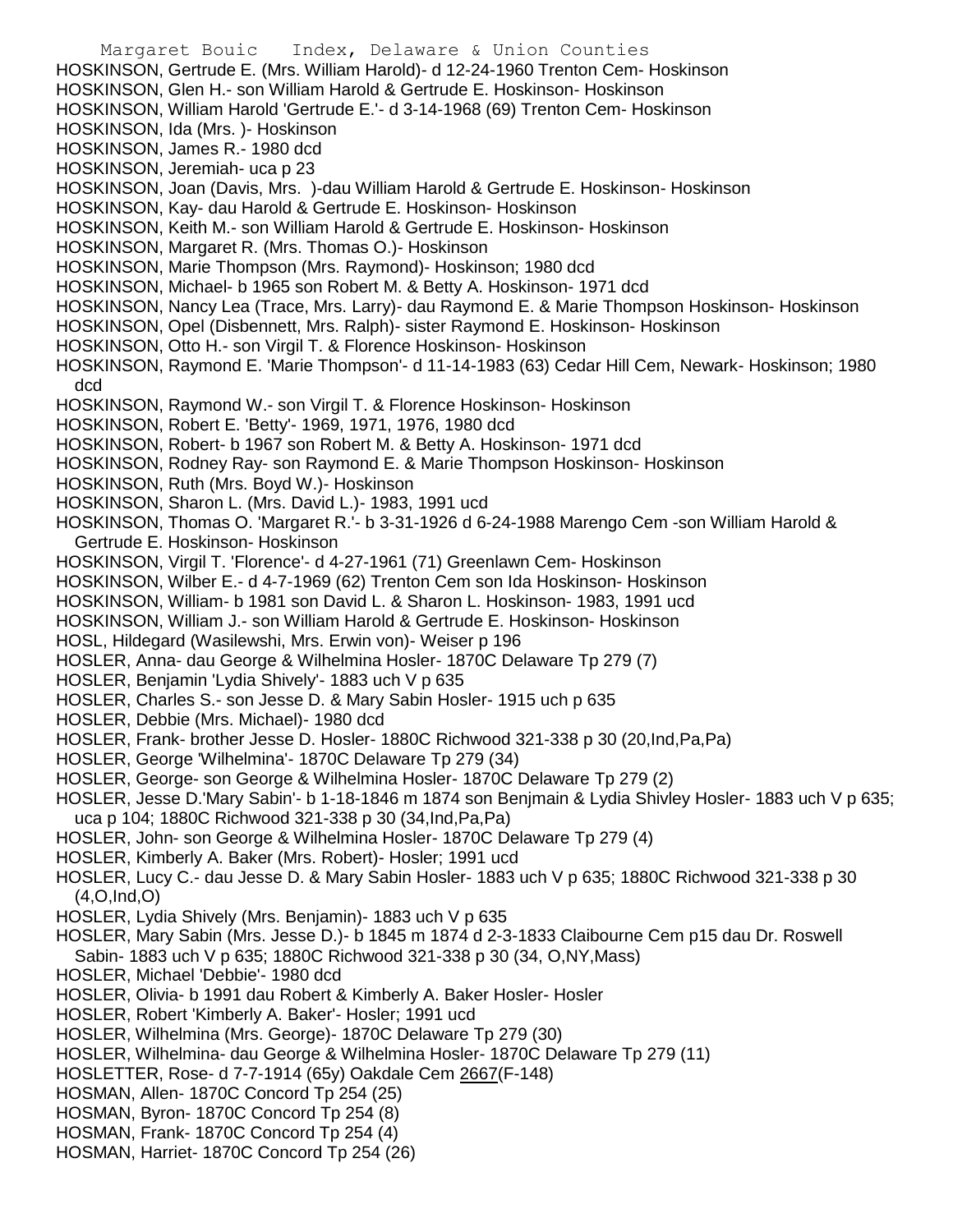HOSKINSON, Gertrude E. (Mrs. William Harold)- d 12-24-1960 Trenton Cem- Hoskinson
HOSKINSON, Glen H.- son William Harold & Gertrude E. Hoskinson- Hoskinson
HOSKINSON, William Harold 'Gertrude E.'- d 3-14-1968 (69) Trenton Cem- Hoskinson
HOSKINSON, Ida (Mrs. )- Hoskinson
HOSKINSON, James R.- 1980 dcd
HOSKINSON, Jeremiah- uca p 23
HOSKINSON, Joan (Davis, Mrs. )-dau William Harold & Gertrude E. Hoskinson- Hoskinson
HOSKINSON, Kay- dau Harold & Gertrude E. Hoskinson- Hoskinson
HOSKINSON, Keith M.- son William Harold & Gertrude E. Hoskinson- Hoskinson
HOSKINSON, Margaret R. (Mrs. Thomas O.)- Hoskinson
HOSKINSON, Marie Thompson (Mrs. Raymond)- Hoskinson; 1980 dcd
HOSKINSON, Michael- b 1965 son Robert M. & Betty A. Hoskinson- 1971 dcd
HOSKINSON, Nancy Lea (Trace, Mrs. Larry)- dau Raymond E. & Marie Thompson Hoskinson- Hoskinson
HOSKINSON, Opel (Disbennett, Mrs. Ralph)- sister Raymond E. Hoskinson- Hoskinson
HOSKINSON, Otto H.- son Virgil T. & Florence Hoskinson- Hoskinson
HOSKINSON, Raymond E. 'Marie Thompson'- d 11-14-1983 (63) Cedar Hill Cem, Newark- Hoskinson; 1980 dcd
HOSKINSON, Raymond W.- son Virgil T. & Florence Hoskinson- Hoskinson
HOSKINSON, Robert E. 'Betty'- 1969, 1971, 1976, 1980 dcd
HOSKINSON, Robert- b 1967 son Robert M. & Betty A. Hoskinson- 1971 dcd
HOSKINSON, Rodney Ray- son Raymond E. & Marie Thompson Hoskinson- Hoskinson
HOSKINSON, Ruth (Mrs. Boyd W.)- Hoskinson
HOSKINSON, Sharon L. (Mrs. David L.)- 1983, 1991 ucd
HOSKINSON, Thomas O. 'Margaret R.'- b 3-31-1926 d 6-24-1988 Marengo Cem -son William Harold & Gertrude E. Hoskinson- Hoskinson
HOSKINSON, Virgil T. 'Florence'- d 4-27-1961 (71) Greenlawn Cem- Hoskinson
HOSKINSON, Wilber E.- d 4-7-1969 (62) Trenton Cem son Ida Hoskinson- Hoskinson
HOSKINSON, William- b 1981 son David L. & Sharon L. Hoskinson- 1983, 1991 ucd
HOSKINSON, William J.- son William Harold & Gertrude E. Hoskinson- Hoskinson
HOSL, Hildegard (Wasilewshi, Mrs. Erwin von)- Weiser p 196
HOSLER, Anna- dau George & Wilhelmina Hosler- 1870C Delaware Tp 279 (7)
HOSLER, Benjamin 'Lydia Shively'- 1883 uch V p 635
HOSLER, Charles S.- son Jesse D. & Mary Sabin Hosler- 1915 uch p 635
HOSLER, Debbie (Mrs. Michael)- 1980 dcd
HOSLER, Frank- brother Jesse D. Hosler- 1880C Richwood 321-338 p 30 (20,Ind,Pa,Pa)
HOSLER, George 'Wilhelmina'- 1870C Delaware Tp 279 (34)
HOSLER, George- son George & Wilhelmina Hosler- 1870C Delaware Tp 279 (2)
HOSLER, Jesse D.'Mary Sabin'- b 1-18-1846 m 1874 son Benjmain & Lydia Shivley Hosler- 1883 uch V p 635; uca p 104; 1880C Richwood 321-338 p 30 (34,Ind,Pa,Pa)
HOSLER, John- son George & Wilhelmina Hosler- 1870C Delaware Tp 279 (4)
HOSLER, Kimberly A. Baker (Mrs. Robert)- Hosler; 1991 ucd
HOSLER, Lucy C.- dau Jesse D. & Mary Sabin Hosler- 1883 uch V p 635; 1880C Richwood 321-338 p 30 (4,O,Ind,O)
HOSLER, Lydia Shively (Mrs. Benjamin)- 1883 uch V p 635
HOSLER, Mary Sabin (Mrs. Jesse D.)- b 1845 m 1874 d 2-3-1833 Claibourne Cem p15 dau Dr. Roswell Sabin- 1883 uch V p 635; 1880C Richwood 321-338 p 30 (34, O,NY,Mass)
HOSLER, Michael 'Debbie'- 1980 dcd
HOSLER, Olivia- b 1991 dau Robert & Kimberly A. Baker Hosler- Hosler
HOSLER, Robert 'Kimberly A. Baker'- Hosler; 1991 ucd
HOSLER, Wilhelmina (Mrs. George)- 1870C Delaware Tp 279 (30)
HOSLER, Wilhelmina- dau George & Wilhelmina Hosler- 1870C Delaware Tp 279 (11)
HOSLETTER, Rose- d 7-7-1914 (65y) Oakdale Cem 2667(F-148)
HOSMAN, Allen- 1870C Concord Tp 254 (25)
HOSMAN, Byron- 1870C Concord Tp 254 (8)
HOSMAN, Frank- 1870C Concord Tp 254 (4)
HOSMAN, Harriet- 1870C Concord Tp 254 (26)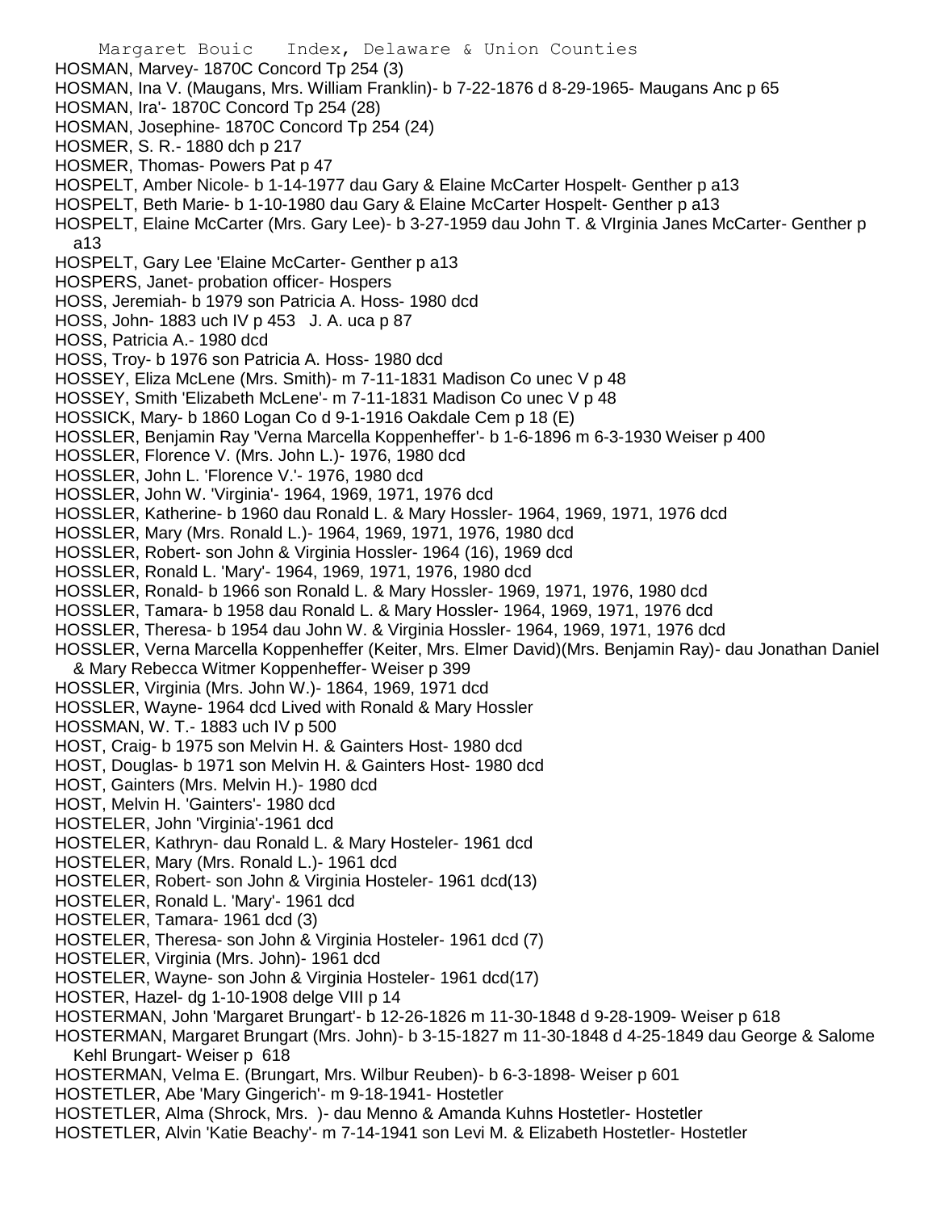HOSMAN, Marvey- 1870C Concord Tp 254 (3)
HOSMAN, Ina V. (Maugans, Mrs. William Franklin)- b 7-22-1876 d 8-29-1965- Maugans Anc p 65
HOSMAN, Ira'- 1870C Concord Tp 254 (28)
HOSMAN, Josephine- 1870C Concord Tp 254 (24)
HOSMER, S. R.- 1880 dch p 217
HOSMER, Thomas- Powers Pat p 47
HOSPELT, Amber Nicole- b 1-14-1977 dau Gary & Elaine McCarter Hospelt- Genther p a13
HOSPELT, Beth Marie- b 1-10-1980 dau Gary & Elaine McCarter Hospelt- Genther p a13
HOSPELT, Elaine McCarter (Mrs. Gary Lee)- b 3-27-1959 dau John T. & VIrginia Janes McCarter- Genther p a13
HOSPELT, Gary Lee 'Elaine McCarter- Genther p a13
HOSPERS, Janet- probation officer- Hospers
HOSS, Jeremiah- b 1979 son Patricia A. Hoss- 1980 dcd
HOSS, John- 1883 uch IV p 453 J. A. uca p 87
HOSS, Patricia A.- 1980 dcd
HOSS, Troy- b 1976 son Patricia A. Hoss- 1980 dcd
HOSSEY, Eliza McLene (Mrs. Smith)- m 7-11-1831 Madison Co unec V p 48
HOSSEY, Smith 'Elizabeth McLene'- m 7-11-1831 Madison Co unec V p 48
HOSSICK, Mary- b 1860 Logan Co d 9-1-1916 Oakdale Cem p 18 (E)
HOSSLER, Benjamin Ray 'Verna Marcella Koppenheffer'- b 1-6-1896 m 6-3-1930 Weiser p 400
HOSSLER, Florence V. (Mrs. John L.)- 1976, 1980 dcd
HOSSLER, John L. 'Florence V.'- 1976, 1980 dcd
HOSSLER, John W. 'Virginia'- 1964, 1969, 1971, 1976 dcd
HOSSLER, Katherine- b 1960 dau Ronald L. & Mary Hossler- 1964, 1969, 1971, 1976 dcd
HOSSLER, Mary (Mrs. Ronald L.)- 1964, 1969, 1971, 1976, 1980 dcd
HOSSLER, Robert- son John & Virginia Hossler- 1964 (16), 1969 dcd
HOSSLER, Ronald L. 'Mary'- 1964, 1969, 1971, 1976, 1980 dcd
HOSSLER, Ronald- b 1966 son Ronald L. & Mary Hossler- 1969, 1971, 1976, 1980 dcd
HOSSLER, Tamara- b 1958 dau Ronald L. & Mary Hossler- 1964, 1969, 1971, 1976 dcd
HOSSLER, Theresa- b 1954 dau John W. & Virginia Hossler- 1964, 1969, 1971, 1976 dcd
HOSSLER, Verna Marcella Koppenheffer (Keiter, Mrs. Elmer David)(Mrs. Benjamin Ray)- dau Jonathan Daniel & Mary Rebecca Witmer Koppenheffer- Weiser p 399
HOSSLER, Virginia (Mrs. John W.)- 1864, 1969, 1971 dcd
HOSSLER, Wayne- 1964 dcd Lived with Ronald & Mary Hossler
HOSSMAN, W. T.- 1883 uch IV p 500
HOST, Craig- b 1975 son Melvin H. & Gainters Host- 1980 dcd
HOST, Douglas- b 1971 son Melvin H. & Gainters Host- 1980 dcd
HOST, Gainters (Mrs. Melvin H.)- 1980 dcd
HOST, Melvin H. 'Gainters'- 1980 dcd
HOSTELER, John 'Virginia'-1961 dcd
HOSTELER, Kathryn- dau Ronald L. & Mary Hosteler- 1961 dcd
HOSTELER, Mary (Mrs. Ronald L.)- 1961 dcd
HOSTELER, Robert- son John & Virginia Hosteler- 1961 dcd(13)
HOSTELER, Ronald L. 'Mary'- 1961 dcd
HOSTELER, Tamara- 1961 dcd (3)
HOSTELER, Theresa- son John & Virginia Hosteler- 1961 dcd (7)
HOSTELER, Virginia (Mrs. John)- 1961 dcd
HOSTELER, Wayne- son John & Virginia Hosteler- 1961 dcd(17)
HOSTER, Hazel- dg 1-10-1908 delge VIII p 14
HOSTERMAN, John 'Margaret Brungart'- b 12-26-1826 m 11-30-1848 d 9-28-1909- Weiser p 618
HOSTERMAN, Margaret Brungart (Mrs. John)- b 3-15-1827 m 11-30-1848 d 4-25-1849 dau George & Salome Kehl Brungart- Weiser p 618
HOSTERMAN, Velma E. (Brungart, Mrs. Wilbur Reuben)- b 6-3-1898- Weiser p 601
HOSTETLER, Abe 'Mary Gingerich'- m 9-18-1941- Hostetler
HOSTETLER, Alma (Shrock, Mrs. )- dau Menno & Amanda Kuhns Hostetler- Hostetler
HOSTETLER, Alvin 'Katie Beachy'- m 7-14-1941 son Levi M. & Elizabeth Hostetler- Hostetler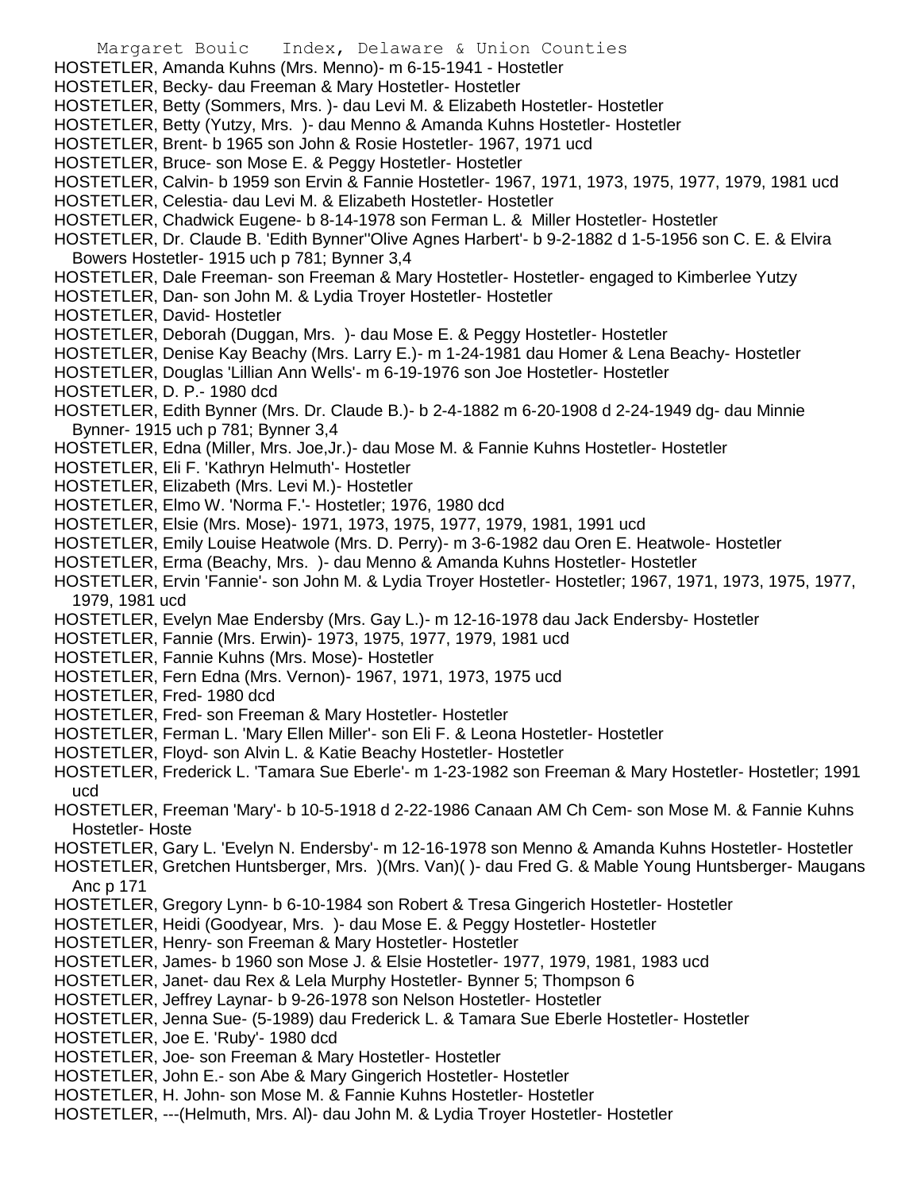HOSTETLER, Amanda Kuhns (Mrs. Menno)- m 6-15-1941 - Hostetler
HOSTETLER, Becky- dau Freeman & Mary Hostetler- Hostetler
HOSTETLER, Betty (Sommers, Mrs. )- dau Levi M. & Elizabeth Hostetler- Hostetler
HOSTETLER, Betty (Yutzy, Mrs. )- dau Menno & Amanda Kuhns Hostetler- Hostetler
HOSTETLER, Brent- b 1965 son John & Rosie Hostetler- 1967, 1971 ucd
HOSTETLER, Bruce- son Mose E. & Peggy Hostetler- Hostetler
HOSTETLER, Calvin- b 1959 son Ervin & Fannie Hostetler- 1967, 1971, 1973, 1975, 1977, 1979, 1981 ucd
HOSTETLER, Celestia- dau Levi M. & Elizabeth Hostetler- Hostetler
HOSTETLER, Chadwick Eugene- b 8-14-1978 son Ferman L. & Miller Hostetler- Hostetler
HOSTETLER, Dr. Claude B. 'Edith Bynner''Olive Agnes Harbert'- b 9-2-1882 d 1-5-1956 son C. E. & Elvira Bowers Hostetler- 1915 uch p 781; Bynner 3,4
HOSTETLER, Dale Freeman- son Freeman & Mary Hostetler- Hostetler- engaged to Kimberlee Yutzy
HOSTETLER, Dan- son John M. & Lydia Troyer Hostetler- Hostetler
HOSTETLER, David- Hostetler
HOSTETLER, Deborah (Duggan, Mrs. )- dau Mose E. & Peggy Hostetler- Hostetler
HOSTETLER, Denise Kay Beachy (Mrs. Larry E.)- m 1-24-1981 dau Homer & Lena Beachy- Hostetler
HOSTETLER, Douglas 'Lillian Ann Wells'- m 6-19-1976 son Joe Hostetler- Hostetler
HOSTETLER, D. P.- 1980 dcd
HOSTETLER, Edith Bynner (Mrs. Dr. Claude B.)- b 2-4-1882 m 6-20-1908 d 2-24-1949 dg- dau Minnie Bynner- 1915 uch p 781; Bynner 3,4
HOSTETLER, Edna (Miller, Mrs. Joe,Jr.)- dau Mose M. & Fannie Kuhns Hostetler- Hostetler
HOSTETLER, Eli F. 'Kathryn Helmuth'- Hostetler
HOSTETLER, Elizabeth (Mrs. Levi M.)- Hostetler
HOSTETLER, Elmo W. 'Norma F.'- Hostetler; 1976, 1980 dcd
HOSTETLER, Elsie (Mrs. Mose)- 1971, 1973, 1975, 1977, 1979, 1981, 1991 ucd
HOSTETLER, Emily Louise Heatwole (Mrs. D. Perry)- m 3-6-1982 dau Oren E. Heatwole- Hostetler
HOSTETLER, Erma (Beachy, Mrs. )- dau Menno & Amanda Kuhns Hostetler- Hostetler
HOSTETLER, Ervin 'Fannie'- son John M. & Lydia Troyer Hostetler- Hostetler; 1967, 1971, 1973, 1975, 1977, 1979, 1981 ucd
HOSTETLER, Evelyn Mae Endersby (Mrs. Gay L.)- m 12-16-1978 dau Jack Endersby- Hostetler
HOSTETLER, Fannie (Mrs. Erwin)- 1973, 1975, 1977, 1979, 1981 ucd
HOSTETLER, Fannie Kuhns (Mrs. Mose)- Hostetler
HOSTETLER, Fern Edna (Mrs. Vernon)- 1967, 1971, 1973, 1975 ucd
HOSTETLER, Fred- 1980 dcd
HOSTETLER, Fred- son Freeman & Mary Hostetler- Hostetler
HOSTETLER, Ferman L. 'Mary Ellen Miller'- son Eli F. & Leona Hostetler- Hostetler
HOSTETLER, Floyd- son Alvin L. & Katie Beachy Hostetler- Hostetler
HOSTETLER, Frederick L. 'Tamara Sue Eberle'- m 1-23-1982 son Freeman & Mary Hostetler- Hostetler; 1991 ucd
HOSTETLER, Freeman 'Mary'- b 10-5-1918 d 2-22-1986 Canaan AM Ch Cem- son Mose M. & Fannie Kuhns Hostetler- Hoste
HOSTETLER, Gary L. 'Evelyn N. Endersby'- m 12-16-1978 son Menno & Amanda Kuhns Hostetler- Hostetler
HOSTETLER, Gretchen Huntsberger, Mrs. )(Mrs. Van)( )- dau Fred G. & Mable Young Huntsberger- Maugans Anc p 171
HOSTETLER, Gregory Lynn- b 6-10-1984 son Robert & Tresa Gingerich Hostetler- Hostetler
HOSTETLER, Heidi (Goodyear, Mrs. )- dau Mose E. & Peggy Hostetler- Hostetler
HOSTETLER, Henry- son Freeman & Mary Hostetler- Hostetler
HOSTETLER, James- b 1960 son Mose J. & Elsie Hostetler- 1977, 1979, 1981, 1983 ucd
HOSTETLER, Janet- dau Rex & Lela Murphy Hostetler- Bynner 5; Thompson 6
HOSTETLER, Jeffrey Laynar- b 9-26-1978 son Nelson Hostetler- Hostetler
HOSTETLER, Jenna Sue- (5-1989) dau Frederick L. & Tamara Sue Eberle Hostetler- Hostetler
HOSTETLER, Joe E. 'Ruby'- 1980 dcd
HOSTETLER, Joe- son Freeman & Mary Hostetler- Hostetler
HOSTETLER, John E.- son Abe & Mary Gingerich Hostetler- Hostetler
HOSTETLER, H. John- son Mose M. & Fannie Kuhns Hostetler- Hostetler
HOSTETLER, ---(Helmuth, Mrs. Al)- dau John M. & Lydia Troyer Hostetler- Hostetler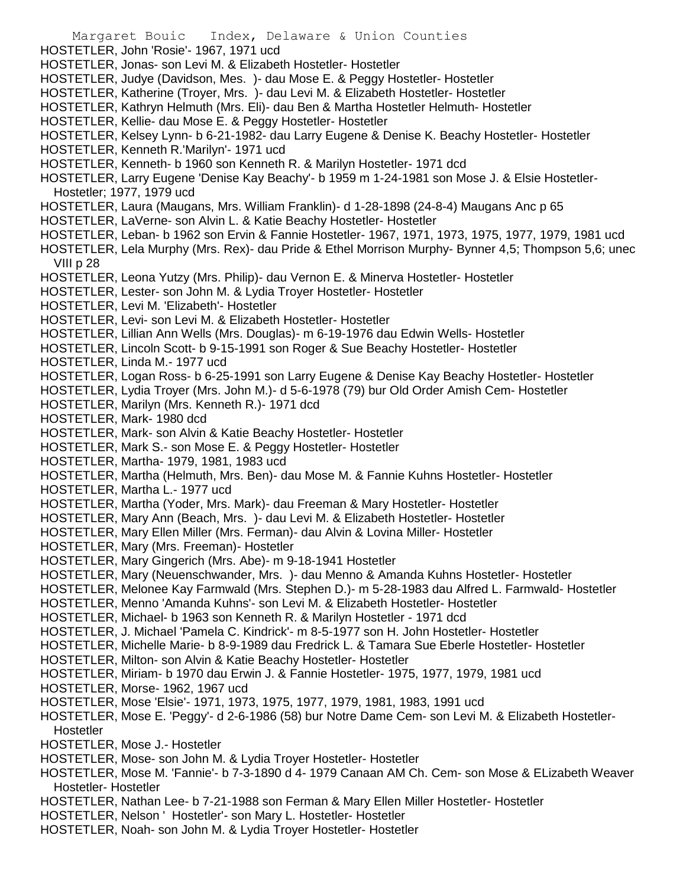HOSTETLER, John 'Rosie'- 1967, 1971 ucd
HOSTETLER, Jonas- son Levi M. & Elizabeth Hostetler- Hostetler
HOSTETLER, Judye (Davidson, Mes. )- dau Mose E. & Peggy Hostetler- Hostetler
HOSTETLER, Katherine (Troyer, Mrs. )- dau Levi M. & Elizabeth Hostetler- Hostetler
HOSTETLER, Kathryn Helmuth (Mrs. Eli)- dau Ben & Martha Hostetler Helmuth- Hostetler
HOSTETLER, Kellie- dau Mose E. & Peggy Hostetler- Hostetler
HOSTETLER, Kelsey Lynn- b 6-21-1982- dau Larry Eugene & Denise K. Beachy Hostetler- Hostetler
HOSTETLER, Kenneth R.'Marilyn'- 1971 ucd
HOSTETLER, Kenneth- b 1960 son Kenneth R. & Marilyn Hostetler- 1971 dcd
HOSTETLER, Larry Eugene 'Denise Kay Beachy'- b 1959 m 1-24-1981 son Mose J. & Elsie Hostetler- Hostetler; 1977, 1979 ucd
HOSTETLER, Laura (Maugans, Mrs. William Franklin)- d 1-28-1898 (24-8-4) Maugans Anc p 65
HOSTETLER, LaVerne- son Alvin L. & Katie Beachy Hostetler- Hostetler
HOSTETLER, Leban- b 1962 son Ervin & Fannie Hostetler- 1967, 1971, 1973, 1975, 1977, 1979, 1981 ucd
HOSTETLER, Lela Murphy (Mrs. Rex)- dau Pride & Ethel Morrison Murphy- Bynner 4,5; Thompson 5,6; unec VIII p 28
HOSTETLER, Leona Yutzy (Mrs. Philip)- dau Vernon E. & Minerva Hostetler- Hostetler
HOSTETLER, Lester- son John M. & Lydia Troyer Hostetler- Hostetler
HOSTETLER, Levi M. 'Elizabeth'- Hostetler
HOSTETLER, Levi- son Levi M. & Elizabeth Hostetler- Hostetler
HOSTETLER, Lillian Ann Wells (Mrs. Douglas)- m 6-19-1976 dau Edwin Wells- Hostetler
HOSTETLER, Lincoln Scott- b 9-15-1991 son Roger & Sue Beachy Hostetler- Hostetler
HOSTETLER, Linda M.- 1977 ucd
HOSTETLER, Logan Ross- b 6-25-1991 son Larry Eugene & Denise Kay Beachy Hostetler- Hostetler
HOSTETLER, Lydia Troyer (Mrs. John M.)- d 5-6-1978 (79) bur Old Order Amish Cem- Hostetler
HOSTETLER, Marilyn (Mrs. Kenneth R.)- 1971 dcd
HOSTETLER, Mark- 1980 dcd
HOSTETLER, Mark- son Alvin & Katie Beachy Hostetler- Hostetler
HOSTETLER, Mark S.- son Mose E. & Peggy Hostetler- Hostetler
HOSTETLER, Martha- 1979, 1981, 1983 ucd
HOSTETLER, Martha (Helmuth, Mrs. Ben)- dau Mose M. & Fannie Kuhns Hostetler- Hostetler
HOSTETLER, Martha L.- 1977 ucd
HOSTETLER, Martha (Yoder, Mrs. Mark)- dau Freeman & Mary Hostetler- Hostetler
HOSTETLER, Mary Ann (Beach, Mrs. )- dau Levi M. & Elizabeth Hostetler- Hostetler
HOSTETLER, Mary Ellen Miller (Mrs. Ferman)- dau Alvin & Lovina Miller- Hostetler
HOSTETLER, Mary (Mrs. Freeman)- Hostetler
HOSTETLER, Mary Gingerich (Mrs. Abe)- m 9-18-1941 Hostetler
HOSTETLER, Mary (Neuenschwander, Mrs. )- dau Menno & Amanda Kuhns Hostetler- Hostetler
HOSTETLER, Melonee Kay Farmwald (Mrs. Stephen D.)- m 5-28-1983 dau Alfred L. Farmwald- Hostetler
HOSTETLER, Menno 'Amanda Kuhns'- son Levi M. & Elizabeth Hostetler- Hostetler
HOSTETLER, Michael- b 1963 son Kenneth R. & Marilyn Hostetler - 1971 dcd
HOSTETLER, J. Michael 'Pamela C. Kindrick'- m 8-5-1977 son H. John Hostetler- Hostetler
HOSTETLER, Michelle Marie- b 8-9-1989 dau Fredrick L. & Tamara Sue Eberle Hostetler- Hostetler
HOSTETLER, Milton- son Alvin & Katie Beachy Hostetler- Hostetler
HOSTETLER, Miriam- b 1970 dau Erwin J. & Fannie Hostetler- 1975, 1977, 1979, 1981 ucd
HOSTETLER, Morse- 1962, 1967 ucd
HOSTETLER, Mose 'Elsie'- 1971, 1973, 1975, 1977, 1979, 1981, 1983, 1991 ucd
HOSTETLER, Mose E. 'Peggy'- d 2-6-1986 (58) bur Notre Dame Cem- son Levi M. & Elizabeth Hostetler- Hostetler
HOSTETLER, Mose J.- Hostetler
HOSTETLER, Mose- son John M. & Lydia Troyer Hostetler- Hostetler
HOSTETLER, Mose M. 'Fannie'- b 7-3-1890 d 4- 1979 Canaan AM Ch. Cem- son Mose & ELizabeth Weaver Hostetler- Hostetler
HOSTETLER, Nathan Lee- b 7-21-1988 son Ferman & Mary Ellen Miller Hostetler- Hostetler
HOSTETLER, Nelson ' Hostetler'- son Mary L. Hostetler- Hostetler
HOSTETLER, Noah- son John M. & Lydia Troyer Hostetler- Hostetler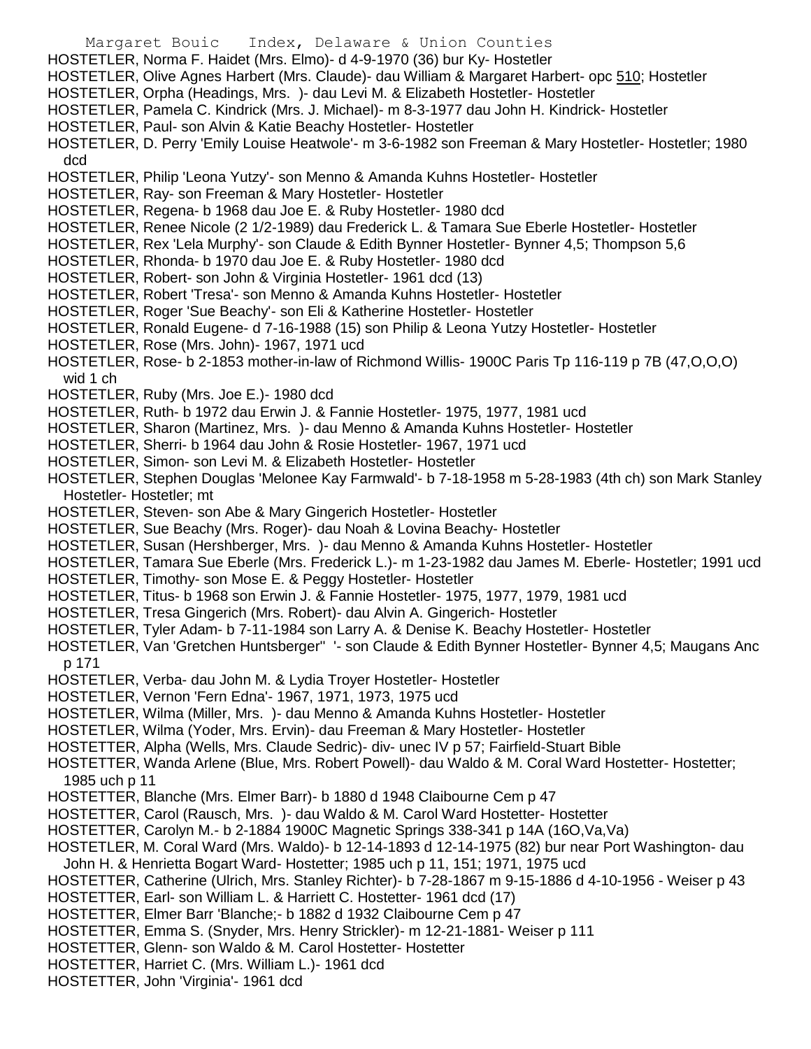HOSTETLER, Norma F. Haidet (Mrs. Elmo)- d 4-9-1970 (36) bur Ky- Hostetler
HOSTETLER, Olive Agnes Harbert (Mrs. Claude)- dau William & Margaret Harbert- opc 510; Hostetler
HOSTETLER, Orpha (Headings, Mrs. )- dau Levi M. & Elizabeth Hostetler- Hostetler
HOSTETLER, Pamela C. Kindrick (Mrs. J. Michael)- m 8-3-1977 dau John H. Kindrick- Hostetler
HOSTETLER, Paul- son Alvin & Katie Beachy Hostetler- Hostetler
HOSTETLER, D. Perry 'Emily Louise Heatwole'- m 3-6-1982 son Freeman & Mary Hostetler- Hostetler; 1980 dcd
HOSTETLER, Philip 'Leona Yutzy'- son Menno & Amanda Kuhns Hostetler- Hostetler
HOSTETLER, Ray- son Freeman & Mary Hostetler- Hostetler
HOSTETLER, Regena- b 1968 dau Joe E. & Ruby Hostetler- 1980 dcd
HOSTETLER, Renee Nicole (2 1/2-1989) dau Frederick L. & Tamara Sue Eberle Hostetler- Hostetler
HOSTETLER, Rex 'Lela Murphy'- son Claude & Edith Bynner Hostetler- Bynner 4,5; Thompson 5,6
HOSTETLER, Rhonda- b 1970 dau Joe E. & Ruby Hostetler- 1980 dcd
HOSTETLER, Robert- son John & Virginia Hostetler- 1961 dcd (13)
HOSTETLER, Robert 'Tresa'- son Menno & Amanda Kuhns Hostetler- Hostetler
HOSTETLER, Roger 'Sue Beachy'- son Eli & Katherine Hostetler- Hostetler
HOSTETLER, Ronald Eugene- d 7-16-1988 (15) son Philip & Leona Yutzy Hostetler- Hostetler
HOSTETLER, Rose (Mrs. John)- 1967, 1971 ucd
HOSTETLER, Rose- b 2-1853 mother-in-law of Richmond Willis- 1900C Paris Tp 116-119 p 7B (47,O,O,O) wid 1 ch
HOSTETLER, Ruby (Mrs. Joe E.)- 1980 dcd
HOSTETLER, Ruth- b 1972 dau Erwin J. & Fannie Hostetler- 1975, 1977, 1981 ucd
HOSTETLER, Sharon (Martinez, Mrs. )- dau Menno & Amanda Kuhns Hostetler- Hostetler
HOSTETLER, Sherri- b 1964 dau John & Rosie Hostetler- 1967, 1971 ucd
HOSTETLER, Simon- son Levi M. & Elizabeth Hostetler- Hostetler
HOSTETLER, Stephen Douglas 'Melonee Kay Farmwald'- b 7-18-1958 m 5-28-1983 (4th ch) son Mark Stanley Hostetler- Hostetler; mt
HOSTETLER, Steven- son Abe & Mary Gingerich Hostetler- Hostetler
HOSTETLER, Sue Beachy (Mrs. Roger)- dau Noah & Lovina Beachy- Hostetler
HOSTETLER, Susan (Hershberger, Mrs. )- dau Menno & Amanda Kuhns Hostetler- Hostetler
HOSTETLER, Tamara Sue Eberle (Mrs. Frederick L.)- m 1-23-1982 dau James M. Eberle- Hostetler; 1991 ucd
HOSTETLER, Timothy- son Mose E. & Peggy Hostetler- Hostetler
HOSTETLER, Titus- b 1968 son Erwin J. & Fannie Hostetler- 1975, 1977, 1979, 1981 ucd
HOSTETLER, Tresa Gingerich (Mrs. Robert)- dau Alvin A. Gingerich- Hostetler
HOSTETLER, Tyler Adam- b 7-11-1984 son Larry A. & Denise K. Beachy Hostetler- Hostetler
HOSTETLER, Van 'Gretchen Huntsberger'' '- son Claude & Edith Bynner Hostetler- Bynner 4,5; Maugans Anc p 171
HOSTETLER, Verba- dau John M. & Lydia Troyer Hostetler- Hostetler
HOSTETLER, Vernon 'Fern Edna'- 1967, 1971, 1973, 1975 ucd
HOSTETLER, Wilma (Miller, Mrs. )- dau Menno & Amanda Kuhns Hostetler- Hostetler
HOSTETLER, Wilma (Yoder, Mrs. Ervin)- dau Freeman & Mary Hostetler- Hostetler
HOSTETTER, Alpha (Wells, Mrs. Claude Sedric)- div- unec IV p 57; Fairfield-Stuart Bible
HOSTETTER, Wanda Arlene (Blue, Mrs. Robert Powell)- dau Waldo & M. Coral Ward Hostetter- Hostetter; 1985 uch p 11
HOSTETTER, Blanche (Mrs. Elmer Barr)- b 1880 d 1948 Claibourne Cem p 47
HOSTETTER, Carol (Rausch, Mrs. )- dau Waldo & M. Carol Ward Hostetter- Hostetter
HOSTETTER, Carolyn M.- b 2-1884 1900C Magnetic Springs 338-341 p 14A (16O,Va,Va)
HOSTETTER, M. Coral Ward (Mrs. Waldo)- b 12-14-1893 d 12-14-1975 (82) bur near Port Washington- dau John H. & Henrietta Bogart Ward- Hostetter; 1985 uch p 11, 151; 1971, 1975 ucd
HOSTETTER, Catherine (Ulrich, Mrs. Stanley Richter)- b 7-28-1867 m 9-15-1886 d 4-10-1956 - Weiser p 43
HOSTETTER, Earl- son William L. & Harriett C. Hostetter- 1961 dcd (17)
HOSTETTER, Elmer Barr 'Blanche;- b 1882 d 1932 Claibourne Cem p 47
HOSTETTER, Emma S. (Snyder, Mrs. Henry Strickler)- m 12-21-1881- Weiser p 111
HOSTETTER, Glenn- son Waldo & M. Carol Hostetter- Hostetter
HOSTETTER, Harriet C. (Mrs. William L.)- 1961 dcd
HOSTETTER, John 'Virginia'- 1961 dcd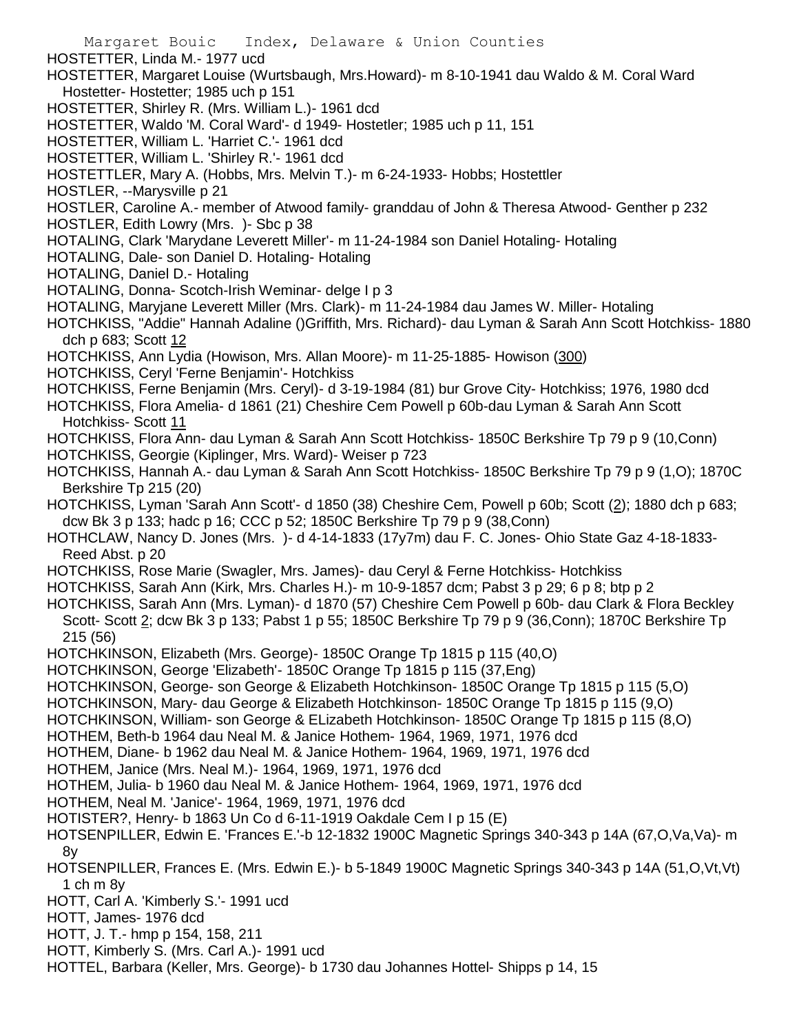HOSTETTER, Linda M.- 1977 ucd

HOSTETTER, Margaret Louise (Wurtsbaugh, Mrs.Howard)- m 8-10-1941 dau Waldo & M. Coral Ward Hostetter- Hostetter; 1985 uch p 151

HOSTETTER, Shirley R. (Mrs. William L.)- 1961 dcd

HOSTETTER, Waldo 'M. Coral Ward'- d 1949- Hostetler; 1985 uch p 11, 151

HOSTETTER, William L. 'Harriet C.'- 1961 dcd

HOSTETTER, William L. 'Shirley R.'- 1961 dcd

HOSTETTLER, Mary A. (Hobbs, Mrs. Melvin T.)- m 6-24-1933- Hobbs; Hostettler

HOSTLER, --Marysville p 21

HOSTLER, Caroline A.- member of Atwood family- granddau of John & Theresa Atwood- Genther p 232

HOSTLER, Edith Lowry (Mrs. )- Sbc p 38

HOTALING, Clark 'Marydane Leverett Miller'- m 11-24-1984 son Daniel Hotaling- Hotaling

HOTALING, Dale- son Daniel D. Hotaling- Hotaling

HOTALING, Daniel D.- Hotaling

HOTALING, Donna- Scotch-Irish Weminar- delge I p 3

HOTALING, Maryjane Leverett Miller (Mrs. Clark)- m 11-24-1984 dau James W. Miller- Hotaling

HOTCHKISS, "Addie" Hannah Adaline ()Griffith, Mrs. Richard)- dau Lyman & Sarah Ann Scott Hotchkiss- 1880 dch p 683; Scott 12

HOTCHKISS, Ann Lydia (Howison, Mrs. Allan Moore)- m 11-25-1885- Howison (300)

HOTCHKISS, Ceryl 'Ferne Benjamin'- Hotchkiss

HOTCHKISS, Ferne Benjamin (Mrs. Ceryl)- d 3-19-1984 (81) bur Grove City- Hotchkiss; 1976, 1980 dcd

HOTCHKISS, Flora Amelia- d 1861 (21) Cheshire Cem Powell p 60b-dau Lyman & Sarah Ann Scott Hotchkiss- Scott 11

HOTCHKISS, Flora Ann- dau Lyman & Sarah Ann Scott Hotchkiss- 1850C Berkshire Tp 79 p 9 (10,Conn)

HOTCHKISS, Georgie (Kiplinger, Mrs. Ward)- Weiser p 723

HOTCHKISS, Hannah A.- dau Lyman & Sarah Ann Scott Hotchkiss- 1850C Berkshire Tp 79 p 9 (1,O); 1870C Berkshire Tp 215 (20)

HOTCHKISS, Lyman 'Sarah Ann Scott'- d 1850 (38) Cheshire Cem, Powell p 60b; Scott (2); 1880 dch p 683; dcw Bk 3 p 133; hadc p 16; CCC p 52; 1850C Berkshire Tp 79 p 9 (38,Conn)

HOTHCLAW, Nancy D. Jones (Mrs. )- d 4-14-1833 (17y7m) dau F. C. Jones- Ohio State Gaz 4-18-1833- Reed Abst. p 20

HOTCHKISS, Rose Marie (Swagler, Mrs. James)- dau Ceryl & Ferne Hotchkiss- Hotchkiss

HOTCHKISS, Sarah Ann (Kirk, Mrs. Charles H.)- m 10-9-1857 dcm; Pabst 3 p 29; 6 p 8; btp p 2

HOTCHKISS, Sarah Ann (Mrs. Lyman)- d 1870 (57) Cheshire Cem Powell p 60b- dau Clark & Flora Beckley Scott- Scott 2; dcw Bk 3 p 133; Pabst 1 p 55; 1850C Berkshire Tp 79 p 9 (36,Conn); 1870C Berkshire Tp 215 (56)

HOTCHKINSON, Elizabeth (Mrs. George)- 1850C Orange Tp 1815 p 115 (40,O)

HOTCHKINSON, George 'Elizabeth'- 1850C Orange Tp 1815 p 115 (37,Eng)

HOTCHKINSON, George- son George & Elizabeth Hotchkinson- 1850C Orange Tp 1815 p 115 (5,O)

HOTCHKINSON, Mary- dau George & Elizabeth Hotchkinson- 1850C Orange Tp 1815 p 115 (9,O)

HOTCHKINSON, William- son George & ELizabeth Hotchkinson- 1850C Orange Tp 1815 p 115 (8,O)

HOTHEM, Beth-b 1964 dau Neal M. & Janice Hothem- 1964, 1969, 1971, 1976 dcd

HOTHEM, Diane- b 1962 dau Neal M. & Janice Hothem- 1964, 1969, 1971, 1976 dcd

HOTHEM, Janice (Mrs. Neal M.)- 1964, 1969, 1971, 1976 dcd

HOTHEM, Julia- b 1960 dau Neal M. & Janice Hothem- 1964, 1969, 1971, 1976 dcd

HOTHEM, Neal M. 'Janice'- 1964, 1969, 1971, 1976 dcd

HOTISTER?, Henry- b 1863 Un Co d 6-11-1919 Oakdale Cem I p 15 (E)

HOTSENPILLER, Edwin E. 'Frances E.'-b 12-1832 1900C Magnetic Springs 340-343 p 14A (67,O,Va,Va)- m 8y

HOTSENPILLER, Frances E. (Mrs. Edwin E.)- b 5-1849 1900C Magnetic Springs 340-343 p 14A (51,O,Vt,Vt) 1 ch m 8y

HOTT, Carl A. 'Kimberly S.'- 1991 ucd

HOTT, James- 1976 dcd

HOTT, J. T.- hmp p 154, 158, 211

HOTT, Kimberly S. (Mrs. Carl A.)- 1991 ucd

HOTTEL, Barbara (Keller, Mrs. George)- b 1730 dau Johannes Hottel- Shipps p 14, 15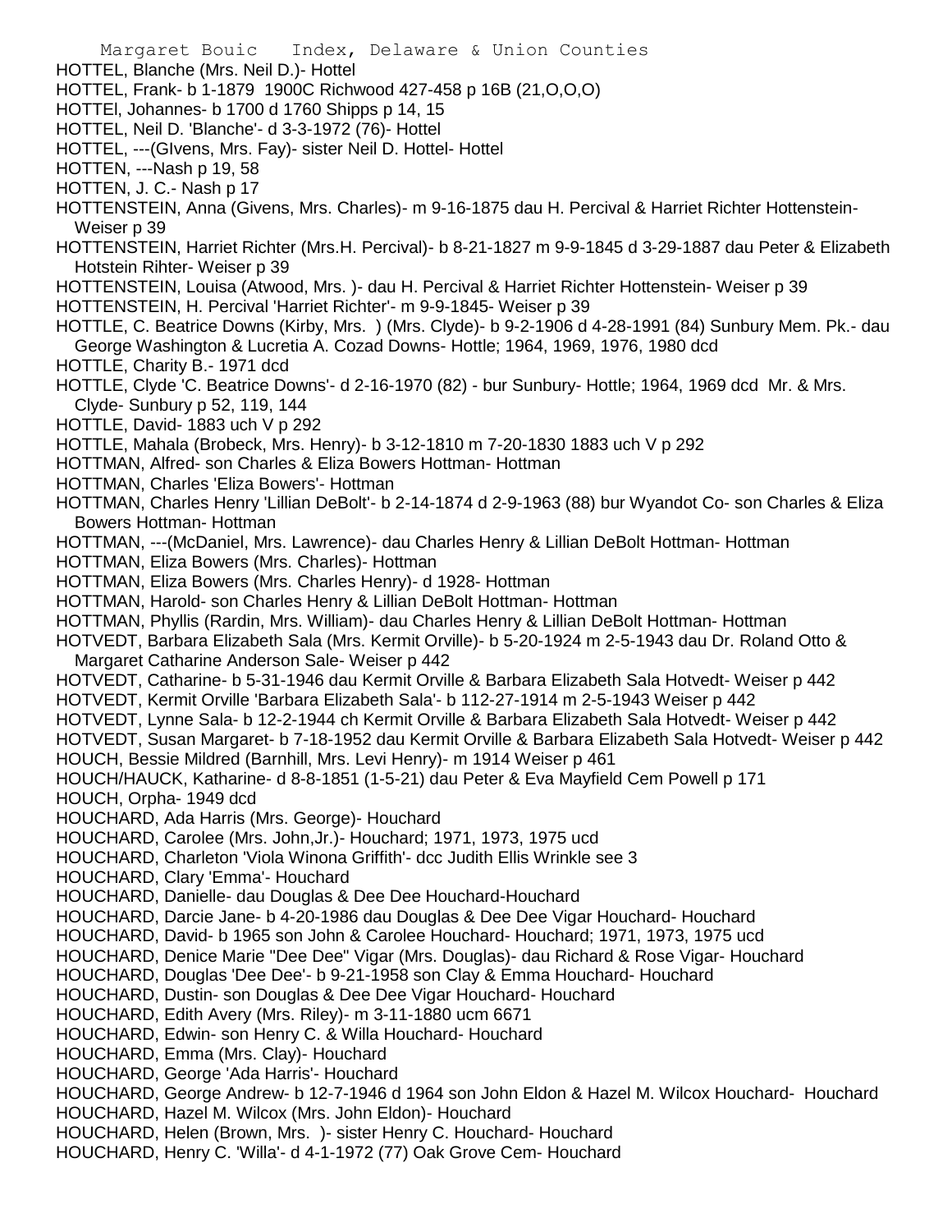HOTTEL, Blanche (Mrs. Neil D.)- Hottel
HOTTEL, Frank- b 1-1879 1900C Richwood 427-458 p 16B (21,O,O,O)
HOTTEl, Johannes- b 1700 d 1760 Shipps p 14, 15
HOTTEL, Neil D. 'Blanche'- d 3-3-1972 (76)- Hottel
HOTTEL, ---(GIvens, Mrs. Fay)- sister Neil D. Hottel- Hottel
HOTTEN, ---Nash p 19, 58
HOTTEN, J. C.- Nash p 17
HOTTENSTEIN, Anna (Givens, Mrs. Charles)- m 9-16-1875 dau H. Percival & Harriet Richter Hottenstein- Weiser p 39
HOTTENSTEIN, Harriet Richter (Mrs.H. Percival)- b 8-21-1827 m 9-9-1845 d 3-29-1887 dau Peter & Elizabeth Hotstein Rihter- Weiser p 39
HOTTENSTEIN, Louisa (Atwood, Mrs. )- dau H. Percival & Harriet Richter Hottenstein- Weiser p 39
HOTTENSTEIN, H. Percival 'Harriet Richter'- m 9-9-1845- Weiser p 39
HOTTLE, C. Beatrice Downs (Kirby, Mrs. ) (Mrs. Clyde)- b 9-2-1906 d 4-28-1991 (84) Sunbury Mem. Pk.- dau George Washington & Lucretia A. Cozad Downs- Hottle; 1964, 1969, 1976, 1980 dcd
HOTTLE, Charity B.- 1971 dcd
HOTTLE, Clyde 'C. Beatrice Downs'- d 2-16-1970 (82) - bur Sunbury- Hottle; 1964, 1969 dcd Mr. & Mrs. Clyde- Sunbury p 52, 119, 144
HOTTLE, David- 1883 uch V p 292
HOTTLE, Mahala (Brobeck, Mrs. Henry)- b 3-12-1810 m 7-20-1830 1883 uch V p 292
HOTTMAN, Alfred- son Charles & Eliza Bowers Hottman- Hottman
HOTTMAN, Charles 'Eliza Bowers'- Hottman
HOTTMAN, Charles Henry 'Lillian DeBolt'- b 2-14-1874 d 2-9-1963 (88) bur Wyandot Co- son Charles & Eliza Bowers Hottman- Hottman
HOTTMAN, ---(McDaniel, Mrs. Lawrence)- dau Charles Henry & Lillian DeBolt Hottman- Hottman
HOTTMAN, Eliza Bowers (Mrs. Charles)- Hottman
HOTTMAN, Eliza Bowers (Mrs. Charles Henry)- d 1928- Hottman
HOTTMAN, Harold- son Charles Henry & Lillian DeBolt Hottman- Hottman
HOTTMAN, Phyllis (Rardin, Mrs. William)- dau Charles Henry & Lillian DeBolt Hottman- Hottman
HOTVEDT, Barbara Elizabeth Sala (Mrs. Kermit Orville)- b 5-20-1924 m 2-5-1943 dau Dr. Roland Otto & Margaret Catharine Anderson Sale- Weiser p 442
HOTVEDT, Catharine- b 5-31-1946 dau Kermit Orville & Barbara Elizabeth Sala Hotvedt- Weiser p 442
HOTVEDT, Kermit Orville 'Barbara Elizabeth Sala'- b 112-27-1914 m 2-5-1943 Weiser p 442
HOTVEDT, Lynne Sala- b 12-2-1944 ch Kermit Orville & Barbara Elizabeth Sala Hotvedt- Weiser p 442
HOTVEDT, Susan Margaret- b 7-18-1952 dau Kermit Orville & Barbara Elizabeth Sala Hotvedt- Weiser p 442
HOUCH, Bessie Mildred (Barnhill, Mrs. Levi Henry)- m 1914 Weiser p 461
HOUCH/HAUCK, Katharine- d 8-8-1851 (1-5-21) dau Peter & Eva Mayfield Cem Powell p 171
HOUCH, Orpha- 1949 dcd
HOUCHARD, Ada Harris (Mrs. George)- Houchard
HOUCHARD, Carolee (Mrs. John,Jr.)- Houchard; 1971, 1973, 1975 ucd
HOUCHARD, Charleton 'Viola Winona Griffith'- dcc Judith Ellis Wrinkle see 3
HOUCHARD, Clary 'Emma'- Houchard
HOUCHARD, Danielle- dau Douglas & Dee Dee Houchard-Houchard
HOUCHARD, Darcie Jane- b 4-20-1986 dau Douglas & Dee Dee Vigar Houchard- Houchard
HOUCHARD, David- b 1965 son John & Carolee Houchard- Houchard; 1971, 1973, 1975 ucd
HOUCHARD, Denice Marie "Dee Dee" Vigar (Mrs. Douglas)- dau Richard & Rose Vigar- Houchard
HOUCHARD, Douglas 'Dee Dee'- b 9-21-1958 son Clay & Emma Houchard- Houchard
HOUCHARD, Dustin- son Douglas & Dee Dee Vigar Houchard- Houchard
HOUCHARD, Edith Avery (Mrs. Riley)- m 3-11-1880 ucm 6671
HOUCHARD, Edwin- son Henry C. & Willa Houchard- Houchard
HOUCHARD, Emma (Mrs. Clay)- Houchard
HOUCHARD, George 'Ada Harris'- Houchard
HOUCHARD, George Andrew- b 12-7-1946 d 1964 son John Eldon & Hazel M. Wilcox Houchard- Houchard
HOUCHARD, Hazel M. Wilcox (Mrs. John Eldon)- Houchard
HOUCHARD, Helen (Brown, Mrs. )- sister Henry C. Houchard- Houchard
HOUCHARD, Henry C. 'Willa'- d 4-1-1972 (77) Oak Grove Cem- Houchard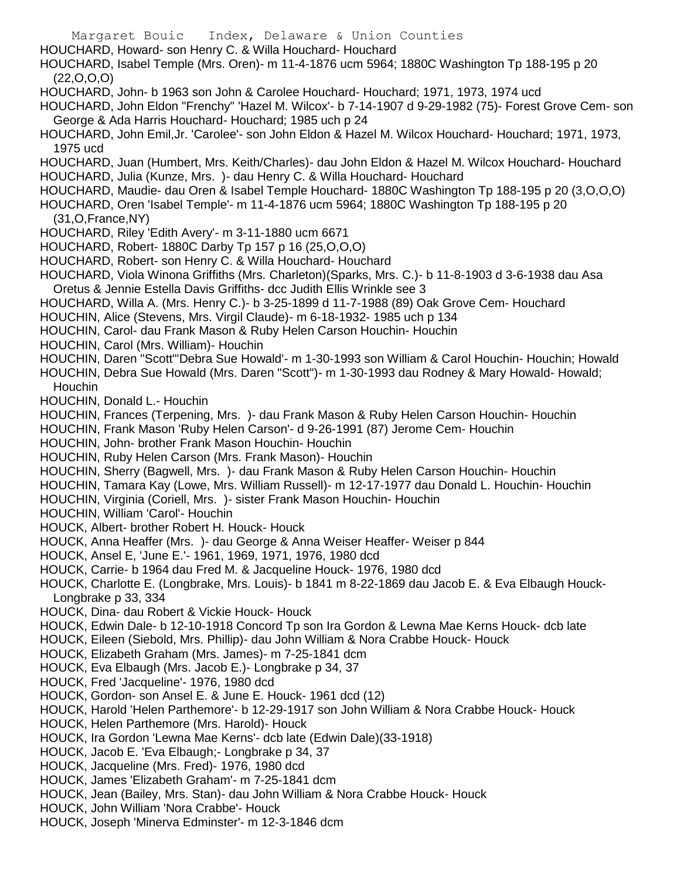HOUCHARD, Howard- son Henry C. & Willa Houchard- Houchard

HOUCHARD, Isabel Temple (Mrs. Oren)- m 11-4-1876 ucm 5964; 1880C Washington Tp 188-195 p 20 (22,O,O,O)

HOUCHARD, John- b 1963 son John & Carolee Houchard- Houchard; 1971, 1973, 1974 ucd

HOUCHARD, John Eldon "Frenchy" 'Hazel M. Wilcox'- b 7-14-1907 d 9-29-1982 (75)- Forest Grove Cem- son George & Ada Harris Houchard- Houchard; 1985 uch p 24

HOUCHARD, John Emil,Jr. 'Carolee'- son John Eldon & Hazel M. Wilcox Houchard- Houchard; 1971, 1973, 1975 ucd

HOUCHARD, Juan (Humbert, Mrs. Keith/Charles)- dau John Eldon & Hazel M. Wilcox Houchard- Houchard

HOUCHARD, Julia (Kunze, Mrs. )- dau Henry C. & Willa Houchard- Houchard

HOUCHARD, Maudie- dau Oren & Isabel Temple Houchard- 1880C Washington Tp 188-195 p 20 (3,O,O,O)

HOUCHARD, Oren 'Isabel Temple'- m 11-4-1876 ucm 5964; 1880C Washington Tp 188-195 p 20 (31,O,France,NY)

HOUCHARD, Riley 'Edith Avery'- m 3-11-1880 ucm 6671

HOUCHARD, Robert- 1880C Darby Tp 157 p 16 (25,O,O,O)

HOUCHARD, Robert- son Henry C. & Willa Houchard- Houchard

HOUCHARD, Viola Winona Griffiths (Mrs. Charleton)(Sparks, Mrs. C.)- b 11-8-1903 d 3-6-1938 dau Asa Oretus & Jennie Estella Davis Griffiths- dcc Judith Ellis Wrinkle see 3

HOUCHARD, Willa A. (Mrs. Henry C.)- b 3-25-1899 d 11-7-1988 (89) Oak Grove Cem- Houchard

HOUCHIN, Alice (Stevens, Mrs. Virgil Claude)- m 6-18-1932- 1985 uch p 134

HOUCHIN, Carol- dau Frank Mason & Ruby Helen Carson Houchin- Houchin

HOUCHIN, Carol (Mrs. William)- Houchin

HOUCHIN, Daren "Scott"'Debra Sue Howald'- m 1-30-1993 son William & Carol Houchin- Houchin; Howald

HOUCHIN, Debra Sue Howald (Mrs. Daren "Scott")- m 1-30-1993 dau Rodney & Mary Howald- Howald; Houchin

HOUCHIN, Donald L.- Houchin

HOUCHIN, Frances (Terpening, Mrs. )- dau Frank Mason & Ruby Helen Carson Houchin- Houchin

HOUCHIN, Frank Mason 'Ruby Helen Carson'- d 9-26-1991 (87) Jerome Cem- Houchin

HOUCHIN, John- brother Frank Mason Houchin- Houchin

HOUCHIN, Ruby Helen Carson (Mrs. Frank Mason)- Houchin

HOUCHIN, Sherry (Bagwell, Mrs. )- dau Frank Mason & Ruby Helen Carson Houchin- Houchin

HOUCHIN, Tamara Kay (Lowe, Mrs. William Russell)- m 12-17-1977 dau Donald L. Houchin- Houchin

HOUCHIN, Virginia (Coriell, Mrs. )- sister Frank Mason Houchin- Houchin

HOUCHIN, William 'Carol'- Houchin

HOUCK, Albert- brother Robert H. Houck- Houck

HOUCK, Anna Heaffer (Mrs. )- dau George & Anna Weiser Heaffer- Weiser p 844

HOUCK, Ansel E, 'June E.'- 1961, 1969, 1971, 1976, 1980 dcd

HOUCK, Carrie- b 1964 dau Fred M. & Jacqueline Houck- 1976, 1980 dcd

HOUCK, Charlotte E. (Longbrake, Mrs. Louis)- b 1841 m 8-22-1869 dau Jacob E. & Eva Elbaugh Houck- Longbrake p 33, 334

HOUCK, Dina- dau Robert & Vickie Houck- Houck

HOUCK, Edwin Dale- b 12-10-1918 Concord Tp son Ira Gordon & Lewna Mae Kerns Houck- dcb late

HOUCK, Eileen (Siebold, Mrs. Phillip)- dau John William & Nora Crabbe Houck- Houck

HOUCK, Elizabeth Graham (Mrs. James)- m 7-25-1841 dcm

HOUCK, Eva Elbaugh (Mrs. Jacob E.)- Longbrake p 34, 37

HOUCK, Fred 'Jacqueline'- 1976, 1980 dcd

HOUCK, Gordon- son Ansel E. & June E. Houck- 1961 dcd (12)

HOUCK, Harold 'Helen Parthemore'- b 12-29-1917 son John William & Nora Crabbe Houck- Houck

HOUCK, Helen Parthemore (Mrs. Harold)- Houck

HOUCK, Ira Gordon 'Lewna Mae Kerns'- dcb late (Edwin Dale)(33-1918)

HOUCK, Jacob E. 'Eva Elbaugh;- Longbrake p 34, 37

HOUCK, Jacqueline (Mrs. Fred)- 1976, 1980 dcd

HOUCK, James 'Elizabeth Graham'- m 7-25-1841 dcm

HOUCK, Jean (Bailey, Mrs. Stan)- dau John William & Nora Crabbe Houck- Houck

HOUCK, John William 'Nora Crabbe'- Houck

HOUCK, Joseph 'Minerva Edminster'- m 12-3-1846 dcm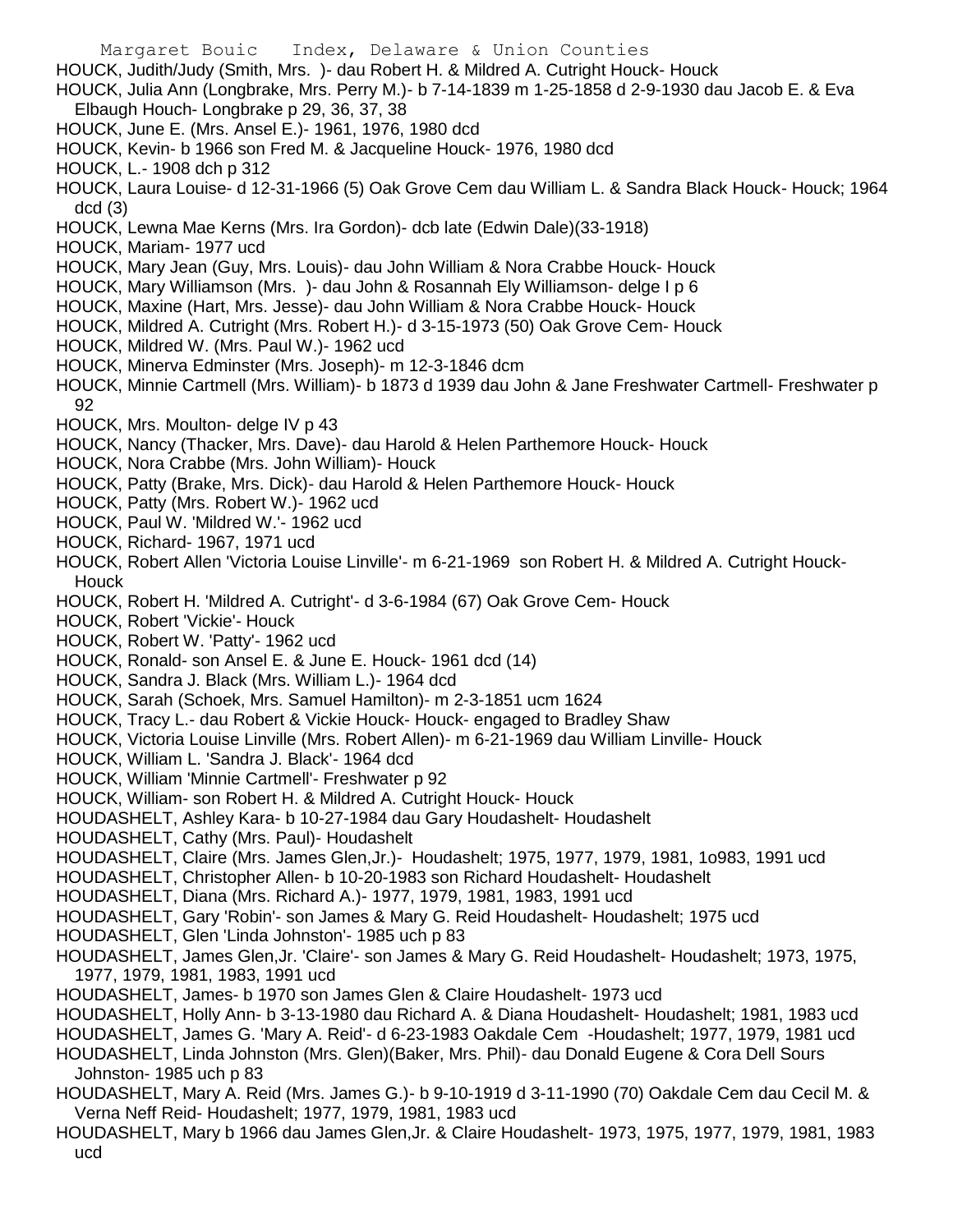HOUCK, Judith/Judy (Smith, Mrs. )- dau Robert H. & Mildred A. Cutright Houck- Houck

HOUCK, Julia Ann (Longbrake, Mrs. Perry M.)- b 7-14-1839 m 1-25-1858 d 2-9-1930 dau Jacob E. & Eva Elbaugh Houch- Longbrake p 29, 36, 37, 38

HOUCK, June E. (Mrs. Ansel E.)- 1961, 1976, 1980 dcd

HOUCK, Kevin- b 1966 son Fred M. & Jacqueline Houck- 1976, 1980 dcd

HOUCK, L.- 1908 dch p 312

HOUCK, Laura Louise- d 12-31-1966 (5) Oak Grove Cem dau William L. & Sandra Black Houck- Houck; 1964 dcd (3)

HOUCK, Lewna Mae Kerns (Mrs. Ira Gordon)- dcb late (Edwin Dale)(33-1918)

HOUCK, Mariam- 1977 ucd

HOUCK, Mary Jean (Guy, Mrs. Louis)- dau John William & Nora Crabbe Houck- Houck

HOUCK, Mary Williamson (Mrs. )- dau John & Rosannah Ely Williamson- delge I p 6

HOUCK, Maxine (Hart, Mrs. Jesse)- dau John William & Nora Crabbe Houck- Houck

HOUCK, Mildred A. Cutright (Mrs. Robert H.)- d 3-15-1973 (50) Oak Grove Cem- Houck

HOUCK, Mildred W. (Mrs. Paul W.)- 1962 ucd

HOUCK, Minerva Edminster (Mrs. Joseph)- m 12-3-1846 dcm

HOUCK, Minnie Cartmell (Mrs. William)- b 1873 d 1939 dau John & Jane Freshwater Cartmell- Freshwater p 92

HOUCK, Mrs. Moulton- delge IV p 43

HOUCK, Nancy (Thacker, Mrs. Dave)- dau Harold & Helen Parthemore Houck- Houck

HOUCK, Nora Crabbe (Mrs. John William)- Houck

HOUCK, Patty (Brake, Mrs. Dick)- dau Harold & Helen Parthemore Houck- Houck

HOUCK, Patty (Mrs. Robert W.)- 1962 ucd

HOUCK, Paul W. 'Mildred W.'- 1962 ucd

HOUCK, Richard- 1967, 1971 ucd

HOUCK, Robert Allen 'Victoria Louise Linville'- m 6-21-1969 son Robert H. & Mildred A. Cutright Houck- Houck

HOUCK, Robert H. 'Mildred A. Cutright'- d 3-6-1984 (67) Oak Grove Cem- Houck

HOUCK, Robert 'Vickie'- Houck

HOUCK, Robert W. 'Patty'- 1962 ucd

HOUCK, Ronald- son Ansel E. & June E. Houck- 1961 dcd (14)

HOUCK, Sandra J. Black (Mrs. William L.)- 1964 dcd

HOUCK, Sarah (Schoek, Mrs. Samuel Hamilton)- m 2-3-1851 ucm 1624

HOUCK, Tracy L.- dau Robert & Vickie Houck- Houck- engaged to Bradley Shaw

HOUCK, Victoria Louise Linville (Mrs. Robert Allen)- m 6-21-1969 dau William Linville- Houck

HOUCK, William L. 'Sandra J. Black'- 1964 dcd

HOUCK, William 'Minnie Cartmell'- Freshwater p 92

HOUCK, William- son Robert H. & Mildred A. Cutright Houck- Houck

HOUDASHELT, Ashley Kara- b 10-27-1984 dau Gary Houdashelt- Houdashelt

HOUDASHELT, Cathy (Mrs. Paul)- Houdashelt

HOUDASHELT, Claire (Mrs. James Glen,Jr.)- Houdashelt; 1975, 1977, 1979, 1981, 1o983, 1991 ucd

HOUDASHELT, Christopher Allen- b 10-20-1983 son Richard Houdashelt- Houdashelt

HOUDASHELT, Diana (Mrs. Richard A.)- 1977, 1979, 1981, 1983, 1991 ucd

HOUDASHELT, Gary 'Robin'- son James & Mary G. Reid Houdashelt- Houdashelt; 1975 ucd

HOUDASHELT, Glen 'Linda Johnston'- 1985 uch p 83

HOUDASHELT, James Glen,Jr. 'Claire'- son James & Mary G. Reid Houdashelt- Houdashelt; 1973, 1975, 1977, 1979, 1981, 1983, 1991 ucd

HOUDASHELT, James- b 1970 son James Glen & Claire Houdashelt- 1973 ucd

HOUDASHELT, Holly Ann- b 3-13-1980 dau Richard A. & Diana Houdashelt- Houdashelt; 1981, 1983 ucd

HOUDASHELT, James G. 'Mary A. Reid'- d 6-23-1983 Oakdale Cem -Houdashelt; 1977, 1979, 1981 ucd

HOUDASHELT, Linda Johnston (Mrs. Glen)(Baker, Mrs. Phil)- dau Donald Eugene & Cora Dell Sours Johnston- 1985 uch p 83

HOUDASHELT, Mary A. Reid (Mrs. James G.)- b 9-10-1919 d 3-11-1990 (70) Oakdale Cem dau Cecil M. & Verna Neff Reid- Houdashelt; 1977, 1979, 1981, 1983 ucd

HOUDASHELT, Mary b 1966 dau James Glen,Jr. & Claire Houdashelt- 1973, 1975, 1977, 1979, 1981, 1983 ucd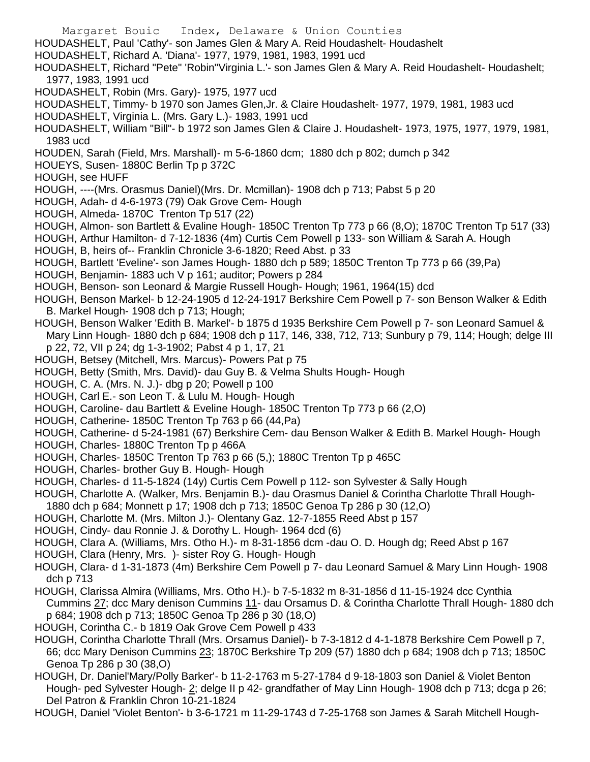HOUDASHELT, Paul 'Cathy'- son James Glen & Mary A. Reid Houdashelt- Houdashelt

HOUDASHELT, Richard A. 'Diana'- 1977, 1979, 1981, 1983, 1991 ucd

HOUDASHELT, Richard "Pete" 'Robin''Virginia L.'- son James Glen & Mary A. Reid Houdashelt- Houdashelt; 1977, 1983, 1991 ucd

HOUDASHELT, Robin (Mrs. Gary)- 1975, 1977 ucd

HOUDASHELT, Timmy- b 1970 son James Glen,Jr. & Claire Houdashelt- 1977, 1979, 1981, 1983 ucd

HOUDASHELT, Virginia L. (Mrs. Gary L.)- 1983, 1991 ucd

HOUDASHELT, William "Bill"- b 1972 son James Glen & Claire J. Houdashelt- 1973, 1975, 1977, 1979, 1981, 1983 ucd

HOUDEN, Sarah (Field, Mrs. Marshall)- m 5-6-1860 dcm; 1880 dch p 802; dumch p 342

HOUEYS, Susen- 1880C Berlin Tp p 372C

HOUGH, see HUFF

HOUGH, ----(Mrs. Orasmus Daniel)(Mrs. Dr. Mcmillan)- 1908 dch p 713; Pabst 5 p 20

HOUGH, Adah- d 4-6-1973 (79) Oak Grove Cem- Hough

HOUGH, Almeda- 1870C Trenton Tp 517 (22)

HOUGH, Almon- son Bartlett & Evaline Hough- 1850C Trenton Tp 773 p 66 (8,O); 1870C Trenton Tp 517 (33)

HOUGH, Arthur Hamilton- d 7-12-1836 (4m) Curtis Cem Powell p 133- son William & Sarah A. Hough

HOUGH, B, heirs of-- Franklin Chronicle 3-6-1820; Reed Abst. p 33

HOUGH, Bartlett 'Eveline'- son James Hough- 1880 dch p 589; 1850C Trenton Tp 773 p 66 (39,Pa)

HOUGH, Benjamin- 1883 uch V p 161; auditor; Powers p 284

HOUGH, Benson- son Leonard & Margie Russell Hough- Hough; 1961, 1964(15) dcd

HOUGH, Benson Markel- b 12-24-1905 d 12-24-1917 Berkshire Cem Powell p 7- son Benson Walker & Edith B. Markel Hough- 1908 dch p 713; Hough;

HOUGH, Benson Walker 'Edith B. Markel'- b 1875 d 1935 Berkshire Cem Powell p 7- son Leonard Samuel & Mary Linn Hough- 1880 dch p 684; 1908 dch p 117, 146, 338, 712, 713; Sunbury p 79, 114; Hough; delge III p 22, 72, VII p 24; dg 1-3-1902; Pabst 4 p 1, 17, 21

HOUGH, Betsey (Mitchell, Mrs. Marcus)- Powers Pat p 75

HOUGH, Betty (Smith, Mrs. David)- dau Guy B. & Velma Shults Hough- Hough

HOUGH, C. A. (Mrs. N. J.)- dbg p 20; Powell p 100

HOUGH, Carl E.- son Leon T. & Lulu M. Hough- Hough

HOUGH, Caroline- dau Bartlett & Eveline Hough- 1850C Trenton Tp 773 p 66 (2,O)

HOUGH, Catherine- 1850C Trenton Tp 763 p 66 (44,Pa)

HOUGH, Catherine- d 5-24-1981 (67) Berkshire Cem- dau Benson Walker & Edith B. Markel Hough- Hough

HOUGH, Charles- 1880C Trenton Tp p 466A

HOUGH, Charles- 1850C Trenton Tp 763 p 66 (5,); 1880C Trenton Tp p 465C

HOUGH, Charles- brother Guy B. Hough- Hough

HOUGH, Charles- d 11-5-1824 (14y) Curtis Cem Powell p 112- son Sylvester & Sally Hough

HOUGH, Charlotte A. (Walker, Mrs. Benjamin B.)- dau Orasmus Daniel & Corintha Charlotte Thrall Hough- 1880 dch p 684; Monnett p 17; 1908 dch p 713; 1850C Genoa Tp 286 p 30 (12,O)

HOUGH, Charlotte M. (Mrs. Milton J.)- Olentany Gaz. 12-7-1855 Reed Abst p 157

HOUGH, Cindy- dau Ronnie J. & Dorothy L. Hough- 1964 dcd (6)

HOUGH, Clara A. (Williams, Mrs. Otho H.)- m 8-31-1856 dcm -dau O. D. Hough dg; Reed Abst p 167

HOUGH, Clara (Henry, Mrs. )- sister Roy G. Hough- Hough

HOUGH, Clara- d 1-31-1873 (4m) Berkshire Cem Powell p 7- dau Leonard Samuel & Mary Linn Hough- 1908 dch p 713

HOUGH, Clarissa Almira (Williams, Mrs. Otho H.)- b 7-5-1832 m 8-31-1856 d 11-15-1924 dcc Cynthia Cummins 27; dcc Mary denison Cummins 11- dau Orsamus D. & Corintha Charlotte Thrall Hough- 1880 dch p 684; 1908 dch p 713; 1850C Genoa Tp 286 p 30 (18,O)

HOUGH, Corintha C.- b 1819 Oak Grove Cem Powell p 433

HOUGH, Corintha Charlotte Thrall (Mrs. Orsamus Daniel)- b 7-3-1812 d 4-1-1878 Berkshire Cem Powell p 7, 66; dcc Mary Denison Cummins 23; 1870C Berkshire Tp 209 (57) 1880 dch p 684; 1908 dch p 713; 1850C Genoa Tp 286 p 30 (38,O)

HOUGH, Dr. Daniel'Mary/Polly Barker'- b 11-2-1763 m 5-27-1784 d 9-18-1803 son Daniel & Violet Benton Hough- ped Sylvester Hough- 2; delge II p 42- grandfather of May Linn Hough- 1908 dch p 713; dcga p 26; Del Patron & Franklin Chron 10-21-1824

HOUGH, Daniel 'Violet Benton'- b 3-6-1721 m 11-29-1743 d 7-25-1768 son James & Sarah Mitchell Hough-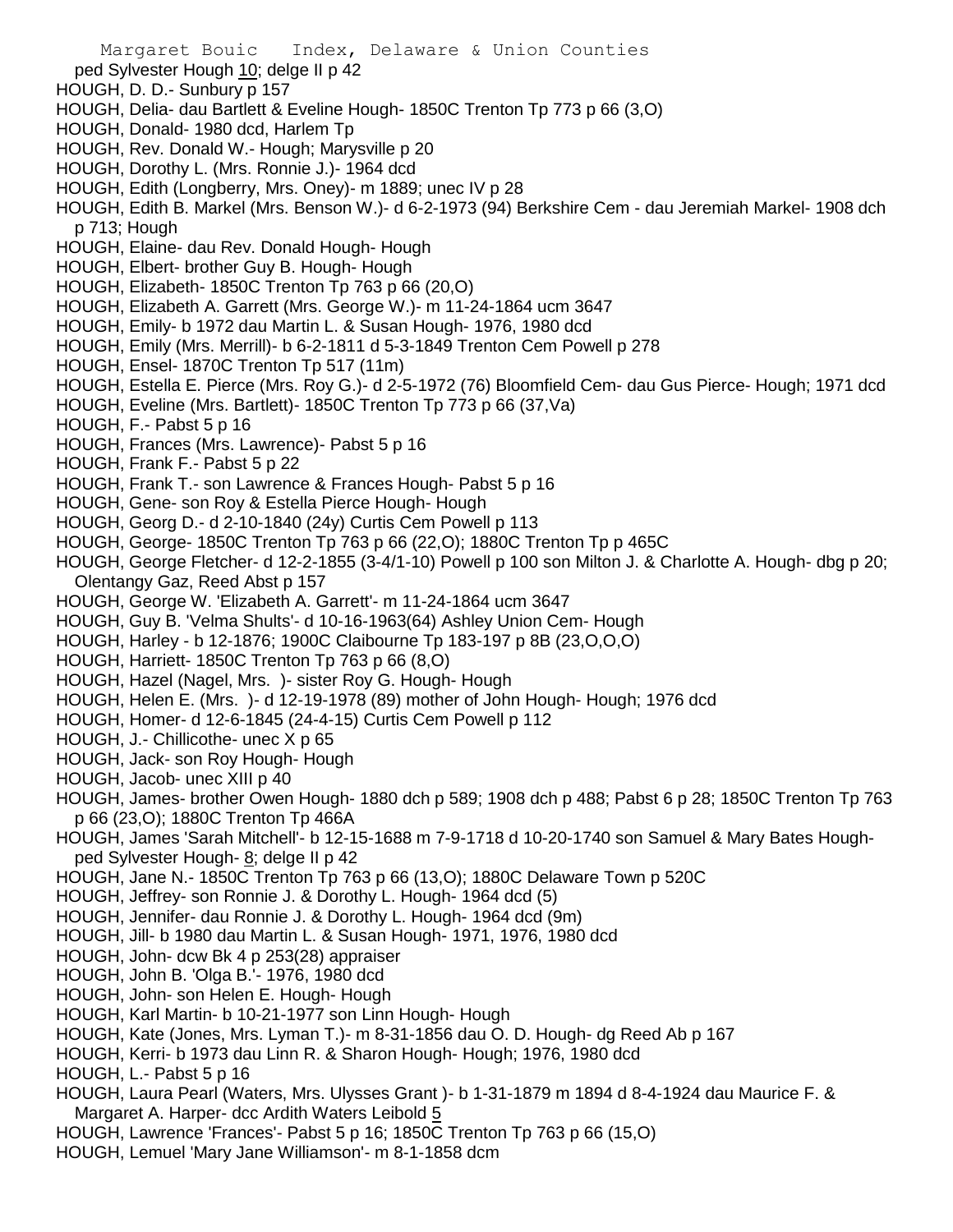ped Sylvester Hough 10; delge II p 42

HOUGH, D. D.- Sunbury p 157

HOUGH, Delia- dau Bartlett & Eveline Hough- 1850C Trenton Tp 773 p 66 (3,O)

HOUGH, Donald- 1980 dcd, Harlem Tp

HOUGH, Rev. Donald W.- Hough; Marysville p 20

HOUGH, Dorothy L. (Mrs. Ronnie J.)- 1964 dcd

HOUGH, Edith (Longberry, Mrs. Oney)- m 1889; unec IV p 28

HOUGH, Edith B. Markel (Mrs. Benson W.)- d 6-2-1973 (94) Berkshire Cem - dau Jeremiah Markel- 1908 dch p 713; Hough

HOUGH, Elaine- dau Rev. Donald Hough- Hough

HOUGH, Elbert- brother Guy B. Hough- Hough

HOUGH, Elizabeth- 1850C Trenton Tp 763 p 66 (20,O)

HOUGH, Elizabeth A. Garrett (Mrs. George W.)- m 11-24-1864 ucm 3647

HOUGH, Emily- b 1972 dau Martin L. & Susan Hough- 1976, 1980 dcd

HOUGH, Emily (Mrs. Merrill)- b 6-2-1811 d 5-3-1849 Trenton Cem Powell p 278

HOUGH, Ensel- 1870C Trenton Tp 517 (11m)

HOUGH, Estella E. Pierce (Mrs. Roy G.)- d 2-5-1972 (76) Bloomfield Cem- dau Gus Pierce- Hough; 1971 dcd

HOUGH, Eveline (Mrs. Bartlett)- 1850C Trenton Tp 773 p 66 (37,Va)

HOUGH, F.- Pabst 5 p 16

HOUGH, Frances (Mrs. Lawrence)- Pabst 5 p 16

HOUGH, Frank F.- Pabst 5 p 22

HOUGH, Frank T.- son Lawrence & Frances Hough- Pabst 5 p 16

HOUGH, Gene- son Roy & Estella Pierce Hough- Hough

HOUGH, Georg D.- d 2-10-1840 (24y) Curtis Cem Powell p 113

HOUGH, George- 1850C Trenton Tp 763 p 66 (22,O); 1880C Trenton Tp p 465C

HOUGH, George Fletcher- d 12-2-1855 (3-4/1-10) Powell p 100 son Milton J. & Charlotte A. Hough- dbg p 20; Olentangy Gaz, Reed Abst p 157

HOUGH, George W. 'Elizabeth A. Garrett'- m 11-24-1864 ucm 3647

HOUGH, Guy B. 'Velma Shults'- d 10-16-1963(64) Ashley Union Cem- Hough

HOUGH, Harley - b 12-1876; 1900C Claibourne Tp 183-197 p 8B (23,O,O,O)

HOUGH, Harriett- 1850C Trenton Tp 763 p 66 (8,O)

HOUGH, Hazel (Nagel, Mrs. )- sister Roy G. Hough- Hough

HOUGH, Helen E. (Mrs. )- d 12-19-1978 (89) mother of John Hough- Hough; 1976 dcd

HOUGH, Homer- d 12-6-1845 (24-4-15) Curtis Cem Powell p 112

HOUGH, J.- Chillicothe- unec X p 65

HOUGH, Jack- son Roy Hough- Hough

HOUGH, Jacob- unec XIII p 40

HOUGH, James- brother Owen Hough- 1880 dch p 589; 1908 dch p 488; Pabst 6 p 28; 1850C Trenton Tp 763 p 66 (23,O); 1880C Trenton Tp 466A

HOUGH, James 'Sarah Mitchell'- b 12-15-1688 m 7-9-1718 d 10-20-1740 son Samuel & Mary Bates Hough- ped Sylvester Hough- 8; delge II p 42

HOUGH, Jane N.- 1850C Trenton Tp 763 p 66 (13,O); 1880C Delaware Town p 520C

HOUGH, Jeffrey- son Ronnie J. & Dorothy L. Hough- 1964 dcd (5)

HOUGH, Jennifer- dau Ronnie J. & Dorothy L. Hough- 1964 dcd (9m)

HOUGH, Jill- b 1980 dau Martin L. & Susan Hough- 1971, 1976, 1980 dcd

HOUGH, John- dcw Bk 4 p 253(28) appraiser

HOUGH, John B. 'Olga B.'- 1976, 1980 dcd

HOUGH, John- son Helen E. Hough- Hough

HOUGH, Karl Martin- b 10-21-1977 son Linn Hough- Hough

HOUGH, Kate (Jones, Mrs. Lyman T.)- m 8-31-1856 dau O. D. Hough- dg Reed Ab p 167

HOUGH, Kerri- b 1973 dau Linn R. & Sharon Hough- Hough; 1976, 1980 dcd

HOUGH, L.- Pabst 5 p 16

HOUGH, Laura Pearl (Waters, Mrs. Ulysses Grant )- b 1-31-1879 m 1894 d 8-4-1924 dau Maurice F. & Margaret A. Harper- dcc Ardith Waters Leibold 5

HOUGH, Lawrence 'Frances'- Pabst 5 p 16; 1850C Trenton Tp 763 p 66 (15,O)

HOUGH, Lemuel 'Mary Jane Williamson'- m 8-1-1858 dcm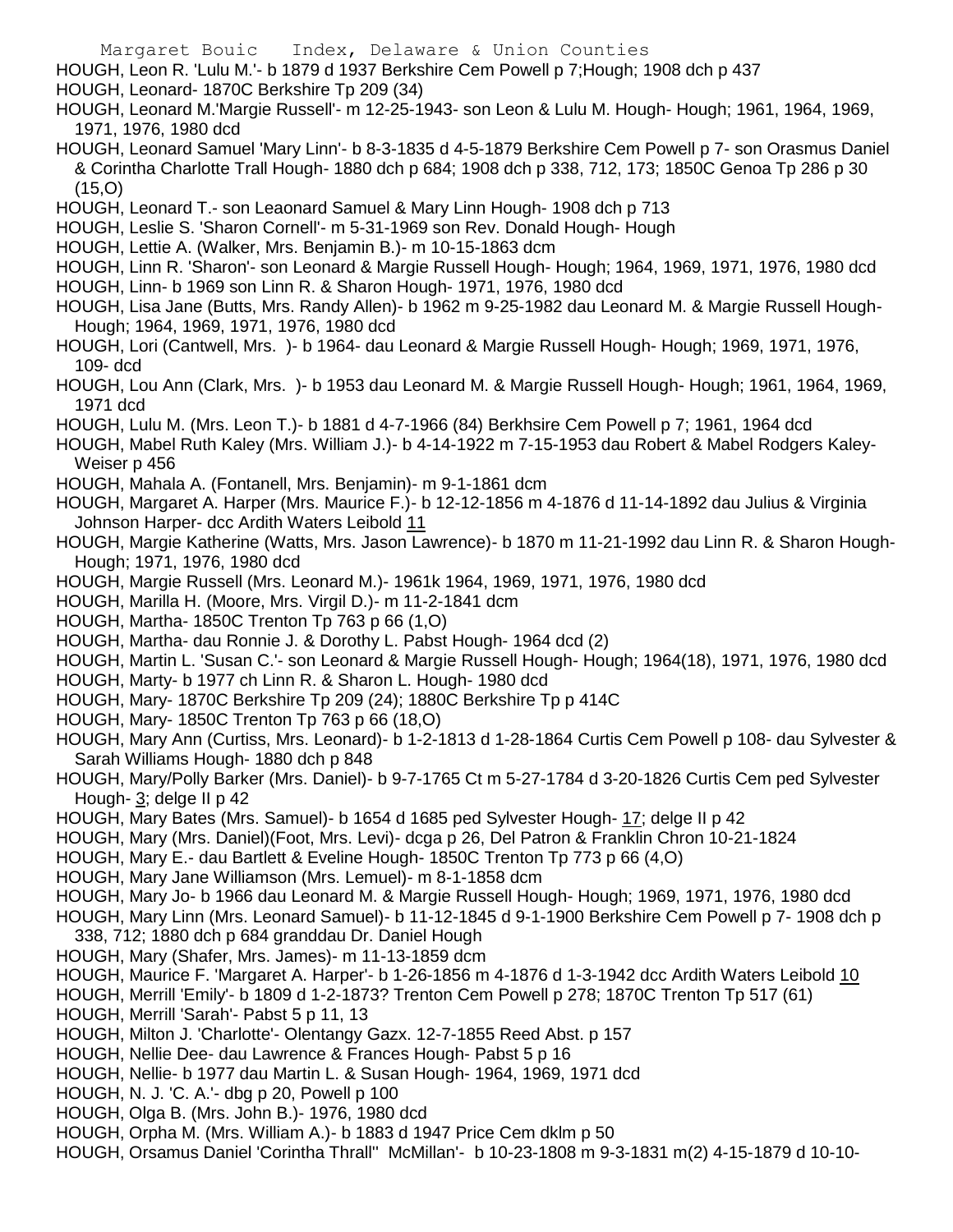HOUGH, Leon R. 'Lulu M.'- b 1879 d 1937 Berkshire Cem Powell p 7;Hough; 1908 dch p 437

HOUGH, Leonard- 1870C Berkshire Tp 209 (34)

HOUGH, Leonard M.'Margie Russell'- m 12-25-1943- son Leon & Lulu M. Hough- Hough; 1961, 1964, 1969, 1971, 1976, 1980 dcd

HOUGH, Leonard Samuel 'Mary Linn'- b 8-3-1835 d 4-5-1879 Berkshire Cem Powell p 7- son Orasmus Daniel & Corintha Charlotte Trall Hough- 1880 dch p 684; 1908 dch p 338, 712, 173; 1850C Genoa Tp 286 p 30 (15,O)

HOUGH, Leonard T.- son Leaonard Samuel & Mary Linn Hough- 1908 dch p 713

HOUGH, Leslie S. 'Sharon Cornell'- m 5-31-1969 son Rev. Donald Hough- Hough

HOUGH, Lettie A. (Walker, Mrs. Benjamin B.)- m 10-15-1863 dcm

HOUGH, Linn R. 'Sharon'- son Leonard & Margie Russell Hough- Hough; 1964, 1969, 1971, 1976, 1980 dcd

HOUGH, Linn- b 1969 son Linn R. & Sharon Hough- 1971, 1976, 1980 dcd

HOUGH, Lisa Jane (Butts, Mrs. Randy Allen)- b 1962 m 9-25-1982 dau Leonard M. & Margie Russell Hough- Hough; 1964, 1969, 1971, 1976, 1980 dcd

HOUGH, Lori (Cantwell, Mrs. )- b 1964- dau Leonard & Margie Russell Hough- Hough; 1969, 1971, 1976, 109- dcd

HOUGH, Lou Ann (Clark, Mrs. )- b 1953 dau Leonard M. & Margie Russell Hough- Hough; 1961, 1964, 1969, 1971 dcd

HOUGH, Lulu M. (Mrs. Leon T.)- b 1881 d 4-7-1966 (84) Berkhsire Cem Powell p 7; 1961, 1964 dcd

HOUGH, Mabel Ruth Kaley (Mrs. William J.)- b 4-14-1922 m 7-15-1953 dau Robert & Mabel Rodgers Kaley- Weiser p 456

HOUGH, Mahala A. (Fontanell, Mrs. Benjamin)- m 9-1-1861 dcm

HOUGH, Margaret A. Harper (Mrs. Maurice F.)- b 12-12-1856 m 4-1876 d 11-14-1892 dau Julius & Virginia Johnson Harper- dcc Ardith Waters Leibold 11

HOUGH, Margie Katherine (Watts, Mrs. Jason Lawrence)- b 1870 m 11-21-1992 dau Linn R. & Sharon Hough- Hough; 1971, 1976, 1980 dcd

HOUGH, Margie Russell (Mrs. Leonard M.)- 1961k 1964, 1969, 1971, 1976, 1980 dcd

HOUGH, Marilla H. (Moore, Mrs. Virgil D.)- m 11-2-1841 dcm

HOUGH, Martha- 1850C Trenton Tp 763 p 66 (1,O)

HOUGH, Martha- dau Ronnie J. & Dorothy L. Pabst Hough- 1964 dcd (2)

HOUGH, Martin L. 'Susan C.'- son Leonard & Margie Russell Hough- Hough; 1964(18), 1971, 1976, 1980 dcd

HOUGH, Marty- b 1977 ch Linn R. & Sharon L. Hough- 1980 dcd

HOUGH, Mary- 1870C Berkshire Tp 209 (24); 1880C Berkshire Tp p 414C

HOUGH, Mary- 1850C Trenton Tp 763 p 66 (18,O)

HOUGH, Mary Ann (Curtiss, Mrs. Leonard)- b 1-2-1813 d 1-28-1864 Curtis Cem Powell p 108- dau Sylvester & Sarah Williams Hough- 1880 dch p 848

HOUGH, Mary/Polly Barker (Mrs. Daniel)- b 9-7-1765 Ct m 5-27-1784 d 3-20-1826 Curtis Cem ped Sylvester Hough- 3; delge II p 42

HOUGH, Mary Bates (Mrs. Samuel)- b 1654 d 1685 ped Sylvester Hough- 17; delge II p 42

HOUGH, Mary (Mrs. Daniel)(Foot, Mrs. Levi)- dcga p 26, Del Patron & Franklin Chron 10-21-1824

HOUGH, Mary E.- dau Bartlett & Eveline Hough- 1850C Trenton Tp 773 p 66 (4,O)

HOUGH, Mary Jane Williamson (Mrs. Lemuel)- m 8-1-1858 dcm

HOUGH, Mary Jo- b 1966 dau Leonard M. & Margie Russell Hough- Hough; 1969, 1971, 1976, 1980 dcd

HOUGH, Mary Linn (Mrs. Leonard Samuel)- b 11-12-1845 d 9-1-1900 Berkshire Cem Powell p 7- 1908 dch p 338, 712; 1880 dch p 684 granddau Dr. Daniel Hough

HOUGH, Mary (Shafer, Mrs. James)- m 11-13-1859 dcm

HOUGH, Maurice F. 'Margaret A. Harper'- b 1-26-1856 m 4-1876 d 1-3-1942 dcc Ardith Waters Leibold 10

HOUGH, Merrill 'Emily'- b 1809 d 1-2-1873? Trenton Cem Powell p 278; 1870C Trenton Tp 517 (61)

HOUGH, Merrill 'Sarah'- Pabst 5 p 11, 13

HOUGH, Milton J. 'Charlotte'- Olentangy Gazx. 12-7-1855 Reed Abst. p 157

HOUGH, Nellie Dee- dau Lawrence & Frances Hough- Pabst 5 p 16

HOUGH, Nellie- b 1977 dau Martin L. & Susan Hough- 1964, 1969, 1971 dcd

HOUGH, N. J. 'C. A.'- dbg p 20, Powell p 100

HOUGH, Olga B. (Mrs. John B.)- 1976, 1980 dcd

HOUGH, Orpha M. (Mrs. William A.)- b 1883 d 1947 Price Cem dklm p 50

HOUGH, Orsamus Daniel 'Corintha Thrall'' McMillan'- b 10-23-1808 m 9-3-1831 m(2) 4-15-1879 d 10-10-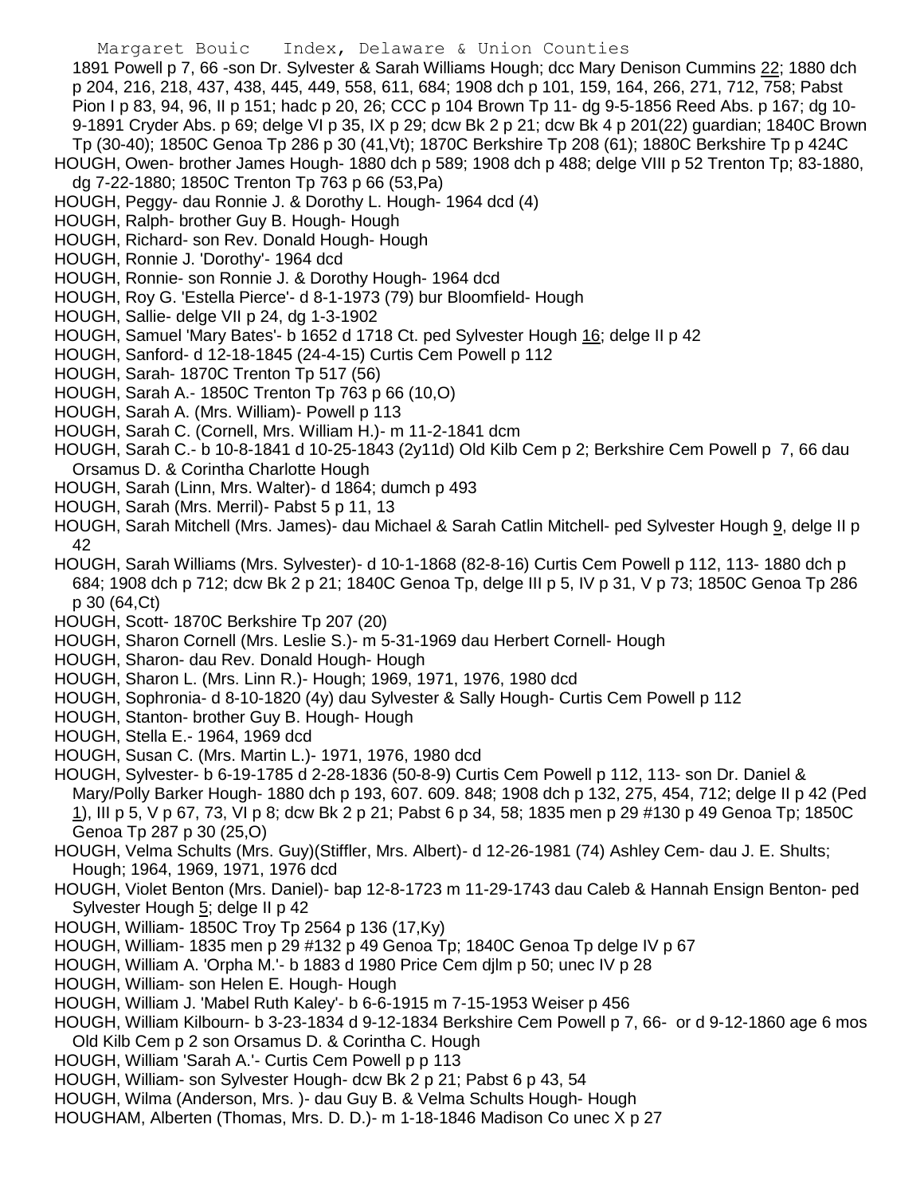1891 Powell p 7, 66 -son Dr. Sylvester & Sarah Williams Hough; dcc Mary Denison Cummins 22; 1880 dch p 204, 216, 218, 437, 438, 445, 449, 558, 611, 684; 1908 dch p 101, 159, 164, 266, 271, 712, 758; Pabst Pion I p 83, 94, 96, II p 151; hadc p 20, 26; CCC p 104 Brown Tp 11- dg 9-5-1856 Reed Abs. p 167; dg 10-9-1891 Cryder Abs. p 69; delge VI p 35, IX p 29; dcw Bk 2 p 21; dcw Bk 4 p 201(22) guardian; 1840C Brown Tp (30-40); 1850C Genoa Tp 286 p 30 (41,Vt); 1870C Berkshire Tp 208 (61); 1880C Berkshire Tp p 424C

HOUGH, Owen- brother James Hough- 1880 dch p 589; 1908 dch p 488; delge VIII p 52 Trenton Tp; 83-1880, dg 7-22-1880; 1850C Trenton Tp 763 p 66 (53,Pa)

HOUGH, Peggy- dau Ronnie J. & Dorothy L. Hough- 1964 dcd (4)

HOUGH, Ralph- brother Guy B. Hough- Hough

HOUGH, Richard- son Rev. Donald Hough- Hough

HOUGH, Ronnie J. 'Dorothy'- 1964 dcd

HOUGH, Ronnie- son Ronnie J. & Dorothy Hough- 1964 dcd

HOUGH, Roy G. 'Estella Pierce'- d 8-1-1973 (79) bur Bloomfield- Hough

HOUGH, Sallie- delge VII p 24, dg 1-3-1902

HOUGH, Samuel 'Mary Bates'- b 1652 d 1718 Ct. ped Sylvester Hough 16; delge II p 42

HOUGH, Sanford- d 12-18-1845 (24-4-15) Curtis Cem Powell p 112

HOUGH, Sarah- 1870C Trenton Tp 517 (56)

HOUGH, Sarah A.- 1850C Trenton Tp 763 p 66 (10,O)

HOUGH, Sarah A. (Mrs. William)- Powell p 113

HOUGH, Sarah C. (Cornell, Mrs. William H.)- m 11-2-1841 dcm

HOUGH, Sarah C.- b 10-8-1841 d 10-25-1843 (2y11d) Old Kilb Cem p 2; Berkshire Cem Powell p 7, 66 dau Orsamus D. & Corintha Charlotte Hough

HOUGH, Sarah (Linn, Mrs. Walter)- d 1864; dumch p 493

HOUGH, Sarah (Mrs. Merril)- Pabst 5 p 11, 13

HOUGH, Sarah Mitchell (Mrs. James)- dau Michael & Sarah Catlin Mitchell- ped Sylvester Hough 9, delge II p 42

HOUGH, Sarah Williams (Mrs. Sylvester)- d 10-1-1868 (82-8-16) Curtis Cem Powell p 112, 113- 1880 dch p 684; 1908 dch p 712; dcw Bk 2 p 21; 1840C Genoa Tp, delge III p 5, IV p 31, V p 73; 1850C Genoa Tp 286 p 30 (64,Ct)

HOUGH, Scott- 1870C Berkshire Tp 207 (20)

HOUGH, Sharon Cornell (Mrs. Leslie S.)- m 5-31-1969 dau Herbert Cornell- Hough

HOUGH, Sharon- dau Rev. Donald Hough- Hough

HOUGH, Sharon L. (Mrs. Linn R.)- Hough; 1969, 1971, 1976, 1980 dcd

HOUGH, Sophronia- d 8-10-1820 (4y) dau Sylvester & Sally Hough- Curtis Cem Powell p 112

HOUGH, Stanton- brother Guy B. Hough- Hough

HOUGH, Stella E.- 1964, 1969 dcd

HOUGH, Susan C. (Mrs. Martin L.)- 1971, 1976, 1980 dcd

HOUGH, Sylvester- b 6-19-1785 d 2-28-1836 (50-8-9) Curtis Cem Powell p 112, 113- son Dr. Daniel & Mary/Polly Barker Hough- 1880 dch p 193, 607. 609. 848; 1908 dch p 132, 275, 454, 712; delge II p 42 (Ped 1), III p 5, V p 67, 73, VI p 8; dcw Bk 2 p 21; Pabst 6 p 34, 58; 1835 men p 29 #130 p 49 Genoa Tp; 1850C Genoa Tp 287 p 30 (25,O)

HOUGH, Velma Schults (Mrs. Guy)(Stiffler, Mrs. Albert)- d 12-26-1981 (74) Ashley Cem- dau J. E. Shults; Hough; 1964, 1969, 1971, 1976 dcd

HOUGH, Violet Benton (Mrs. Daniel)- bap 12-8-1723 m 11-29-1743 dau Caleb & Hannah Ensign Benton- ped Sylvester Hough 5; delge II p 42

HOUGH, William- 1850C Troy Tp 2564 p 136 (17,Ky)

HOUGH, William- 1835 men p 29 #132 p 49 Genoa Tp; 1840C Genoa Tp delge IV p 67

HOUGH, William A. 'Orpha M.'- b 1883 d 1980 Price Cem djlm p 50; unec IV p 28

HOUGH, William- son Helen E. Hough- Hough

HOUGH, William J. 'Mabel Ruth Kaley'- b 6-6-1915 m 7-15-1953 Weiser p 456

HOUGH, William Kilbourn- b 3-23-1834 d 9-12-1834 Berkshire Cem Powell p 7, 66- or d 9-12-1860 age 6 mos Old Kilb Cem p 2 son Orsamus D. & Corintha C. Hough

HOUGH, William 'Sarah A.'- Curtis Cem Powell p p 113

HOUGH, William- son Sylvester Hough- dcw Bk 2 p 21; Pabst 6 p 43, 54

HOUGH, Wilma (Anderson, Mrs. )- dau Guy B. & Velma Schults Hough- Hough

HOUGHAM, Alberten (Thomas, Mrs. D. D.)- m 1-18-1846 Madison Co unec X p 27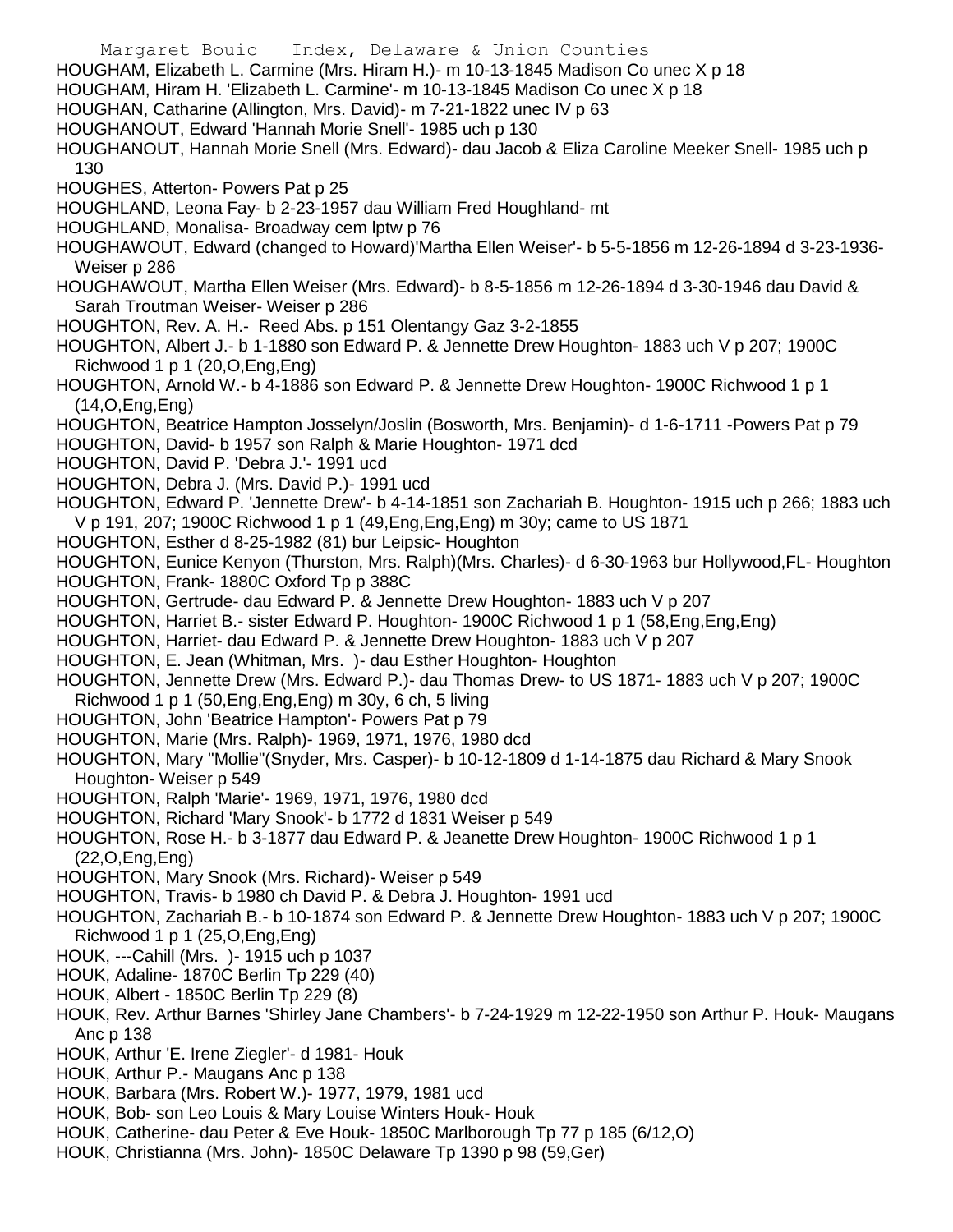HOUGHAM, Elizabeth L. Carmine (Mrs. Hiram H.)- m 10-13-1845 Madison Co unec X p 18
HOUGHAM, Hiram H. 'Elizabeth L. Carmine'- m 10-13-1845 Madison Co unec X p 18
HOUGHAN, Catharine (Allington, Mrs. David)- m 7-21-1822 unec IV p 63
HOUGHANOUT, Edward 'Hannah Morie Snell'- 1985 uch p 130
HOUGHANOUT, Hannah Morie Snell (Mrs. Edward)- dau Jacob & Eliza Caroline Meeker Snell- 1985 uch p 130
HOUGHES, Atterton- Powers Pat p 25
HOUGHLAND, Leona Fay- b 2-23-1957 dau William Fred Houghland- mt
HOUGHLAND, Monalisa- Broadway cem lptw p 76
HOUGHAWOUT, Edward (changed to Howard)'Martha Ellen Weiser'- b 5-5-1856 m 12-26-1894 d 3-23-1936- Weiser p 286
HOUGHAWOUT, Martha Ellen Weiser (Mrs. Edward)- b 8-5-1856 m 12-26-1894 d 3-30-1946 dau David & Sarah Troutman Weiser- Weiser p 286
HOUGHTON, Rev. A. H.- Reed Abs. p 151 Olentangy Gaz 3-2-1855
HOUGHTON, Albert J.- b 1-1880 son Edward P. & Jennette Drew Houghton- 1883 uch V p 207; 1900C Richwood 1 p 1 (20,O,Eng,Eng)
HOUGHTON, Arnold W.- b 4-1886 son Edward P. & Jennette Drew Houghton- 1900C Richwood 1 p 1 (14,O,Eng,Eng)
HOUGHTON, Beatrice Hampton Josselyn/Joslin (Bosworth, Mrs. Benjamin)- d 1-6-1711 -Powers Pat p 79
HOUGHTON, David- b 1957 son Ralph & Marie Houghton- 1971 dcd
HOUGHTON, David P. 'Debra J.'- 1991 ucd
HOUGHTON, Debra J. (Mrs. David P.)- 1991 ucd
HOUGHTON, Edward P. 'Jennette Drew'- b 4-14-1851 son Zachariah B. Houghton- 1915 uch p 266; 1883 uch V p 191, 207; 1900C Richwood 1 p 1 (49,Eng,Eng,Eng) m 30y; came to US 1871
HOUGHTON, Esther d 8-25-1982 (81) bur Leipsic- Houghton
HOUGHTON, Eunice Kenyon (Thurston, Mrs. Ralph)(Mrs. Charles)- d 6-30-1963 bur Hollywood,FL- Houghton
HOUGHTON, Frank- 1880C Oxford Tp p 388C
HOUGHTON, Gertrude- dau Edward P. & Jennette Drew Houghton- 1883 uch V p 207
HOUGHTON, Harriet B.- sister Edward P. Houghton- 1900C Richwood 1 p 1 (58,Eng,Eng,Eng)
HOUGHTON, Harriet- dau Edward P. & Jennette Drew Houghton- 1883 uch V p 207
HOUGHTON, E. Jean (Whitman, Mrs. )- dau Esther Houghton- Houghton
HOUGHTON, Jennette Drew (Mrs. Edward P.)- dau Thomas Drew- to US 1871- 1883 uch V p 207; 1900C Richwood 1 p 1 (50,Eng,Eng,Eng) m 30y, 6 ch, 5 living
HOUGHTON, John 'Beatrice Hampton'- Powers Pat p 79
HOUGHTON, Marie (Mrs. Ralph)- 1969, 1971, 1976, 1980 dcd
HOUGHTON, Mary "Mollie"(Snyder, Mrs. Casper)- b 10-12-1809 d 1-14-1875 dau Richard & Mary Snook Houghton- Weiser p 549
HOUGHTON, Ralph 'Marie'- 1969, 1971, 1976, 1980 dcd
HOUGHTON, Richard 'Mary Snook'- b 1772 d 1831 Weiser p 549
HOUGHTON, Rose H.- b 3-1877 dau Edward P. & Jeanette Drew Houghton- 1900C Richwood 1 p 1 (22,O,Eng,Eng)
HOUGHTON, Mary Snook (Mrs. Richard)- Weiser p 549
HOUGHTON, Travis- b 1980 ch David P. & Debra J. Houghton- 1991 ucd
HOUGHTON, Zachariah B.- b 10-1874 son Edward P. & Jennette Drew Houghton- 1883 uch V p 207; 1900C Richwood 1 p 1 (25,O,Eng,Eng)
HOUK, ---Cahill (Mrs. )- 1915 uch p 1037
HOUK, Adaline- 1870C Berlin Tp 229 (40)
HOUK, Albert - 1850C Berlin Tp 229 (8)
HOUK, Rev. Arthur Barnes 'Shirley Jane Chambers'- b 7-24-1929 m 12-22-1950 son Arthur P. Houk- Maugans Anc p 138
HOUK, Arthur 'E. Irene Ziegler'- d 1981- Houk
HOUK, Arthur P.- Maugans Anc p 138
HOUK, Barbara (Mrs. Robert W.)- 1977, 1979, 1981 ucd
HOUK, Bob- son Leo Louis & Mary Louise Winters Houk- Houk
HOUK, Catherine- dau Peter & Eve Houk- 1850C Marlborough Tp 77 p 185 (6/12,O)
HOUK, Christianna (Mrs. John)- 1850C Delaware Tp 1390 p 98 (59,Ger)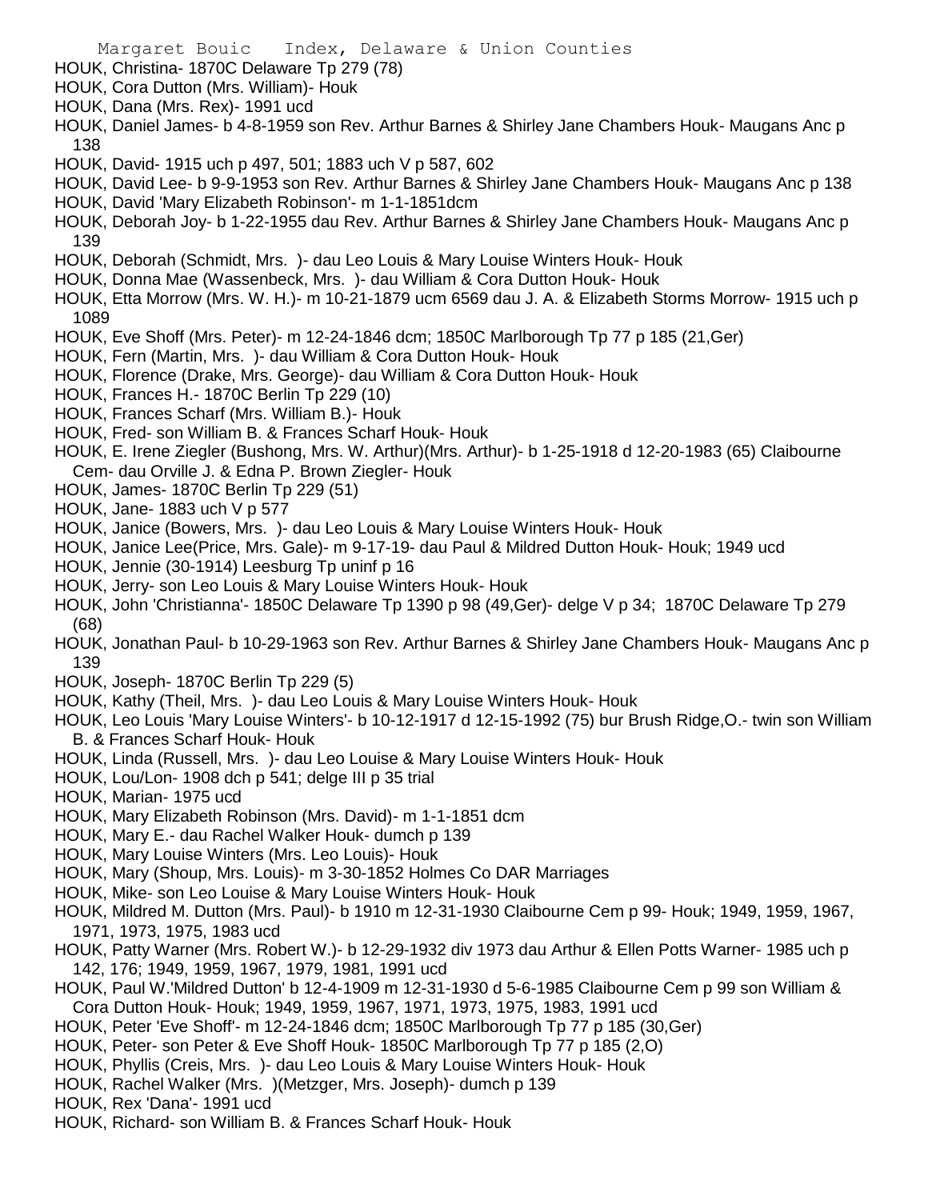HOUK, Christina- 1870C Delaware Tp 279 (78)

HOUK, Cora Dutton (Mrs. William)- Houk

HOUK, Dana (Mrs. Rex)- 1991 ucd

HOUK, Daniel James- b 4-8-1959 son Rev. Arthur Barnes & Shirley Jane Chambers Houk- Maugans Anc p 138

HOUK, David- 1915 uch p 497, 501; 1883 uch V p 587, 602

HOUK, David Lee- b 9-9-1953 son Rev. Arthur Barnes & Shirley Jane Chambers Houk- Maugans Anc p 138

HOUK, David 'Mary Elizabeth Robinson'- m 1-1-1851dcm

HOUK, Deborah Joy- b 1-22-1955 dau Rev. Arthur Barnes & Shirley Jane Chambers Houk- Maugans Anc p 139

HOUK, Deborah (Schmidt, Mrs. )- dau Leo Louis & Mary Louise Winters Houk- Houk

HOUK, Donna Mae (Wassenbeck, Mrs. )- dau William & Cora Dutton Houk- Houk

HOUK, Etta Morrow (Mrs. W. H.)- m 10-21-1879 ucm 6569 dau J. A. & Elizabeth Storms Morrow- 1915 uch p 1089

HOUK, Eve Shoff (Mrs. Peter)- m 12-24-1846 dcm; 1850C Marlborough Tp 77 p 185 (21,Ger)

HOUK, Fern (Martin, Mrs. )- dau William & Cora Dutton Houk- Houk

HOUK, Florence (Drake, Mrs. George)- dau William & Cora Dutton Houk- Houk

HOUK, Frances H.- 1870C Berlin Tp 229 (10)

HOUK, Frances Scharf (Mrs. William B.)- Houk

HOUK, Fred- son William B. & Frances Scharf Houk- Houk

HOUK, E. Irene Ziegler (Bushong, Mrs. W. Arthur)(Mrs. Arthur)- b 1-25-1918 d 12-20-1983 (65) Claibourne Cem- dau Orville J. & Edna P. Brown Ziegler- Houk

HOUK, James- 1870C Berlin Tp 229 (51)

HOUK, Jane- 1883 uch V p 577

HOUK, Janice (Bowers, Mrs. )- dau Leo Louis & Mary Louise Winters Houk- Houk

HOUK, Janice Lee(Price, Mrs. Gale)- m 9-17-19- dau Paul & Mildred Dutton Houk- Houk; 1949 ucd

HOUK, Jennie (30-1914) Leesburg Tp uninf p 16

HOUK, Jerry- son Leo Louis & Mary Louise Winters Houk- Houk

HOUK, John 'Christianna'- 1850C Delaware Tp 1390 p 98 (49,Ger)- delge V p 34; 1870C Delaware Tp 279 (68)

HOUK, Jonathan Paul- b 10-29-1963 son Rev. Arthur Barnes & Shirley Jane Chambers Houk- Maugans Anc p 139

HOUK, Joseph- 1870C Berlin Tp 229 (5)

HOUK, Kathy (Theil, Mrs. )- dau Leo Louis & Mary Louise Winters Houk- Houk

HOUK, Leo Louis 'Mary Louise Winters'- b 10-12-1917 d 12-15-1992 (75) bur Brush Ridge,O.- twin son William B. & Frances Scharf Houk- Houk

HOUK, Linda (Russell, Mrs. )- dau Leo Louise & Mary Louise Winters Houk- Houk

HOUK, Lou/Lon- 1908 dch p 541; delge III p 35 trial

HOUK, Marian- 1975 ucd

HOUK, Mary Elizabeth Robinson (Mrs. David)- m 1-1-1851 dcm

HOUK, Mary E.- dau Rachel Walker Houk- dumch p 139

HOUK, Mary Louise Winters (Mrs. Leo Louis)- Houk

HOUK, Mary (Shoup, Mrs. Louis)- m 3-30-1852 Holmes Co DAR Marriages

HOUK, Mike- son Leo Louise & Mary Louise Winters Houk- Houk

HOUK, Mildred M. Dutton (Mrs. Paul)- b 1910 m 12-31-1930 Claibourne Cem p 99- Houk; 1949, 1959, 1967, 1971, 1973, 1975, 1983 ucd

HOUK, Patty Warner (Mrs. Robert W.)- b 12-29-1932 div 1973 dau Arthur & Ellen Potts Warner- 1985 uch p 142, 176; 1949, 1959, 1967, 1979, 1981, 1991 ucd

HOUK, Paul W.'Mildred Dutton' b 12-4-1909 m 12-31-1930 d 5-6-1985 Claibourne Cem p 99 son William & Cora Dutton Houk- Houk; 1949, 1959, 1967, 1971, 1973, 1975, 1983, 1991 ucd

HOUK, Peter 'Eve Shoff'- m 12-24-1846 dcm; 1850C Marlborough Tp 77 p 185 (30,Ger)

HOUK, Peter- son Peter & Eve Shoff Houk- 1850C Marlborough Tp 77 p 185 (2,O)

HOUK, Phyllis (Creis, Mrs. )- dau Leo Louis & Mary Louise Winters Houk- Houk

HOUK, Rachel Walker (Mrs. )(Metzger, Mrs. Joseph)- dumch p 139

HOUK, Rex 'Dana'- 1991 ucd

HOUK, Richard- son William B. & Frances Scharf Houk- Houk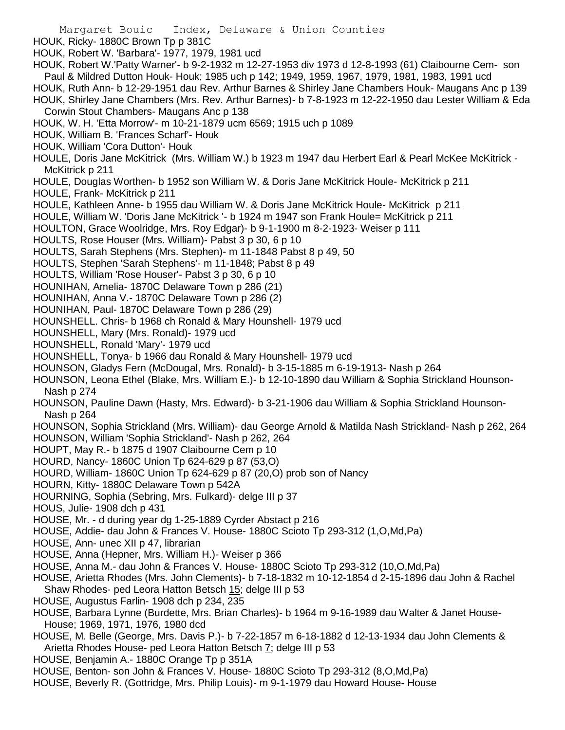HOUK, Ricky- 1880C Brown Tp p 381C
HOUK, Robert W. 'Barbara'- 1977, 1979, 1981 ucd
HOUK, Robert W.'Patty Warner'- b 9-2-1932 m 12-27-1953 div 1973 d 12-8-1993 (61) Claibourne Cem- son Paul & Mildred Dutton Houk- Houk; 1985 uch p 142; 1949, 1959, 1967, 1979, 1981, 1983, 1991 ucd
HOUK, Ruth Ann- b 12-29-1951 dau Rev. Arthur Barnes & Shirley Jane Chambers Houk- Maugans Anc p 139
HOUK, Shirley Jane Chambers (Mrs. Rev. Arthur Barnes)- b 7-8-1923 m 12-22-1950 dau Lester William & Eda Corwin Stout Chambers- Maugans Anc p 138
HOUK, W. H. 'Etta Morrow'- m 10-21-1879 ucm 6569; 1915 uch p 1089
HOUK, William B. 'Frances Scharf'- Houk
HOUK, William 'Cora Dutton'- Houk
HOULE, Doris Jane McKitrick (Mrs. William W.) b 1923 m 1947 dau Herbert Earl & Pearl McKee McKitrick - McKitrick p 211
HOULE, Douglas Worthen- b 1952 son William W. & Doris Jane McKitrick Houle- McKitrick p 211
HOULE, Frank- McKitrick p 211
HOULE, Kathleen Anne- b 1955 dau William W. & Doris Jane McKitrick Houle- McKitrick p 211
HOULE, William W. 'Doris Jane McKitrick '- b 1924 m 1947 son Frank Houle= McKitrick p 211
HOULTON, Grace Woolridge, Mrs. Roy Edgar)- b 9-1-1900 m 8-2-1923- Weiser p 111
HOULTS, Rose Houser (Mrs. William)- Pabst 3 p 30, 6 p 10
HOULTS, Sarah Stephens (Mrs. Stephen)- m 11-1848 Pabst 8 p 49, 50
HOULTS, Stephen 'Sarah Stephens'- m 11-1848; Pabst 8 p 49
HOULTS, William 'Rose Houser'- Pabst 3 p 30, 6 p 10
HOUNIHAN, Amelia- 1870C Delaware Town p 286 (21)
HOUNIHAN, Anna V.- 1870C Delaware Town p 286 (2)
HOUNIHAN, Paul- 1870C Delaware Town p 286 (29)
HOUNSHELL. Chris- b 1968 ch Ronald & Mary Hounshell- 1979 ucd
HOUNSHELL, Mary (Mrs. Ronald)- 1979 ucd
HOUNSHELL, Ronald 'Mary'- 1979 ucd
HOUNSHELL, Tonya- b 1966 dau Ronald & Mary Hounshell- 1979 ucd
HOUNSON, Gladys Fern (McDougal, Mrs. Ronald)- b 3-15-1885 m 6-19-1913- Nash p 264
HOUNSON, Leona Ethel (Blake, Mrs. William E.)- b 12-10-1890 dau William & Sophia Strickland Hounson- Nash p 274
HOUNSON, Pauline Dawn (Hasty, Mrs. Edward)- b 3-21-1906 dau William & Sophia Strickland Hounson- Nash p 264
HOUNSON, Sophia Strickland (Mrs. William)- dau George Arnold & Matilda Nash Strickland- Nash p 262, 264
HOUNSON, William 'Sophia Strickland'- Nash p 262, 264
HOUPT, May R.- b 1875 d 1907 Claibourne Cem p 10
HOURD, Nancy- 1860C Union Tp 624-629 p 87 (53,O)
HOURD, William- 1860C Union Tp 624-629 p 87 (20,O) prob son of Nancy
HOURN, Kitty- 1880C Delaware Town p 542A
HOURNING, Sophia (Sebring, Mrs. Fulkard)- delge III p 37
HOUS, Julie- 1908 dch p 431
HOUSE, Mr. - d during year dg 1-25-1889 Cyrder Abstact p 216
HOUSE, Addie- dau John & Frances V. House- 1880C Scioto Tp 293-312 (1,O,Md,Pa)
HOUSE, Ann- unec XII p 47, librarian
HOUSE, Anna (Hepner, Mrs. William H.)- Weiser p 366
HOUSE, Anna M.- dau John & Frances V. House- 1880C Scioto Tp 293-312 (10,O,Md,Pa)
HOUSE, Arietta Rhodes (Mrs. John Clements)- b 7-18-1832 m 10-12-1854 d 2-15-1896 dau John & Rachel Shaw Rhodes- ped Leora Hatton Betsch 15; delge III p 53
HOUSE, Augustus Farlin- 1908 dch p 234, 235
HOUSE, Barbara Lynne (Burdette, Mrs. Brian Charles)- b 1964 m 9-16-1989 dau Walter & Janet House- House; 1969, 1971, 1976, 1980 dcd
HOUSE, M. Belle (George, Mrs. Davis P.)- b 7-22-1857 m 6-18-1882 d 12-13-1934 dau John Clements & Arietta Rhodes House- ped Leora Hatton Betsch 7; delge III p 53
HOUSE, Benjamin A.- 1880C Orange Tp p 351A
HOUSE, Benton- son John & Frances V. House- 1880C Scioto Tp 293-312 (8,O,Md,Pa)
HOUSE, Beverly R. (Gottridge, Mrs. Philip Louis)- m 9-1-1979 dau Howard House- House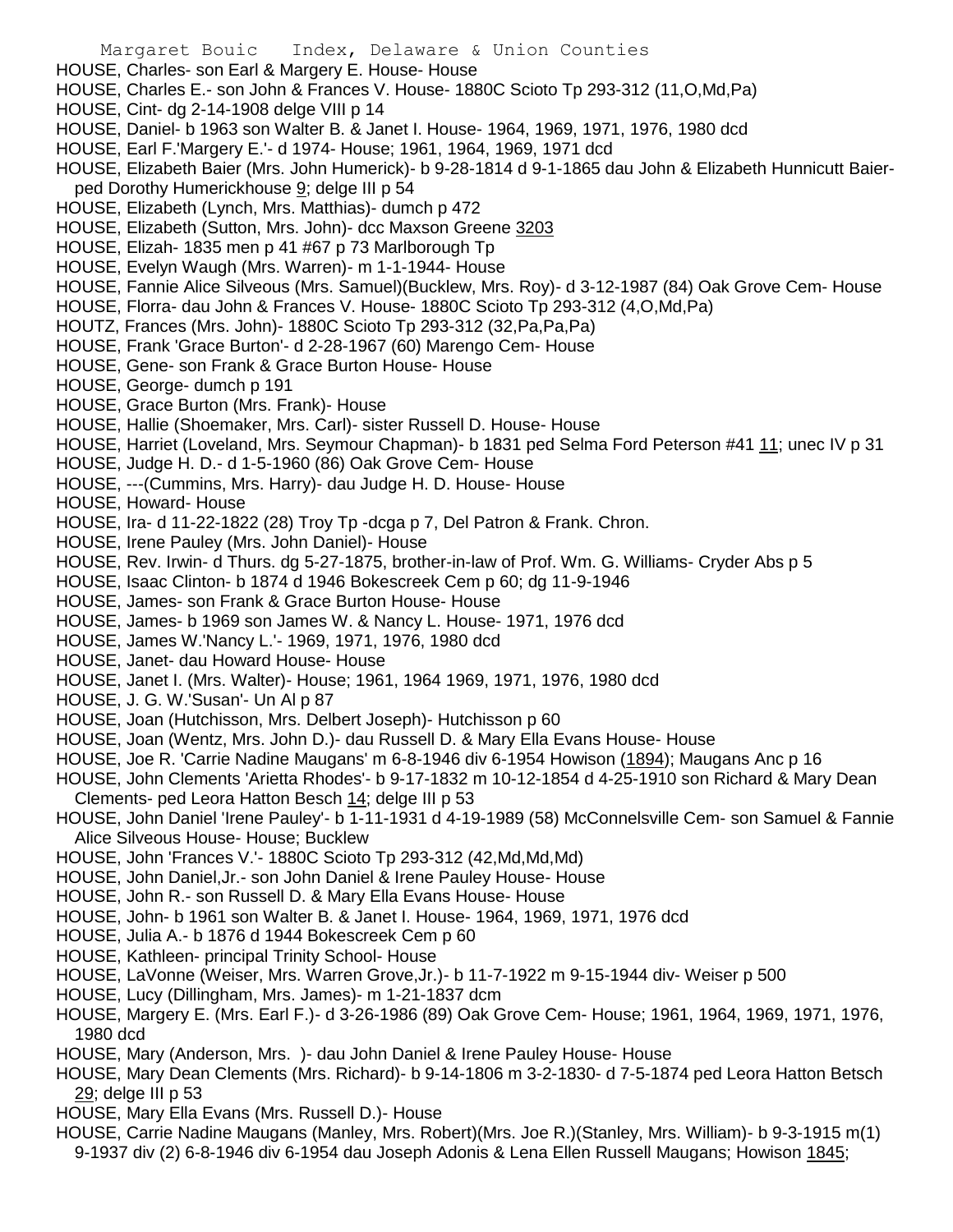HOUSE, Charles- son Earl & Margery E. House- House
HOUSE, Charles E.- son John & Frances V. House- 1880C Scioto Tp 293-312 (11,O,Md,Pa)
HOUSE, Cint- dg 2-14-1908 delge VIII p 14
HOUSE, Daniel- b 1963 son Walter B. & Janet I. House- 1964, 1969, 1971, 1976, 1980 dcd
HOUSE, Earl F.'Margery E.'- d 1974- House; 1961, 1964, 1969, 1971 dcd
HOUSE, Elizabeth Baier (Mrs. John Humerick)- b 9-28-1814 d 9-1-1865 dau John & Elizabeth Hunnicutt Baier-ped Dorothy Humerickhouse 9; delge III p 54
HOUSE, Elizabeth (Lynch, Mrs. Matthias)- dumch p 472
HOUSE, Elizabeth (Sutton, Mrs. John)- dcc Maxson Greene 3203
HOUSE, Elizah- 1835 men p 41 #67 p 73 Marlborough Tp
HOUSE, Evelyn Waugh (Mrs. Warren)- m 1-1-1944- House
HOUSE, Fannie Alice Silveous (Mrs. Samuel)(Bucklew, Mrs. Roy)- d 3-12-1987 (84) Oak Grove Cem- House
HOUSE, Florra- dau John & Frances V. House- 1880C Scioto Tp 293-312 (4,O,Md,Pa)
HOUTZ, Frances (Mrs. John)- 1880C Scioto Tp 293-312 (32,Pa,Pa,Pa)
HOUSE, Frank 'Grace Burton'- d 2-28-1967 (60) Marengo Cem- House
HOUSE, Gene- son Frank & Grace Burton House- House
HOUSE, George- dumch p 191
HOUSE, Grace Burton (Mrs. Frank)- House
HOUSE, Hallie (Shoemaker, Mrs. Carl)- sister Russell D. House- House
HOUSE, Harriet (Loveland, Mrs. Seymour Chapman)- b 1831 ped Selma Ford Peterson #41 11; unec IV p 31
HOUSE, Judge H. D.- d 1-5-1960 (86) Oak Grove Cem- House
HOUSE, ---(Cummins, Mrs. Harry)- dau Judge H. D. House- House
HOUSE, Howard- House
HOUSE, Ira- d 11-22-1822 (28) Troy Tp -dcga p 7, Del Patron & Frank. Chron.
HOUSE, Irene Pauley (Mrs. John Daniel)- House
HOUSE, Rev. Irwin- d Thurs. dg 5-27-1875, brother-in-law of Prof. Wm. G. Williams- Cryder Abs p 5
HOUSE, Isaac Clinton- b 1874 d 1946 Bokescreek Cem p 60; dg 11-9-1946
HOUSE, James- son Frank & Grace Burton House- House
HOUSE, James- b 1969 son James W. & Nancy L. House- 1971, 1976 dcd
HOUSE, James W.'Nancy L.'- 1969, 1971, 1976, 1980 dcd
HOUSE, Janet- dau Howard House- House
HOUSE, Janet I. (Mrs. Walter)- House; 1961, 1964 1969, 1971, 1976, 1980 dcd
HOUSE, J. G. W.'Susan'- Un Al p 87
HOUSE, Joan (Hutchisson, Mrs. Delbert Joseph)- Hutchisson p 60
HOUSE, Joan (Wentz, Mrs. John D.)- dau Russell D. & Mary Ella Evans House- House
HOUSE, Joe R. 'Carrie Nadine Maugans' m 6-8-1946 div 6-1954 Howison (1894); Maugans Anc p 16
HOUSE, John Clements 'Arietta Rhodes'- b 9-17-1832 m 10-12-1854 d 4-25-1910 son Richard & Mary Dean Clements- ped Leora Hatton Besch 14; delge III p 53
HOUSE, John Daniel 'Irene Pauley'- b 1-11-1931 d 4-19-1989 (58) McConnelsville Cem- son Samuel & Fannie Alice Silveous House- House; Bucklew
HOUSE, John 'Frances V.'- 1880C Scioto Tp 293-312 (42,Md,Md,Md)
HOUSE, John Daniel,Jr.- son John Daniel & Irene Pauley House- House
HOUSE, John R.- son Russell D. & Mary Ella Evans House- House
HOUSE, John- b 1961 son Walter B. & Janet I. House- 1964, 1969, 1971, 1976 dcd
HOUSE, Julia A.- b 1876 d 1944 Bokescreek Cem p 60
HOUSE, Kathleen- principal Trinity School- House
HOUSE, LaVonne (Weiser, Mrs. Warren Grove,Jr.)- b 11-7-1922 m 9-15-1944 div- Weiser p 500
HOUSE, Lucy (Dillingham, Mrs. James)- m 1-21-1837 dcm
HOUSE, Margery E. (Mrs. Earl F.)- d 3-26-1986 (89) Oak Grove Cem- House; 1961, 1964, 1969, 1971, 1976, 1980 dcd
HOUSE, Mary (Anderson, Mrs. )- dau John Daniel & Irene Pauley House- House
HOUSE, Mary Dean Clements (Mrs. Richard)- b 9-14-1806 m 3-2-1830- d 7-5-1874 ped Leora Hatton Betsch 29; delge III p 53
HOUSE, Mary Ella Evans (Mrs. Russell D.)- House
HOUSE, Carrie Nadine Maugans (Manley, Mrs. Robert)(Mrs. Joe R.)(Stanley, Mrs. William)- b 9-3-1915 m(1) 9-1937 div (2) 6-8-1946 div 6-1954 dau Joseph Adonis & Lena Ellen Russell Maugans; Howison 1845;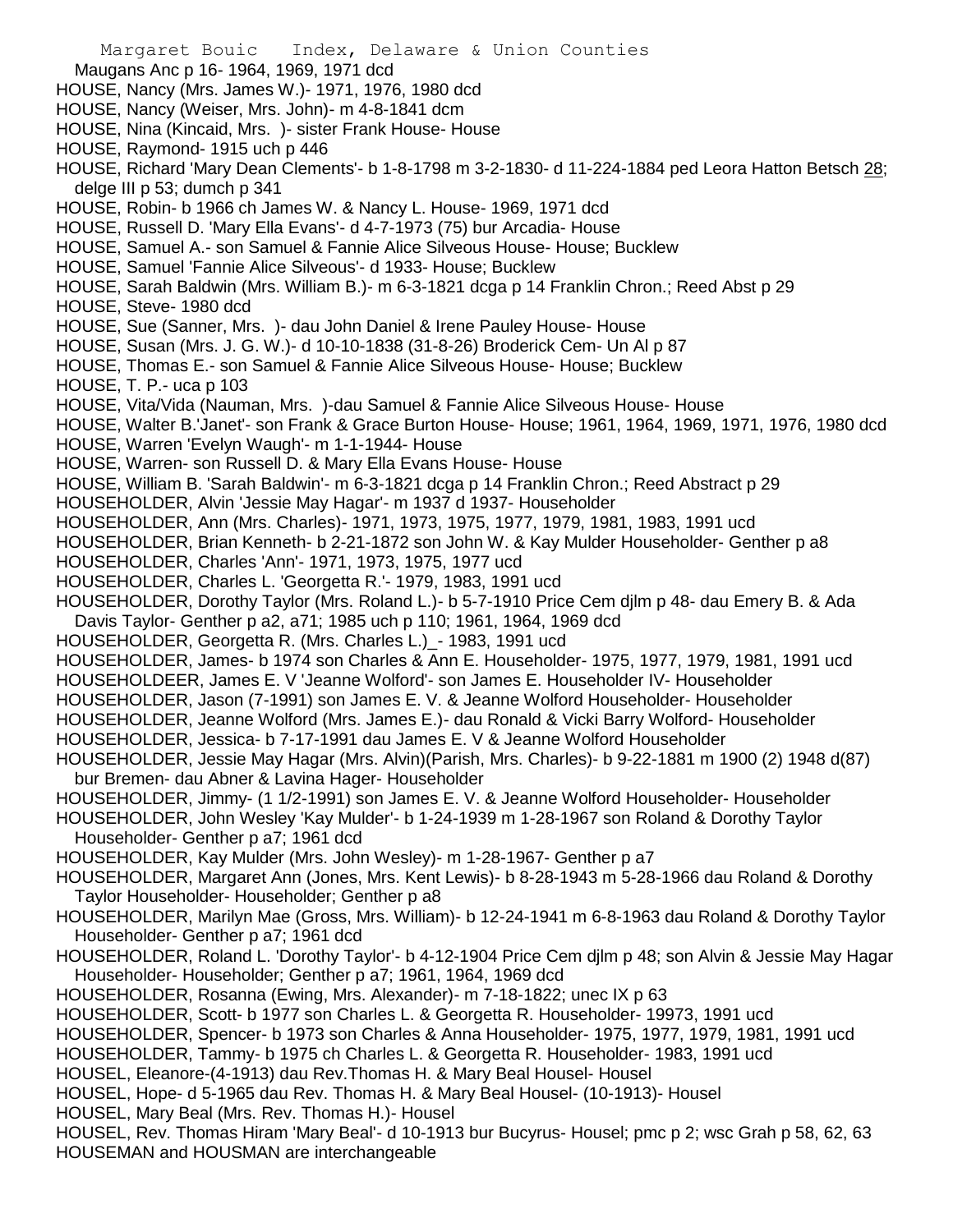Maugans Anc p 16- 1964, 1969, 1971 dcd

HOUSE, Nancy (Mrs. James W.)- 1971, 1976, 1980 dcd

HOUSE, Nancy (Weiser, Mrs. John)- m 4-8-1841 dcm

HOUSE, Nina (Kincaid, Mrs. )- sister Frank House- House

HOUSE, Raymond- 1915 uch p 446

HOUSE, Richard 'Mary Dean Clements'- b 1-8-1798 m 3-2-1830- d 11-224-1884 ped Leora Hatton Betsch 28; delge III p 53; dumch p 341

HOUSE, Robin- b 1966 ch James W. & Nancy L. House- 1969, 1971 dcd

HOUSE, Russell D. 'Mary Ella Evans'- d 4-7-1973 (75) bur Arcadia- House

HOUSE, Samuel A.- son Samuel & Fannie Alice Silveous House- House; Bucklew

HOUSE, Samuel 'Fannie Alice Silveous'- d 1933- House; Bucklew

HOUSE, Sarah Baldwin (Mrs. William B.)- m 6-3-1821 dcga p 14 Franklin Chron.; Reed Abst p 29

HOUSE, Steve- 1980 dcd

HOUSE, Sue (Sanner, Mrs. )- dau John Daniel & Irene Pauley House- House

HOUSE, Susan (Mrs. J. G. W.)- d 10-10-1838 (31-8-26) Broderick Cem- Un Al p 87

HOUSE, Thomas E.- son Samuel & Fannie Alice Silveous House- House; Bucklew

HOUSE, T. P.- uca p 103

HOUSE, Vita/Vida (Nauman, Mrs. )-dau Samuel & Fannie Alice Silveous House- House

HOUSE, Walter B.'Janet'- son Frank & Grace Burton House- House; 1961, 1964, 1969, 1971, 1976, 1980 dcd

HOUSE, Warren 'Evelyn Waugh'- m 1-1-1944- House

HOUSE, Warren- son Russell D. & Mary Ella Evans House- House

HOUSE, William B. 'Sarah Baldwin'- m 6-3-1821 dcga p 14 Franklin Chron.; Reed Abstract p 29

HOUSEHOLDER, Alvin 'Jessie May Hagar'- m 1937 d 1937- Householder

HOUSEHOLDER, Ann (Mrs. Charles)- 1971, 1973, 1975, 1977, 1979, 1981, 1983, 1991 ucd

HOUSEHOLDER, Brian Kenneth- b 2-21-1872 son John W. & Kay Mulder Householder- Genther p a8

HOUSEHOLDER, Charles 'Ann'- 1971, 1973, 1975, 1977 ucd

HOUSEHOLDER, Charles L. 'Georgetta R.'- 1979, 1983, 1991 ucd

HOUSEHOLDER, Dorothy Taylor (Mrs. Roland L.)- b 5-7-1910 Price Cem djlm p 48- dau Emery B. & Ada Davis Taylor- Genther p a2, a71; 1985 uch p 110; 1961, 1964, 1969 dcd

HOUSEHOLDER, Georgetta R. (Mrs. Charles L.)_- 1983, 1991 ucd

HOUSEHOLDER, James- b 1974 son Charles & Ann E. Householder- 1975, 1977, 1979, 1981, 1991 ucd

HOUSEHOLDEER, James E. V 'Jeanne Wolford'- son James E. Householder IV- Householder

HOUSEHOLDER, Jason (7-1991) son James E. V. & Jeanne Wolford Householder- Householder

HOUSEHOLDER, Jeanne Wolford (Mrs. James E.)- dau Ronald & Vicki Barry Wolford- Householder

HOUSEHOLDER, Jessica- b 7-17-1991 dau James E. V & Jeanne Wolford Householder

HOUSEHOLDER, Jessie May Hagar (Mrs. Alvin)(Parish, Mrs. Charles)- b 9-22-1881 m 1900 (2) 1948 d(87) bur Bremen- dau Abner & Lavina Hager- Householder

HOUSEHOLDER, Jimmy- (1 1/2-1991) son James E. V. & Jeanne Wolford Householder- Householder

HOUSEHOLDER, John Wesley 'Kay Mulder'- b 1-24-1939 m 1-28-1967 son Roland & Dorothy Taylor Householder- Genther p a7; 1961 dcd

HOUSEHOLDER, Kay Mulder (Mrs. John Wesley)- m 1-28-1967- Genther p a7

HOUSEHOLDER, Margaret Ann (Jones, Mrs. Kent Lewis)- b 8-28-1943 m 5-28-1966 dau Roland & Dorothy Taylor Householder- Householder; Genther p a8

HOUSEHOLDER, Marilyn Mae (Gross, Mrs. William)- b 12-24-1941 m 6-8-1963 dau Roland & Dorothy Taylor Householder- Genther p a7; 1961 dcd

HOUSEHOLDER, Roland L. 'Dorothy Taylor'- b 4-12-1904 Price Cem djlm p 48; son Alvin & Jessie May Hagar Householder- Householder; Genther p a7; 1961, 1964, 1969 dcd

HOUSEHOLDER, Rosanna (Ewing, Mrs. Alexander)- m 7-18-1822; unec IX p 63

HOUSEHOLDER, Scott- b 1977 son Charles L. & Georgetta R. Householder- 19973, 1991 ucd

HOUSEHOLDER, Spencer- b 1973 son Charles & Anna Householder- 1975, 1977, 1979, 1981, 1991 ucd

HOUSEHOLDER, Tammy- b 1975 ch Charles L. & Georgetta R. Householder- 1983, 1991 ucd

HOUSEL, Eleanore-(4-1913) dau Rev.Thomas H. & Mary Beal Housel- Housel

HOUSEL, Hope- d 5-1965 dau Rev. Thomas H. & Mary Beal Housel- (10-1913)- Housel

HOUSEL, Mary Beal (Mrs. Rev. Thomas H.)- Housel

HOUSEL, Rev. Thomas Hiram 'Mary Beal'- d 10-1913 bur Bucyrus- Housel; pmc p 2; wsc Grah p 58, 62, 63

HOUSEMAN and HOUSMAN are interchangeable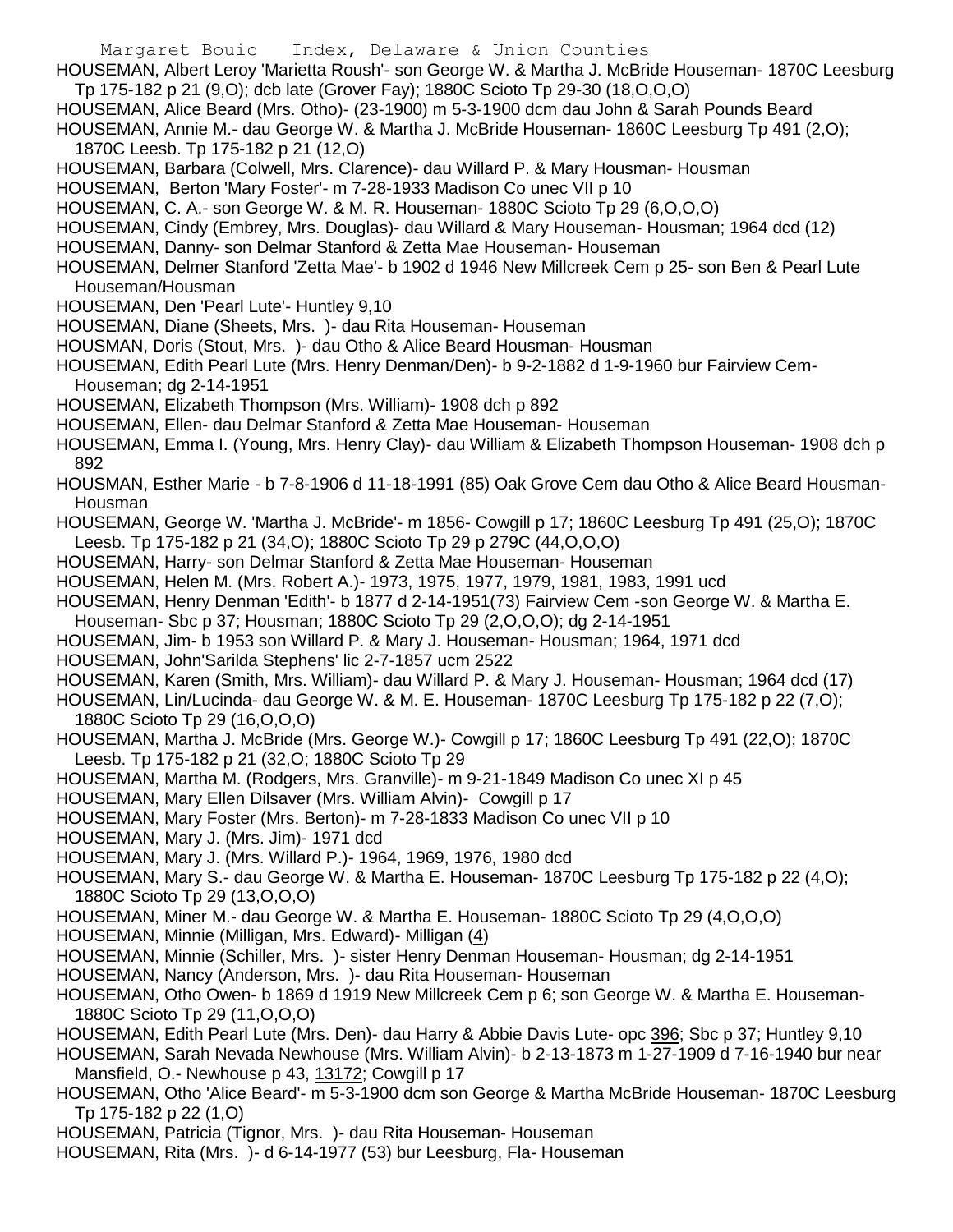HOUSEMAN, Albert Leroy 'Marietta Roush'- son George W. & Martha J. McBride Houseman- 1870C Leesburg Tp 175-182 p 21 (9,O); dcb late (Grover Fay); 1880C Scioto Tp 29-30 (18,O,O,O)

HOUSEMAN, Alice Beard (Mrs. Otho)- (23-1900) m 5-3-1900 dcm dau John & Sarah Pounds Beard

HOUSEMAN, Annie M.- dau George W. & Martha J. McBride Houseman- 1860C Leesburg Tp 491 (2,O); 1870C Leesb. Tp 175-182 p 21 (12,O)

HOUSEMAN, Barbara (Colwell, Mrs. Clarence)- dau Willard P. & Mary Housman- Housman

HOUSEMAN, Berton 'Mary Foster'- m 7-28-1933 Madison Co unec VII p 10

HOUSEMAN, C. A.- son George W. & M. R. Houseman- 1880C Scioto Tp 29 (6,O,O,O)

HOUSEMAN, Cindy (Embrey, Mrs. Douglas)- dau Willard & Mary Houseman- Housman; 1964 dcd (12)

HOUSEMAN, Danny- son Delmar Stanford & Zetta Mae Houseman- Houseman

HOUSEMAN, Delmer Stanford 'Zetta Mae'- b 1902 d 1946 New Millcreek Cem p 25- son Ben & Pearl Lute Houseman/Housman

HOUSEMAN, Den 'Pearl Lute'- Huntley 9,10

HOUSEMAN, Diane (Sheets, Mrs. )- dau Rita Houseman- Houseman

HOUSMAN, Doris (Stout, Mrs. )- dau Otho & Alice Beard Housman- Housman

HOUSEMAN, Edith Pearl Lute (Mrs. Henry Denman/Den)- b 9-2-1882 d 1-9-1960 bur Fairview Cem- Houseman; dg 2-14-1951

HOUSEMAN, Elizabeth Thompson (Mrs. William)- 1908 dch p 892

HOUSEMAN, Ellen- dau Delmar Stanford & Zetta Mae Houseman- Houseman

HOUSEMAN, Emma I. (Young, Mrs. Henry Clay)- dau William & Elizabeth Thompson Houseman- 1908 dch p 892

HOUSMAN, Esther Marie - b 7-8-1906 d 11-18-1991 (85) Oak Grove Cem dau Otho & Alice Beard Housman- Housman

HOUSEMAN, George W. 'Martha J. McBride'- m 1856- Cowgill p 17; 1860C Leesburg Tp 491 (25,O); 1870C Leesb. Tp 175-182 p 21 (34,O); 1880C Scioto Tp 29 p 279C (44,O,O,O)

HOUSEMAN, Harry- son Delmar Stanford & Zetta Mae Houseman- Houseman

HOUSEMAN, Helen M. (Mrs. Robert A.)- 1973, 1975, 1977, 1979, 1981, 1983, 1991 ucd

HOUSEMAN, Henry Denman 'Edith'- b 1877 d 2-14-1951(73) Fairview Cem -son George W. & Martha E. Houseman- Sbc p 37; Housman; 1880C Scioto Tp 29 (2,O,O,O); dg 2-14-1951

HOUSEMAN, Jim- b 1953 son Willard P. & Mary J. Houseman- Housman; 1964, 1971 dcd

HOUSEMAN, John'Sarilda Stephens' lic 2-7-1857 ucm 2522

HOUSEMAN, Karen (Smith, Mrs. William)- dau Willard P. & Mary J. Houseman- Housman; 1964 dcd (17)

HOUSEMAN, Lin/Lucinda- dau George W. & M. E. Houseman- 1870C Leesburg Tp 175-182 p 22 (7,O); 1880C Scioto Tp 29 (16,O,O,O)

HOUSEMAN, Martha J. McBride (Mrs. George W.)- Cowgill p 17; 1860C Leesburg Tp 491 (22,O); 1870C Leesb. Tp 175-182 p 21 (32,O; 1880C Scioto Tp 29

HOUSEMAN, Martha M. (Rodgers, Mrs. Granville)- m 9-21-1849 Madison Co unec XI p 45

HOUSEMAN, Mary Ellen Dilsaver (Mrs. William Alvin)- Cowgill p 17

HOUSEMAN, Mary Foster (Mrs. Berton)- m 7-28-1833 Madison Co unec VII p 10

HOUSEMAN, Mary J. (Mrs. Jim)- 1971 dcd

HOUSEMAN, Mary J. (Mrs. Willard P.)- 1964, 1969, 1976, 1980 dcd

HOUSEMAN, Mary S.- dau George W. & Martha E. Houseman- 1870C Leesburg Tp 175-182 p 22 (4,O); 1880C Scioto Tp 29 (13,O,O,O)

HOUSEMAN, Miner M.- dau George W. & Martha E. Houseman- 1880C Scioto Tp 29 (4,O,O,O)

HOUSEMAN, Minnie (Milligan, Mrs. Edward)- Milligan (4)

HOUSEMAN, Minnie (Schiller, Mrs. )- sister Henry Denman Houseman- Housman; dg 2-14-1951

HOUSEMAN, Nancy (Anderson, Mrs. )- dau Rita Houseman- Houseman

HOUSEMAN, Otho Owen- b 1869 d 1919 New Millcreek Cem p 6; son George W. & Martha E. Houseman- 1880C Scioto Tp 29 (11,O,O,O)

HOUSEMAN, Edith Pearl Lute (Mrs. Den)- dau Harry & Abbie Davis Lute- opc 396; Sbc p 37; Huntley 9,10

HOUSEMAN, Sarah Nevada Newhouse (Mrs. William Alvin)- b 2-13-1873 m 1-27-1909 d 7-16-1940 bur near Mansfield, O.- Newhouse p 43, 13172; Cowgill p 17

HOUSEMAN, Otho 'Alice Beard'- m 5-3-1900 dcm son George & Martha McBride Houseman- 1870C Leesburg Tp 175-182 p 22 (1,O)

HOUSEMAN, Patricia (Tignor, Mrs. )- dau Rita Houseman- Houseman

HOUSEMAN, Rita (Mrs. )- d 6-14-1977 (53) bur Leesburg, Fla- Houseman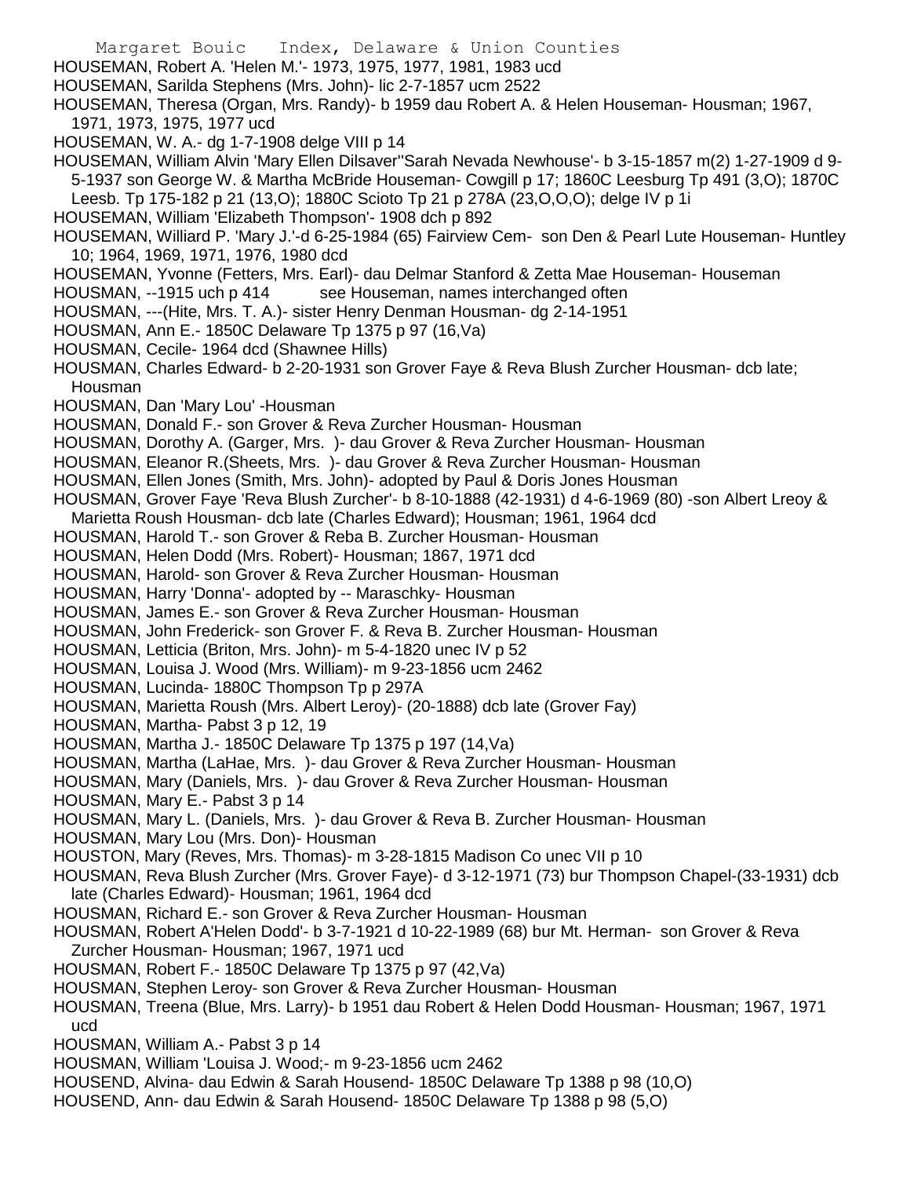HOUSEMAN, Robert A. 'Helen M.'- 1973, 1975, 1977, 1981, 1983 ucd

HOUSEMAN, Sarilda Stephens (Mrs. John)- lic 2-7-1857 ucm 2522

HOUSEMAN, Theresa (Organ, Mrs. Randy)- b 1959 dau Robert A. & Helen Houseman- Housman; 1967, 1971, 1973, 1975, 1977 ucd

HOUSEMAN, W. A.- dg 1-7-1908 delge VIII p 14

HOUSEMAN, William Alvin 'Mary Ellen Dilsaver''Sarah Nevada Newhouse'- b 3-15-1857 m(2) 1-27-1909 d 9-5-1937 son George W. & Martha McBride Houseman- Cowgill p 17; 1860C Leesburg Tp 491 (3,O); 1870C Leesb. Tp 175-182 p 21 (13,O); 1880C Scioto Tp 21 p 278A (23,O,O,O); delge IV p 1i

HOUSEMAN, William 'Elizabeth Thompson'- 1908 dch p 892

HOUSEMAN, Williard P. 'Mary J.'-d 6-25-1984 (65) Fairview Cem- son Den & Pearl Lute Houseman- Huntley 10; 1964, 1969, 1971, 1976, 1980 dcd

HOUSEMAN, Yvonne (Fetters, Mrs. Earl)- dau Delmar Stanford & Zetta Mae Houseman- Houseman

HOUSMAN, --1915 uch p 414 see Houseman, names interchanged often

HOUSMAN, ---(Hite, Mrs. T. A.)- sister Henry Denman Housman- dg 2-14-1951

HOUSMAN, Ann E.- 1850C Delaware Tp 1375 p 97 (16,Va)

HOUSMAN, Cecile- 1964 dcd (Shawnee Hills)

HOUSMAN, Charles Edward- b 2-20-1931 son Grover Faye & Reva Blush Zurcher Housman- dcb late; Housman

HOUSMAN, Dan 'Mary Lou' -Housman

HOUSMAN, Donald F.- son Grover & Reva Zurcher Housman- Housman

HOUSMAN, Dorothy A. (Garger, Mrs. )- dau Grover & Reva Zurcher Housman- Housman

HOUSMAN, Eleanor R.(Sheets, Mrs. )- dau Grover & Reva Zurcher Housman- Housman

HOUSMAN, Ellen Jones (Smith, Mrs. John)- adopted by Paul & Doris Jones Housman

HOUSMAN, Grover Faye 'Reva Blush Zurcher'- b 8-10-1888 (42-1931) d 4-6-1969 (80) -son Albert Lreoy & Marietta Roush Housman- dcb late (Charles Edward); Housman; 1961, 1964 dcd

HOUSMAN, Harold T.- son Grover & Reba B. Zurcher Housman- Housman

HOUSMAN, Helen Dodd (Mrs. Robert)- Housman; 1867, 1971 dcd

HOUSMAN, Harold- son Grover & Reva Zurcher Housman- Housman

HOUSMAN, Harry 'Donna'- adopted by -- Maraschky- Housman

HOUSMAN, James E.- son Grover & Reva Zurcher Housman- Housman

HOUSMAN, John Frederick- son Grover F. & Reva B. Zurcher Housman- Housman

HOUSMAN, Letticia (Briton, Mrs. John)- m 5-4-1820 unec IV p 52

HOUSMAN, Louisa J. Wood (Mrs. William)- m 9-23-1856 ucm 2462

HOUSMAN, Lucinda- 1880C Thompson Tp p 297A

HOUSMAN, Marietta Roush (Mrs. Albert Leroy)- (20-1888) dcb late (Grover Fay)

HOUSMAN, Martha- Pabst 3 p 12, 19

HOUSMAN, Martha J.- 1850C Delaware Tp 1375 p 197 (14,Va)

HOUSMAN, Martha (LaHae, Mrs. )- dau Grover & Reva Zurcher Housman- Housman

HOUSMAN, Mary (Daniels, Mrs. )- dau Grover & Reva Zurcher Housman- Housman

HOUSMAN, Mary E.- Pabst 3 p 14

HOUSMAN, Mary L. (Daniels, Mrs. )- dau Grover & Reva B. Zurcher Housman- Housman

HOUSMAN, Mary Lou (Mrs. Don)- Housman

HOUSTON, Mary (Reves, Mrs. Thomas)- m 3-28-1815 Madison Co unec VII p 10

HOUSMAN, Reva Blush Zurcher (Mrs. Grover Faye)- d 3-12-1971 (73) bur Thompson Chapel-(33-1931) dcb late (Charles Edward)- Housman; 1961, 1964 dcd

HOUSMAN, Richard E.- son Grover & Reva Zurcher Housman- Housman

HOUSMAN, Robert A'Helen Dodd'- b 3-7-1921 d 10-22-1989 (68) bur Mt. Herman- son Grover & Reva Zurcher Housman- Housman; 1967, 1971 ucd

HOUSMAN, Robert F.- 1850C Delaware Tp 1375 p 97 (42,Va)

HOUSMAN, Stephen Leroy- son Grover & Reva Zurcher Housman- Housman

HOUSMAN, Treena (Blue, Mrs. Larry)- b 1951 dau Robert & Helen Dodd Housman- Housman; 1967, 1971 ucd

HOUSMAN, William A.- Pabst 3 p 14

HOUSMAN, William 'Louisa J. Wood;- m 9-23-1856 ucm 2462

HOUSEND, Alvina- dau Edwin & Sarah Housend- 1850C Delaware Tp 1388 p 98 (10,O)

HOUSEND, Ann- dau Edwin & Sarah Housend- 1850C Delaware Tp 1388 p 98 (5,O)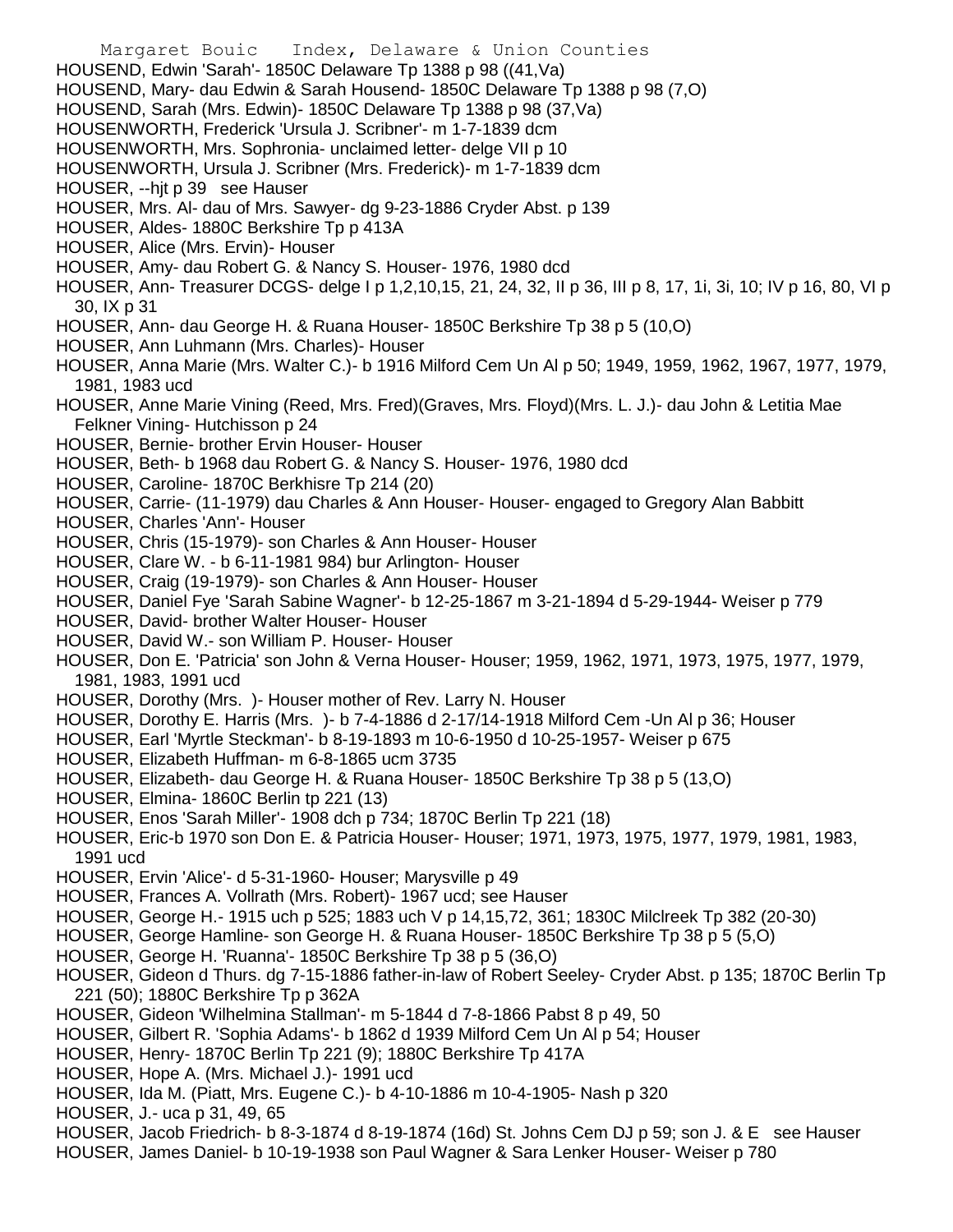HOUSEND, Edwin 'Sarah'- 1850C Delaware Tp 1388 p 98 ((41,Va)
HOUSEND, Mary- dau Edwin & Sarah Housend- 1850C Delaware Tp 1388 p 98 (7,O)
HOUSEND, Sarah (Mrs. Edwin)- 1850C Delaware Tp 1388 p 98 (37,Va)
HOUSENWORTH, Frederick 'Ursula J. Scribner'- m 1-7-1839 dcm
HOUSENWORTH, Mrs. Sophronia- unclaimed letter- delge VII p 10
HOUSENWORTH, Ursula J. Scribner (Mrs. Frederick)- m 1-7-1839 dcm
HOUSER, --hjt p 39 see Hauser
HOUSER, Mrs. Al- dau of Mrs. Sawyer- dg 9-23-1886 Cryder Abst. p 139
HOUSER, Aldes- 1880C Berkshire Tp p 413A
HOUSER, Alice (Mrs. Ervin)- Houser
HOUSER, Amy- dau Robert G. & Nancy S. Houser- 1976, 1980 dcd
HOUSER, Ann- Treasurer DCGS- delge I p 1,2,10,15, 21, 24, 32, II p 36, III p 8, 17, 1i, 3i, 10; IV p 16, 80, VI p 30, IX p 31
HOUSER, Ann- dau George H. & Ruana Houser- 1850C Berkshire Tp 38 p 5 (10,O)
HOUSER, Ann Luhmann (Mrs. Charles)- Houser
HOUSER, Anna Marie (Mrs. Walter C.)- b 1916 Milford Cem Un Al p 50; 1949, 1959, 1962, 1967, 1977, 1979, 1981, 1983 ucd
HOUSER, Anne Marie Vining (Reed, Mrs. Fred)(Graves, Mrs. Floyd)(Mrs. L. J.)- dau John & Letitia Mae Felkner Vining- Hutchisson p 24
HOUSER, Bernie- brother Ervin Houser- Houser
HOUSER, Beth- b 1968 dau Robert G. & Nancy S. Houser- 1976, 1980 dcd
HOUSER, Caroline- 1870C Berkhisre Tp 214 (20)
HOUSER, Carrie- (11-1979) dau Charles & Ann Houser- Houser- engaged to Gregory Alan Babbitt
HOUSER, Charles 'Ann'- Houser
HOUSER, Chris (15-1979)- son Charles & Ann Houser- Houser
HOUSER, Clare W. - b 6-11-1981 984) bur Arlington- Houser
HOUSER, Craig (19-1979)- son Charles & Ann Houser- Houser
HOUSER, Daniel Fye 'Sarah Sabine Wagner'- b 12-25-1867 m 3-21-1894 d 5-29-1944- Weiser p 779
HOUSER, David- brother Walter Houser- Houser
HOUSER, David W.- son William P. Houser- Houser
HOUSER, Don E. 'Patricia' son John & Verna Houser- Houser; 1959, 1962, 1971, 1973, 1975, 1977, 1979, 1981, 1983, 1991 ucd
HOUSER, Dorothy (Mrs. )- Houser mother of Rev. Larry N. Houser
HOUSER, Dorothy E. Harris (Mrs. )- b 7-4-1886 d 2-17/14-1918 Milford Cem -Un Al p 36; Houser
HOUSER, Earl 'Myrtle Steckman'- b 8-19-1893 m 10-6-1950 d 10-25-1957- Weiser p 675
HOUSER, Elizabeth Huffman- m 6-8-1865 ucm 3735
HOUSER, Elizabeth- dau George H. & Ruana Houser- 1850C Berkshire Tp 38 p 5 (13,O)
HOUSER, Elmina- 1860C Berlin tp 221 (13)
HOUSER, Enos 'Sarah Miller'- 1908 dch p 734; 1870C Berlin Tp 221 (18)
HOUSER, Eric-b 1970 son Don E. & Patricia Houser- Houser; 1971, 1973, 1975, 1977, 1979, 1981, 1983, 1991 ucd
HOUSER, Ervin 'Alice'- d 5-31-1960- Houser; Marysville p 49
HOUSER, Frances A. Vollrath (Mrs. Robert)- 1967 ucd; see Hauser
HOUSER, George H.- 1915 uch p 525; 1883 uch V p 14,15,72, 361; 1830C Milclreek Tp 382 (20-30)
HOUSER, George Hamline- son George H. & Ruana Houser- 1850C Berkshire Tp 38 p 5 (5,O)
HOUSER, George H. 'Ruanna'- 1850C Berkshire Tp 38 p 5 (36,O)
HOUSER, Gideon d Thurs. dg 7-15-1886 father-in-law of Robert Seeley- Cryder Abst. p 135; 1870C Berlin Tp 221 (50); 1880C Berkshire Tp p 362A
HOUSER, Gideon 'Wilhelmina Stallman'- m 5-1844 d 7-8-1866 Pabst 8 p 49, 50
HOUSER, Gilbert R. 'Sophia Adams'- b 1862 d 1939 Milford Cem Un Al p 54; Houser
HOUSER, Henry- 1870C Berlin Tp 221 (9); 1880C Berkshire Tp 417A
HOUSER, Hope A. (Mrs. Michael J.)- 1991 ucd
HOUSER, Ida M. (Piatt, Mrs. Eugene C.)- b 4-10-1886 m 10-4-1905- Nash p 320
HOUSER, J.- uca p 31, 49, 65
HOUSER, Jacob Friedrich- b 8-3-1874 d 8-19-1874 (16d) St. Johns Cem DJ p 59; son J. & E see Hauser
HOUSER, James Daniel- b 10-19-1938 son Paul Wagner & Sara Lenker Houser- Weiser p 780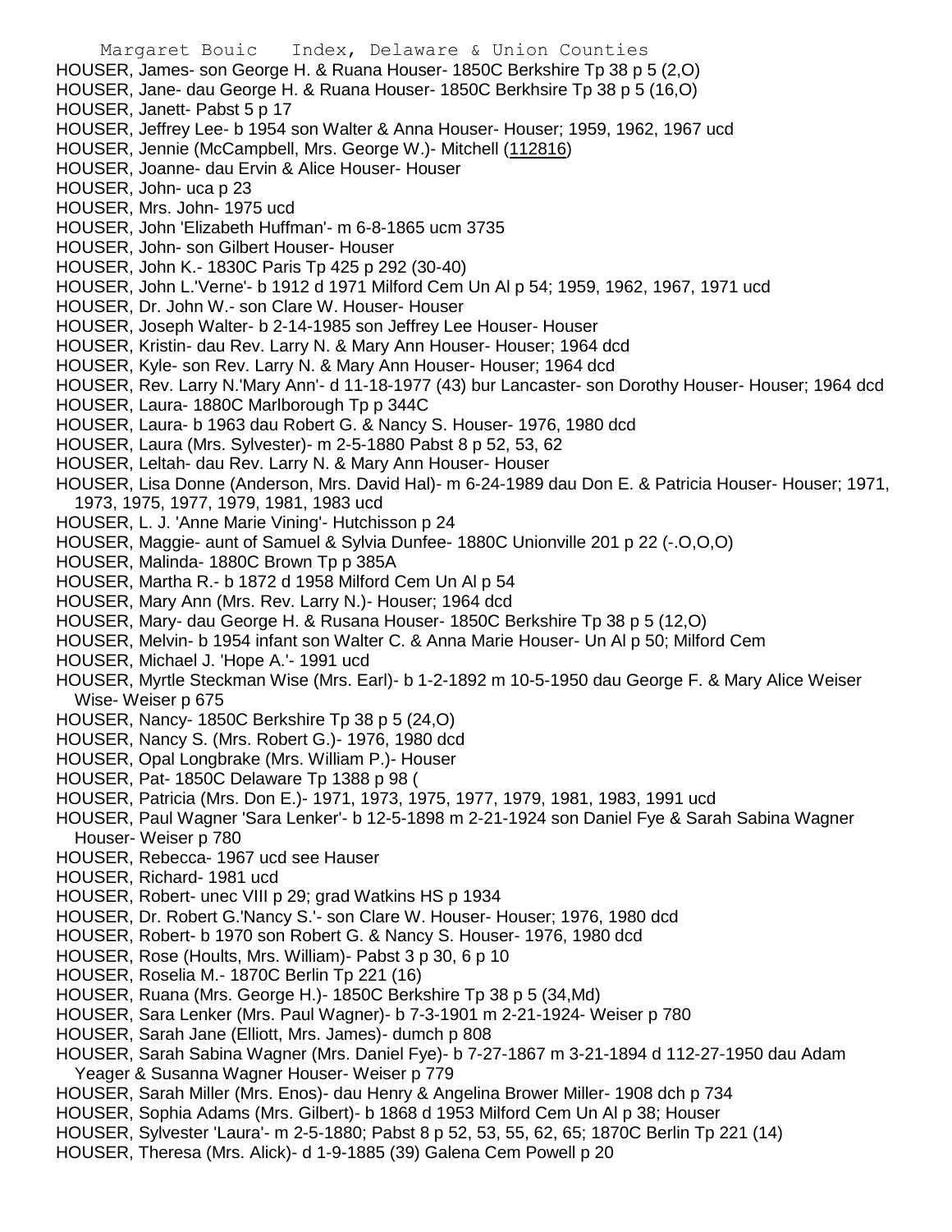HOUSER, James- son George H. & Ruana Houser- 1850C Berkshire Tp 38 p 5 (2,O)
HOUSER, Jane- dau George H. & Ruana Houser- 1850C Berkhsire Tp 38 p 5 (16,O)
HOUSER, Janett- Pabst 5 p 17
HOUSER, Jeffrey Lee- b 1954 son Walter & Anna Houser- Houser; 1959, 1962, 1967 ucd
HOUSER, Jennie (McCampbell, Mrs. George W.)- Mitchell (112816)
HOUSER, Joanne- dau Ervin & Alice Houser- Houser
HOUSER, John- uca p 23
HOUSER, Mrs. John- 1975 ucd
HOUSER, John 'Elizabeth Huffman'- m 6-8-1865 ucm 3735
HOUSER, John- son Gilbert Houser- Houser
HOUSER, John K.- 1830C Paris Tp 425 p 292 (30-40)
HOUSER, John L.'Verne'- b 1912 d 1971 Milford Cem Un Al p 54; 1959, 1962, 1967, 1971 ucd
HOUSER, Dr. John W.- son Clare W. Houser- Houser
HOUSER, Joseph Walter- b 2-14-1985 son Jeffrey Lee Houser- Houser
HOUSER, Kristin- dau Rev. Larry N. & Mary Ann Houser- Houser; 1964 dcd
HOUSER, Kyle- son Rev. Larry N. & Mary Ann Houser- Houser; 1964 dcd
HOUSER, Rev. Larry N.'Mary Ann'- d 11-18-1977 (43) bur Lancaster- son Dorothy Houser- Houser; 1964 dcd
HOUSER, Laura- 1880C Marlborough Tp p 344C
HOUSER, Laura- b 1963 dau Robert G. & Nancy S. Houser- 1976, 1980 dcd
HOUSER, Laura (Mrs. Sylvester)- m 2-5-1880 Pabst 8 p 52, 53, 62
HOUSER, Leltah- dau Rev. Larry N. & Mary Ann Houser- Houser
HOUSER, Lisa Donne (Anderson, Mrs. David Hal)- m 6-24-1989 dau Don E. & Patricia Houser- Houser; 1971, 1973, 1975, 1977, 1979, 1981, 1983 ucd
HOUSER, L. J. 'Anne Marie Vining'- Hutchisson p 24
HOUSER, Maggie- aunt of Samuel & Sylvia Dunfee- 1880C Unionville 201 p 22 (-.O,O,O)
HOUSER, Malinda- 1880C Brown Tp p 385A
HOUSER, Martha R.- b 1872 d 1958 Milford Cem Un Al p 54
HOUSER, Mary Ann (Mrs. Rev. Larry N.)- Houser; 1964 dcd
HOUSER, Mary- dau George H. & Rusana Houser- 1850C Berkshire Tp 38 p 5 (12,O)
HOUSER, Melvin- b 1954 infant son Walter C. & Anna Marie Houser- Un Al p 50; Milford Cem
HOUSER, Michael J. 'Hope A.'- 1991 ucd
HOUSER, Myrtle Steckman Wise (Mrs. Earl)- b 1-2-1892 m 10-5-1950 dau George F. & Mary Alice Weiser Wise- Weiser p 675
HOUSER, Nancy- 1850C Berkshire Tp 38 p 5 (24,O)
HOUSER, Nancy S. (Mrs. Robert G.)- 1976, 1980 dcd
HOUSER, Opal Longbrake (Mrs. William P.)- Houser
HOUSER, Pat- 1850C Delaware Tp 1388 p 98 (
HOUSER, Patricia (Mrs. Don E.)- 1971, 1973, 1975, 1977, 1979, 1981, 1983, 1991 ucd
HOUSER, Paul Wagner 'Sara Lenker'- b 12-5-1898 m 2-21-1924 son Daniel Fye & Sarah Sabina Wagner Houser- Weiser p 780
HOUSER, Rebecca- 1967 ucd see Hauser
HOUSER, Richard- 1981 ucd
HOUSER, Robert- unec VIII p 29; grad Watkins HS p 1934
HOUSER, Dr. Robert G.'Nancy S.'- son Clare W. Houser- Houser; 1976, 1980 dcd
HOUSER, Robert- b 1970 son Robert G. & Nancy S. Houser- 1976, 1980 dcd
HOUSER, Rose (Hoults, Mrs. William)- Pabst 3 p 30, 6 p 10
HOUSER, Roselia M.- 1870C Berlin Tp 221 (16)
HOUSER, Ruana (Mrs. George H.)- 1850C Berkshire Tp 38 p 5 (34,Md)
HOUSER, Sara Lenker (Mrs. Paul Wagner)- b 7-3-1901 m 2-21-1924- Weiser p 780
HOUSER, Sarah Jane (Elliott, Mrs. James)- dumch p 808
HOUSER, Sarah Sabina Wagner (Mrs. Daniel Fye)- b 7-27-1867 m 3-21-1894 d 112-27-1950 dau Adam Yeager & Susanna Wagner Houser- Weiser p 779
HOUSER, Sarah Miller (Mrs. Enos)- dau Henry & Angelina Brower Miller- 1908 dch p 734
HOUSER, Sophia Adams (Mrs. Gilbert)- b 1868 d 1953 Milford Cem Un Al p 38; Houser
HOUSER, Sylvester 'Laura'- m 2-5-1880; Pabst 8 p 52, 53, 55, 62, 65; 1870C Berlin Tp 221 (14)
HOUSER, Theresa (Mrs. Alick)- d 1-9-1885 (39) Galena Cem Powell p 20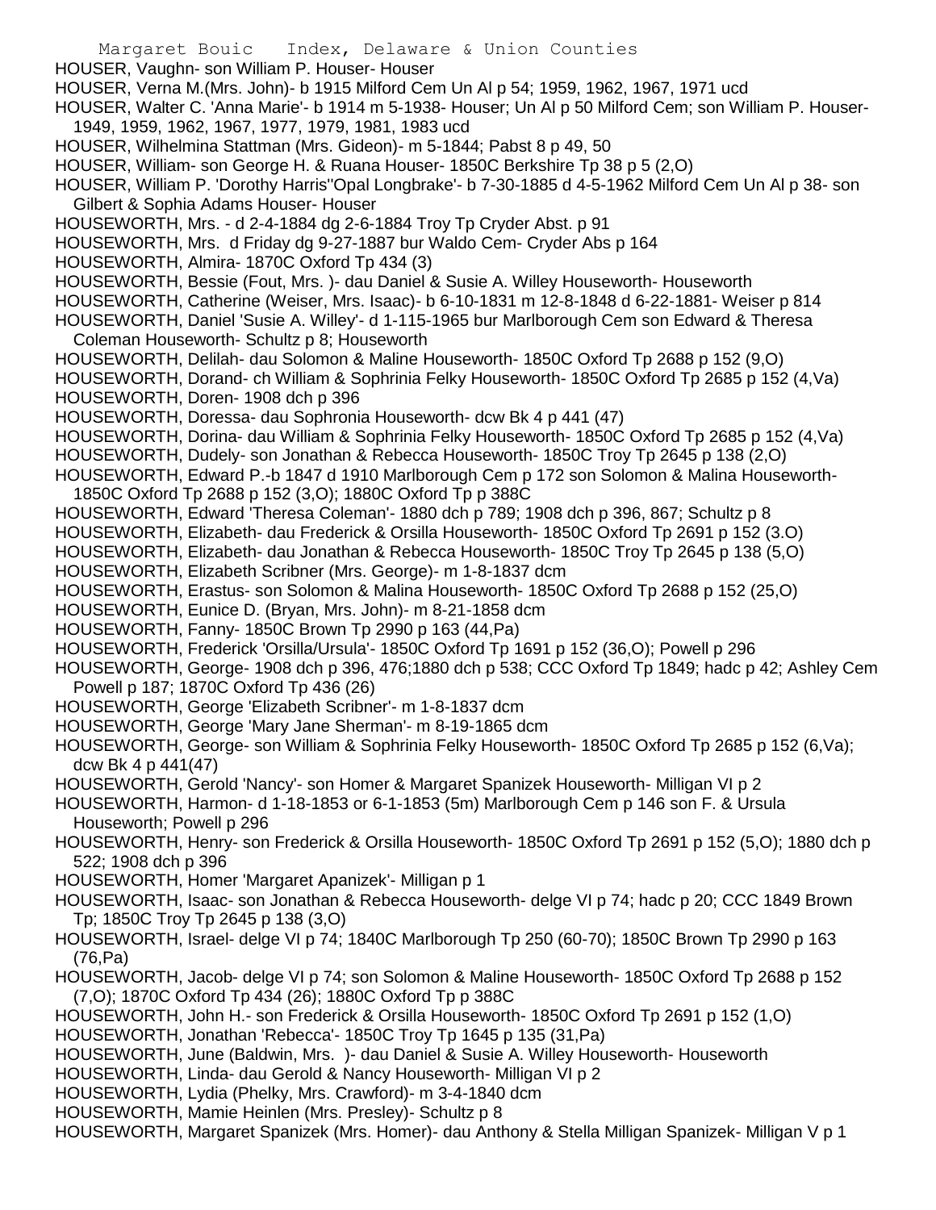HOUSER, Vaughn- son William P. Houser- Houser

HOUSER, Verna M.(Mrs. John)- b 1915 Milford Cem Un Al p 54; 1959, 1962, 1967, 1971 ucd

HOUSER, Walter C. 'Anna Marie'- b 1914 m 5-1938- Houser; Un Al p 50 Milford Cem; son William P. Houser- 1949, 1959, 1962, 1967, 1977, 1979, 1981, 1983 ucd

HOUSER, Wilhelmina Stattman (Mrs. Gideon)- m 5-1844; Pabst 8 p 49, 50

HOUSER, William- son George H. & Ruana Houser- 1850C Berkshire Tp 38 p 5 (2,O)

HOUSER, William P. 'Dorothy Harris''Opal Longbrake'- b 7-30-1885 d 4-5-1962 Milford Cem Un Al p 38- son Gilbert & Sophia Adams Houser- Houser

HOUSEWORTH, Mrs. - d 2-4-1884 dg 2-6-1884 Troy Tp Cryder Abst. p 91

HOUSEWORTH, Mrs. d Friday dg 9-27-1887 bur Waldo Cem- Cryder Abs p 164

HOUSEWORTH, Almira- 1870C Oxford Tp 434 (3)

HOUSEWORTH, Bessie (Fout, Mrs. )- dau Daniel & Susie A. Willey Houseworth- Houseworth

HOUSEWORTH, Catherine (Weiser, Mrs. Isaac)- b 6-10-1831 m 12-8-1848 d 6-22-1881- Weiser p 814

HOUSEWORTH, Daniel 'Susie A. Willey'- d 1-115-1965 bur Marlborough Cem son Edward & Theresa Coleman Houseworth- Schultz p 8; Houseworth

HOUSEWORTH, Delilah- dau Solomon & Maline Houseworth- 1850C Oxford Tp 2688 p 152 (9,O)

HOUSEWORTH, Dorand- ch William & Sophrinia Felky Houseworth- 1850C Oxford Tp 2685 p 152 (4,Va)

HOUSEWORTH, Doren- 1908 dch p 396

HOUSEWORTH, Doressa- dau Sophronia Houseworth- dcw Bk 4 p 441 (47)

HOUSEWORTH, Dorina- dau William & Sophrinia Felky Houseworth- 1850C Oxford Tp 2685 p 152 (4,Va)

HOUSEWORTH, Dudely- son Jonathan & Rebecca Houseworth- 1850C Troy Tp 2645 p 138 (2,O)

HOUSEWORTH, Edward P.-b 1847 d 1910 Marlborough Cem p 172 son Solomon & Malina Houseworth- 1850C Oxford Tp 2688 p 152 (3,O); 1880C Oxford Tp p 388C

HOUSEWORTH, Edward 'Theresa Coleman'- 1880 dch p 789; 1908 dch p 396, 867; Schultz p 8

HOUSEWORTH, Elizabeth- dau Frederick & Orsilla Houseworth- 1850C Oxford Tp 2691 p 152 (3.O)

HOUSEWORTH, Elizabeth- dau Jonathan & Rebecca Houseworth- 1850C Troy Tp 2645 p 138 (5,O)

HOUSEWORTH, Elizabeth Scribner (Mrs. George)- m 1-8-1837 dcm

HOUSEWORTH, Erastus- son Solomon & Malina Houseworth- 1850C Oxford Tp 2688 p 152 (25,O)

HOUSEWORTH, Eunice D. (Bryan, Mrs. John)- m 8-21-1858 dcm

HOUSEWORTH, Fanny- 1850C Brown Tp 2990 p 163 (44,Pa)

HOUSEWORTH, Frederick 'Orsilla/Ursula'- 1850C Oxford Tp 1691 p 152 (36,O); Powell p 296

HOUSEWORTH, George- 1908 dch p 396, 476;1880 dch p 538; CCC Oxford Tp 1849; hadc p 42; Ashley Cem Powell p 187; 1870C Oxford Tp 436 (26)

HOUSEWORTH, George 'Elizabeth Scribner'- m 1-8-1837 dcm

HOUSEWORTH, George 'Mary Jane Sherman'- m 8-19-1865 dcm

HOUSEWORTH, George- son William & Sophrinia Felky Houseworth- 1850C Oxford Tp 2685 p 152 (6,Va); dcw Bk 4 p 441(47)

HOUSEWORTH, Gerold 'Nancy'- son Homer & Margaret Spanizek Houseworth- Milligan VI p 2

HOUSEWORTH, Harmon- d 1-18-1853 or 6-1-1853 (5m) Marlborough Cem p 146 son F. & Ursula Houseworth; Powell p 296

HOUSEWORTH, Henry- son Frederick & Orsilla Houseworth- 1850C Oxford Tp 2691 p 152 (5,O); 1880 dch p 522; 1908 dch p 396

HOUSEWORTH, Homer 'Margaret Apanizek'- Milligan p 1

HOUSEWORTH, Isaac- son Jonathan & Rebecca Houseworth- delge VI p 74; hadc p 20; CCC 1849 Brown Tp; 1850C Troy Tp 2645 p 138 (3,O)

HOUSEWORTH, Israel- delge VI p 74; 1840C Marlborough Tp 250 (60-70); 1850C Brown Tp 2990 p 163 (76,Pa)

HOUSEWORTH, Jacob- delge VI p 74; son Solomon & Maline Houseworth- 1850C Oxford Tp 2688 p 152 (7,O); 1870C Oxford Tp 434 (26); 1880C Oxford Tp p 388C

HOUSEWORTH, John H.- son Frederick & Orsilla Houseworth- 1850C Oxford Tp 2691 p 152 (1,O)

HOUSEWORTH, Jonathan 'Rebecca'- 1850C Troy Tp 1645 p 135 (31,Pa)

HOUSEWORTH, June (Baldwin, Mrs. )- dau Daniel & Susie A. Willey Houseworth- Houseworth

HOUSEWORTH, Linda- dau Gerold & Nancy Houseworth- Milligan VI p 2

HOUSEWORTH, Lydia (Phelky, Mrs. Crawford)- m 3-4-1840 dcm

HOUSEWORTH, Mamie Heinlen (Mrs. Presley)- Schultz p 8

HOUSEWORTH, Margaret Spanizek (Mrs. Homer)- dau Anthony & Stella Milligan Spanizek- Milligan V p 1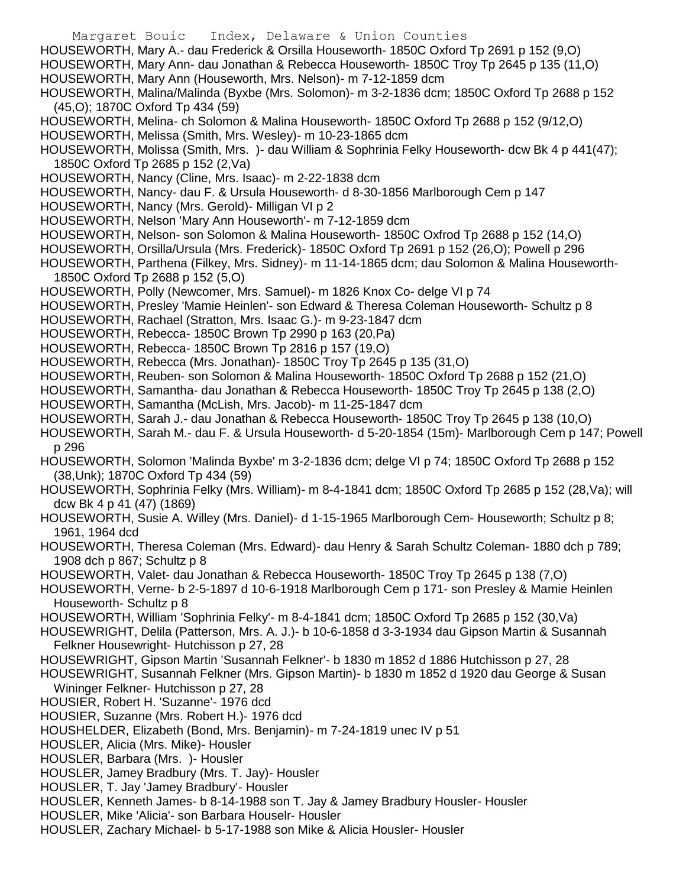HOUSEWORTH, Mary A.- dau Frederick & Orsilla Houseworth- 1850C Oxford Tp 2691 p 152 (9,O)
HOUSEWORTH, Mary Ann- dau Jonathan & Rebecca Houseworth- 1850C Troy Tp 2645 p 135 (11,O)
HOUSEWORTH, Mary Ann (Houseworth, Mrs. Nelson)- m 7-12-1859 dcm
HOUSEWORTH, Malina/Malinda (Byxbe (Mrs. Solomon)- m 3-2-1836 dcm; 1850C Oxford Tp 2688 p 152 (45,O); 1870C Oxford Tp 434 (59)
HOUSEWORTH, Melina- ch Solomon & Malina Houseworth- 1850C Oxford Tp 2688 p 152 (9/12,O)
HOUSEWORTH, Melissa (Smith, Mrs. Wesley)- m 10-23-1865 dcm
HOUSEWORTH, Molissa (Smith, Mrs. )- dau William & Sophrinia Felky Houseworth- dcw Bk 4 p 441(47); 1850C Oxford Tp 2685 p 152 (2,Va)
HOUSEWORTH, Nancy (Cline, Mrs. Isaac)- m 2-22-1838 dcm
HOUSEWORTH, Nancy- dau F. & Ursula Houseworth- d 8-30-1856 Marlborough Cem p 147
HOUSEWORTH, Nancy (Mrs. Gerold)- Milligan VI p 2
HOUSEWORTH, Nelson 'Mary Ann Houseworth'- m 7-12-1859 dcm
HOUSEWORTH, Nelson- son Solomon & Malina Houseworth- 1850C Oxfrod Tp 2688 p 152 (14,O)
HOUSEWORTH, Orsilla/Ursula (Mrs. Frederick)- 1850C Oxford Tp 2691 p 152 (26,O); Powell p 296
HOUSEWORTH, Parthena (Filkey, Mrs. Sidney)- m 11-14-1865 dcm; dau Solomon & Malina Houseworth- 1850C Oxford Tp 2688 p 152 (5,O)
HOUSEWORTH, Polly (Newcomer, Mrs. Samuel)- m 1826 Knox Co- delge VI p 74
HOUSEWORTH, Presley 'Mamie Heinlen'- son Edward & Theresa Coleman Houseworth- Schultz p 8
HOUSEWORTH, Rachael (Stratton, Mrs. Isaac G.)- m 9-23-1847 dcm
HOUSEWORTH, Rebecca- 1850C Brown Tp 2990 p 163 (20,Pa)
HOUSEWORTH, Rebecca- 1850C Brown Tp 2816 p 157 (19,O)
HOUSEWORTH, Rebecca (Mrs. Jonathan)- 1850C Troy Tp 2645 p 135 (31,O)
HOUSEWORTH, Reuben- son Solomon & Malina Houseworth- 1850C Oxford Tp 2688 p 152 (21,O)
HOUSEWORTH, Samantha- dau Jonathan & Rebecca Houseworth- 1850C Troy Tp 2645 p 138 (2,O)
HOUSEWORTH, Samantha (McLish, Mrs. Jacob)- m 11-25-1847 dcm
HOUSEWORTH, Sarah J.- dau Jonathan & Rebecca Houseworth- 1850C Troy Tp 2645 p 138 (10,O)
HOUSEWORTH, Sarah M.- dau F. & Ursula Houseworth- d 5-20-1854 (15m)- Marlborough Cem p 147; Powell p 296
HOUSEWORTH, Solomon 'Malinda Byxbe' m 3-2-1836 dcm; delge VI p 74; 1850C Oxford Tp 2688 p 152 (38,Unk); 1870C Oxford Tp 434 (59)
HOUSEWORTH, Sophrinia Felky (Mrs. William)- m 8-4-1841 dcm; 1850C Oxford Tp 2685 p 152 (28,Va); will dcw Bk 4 p 41 (47) (1869)
HOUSEWORTH, Susie A. Willey (Mrs. Daniel)- d 1-15-1965 Marlborough Cem- Houseworth; Schultz p 8; 1961, 1964 dcd
HOUSEWORTH, Theresa Coleman (Mrs. Edward)- dau Henry & Sarah Schultz Coleman- 1880 dch p 789; 1908 dch p 867; Schultz p 8
HOUSEWORTH, Valet- dau Jonathan & Rebecca Houseworth- 1850C Troy Tp 2645 p 138 (7,O)
HOUSEWORTH, Verne- b 2-5-1897 d 10-6-1918 Marlborough Cem p 171- son Presley & Mamie Heinlen Houseworth- Schultz p 8
HOUSEWORTH, William 'Sophrinia Felky'- m 8-4-1841 dcm; 1850C Oxford Tp 2685 p 152 (30,Va)
HOUSEWRIGHT, Delila (Patterson, Mrs. A. J.)- b 10-6-1858 d 3-3-1934 dau Gipson Martin & Susannah Felkner Housewright- Hutchisson p 27, 28
HOUSEWRIGHT, Gipson Martin 'Susannah Felkner'- b 1830 m 1852 d 1886 Hutchisson p 27, 28
HOUSEWRIGHT, Susannah Felkner (Mrs. Gipson Martin)- b 1830 m 1852 d 1920 dau George & Susan Wininger Felkner- Hutchisson p 27, 28
HOUSIER, Robert H. 'Suzanne'- 1976 dcd
HOUSIER, Suzanne (Mrs. Robert H.)- 1976 dcd
HOUSHELDER, Elizabeth (Bond, Mrs. Benjamin)- m 7-24-1819 unec IV p 51
HOUSLER, Alicia (Mrs. Mike)- Housler
HOUSLER, Barbara (Mrs. )- Housler
HOUSLER, Jamey Bradbury (Mrs. T. Jay)- Housler
HOUSLER, T. Jay 'Jamey Bradbury'- Housler
HOUSLER, Kenneth James- b 8-14-1988 son T. Jay & Jamey Bradbury Housler- Housler
HOUSLER, Mike 'Alicia'- son Barbara Houselr- Housler
HOUSLER, Zachary Michael- b 5-17-1988 son Mike & Alicia Housler- Housler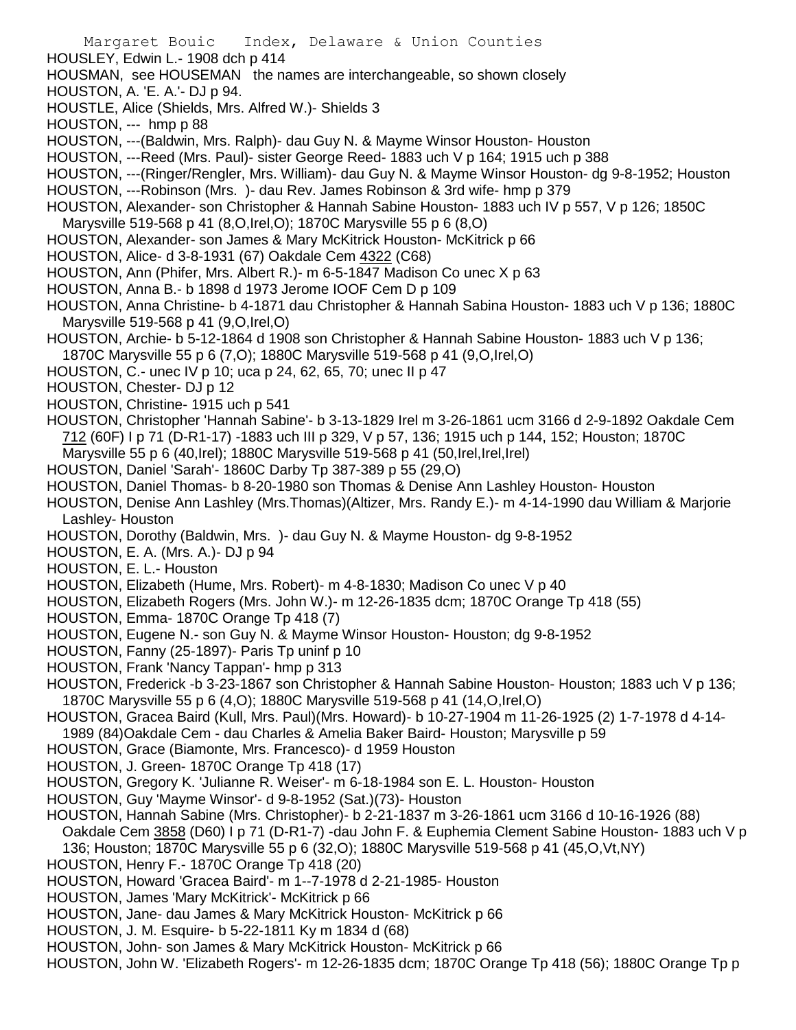HOUSLEY, Edwin L.- 1908 dch p 414
HOUSMAN, see HOUSEMAN the names are interchangeable, so shown closely
HOUSTON, A. 'E. A.'- DJ p 94.
HOUSTLE, Alice (Shields, Mrs. Alfred W.)- Shields 3
HOUSTON, --- hmp p 88
HOUSTON, ---(Baldwin, Mrs. Ralph)- dau Guy N. & Mayme Winsor Houston- Houston
HOUSTON, ---Reed (Mrs. Paul)- sister George Reed- 1883 uch V p 164; 1915 uch p 388
HOUSTON, ---(Ringer/Rengler, Mrs. William)- dau Guy N. & Mayme Winsor Houston- dg 9-8-1952; Houston
HOUSTON, ---Robinson (Mrs. )- dau Rev. James Robinson & 3rd wife- hmp p 379
HOUSTON, Alexander- son Christopher & Hannah Sabine Houston- 1883 uch IV p 557, V p 126; 1850C Marysville 519-568 p 41 (8,O,Irel,O); 1870C Marysville 55 p 6 (8,O)
HOUSTON, Alexander- son James & Mary McKitrick Houston- McKitrick p 66
HOUSTON, Alice- d 3-8-1931 (67) Oakdale Cem 4322 (C68)
HOUSTON, Ann (Phifer, Mrs. Albert R.)- m 6-5-1847 Madison Co unec X p 63
HOUSTON, Anna B.- b 1898 d 1973 Jerome IOOF Cem D p 109
HOUSTON, Anna Christine- b 4-1871 dau Christopher & Hannah Sabina Houston- 1883 uch V p 136; 1880C Marysville 519-568 p 41 (9,O,Irel,O)
HOUSTON, Archie- b 5-12-1864 d 1908 son Christopher & Hannah Sabine Houston- 1883 uch V p 136; 1870C Marysville 55 p 6 (7,O); 1880C Marysville 519-568 p 41 (9,O,Irel,O)
HOUSTON, C.- unec IV p 10; uca p 24, 62, 65, 70; unec II p 47
HOUSTON, Chester- DJ p 12
HOUSTON, Christine- 1915 uch p 541
HOUSTON, Christopher 'Hannah Sabine'- b 3-13-1829 Irel m 3-26-1861 ucm 3166 d 2-9-1892 Oakdale Cem 712 (60F) I p 71 (D-R1-17) -1883 uch III p 329, V p 57, 136; 1915 uch p 144, 152; Houston; 1870C Marysville 55 p 6 (40,Irel); 1880C Marysville 519-568 p 41 (50,Irel,Irel,Irel)
HOUSTON, Daniel 'Sarah'- 1860C Darby Tp 387-389 p 55 (29,O)
HOUSTON, Daniel Thomas- b 8-20-1980 son Thomas & Denise Ann Lashley Houston- Houston
HOUSTON, Denise Ann Lashley (Mrs.Thomas)(Altizer, Mrs. Randy E.)- m 4-14-1990 dau William & Marjorie Lashley- Houston
HOUSTON, Dorothy (Baldwin, Mrs. )- dau Guy N. & Mayme Houston- dg 9-8-1952
HOUSTON, E. A. (Mrs. A.)- DJ p 94
HOUSTON, E. L.- Houston
HOUSTON, Elizabeth (Hume, Mrs. Robert)- m 4-8-1830; Madison Co unec V p 40
HOUSTON, Elizabeth Rogers (Mrs. John W.)- m 12-26-1835 dcm; 1870C Orange Tp 418 (55)
HOUSTON, Emma- 1870C Orange Tp 418 (7)
HOUSTON, Eugene N.- son Guy N. & Mayme Winsor Houston- Houston; dg 9-8-1952
HOUSTON, Fanny (25-1897)- Paris Tp uninf p 10
HOUSTON, Frank 'Nancy Tappan'- hmp p 313
HOUSTON, Frederick -b 3-23-1867 son Christopher & Hannah Sabine Houston- Houston; 1883 uch V p 136; 1870C Marysville 55 p 6 (4,O); 1880C Marysville 519-568 p 41 (14,O,Irel,O)
HOUSTON, Gracea Baird (Kull, Mrs. Paul)(Mrs. Howard)- b 10-27-1904 m 11-26-1925 (2) 1-7-1978 d 4-14-1989 (84)Oakdale Cem - dau Charles & Amelia Baker Baird- Houston; Marysville p 59
HOUSTON, Grace (Biamonte, Mrs. Francesco)- d 1959 Houston
HOUSTON, J. Green- 1870C Orange Tp 418 (17)
HOUSTON, Gregory K. 'Julianne R. Weiser'- m 6-18-1984 son E. L. Houston- Houston
HOUSTON, Guy 'Mayme Winsor'- d 9-8-1952 (Sat.)(73)- Houston
HOUSTON, Hannah Sabine (Mrs. Christopher)- b 2-21-1837 m 3-26-1861 ucm 3166 d 10-16-1926 (88) Oakdale Cem 3858 (D60) I p 71 (D-R1-7) -dau John F. & Euphemia Clement Sabine Houston- 1883 uch V p 136; Houston; 1870C Marysville 55 p 6 (32,O); 1880C Marysville 519-568 p 41 (45,O,Vt,NY)
HOUSTON, Henry F.- 1870C Orange Tp 418 (20)
HOUSTON, Howard 'Gracea Baird'- m 1--7-1978 d 2-21-1985- Houston
HOUSTON, James 'Mary McKitrick'- McKitrick p 66
HOUSTON, Jane- dau James & Mary McKitrick Houston- McKitrick p 66
HOUSTON, J. M. Esquire- b 5-22-1811 Ky m 1834 d (68)
HOUSTON, John- son James & Mary McKitrick Houston- McKitrick p 66
HOUSTON, John W. 'Elizabeth Rogers'- m 12-26-1835 dcm; 1870C Orange Tp 418 (56); 1880C Orange Tp p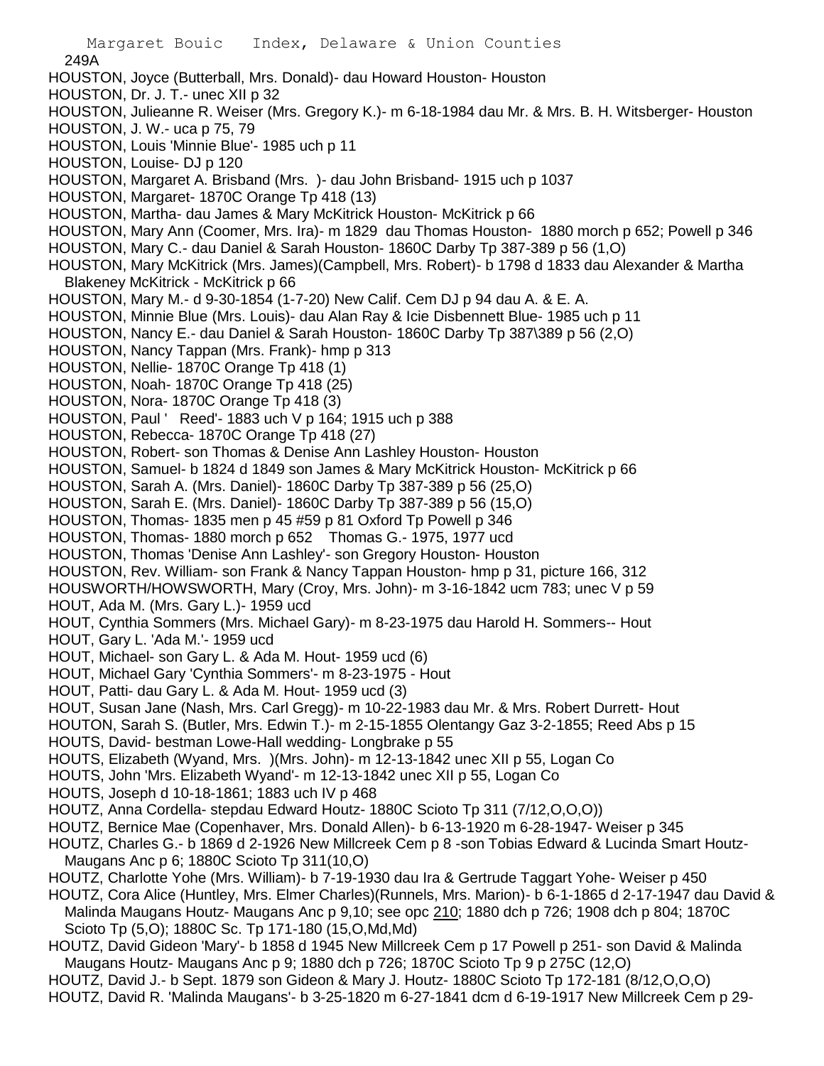249A

HOUSTON, Joyce (Butterball, Mrs. Donald)- dau Howard Houston- Houston
HOUSTON, Dr. J. T.- unec XII p 32
HOUSTON, Julieanne R. Weiser (Mrs. Gregory K.)- m 6-18-1984 dau Mr. & Mrs. B. H. Witsberger- Houston
HOUSTON, J. W.- uca p 75, 79
HOUSTON, Louis 'Minnie Blue'- 1985 uch p 11
HOUSTON, Louise- DJ p 120
HOUSTON, Margaret A. Brisband (Mrs. )- dau John Brisband- 1915 uch p 1037
HOUSTON, Margaret- 1870C Orange Tp 418 (13)
HOUSTON, Martha- dau James & Mary McKitrick Houston- McKitrick p 66
HOUSTON, Mary Ann (Coomer, Mrs. Ira)- m 1829 dau Thomas Houston- 1880 morch p 652; Powell p 346
HOUSTON, Mary C.- dau Daniel & Sarah Houston- 1860C Darby Tp 387-389 p 56 (1,O)
HOUSTON, Mary McKitrick (Mrs. James)(Campbell, Mrs. Robert)- b 1798 d 1833 dau Alexander & Martha Blakeney McKitrick - McKitrick p 66
HOUSTON, Mary M.- d 9-30-1854 (1-7-20) New Calif. Cem DJ p 94 dau A. & E. A.
HOUSTON, Minnie Blue (Mrs. Louis)- dau Alan Ray & Icie Disbennett Blue- 1985 uch p 11
HOUSTON, Nancy E.- dau Daniel & Sarah Houston- 1860C Darby Tp 387\389 p 56 (2,O)
HOUSTON, Nancy Tappan (Mrs. Frank)- hmp p 313
HOUSTON, Nellie- 1870C Orange Tp 418 (1)
HOUSTON, Noah- 1870C Orange Tp 418 (25)
HOUSTON, Nora- 1870C Orange Tp 418 (3)
HOUSTON, Paul ' Reed'- 1883 uch V p 164; 1915 uch p 388
HOUSTON, Rebecca- 1870C Orange Tp 418 (27)
HOUSTON, Robert- son Thomas & Denise Ann Lashley Houston- Houston
HOUSTON, Samuel- b 1824 d 1849 son James & Mary McKitrick Houston- McKitrick p 66
HOUSTON, Sarah A. (Mrs. Daniel)- 1860C Darby Tp 387-389 p 56 (25,O)
HOUSTON, Sarah E. (Mrs. Daniel)- 1860C Darby Tp 387-389 p 56 (15,O)
HOUSTON, Thomas- 1835 men p 45 #59 p 81 Oxford Tp Powell p 346
HOUSTON, Thomas- 1880 morch p 652 Thomas G.- 1975, 1977 ucd
HOUSTON, Thomas 'Denise Ann Lashley'- son Gregory Houston- Houston
HOUSTON, Rev. William- son Frank & Nancy Tappan Houston- hmp p 31, picture 166, 312
HOUSWORTH/HOWSWORTH, Mary (Croy, Mrs. John)- m 3-16-1842 ucm 783; unec V p 59
HOUT, Ada M. (Mrs. Gary L.)- 1959 ucd
HOUT, Cynthia Sommers (Mrs. Michael Gary)- m 8-23-1975 dau Harold H. Sommers-- Hout
HOUT, Gary L. 'Ada M.'- 1959 ucd
HOUT, Michael- son Gary L. & Ada M. Hout- 1959 ucd (6)
HOUT, Michael Gary 'Cynthia Sommers'- m 8-23-1975 - Hout
HOUT, Patti- dau Gary L. & Ada M. Hout- 1959 ucd (3)
HOUT, Susan Jane (Nash, Mrs. Carl Gregg)- m 10-22-1983 dau Mr. & Mrs. Robert Durrett- Hout
HOUTON, Sarah S. (Butler, Mrs. Edwin T.)- m 2-15-1855 Olentangy Gaz 3-2-1855; Reed Abs p 15
HOUTS, David- bestman Lowe-Hall wedding- Longbrake p 55
HOUTS, Elizabeth (Wyand, Mrs. )(Mrs. John)- m 12-13-1842 unec XII p 55, Logan Co
HOUTS, John 'Mrs. Elizabeth Wyand'- m 12-13-1842 unec XII p 55, Logan Co
HOUTS, Joseph d 10-18-1861; 1883 uch IV p 468
HOUTZ, Anna Cordella- stepdau Edward Houtz- 1880C Scioto Tp 311 (7/12,O,O,O))
HOUTZ, Bernice Mae (Copenhaver, Mrs. Donald Allen)- b 6-13-1920 m 6-28-1947- Weiser p 345
HOUTZ, Charles G.- b 1869 d 2-1926 New Millcreek Cem p 8 -son Tobias Edward & Lucinda Smart Houtz- Maugans Anc p 6; 1880C Scioto Tp 311(10,O)
HOUTZ, Charlotte Yohe (Mrs. William)- b 7-19-1930 dau Ira & Gertrude Taggart Yohe- Weiser p 450
HOUTZ, Cora Alice (Huntley, Mrs. Elmer Charles)(Runnels, Mrs. Marion)- b 6-1-1865 d 2-17-1947 dau David & Malinda Maugans Houtz- Maugans Anc p 9,10; see opc 210; 1880 dch p 726; 1908 dch p 804; 1870C Scioto Tp (5,O); 1880C Sc. Tp 171-180 (15,O,Md,Md)
HOUTZ, David Gideon 'Mary'- b 1858 d 1945 New Millcreek Cem p 17 Powell p 251- son David & Malinda Maugans Houtz- Maugans Anc p 9; 1880 dch p 726; 1870C Scioto Tp 9 p 275C (12,O)
HOUTZ, David J.- b Sept. 1879 son Gideon & Mary J. Houtz- 1880C Scioto Tp 172-181 (8/12,O,O,O)
HOUTZ, David R. 'Malinda Maugans'- b 3-25-1820 m 6-27-1841 dcm d 6-19-1917 New Millcreek Cem p 29-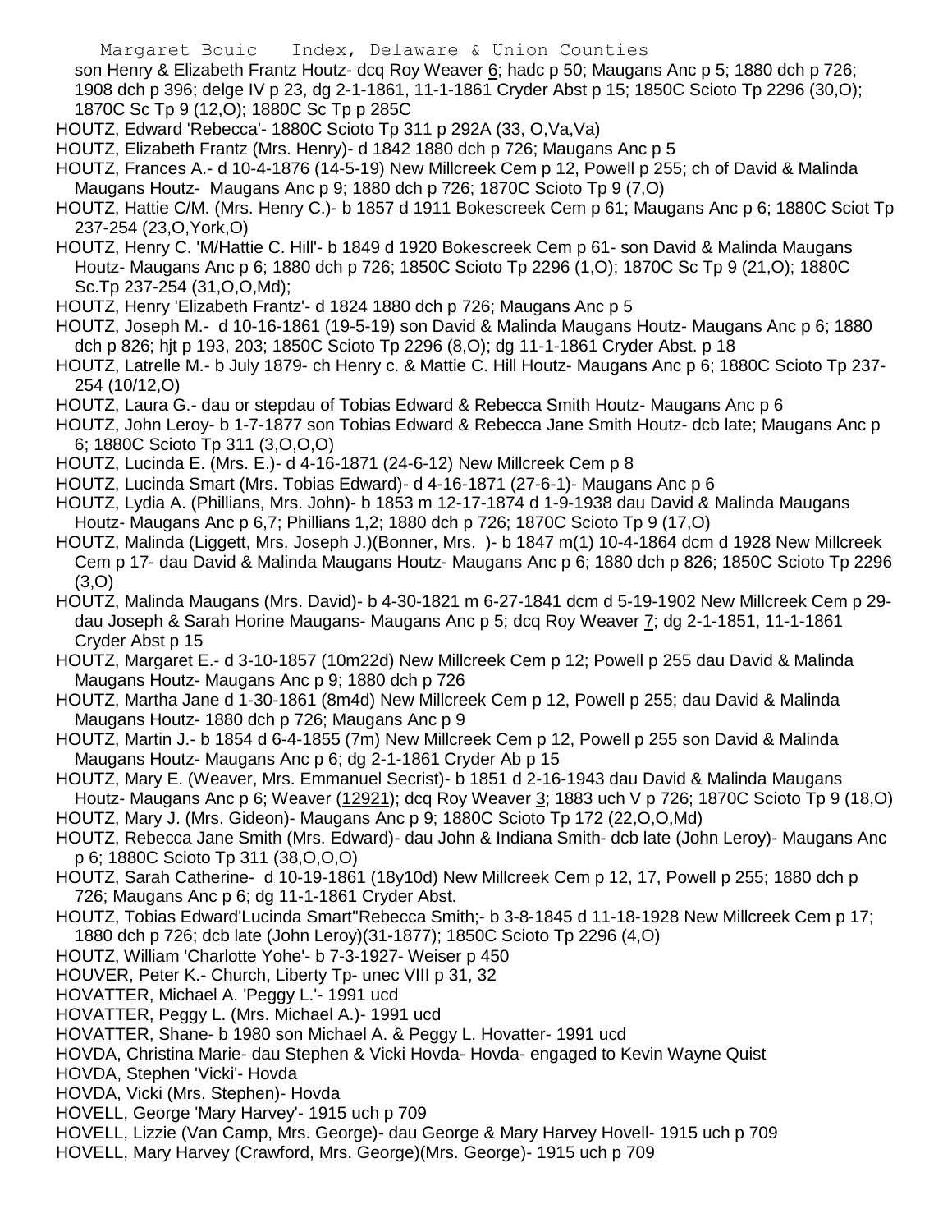son Henry & Elizabeth Frantz Houtz- dcq Roy Weaver 6; hadc p 50; Maugans Anc p 5; 1880 dch p 726; 1908 dch p 396; delge IV p 23, dg 2-1-1861, 11-1-1861 Cryder Abst p 15; 1850C Scioto Tp 2296 (30,O); 1870C Sc Tp 9 (12,O); 1880C Sc Tp p 285C

HOUTZ, Edward 'Rebecca'- 1880C Scioto Tp 311 p 292A (33, O,Va,Va)

HOUTZ, Elizabeth Frantz (Mrs. Henry)- d 1842 1880 dch p 726; Maugans Anc p 5

HOUTZ, Frances A.- d 10-4-1876 (14-5-19) New Millcreek Cem p 12, Powell p 255; ch of David & Malinda Maugans Houtz- Maugans Anc p 9; 1880 dch p 726; 1870C Scioto Tp 9 (7,O)

HOUTZ, Hattie C/M. (Mrs. Henry C.)- b 1857 d 1911 Bokescreek Cem p 61; Maugans Anc p 6; 1880C Sciot Tp 237-254 (23,O,York,O)

HOUTZ, Henry C. 'M/Hattie C. Hill'- b 1849 d 1920 Bokescreek Cem p 61- son David & Malinda Maugans Houtz- Maugans Anc p 6; 1880 dch p 726; 1850C Scioto Tp 2296 (1,O); 1870C Sc Tp 9 (21,O); 1880C Sc.Tp 237-254 (31,O,O,Md);

HOUTZ, Henry 'Elizabeth Frantz'- d 1824 1880 dch p 726; Maugans Anc p 5

HOUTZ, Joseph M.- d 10-16-1861 (19-5-19) son David & Malinda Maugans Houtz- Maugans Anc p 6; 1880 dch p 826; hjt p 193, 203; 1850C Scioto Tp 2296 (8,O); dg 11-1-1861 Cryder Abst. p 18

HOUTZ, Latrelle M.- b July 1879- ch Henry c. & Mattie C. Hill Houtz- Maugans Anc p 6; 1880C Scioto Tp 237-254 (10/12,O)

HOUTZ, Laura G.- dau or stepdau of Tobias Edward & Rebecca Smith Houtz- Maugans Anc p 6

HOUTZ, John Leroy- b 1-7-1877 son Tobias Edward & Rebecca Jane Smith Houtz- dcb late; Maugans Anc p 6; 1880C Scioto Tp 311 (3,O,O,O)

HOUTZ, Lucinda E. (Mrs. E.)- d 4-16-1871 (24-6-12) New Millcreek Cem p 8

HOUTZ, Lucinda Smart (Mrs. Tobias Edward)- d 4-16-1871 (27-6-1)- Maugans Anc p 6

HOUTZ, Lydia A. (Phillians, Mrs. John)- b 1853 m 12-17-1874 d 1-9-1938 dau David & Malinda Maugans Houtz- Maugans Anc p 6,7; Phillians 1,2; 1880 dch p 726; 1870C Scioto Tp 9 (17,O)

HOUTZ, Malinda (Liggett, Mrs. Joseph J.)(Bonner, Mrs. )- b 1847 m(1) 10-4-1864 dcm d 1928 New Millcreek Cem p 17- dau David & Malinda Maugans Houtz- Maugans Anc p 6; 1880 dch p 826; 1850C Scioto Tp 2296 (3,O)

HOUTZ, Malinda Maugans (Mrs. David)- b 4-30-1821 m 6-27-1841 dcm d 5-19-1902 New Millcreek Cem p 29- dau Joseph & Sarah Horine Maugans- Maugans Anc p 5; dcq Roy Weaver 7; dg 2-1-1851, 11-1-1861 Cryder Abst p 15

HOUTZ, Margaret E.- d 3-10-1857 (10m22d) New Millcreek Cem p 12; Powell p 255 dau David & Malinda Maugans Houtz- Maugans Anc p 9; 1880 dch p 726

HOUTZ, Martha Jane d 1-30-1861 (8m4d) New Millcreek Cem p 12, Powell p 255; dau David & Malinda Maugans Houtz- 1880 dch p 726; Maugans Anc p 9

HOUTZ, Martin J.- b 1854 d 6-4-1855 (7m) New Millcreek Cem p 12, Powell p 255 son David & Malinda Maugans Houtz- Maugans Anc p 6; dg 2-1-1861 Cryder Ab p 15

HOUTZ, Mary E. (Weaver, Mrs. Emmanuel Secrist)- b 1851 d 2-16-1943 dau David & Malinda Maugans Houtz- Maugans Anc p 6; Weaver (12921); dcq Roy Weaver 3; 1883 uch V p 726; 1870C Scioto Tp 9 (18,O)

HOUTZ, Mary J. (Mrs. Gideon)- Maugans Anc p 9; 1880C Scioto Tp 172 (22,O,O,Md)

HOUTZ, Rebecca Jane Smith (Mrs. Edward)- dau John & Indiana Smith- dcb late (John Leroy)- Maugans Anc p 6; 1880C Scioto Tp 311 (38,O,O,O)

HOUTZ, Sarah Catherine- d 10-19-1861 (18y10d) New Millcreek Cem p 12, 17, Powell p 255; 1880 dch p 726; Maugans Anc p 6; dg 11-1-1861 Cryder Abst.

HOUTZ, Tobias Edward'Lucinda Smart''Rebecca Smith;- b 3-8-1845 d 11-18-1928 New Millcreek Cem p 17; 1880 dch p 726; dcb late (John Leroy)(31-1877); 1850C Scioto Tp 2296 (4,O)

HOUTZ, William 'Charlotte Yohe'- b 7-3-1927- Weiser p 450

HOUVER, Peter K.- Church, Liberty Tp- unec VIII p 31, 32

HOVATTER, Michael A. 'Peggy L.'- 1991 ucd

HOVATTER, Peggy L. (Mrs. Michael A.)- 1991 ucd

HOVATTER, Shane- b 1980 son Michael A. & Peggy L. Hovatter- 1991 ucd

HOVDA, Christina Marie- dau Stephen & Vicki Hovda- Hovda- engaged to Kevin Wayne Quist

HOVDA, Stephen 'Vicki'- Hovda

HOVDA, Vicki (Mrs. Stephen)- Hovda

HOVELL, George 'Mary Harvey'- 1915 uch p 709

HOVELL, Lizzie (Van Camp, Mrs. George)- dau George & Mary Harvey Hovell- 1915 uch p 709

HOVELL, Mary Harvey (Crawford, Mrs. George)(Mrs. George)- 1915 uch p 709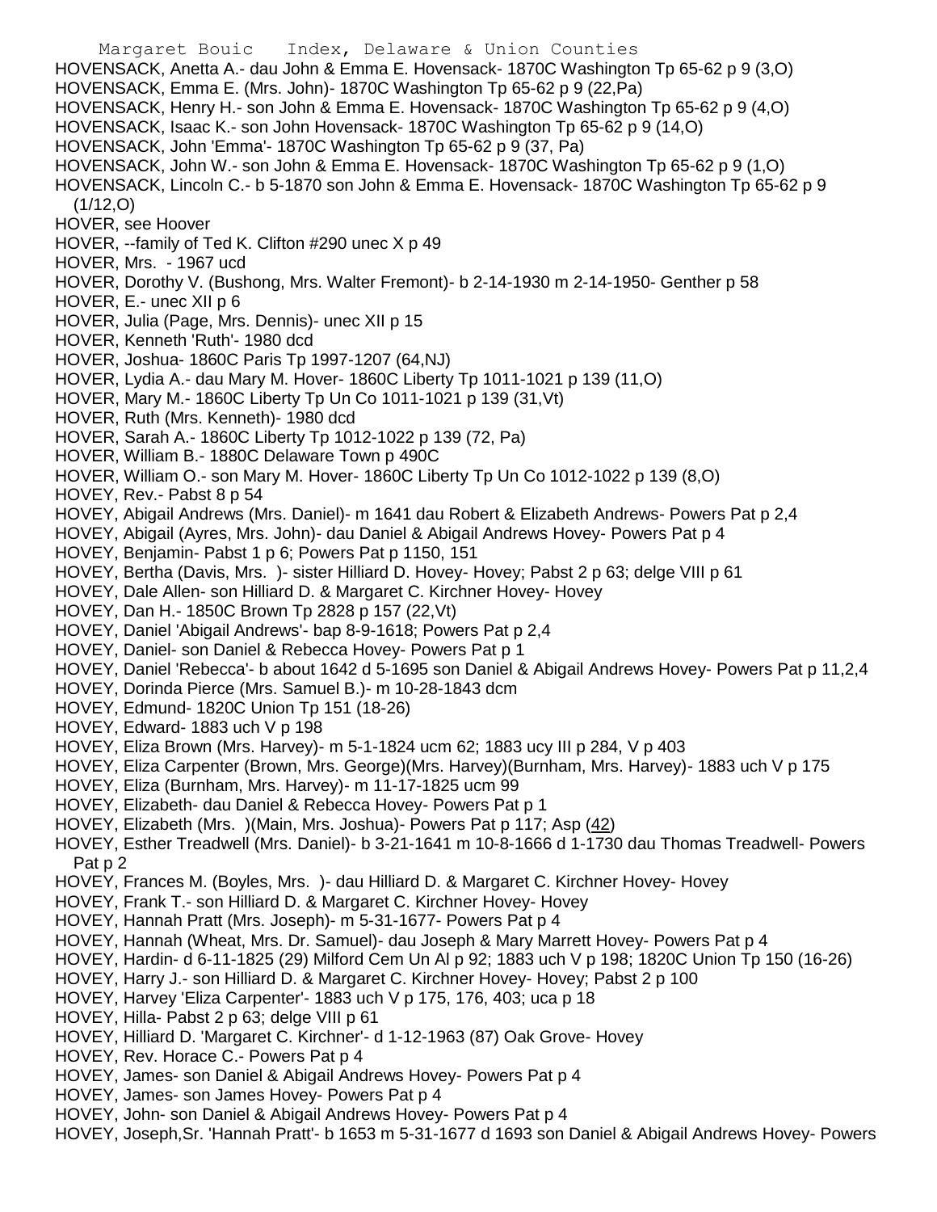HOVENSACK, Anetta A.- dau John & Emma E. Hovensack- 1870C Washington Tp 65-62 p 9 (3,O)
HOVENSACK, Emma E. (Mrs. John)- 1870C Washington Tp 65-62 p 9 (22,Pa)
HOVENSACK, Henry H.- son John & Emma E. Hovensack- 1870C Washington Tp 65-62 p 9 (4,O)
HOVENSACK, Isaac K.- son John Hovensack- 1870C Washington Tp 65-62 p 9 (14,O)
HOVENSACK, John 'Emma'- 1870C Washington Tp 65-62 p 9 (37, Pa)
HOVENSACK, John W.- son John & Emma E. Hovensack- 1870C Washington Tp 65-62 p 9 (1,O)
HOVENSACK, Lincoln C.- b 5-1870 son John & Emma E. Hovensack- 1870C Washington Tp 65-62 p 9 (1/12,O)
HOVER, see Hoover
HOVER, --family of Ted K. Clifton #290 unec X p 49
HOVER, Mrs. - 1967 ucd
HOVER, Dorothy V. (Bushong, Mrs. Walter Fremont)- b 2-14-1930 m 2-14-1950- Genther p 58
HOVER, E.- unec XII p 6
HOVER, Julia (Page, Mrs. Dennis)- unec XII p 15
HOVER, Kenneth 'Ruth'- 1980 dcd
HOVER, Joshua- 1860C Paris Tp 1997-1207 (64,NJ)
HOVER, Lydia A.- dau Mary M. Hover- 1860C Liberty Tp 1011-1021 p 139 (11,O)
HOVER, Mary M.- 1860C Liberty Tp Un Co 1011-1021 p 139 (31,Vt)
HOVER, Ruth (Mrs. Kenneth)- 1980 dcd
HOVER, Sarah A.- 1860C Liberty Tp 1012-1022 p 139 (72, Pa)
HOVER, William B.- 1880C Delaware Town p 490C
HOVER, William O.- son Mary M. Hover- 1860C Liberty Tp Un Co 1012-1022 p 139 (8,O)
HOVEY, Rev.- Pabst 8 p 54
HOVEY, Abigail Andrews (Mrs. Daniel)- m 1641 dau Robert & Elizabeth Andrews- Powers Pat p 2,4
HOVEY, Abigail (Ayres, Mrs. John)- dau Daniel & Abigail Andrews Hovey- Powers Pat p 4
HOVEY, Benjamin- Pabst 1 p 6; Powers Pat p 1150, 151
HOVEY, Bertha (Davis, Mrs. )- sister Hilliard D. Hovey- Hovey; Pabst 2 p 63; delge VIII p 61
HOVEY, Dale Allen- son Hilliard D. & Margaret C. Kirchner Hovey- Hovey
HOVEY, Dan H.- 1850C Brown Tp 2828 p 157 (22,Vt)
HOVEY, Daniel 'Abigail Andrews'- bap 8-9-1618; Powers Pat p 2,4
HOVEY, Daniel- son Daniel & Rebecca Hovey- Powers Pat p 1
HOVEY, Daniel 'Rebecca'- b about 1642 d 5-1695 son Daniel & Abigail Andrews Hovey- Powers Pat p 11,2,4
HOVEY, Dorinda Pierce (Mrs. Samuel B.)- m 10-28-1843 dcm
HOVEY, Edmund- 1820C Union Tp 151 (18-26)
HOVEY, Edward- 1883 uch V p 198
HOVEY, Eliza Brown (Mrs. Harvey)- m 5-1-1824 ucm 62; 1883 ucy III p 284, V p 403
HOVEY, Eliza Carpenter (Brown, Mrs. George)(Mrs. Harvey)(Burnham, Mrs. Harvey)- 1883 uch V p 175
HOVEY, Eliza (Burnham, Mrs. Harvey)- m 11-17-1825 ucm 99
HOVEY, Elizabeth- dau Daniel & Rebecca Hovey- Powers Pat p 1
HOVEY, Elizabeth (Mrs. )(Main, Mrs. Joshua)- Powers Pat p 117; Asp (42)
HOVEY, Esther Treadwell (Mrs. Daniel)- b 3-21-1641 m 10-8-1666 d 1-1730 dau Thomas Treadwell- Powers Pat p 2
HOVEY, Frances M. (Boyles, Mrs. )- dau Hilliard D. & Margaret C. Kirchner Hovey- Hovey
HOVEY, Frank T.- son Hilliard D. & Margaret C. Kirchner Hovey- Hovey
HOVEY, Hannah Pratt (Mrs. Joseph)- m 5-31-1677- Powers Pat p 4
HOVEY, Hannah (Wheat, Mrs. Dr. Samuel)- dau Joseph & Mary Marrett Hovey- Powers Pat p 4
HOVEY, Hardin- d 6-11-1825 (29) Milford Cem Un Al p 92; 1883 uch V p 198; 1820C Union Tp 150 (16-26)
HOVEY, Harry J.- son Hilliard D. & Margaret C. Kirchner Hovey- Hovey; Pabst 2 p 100
HOVEY, Harvey 'Eliza Carpenter'- 1883 uch V p 175, 176, 403; uca p 18
HOVEY, Hilla- Pabst 2 p 63; delge VIII p 61
HOVEY, Hilliard D. 'Margaret C. Kirchner'- d 1-12-1963 (87) Oak Grove- Hovey
HOVEY, Rev. Horace C.- Powers Pat p 4
HOVEY, James- son Daniel & Abigail Andrews Hovey- Powers Pat p 4
HOVEY, James- son James Hovey- Powers Pat p 4
HOVEY, John- son Daniel & Abigail Andrews Hovey- Powers Pat p 4
HOVEY, Joseph,Sr. 'Hannah Pratt'- b 1653 m 5-31-1677 d 1693 son Daniel & Abigail Andrews Hovey- Powers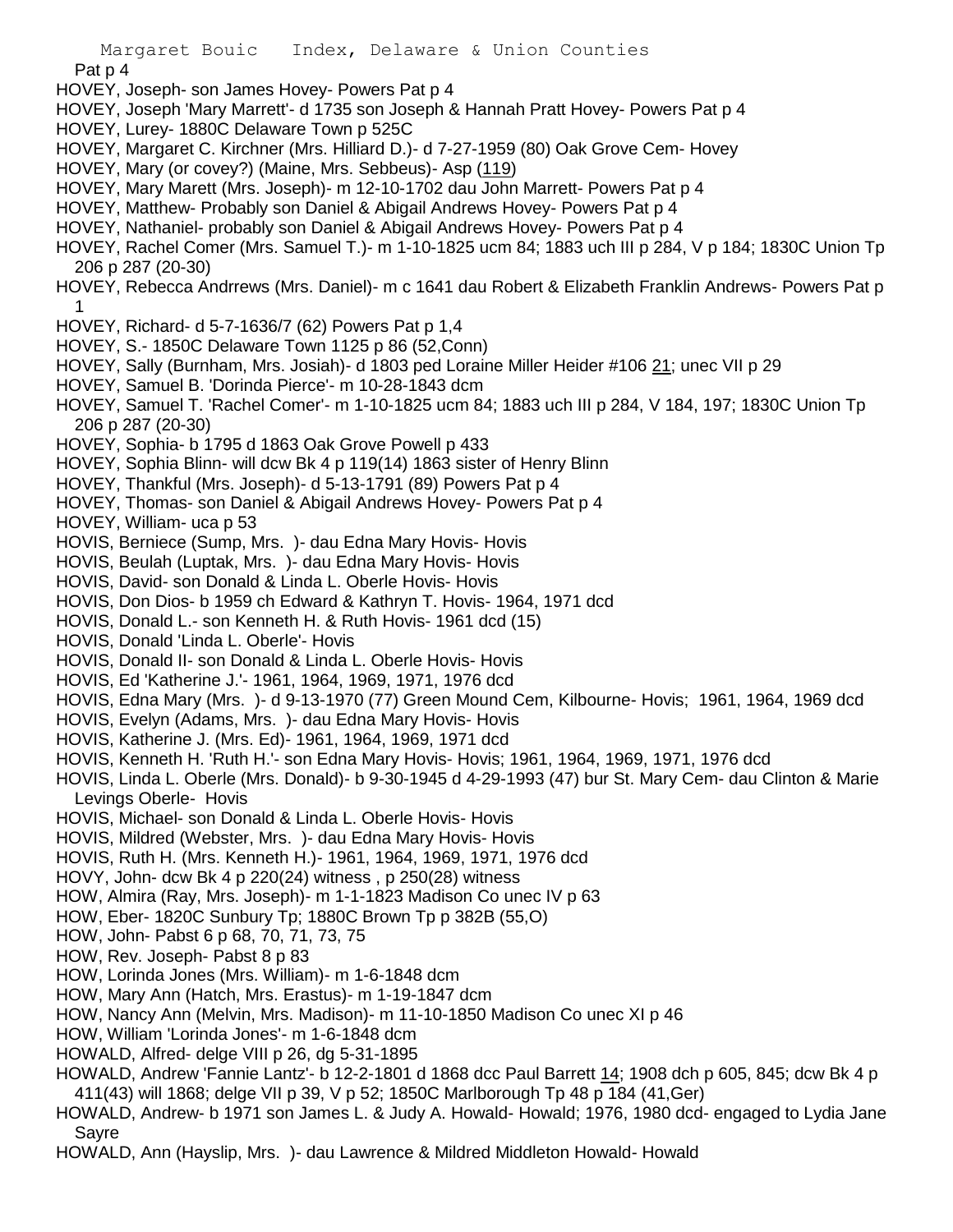Pat p 4

HOVEY, Joseph- son James Hovey- Powers Pat p 4

HOVEY, Joseph 'Mary Marrett'- d 1735 son Joseph & Hannah Pratt Hovey- Powers Pat p 4

HOVEY, Lurey- 1880C Delaware Town p 525C

HOVEY, Margaret C. Kirchner (Mrs. Hilliard D.)- d 7-27-1959 (80) Oak Grove Cem- Hovey

HOVEY, Mary (or covey?) (Maine, Mrs. Sebbeus)- Asp (119)

HOVEY, Mary Marett (Mrs. Joseph)- m 12-10-1702 dau John Marrett- Powers Pat p 4

HOVEY, Matthew- Probably son Daniel & Abigail Andrews Hovey- Powers Pat p 4

HOVEY, Nathaniel- probably son Daniel & Abigail Andrews Hovey- Powers Pat p 4

HOVEY, Rachel Comer (Mrs. Samuel T.)- m 1-10-1825 ucm 84; 1883 uch III p 284, V p 184; 1830C Union Tp 206 p 287 (20-30)

HOVEY, Rebecca Andrrews (Mrs. Daniel)- m c 1641 dau Robert & Elizabeth Franklin Andrews- Powers Pat p 1

HOVEY, Richard- d 5-7-1636/7 (62) Powers Pat p 1,4

HOVEY, S.- 1850C Delaware Town 1125 p 86 (52,Conn)

HOVEY, Sally (Burnham, Mrs. Josiah)- d 1803 ped Loraine Miller Heider #106 21; unec VII p 29

HOVEY, Samuel B. 'Dorinda Pierce'- m 10-28-1843 dcm

HOVEY, Samuel T. 'Rachel Comer'- m 1-10-1825 ucm 84; 1883 uch III p 284, V 184, 197; 1830C Union Tp 206 p 287 (20-30)

HOVEY, Sophia- b 1795 d 1863 Oak Grove Powell p 433

HOVEY, Sophia Blinn- will dcw Bk 4 p 119(14) 1863 sister of Henry Blinn

HOVEY, Thankful (Mrs. Joseph)- d 5-13-1791 (89) Powers Pat p 4

HOVEY, Thomas- son Daniel & Abigail Andrews Hovey- Powers Pat p 4

HOVEY, William- uca p 53

HOVIS, Berniece (Sump, Mrs. )- dau Edna Mary Hovis- Hovis

HOVIS, Beulah (Luptak, Mrs. )- dau Edna Mary Hovis- Hovis

HOVIS, David- son Donald & Linda L. Oberle Hovis- Hovis

HOVIS, Don Dios- b 1959 ch Edward & Kathryn T. Hovis- 1964, 1971 dcd

HOVIS, Donald L.- son Kenneth H. & Ruth Hovis- 1961 dcd (15)

HOVIS, Donald 'Linda L. Oberle'- Hovis

HOVIS, Donald II- son Donald & Linda L. Oberle Hovis- Hovis

HOVIS, Ed 'Katherine J.'- 1961, 1964, 1969, 1971, 1976 dcd

HOVIS, Edna Mary (Mrs. )- d 9-13-1970 (77) Green Mound Cem, Kilbourne- Hovis; 1961, 1964, 1969 dcd

HOVIS, Evelyn (Adams, Mrs. )- dau Edna Mary Hovis- Hovis

HOVIS, Katherine J. (Mrs. Ed)- 1961, 1964, 1969, 1971 dcd

HOVIS, Kenneth H. 'Ruth H.'- son Edna Mary Hovis- Hovis; 1961, 1964, 1969, 1971, 1976 dcd

HOVIS, Linda L. Oberle (Mrs. Donald)- b 9-30-1945 d 4-29-1993 (47) bur St. Mary Cem- dau Clinton & Marie Levings Oberle- Hovis

HOVIS, Michael- son Donald & Linda L. Oberle Hovis- Hovis

HOVIS, Mildred (Webster, Mrs. )- dau Edna Mary Hovis- Hovis

HOVIS, Ruth H. (Mrs. Kenneth H.)- 1961, 1964, 1969, 1971, 1976 dcd

HOVY, John- dcw Bk 4 p 220(24) witness , p 250(28) witness

HOW, Almira (Ray, Mrs. Joseph)- m 1-1-1823 Madison Co unec IV p 63

HOW, Eber- 1820C Sunbury Tp; 1880C Brown Tp p 382B (55,O)

HOW, John- Pabst 6 p 68, 70, 71, 73, 75

HOW, Rev. Joseph- Pabst 8 p 83

HOW, Lorinda Jones (Mrs. William)- m 1-6-1848 dcm

HOW, Mary Ann (Hatch, Mrs. Erastus)- m 1-19-1847 dcm

HOW, Nancy Ann (Melvin, Mrs. Madison)- m 11-10-1850 Madison Co unec XI p 46

HOW, William 'Lorinda Jones'- m 1-6-1848 dcm

HOWALD, Alfred- delge VIII p 26, dg 5-31-1895

HOWALD, Andrew 'Fannie Lantz'- b 12-2-1801 d 1868 dcc Paul Barrett 14; 1908 dch p 605, 845; dcw Bk 4 p 411(43) will 1868; delge VII p 39, V p 52; 1850C Marlborough Tp 48 p 184 (41,Ger)

HOWALD, Andrew- b 1971 son James L. & Judy A. Howald- Howald; 1976, 1980 dcd- engaged to Lydia Jane Sayre

HOWALD, Ann (Hayslip, Mrs. )- dau Lawrence & Mildred Middleton Howald- Howald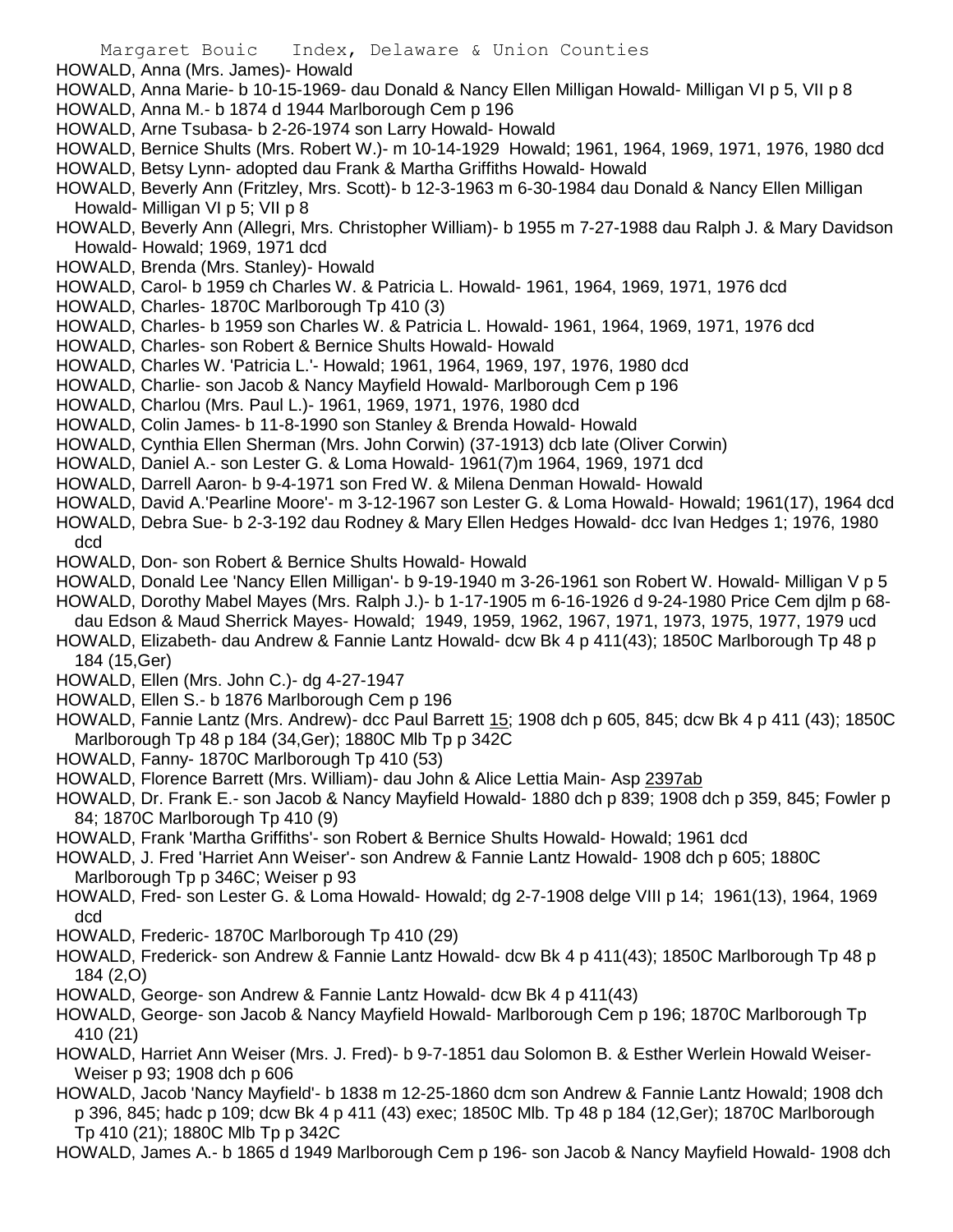HOWALD, Anna (Mrs. James)- Howald

HOWALD, Anna Marie- b 10-15-1969- dau Donald & Nancy Ellen Milligan Howald- Milligan VI p 5, VII p 8

HOWALD, Anna M.- b 1874 d 1944 Marlborough Cem p 196

HOWALD, Arne Tsubasa- b 2-26-1974 son Larry Howald- Howald

HOWALD, Bernice Shults (Mrs. Robert W.)- m 10-14-1929 Howald; 1961, 1964, 1969, 1971, 1976, 1980 dcd

HOWALD, Betsy Lynn- adopted dau Frank & Martha Griffiths Howald- Howald

HOWALD, Beverly Ann (Fritzley, Mrs. Scott)- b 12-3-1963 m 6-30-1984 dau Donald & Nancy Ellen Milligan Howald- Milligan VI p 5; VII p 8

HOWALD, Beverly Ann (Allegri, Mrs. Christopher William)- b 1955 m 7-27-1988 dau Ralph J. & Mary Davidson Howald- Howald; 1969, 1971 dcd

HOWALD, Brenda (Mrs. Stanley)- Howald

HOWALD, Carol- b 1959 ch Charles W. & Patricia L. Howald- 1961, 1964, 1969, 1971, 1976 dcd

HOWALD, Charles- 1870C Marlborough Tp 410 (3)

HOWALD, Charles- b 1959 son Charles W. & Patricia L. Howald- 1961, 1964, 1969, 1971, 1976 dcd

HOWALD, Charles- son Robert & Bernice Shults Howald- Howald

HOWALD, Charles W. 'Patricia L.'- Howald; 1961, 1964, 1969, 197, 1976, 1980 dcd

HOWALD, Charlie- son Jacob & Nancy Mayfield Howald- Marlborough Cem p 196

HOWALD, Charlou (Mrs. Paul L.)- 1961, 1969, 1971, 1976, 1980 dcd

HOWALD, Colin James- b 11-8-1990 son Stanley & Brenda Howald- Howald

HOWALD, Cynthia Ellen Sherman (Mrs. John Corwin) (37-1913) dcb late (Oliver Corwin)

HOWALD, Daniel A.- son Lester G. & Loma Howald- 1961(7)m 1964, 1969, 1971 dcd

HOWALD, Darrell Aaron- b 9-4-1971 son Fred W. & Milena Denman Howald- Howald

HOWALD, David A.'Pearline Moore'- m 3-12-1967 son Lester G. & Loma Howald- Howald; 1961(17), 1964 dcd

HOWALD, Debra Sue- b 2-3-192 dau Rodney & Mary Ellen Hedges Howald- dcc Ivan Hedges 1; 1976, 1980 dcd

HOWALD, Don- son Robert & Bernice Shults Howald- Howald

HOWALD, Donald Lee 'Nancy Ellen Milligan'- b 9-19-1940 m 3-26-1961 son Robert W. Howald- Milligan V p 5

HOWALD, Dorothy Mabel Mayes (Mrs. Ralph J.)- b 1-17-1905 m 6-16-1926 d 9-24-1980 Price Cem djlm p 68- dau Edson & Maud Sherrick Mayes- Howald; 1949, 1959, 1962, 1967, 1971, 1973, 1975, 1977, 1979 ucd

HOWALD, Elizabeth- dau Andrew & Fannie Lantz Howald- dcw Bk 4 p 411(43); 1850C Marlborough Tp 48 p 184 (15,Ger)

HOWALD, Ellen (Mrs. John C.)- dg 4-27-1947

HOWALD, Ellen S.- b 1876 Marlborough Cem p 196

HOWALD, Fannie Lantz (Mrs. Andrew)- dcc Paul Barrett 15; 1908 dch p 605, 845; dcw Bk 4 p 411 (43); 1850C Marlborough Tp 48 p 184 (34,Ger); 1880C Mlb Tp p 342C

HOWALD, Fanny- 1870C Marlborough Tp 410 (53)

HOWALD, Florence Barrett (Mrs. William)- dau John & Alice Lettia Main- Asp 2397ab

HOWALD, Dr. Frank E.- son Jacob & Nancy Mayfield Howald- 1880 dch p 839; 1908 dch p 359, 845; Fowler p 84; 1870C Marlborough Tp 410 (9)

HOWALD, Frank 'Martha Griffiths'- son Robert & Bernice Shults Howald- Howald; 1961 dcd

HOWALD, J. Fred 'Harriet Ann Weiser'- son Andrew & Fannie Lantz Howald- 1908 dch p 605; 1880C Marlborough Tp p 346C; Weiser p 93

HOWALD, Fred- son Lester G. & Loma Howald- Howald; dg 2-7-1908 delge VIII p 14; 1961(13), 1964, 1969 dcd

HOWALD, Frederic- 1870C Marlborough Tp 410 (29)

HOWALD, Frederick- son Andrew & Fannie Lantz Howald- dcw Bk 4 p 411(43); 1850C Marlborough Tp 48 p 184 (2,O)

HOWALD, George- son Andrew & Fannie Lantz Howald- dcw Bk 4 p 411(43)

HOWALD, George- son Jacob & Nancy Mayfield Howald- Marlborough Cem p 196; 1870C Marlborough Tp 410 (21)

HOWALD, Harriet Ann Weiser (Mrs. J. Fred)- b 9-7-1851 dau Solomon B. & Esther Werlein Howald Weiser- Weiser p 93; 1908 dch p 606

HOWALD, Jacob 'Nancy Mayfield'- b 1838 m 12-25-1860 dcm son Andrew & Fannie Lantz Howald; 1908 dch p 396, 845; hadc p 109; dcw Bk 4 p 411 (43) exec; 1850C Mlb. Tp 48 p 184 (12,Ger); 1870C Marlborough Tp 410 (21); 1880C Mlb Tp p 342C

HOWALD, James A.- b 1865 d 1949 Marlborough Cem p 196- son Jacob & Nancy Mayfield Howald- 1908 dch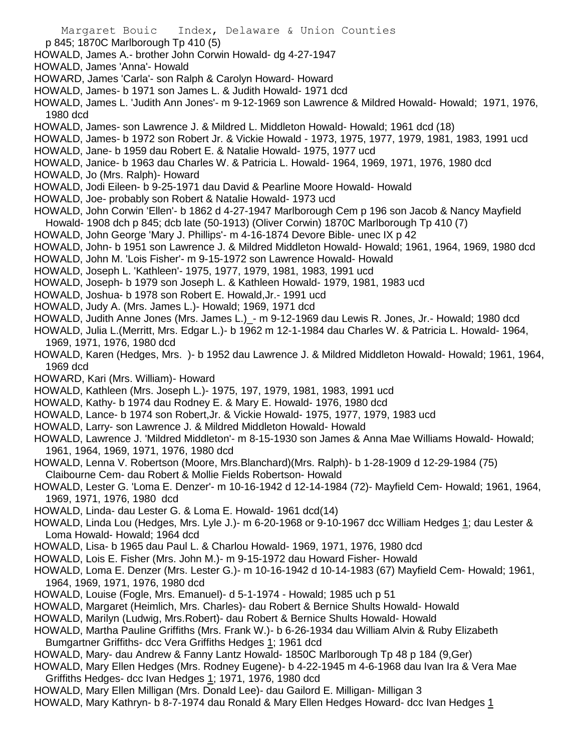p 845; 1870C Marlborough Tp 410 (5)

HOWALD, James A.- brother John Corwin Howald- dg 4-27-1947

HOWALD, James 'Anna'- Howald

HOWARD, James 'Carla'- son Ralph & Carolyn Howard- Howard

HOWALD, James- b 1971 son James L. & Judith Howald- 1971 dcd

HOWALD, James L. 'Judith Ann Jones'- m 9-12-1969 son Lawrence & Mildred Howald- Howald; 1971, 1976, 1980 dcd

HOWALD, James- son Lawrence J. & Mildred L. Middleton Howald- Howald; 1961 dcd (18)

HOWALD, James- b 1972 son Robert Jr. & Vickie Howald - 1973, 1975, 1977, 1979, 1981, 1983, 1991 ucd

HOWALD, Jane- b 1959 dau Robert E. & Natalie Howald- 1975, 1977 ucd

HOWALD, Janice- b 1963 dau Charles W. & Patricia L. Howald- 1964, 1969, 1971, 1976, 1980 dcd

HOWALD, Jo (Mrs. Ralph)- Howard

HOWALD, Jodi Eileen- b 9-25-1971 dau David & Pearline Moore Howald- Howald

HOWALD, Joe- probably son Robert & Natalie Howald- 1973 ucd

HOWALD, John Corwin 'Ellen'- b 1862 d 4-27-1947 Marlborough Cem p 196 son Jacob & Nancy Mayfield Howald- 1908 dch p 845; dcb late (50-1913) (Oliver Corwin) 1870C Marlborough Tp 410 (7)

HOWALD, John George 'Mary J. Phillips'- m 4-16-1874 Devore Bible- unec IX p 42

HOWALD, John- b 1951 son Lawrence J. & Mildred Middleton Howald- Howald; 1961, 1964, 1969, 1980 dcd

HOWALD, John M. 'Lois Fisher'- m 9-15-1972 son Lawrence Howald- Howald

HOWALD, Joseph L. 'Kathleen'- 1975, 1977, 1979, 1981, 1983, 1991 ucd

HOWALD, Joseph- b 1979 son Joseph L. & Kathleen Howald- 1979, 1981, 1983 ucd

HOWALD, Joshua- b 1978 son Robert E. Howald,Jr.- 1991 ucd

HOWALD, Judy A. (Mrs. James L.)- Howald; 1969, 1971 dcd

HOWALD, Judith Anne Jones (Mrs. James L.)_- m 9-12-1969 dau Lewis R. Jones, Jr.- Howald; 1980 dcd

HOWALD, Julia L.(Merritt, Mrs. Edgar L.)- b 1962 m 12-1-1984 dau Charles W. & Patricia L. Howald- 1964, 1969, 1971, 1976, 1980 dcd

HOWALD, Karen (Hedges, Mrs. )- b 1952 dau Lawrence J. & Mildred Middleton Howald- Howald; 1961, 1964, 1969 dcd

HOWARD, Kari (Mrs. William)- Howard

HOWALD, Kathleen (Mrs. Joseph L.)- 1975, 197, 1979, 1981, 1983, 1991 ucd

HOWALD, Kathy- b 1974 dau Rodney E. & Mary E. Howald- 1976, 1980 dcd

HOWALD, Lance- b 1974 son Robert,Jr. & Vickie Howald- 1975, 1977, 1979, 1983 ucd

HOWALD, Larry- son Lawrence J. & Mildred Middleton Howald- Howald

HOWALD, Lawrence J. 'Mildred Middleton'- m 8-15-1930 son James & Anna Mae Williams Howald- Howald; 1961, 1964, 1969, 1971, 1976, 1980 dcd

HOWALD, Lenna V. Robertson (Moore, Mrs.Blanchard)(Mrs. Ralph)- b 1-28-1909 d 12-29-1984 (75) Claibourne Cem- dau Robert & Mollie Fields Robertson- Howald

HOWALD, Lester G. 'Loma E. Denzer'- m 10-16-1942 d 12-14-1984 (72)- Mayfield Cem- Howald; 1961, 1964, 1969, 1971, 1976, 1980 dcd

HOWALD, Linda- dau Lester G. & Loma E. Howald- 1961 dcd(14)

HOWALD, Linda Lou (Hedges, Mrs. Lyle J.)- m 6-20-1968 or 9-10-1967 dcc William Hedges 1; dau Lester & Loma Howald- Howald; 1964 dcd

HOWALD, Lisa- b 1965 dau Paul L. & Charlou Howald- 1969, 1971, 1976, 1980 dcd

HOWALD, Lois E. Fisher (Mrs. John M.)- m 9-15-1972 dau Howard Fisher- Howald

HOWALD, Loma E. Denzer (Mrs. Lester G.)- m 10-16-1942 d 10-14-1983 (67) Mayfield Cem- Howald; 1961, 1964, 1969, 1971, 1976, 1980 dcd

HOWALD, Louise (Fogle, Mrs. Emanuel)- d 5-1-1974 - Howald; 1985 uch p 51

HOWALD, Margaret (Heimlich, Mrs. Charles)- dau Robert & Bernice Shults Howald- Howald

HOWALD, Marilyn (Ludwig, Mrs.Robert)- dau Robert & Bernice Shults Howald- Howald

HOWALD, Martha Pauline Griffiths (Mrs. Frank W.)- b 6-26-1934 dau William Alvin & Ruby Elizabeth Bumgartner Griffiths- dcc Vera Griffiths Hedges 1; 1961 dcd

HOWALD, Mary- dau Andrew & Fanny Lantz Howald- 1850C Marlborough Tp 48 p 184 (9,Ger)

HOWALD, Mary Ellen Hedges (Mrs. Rodney Eugene)- b 4-22-1945 m 4-6-1968 dau Ivan Ira & Vera Mae Griffiths Hedges- dcc Ivan Hedges 1; 1971, 1976, 1980 dcd

HOWALD, Mary Ellen Milligan (Mrs. Donald Lee)- dau Gailord E. Milligan- Milligan 3

HOWALD, Mary Kathryn- b 8-7-1974 dau Ronald & Mary Ellen Hedges Howard- dcc Ivan Hedges 1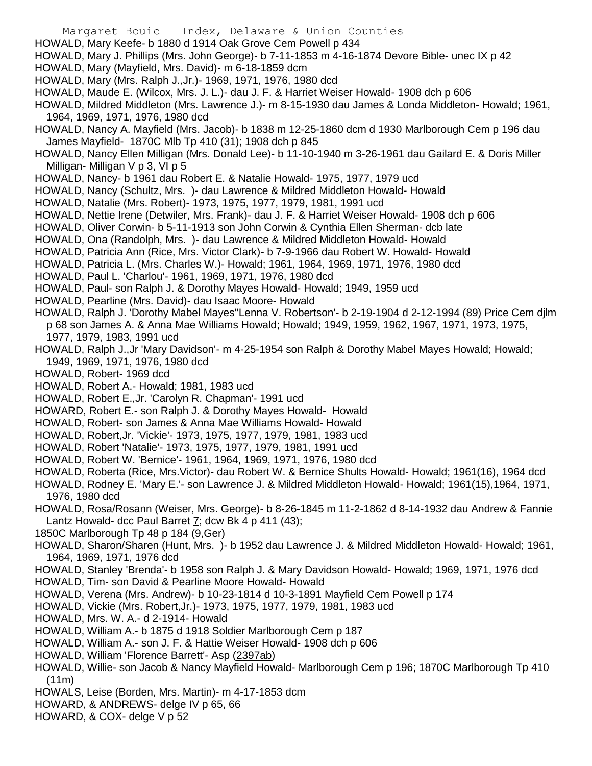HOWALD, Mary Keefe- b 1880 d 1914 Oak Grove Cem Powell p 434

HOWALD, Mary J. Phillips (Mrs. John George)- b 7-11-1853 m 4-16-1874 Devore Bible- unec IX p 42

HOWALD, Mary (Mayfield, Mrs. David)- m 6-18-1859 dcm

HOWALD, Mary (Mrs. Ralph J.,Jr.)- 1969, 1971, 1976, 1980 dcd

HOWALD, Maude E. (Wilcox, Mrs. J. L.)- dau J. F. & Harriet Weiser Howald- 1908 dch p 606

HOWALD, Mildred Middleton (Mrs. Lawrence J.)- m 8-15-1930 dau James & Londa Middleton- Howald; 1961, 1964, 1969, 1971, 1976, 1980 dcd

HOWALD, Nancy A. Mayfield (Mrs. Jacob)- b 1838 m 12-25-1860 dcm d 1930 Marlborough Cem p 196 dau James Mayfield- 1870C Mlb Tp 410 (31); 1908 dch p 845

HOWALD, Nancy Ellen Milligan (Mrs. Donald Lee)- b 11-10-1940 m 3-26-1961 dau Gailard E. & Doris Miller Milligan- Milligan V p 3, VI p 5

HOWALD, Nancy- b 1961 dau Robert E. & Natalie Howald- 1975, 1977, 1979 ucd

HOWALD, Nancy (Schultz, Mrs. )- dau Lawrence & Mildred Middleton Howald- Howald

HOWALD, Natalie (Mrs. Robert)- 1973, 1975, 1977, 1979, 1981, 1991 ucd

HOWALD, Nettie Irene (Detwiler, Mrs. Frank)- dau J. F. & Harriet Weiser Howald- 1908 dch p 606

HOWALD, Oliver Corwin- b 5-11-1913 son John Corwin & Cynthia Ellen Sherman- dcb late

HOWALD, Ona (Randolph, Mrs. )- dau Lawrence & Mildred Middleton Howald- Howald

HOWALD, Patricia Ann (Rice, Mrs. Victor Clark)- b 7-9-1966 dau Robert W. Howald- Howald

HOWALD, Patricia L. (Mrs. Charles W.)- Howald; 1961, 1964, 1969, 1971, 1976, 1980 dcd

HOWALD, Paul L. 'Charlou'- 1961, 1969, 1971, 1976, 1980 dcd

HOWALD, Paul- son Ralph J. & Dorothy Mayes Howald- Howald; 1949, 1959 ucd

HOWALD, Pearline (Mrs. David)- dau Isaac Moore- Howald

HOWALD, Ralph J. 'Dorothy Mabel Mayes''Lenna V. Robertson'- b 2-19-1904 d 2-12-1994 (89) Price Cem djlm p 68 son James A. & Anna Mae Williams Howald; Howald; 1949, 1959, 1962, 1967, 1971, 1973, 1975, 1977, 1979, 1983, 1991 ucd

HOWALD, Ralph J.,Jr 'Mary Davidson'- m 4-25-1954 son Ralph & Dorothy Mabel Mayes Howald; Howald; 1949, 1969, 1971, 1976, 1980 dcd

HOWALD, Robert- 1969 dcd

HOWALD, Robert A.- Howald; 1981, 1983 ucd

HOWALD, Robert E.,Jr. 'Carolyn R. Chapman'- 1991 ucd

HOWARD, Robert E.- son Ralph J. & Dorothy Mayes Howald- Howald

HOWALD, Robert- son James & Anna Mae Williams Howald- Howald

HOWALD, Robert,Jr. 'Vickie'- 1973, 1975, 1977, 1979, 1981, 1983 ucd

HOWALD, Robert 'Natalie'- 1973, 1975, 1977, 1979, 1981, 1991 ucd

HOWALD, Robert W. 'Bernice'- 1961, 1964, 1969, 1971, 1976, 1980 dcd

HOWALD, Roberta (Rice, Mrs.Victor)- dau Robert W. & Bernice Shults Howald- Howald; 1961(16), 1964 dcd

HOWALD, Rodney E. 'Mary E.'- son Lawrence J. & Mildred Middleton Howald- Howald; 1961(15),1964, 1971, 1976, 1980 dcd

HOWALD, Rosa/Rosann (Weiser, Mrs. George)- b 8-26-1845 m 11-2-1862 d 8-14-1932 dau Andrew & Fannie Lantz Howald- dcc Paul Barret 7; dcw Bk 4 p 411 (43);
1850C Marlborough Tp 48 p 184 (9,Ger)

HOWALD, Sharon/Sharen (Hunt, Mrs. )- b 1952 dau Lawrence J. & Mildred Middleton Howald- Howald; 1961, 1964, 1969, 1971, 1976 dcd

HOWALD, Stanley 'Brenda'- b 1958 son Ralph J. & Mary Davidson Howald- Howald; 1969, 1971, 1976 dcd

HOWALD, Tim- son David & Pearline Moore Howald- Howald

HOWALD, Verena (Mrs. Andrew)- b 10-23-1814 d 10-3-1891 Mayfield Cem Powell p 174

HOWALD, Vickie (Mrs. Robert,Jr.)- 1973, 1975, 1977, 1979, 1981, 1983 ucd

HOWALD, Mrs. W. A.- d 2-1914- Howald

HOWALD, William A.- b 1875 d 1918 Soldier Marlborough Cem p 187

HOWALD, William A.- son J. F. & Hattie Weiser Howald- 1908 dch p 606

HOWALD, William 'Florence Barrett'- Asp (2397ab)

HOWALD, Willie- son Jacob & Nancy Mayfield Howald- Marlborough Cem p 196; 1870C Marlborough Tp 410 (11m)

HOWALS, Leise (Borden, Mrs. Martin)- m 4-17-1853 dcm

HOWARD, & ANDREWS- delge IV p 65, 66

HOWARD, & COX- delge V p 52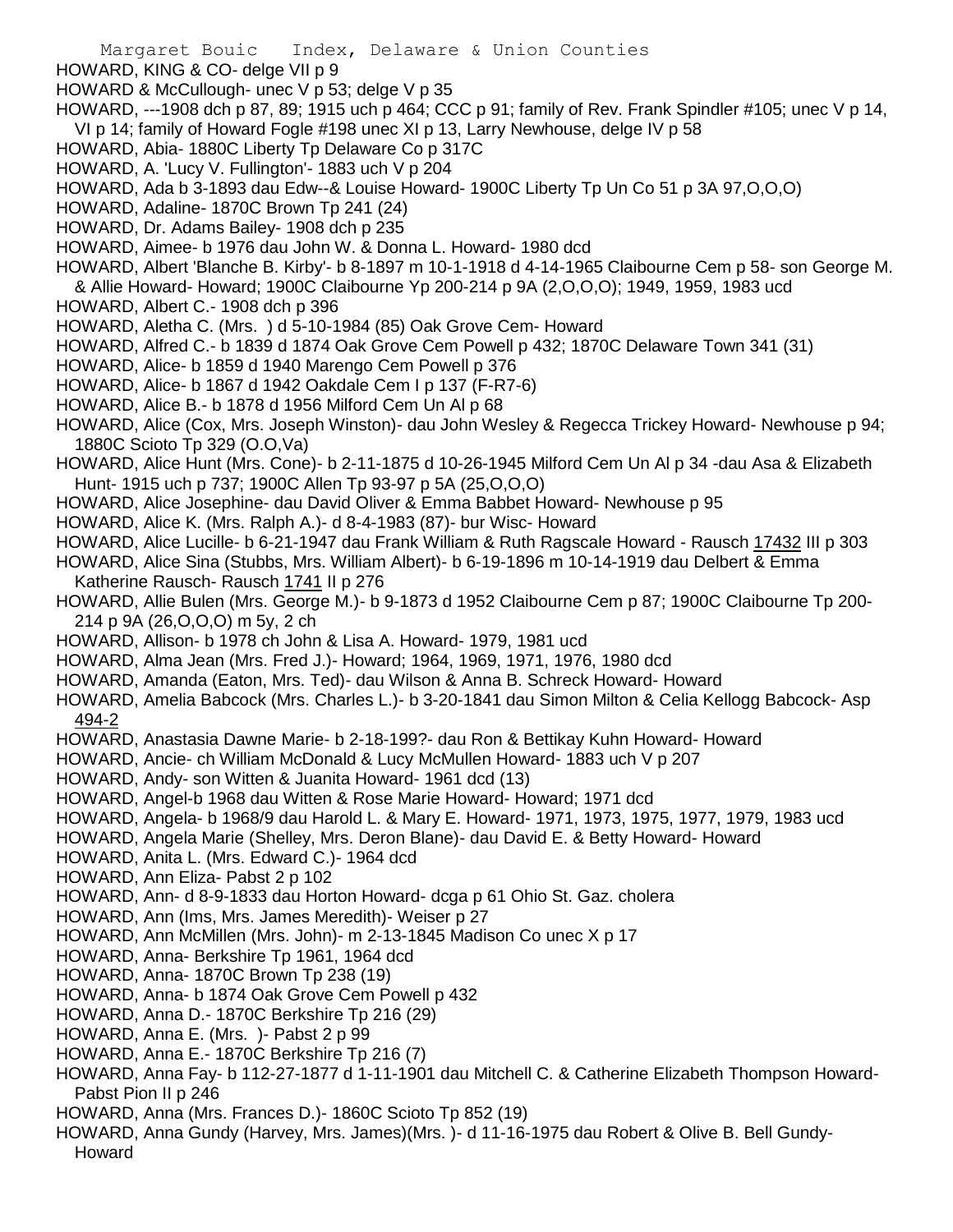HOWARD, KING & CO- delge VII p 9
HOWARD & McCullough- unec V p 53; delge V p 35
HOWARD, ---1908 dch p 87, 89; 1915 uch p 464; CCC p 91; family of Rev. Frank Spindler #105; unec V p 14, VI p 14; family of Howard Fogle #198 unec XI p 13, Larry Newhouse, delge IV p 58
HOWARD, Abia- 1880C Liberty Tp Delaware Co p 317C
HOWARD, A. 'Lucy V. Fullington'- 1883 uch V p 204
HOWARD, Ada b 3-1893 dau Edw--& Louise Howard- 1900C Liberty Tp Un Co 51 p 3A 97,O,O,O)
HOWARD, Adaline- 1870C Brown Tp 241 (24)
HOWARD, Dr. Adams Bailey- 1908 dch p 235
HOWARD, Aimee- b 1976 dau John W. & Donna L. Howard- 1980 dcd
HOWARD, Albert 'Blanche B. Kirby'- b 8-1897 m 10-1-1918 d 4-14-1965 Claibourne Cem p 58- son George M. & Allie Howard- Howard; 1900C Claibourne Yp 200-214 p 9A (2,O,O,O); 1949, 1959, 1983 ucd
HOWARD, Albert C.- 1908 dch p 396
HOWARD, Aletha C. (Mrs. ) d 5-10-1984 (85) Oak Grove Cem- Howard
HOWARD, Alfred C.- b 1839 d 1874 Oak Grove Cem Powell p 432; 1870C Delaware Town 341 (31)
HOWARD, Alice- b 1859 d 1940 Marengo Cem Powell p 376
HOWARD, Alice- b 1867 d 1942 Oakdale Cem I p 137 (F-R7-6)
HOWARD, Alice B.- b 1878 d 1956 Milford Cem Un Al p 68
HOWARD, Alice (Cox, Mrs. Joseph Winston)- dau John Wesley & Regecca Trickey Howard- Newhouse p 94; 1880C Scioto Tp 329 (O.O,Va)
HOWARD, Alice Hunt (Mrs. Cone)- b 2-11-1875 d 10-26-1945 Milford Cem Un Al p 34 -dau Asa & Elizabeth Hunt- 1915 uch p 737; 1900C Allen Tp 93-97 p 5A (25,O,O,O)
HOWARD, Alice Josephine- dau David Oliver & Emma Babbet Howard- Newhouse p 95
HOWARD, Alice K. (Mrs. Ralph A.)- d 8-4-1983 (87)- bur Wisc- Howard
HOWARD, Alice Lucille- b 6-21-1947 dau Frank William & Ruth Ragscale Howard - Rausch 17432 III p 303
HOWARD, Alice Sina (Stubbs, Mrs. William Albert)- b 6-19-1896 m 10-14-1919 dau Delbert & Emma Katherine Rausch- Rausch 1741 II p 276
HOWARD, Allie Bulen (Mrs. George M.)- b 9-1873 d 1952 Claibourne Cem p 87; 1900C Claibourne Tp 200-214 p 9A (26,O,O,O) m 5y, 2 ch
HOWARD, Allison- b 1978 ch John & Lisa A. Howard- 1979, 1981 ucd
HOWARD, Alma Jean (Mrs. Fred J.)- Howard; 1964, 1969, 1971, 1976, 1980 dcd
HOWARD, Amanda (Eaton, Mrs. Ted)- dau Wilson & Anna B. Schreck Howard- Howard
HOWARD, Amelia Babcock (Mrs. Charles L.)- b 3-20-1841 dau Simon Milton & Celia Kellogg Babcock- Asp 494-2
HOWARD, Anastasia Dawne Marie- b 2-18-199?- dau Ron & Bettikay Kuhn Howard- Howard
HOWARD, Ancie- ch William McDonald & Lucy McMullen Howard- 1883 uch V p 207
HOWARD, Andy- son Witten & Juanita Howard- 1961 dcd (13)
HOWARD, Angel-b 1968 dau Witten & Rose Marie Howard- Howard; 1971 dcd
HOWARD, Angela- b 1968/9 dau Harold L. & Mary E. Howard- 1971, 1973, 1975, 1977, 1979, 1983 ucd
HOWARD, Angela Marie (Shelley, Mrs. Deron Blane)- dau David E. & Betty Howard- Howard
HOWARD, Anita L. (Mrs. Edward C.)- 1964 dcd
HOWARD, Ann Eliza- Pabst 2 p 102
HOWARD, Ann- d 8-9-1833 dau Horton Howard- dcga p 61 Ohio St. Gaz. cholera
HOWARD, Ann (Ims, Mrs. James Meredith)- Weiser p 27
HOWARD, Ann McMillen (Mrs. John)- m 2-13-1845 Madison Co unec X p 17
HOWARD, Anna- Berkshire Tp 1961, 1964 dcd
HOWARD, Anna- 1870C Brown Tp 238 (19)
HOWARD, Anna- b 1874 Oak Grove Cem Powell p 432
HOWARD, Anna D.- 1870C Berkshire Tp 216 (29)
HOWARD, Anna E. (Mrs. )- Pabst 2 p 99
HOWARD, Anna E.- 1870C Berkshire Tp 216 (7)
HOWARD, Anna Fay- b 112-27-1877 d 1-11-1901 dau Mitchell C. & Catherine Elizabeth Thompson Howard- Pabst Pion II p 246
HOWARD, Anna (Mrs. Frances D.)- 1860C Scioto Tp 852 (19)
HOWARD, Anna Gundy (Harvey, Mrs. James)(Mrs. )- d 11-16-1975 dau Robert & Olive B. Bell Gundy- Howard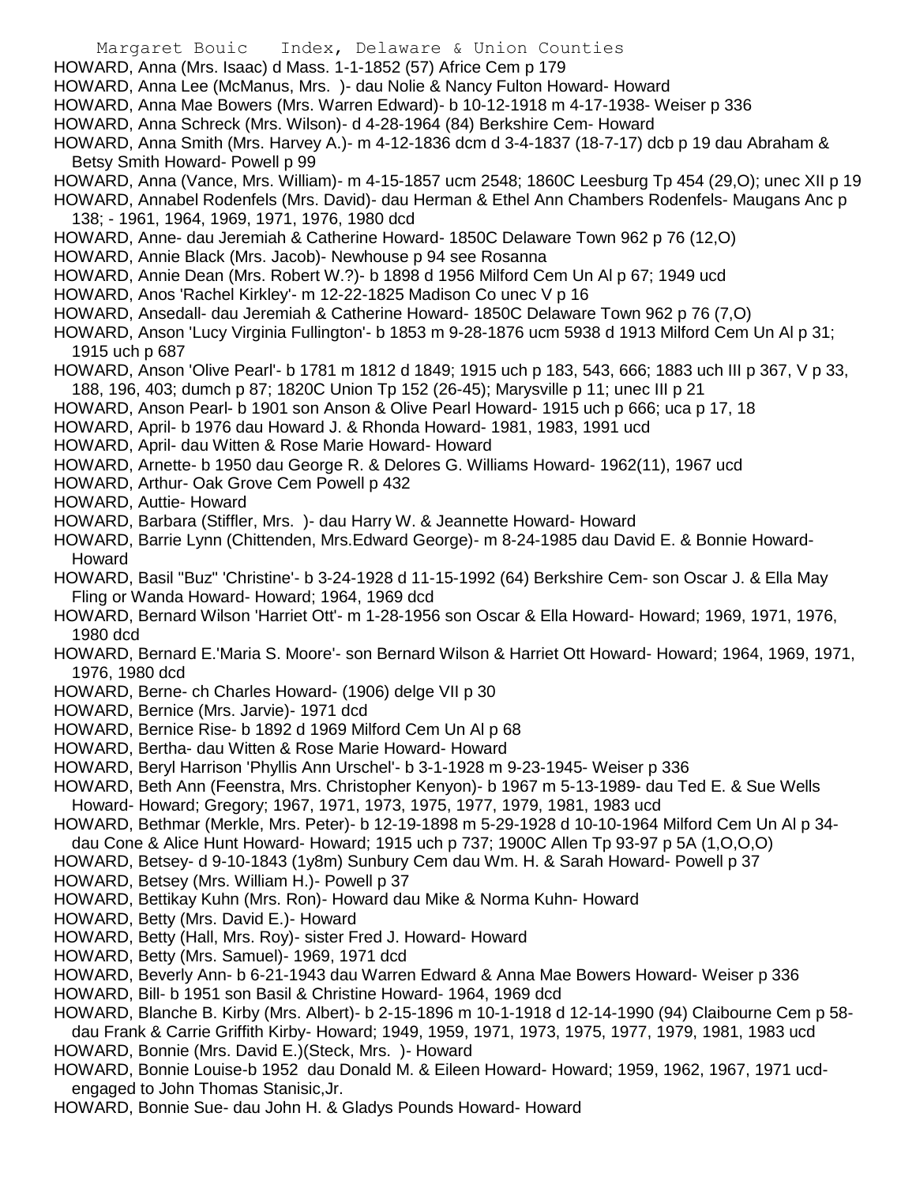HOWARD, Anna (Mrs. Isaac) d Mass. 1-1-1852 (57) Africe Cem p 179
HOWARD, Anna Lee (McManus, Mrs. )- dau Nolie & Nancy Fulton Howard- Howard
HOWARD, Anna Mae Bowers (Mrs. Warren Edward)- b 10-12-1918 m 4-17-1938- Weiser p 336
HOWARD, Anna Schreck (Mrs. Wilson)- d 4-28-1964 (84) Berkshire Cem- Howard
HOWARD, Anna Smith (Mrs. Harvey A.)- m 4-12-1836 dcm d 3-4-1837 (18-7-17) dcb p 19 dau Abraham & Betsy Smith Howard- Powell p 99
HOWARD, Anna (Vance, Mrs. William)- m 4-15-1857 ucm 2548; 1860C Leesburg Tp 454 (29,O); unec XII p 19
HOWARD, Annabel Rodenfels (Mrs. David)- dau Herman & Ethel Ann Chambers Rodenfels- Maugans Anc p 138; - 1961, 1964, 1969, 1971, 1976, 1980 dcd
HOWARD, Anne- dau Jeremiah & Catherine Howard- 1850C Delaware Town 962 p 76 (12,O)
HOWARD, Annie Black (Mrs. Jacob)- Newhouse p 94 see Rosanna
HOWARD, Annie Dean (Mrs. Robert W.?)- b 1898 d 1956 Milford Cem Un Al p 67; 1949 ucd
HOWARD, Anos 'Rachel Kirkley'- m 12-22-1825 Madison Co unec V p 16
HOWARD, Ansedall- dau Jeremiah & Catherine Howard- 1850C Delaware Town 962 p 76 (7,O)
HOWARD, Anson 'Lucy Virginia Fullington'- b 1853 m 9-28-1876 ucm 5938 d 1913 Milford Cem Un Al p 31; 1915 uch p 687
HOWARD, Anson 'Olive Pearl'- b 1781 m 1812 d 1849; 1915 uch p 183, 543, 666; 1883 uch III p 367, V p 33, 188, 196, 403; dumch p 87; 1820C Union Tp 152 (26-45); Marysville p 11; unec III p 21
HOWARD, Anson Pearl- b 1901 son Anson & Olive Pearl Howard- 1915 uch p 666; uca p 17, 18
HOWARD, April- b 1976 dau Howard J. & Rhonda Howard- 1981, 1983, 1991 ucd
HOWARD, April- dau Witten & Rose Marie Howard- Howard
HOWARD, Arnette- b 1950 dau George R. & Delores G. Williams Howard- 1962(11), 1967 ucd
HOWARD, Arthur- Oak Grove Cem Powell p 432
HOWARD, Auttie- Howard
HOWARD, Barbara (Stiffler, Mrs. )- dau Harry W. & Jeannette Howard- Howard
HOWARD, Barrie Lynn (Chittenden, Mrs.Edward George)- m 8-24-1985 dau David E. & Bonnie Howard- Howard
HOWARD, Basil "Buz" 'Christine'- b 3-24-1928 d 11-15-1992 (64) Berkshire Cem- son Oscar J. & Ella May Fling or Wanda Howard- Howard; 1964, 1969 dcd
HOWARD, Bernard Wilson 'Harriet Ott'- m 1-28-1956 son Oscar & Ella Howard- Howard; 1969, 1971, 1976, 1980 dcd
HOWARD, Bernard E.'Maria S. Moore'- son Bernard Wilson & Harriet Ott Howard- Howard; 1964, 1969, 1971, 1976, 1980 dcd
HOWARD, Berne- ch Charles Howard- (1906) delge VII p 30
HOWARD, Bernice (Mrs. Jarvie)- 1971 dcd
HOWARD, Bernice Rise- b 1892 d 1969 Milford Cem Un Al p 68
HOWARD, Bertha- dau Witten & Rose Marie Howard- Howard
HOWARD, Beryl Harrison 'Phyllis Ann Urschel'- b 3-1-1928 m 9-23-1945- Weiser p 336
HOWARD, Beth Ann (Feenstra, Mrs. Christopher Kenyon)- b 1967 m 5-13-1989- dau Ted E. & Sue Wells Howard- Howard; Gregory; 1967, 1971, 1973, 1975, 1977, 1979, 1981, 1983 ucd
HOWARD, Bethmar (Merkle, Mrs. Peter)- b 12-19-1898 m 5-29-1928 d 10-10-1964 Milford Cem Un Al p 34- dau Cone & Alice Hunt Howard- Howard; 1915 uch p 737; 1900C Allen Tp 93-97 p 5A (1,O,O,O)
HOWARD, Betsey- d 9-10-1843 (1y8m) Sunbury Cem dau Wm. H. & Sarah Howard- Powell p 37
HOWARD, Betsey (Mrs. William H.)- Powell p 37
HOWARD, Bettikay Kuhn (Mrs. Ron)- Howard dau Mike & Norma Kuhn- Howard
HOWARD, Betty (Mrs. David E.)- Howard
HOWARD, Betty (Hall, Mrs. Roy)- sister Fred J. Howard- Howard
HOWARD, Betty (Mrs. Samuel)- 1969, 1971 dcd
HOWARD, Beverly Ann- b 6-21-1943 dau Warren Edward & Anna Mae Bowers Howard- Weiser p 336
HOWARD, Bill- b 1951 son Basil & Christine Howard- 1964, 1969 dcd
HOWARD, Blanche B. Kirby (Mrs. Albert)- b 2-15-1896 m 10-1-1918 d 12-14-1990 (94) Claibourne Cem p 58- dau Frank & Carrie Griffith Kirby- Howard; 1949, 1959, 1971, 1973, 1975, 1977, 1979, 1981, 1983 ucd
HOWARD, Bonnie (Mrs. David E.)(Steck, Mrs. )- Howard
HOWARD, Bonnie Louise-b 1952 dau Donald M. & Eileen Howard- Howard; 1959, 1962, 1967, 1971 ucd- engaged to John Thomas Stanisic,Jr.
HOWARD, Bonnie Sue- dau John H. & Gladys Pounds Howard- Howard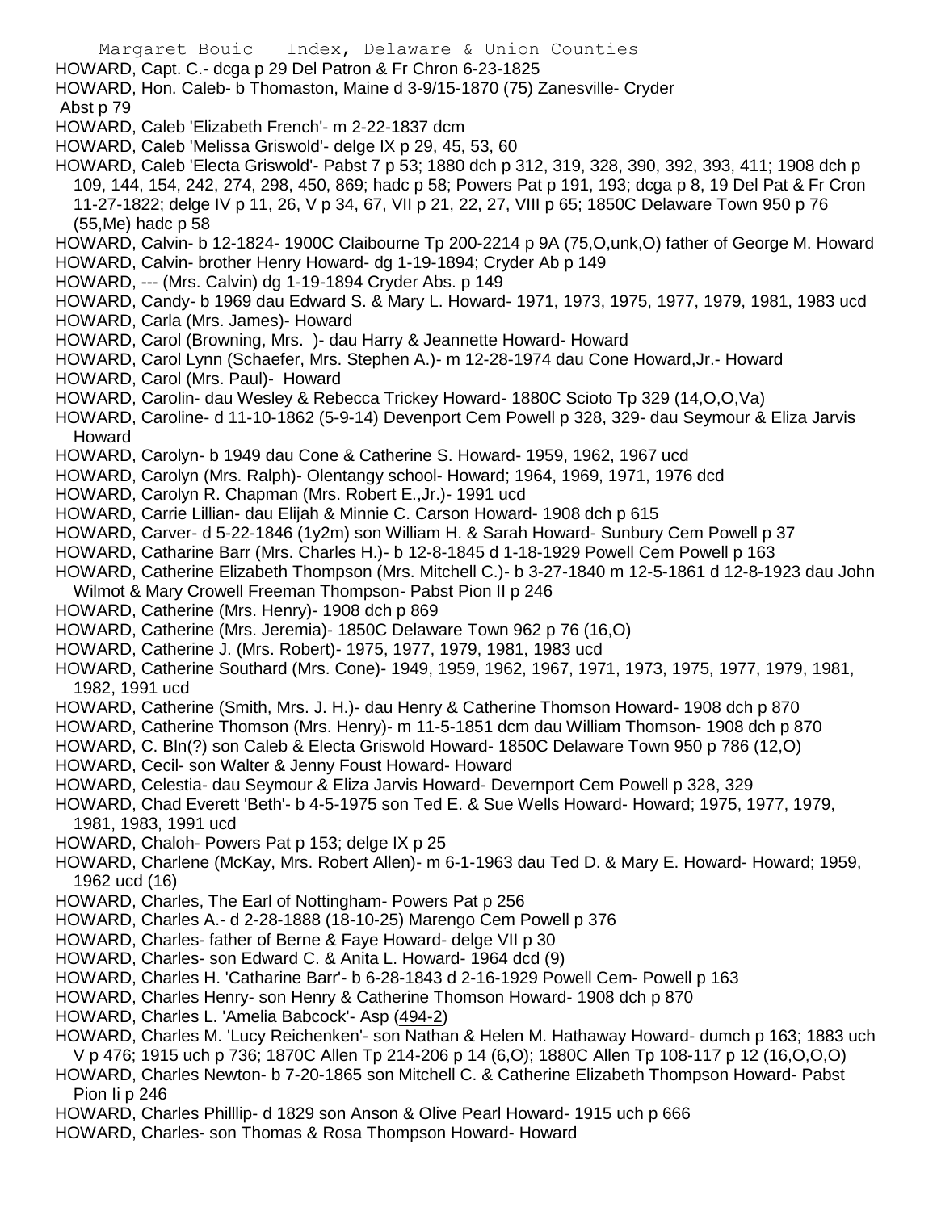HOWARD, Capt. C.- dcga p 29 Del Patron & Fr Chron 6-23-1825

HOWARD, Hon. Caleb- b Thomaston, Maine d 3-9/15-1870 (75) Zanesville- Cryder Abst p 79

HOWARD, Caleb 'Elizabeth French'- m 2-22-1837 dcm

HOWARD, Caleb 'Melissa Griswold'- delge IX p 29, 45, 53, 60

HOWARD, Caleb 'Electa Griswold'- Pabst 7 p 53; 1880 dch p 312, 319, 328, 390, 392, 393, 411; 1908 dch p 109, 144, 154, 242, 274, 298, 450, 869; hadc p 58; Powers Pat p 191, 193; dcga p 8, 19 Del Pat & Fr Cron 11-27-1822; delge IV p 11, 26, V p 34, 67, VII p 21, 22, 27, VIII p 65; 1850C Delaware Town 950 p 76 (55,Me) hadc p 58

HOWARD, Calvin- b 12-1824- 1900C Claibourne Tp 200-2214 p 9A (75,O,unk,O) father of George M. Howard

HOWARD, Calvin- brother Henry Howard- dg 1-19-1894; Cryder Ab p 149

HOWARD, --- (Mrs. Calvin) dg 1-19-1894 Cryder Abs. p 149

HOWARD, Candy- b 1969 dau Edward S. & Mary L. Howard- 1971, 1973, 1975, 1977, 1979, 1981, 1983 ucd

HOWARD, Carla (Mrs. James)- Howard

HOWARD, Carol (Browning, Mrs. )- dau Harry & Jeannette Howard- Howard

HOWARD, Carol Lynn (Schaefer, Mrs. Stephen A.)- m 12-28-1974 dau Cone Howard,Jr.- Howard

HOWARD, Carol (Mrs. Paul)- Howard

HOWARD, Carolin- dau Wesley & Rebecca Trickey Howard- 1880C Scioto Tp 329 (14,O,O,Va)

HOWARD, Caroline- d 11-10-1862 (5-9-14) Devenport Cem Powell p 328, 329- dau Seymour & Eliza Jarvis Howard

HOWARD, Carolyn- b 1949 dau Cone & Catherine S. Howard- 1959, 1962, 1967 ucd

HOWARD, Carolyn (Mrs. Ralph)- Olentangy school- Howard; 1964, 1969, 1971, 1976 dcd

HOWARD, Carolyn R. Chapman (Mrs. Robert E.,Jr.)- 1991 ucd

HOWARD, Carrie Lillian- dau Elijah & Minnie C. Carson Howard- 1908 dch p 615

HOWARD, Carver- d 5-22-1846 (1y2m) son William H. & Sarah Howard- Sunbury Cem Powell p 37

HOWARD, Catharine Barr (Mrs. Charles H.)- b 12-8-1845 d 1-18-1929 Powell Cem Powell p 163

HOWARD, Catherine Elizabeth Thompson (Mrs. Mitchell C.)- b 3-27-1840 m 12-5-1861 d 12-8-1923 dau John Wilmot & Mary Crowell Freeman Thompson- Pabst Pion II p 246

HOWARD, Catherine (Mrs. Henry)- 1908 dch p 869

HOWARD, Catherine (Mrs. Jeremia)- 1850C Delaware Town 962 p 76 (16,O)

HOWARD, Catherine J. (Mrs. Robert)- 1975, 1977, 1979, 1981, 1983 ucd

HOWARD, Catherine Southard (Mrs. Cone)- 1949, 1959, 1962, 1967, 1971, 1973, 1975, 1977, 1979, 1981, 1982, 1991 ucd

HOWARD, Catherine (Smith, Mrs. J. H.)- dau Henry & Catherine Thomson Howard- 1908 dch p 870

HOWARD, Catherine Thomson (Mrs. Henry)- m 11-5-1851 dcm dau William Thomson- 1908 dch p 870

HOWARD, C. Bln(?) son Caleb & Electa Griswold Howard- 1850C Delaware Town 950 p 786 (12,O)

HOWARD, Cecil- son Walter & Jenny Foust Howard- Howard

HOWARD, Celestia- dau Seymour & Eliza Jarvis Howard- Devernport Cem Powell p 328, 329

HOWARD, Chad Everett 'Beth'- b 4-5-1975 son Ted E. & Sue Wells Howard- Howard; 1975, 1977, 1979, 1981, 1983, 1991 ucd

HOWARD, Chaloh- Powers Pat p 153; delge IX p 25

HOWARD, Charlene (McKay, Mrs. Robert Allen)- m 6-1-1963 dau Ted D. & Mary E. Howard- Howard; 1959, 1962 ucd (16)

HOWARD, Charles, The Earl of Nottingham- Powers Pat p 256

HOWARD, Charles A.- d 2-28-1888 (18-10-25) Marengo Cem Powell p 376

HOWARD, Charles- father of Berne & Faye Howard- delge VII p 30

HOWARD, Charles- son Edward C. & Anita L. Howard- 1964 dcd (9)

HOWARD, Charles H. 'Catharine Barr'- b 6-28-1843 d 2-16-1929 Powell Cem- Powell p 163

HOWARD, Charles Henry- son Henry & Catherine Thomson Howard- 1908 dch p 870

HOWARD, Charles L. 'Amelia Babcock'- Asp (494-2)

HOWARD, Charles M. 'Lucy Reichenken'- son Nathan & Helen M. Hathaway Howard- dumch p 163; 1883 uch V p 476; 1915 uch p 736; 1870C Allen Tp 214-206 p 14 (6,O); 1880C Allen Tp 108-117 p 12 (16,O,O,O)

HOWARD, Charles Newton- b 7-20-1865 son Mitchell C. & Catherine Elizabeth Thompson Howard- Pabst Pion Ii p 246

HOWARD, Charles Philllip- d 1829 son Anson & Olive Pearl Howard- 1915 uch p 666

HOWARD, Charles- son Thomas & Rosa Thompson Howard- Howard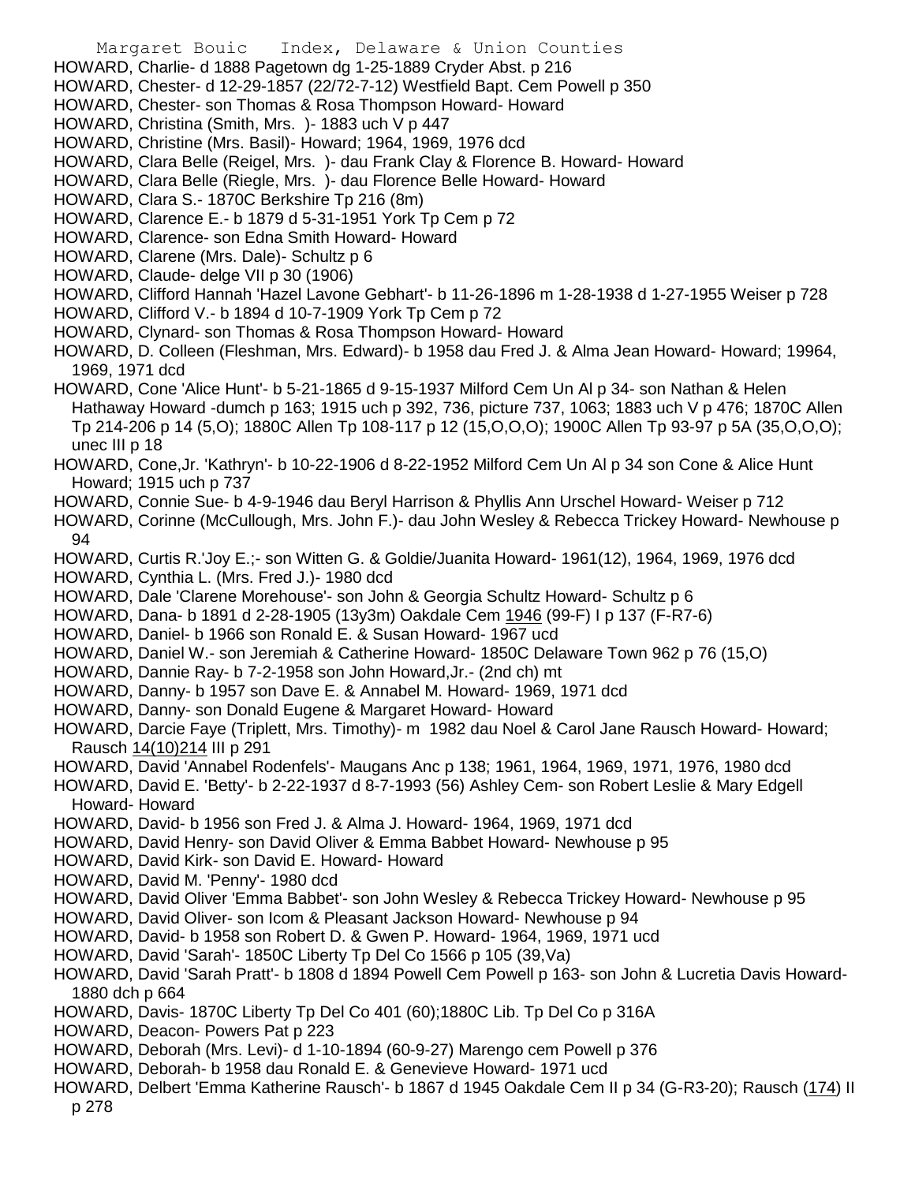HOWARD, Charlie- d 1888 Pagetown dg 1-25-1889 Cryder Abst. p 216

HOWARD, Chester- d 12-29-1857 (22/72-7-12) Westfield Bapt. Cem Powell p 350

HOWARD, Chester- son Thomas & Rosa Thompson Howard- Howard

HOWARD, Christina (Smith, Mrs. )- 1883 uch V p 447

HOWARD, Christine (Mrs. Basil)- Howard; 1964, 1969, 1976 dcd

HOWARD, Clara Belle (Reigel, Mrs. )- dau Frank Clay & Florence B. Howard- Howard

HOWARD, Clara Belle (Riegle, Mrs. )- dau Florence Belle Howard- Howard

HOWARD, Clara S.- 1870C Berkshire Tp 216 (8m)

HOWARD, Clarence E.- b 1879 d 5-31-1951 York Tp Cem p 72

HOWARD, Clarence- son Edna Smith Howard- Howard

HOWARD, Clarene (Mrs. Dale)- Schultz p 6

HOWARD, Claude- delge VII p 30 (1906)

HOWARD, Clifford Hannah 'Hazel Lavone Gebhart'- b 11-26-1896 m 1-28-1938 d 1-27-1955 Weiser p 728

HOWARD, Clifford V.- b 1894 d 10-7-1909 York Tp Cem p 72

HOWARD, Clynard- son Thomas & Rosa Thompson Howard- Howard

HOWARD, D. Colleen (Fleshman, Mrs. Edward)- b 1958 dau Fred J. & Alma Jean Howard- Howard; 19964, 1969, 1971 dcd

HOWARD, Cone 'Alice Hunt'- b 5-21-1865 d 9-15-1937 Milford Cem Un Al p 34- son Nathan & Helen Hathaway Howard -dumch p 163; 1915 uch p 392, 736, picture 737, 1063; 1883 uch V p 476; 1870C Allen Tp 214-206 p 14 (5,O); 1880C Allen Tp 108-117 p 12 (15,O,O,O); 1900C Allen Tp 93-97 p 5A (35,O,O,O); unec III p 18

HOWARD, Cone,Jr. 'Kathryn'- b 10-22-1906 d 8-22-1952 Milford Cem Un Al p 34 son Cone & Alice Hunt Howard; 1915 uch p 737

HOWARD, Connie Sue- b 4-9-1946 dau Beryl Harrison & Phyllis Ann Urschel Howard- Weiser p 712

HOWARD, Corinne (McCullough, Mrs. John F.)- dau John Wesley & Rebecca Trickey Howard- Newhouse p 94

HOWARD, Curtis R.'Joy E.;- son Witten G. & Goldie/Juanita Howard- 1961(12), 1964, 1969, 1976 dcd

HOWARD, Cynthia L. (Mrs. Fred J.)- 1980 dcd

HOWARD, Dale 'Clarene Morehouse'- son John & Georgia Schultz Howard- Schultz p 6

HOWARD, Dana- b 1891 d 2-28-1905 (13y3m) Oakdale Cem 1946 (99-F) I p 137 (F-R7-6)

HOWARD, Daniel- b 1966 son Ronald E. & Susan Howard- 1967 ucd

HOWARD, Daniel W.- son Jeremiah & Catherine Howard- 1850C Delaware Town 962 p 76 (15,O)

HOWARD, Dannie Ray- b 7-2-1958 son John Howard,Jr.- (2nd ch) mt

HOWARD, Danny- b 1957 son Dave E. & Annabel M. Howard- 1969, 1971 dcd

HOWARD, Danny- son Donald Eugene & Margaret Howard- Howard

HOWARD, Darcie Faye (Triplett, Mrs. Timothy)- m 1982 dau Noel & Carol Jane Rausch Howard- Howard; Rausch 14(10)214 III p 291

HOWARD, David 'Annabel Rodenfels'- Maugans Anc p 138; 1961, 1964, 1969, 1971, 1976, 1980 dcd

HOWARD, David E. 'Betty'- b 2-22-1937 d 8-7-1993 (56) Ashley Cem- son Robert Leslie & Mary Edgell Howard- Howard

HOWARD, David- b 1956 son Fred J. & Alma J. Howard- 1964, 1969, 1971 dcd

HOWARD, David Henry- son David Oliver & Emma Babbet Howard- Newhouse p 95

HOWARD, David Kirk- son David E. Howard- Howard

HOWARD, David M. 'Penny'- 1980 dcd

HOWARD, David Oliver 'Emma Babbet'- son John Wesley & Rebecca Trickey Howard- Newhouse p 95

HOWARD, David Oliver- son Icom & Pleasant Jackson Howard- Newhouse p 94

HOWARD, David- b 1958 son Robert D. & Gwen P. Howard- 1964, 1969, 1971 ucd

HOWARD, David 'Sarah'- 1850C Liberty Tp Del Co 1566 p 105 (39,Va)

HOWARD, David 'Sarah Pratt'- b 1808 d 1894 Powell Cem Powell p 163- son John & Lucretia Davis Howard- 1880 dch p 664

HOWARD, Davis- 1870C Liberty Tp Del Co 401 (60);1880C Lib. Tp Del Co p 316A

HOWARD, Deacon- Powers Pat p 223

HOWARD, Deborah (Mrs. Levi)- d 1-10-1894 (60-9-27) Marengo cem Powell p 376

HOWARD, Deborah- b 1958 dau Ronald E. & Genevieve Howard- 1971 ucd

HOWARD, Delbert 'Emma Katherine Rausch'- b 1867 d 1945 Oakdale Cem II p 34 (G-R3-20); Rausch (174) II p 278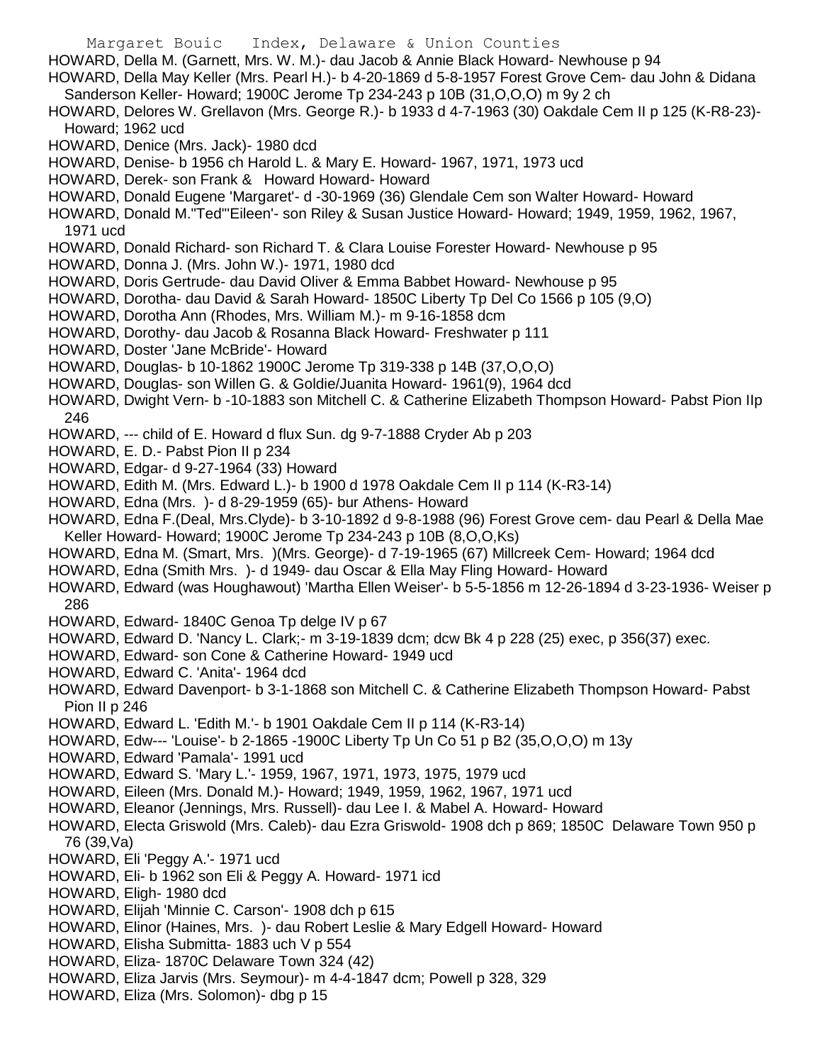HOWARD, Della M. (Garnett, Mrs. W. M.)- dau Jacob & Annie Black Howard- Newhouse p 94
HOWARD, Della May Keller (Mrs. Pearl H.)- b 4-20-1869 d 5-8-1957 Forest Grove Cem- dau John & Didana Sanderson Keller- Howard; 1900C Jerome Tp 234-243 p 10B (31,O,O,O) m 9y 2 ch
HOWARD, Delores W. Grellavon (Mrs. George R.)- b 1933 d 4-7-1963 (30) Oakdale Cem II p 125 (K-R8-23)- Howard; 1962 ucd
HOWARD, Denice (Mrs. Jack)- 1980 dcd
HOWARD, Denise- b 1956 ch Harold L. & Mary E. Howard- 1967, 1971, 1973 ucd
HOWARD, Derek- son Frank & Howard Howard- Howard
HOWARD, Donald Eugene 'Margaret'- d -30-1969 (36) Glendale Cem son Walter Howard- Howard
HOWARD, Donald M."Ted"'Eileen'- son Riley & Susan Justice Howard- Howard; 1949, 1959, 1962, 1967, 1971 ucd
HOWARD, Donald Richard- son Richard T. & Clara Louise Forester Howard- Newhouse p 95
HOWARD, Donna J. (Mrs. John W.)- 1971, 1980 dcd
HOWARD, Doris Gertrude- dau David Oliver & Emma Babbet Howard- Newhouse p 95
HOWARD, Dorotha- dau David & Sarah Howard- 1850C Liberty Tp Del Co 1566 p 105 (9,O)
HOWARD, Dorotha Ann (Rhodes, Mrs. William M.)- m 9-16-1858 dcm
HOWARD, Dorothy- dau Jacob & Rosanna Black Howard- Freshwater p 111
HOWARD, Doster 'Jane McBride'- Howard
HOWARD, Douglas- b 10-1862 1900C Jerome Tp 319-338 p 14B (37,O,O,O)
HOWARD, Douglas- son Willen G. & Goldie/Juanita Howard- 1961(9), 1964 dcd
HOWARD, Dwight Vern- b -10-1883 son Mitchell C. & Catherine Elizabeth Thompson Howard- Pabst Pion IIp 246
HOWARD, --- child of E. Howard d flux Sun. dg 9-7-1888 Cryder Ab p 203
HOWARD, E. D.- Pabst Pion II p 234
HOWARD, Edgar- d 9-27-1964 (33) Howard
HOWARD, Edith M. (Mrs. Edward L.)- b 1900 d 1978 Oakdale Cem II p 114 (K-R3-14)
HOWARD, Edna (Mrs. )- d 8-29-1959 (65)- bur Athens- Howard
HOWARD, Edna F.(Deal, Mrs.Clyde)- b 3-10-1892 d 9-8-1988 (96) Forest Grove cem- dau Pearl & Della Mae Keller Howard- Howard; 1900C Jerome Tp 234-243 p 10B (8,O,O,Ks)
HOWARD, Edna M. (Smart, Mrs. )(Mrs. George)- d 7-19-1965 (67) Millcreek Cem- Howard; 1964 dcd
HOWARD, Edna (Smith Mrs. )- d 1949- dau Oscar & Ella May Fling Howard- Howard
HOWARD, Edward (was Houghawout) 'Martha Ellen Weiser'- b 5-5-1856 m 12-26-1894 d 3-23-1936- Weiser p 286
HOWARD, Edward- 1840C Genoa Tp delge IV p 67
HOWARD, Edward D. 'Nancy L. Clark;- m 3-19-1839 dcm; dcw Bk 4 p 228 (25) exec, p 356(37) exec.
HOWARD, Edward- son Cone & Catherine Howard- 1949 ucd
HOWARD, Edward C. 'Anita'- 1964 dcd
HOWARD, Edward Davenport- b 3-1-1868 son Mitchell C. & Catherine Elizabeth Thompson Howard- Pabst Pion II p 246
HOWARD, Edward L. 'Edith M.'- b 1901 Oakdale Cem II p 114 (K-R3-14)
HOWARD, Edw--- 'Louise'- b 2-1865 -1900C Liberty Tp Un Co 51 p B2 (35,O,O,O) m 13y
HOWARD, Edward 'Pamala'- 1991 ucd
HOWARD, Edward S. 'Mary L.'- 1959, 1967, 1971, 1973, 1975, 1979 ucd
HOWARD, Eileen (Mrs. Donald M.)- Howard; 1949, 1959, 1962, 1967, 1971 ucd
HOWARD, Eleanor (Jennings, Mrs. Russell)- dau Lee I. & Mabel A. Howard- Howard
HOWARD, Electa Griswold (Mrs. Caleb)- dau Ezra Griswold- 1908 dch p 869; 1850C Delaware Town 950 p 76 (39,Va)
HOWARD, Eli 'Peggy A.'- 1971 ucd
HOWARD, Eli- b 1962 son Eli & Peggy A. Howard- 1971 icd
HOWARD, Eligh- 1980 dcd
HOWARD, Elijah 'Minnie C. Carson'- 1908 dch p 615
HOWARD, Elinor (Haines, Mrs. )- dau Robert Leslie & Mary Edgell Howard- Howard
HOWARD, Elisha Submitta- 1883 uch V p 554
HOWARD, Eliza- 1870C Delaware Town 324 (42)
HOWARD, Eliza Jarvis (Mrs. Seymour)- m 4-4-1847 dcm; Powell p 328, 329
HOWARD, Eliza (Mrs. Solomon)- dbg p 15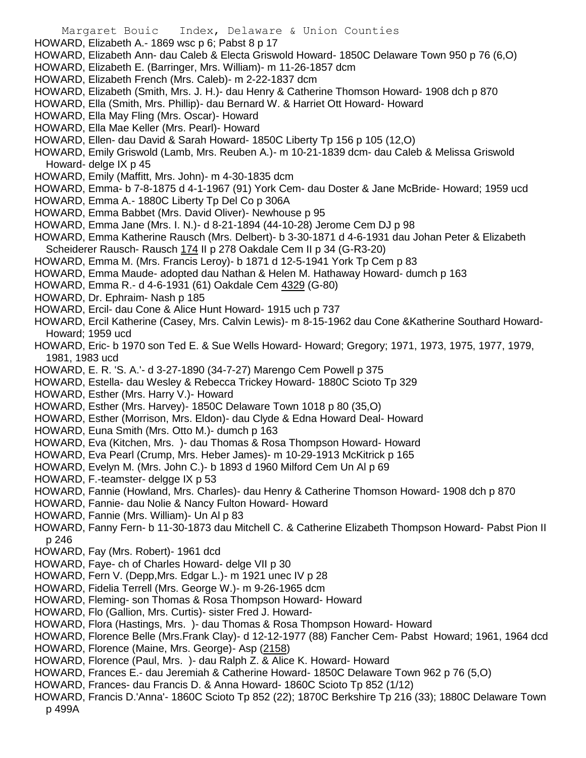HOWARD, Elizabeth A.- 1869 wsc p 6; Pabst 8 p 17

HOWARD, Elizabeth Ann- dau Caleb & Electa Griswold Howard- 1850C Delaware Town 950 p 76 (6,O)

HOWARD, Elizabeth E. (Barringer, Mrs. William)- m 11-26-1857 dcm

HOWARD, Elizabeth French (Mrs. Caleb)- m 2-22-1837 dcm

HOWARD, Elizabeth (Smith, Mrs. J. H.)- dau Henry & Catherine Thomson Howard- 1908 dch p 870

HOWARD, Ella (Smith, Mrs. Phillip)- dau Bernard W. & Harriet Ott Howard- Howard

HOWARD, Ella May Fling (Mrs. Oscar)- Howard

HOWARD, Ella Mae Keller (Mrs. Pearl)- Howard

HOWARD, Ellen- dau David & Sarah Howard- 1850C Liberty Tp 156 p 105 (12,O)

HOWARD, Emily Griswold (Lamb, Mrs. Reuben A.)- m 10-21-1839 dcm- dau Caleb & Melissa Griswold Howard- delge IX p 45

HOWARD, Emily (Maffitt, Mrs. John)- m 4-30-1835 dcm

HOWARD, Emma- b 7-8-1875 d 4-1-1967 (91) York Cem- dau Doster & Jane McBride- Howard; 1959 ucd

HOWARD, Emma A.- 1880C Liberty Tp Del Co p 306A

HOWARD, Emma Babbet (Mrs. David Oliver)- Newhouse p 95

HOWARD, Emma Jane (Mrs. I. N.)- d 8-21-1894 (44-10-28) Jerome Cem DJ p 98

HOWARD, Emma Katherine Rausch (Mrs. Delbert)- b 3-30-1871 d 4-6-1931 dau Johan Peter & Elizabeth Scheiderer Rausch- Rausch 174 II p 278 Oakdale Cem II p 34 (G-R3-20)

HOWARD, Emma M. (Mrs. Francis Leroy)- b 1871 d 12-5-1941 York Tp Cem p 83

HOWARD, Emma Maude- adopted dau Nathan & Helen M. Hathaway Howard- dumch p 163

HOWARD, Emma R.- d 4-6-1931 (61) Oakdale Cem 4329 (G-80)

HOWARD, Dr. Ephraim- Nash p 185

HOWARD, Ercil- dau Cone & Alice Hunt Howard- 1915 uch p 737

HOWARD, Ercil Katherine (Casey, Mrs. Calvin Lewis)- m 8-15-1962 dau Cone &Katherine Southard Howard- Howard; 1959 ucd

HOWARD, Eric- b 1970 son Ted E. & Sue Wells Howard- Howard; Gregory; 1971, 1973, 1975, 1977, 1979, 1981, 1983 ucd

HOWARD, E. R. 'S. A.'- d 3-27-1890 (34-7-27) Marengo Cem Powell p 375

HOWARD, Estella- dau Wesley & Rebecca Trickey Howard- 1880C Scioto Tp 329

HOWARD, Esther (Mrs. Harry V.)- Howard

HOWARD, Esther (Mrs. Harvey)- 1850C Delaware Town 1018 p 80 (35,O)

HOWARD, Esther (Morrison, Mrs. Eldon)- dau Clyde & Edna Howard Deal- Howard

HOWARD, Euna Smith (Mrs. Otto M.)- dumch p 163

HOWARD, Eva (Kitchen, Mrs. )- dau Thomas & Rosa Thompson Howard- Howard

HOWARD, Eva Pearl (Crump, Mrs. Heber James)- m 10-29-1913 McKitrick p 165

HOWARD, Evelyn M. (Mrs. John C.)- b 1893 d 1960 Milford Cem Un Al p 69

HOWARD, F.-teamster- delgge IX p 53

HOWARD, Fannie (Howland, Mrs. Charles)- dau Henry & Catherine Thomson Howard- 1908 dch p 870

HOWARD, Fannie- dau Nolie & Nancy Fulton Howard- Howard

HOWARD, Fannie (Mrs. William)- Un Al p 83

HOWARD, Fanny Fern- b 11-30-1873 dau Mitchell C. & Catherine Elizabeth Thompson Howard- Pabst Pion II p 246

HOWARD, Fay (Mrs. Robert)- 1961 dcd

HOWARD, Faye- ch of Charles Howard- delge VII p 30

HOWARD, Fern V. (Depp,Mrs. Edgar L.)- m 1921 unec IV p 28

HOWARD, Fidelia Terrell (Mrs. George W.)- m 9-26-1965 dcm

HOWARD, Fleming- son Thomas & Rosa Thompson Howard- Howard

HOWARD, Flo (Gallion, Mrs. Curtis)- sister Fred J. Howard-

HOWARD, Flora (Hastings, Mrs. )- dau Thomas & Rosa Thompson Howard- Howard

HOWARD, Florence Belle (Mrs.Frank Clay)- d 12-12-1977 (88) Fancher Cem- Pabst Howard; 1961, 1964 dcd

HOWARD, Florence (Maine, Mrs. George)- Asp (2158)

HOWARD, Florence (Paul, Mrs. )- dau Ralph Z. & Alice K. Howard- Howard

HOWARD, Frances E.- dau Jeremiah & Catherine Howard- 1850C Delaware Town 962 p 76 (5,O)

HOWARD, Frances- dau Francis D. & Anna Howard- 1860C Scioto Tp 852 (1/12)

HOWARD, Francis D.'Anna'- 1860C Scioto Tp 852 (22); 1870C Berkshire Tp 216 (33); 1880C Delaware Town p 499A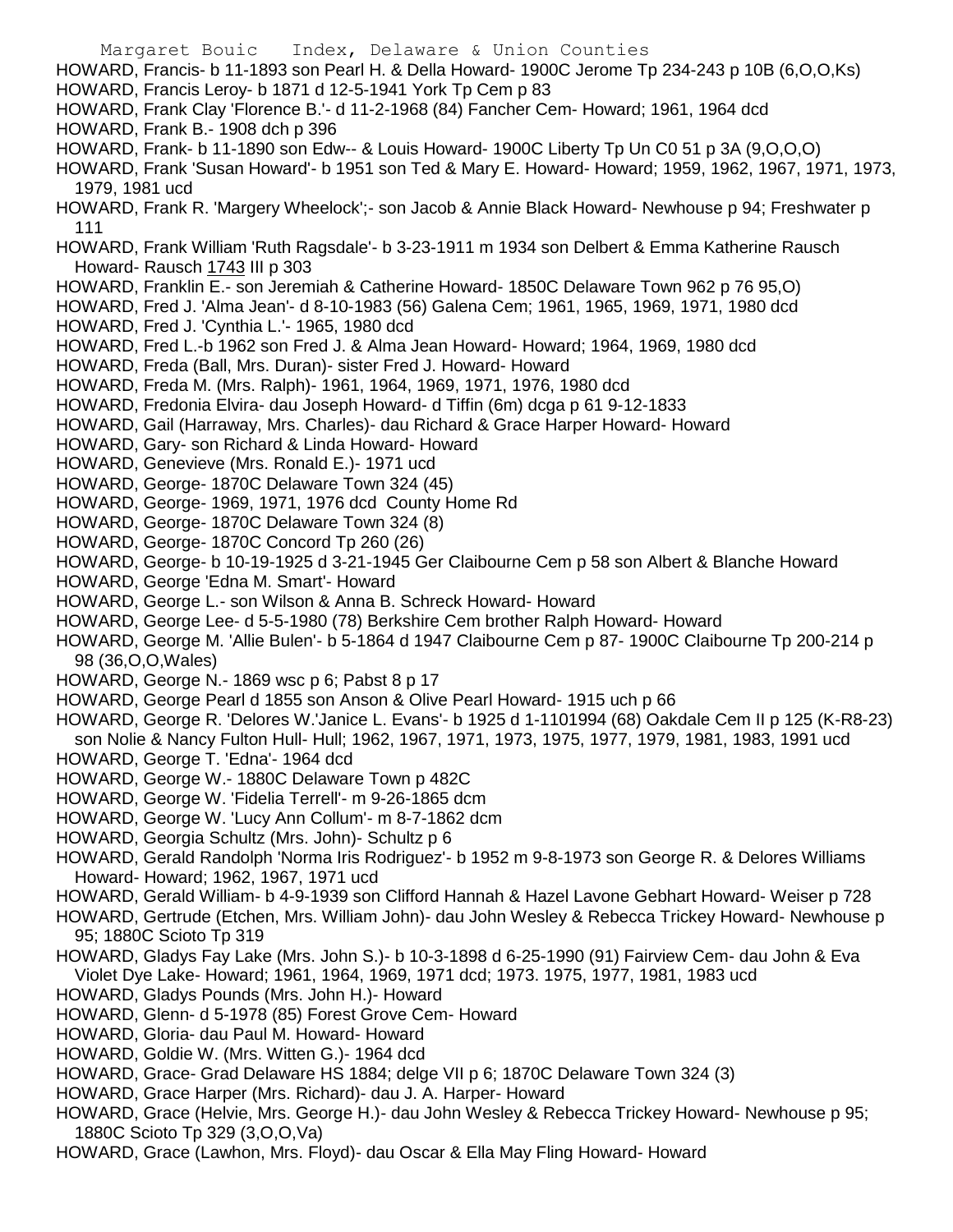HOWARD, Francis- b 11-1893 son Pearl H. & Della Howard- 1900C Jerome Tp 234-243 p 10B (6,O,O,Ks)
HOWARD, Francis Leroy- b 1871 d 12-5-1941 York Tp Cem p 83
HOWARD, Frank Clay 'Florence B.'- d 11-2-1968 (84) Fancher Cem- Howard; 1961, 1964 dcd
HOWARD, Frank B.- 1908 dch p 396
HOWARD, Frank- b 11-1890 son Edw-- & Louis Howard- 1900C Liberty Tp Un C0 51 p 3A (9,O,O,O)
HOWARD, Frank 'Susan Howard'- b 1951 son Ted & Mary E. Howard- Howard; 1959, 1962, 1967, 1971, 1973, 1979, 1981 ucd
HOWARD, Frank R. 'Margery Wheelock';- son Jacob & Annie Black Howard- Newhouse p 94; Freshwater p 111
HOWARD, Frank William 'Ruth Ragsdale'- b 3-23-1911 m 1934 son Delbert & Emma Katherine Rausch Howard- Rausch 1743 III p 303
HOWARD, Franklin E.- son Jeremiah & Catherine Howard- 1850C Delaware Town 962 p 76 95,O)
HOWARD, Fred J. 'Alma Jean'- d 8-10-1983 (56) Galena Cem; 1961, 1965, 1969, 1971, 1980 dcd
HOWARD, Fred J. 'Cynthia L.'- 1965, 1980 dcd
HOWARD, Fred L.-b 1962 son Fred J. & Alma Jean Howard- Howard; 1964, 1969, 1980 dcd
HOWARD, Freda (Ball, Mrs. Duran)- sister Fred J. Howard- Howard
HOWARD, Freda M. (Mrs. Ralph)- 1961, 1964, 1969, 1971, 1976, 1980 dcd
HOWARD, Fredonia Elvira- dau Joseph Howard- d Tiffin (6m) dcga p 61 9-12-1833
HOWARD, Gail (Harraway, Mrs. Charles)- dau Richard & Grace Harper Howard- Howard
HOWARD, Gary- son Richard & Linda Howard- Howard
HOWARD, Genevieve (Mrs. Ronald E.)- 1971 ucd
HOWARD, George- 1870C Delaware Town 324 (45)
HOWARD, George- 1969, 1971, 1976 dcd County Home Rd
HOWARD, George- 1870C Delaware Town 324 (8)
HOWARD, George- 1870C Concord Tp 260 (26)
HOWARD, George- b 10-19-1925 d 3-21-1945 Ger Claibourne Cem p 58 son Albert & Blanche Howard
HOWARD, George 'Edna M. Smart'- Howard
HOWARD, George L.- son Wilson & Anna B. Schreck Howard- Howard
HOWARD, George Lee- d 5-5-1980 (78) Berkshire Cem brother Ralph Howard- Howard
HOWARD, George M. 'Allie Bulen'- b 5-1864 d 1947 Claibourne Cem p 87- 1900C Claibourne Tp 200-214 p 98 (36,O,O,Wales)
HOWARD, George N.- 1869 wsc p 6; Pabst 8 p 17
HOWARD, George Pearl d 1855 son Anson & Olive Pearl Howard- 1915 uch p 66
HOWARD, George R. 'Delores W.'Janice L. Evans'- b 1925 d 1-1101994 (68) Oakdale Cem II p 125 (K-R8-23) son Nolie & Nancy Fulton Hull- Hull; 1962, 1967, 1971, 1973, 1975, 1977, 1979, 1981, 1983, 1991 ucd
HOWARD, George T. 'Edna'- 1964 dcd
HOWARD, George W.- 1880C Delaware Town p 482C
HOWARD, George W. 'Fidelia Terrell'- m 9-26-1865 dcm
HOWARD, George W. 'Lucy Ann Collum'- m 8-7-1862 dcm
HOWARD, Georgia Schultz (Mrs. John)- Schultz p 6
HOWARD, Gerald Randolph 'Norma Iris Rodriguez'- b 1952 m 9-8-1973 son George R. & Delores Williams Howard- Howard; 1962, 1967, 1971 ucd
HOWARD, Gerald William- b 4-9-1939 son Clifford Hannah & Hazel Lavone Gebhart Howard- Weiser p 728
HOWARD, Gertrude (Etchen, Mrs. William John)- dau John Wesley & Rebecca Trickey Howard- Newhouse p 95; 1880C Scioto Tp 319
HOWARD, Gladys Fay Lake (Mrs. John S.)- b 10-3-1898 d 6-25-1990 (91) Fairview Cem- dau John & Eva Violet Dye Lake- Howard; 1961, 1964, 1969, 1971 dcd; 1973. 1975, 1977, 1981, 1983 ucd
HOWARD, Gladys Pounds (Mrs. John H.)- Howard
HOWARD, Glenn- d 5-1978 (85) Forest Grove Cem- Howard
HOWARD, Gloria- dau Paul M. Howard- Howard
HOWARD, Goldie W. (Mrs. Witten G.)- 1964 dcd
HOWARD, Grace- Grad Delaware HS 1884; delge VII p 6; 1870C Delaware Town 324 (3)
HOWARD, Grace Harper (Mrs. Richard)- dau J. A. Harper- Howard
HOWARD, Grace (Helvie, Mrs. George H.)- dau John Wesley & Rebecca Trickey Howard- Newhouse p 95; 1880C Scioto Tp 329 (3,O,O,Va)
HOWARD, Grace (Lawhon, Mrs. Floyd)- dau Oscar & Ella May Fling Howard- Howard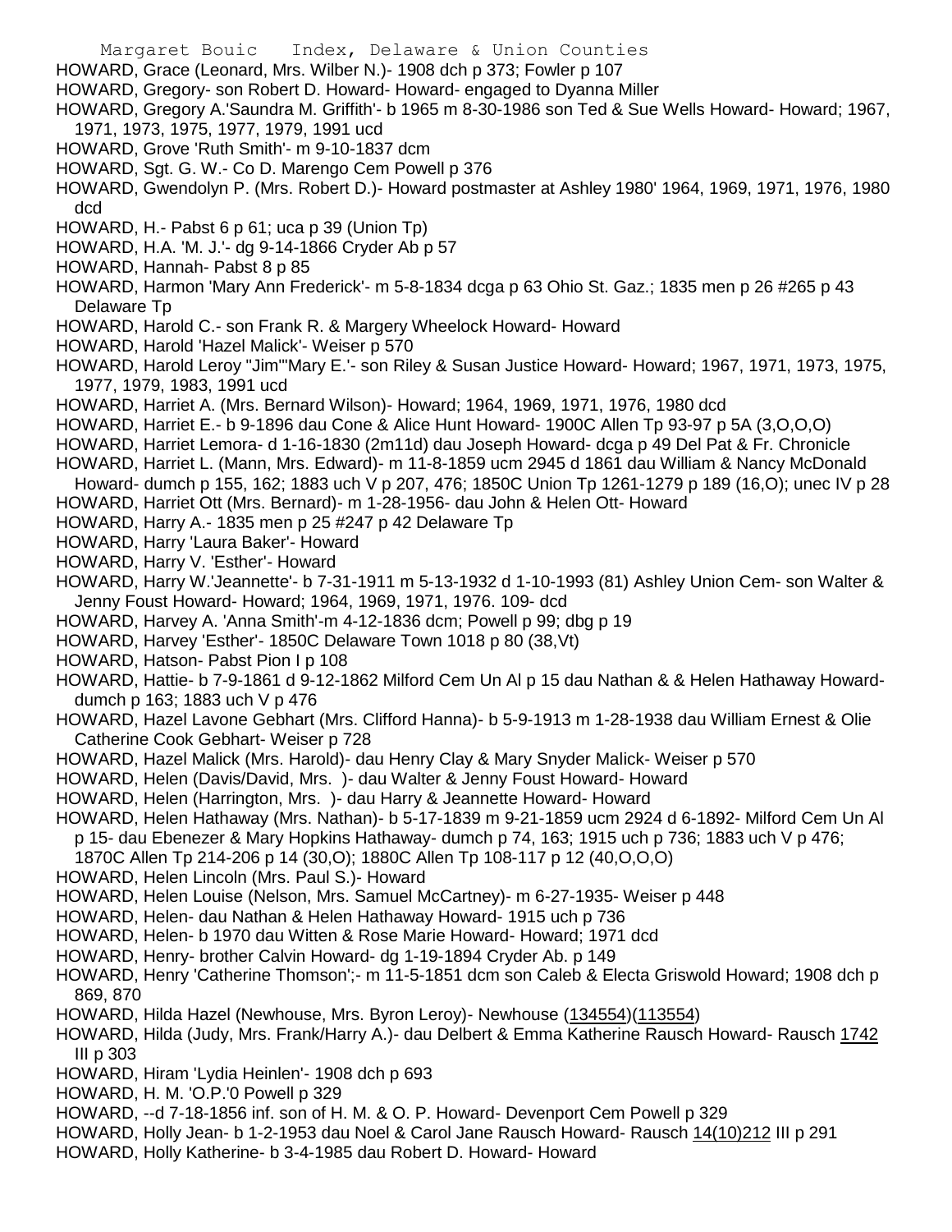HOWARD, Grace (Leonard, Mrs. Wilber N.)- 1908 dch p 373; Fowler p 107

HOWARD, Gregory- son Robert D. Howard- Howard- engaged to Dyanna Miller

HOWARD, Gregory A.'Saundra M. Griffith'- b 1965 m 8-30-1986 son Ted & Sue Wells Howard- Howard; 1967, 1971, 1973, 1975, 1977, 1979, 1991 ucd

HOWARD, Grove 'Ruth Smith'- m 9-10-1837 dcm

HOWARD, Sgt. G. W.- Co D. Marengo Cem Powell p 376

HOWARD, Gwendolyn P. (Mrs. Robert D.)- Howard postmaster at Ashley 1980' 1964, 1969, 1971, 1976, 1980 dcd

HOWARD, H.- Pabst 6 p 61; uca p 39 (Union Tp)

HOWARD, H.A. 'M. J.'- dg 9-14-1866 Cryder Ab p 57

HOWARD, Hannah- Pabst 8 p 85

HOWARD, Harmon 'Mary Ann Frederick'- m 5-8-1834 dcga p 63 Ohio St. Gaz.; 1835 men p 26 #265 p 43 Delaware Tp

HOWARD, Harold C.- son Frank R. & Margery Wheelock Howard- Howard

HOWARD, Harold 'Hazel Malick'- Weiser p 570

HOWARD, Harold Leroy "Jim"'Mary E.'- son Riley & Susan Justice Howard- Howard; 1967, 1971, 1973, 1975, 1977, 1979, 1983, 1991 ucd

HOWARD, Harriet A. (Mrs. Bernard Wilson)- Howard; 1964, 1969, 1971, 1976, 1980 dcd

HOWARD, Harriet E.- b 9-1896 dau Cone & Alice Hunt Howard- 1900C Allen Tp 93-97 p 5A (3,O,O,O)

HOWARD, Harriet Lemora- d 1-16-1830 (2m11d) dau Joseph Howard- dcga p 49 Del Pat & Fr. Chronicle

HOWARD, Harriet L. (Mann, Mrs. Edward)- m 11-8-1859 ucm 2945 d 1861 dau William & Nancy McDonald Howard- dumch p 155, 162; 1883 uch V p 207, 476; 1850C Union Tp 1261-1279 p 189 (16,O); unec IV p 28

HOWARD, Harriet Ott (Mrs. Bernard)- m 1-28-1956- dau John & Helen Ott- Howard

HOWARD, Harry A.- 1835 men p 25 #247 p 42 Delaware Tp

HOWARD, Harry 'Laura Baker'- Howard

HOWARD, Harry V. 'Esther'- Howard

HOWARD, Harry W.'Jeannette'- b 7-31-1911 m 5-13-1932 d 1-10-1993 (81) Ashley Union Cem- son Walter & Jenny Foust Howard- Howard; 1964, 1969, 1971, 1976. 109- dcd

HOWARD, Harvey A. 'Anna Smith'-m 4-12-1836 dcm; Powell p 99; dbg p 19

HOWARD, Harvey 'Esther'- 1850C Delaware Town 1018 p 80 (38,Vt)

HOWARD, Hatson- Pabst Pion I p 108

HOWARD, Hattie- b 7-9-1861 d 9-12-1862 Milford Cem Un Al p 15 dau Nathan & & Helen Hathaway Howard- dumch p 163; 1883 uch V p 476

HOWARD, Hazel Lavone Gebhart (Mrs. Clifford Hanna)- b 5-9-1913 m 1-28-1938 dau William Ernest & Olie Catherine Cook Gebhart- Weiser p 728

HOWARD, Hazel Malick (Mrs. Harold)- dau Henry Clay & Mary Snyder Malick- Weiser p 570

HOWARD, Helen (Davis/David, Mrs. )- dau Walter & Jenny Foust Howard- Howard

HOWARD, Helen (Harrington, Mrs. )- dau Harry & Jeannette Howard- Howard

HOWARD, Helen Hathaway (Mrs. Nathan)- b 5-17-1839 m 9-21-1859 ucm 2924 d 6-1892- Milford Cem Un Al p 15- dau Ebenezer & Mary Hopkins Hathaway- dumch p 74, 163; 1915 uch p 736; 1883 uch V p 476; 1870C Allen Tp 214-206 p 14 (30,O); 1880C Allen Tp 108-117 p 12 (40,O,O,O)

HOWARD, Helen Lincoln (Mrs. Paul S.)- Howard

HOWARD, Helen Louise (Nelson, Mrs. Samuel McCartney)- m 6-27-1935- Weiser p 448

HOWARD, Helen- dau Nathan & Helen Hathaway Howard- 1915 uch p 736

HOWARD, Helen- b 1970 dau Witten & Rose Marie Howard- Howard; 1971 dcd

HOWARD, Henry- brother Calvin Howard- dg 1-19-1894 Cryder Ab. p 149

HOWARD, Henry 'Catherine Thomson';- m 11-5-1851 dcm son Caleb & Electa Griswold Howard; 1908 dch p 869, 870

HOWARD, Hilda Hazel (Newhouse, Mrs. Byron Leroy)- Newhouse (134554)(113554)

HOWARD, Hilda (Judy, Mrs. Frank/Harry A.)- dau Delbert & Emma Katherine Rausch Howard- Rausch 1742 III p 303

HOWARD, Hiram 'Lydia Heinlen'- 1908 dch p 693

HOWARD, H. M. 'O.P.'0 Powell p 329

HOWARD, --d 7-18-1856 inf. son of H. M. & O. P. Howard- Devenport Cem Powell p 329

HOWARD, Holly Jean- b 1-2-1953 dau Noel & Carol Jane Rausch Howard- Rausch 14(10)212 III p 291

HOWARD, Holly Katherine- b 3-4-1985 dau Robert D. Howard- Howard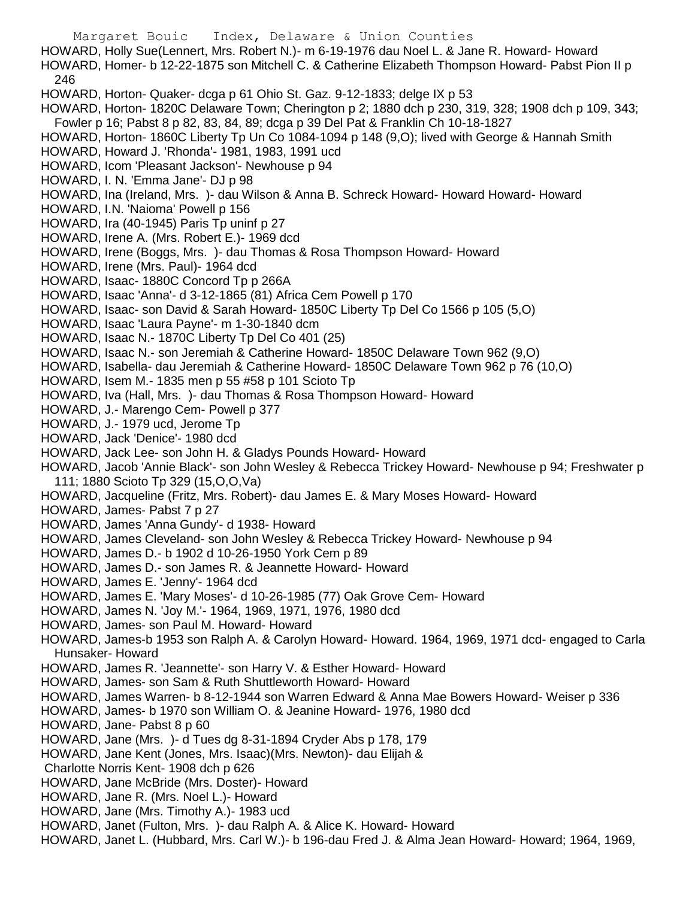HOWARD, Holly Sue(Lennert, Mrs. Robert N.)- m 6-19-1976 dau Noel L. & Jane R. Howard- Howard

HOWARD, Homer- b 12-22-1875 son Mitchell C. & Catherine Elizabeth Thompson Howard- Pabst Pion II p 246

HOWARD, Horton- Quaker- dcga p 61 Ohio St. Gaz. 9-12-1833; delge IX p 53

HOWARD, Horton- 1820C Delaware Town; Cherington p 2; 1880 dch p 230, 319, 328; 1908 dch p 109, 343; Fowler p 16; Pabst 8 p 82, 83, 84, 89; dcga p 39 Del Pat & Franklin Ch 10-18-1827

HOWARD, Horton- 1860C Liberty Tp Un Co 1084-1094 p 148 (9,O); lived with George & Hannah Smith

HOWARD, Howard J. 'Rhonda'- 1981, 1983, 1991 ucd

HOWARD, Icom 'Pleasant Jackson'- Newhouse p 94

HOWARD, I. N. 'Emma Jane'- DJ p 98

HOWARD, Ina (Ireland, Mrs. )- dau Wilson & Anna B. Schreck Howard- Howard Howard- Howard

HOWARD, I.N. 'Naioma' Powell p 156

HOWARD, Ira (40-1945) Paris Tp uninf p 27

HOWARD, Irene A. (Mrs. Robert E.)- 1969 dcd

HOWARD, Irene (Boggs, Mrs. )- dau Thomas & Rosa Thompson Howard- Howard

HOWARD, Irene (Mrs. Paul)- 1964 dcd

HOWARD, Isaac- 1880C Concord Tp p 266A

HOWARD, Isaac 'Anna'- d 3-12-1865 (81) Africa Cem Powell p 170

HOWARD, Isaac- son David & Sarah Howard- 1850C Liberty Tp Del Co 1566 p 105 (5,O)

HOWARD, Isaac 'Laura Payne'- m 1-30-1840 dcm

HOWARD, Isaac N.- 1870C Liberty Tp Del Co 401 (25)

HOWARD, Isaac N.- son Jeremiah & Catherine Howard- 1850C Delaware Town 962 (9,O)

HOWARD, Isabella- dau Jeremiah & Catherine Howard- 1850C Delaware Town 962 p 76 (10,O)

HOWARD, Isem M.- 1835 men p 55 #58 p 101 Scioto Tp

HOWARD, Iva (Hall, Mrs. )- dau Thomas & Rosa Thompson Howard- Howard

HOWARD, J.- Marengo Cem- Powell p 377

HOWARD, J.- 1979 ucd, Jerome Tp

HOWARD, Jack 'Denice'- 1980 dcd

HOWARD, Jack Lee- son John H. & Gladys Pounds Howard- Howard

HOWARD, Jacob 'Annie Black'- son John Wesley & Rebecca Trickey Howard- Newhouse p 94; Freshwater p 111; 1880 Scioto Tp 329 (15,O,O,Va)

HOWARD, Jacqueline (Fritz, Mrs. Robert)- dau James E. & Mary Moses Howard- Howard

HOWARD, James- Pabst 7 p 27

HOWARD, James 'Anna Gundy'- d 1938- Howard

HOWARD, James Cleveland- son John Wesley & Rebecca Trickey Howard- Newhouse p 94

HOWARD, James D.- b 1902 d 10-26-1950 York Cem p 89

HOWARD, James D.- son James R. & Jeannette Howard- Howard

HOWARD, James E. 'Jenny'- 1964 dcd

HOWARD, James E. 'Mary Moses'- d 10-26-1985 (77) Oak Grove Cem- Howard

HOWARD, James N. 'Joy M.'- 1964, 1969, 1971, 1976, 1980 dcd

HOWARD, James- son Paul M. Howard- Howard

HOWARD, James-b 1953 son Ralph A. & Carolyn Howard- Howard. 1964, 1969, 1971 dcd- engaged to Carla Hunsaker- Howard

HOWARD, James R. 'Jeannette'- son Harry V. & Esther Howard- Howard

HOWARD, James- son Sam & Ruth Shuttleworth Howard- Howard

HOWARD, James Warren- b 8-12-1944 son Warren Edward & Anna Mae Bowers Howard- Weiser p 336

HOWARD, James- b 1970 son William O. & Jeanine Howard- 1976, 1980 dcd

HOWARD, Jane- Pabst 8 p 60

HOWARD, Jane (Mrs. )- d Tues dg 8-31-1894 Cryder Abs p 178, 179

HOWARD, Jane Kent (Jones, Mrs. Isaac)(Mrs. Newton)- dau Elijah & Charlotte Norris Kent- 1908 dch p 626

HOWARD, Jane McBride (Mrs. Doster)- Howard

HOWARD, Jane R. (Mrs. Noel L.)- Howard

HOWARD, Jane (Mrs. Timothy A.)- 1983 ucd

HOWARD, Janet (Fulton, Mrs. )- dau Ralph A. & Alice K. Howard- Howard

HOWARD, Janet L. (Hubbard, Mrs. Carl W.)- b 196-dau Fred J. & Alma Jean Howard- Howard; 1964, 1969,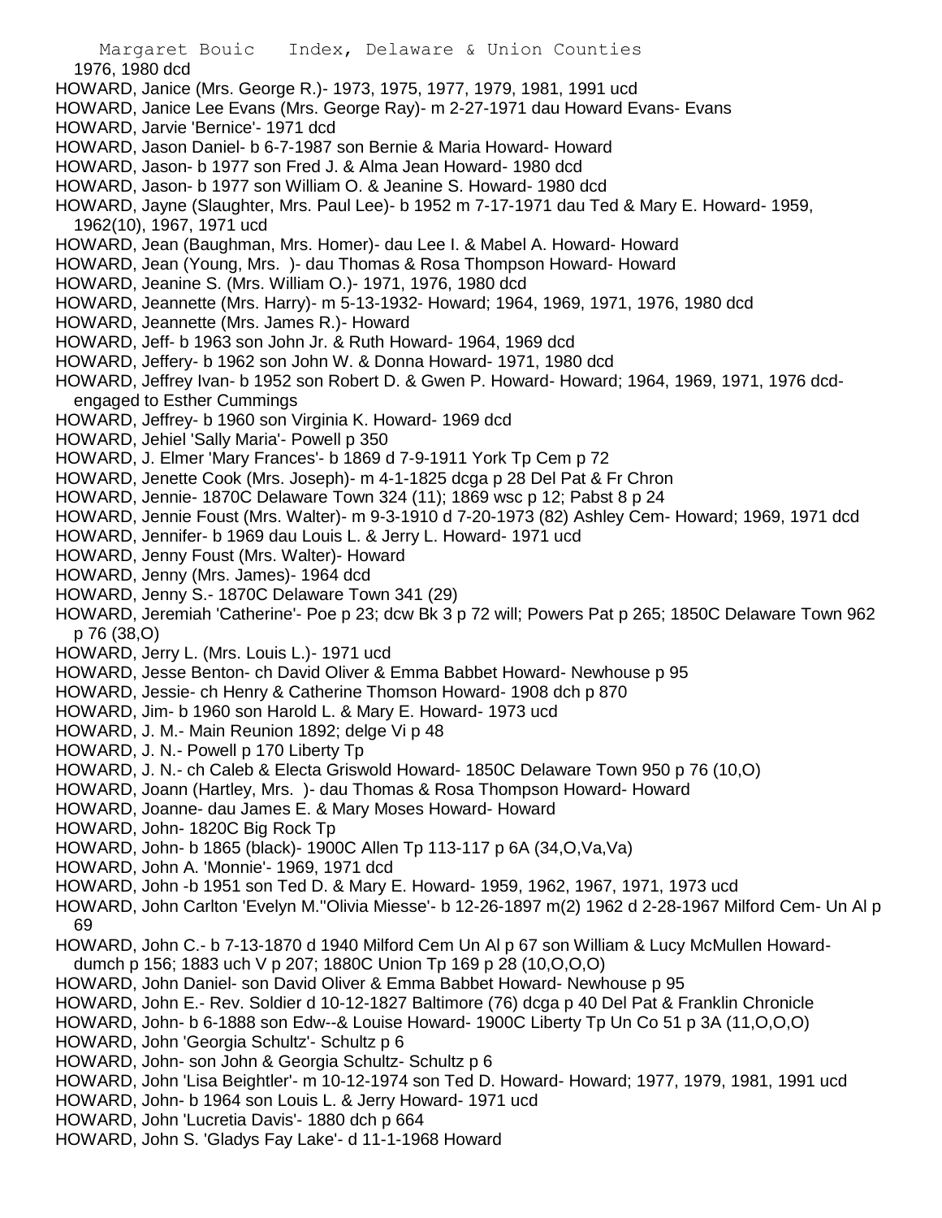1976, 1980 dcd

HOWARD, Janice (Mrs. George R.)- 1973, 1975, 1977, 1979, 1981, 1991 ucd

HOWARD, Janice Lee Evans (Mrs. George Ray)- m 2-27-1971 dau Howard Evans- Evans

HOWARD, Jarvie 'Bernice'- 1971 dcd

HOWARD, Jason Daniel- b 6-7-1987 son Bernie & Maria Howard- Howard

HOWARD, Jason- b 1977 son Fred J. & Alma Jean Howard- 1980 dcd

HOWARD, Jason- b 1977 son William O. & Jeanine S. Howard- 1980 dcd

HOWARD, Jayne (Slaughter, Mrs. Paul Lee)- b 1952 m 7-17-1971 dau Ted & Mary E. Howard- 1959, 1962(10), 1967, 1971 ucd

HOWARD, Jean (Baughman, Mrs. Homer)- dau Lee I. & Mabel A. Howard- Howard

HOWARD, Jean (Young, Mrs. )- dau Thomas & Rosa Thompson Howard- Howard

HOWARD, Jeanine S. (Mrs. William O.)- 1971, 1976, 1980 dcd

HOWARD, Jeannette (Mrs. Harry)- m 5-13-1932- Howard; 1964, 1969, 1971, 1976, 1980 dcd

HOWARD, Jeannette (Mrs. James R.)- Howard

HOWARD, Jeff- b 1963 son John Jr. & Ruth Howard- 1964, 1969 dcd

HOWARD, Jeffery- b 1962 son John W. & Donna Howard- 1971, 1980 dcd

HOWARD, Jeffrey Ivan- b 1952 son Robert D. & Gwen P. Howard- Howard; 1964, 1969, 1971, 1976 dcd- engaged to Esther Cummings

HOWARD, Jeffrey- b 1960 son Virginia K. Howard- 1969 dcd

HOWARD, Jehiel 'Sally Maria'- Powell p 350

HOWARD, J. Elmer 'Mary Frances'- b 1869 d 7-9-1911 York Tp Cem p 72

HOWARD, Jenette Cook (Mrs. Joseph)- m 4-1-1825 dcga p 28 Del Pat & Fr Chron

HOWARD, Jennie- 1870C Delaware Town 324 (11); 1869 wsc p 12; Pabst 8 p 24

HOWARD, Jennie Foust (Mrs. Walter)- m 9-3-1910 d 7-20-1973 (82) Ashley Cem- Howard; 1969, 1971 dcd

HOWARD, Jenny Foust (Mrs. Walter)- Howard

HOWARD, Jenny (Mrs. James)- 1964 dcd

HOWARD, Jenny S.- 1870C Delaware Town 341 (29)

HOWARD, Jeremiah 'Catherine'- Poe p 23; dcw Bk 3 p 72 will; Powers Pat p 265; 1850C Delaware Town 962 p 76 (38,O)

HOWARD, Jerry L. (Mrs. Louis L.)- 1971 ucd

HOWARD, Jennifer- b 1969 dau Louis L. & Jerry L. Howard- 1971 ucd

HOWARD, Jesse Benton- ch David Oliver & Emma Babbet Howard- Newhouse p 95

HOWARD, Jessie- ch Henry & Catherine Thomson Howard- 1908 dch p 870

HOWARD, Jim- b 1960 son Harold L. & Mary E. Howard- 1973 ucd

HOWARD, J. M.- Main Reunion 1892; delge Vi p 48

HOWARD, J. N.- Powell p 170 Liberty Tp

HOWARD, J. N.- ch Caleb & Electa Griswold Howard- 1850C Delaware Town 950 p 76 (10,O)

HOWARD, Joann (Hartley, Mrs. )- dau Thomas & Rosa Thompson Howard- Howard

HOWARD, Joanne- dau James E. & Mary Moses Howard- Howard

HOWARD, John- 1820C Big Rock Tp

HOWARD, John- b 1865 (black)- 1900C Allen Tp 113-117 p 6A (34,O,Va,Va)

HOWARD, John A. 'Monnie'- 1969, 1971 dcd

HOWARD, John -b 1951 son Ted D. & Mary E. Howard- 1959, 1962, 1967, 1971, 1973 ucd

HOWARD, John Carlton 'Evelyn M.''Olivia Miesse'- b 12-26-1897 m(2) 1962 d 2-28-1967 Milford Cem- Un Al p 69

HOWARD, John C.- b 7-13-1870 d 1940 Milford Cem Un Al p 67 son William & Lucy McMullen Howard- dumch p 156; 1883 uch V p 207; 1880C Union Tp 169 p 28 (10,O,O,O)

HOWARD, John Daniel- son David Oliver & Emma Babbet Howard- Newhouse p 95

HOWARD, John E.- Rev. Soldier d 10-12-1827 Baltimore (76) dcga p 40 Del Pat & Franklin Chronicle

HOWARD, John- b 6-1888 son Edw--& Louise Howard- 1900C Liberty Tp Un Co 51 p 3A (11,O,O,O)

HOWARD, John 'Georgia Schultz'- Schultz p 6

HOWARD, John- son John & Georgia Schultz- Schultz p 6

HOWARD, John 'Lisa Beightler'- m 10-12-1974 son Ted D. Howard- Howard; 1977, 1979, 1981, 1991 ucd

HOWARD, John- b 1964 son Louis L. & Jerry Howard- 1971 ucd

HOWARD, John 'Lucretia Davis'- 1880 dch p 664

HOWARD, John S. 'Gladys Fay Lake'- d 11-1-1968 Howard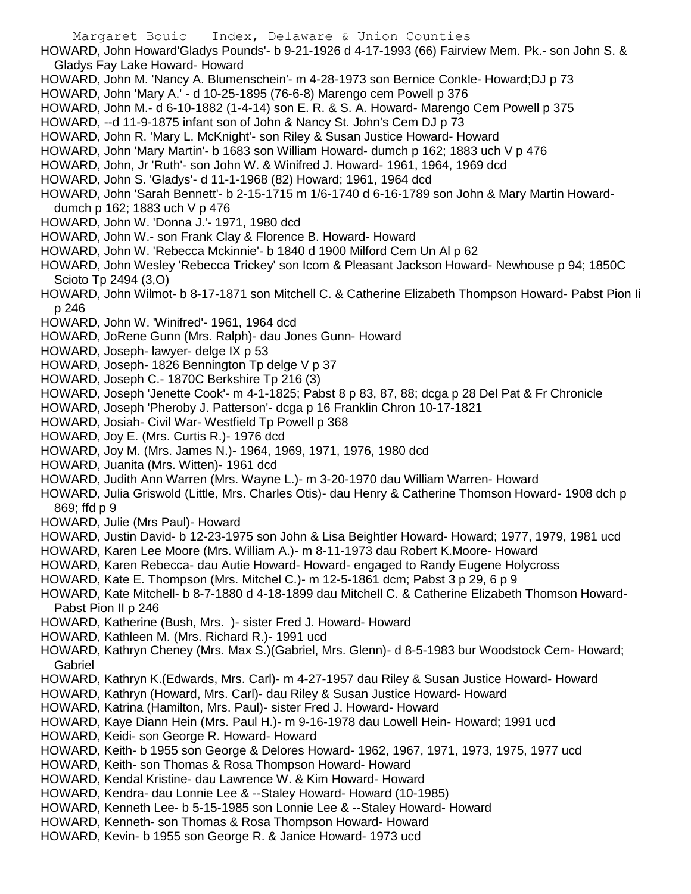HOWARD, John Howard'Gladys Pounds'- b 9-21-1926 d 4-17-1993 (66) Fairview Mem. Pk.- son John S. & Gladys Fay Lake Howard- Howard

HOWARD, John M. 'Nancy A. Blumenschein'- m 4-28-1973 son Bernice Conkle- Howard;DJ p 73

HOWARD, John 'Mary A.' - d 10-25-1895 (76-6-8) Marengo cem Powell p 376

HOWARD, John M.- d 6-10-1882 (1-4-14) son E. R. & S. A. Howard- Marengo Cem Powell p 375

HOWARD, --d 11-9-1875 infant son of John & Nancy St. John's Cem DJ p 73

HOWARD, John R. 'Mary L. McKnight'- son Riley & Susan Justice Howard- Howard

HOWARD, John 'Mary Martin'- b 1683 son William Howard- dumch p 162; 1883 uch V p 476

HOWARD, John, Jr 'Ruth'- son John W. & Winifred J. Howard- 1961, 1964, 1969 dcd

HOWARD, John S. 'Gladys'- d 11-1-1968 (82) Howard; 1961, 1964 dcd

HOWARD, John 'Sarah Bennett'- b 2-15-1715 m 1/6-1740 d 6-16-1789 son John & Mary Martin Howard- dumch p 162; 1883 uch V p 476

HOWARD, John W. 'Donna J.'- 1971, 1980 dcd

HOWARD, John W.- son Frank Clay & Florence B. Howard- Howard

HOWARD, John W. 'Rebecca Mckinnie'- b 1840 d 1900 Milford Cem Un Al p 62

HOWARD, John Wesley 'Rebecca Trickey' son Icom & Pleasant Jackson Howard- Newhouse p 94; 1850C Scioto Tp 2494 (3,O)

HOWARD, John Wilmot- b 8-17-1871 son Mitchell C. & Catherine Elizabeth Thompson Howard- Pabst Pion Ii p 246

HOWARD, John W. 'Winifred'- 1961, 1964 dcd

HOWARD, JoRene Gunn (Mrs. Ralph)- dau Jones Gunn- Howard

HOWARD, Joseph- lawyer- delge IX p 53

HOWARD, Joseph- 1826 Bennington Tp delge V p 37

HOWARD, Joseph C.- 1870C Berkshire Tp 216 (3)

HOWARD, Joseph 'Jenette Cook'- m 4-1-1825; Pabst 8 p 83, 87, 88; dcga p 28 Del Pat & Fr Chronicle

HOWARD, Joseph 'Pheroby J. Patterson'- dcga p 16 Franklin Chron 10-17-1821

HOWARD, Josiah- Civil War- Westfield Tp Powell p 368

HOWARD, Joy E. (Mrs. Curtis R.)- 1976 dcd

HOWARD, Joy M. (Mrs. James N.)- 1964, 1969, 1971, 1976, 1980 dcd

HOWARD, Juanita (Mrs. Witten)- 1961 dcd

HOWARD, Judith Ann Warren (Mrs. Wayne L.)- m 3-20-1970 dau William Warren- Howard

HOWARD, Julia Griswold (Little, Mrs. Charles Otis)- dau Henry & Catherine Thomson Howard- 1908 dch p 869; ffd p 9

HOWARD, Julie (Mrs Paul)- Howard

HOWARD, Justin David- b 12-23-1975 son John & Lisa Beightler Howard- Howard; 1977, 1979, 1981 ucd

HOWARD, Karen Lee Moore (Mrs. William A.)- m 8-11-1973 dau Robert K.Moore- Howard

HOWARD, Karen Rebecca- dau Autie Howard- Howard- engaged to Randy Eugene Holycross

HOWARD, Kate E. Thompson (Mrs. Mitchel C.)- m 12-5-1861 dcm; Pabst 3 p 29, 6 p 9

HOWARD, Kate Mitchell- b 8-7-1880 d 4-18-1899 dau Mitchell C. & Catherine Elizabeth Thomson Howard- Pabst Pion II p 246

HOWARD, Katherine (Bush, Mrs. )- sister Fred J. Howard- Howard

HOWARD, Kathleen M. (Mrs. Richard R.)- 1991 ucd

HOWARD, Kathryn Cheney (Mrs. Max S.)(Gabriel, Mrs. Glenn)- d 8-5-1983 bur Woodstock Cem- Howard; Gabriel

HOWARD, Kathryn K.(Edwards, Mrs. Carl)- m 4-27-1957 dau Riley & Susan Justice Howard- Howard

HOWARD, Kathryn (Howard, Mrs. Carl)- dau Riley & Susan Justice Howard- Howard

HOWARD, Katrina (Hamilton, Mrs. Paul)- sister Fred J. Howard- Howard

HOWARD, Kaye Diann Hein (Mrs. Paul H.)- m 9-16-1978 dau Lowell Hein- Howard; 1991 ucd

HOWARD, Keidi- son George R. Howard- Howard

HOWARD, Keith- b 1955 son George & Delores Howard- 1962, 1967, 1971, 1973, 1975, 1977 ucd

HOWARD, Keith- son Thomas & Rosa Thompson Howard- Howard

HOWARD, Kendal Kristine- dau Lawrence W. & Kim Howard- Howard

HOWARD, Kendra- dau Lonnie Lee & --Staley Howard- Howard (10-1985)

HOWARD, Kenneth Lee- b 5-15-1985 son Lonnie Lee & --Staley Howard- Howard

HOWARD, Kenneth- son Thomas & Rosa Thompson Howard- Howard

HOWARD, Kevin- b 1955 son George R. & Janice Howard- 1973 ucd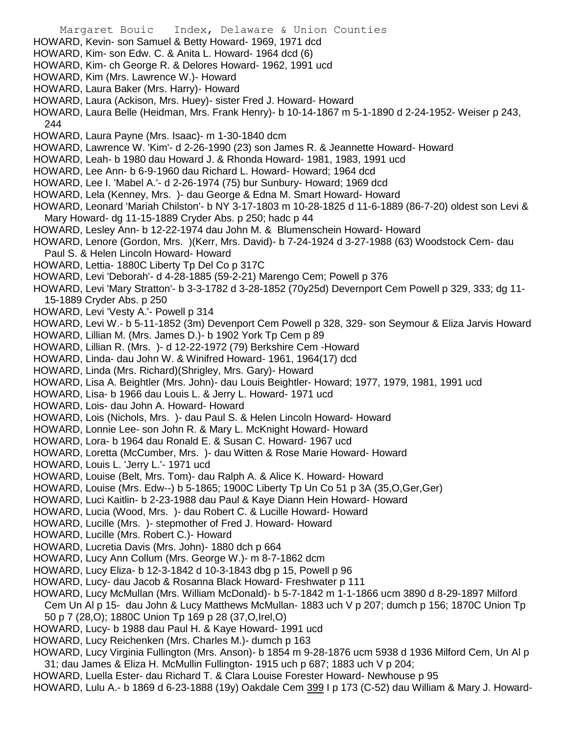HOWARD, Kevin- son Samuel & Betty Howard- 1969, 1971 dcd

HOWARD, Kim- son Edw. C. & Anita L. Howard- 1964 dcd (6)

HOWARD, Kim- ch George R. & Delores Howard- 1962, 1991 ucd

HOWARD, Kim (Mrs. Lawrence W.)- Howard

HOWARD, Laura Baker (Mrs. Harry)- Howard

HOWARD, Laura (Ackison, Mrs. Huey)- sister Fred J. Howard- Howard

HOWARD, Laura Belle (Heidman, Mrs. Frank Henry)- b 10-14-1867 m 5-1-1890 d 2-24-1952- Weiser p 243, 244

HOWARD, Laura Payne (Mrs. Isaac)- m 1-30-1840 dcm

HOWARD, Lawrence W. 'Kim'- d 2-26-1990 (23) son James R. & Jeannette Howard- Howard

HOWARD, Leah- b 1980 dau Howard J. & Rhonda Howard- 1981, 1983, 1991 ucd

HOWARD, Lee Ann- b 6-9-1960 dau Richard L. Howard- Howard; 1964 dcd

HOWARD, Lee I. 'Mabel A.'- d 2-26-1974 (75) bur Sunbury- Howard; 1969 dcd

HOWARD, Lela (Kenney, Mrs. )- dau George & Edna M. Smart Howard- Howard

HOWARD, Leonard 'Mariah Chilston'- b NY 3-17-1803 m 10-28-1825 d 11-6-1889 (86-7-20) oldest son Levi & Mary Howard- dg 11-15-1889 Cryder Abs. p 250; hadc p 44

HOWARD, Lesley Ann- b 12-22-1974 dau John M. & Blumenschein Howard- Howard

HOWARD, Lenore (Gordon, Mrs. )(Kerr, Mrs. David)- b 7-24-1924 d 3-27-1988 (63) Woodstock Cem- dau Paul S. & Helen Lincoln Howard- Howard

HOWARD, Lettia- 1880C Liberty Tp Del Co p 317C

HOWARD, Levi 'Deborah'- d 4-28-1885 (59-2-21) Marengo Cem; Powell p 376

HOWARD, Levi 'Mary Stratton'- b 3-3-1782 d 3-28-1852 (70y25d) Devernport Cem Powell p 329, 333; dg 11-15-1889 Cryder Abs. p 250

HOWARD, Levi 'Vesty A.'- Powell p 314

HOWARD, Levi W.- b 5-11-1852 (3m) Devenport Cem Powell p 328, 329- son Seymour & Eliza Jarvis Howard

HOWARD, Lillian M. (Mrs. James D.)- b 1902 York Tp Cem p 89

HOWARD, Lillian R. (Mrs. )- d 12-22-1972 (79) Berkshire Cem -Howard

HOWARD, Linda- dau John W. & Winifred Howard- 1961, 1964(17) dcd

HOWARD, Linda (Mrs. Richard)(Shrigley, Mrs. Gary)- Howard

HOWARD, Lisa A. Beightler (Mrs. John)- dau Louis Beightler- Howard; 1977, 1979, 1981, 1991 ucd

HOWARD, Lisa- b 1966 dau Louis L. & Jerry L. Howard- 1971 ucd

HOWARD, Lois- dau John A. Howard- Howard

HOWARD, Lois (Nichols, Mrs. )- dau Paul S. & Helen Lincoln Howard- Howard

HOWARD, Lonnie Lee- son John R. & Mary L. McKnight Howard- Howard

HOWARD, Lora- b 1964 dau Ronald E. & Susan C. Howard- 1967 ucd

HOWARD, Loretta (McCumber, Mrs. )- dau Witten & Rose Marie Howard- Howard

HOWARD, Louis L. 'Jerry L.'- 1971 ucd

HOWARD, Louise (Belt, Mrs. Tom)- dau Ralph A. & Alice K. Howard- Howard

HOWARD, Louise (Mrs. Edw--) b 5-1865; 1900C Liberty Tp Un Co 51 p 3A (35,O,Ger,Ger)

HOWARD, Luci Kaitlin- b 2-23-1988 dau Paul & Kaye Diann Hein Howard- Howard

HOWARD, Lucia (Wood, Mrs. )- dau Robert C. & Lucille Howard- Howard

HOWARD, Lucille (Mrs. )- stepmother of Fred J. Howard- Howard

HOWARD, Lucille (Mrs. Robert C.)- Howard

HOWARD, Lucretia Davis (Mrs. John)- 1880 dch p 664

HOWARD, Lucy Ann Collum (Mrs. George W.)- m 8-7-1862 dcm

HOWARD, Lucy Eliza- b 12-3-1842 d 10-3-1843 dbg p 15, Powell p 96

HOWARD, Lucy- dau Jacob & Rosanna Black Howard- Freshwater p 111

HOWARD, Lucy McMullan (Mrs. William McDonald)- b 5-7-1842 m 1-1-1866 ucm 3890 d 8-29-1897 Milford Cem Un Al p 15- dau John & Lucy Matthews McMullan- 1883 uch V p 207; dumch p 156; 1870C Union Tp 50 p 7 (28,O); 1880C Union Tp 169 p 28 (37,O,Irel,O)

HOWARD, Lucy- b 1988 dau Paul H. & Kaye Howard- 1991 ucd

HOWARD, Lucy Reichenken (Mrs. Charles M.)- dumch p 163

HOWARD, Lucy Virginia Fullington (Mrs. Anson)- b 1854 m 9-28-1876 ucm 5938 d 1936 Milford Cem, Un Al p 31; dau James & Eliza H. McMullin Fullington- 1915 uch p 687; 1883 uch V p 204;

HOWARD, Luella Ester- dau Richard T. & Clara Louise Forester Howard- Newhouse p 95

HOWARD, Lulu A.- b 1869 d 6-23-1888 (19y) Oakdale Cem 399 I p 173 (C-52) dau William & Mary J. Howard-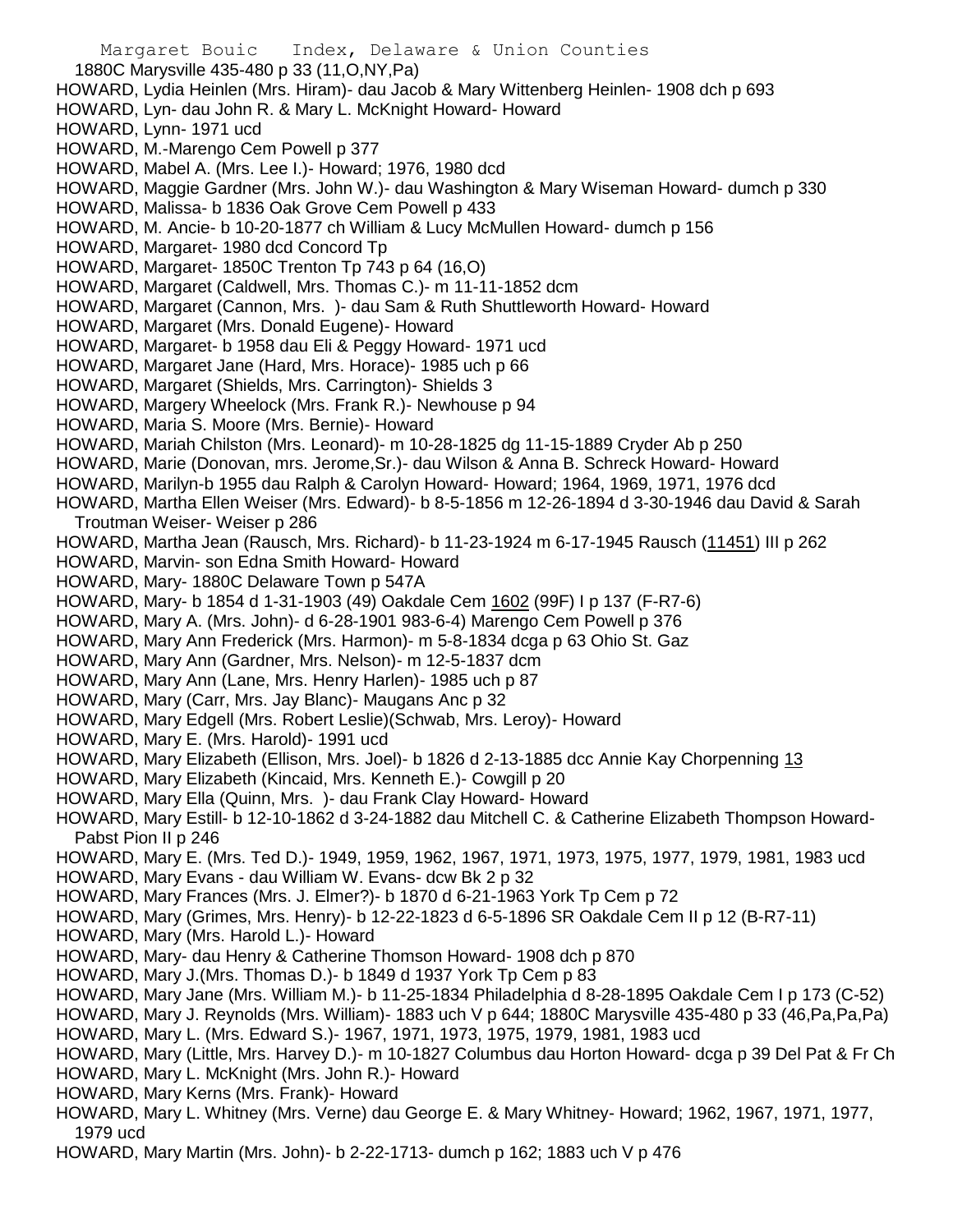1880C Marysville 435-480 p 33 (11,O,NY,Pa)

HOWARD, Lydia Heinlen (Mrs. Hiram)- dau Jacob & Mary Wittenberg Heinlen- 1908 dch p 693

HOWARD, Lyn- dau John R. & Mary L. McKnight Howard- Howard

HOWARD, Lynn- 1971 ucd

HOWARD, M.-Marengo Cem Powell p 377

HOWARD, Mabel A. (Mrs. Lee I.)- Howard; 1976, 1980 dcd

HOWARD, Maggie Gardner (Mrs. John W.)- dau Washington & Mary Wiseman Howard- dumch p 330

HOWARD, Malissa- b 1836 Oak Grove Cem Powell p 433

HOWARD, M. Ancie- b 10-20-1877 ch William & Lucy McMullen Howard- dumch p 156

HOWARD, Margaret- 1980 dcd Concord Tp

HOWARD, Margaret- 1850C Trenton Tp 743 p 64 (16,O)

HOWARD, Margaret (Caldwell, Mrs. Thomas C.)- m 11-11-1852 dcm

HOWARD, Margaret (Cannon, Mrs. )- dau Sam & Ruth Shuttleworth Howard- Howard

HOWARD, Margaret (Mrs. Donald Eugene)- Howard

HOWARD, Margaret- b 1958 dau Eli & Peggy Howard- 1971 ucd

HOWARD, Margaret Jane (Hard, Mrs. Horace)- 1985 uch p 66

HOWARD, Margaret (Shields, Mrs. Carrington)- Shields 3

HOWARD, Margery Wheelock (Mrs. Frank R.)- Newhouse p 94

HOWARD, Maria S. Moore (Mrs. Bernie)- Howard

HOWARD, Mariah Chilston (Mrs. Leonard)- m 10-28-1825 dg 11-15-1889 Cryder Ab p 250

HOWARD, Marie (Donovan, mrs. Jerome,Sr.)- dau Wilson & Anna B. Schreck Howard- Howard

HOWARD, Marilyn-b 1955 dau Ralph & Carolyn Howard- Howard; 1964, 1969, 1971, 1976 dcd

HOWARD, Martha Ellen Weiser (Mrs. Edward)- b 8-5-1856 m 12-26-1894 d 3-30-1946 dau David & Sarah Troutman Weiser- Weiser p 286

HOWARD, Martha Jean (Rausch, Mrs. Richard)- b 11-23-1924 m 6-17-1945 Rausch (11451) III p 262

HOWARD, Marvin- son Edna Smith Howard- Howard

HOWARD, Mary- 1880C Delaware Town p 547A

HOWARD, Mary- b 1854 d 1-31-1903 (49) Oakdale Cem 1602 (99F) I p 137 (F-R7-6)

HOWARD, Mary A. (Mrs. John)- d 6-28-1901 983-6-4) Marengo Cem Powell p 376

HOWARD, Mary Ann Frederick (Mrs. Harmon)- m 5-8-1834 dcga p 63 Ohio St. Gaz

HOWARD, Mary Ann (Gardner, Mrs. Nelson)- m 12-5-1837 dcm

HOWARD, Mary Ann (Lane, Mrs. Henry Harlen)- 1985 uch p 87

HOWARD, Mary (Carr, Mrs. Jay Blanc)- Maugans Anc p 32

HOWARD, Mary Edgell (Mrs. Robert Leslie)(Schwab, Mrs. Leroy)- Howard

HOWARD, Mary E. (Mrs. Harold)- 1991 ucd

HOWARD, Mary Elizabeth (Ellison, Mrs. Joel)- b 1826 d 2-13-1885 dcc Annie Kay Chorpenning 13

HOWARD, Mary Elizabeth (Kincaid, Mrs. Kenneth E.)- Cowgill p 20

HOWARD, Mary Ella (Quinn, Mrs. )- dau Frank Clay Howard- Howard

HOWARD, Mary Estill- b 12-10-1862 d 3-24-1882 dau Mitchell C. & Catherine Elizabeth Thompson Howard- Pabst Pion II p 246

HOWARD, Mary E. (Mrs. Ted D.)- 1949, 1959, 1962, 1967, 1971, 1973, 1975, 1977, 1979, 1981, 1983 ucd

HOWARD, Mary Evans - dau William W. Evans- dcw Bk 2 p 32

HOWARD, Mary Frances (Mrs. J. Elmer?)- b 1870 d 6-21-1963 York Tp Cem p 72

HOWARD, Mary (Grimes, Mrs. Henry)- b 12-22-1823 d 6-5-1896 SR Oakdale Cem II p 12 (B-R7-11)

HOWARD, Mary (Mrs. Harold L.)- Howard

HOWARD, Mary- dau Henry & Catherine Thomson Howard- 1908 dch p 870

HOWARD, Mary J.(Mrs. Thomas D.)- b 1849 d 1937 York Tp Cem p 83

HOWARD, Mary Jane (Mrs. William M.)- b 11-25-1834 Philadelphia d 8-28-1895 Oakdale Cem I p 173 (C-52)

HOWARD, Mary J. Reynolds (Mrs. William)- 1883 uch V p 644; 1880C Marysville 435-480 p 33 (46,Pa,Pa,Pa)

HOWARD, Mary L. (Mrs. Edward S.)- 1967, 1971, 1973, 1975, 1979, 1981, 1983 ucd

HOWARD, Mary (Little, Mrs. Harvey D.)- m 10-1827 Columbus dau Horton Howard- dcga p 39 Del Pat & Fr Ch

HOWARD, Mary L. McKnight (Mrs. John R.)- Howard

HOWARD, Mary Kerns (Mrs. Frank)- Howard

HOWARD, Mary L. Whitney (Mrs. Verne) dau George E. & Mary Whitney- Howard; 1962, 1967, 1971, 1977, 1979 ucd

HOWARD, Mary Martin (Mrs. John)- b 2-22-1713- dumch p 162; 1883 uch V p 476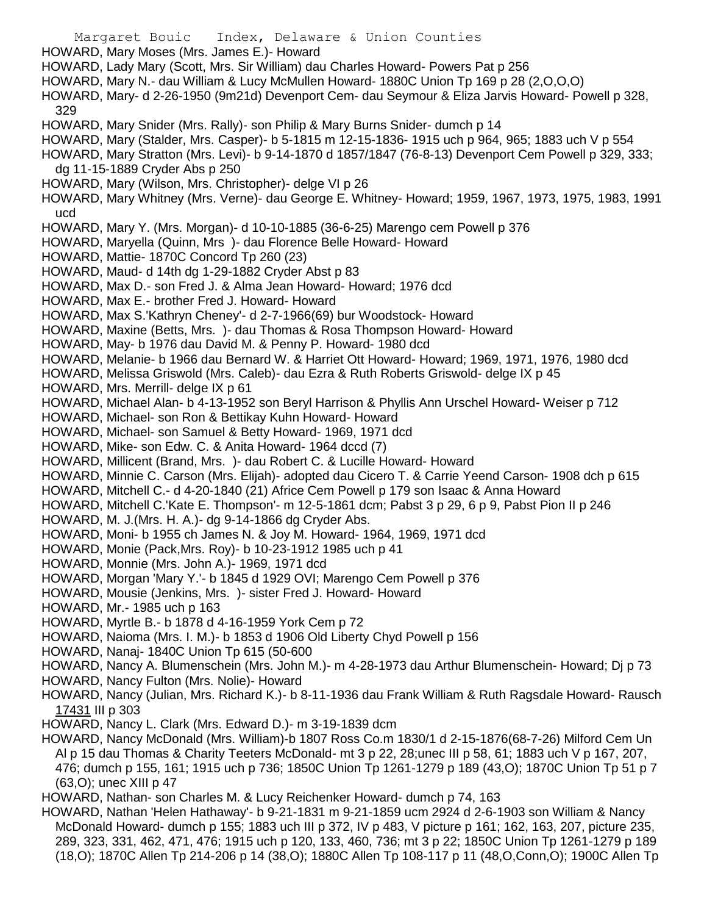HOWARD, Mary Moses (Mrs. James E.)- Howard
HOWARD, Lady Mary (Scott, Mrs. Sir William) dau Charles Howard- Powers Pat p 256
HOWARD, Mary N.- dau William & Lucy McMullen Howard- 1880C Union Tp 169 p 28 (2,O,O,O)
HOWARD, Mary- d 2-26-1950 (9m21d) Devenport Cem- dau Seymour & Eliza Jarvis Howard- Powell p 328, 329
HOWARD, Mary Snider (Mrs. Rally)- son Philip & Mary Burns Snider- dumch p 14
HOWARD, Mary (Stalder, Mrs. Casper)- b 5-1815 m 12-15-1836- 1915 uch p 964, 965; 1883 uch V p 554
HOWARD, Mary Stratton (Mrs. Levi)- b 9-14-1870 d 1857/1847 (76-8-13) Devenport Cem Powell p 329, 333; dg 11-15-1889 Cryder Abs p 250
HOWARD, Mary (Wilson, Mrs. Christopher)- delge VI p 26
HOWARD, Mary Whitney (Mrs. Verne)- dau George E. Whitney- Howard; 1959, 1967, 1973, 1975, 1983, 1991 ucd
HOWARD, Mary Y. (Mrs. Morgan)- d 10-10-1885 (36-6-25) Marengo cem Powell p 376
HOWARD, Maryella (Quinn, Mrs )- dau Florence Belle Howard- Howard
HOWARD, Mattie- 1870C Concord Tp 260 (23)
HOWARD, Maud- d 14th dg 1-29-1882 Cryder Abst p 83
HOWARD, Max D.- son Fred J. & Alma Jean Howard- Howard; 1976 dcd
HOWARD, Max E.- brother Fred J. Howard- Howard
HOWARD, Max S.'Kathryn Cheney'- d 2-7-1966(69) bur Woodstock- Howard
HOWARD, Maxine (Betts, Mrs. )- dau Thomas & Rosa Thompson Howard- Howard
HOWARD, May- b 1976 dau David M. & Penny P. Howard- 1980 dcd
HOWARD, Melanie- b 1966 dau Bernard W. & Harriet Ott Howard- Howard; 1969, 1971, 1976, 1980 dcd
HOWARD, Melissa Griswold (Mrs. Caleb)- dau Ezra & Ruth Roberts Griswold- delge IX p 45
HOWARD, Mrs. Merrill- delge IX p 61
HOWARD, Michael Alan- b 4-13-1952 son Beryl Harrison & Phyllis Ann Urschel Howard- Weiser p 712
HOWARD, Michael- son Ron & Bettikay Kuhn Howard- Howard
HOWARD, Michael- son Samuel & Betty Howard- 1969, 1971 dcd
HOWARD, Mike- son Edw. C. & Anita Howard- 1964 dccd (7)
HOWARD, Millicent (Brand, Mrs. )- dau Robert C. & Lucille Howard- Howard
HOWARD, Minnie C. Carson (Mrs. Elijah)- adopted dau Cicero T. & Carrie Yeend Carson- 1908 dch p 615
HOWARD, Mitchell C.- d 4-20-1840 (21) Africe Cem Powell p 179 son Isaac & Anna Howard
HOWARD, Mitchell C.'Kate E. Thompson'- m 12-5-1861 dcm; Pabst 3 p 29, 6 p 9, Pabst Pion II p 246
HOWARD, M. J.(Mrs. H. A.)- dg 9-14-1866 dg Cryder Abs.
HOWARD, Moni- b 1955 ch James N. & Joy M. Howard- 1964, 1969, 1971 dcd
HOWARD, Monie (Pack,Mrs. Roy)- b 10-23-1912 1985 uch p 41
HOWARD, Monnie (Mrs. John A.)- 1969, 1971 dcd
HOWARD, Morgan 'Mary Y.'- b 1845 d 1929 OVI; Marengo Cem Powell p 376
HOWARD, Mousie (Jenkins, Mrs. )- sister Fred J. Howard- Howard
HOWARD, Mr.- 1985 uch p 163
HOWARD, Myrtle B.- b 1878 d 4-16-1959 York Cem p 72
HOWARD, Naioma (Mrs. I. M.)- b 1853 d 1906 Old Liberty Chyd Powell p 156
HOWARD, Nanaj- 1840C Union Tp 615 (50-600
HOWARD, Nancy A. Blumenschein (Mrs. John M.)- m 4-28-1973 dau Arthur Blumenschein- Howard; Dj p 73
HOWARD, Nancy Fulton (Mrs. Nolie)- Howard
HOWARD, Nancy (Julian, Mrs. Richard K.)- b 8-11-1936 dau Frank William & Ruth Ragsdale Howard- Rausch 17431 III p 303
HOWARD, Nancy L. Clark (Mrs. Edward D.)- m 3-19-1839 dcm
HOWARD, Nancy McDonald (Mrs. William)-b 1807 Ross Co.m 1830/1 d 2-15-1876(68-7-26) Milford Cem Un Al p 15 dau Thomas & Charity Teeters McDonald- mt 3 p 22, 28;unec III p 58, 61; 1883 uch V p 167, 207, 476; dumch p 155, 161; 1915 uch p 736; 1850C Union Tp 1261-1279 p 189 (43,O); 1870C Union Tp 51 p 7 (63,O); unec XIII p 47
HOWARD, Nathan- son Charles M. & Lucy Reichenker Howard- dumch p 74, 163
HOWARD, Nathan 'Helen Hathaway'- b 9-21-1831 m 9-21-1859 ucm 2924 d 2-6-1903 son William & Nancy McDonald Howard- dumch p 155; 1883 uch III p 372, IV p 483, V picture p 161; 162, 163, 207, picture 235, 289, 323, 331, 462, 471, 476; 1915 uch p 120, 133, 460, 736; mt 3 p 22; 1850C Union Tp 1261-1279 p 189 (18,O); 1870C Allen Tp 214-206 p 14 (38,O); 1880C Allen Tp 108-117 p 11 (48,O,Conn,O); 1900C Allen Tp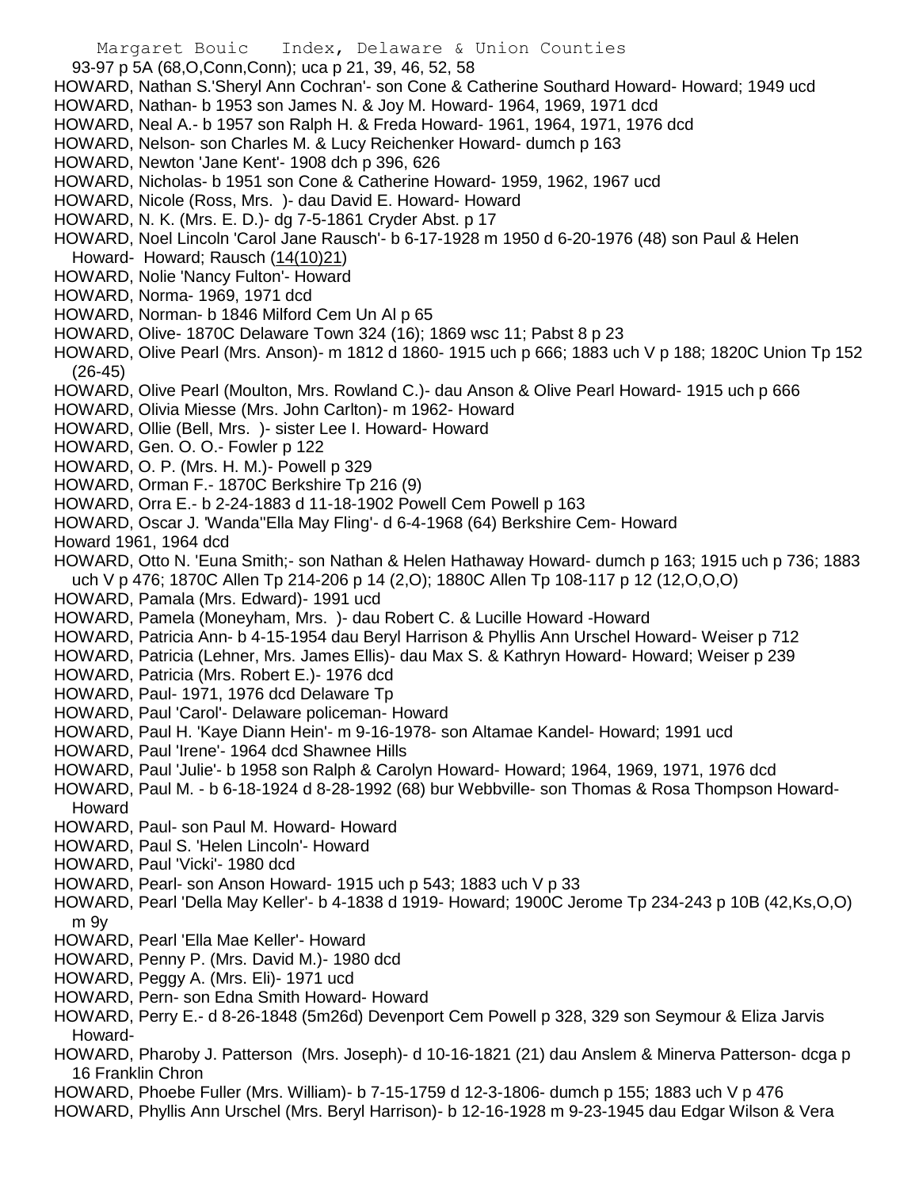93-97 p 5A (68,O,Conn,Conn); uca p 21, 39, 46, 52, 58

HOWARD, Nathan S.'Sheryl Ann Cochran'- son Cone & Catherine Southard Howard- Howard; 1949 ucd

HOWARD, Nathan- b 1953 son James N. & Joy M. Howard- 1964, 1969, 1971 dcd

HOWARD, Neal A.- b 1957 son Ralph H. & Freda Howard- 1961, 1964, 1971, 1976 dcd

HOWARD, Nelson- son Charles M. & Lucy Reichenker Howard- dumch p 163

HOWARD, Newton 'Jane Kent'- 1908 dch p 396, 626

HOWARD, Nicholas- b 1951 son Cone & Catherine Howard- 1959, 1962, 1967 ucd

HOWARD, Nicole (Ross, Mrs. )- dau David E. Howard- Howard

HOWARD, N. K. (Mrs. E. D.)- dg 7-5-1861 Cryder Abst. p 17

HOWARD, Noel Lincoln 'Carol Jane Rausch'- b 6-17-1928 m 1950 d 6-20-1976 (48) son Paul & Helen Howard- Howard; Rausch (14(10)21)

HOWARD, Nolie 'Nancy Fulton'- Howard

HOWARD, Norma- 1969, 1971 dcd

HOWARD, Norman- b 1846 Milford Cem Un Al p 65

HOWARD, Olive- 1870C Delaware Town 324 (16); 1869 wsc 11; Pabst 8 p 23

HOWARD, Olive Pearl (Mrs. Anson)- m 1812 d 1860- 1915 uch p 666; 1883 uch V p 188; 1820C Union Tp 152 (26-45)

HOWARD, Olive Pearl (Moulton, Mrs. Rowland C.)- dau Anson & Olive Pearl Howard- 1915 uch p 666

HOWARD, Olivia Miesse (Mrs. John Carlton)- m 1962- Howard

HOWARD, Ollie (Bell, Mrs. )- sister Lee I. Howard- Howard

HOWARD, Gen. O. O.- Fowler p 122

HOWARD, O. P. (Mrs. H. M.)- Powell p 329

HOWARD, Orman F.- 1870C Berkshire Tp 216 (9)

HOWARD, Orra E.- b 2-24-1883 d 11-18-1902 Powell Cem Powell p 163

HOWARD, Oscar J. 'Wanda''Ella May Fling'- d 6-4-1968 (64) Berkshire Cem- Howard

Howard 1961, 1964 dcd

HOWARD, Otto N. 'Euna Smith;- son Nathan & Helen Hathaway Howard- dumch p 163; 1915 uch p 736; 1883 uch V p 476; 1870C Allen Tp 214-206 p 14 (2,O); 1880C Allen Tp 108-117 p 12 (12,O,O,O)

HOWARD, Pamala (Mrs. Edward)- 1991 ucd

HOWARD, Pamela (Moneyham, Mrs. )- dau Robert C. & Lucille Howard -Howard

HOWARD, Patricia Ann- b 4-15-1954 dau Beryl Harrison & Phyllis Ann Urschel Howard- Weiser p 712

HOWARD, Patricia (Lehner, Mrs. James Ellis)- dau Max S. & Kathryn Howard- Howard; Weiser p 239

HOWARD, Patricia (Mrs. Robert E.)- 1976 dcd

HOWARD, Paul- 1971, 1976 dcd Delaware Tp

HOWARD, Paul 'Carol'- Delaware policeman- Howard

HOWARD, Paul H. 'Kaye Diann Hein'- m 9-16-1978- son Altamae Kandel- Howard; 1991 ucd

HOWARD, Paul 'Irene'- 1964 dcd Shawnee Hills

HOWARD, Paul 'Julie'- b 1958 son Ralph & Carolyn Howard- Howard; 1964, 1969, 1971, 1976 dcd

HOWARD, Paul M. - b 6-18-1924 d 8-28-1992 (68) bur Webbville- son Thomas & Rosa Thompson Howard- Howard

HOWARD, Paul- son Paul M. Howard- Howard

HOWARD, Paul S. 'Helen Lincoln'- Howard

HOWARD, Paul 'Vicki'- 1980 dcd

HOWARD, Pearl- son Anson Howard- 1915 uch p 543; 1883 uch V p 33

HOWARD, Pearl 'Della May Keller'- b 4-1838 d 1919- Howard; 1900C Jerome Tp 234-243 p 10B (42,Ks,O,O) m 9y

HOWARD, Pearl 'Ella Mae Keller'- Howard

HOWARD, Penny P. (Mrs. David M.)- 1980 dcd

HOWARD, Peggy A. (Mrs. Eli)- 1971 ucd

HOWARD, Pern- son Edna Smith Howard- Howard

HOWARD, Perry E.- d 8-26-1848 (5m26d) Devenport Cem Powell p 328, 329 son Seymour & Eliza Jarvis Howard-

HOWARD, Pharoby J. Patterson (Mrs. Joseph)- d 10-16-1821 (21) dau Anslem & Minerva Patterson- dcga p 16 Franklin Chron

HOWARD, Phoebe Fuller (Mrs. William)- b 7-15-1759 d 12-3-1806- dumch p 155; 1883 uch V p 476

HOWARD, Phyllis Ann Urschel (Mrs. Beryl Harrison)- b 12-16-1928 m 9-23-1945 dau Edgar Wilson & Vera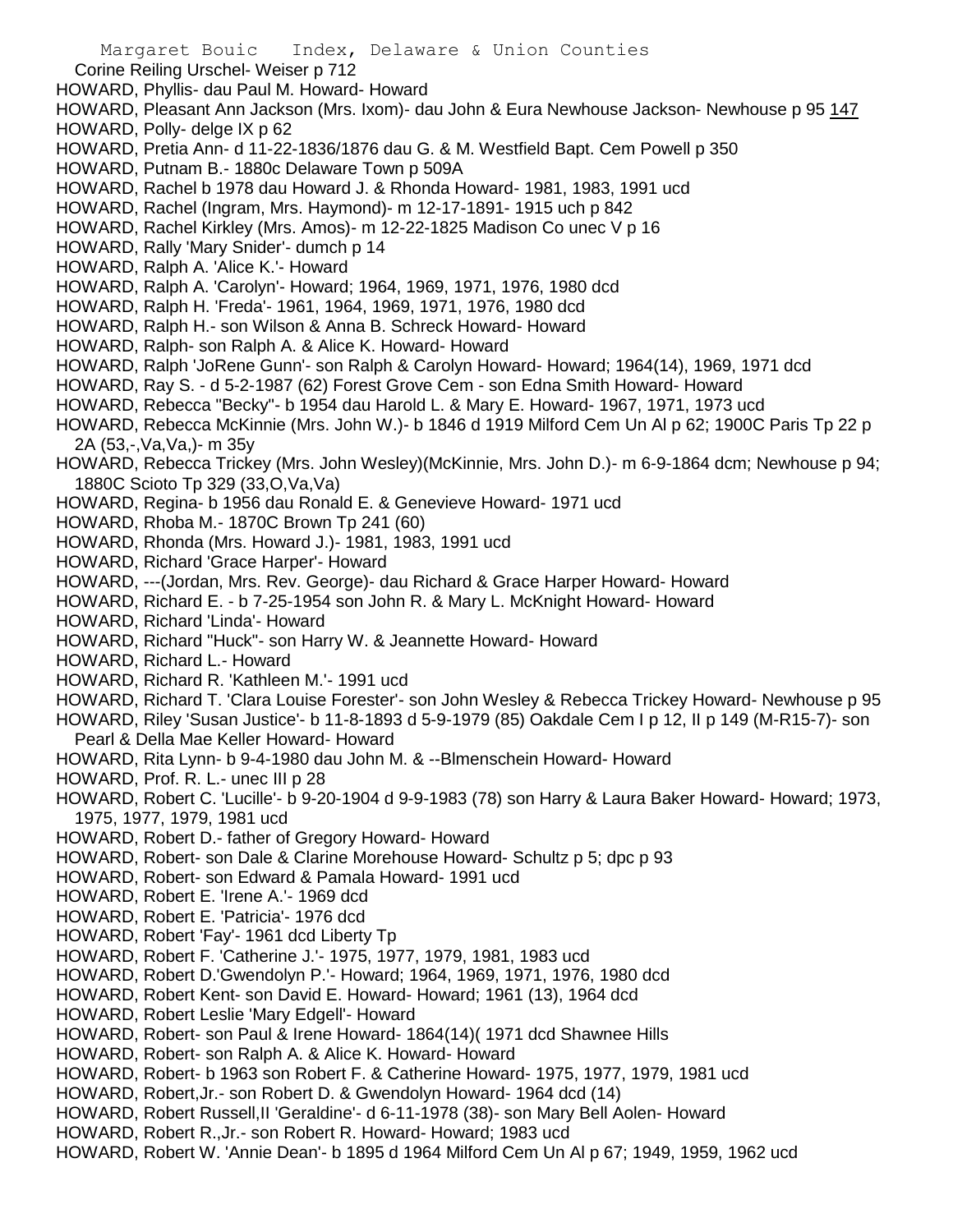Corine Reiling Urschel- Weiser p 712

HOWARD, Phyllis- dau Paul M. Howard- Howard

HOWARD, Pleasant Ann Jackson (Mrs. Ixom)- dau John & Eura Newhouse Jackson- Newhouse p 95 147

HOWARD, Polly- delge IX p 62

HOWARD, Pretia Ann- d 11-22-1836/1876 dau G. & M. Westfield Bapt. Cem Powell p 350

HOWARD, Putnam B.- 1880c Delaware Town p 509A

HOWARD, Rachel b 1978 dau Howard J. & Rhonda Howard- 1981, 1983, 1991 ucd

HOWARD, Rachel (Ingram, Mrs. Haymond)- m 12-17-1891- 1915 uch p 842

HOWARD, Rachel Kirkley (Mrs. Amos)- m 12-22-1825 Madison Co unec V p 16

HOWARD, Rally 'Mary Snider'- dumch p 14

HOWARD, Ralph A. 'Alice K.'- Howard

HOWARD, Ralph A. 'Carolyn'- Howard; 1964, 1969, 1971, 1976, 1980 dcd

HOWARD, Ralph H. 'Freda'- 1961, 1964, 1969, 1971, 1976, 1980 dcd

HOWARD, Ralph H.- son Wilson & Anna B. Schreck Howard- Howard

HOWARD, Ralph- son Ralph A. & Alice K. Howard- Howard

HOWARD, Ralph 'JoRene Gunn'- son Ralph & Carolyn Howard- Howard; 1964(14), 1969, 1971 dcd

HOWARD, Ray S. - d 5-2-1987 (62) Forest Grove Cem - son Edna Smith Howard- Howard

HOWARD, Rebecca "Becky"- b 1954 dau Harold L. & Mary E. Howard- 1967, 1971, 1973 ucd

HOWARD, Rebecca McKinnie (Mrs. John W.)- b 1846 d 1919 Milford Cem Un Al p 62; 1900C Paris Tp 22 p 2A (53,-,Va,Va,)- m 35y

HOWARD, Rebecca Trickey (Mrs. John Wesley)(McKinnie, Mrs. John D.)- m 6-9-1864 dcm; Newhouse p 94; 1880C Scioto Tp 329 (33,O,Va,Va)

HOWARD, Regina- b 1956 dau Ronald E. & Genevieve Howard- 1971 ucd

HOWARD, Rhoba M.- 1870C Brown Tp 241 (60)

HOWARD, Rhonda (Mrs. Howard J.)- 1981, 1983, 1991 ucd

HOWARD, Richard 'Grace Harper'- Howard

HOWARD, ---(Jordan, Mrs. Rev. George)- dau Richard & Grace Harper Howard- Howard

HOWARD, Richard E. - b 7-25-1954 son John R. & Mary L. McKnight Howard- Howard

HOWARD, Richard 'Linda'- Howard

HOWARD, Richard "Huck"- son Harry W. & Jeannette Howard- Howard

HOWARD, Richard L.- Howard

HOWARD, Richard R. 'Kathleen M.'- 1991 ucd

HOWARD, Richard T. 'Clara Louise Forester'- son John Wesley & Rebecca Trickey Howard- Newhouse p 95

HOWARD, Riley 'Susan Justice'- b 11-8-1893 d 5-9-1979 (85) Oakdale Cem I p 12, II p 149 (M-R15-7)- son Pearl & Della Mae Keller Howard- Howard

HOWARD, Rita Lynn- b 9-4-1980 dau John M. & --Blmenschein Howard- Howard

HOWARD, Prof. R. L.- unec III p 28

HOWARD, Robert C. 'Lucille'- b 9-20-1904 d 9-9-1983 (78) son Harry & Laura Baker Howard- Howard; 1973, 1975, 1977, 1979, 1981 ucd

HOWARD, Robert D.- father of Gregory Howard- Howard

HOWARD, Robert- son Dale & Clarine Morehouse Howard- Schultz p 5; dpc p 93

HOWARD, Robert- son Edward & Pamala Howard- 1991 ucd

HOWARD, Robert E. 'Irene A.'- 1969 dcd

HOWARD, Robert E. 'Patricia'- 1976 dcd

HOWARD, Robert 'Fay'- 1961 dcd Liberty Tp

HOWARD, Robert F. 'Catherine J.'- 1975, 1977, 1979, 1981, 1983 ucd

HOWARD, Robert D.'Gwendolyn P.'- Howard; 1964, 1969, 1971, 1976, 1980 dcd

HOWARD, Robert Kent- son David E. Howard- Howard; 1961 (13), 1964 dcd

HOWARD, Robert Leslie 'Mary Edgell'- Howard

HOWARD, Robert- son Paul & Irene Howard- 1864(14)( 1971 dcd Shawnee Hills

HOWARD, Robert- son Ralph A. & Alice K. Howard- Howard

HOWARD, Robert- b 1963 son Robert F. & Catherine Howard- 1975, 1977, 1979, 1981 ucd

HOWARD, Robert,Jr.- son Robert D. & Gwendolyn Howard- 1964 dcd (14)

HOWARD, Robert Russell,II 'Geraldine'- d 6-11-1978 (38)- son Mary Bell Aolen- Howard

HOWARD, Robert R.,Jr.- son Robert R. Howard- Howard; 1983 ucd

HOWARD, Robert W. 'Annie Dean'- b 1895 d 1964 Milford Cem Un Al p 67; 1949, 1959, 1962 ucd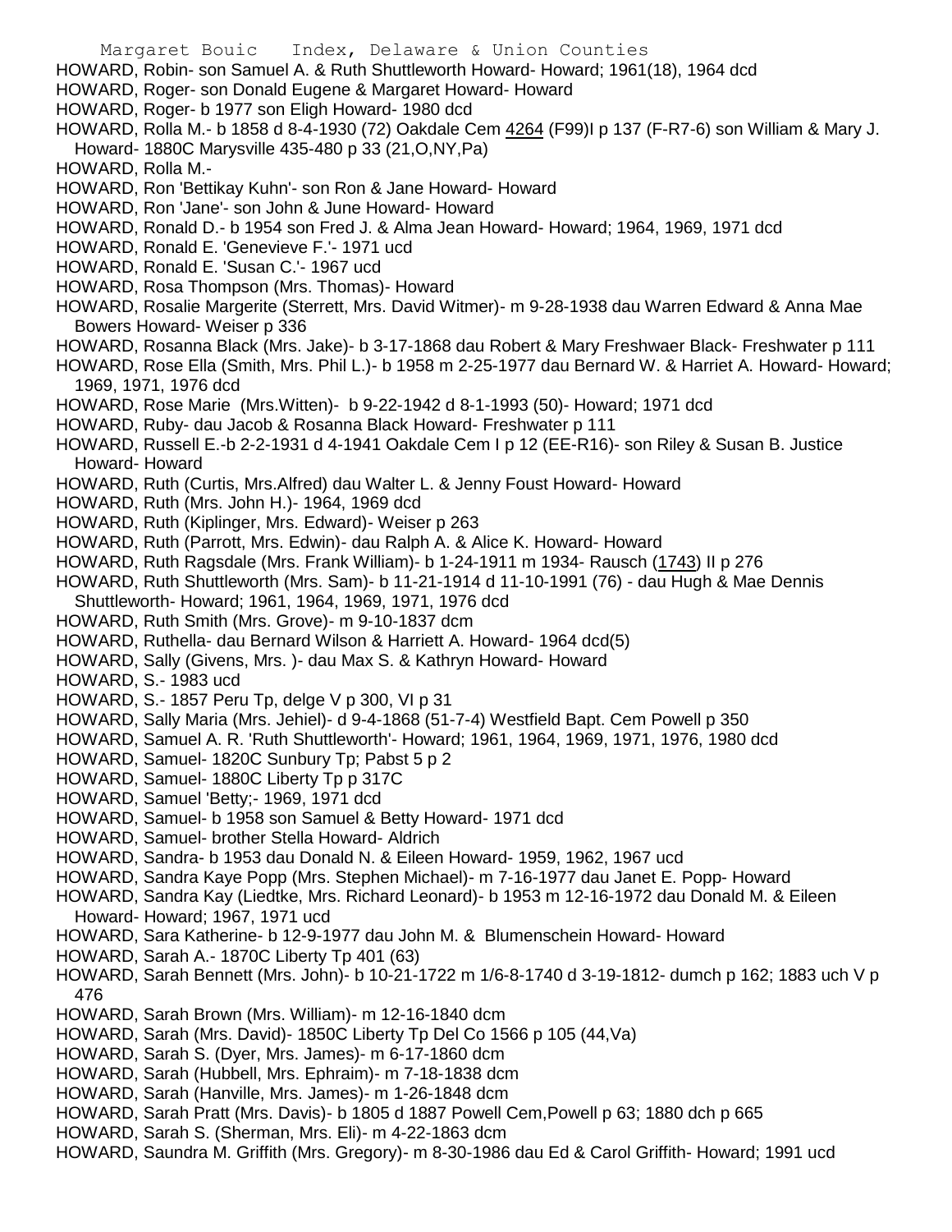HOWARD, Robin- son Samuel A. & Ruth Shuttleworth Howard- Howard; 1961(18), 1964 dcd
HOWARD, Roger- son Donald Eugene & Margaret Howard- Howard
HOWARD, Roger- b 1977 son Eligh Howard- 1980 dcd
HOWARD, Rolla M.- b 1858 d 8-4-1930 (72) Oakdale Cem 4264 (F99)I p 137 (F-R7-6) son William & Mary J. Howard- 1880C Marysville 435-480 p 33 (21,O,NY,Pa)
HOWARD, Rolla M.-
HOWARD, Ron 'Bettikay Kuhn'- son Ron & Jane Howard- Howard
HOWARD, Ron 'Jane'- son John & June Howard- Howard
HOWARD, Ronald D.- b 1954 son Fred J. & Alma Jean Howard- Howard; 1964, 1969, 1971 dcd
HOWARD, Ronald E. 'Genevieve F.'- 1971 ucd
HOWARD, Ronald E. 'Susan C.'- 1967 ucd
HOWARD, Rosa Thompson (Mrs. Thomas)- Howard
HOWARD, Rosalie Margerite (Sterrett, Mrs. David Witmer)- m 9-28-1938 dau Warren Edward & Anna Mae Bowers Howard- Weiser p 336
HOWARD, Rosanna Black (Mrs. Jake)- b 3-17-1868 dau Robert & Mary Freshwaer Black- Freshwater p 111
HOWARD, Rose Ella (Smith, Mrs. Phil L.)- b 1958 m 2-25-1977 dau Bernard W. & Harriet A. Howard- Howard; 1969, 1971, 1976 dcd
HOWARD, Rose Marie (Mrs.Witten)- b 9-22-1942 d 8-1-1993 (50)- Howard; 1971 dcd
HOWARD, Ruby- dau Jacob & Rosanna Black Howard- Freshwater p 111
HOWARD, Russell E.-b 2-2-1931 d 4-1941 Oakdale Cem I p 12 (EE-R16)- son Riley & Susan B. Justice Howard- Howard
HOWARD, Ruth (Curtis, Mrs.Alfred) dau Walter L. & Jenny Foust Howard- Howard
HOWARD, Ruth (Mrs. John H.)- 1964, 1969 dcd
HOWARD, Ruth (Kiplinger, Mrs. Edward)- Weiser p 263
HOWARD, Ruth (Parrott, Mrs. Edwin)- dau Ralph A. & Alice K. Howard- Howard
HOWARD, Ruth Ragsdale (Mrs. Frank William)- b 1-24-1911 m 1934- Rausch (1743) II p 276
HOWARD, Ruth Shuttleworth (Mrs. Sam)- b 11-21-1914 d 11-10-1991 (76) - dau Hugh & Mae Dennis Shuttleworth- Howard; 1961, 1964, 1969, 1971, 1976 dcd
HOWARD, Ruth Smith (Mrs. Grove)- m 9-10-1837 dcm
HOWARD, Ruthella- dau Bernard Wilson & Harriett A. Howard- 1964 dcd(5)
HOWARD, Sally (Givens, Mrs. )- dau Max S. & Kathryn Howard- Howard
HOWARD, S.- 1983 ucd
HOWARD, S.- 1857 Peru Tp, delge V p 300, VI p 31
HOWARD, Sally Maria (Mrs. Jehiel)- d 9-4-1868 (51-7-4) Westfield Bapt. Cem Powell p 350
HOWARD, Samuel A. R. 'Ruth Shuttleworth'- Howard; 1961, 1964, 1969, 1971, 1976, 1980 dcd
HOWARD, Samuel- 1820C Sunbury Tp; Pabst 5 p 2
HOWARD, Samuel- 1880C Liberty Tp p 317C
HOWARD, Samuel 'Betty;- 1969, 1971 dcd
HOWARD, Samuel- b 1958 son Samuel & Betty Howard- 1971 dcd
HOWARD, Samuel- brother Stella Howard- Aldrich
HOWARD, Sandra- b 1953 dau Donald N. & Eileen Howard- 1959, 1962, 1967 ucd
HOWARD, Sandra Kaye Popp (Mrs. Stephen Michael)- m 7-16-1977 dau Janet E. Popp- Howard
HOWARD, Sandra Kay (Liedtke, Mrs. Richard Leonard)- b 1953 m 12-16-1972 dau Donald M. & Eileen Howard- Howard; 1967, 1971 ucd
HOWARD, Sara Katherine- b 12-9-1977 dau John M. & Blumenschein Howard- Howard
HOWARD, Sarah A.- 1870C Liberty Tp 401 (63)
HOWARD, Sarah Bennett (Mrs. John)- b 10-21-1722 m 1/6-8-1740 d 3-19-1812- dumch p 162; 1883 uch V p 476
HOWARD, Sarah Brown (Mrs. William)- m 12-16-1840 dcm
HOWARD, Sarah (Mrs. David)- 1850C Liberty Tp Del Co 1566 p 105 (44,Va)
HOWARD, Sarah S. (Dyer, Mrs. James)- m 6-17-1860 dcm
HOWARD, Sarah (Hubbell, Mrs. Ephraim)- m 7-18-1838 dcm
HOWARD, Sarah (Hanville, Mrs. James)- m 1-26-1848 dcm
HOWARD, Sarah Pratt (Mrs. Davis)- b 1805 d 1887 Powell Cem,Powell p 63; 1880 dch p 665
HOWARD, Sarah S. (Sherman, Mrs. Eli)- m 4-22-1863 dcm
HOWARD, Saundra M. Griffith (Mrs. Gregory)- m 8-30-1986 dau Ed & Carol Griffith- Howard; 1991 ucd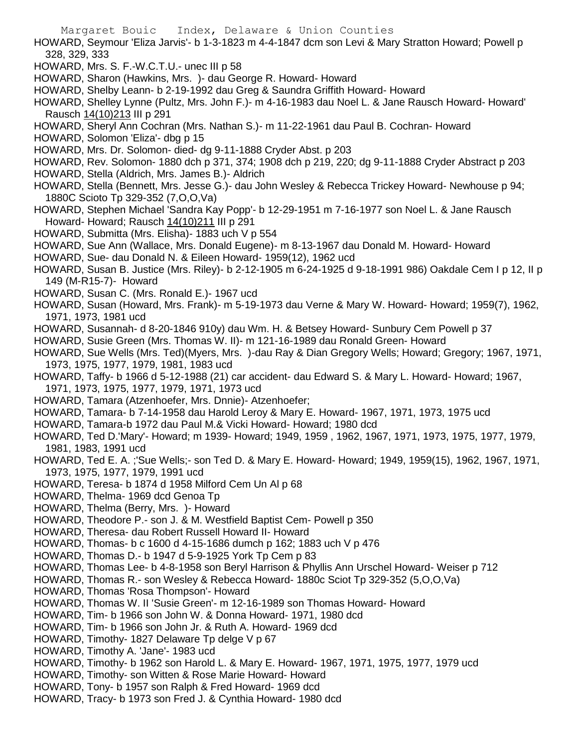HOWARD, Seymour 'Eliza Jarvis'- b 1-3-1823 m 4-4-1847 dcm son Levi & Mary Stratton Howard; Powell p 328, 329, 333

HOWARD, Mrs. S. F.-W.C.T.U.- unec III p 58

HOWARD, Sharon (Hawkins, Mrs. )- dau George R. Howard- Howard

HOWARD, Shelby Leann- b 2-19-1992 dau Greg & Saundra Griffith Howard- Howard

HOWARD, Shelley Lynne (Pultz, Mrs. John F.)- m 4-16-1983 dau Noel L. & Jane Rausch Howard- Howard' Rausch 14(10)213 III p 291

HOWARD, Sheryl Ann Cochran (Mrs. Nathan S.)- m 11-22-1961 dau Paul B. Cochran- Howard

HOWARD, Solomon 'Eliza'- dbg p 15

HOWARD, Mrs. Dr. Solomon- died- dg 9-11-1888 Cryder Abst. p 203

HOWARD, Rev. Solomon- 1880 dch p 371, 374; 1908 dch p 219, 220; dg 9-11-1888 Cryder Abstract p 203

HOWARD, Stella (Aldrich, Mrs. James B.)- Aldrich

HOWARD, Stella (Bennett, Mrs. Jesse G.)- dau John Wesley & Rebecca Trickey Howard- Newhouse p 94; 1880C Scioto Tp 329-352 (7,O,O,Va)

HOWARD, Stephen Michael 'Sandra Kay Popp'- b 12-29-1951 m 7-16-1977 son Noel L. & Jane Rausch Howard- Howard; Rausch 14(10)211 III p 291

HOWARD, Submitta (Mrs. Elisha)- 1883 uch V p 554

HOWARD, Sue Ann (Wallace, Mrs. Donald Eugene)- m 8-13-1967 dau Donald M. Howard- Howard

HOWARD, Sue- dau Donald N. & Eileen Howard- 1959(12), 1962 ucd

HOWARD, Susan B. Justice (Mrs. Riley)- b 2-12-1905 m 6-24-1925 d 9-18-1991 986) Oakdale Cem I p 12, II p 149 (M-R15-7)- Howard

HOWARD, Susan C. (Mrs. Ronald E.)- 1967 ucd

HOWARD, Susan (Howard, Mrs. Frank)- m 5-19-1973 dau Verne & Mary W. Howard- Howard; 1959(7), 1962, 1971, 1973, 1981 ucd

HOWARD, Susannah- d 8-20-1846 910y) dau Wm. H. & Betsey Howard- Sunbury Cem Powell p 37

HOWARD, Susie Green (Mrs. Thomas W. II)- m 121-16-1989 dau Ronald Green- Howard

HOWARD, Sue Wells (Mrs. Ted)(Myers, Mrs. )-dau Ray & Dian Gregory Wells; Howard; Gregory; 1967, 1971, 1973, 1975, 1977, 1979, 1981, 1983 ucd

HOWARD, Taffy- b 1966 d 5-12-1988 (21) car accident- dau Edward S. & Mary L. Howard- Howard; 1967, 1971, 1973, 1975, 1977, 1979, 1971, 1973 ucd

HOWARD, Tamara (Atzenhoefer, Mrs. Dnnie)- Atzenhoefer;

HOWARD, Tamara- b 7-14-1958 dau Harold Leroy & Mary E. Howard- 1967, 1971, 1973, 1975 ucd

HOWARD, Tamara-b 1972 dau Paul M.& Vicki Howard- Howard; 1980 dcd

HOWARD, Ted D.'Mary'- Howard; m 1939- Howard; 1949, 1959 , 1962, 1967, 1971, 1973, 1975, 1977, 1979, 1981, 1983, 1991 ucd

HOWARD, Ted E. A. ;'Sue Wells;- son Ted D. & Mary E. Howard- Howard; 1949, 1959(15), 1962, 1967, 1971, 1973, 1975, 1977, 1979, 1991 ucd

HOWARD, Teresa- b 1874 d 1958 Milford Cem Un Al p 68

HOWARD, Thelma- 1969 dcd Genoa Tp

HOWARD, Thelma (Berry, Mrs. )- Howard

HOWARD, Theodore P.- son J. & M. Westfield Baptist Cem- Powell p 350

HOWARD, Theresa- dau Robert Russell Howard II- Howard

HOWARD, Thomas- b c 1600 d 4-15-1686 dumch p 162; 1883 uch V p 476

HOWARD, Thomas D.- b 1947 d 5-9-1925 York Tp Cem p 83

HOWARD, Thomas Lee- b 4-8-1958 son Beryl Harrison & Phyllis Ann Urschel Howard- Weiser p 712

HOWARD, Thomas R.- son Wesley & Rebecca Howard- 1880c Sciot Tp 329-352 (5,O,O,Va)

HOWARD, Thomas 'Rosa Thompson'- Howard

HOWARD, Thomas W. II 'Susie Green'- m 12-16-1989 son Thomas Howard- Howard

HOWARD, Tim- b 1966 son John W. & Donna Howard- 1971, 1980 dcd

HOWARD, Tim- b 1966 son John Jr. & Ruth A. Howard- 1969 dcd

HOWARD, Timothy- 1827 Delaware Tp delge V p 67

HOWARD, Timothy A. 'Jane'- 1983 ucd

HOWARD, Timothy- b 1962 son Harold L. & Mary E. Howard- 1967, 1971, 1975, 1977, 1979 ucd

HOWARD, Timothy- son Witten & Rose Marie Howard- Howard

HOWARD, Tony- b 1957 son Ralph & Fred Howard- 1969 dcd

HOWARD, Tracy- b 1973 son Fred J. & Cynthia Howard- 1980 dcd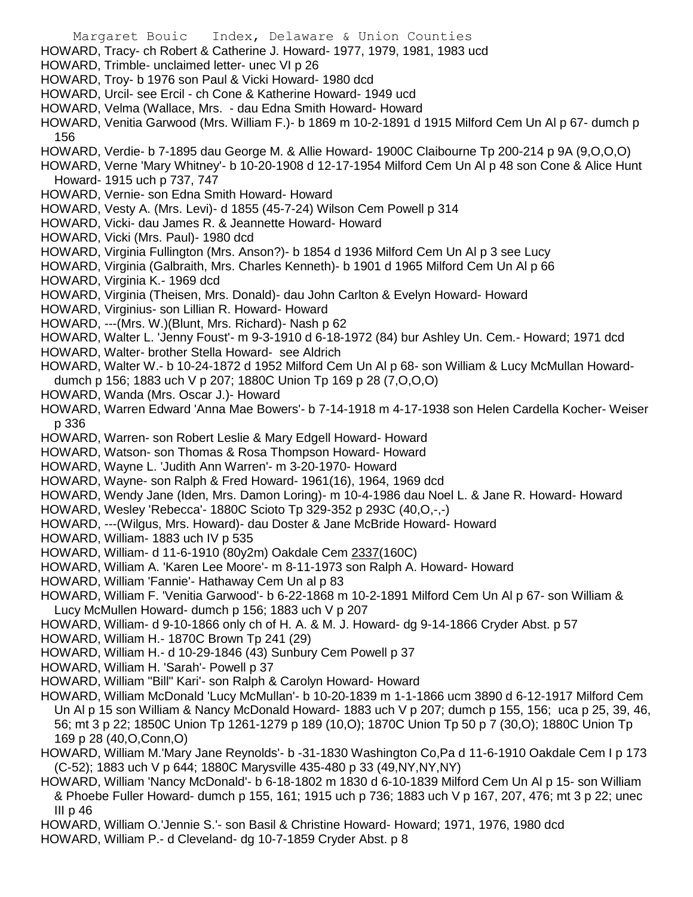HOWARD, Tracy- ch Robert & Catherine J. Howard- 1977, 1979, 1981, 1983 ucd
HOWARD, Trimble- unclaimed letter- unec VI p 26
HOWARD, Troy- b 1976 son Paul & Vicki Howard- 1980 dcd
HOWARD, Urcil- see Ercil - ch Cone & Katherine Howard- 1949 ucd
HOWARD, Velma (Wallace, Mrs. - dau Edna Smith Howard- Howard
HOWARD, Venitia Garwood (Mrs. William F.)- b 1869 m 10-2-1891 d 1915 Milford Cem Un Al p 67- dumch p 156
HOWARD, Verdie- b 7-1895 dau George M. & Allie Howard- 1900C Claibourne Tp 200-214 p 9A (9,O,O,O)
HOWARD, Verne 'Mary Whitney'- b 10-20-1908 d 12-17-1954 Milford Cem Un Al p 48 son Cone & Alice Hunt Howard- 1915 uch p 737, 747
HOWARD, Vernie- son Edna Smith Howard- Howard
HOWARD, Vesty A. (Mrs. Levi)- d 1855 (45-7-24) Wilson Cem Powell p 314
HOWARD, Vicki- dau James R. & Jeannette Howard- Howard
HOWARD, Vicki (Mrs. Paul)- 1980 dcd
HOWARD, Virginia Fullington (Mrs. Anson?)- b 1854 d 1936 Milford Cem Un Al p 3 see Lucy
HOWARD, Virginia (Galbraith, Mrs. Charles Kenneth)- b 1901 d 1965 Milford Cem Un Al p 66
HOWARD, Virginia K.- 1969 dcd
HOWARD, Virginia (Theisen, Mrs. Donald)- dau John Carlton & Evelyn Howard- Howard
HOWARD, Virginius- son Lillian R. Howard- Howard
HOWARD, ---(Mrs. W.)(Blunt, Mrs. Richard)- Nash p 62
HOWARD, Walter L. 'Jenny Foust'- m 9-3-1910 d 6-18-1972 (84) bur Ashley Un. Cem.- Howard; 1971 dcd
HOWARD, Walter- brother Stella Howard- see Aldrich
HOWARD, Walter W.- b 10-24-1872 d 1952 Milford Cem Un Al p 68- son William & Lucy McMullan Howard- dumch p 156; 1883 uch V p 207; 1880C Union Tp 169 p 28 (7,O,O,O)
HOWARD, Wanda (Mrs. Oscar J.)- Howard
HOWARD, Warren Edward 'Anna Mae Bowers'- b 7-14-1918 m 4-17-1938 son Helen Cardella Kocher- Weiser p 336
HOWARD, Warren- son Robert Leslie & Mary Edgell Howard- Howard
HOWARD, Watson- son Thomas & Rosa Thompson Howard- Howard
HOWARD, Wayne L. 'Judith Ann Warren'- m 3-20-1970- Howard
HOWARD, Wayne- son Ralph & Fred Howard- 1961(16), 1964, 1969 dcd
HOWARD, Wendy Jane (Iden, Mrs. Damon Loring)- m 10-4-1986 dau Noel L. & Jane R. Howard- Howard
HOWARD, Wesley 'Rebecca'- 1880C Scioto Tp 329-352 p 293C (40,O,-,-)
HOWARD, ---(Wilgus, Mrs. Howard)- dau Doster & Jane McBride Howard- Howard
HOWARD, William- 1883 uch IV p 535
HOWARD, William- d 11-6-1910 (80y2m) Oakdale Cem 2337(160C)
HOWARD, William A. 'Karen Lee Moore'- m 8-11-1973 son Ralph A. Howard- Howard
HOWARD, William 'Fannie'- Hathaway Cem Un al p 83
HOWARD, William F. 'Venitia Garwood'- b 6-22-1868 m 10-2-1891 Milford Cem Un Al p 67- son William & Lucy McMullen Howard- dumch p 156; 1883 uch V p 207
HOWARD, William- d 9-10-1866 only ch of H. A. & M. J. Howard- dg 9-14-1866 Cryder Abst. p 57
HOWARD, William H.- 1870C Brown Tp 241 (29)
HOWARD, William H.- d 10-29-1846 (43) Sunbury Cem Powell p 37
HOWARD, William H. 'Sarah'- Powell p 37
HOWARD, William "Bill" Kari'- son Ralph & Carolyn Howard- Howard
HOWARD, William McDonald 'Lucy McMullan'- b 10-20-1839 m 1-1-1866 ucm 3890 d 6-12-1917 Milford Cem Un Al p 15 son William & Nancy McDonald Howard- 1883 uch V p 207; dumch p 155, 156; uca p 25, 39, 46, 56; mt 3 p 22; 1850C Union Tp 1261-1279 p 189 (10,O); 1870C Union Tp 50 p 7 (30,O); 1880C Union Tp 169 p 28 (40,O,Conn,O)
HOWARD, William M.'Mary Jane Reynolds'- b -31-1830 Washington Co,Pa d 11-6-1910 Oakdale Cem I p 173 (C-52); 1883 uch V p 644; 1880C Marysville 435-480 p 33 (49,NY,NY,NY)
HOWARD, William 'Nancy McDonald'- b 6-18-1802 m 1830 d 6-10-1839 Milford Cem Un Al p 15- son William & Phoebe Fuller Howard- dumch p 155, 161; 1915 uch p 736; 1883 uch V p 167, 207, 476; mt 3 p 22; unec III p 46
HOWARD, William O.'Jennie S.'- son Basil & Christine Howard- Howard; 1971, 1976, 1980 dcd
HOWARD, William P.- d Cleveland- dg 10-7-1859 Cryder Abst. p 8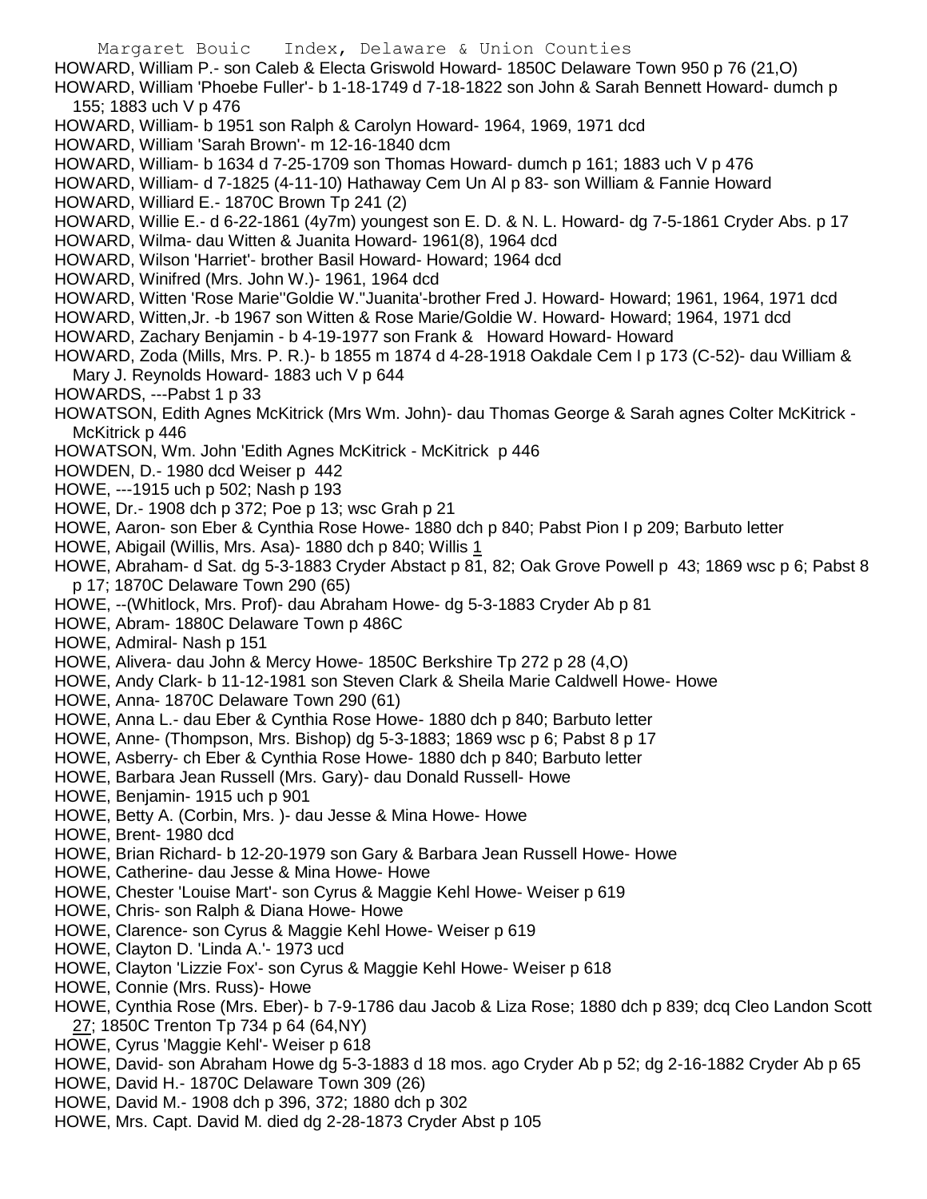HOWARD, William P.- son Caleb & Electa Griswold Howard- 1850C Delaware Town 950 p 76 (21,O)
HOWARD, William 'Phoebe Fuller'- b 1-18-1749 d 7-18-1822 son John & Sarah Bennett Howard- dumch p 155; 1883 uch V p 476
HOWARD, William- b 1951 son Ralph & Carolyn Howard- 1964, 1969, 1971 dcd
HOWARD, William 'Sarah Brown'- m 12-16-1840 dcm
HOWARD, William- b 1634 d 7-25-1709 son Thomas Howard- dumch p 161; 1883 uch V p 476
HOWARD, William- d 7-1825 (4-11-10) Hathaway Cem Un Al p 83- son William & Fannie Howard
HOWARD, Williard E.- 1870C Brown Tp 241 (2)
HOWARD, Willie E.- d 6-22-1861 (4y7m) youngest son E. D. & N. L. Howard- dg 7-5-1861 Cryder Abs. p 17
HOWARD, Wilma- dau Witten & Juanita Howard- 1961(8), 1964 dcd
HOWARD, Wilson 'Harriet'- brother Basil Howard- Howard; 1964 dcd
HOWARD, Winifred (Mrs. John W.)- 1961, 1964 dcd
HOWARD, Witten 'Rose Marie''Goldie W.''Juanita'-brother Fred J. Howard- Howard; 1961, 1964, 1971 dcd
HOWARD, Witten,Jr. -b 1967 son Witten & Rose Marie/Goldie W. Howard- Howard; 1964, 1971 dcd
HOWARD, Zachary Benjamin - b 4-19-1977 son Frank & Howard Howard- Howard
HOWARD, Zoda (Mills, Mrs. P. R.)- b 1855 m 1874 d 4-28-1918 Oakdale Cem I p 173 (C-52)- dau William & Mary J. Reynolds Howard- 1883 uch V p 644
HOWARDS, ---Pabst 1 p 33
HOWATSON, Edith Agnes McKitrick (Mrs Wm. John)- dau Thomas George & Sarah agnes Colter McKitrick - McKitrick p 446
HOWATSON, Wm. John 'Edith Agnes McKitrick - McKitrick p 446
HOWDEN, D.- 1980 dcd Weiser p 442
HOWE, ---1915 uch p 502; Nash p 193
HOWE, Dr.- 1908 dch p 372; Poe p 13; wsc Grah p 21
HOWE, Aaron- son Eber & Cynthia Rose Howe- 1880 dch p 840; Pabst Pion I p 209; Barbuto letter
HOWE, Abigail (Willis, Mrs. Asa)- 1880 dch p 840; Willis 1
HOWE, Abraham- d Sat. dg 5-3-1883 Cryder Abstact p 81, 82; Oak Grove Powell p 43; 1869 wsc p 6; Pabst 8 p 17; 1870C Delaware Town 290 (65)
HOWE, --(Whitlock, Mrs. Prof)- dau Abraham Howe- dg 5-3-1883 Cryder Ab p 81
HOWE, Abram- 1880C Delaware Town p 486C
HOWE, Admiral- Nash p 151
HOWE, Alivera- dau John & Mercy Howe- 1850C Berkshire Tp 272 p 28 (4,O)
HOWE, Andy Clark- b 11-12-1981 son Steven Clark & Sheila Marie Caldwell Howe- Howe
HOWE, Anna- 1870C Delaware Town 290 (61)
HOWE, Anna L.- dau Eber & Cynthia Rose Howe- 1880 dch p 840; Barbuto letter
HOWE, Anne- (Thompson, Mrs. Bishop) dg 5-3-1883; 1869 wsc p 6; Pabst 8 p 17
HOWE, Asberry- ch Eber & Cynthia Rose Howe- 1880 dch p 840; Barbuto letter
HOWE, Barbara Jean Russell (Mrs. Gary)- dau Donald Russell- Howe
HOWE, Benjamin- 1915 uch p 901
HOWE, Betty A. (Corbin, Mrs. )- dau Jesse & Mina Howe- Howe
HOWE, Brent- 1980 dcd
HOWE, Brian Richard- b 12-20-1979 son Gary & Barbara Jean Russell Howe- Howe
HOWE, Catherine- dau Jesse & Mina Howe- Howe
HOWE, Chester 'Louise Mart'- son Cyrus & Maggie Kehl Howe- Weiser p 619
HOWE, Chris- son Ralph & Diana Howe- Howe
HOWE, Clarence- son Cyrus & Maggie Kehl Howe- Weiser p 619
HOWE, Clayton D. 'Linda A.'- 1973 ucd
HOWE, Clayton 'Lizzie Fox'- son Cyrus & Maggie Kehl Howe- Weiser p 618
HOWE, Connie (Mrs. Russ)- Howe
HOWE, Cynthia Rose (Mrs. Eber)- b 7-9-1786 dau Jacob & Liza Rose; 1880 dch p 839; dcq Cleo Landon Scott 27; 1850C Trenton Tp 734 p 64 (64,NY)
HOWE, Cyrus 'Maggie Kehl'- Weiser p 618
HOWE, David- son Abraham Howe dg 5-3-1883 d 18 mos. ago Cryder Ab p 52; dg 2-16-1882 Cryder Ab p 65
HOWE, David H.- 1870C Delaware Town 309 (26)
HOWE, David M.- 1908 dch p 396, 372; 1880 dch p 302
HOWE, Mrs. Capt. David M. died dg 2-28-1873 Cryder Abst p 105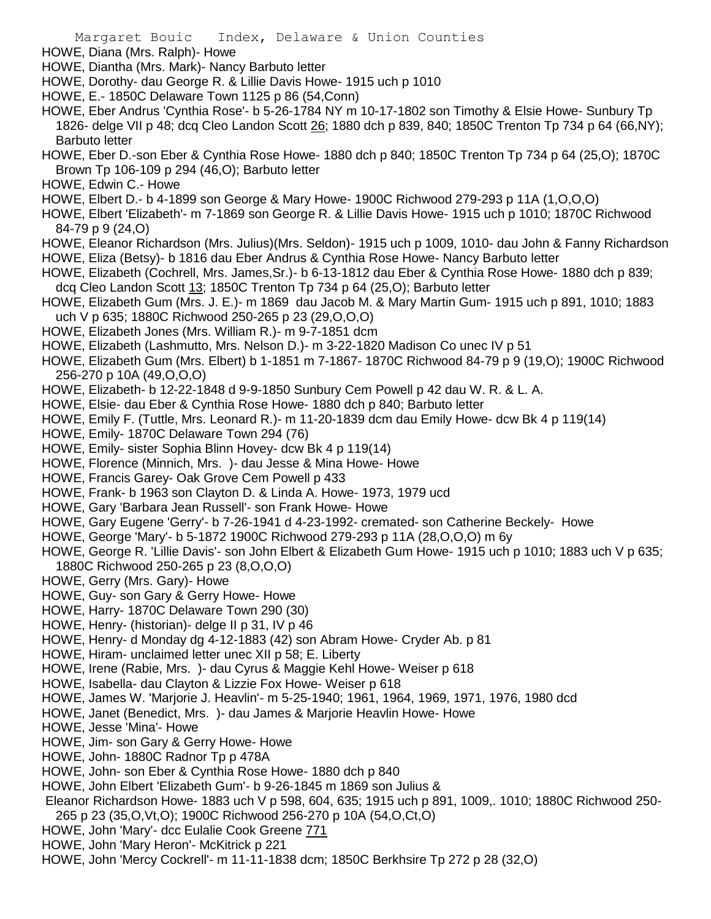HOWE, Diana (Mrs. Ralph)- Howe

HOWE, Diantha (Mrs. Mark)- Nancy Barbuto letter

HOWE, Dorothy- dau George R. & Lillie Davis Howe- 1915 uch p 1010

HOWE, E.- 1850C Delaware Town 1125 p 86 (54,Conn)

HOWE, Eber Andrus 'Cynthia Rose'- b 5-26-1784 NY m 10-17-1802 son Timothy & Elsie Howe- Sunbury Tp 1826- delge VII p 48; dcq Cleo Landon Scott 26; 1880 dch p 839, 840; 1850C Trenton Tp 734 p 64 (66,NY); Barbuto letter

HOWE, Eber D.-son Eber & Cynthia Rose Howe- 1880 dch p 840; 1850C Trenton Tp 734 p 64 (25,O); 1870C Brown Tp 106-109 p 294 (46,O); Barbuto letter

HOWE, Edwin C.- Howe

HOWE, Elbert D.- b 4-1899 son George & Mary Howe- 1900C Richwood 279-293 p 11A (1,O,O,O)

HOWE, Elbert 'Elizabeth'- m 7-1869 son George R. & Lillie Davis Howe- 1915 uch p 1010; 1870C Richwood 84-79 p 9 (24,O)

HOWE, Eleanor Richardson (Mrs. Julius)(Mrs. Seldon)- 1915 uch p 1009, 1010- dau John & Fanny Richardson

HOWE, Eliza (Betsy)- b 1816 dau Eber Andrus & Cynthia Rose Howe- Nancy Barbuto letter

HOWE, Elizabeth (Cochrell, Mrs. James,Sr.)- b 6-13-1812 dau Eber & Cynthia Rose Howe- 1880 dch p 839; dcq Cleo Landon Scott 13; 1850C Trenton Tp 734 p 64 (25,O); Barbuto letter

HOWE, Elizabeth Gum (Mrs. J. E.)- m 1869 dau Jacob M. & Mary Martin Gum- 1915 uch p 891, 1010; 1883 uch V p 635; 1880C Richwood 250-265 p 23 (29,O,O,O)

HOWE, Elizabeth Jones (Mrs. William R.)- m 9-7-1851 dcm

HOWE, Elizabeth (Lashmutto, Mrs. Nelson D.)- m 3-22-1820 Madison Co unec IV p 51

HOWE, Elizabeth Gum (Mrs. Elbert) b 1-1851 m 7-1867- 1870C Richwood 84-79 p 9 (19,O); 1900C Richwood 256-270 p 10A (49,O,O,O)

HOWE, Elizabeth- b 12-22-1848 d 9-9-1850 Sunbury Cem Powell p 42 dau W. R. & L. A.

HOWE, Elsie- dau Eber & Cynthia Rose Howe- 1880 dch p 840; Barbuto letter

HOWE, Emily F. (Tuttle, Mrs. Leonard R.)- m 11-20-1839 dcm dau Emily Howe- dcw Bk 4 p 119(14)

HOWE, Emily- 1870C Delaware Town 294 (76)

HOWE, Emily- sister Sophia Blinn Hovey- dcw Bk 4 p 119(14)

HOWE, Florence (Minnich, Mrs. )- dau Jesse & Mina Howe- Howe

HOWE, Francis Garey- Oak Grove Cem Powell p 433

HOWE, Frank- b 1963 son Clayton D. & Linda A. Howe- 1973, 1979 ucd

HOWE, Gary 'Barbara Jean Russell'- son Frank Howe- Howe

HOWE, Gary Eugene 'Gerry'- b 7-26-1941 d 4-23-1992- cremated- son Catherine Beckely- Howe

HOWE, George 'Mary'- b 5-1872 1900C Richwood 279-293 p 11A (28,O,O,O) m 6y

HOWE, George R. 'Lillie Davis'- son John Elbert & Elizabeth Gum Howe- 1915 uch p 1010; 1883 uch V p 635; 1880C Richwood 250-265 p 23 (8,O,O,O)

HOWE, Gerry (Mrs. Gary)- Howe

HOWE, Guy- son Gary & Gerry Howe- Howe

HOWE, Harry- 1870C Delaware Town 290 (30)

HOWE, Henry- (historian)- delge II p 31, IV p 46

HOWE, Henry- d Monday dg 4-12-1883 (42) son Abram Howe- Cryder Ab. p 81

HOWE, Hiram- unclaimed letter unec XII p 58; E. Liberty

HOWE, Irene (Rabie, Mrs. )- dau Cyrus & Maggie Kehl Howe- Weiser p 618

HOWE, Isabella- dau Clayton & Lizzie Fox Howe- Weiser p 618

HOWE, James W. 'Marjorie J. Heavlin'- m 5-25-1940; 1961, 1964, 1969, 1971, 1976, 1980 dcd

HOWE, Janet (Benedict, Mrs. )- dau James & Marjorie Heavlin Howe- Howe

HOWE, Jesse 'Mina'- Howe

HOWE, Jim- son Gary & Gerry Howe- Howe

HOWE, John- 1880C Radnor Tp p 478A

HOWE, John- son Eber & Cynthia Rose Howe- 1880 dch p 840

HOWE, John Elbert 'Elizabeth Gum'- b 9-26-1845 m 1869 son Julius & Eleanor Richardson Howe- 1883 uch V p 598, 604, 635; 1915 uch p 891, 1009,. 1010; 1880C Richwood 250-265 p 23 (35,O,Vt,O); 1900C Richwood 256-270 p 10A (54,O,Ct,O)

HOWE, John 'Mary'- dcc Eulalie Cook Greene 771

HOWE, John 'Mary Heron'- McKitrick p 221

HOWE, John 'Mercy Cockrell'- m 11-11-1838 dcm; 1850C Berkhsire Tp 272 p 28 (32,O)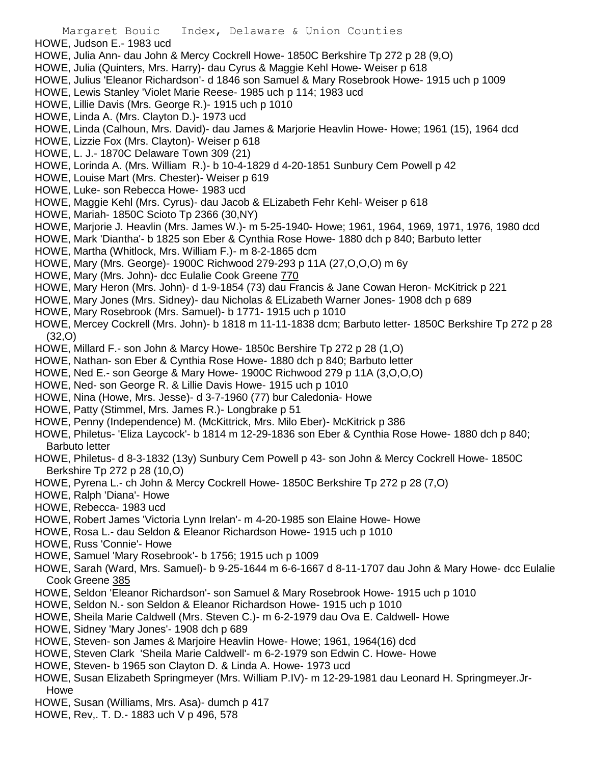HOWE, Judson E.- 1983 ucd
HOWE, Julia Ann- dau John & Mercy Cockrell Howe- 1850C Berkshire Tp 272 p 28 (9,O)
HOWE, Julia (Quinters, Mrs. Harry)- dau Cyrus & Maggie Kehl Howe- Weiser p 618
HOWE, Julius 'Eleanor Richardson'- d 1846 son Samuel & Mary Rosebrook Howe- 1915 uch p 1009
HOWE, Lewis Stanley 'Violet Marie Reese- 1985 uch p 114; 1983 ucd
HOWE, Lillie Davis (Mrs. George R.)- 1915 uch p 1010
HOWE, Linda A. (Mrs. Clayton D.)- 1973 ucd
HOWE, Linda (Calhoun, Mrs. David)- dau James & Marjorie Heavlin Howe- Howe; 1961 (15), 1964 dcd
HOWE, Lizzie Fox (Mrs. Clayton)- Weiser p 618
HOWE, L. J.- 1870C Delaware Town 309 (21)
HOWE, Lorinda A. (Mrs. William R.)- b 10-4-1829 d 4-20-1851 Sunbury Cem Powell p 42
HOWE, Louise Mart (Mrs. Chester)- Weiser p 619
HOWE, Luke- son Rebecca Howe- 1983 ucd
HOWE, Maggie Kehl (Mrs. Cyrus)- dau Jacob & ELizabeth Fehr Kehl- Weiser p 618
HOWE, Mariah- 1850C Scioto Tp 2366 (30,NY)
HOWE, Marjorie J. Heavlin (Mrs. James W.)- m 5-25-1940- Howe; 1961, 1964, 1969, 1971, 1976, 1980 dcd
HOWE, Mark 'Diantha'- b 1825 son Eber & Cynthia Rose Howe- 1880 dch p 840; Barbuto letter
HOWE, Martha (Whitlock, Mrs. William F.)- m 8-2-1865 dcm
HOWE, Mary (Mrs. George)- 1900C Richwood 279-293 p 11A (27,O,O,O) m 6y
HOWE, Mary (Mrs. John)- dcc Eulalie Cook Greene 770
HOWE, Mary Heron (Mrs. John)- d 1-9-1854 (73) dau Francis & Jane Cowan Heron- McKitrick p 221
HOWE, Mary Jones (Mrs. Sidney)- dau Nicholas & ELizabeth Warner Jones- 1908 dch p 689
HOWE, Mary Rosebrook (Mrs. Samuel)- b 1771- 1915 uch p 1010
HOWE, Mercey Cockrell (Mrs. John)- b 1818 m 11-11-1838 dcm; Barbuto letter- 1850C Berkshire Tp 272 p 28 (32,O)
HOWE, Millard F.- son John & Marcy Howe- 1850c Bershire Tp 272 p 28 (1,O)
HOWE, Nathan- son Eber & Cynthia Rose Howe- 1880 dch p 840; Barbuto letter
HOWE, Ned E.- son George & Mary Howe- 1900C Richwood 279 p 11A (3,O,O,O)
HOWE, Ned- son George R. & Lillie Davis Howe- 1915 uch p 1010
HOWE, Nina (Howe, Mrs. Jesse)- d 3-7-1960 (77) bur Caledonia- Howe
HOWE, Patty (Stimmel, Mrs. James R.)- Longbrake p 51
HOWE, Penny (Independence) M. (McKittrick, Mrs. Milo Eber)- McKitrick p 386
HOWE, Philetus- 'Eliza Laycock'- b 1814 m 12-29-1836 son Eber & Cynthia Rose Howe- 1880 dch p 840; Barbuto letter
HOWE, Philetus- d 8-3-1832 (13y) Sunbury Cem Powell p 43- son John & Mercy Cockrell Howe- 1850C Berkshire Tp 272 p 28 (10,O)
HOWE, Pyrena L.- ch John & Mercy Cockrell Howe- 1850C Berkshire Tp 272 p 28 (7,O)
HOWE, Ralph 'Diana'- Howe
HOWE, Rebecca- 1983 ucd
HOWE, Robert James 'Victoria Lynn Irelan'- m 4-20-1985 son Elaine Howe- Howe
HOWE, Rosa L.- dau Seldon & Eleanor Richardson Howe- 1915 uch p 1010
HOWE, Russ 'Connie'- Howe
HOWE, Samuel 'Mary Rosebrook'- b 1756; 1915 uch p 1009
HOWE, Sarah (Ward, Mrs. Samuel)- b 9-25-1644 m 6-6-1667 d 8-11-1707 dau John & Mary Howe- dcc Eulalie Cook Greene 385
HOWE, Seldon 'Eleanor Richardson'- son Samuel & Mary Rosebrook Howe- 1915 uch p 1010
HOWE, Seldon N.- son Seldon & Eleanor Richardson Howe- 1915 uch p 1010
HOWE, Sheila Marie Caldwell (Mrs. Steven C.)- m 6-2-1979 dau Ova E. Caldwell- Howe
HOWE, Sidney 'Mary Jones'- 1908 dch p 689
HOWE, Steven- son James & Marjoire Heavlin Howe- Howe; 1961, 1964(16) dcd
HOWE, Steven Clark 'Sheila Marie Caldwell'- m 6-2-1979 son Edwin C. Howe- Howe
HOWE, Steven- b 1965 son Clayton D. & Linda A. Howe- 1973 ucd
HOWE, Susan Elizabeth Springmeyer (Mrs. William P.IV)- m 12-29-1981 dau Leonard H. Springmeyer.Jr- Howe
HOWE, Susan (Williams, Mrs. Asa)- dumch p 417
HOWE, Rev,. T. D.- 1883 uch V p 496, 578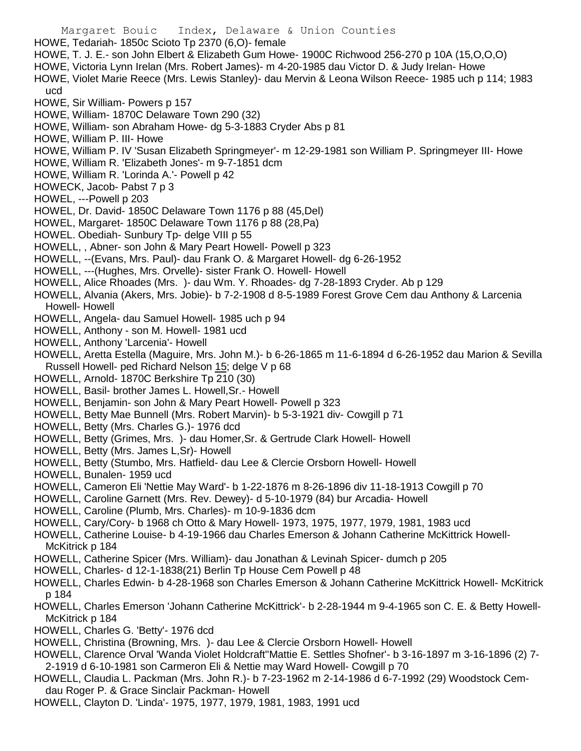HOWE, Tedariah- 1850c Scioto Tp 2370 (6,O)- female
HOWE, T. J. E.- son John Elbert & Elizabeth Gum Howe- 1900C Richwood 256-270 p 10A (15,O,O,O)
HOWE, Victoria Lynn Irelan (Mrs. Robert James)- m 4-20-1985 dau Victor D. & Judy Irelan- Howe
HOWE, Violet Marie Reece (Mrs. Lewis Stanley)- dau Mervin & Leona Wilson Reece- 1985 uch p 114; 1983 ucd
HOWE, Sir William- Powers p 157
HOWE, William- 1870C Delaware Town 290 (32)
HOWE, William- son Abraham Howe- dg 5-3-1883 Cryder Abs p 81
HOWE, William P. III- Howe
HOWE, William P. IV 'Susan Elizabeth Springmeyer'- m 12-29-1981 son William P. Springmeyer III- Howe
HOWE, William R. 'Elizabeth Jones'- m 9-7-1851 dcm
HOWE, William R. 'Lorinda A.'- Powell p 42
HOWECK, Jacob- Pabst 7 p 3
HOWEL, ---Powell p 203
HOWEL, Dr. David- 1850C Delaware Town 1176 p 88 (45,Del)
HOWEL, Margaret- 1850C Delaware Town 1176 p 88 (28,Pa)
HOWEL. Obediah- Sunbury Tp- delge VIII p 55
HOWELL, , Abner- son John & Mary Peart Howell- Powell p 323
HOWELL, --(Evans, Mrs. Paul)- dau Frank O. & Margaret Howell- dg 6-26-1952
HOWELL, ---(Hughes, Mrs. Orvelle)- sister Frank O. Howell- Howell
HOWELL, Alice Rhoades (Mrs. )- dau Wm. Y. Rhoades- dg 7-28-1893 Cryder. Ab p 129
HOWELL, Alvania (Akers, Mrs. Jobie)- b 7-2-1908 d 8-5-1989 Forest Grove Cem dau Anthony & Larcenia Howell- Howell
HOWELL, Angela- dau Samuel Howell- 1985 uch p 94
HOWELL, Anthony - son M. Howell- 1981 ucd
HOWELL, Anthony 'Larcenia'- Howell
HOWELL, Aretta Estella (Maguire, Mrs. John M.)- b 6-26-1865 m 11-6-1894 d 6-26-1952 dau Marion & Sevilla Russell Howell- ped Richard Nelson 15; delge V p 68
HOWELL, Arnold- 1870C Berkshire Tp 210 (30)
HOWELL, Basil- brother James L. Howell,Sr.- Howell
HOWELL, Benjamin- son John & Mary Peart Howell- Powell p 323
HOWELL, Betty Mae Bunnell (Mrs. Robert Marvin)- b 5-3-1921 div- Cowgill p 71
HOWELL, Betty (Mrs. Charles G.)- 1976 dcd
HOWELL, Betty (Grimes, Mrs. )- dau Homer,Sr. & Gertrude Clark Howell- Howell
HOWELL, Betty (Mrs. James L,Sr)- Howell
HOWELL, Betty (Stumbo, Mrs. Hatfield- dau Lee & Clercie Orsborn Howell- Howell
HOWELL, Bunalen- 1959 ucd
HOWELL, Cameron Eli 'Nettie May Ward'- b 1-22-1876 m 8-26-1896 div 11-18-1913 Cowgill p 70
HOWELL, Caroline Garnett (Mrs. Rev. Dewey)- d 5-10-1979 (84) bur Arcadia- Howell
HOWELL, Caroline (Plumb, Mrs. Charles)- m 10-9-1836 dcm
HOWELL, Cary/Cory- b 1968 ch Otto & Mary Howell- 1973, 1975, 1977, 1979, 1981, 1983 ucd
HOWELL, Catherine Louise- b 4-19-1966 dau Charles Emerson & Johann Catherine McKittrick Howell- McKitrick p 184
HOWELL, Catherine Spicer (Mrs. William)- dau Jonathan & Levinah Spicer- dumch p 205
HOWELL, Charles- d 12-1-1838(21) Berlin Tp House Cem Powell p 48
HOWELL, Charles Edwin- b 4-28-1968 son Charles Emerson & Johann Catherine McKittrick Howell- McKitrick p 184
HOWELL, Charles Emerson 'Johann Catherine McKittrick'- b 2-28-1944 m 9-4-1965 son C. E. & Betty Howell- McKitrick p 184
HOWELL, Charles G. 'Betty'- 1976 dcd
HOWELL, Christina (Browning, Mrs. )- dau Lee & Clercie Orsborn Howell- Howell
HOWELL, Clarence Orval 'Wanda Violet Holdcraft''Mattie E. Settles Shofner'- b 3-16-1897 m 3-16-1896 (2) 7-2-1919 d 6-10-1981 son Carmeron Eli & Nettie may Ward Howell- Cowgill p 70
HOWELL, Claudia L. Packman (Mrs. John R.)- b 7-23-1962 m 2-14-1986 d 6-7-1992 (29) Woodstock Cem- dau Roger P. & Grace Sinclair Packman- Howell
HOWELL, Clayton D. 'Linda'- 1975, 1977, 1979, 1981, 1983, 1991 ucd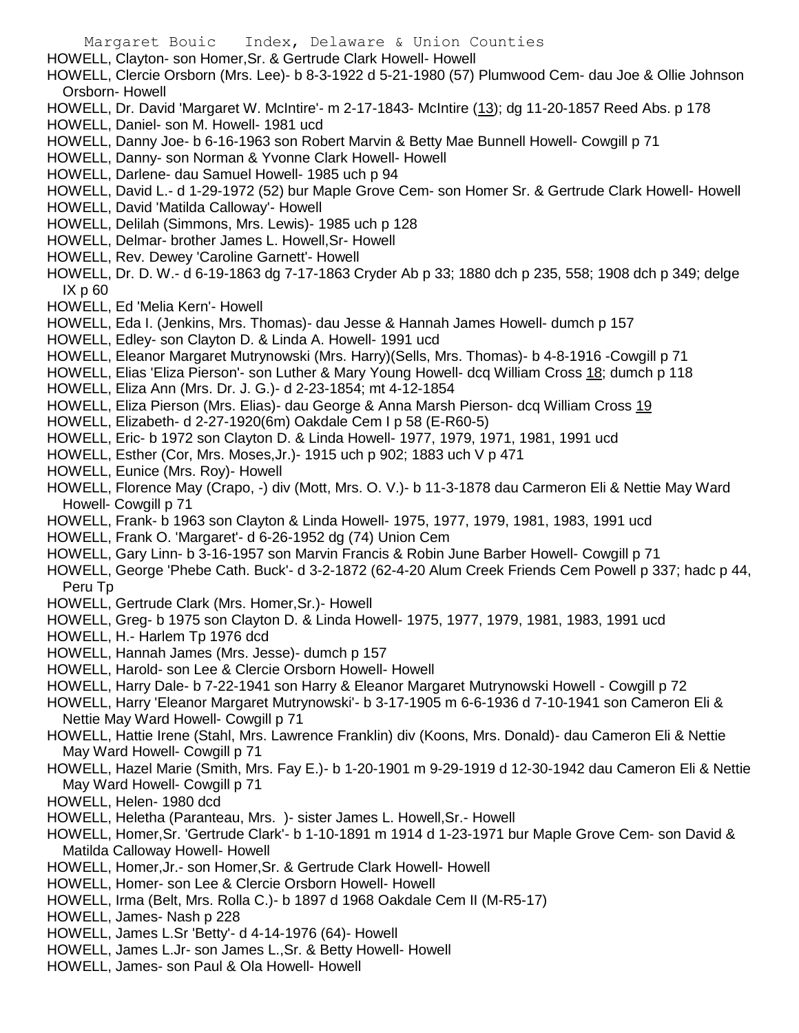HOWELL, Clayton- son Homer,Sr. & Gertrude Clark Howell- Howell
HOWELL, Clercie Orsborn (Mrs. Lee)- b 8-3-1922 d 5-21-1980 (57) Plumwood Cem- dau Joe & Ollie Johnson Orsborn- Howell
HOWELL, Dr. David 'Margaret W. McIntire'- m 2-17-1843- McIntire (13); dg 11-20-1857 Reed Abs. p 178
HOWELL, Daniel- son M. Howell- 1981 ucd
HOWELL, Danny Joe- b 6-16-1963 son Robert Marvin & Betty Mae Bunnell Howell- Cowgill p 71
HOWELL, Danny- son Norman & Yvonne Clark Howell- Howell
HOWELL, Darlene- dau Samuel Howell- 1985 uch p 94
HOWELL, David L.- d 1-29-1972 (52) bur Maple Grove Cem- son Homer Sr. & Gertrude Clark Howell- Howell
HOWELL, David 'Matilda Calloway'- Howell
HOWELL, Delilah (Simmons, Mrs. Lewis)- 1985 uch p 128
HOWELL, Delmar- brother James L. Howell,Sr- Howell
HOWELL, Rev. Dewey 'Caroline Garnett'- Howell
HOWELL, Dr. D. W.- d 6-19-1863 dg 7-17-1863 Cryder Ab p 33; 1880 dch p 235, 558; 1908 dch p 349; delge IX p 60
HOWELL, Ed 'Melia Kern'- Howell
HOWELL, Eda I. (Jenkins, Mrs. Thomas)- dau Jesse & Hannah James Howell- dumch p 157
HOWELL, Edley- son Clayton D. & Linda A. Howell- 1991 ucd
HOWELL, Eleanor Margaret Mutrynowski (Mrs. Harry)(Sells, Mrs. Thomas)- b 4-8-1916 -Cowgill p 71
HOWELL, Elias 'Eliza Pierson'- son Luther & Mary Young Howell- dcq William Cross 18; dumch p 118
HOWELL, Eliza Ann (Mrs. Dr. J. G.)- d 2-23-1854; mt 4-12-1854
HOWELL, Eliza Pierson (Mrs. Elias)- dau George & Anna Marsh Pierson- dcq William Cross 19
HOWELL, Elizabeth- d 2-27-1920(6m) Oakdale Cem I p 58 (E-R60-5)
HOWELL, Eric- b 1972 son Clayton D. & Linda Howell- 1977, 1979, 1971, 1981, 1991 ucd
HOWELL, Esther (Cor, Mrs. Moses,Jr.)- 1915 uch p 902; 1883 uch V p 471
HOWELL, Eunice (Mrs. Roy)- Howell
HOWELL, Florence May (Crapo, -) div (Mott, Mrs. O. V.)- b 11-3-1878 dau Carmeron Eli & Nettie May Ward Howell- Cowgill p 71
HOWELL, Frank- b 1963 son Clayton & Linda Howell- 1975, 1977, 1979, 1981, 1983, 1991 ucd
HOWELL, Frank O. 'Margaret'- d 6-26-1952 dg (74) Union Cem
HOWELL, Gary Linn- b 3-16-1957 son Marvin Francis & Robin June Barber Howell- Cowgill p 71
HOWELL, George 'Phebe Cath. Buck'- d 3-2-1872 (62-4-20 Alum Creek Friends Cem Powell p 337; hadc p 44, Peru Tp
HOWELL, Gertrude Clark (Mrs. Homer,Sr.)- Howell
HOWELL, Greg- b 1975 son Clayton D. & Linda Howell- 1975, 1977, 1979, 1981, 1983, 1991 ucd
HOWELL, H.- Harlem Tp 1976 dcd
HOWELL, Hannah James (Mrs. Jesse)- dumch p 157
HOWELL, Harold- son Lee & Clercie Orsborn Howell- Howell
HOWELL, Harry Dale- b 7-22-1941 son Harry & Eleanor Margaret Mutrynowski Howell - Cowgill p 72
HOWELL, Harry 'Eleanor Margaret Mutrynowski'- b 3-17-1905 m 6-6-1936 d 7-10-1941 son Cameron Eli & Nettie May Ward Howell- Cowgill p 71
HOWELL, Hattie Irene (Stahl, Mrs. Lawrence Franklin) div (Koons, Mrs. Donald)- dau Cameron Eli & Nettie May Ward Howell- Cowgill p 71
HOWELL, Hazel Marie (Smith, Mrs. Fay E.)- b 1-20-1901 m 9-29-1919 d 12-30-1942 dau Cameron Eli & Nettie May Ward Howell- Cowgill p 71
HOWELL, Helen- 1980 dcd
HOWELL, Heletha (Paranteau, Mrs. )- sister James L. Howell,Sr.- Howell
HOWELL, Homer,Sr. 'Gertrude Clark'- b 1-10-1891 m 1914 d 1-23-1971 bur Maple Grove Cem- son David & Matilda Calloway Howell- Howell
HOWELL, Homer,Jr.- son Homer,Sr. & Gertrude Clark Howell- Howell
HOWELL, Homer- son Lee & Clercie Orsborn Howell- Howell
HOWELL, Irma (Belt, Mrs. Rolla C.)- b 1897 d 1968 Oakdale Cem II (M-R5-17)
HOWELL, James- Nash p 228
HOWELL, James L.Sr 'Betty'- d 4-14-1976 (64)- Howell
HOWELL, James L.Jr- son James L.,Sr. & Betty Howell- Howell
HOWELL, James- son Paul & Ola Howell- Howell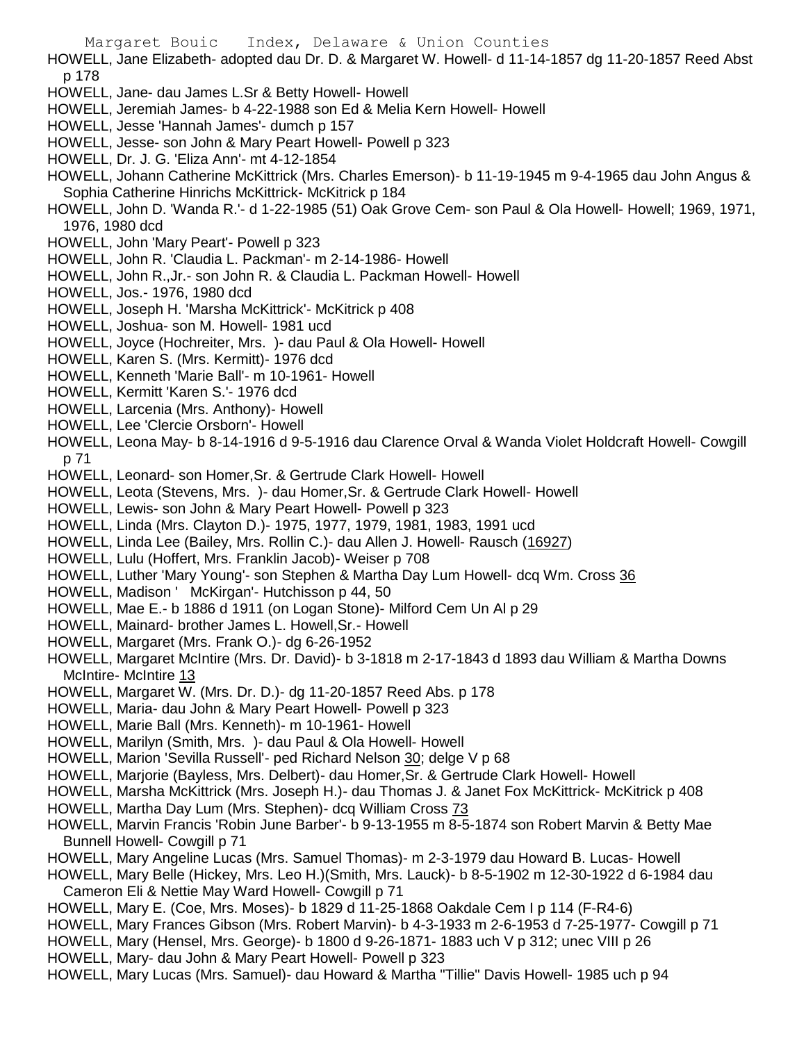HOWELL, Jane Elizabeth- adopted dau Dr. D. & Margaret W. Howell- d 11-14-1857 dg 11-20-1857 Reed Abst p 178

HOWELL, Jane- dau James L.Sr & Betty Howell- Howell

HOWELL, Jeremiah James- b 4-22-1988 son Ed & Melia Kern Howell- Howell

HOWELL, Jesse 'Hannah James'- dumch p 157

HOWELL, Jesse- son John & Mary Peart Howell- Powell p 323

HOWELL, Dr. J. G. 'Eliza Ann'- mt 4-12-1854

HOWELL, Johann Catherine McKittrick (Mrs. Charles Emerson)- b 11-19-1945 m 9-4-1965 dau John Angus & Sophia Catherine Hinrichs McKittrick- McKitrick p 184

HOWELL, John D. 'Wanda R.'- d 1-22-1985 (51) Oak Grove Cem- son Paul & Ola Howell- Howell; 1969, 1971, 1976, 1980 dcd

HOWELL, John 'Mary Peart'- Powell p 323

HOWELL, John R. 'Claudia L. Packman'- m 2-14-1986- Howell

HOWELL, John R.,Jr.- son John R. & Claudia L. Packman Howell- Howell

HOWELL, Jos.- 1976, 1980 dcd

HOWELL, Joseph H. 'Marsha McKittrick'- McKitrick p 408

HOWELL, Joshua- son M. Howell- 1981 ucd

HOWELL, Joyce (Hochreiter, Mrs. )- dau Paul & Ola Howell- Howell

HOWELL, Karen S. (Mrs. Kermitt)- 1976 dcd

HOWELL, Kenneth 'Marie Ball'- m 10-1961- Howell

HOWELL, Kermitt 'Karen S.'- 1976 dcd

HOWELL, Larcenia (Mrs. Anthony)- Howell

HOWELL, Lee 'Clercie Orsborn'- Howell

HOWELL, Leona May- b 8-14-1916 d 9-5-1916 dau Clarence Orval & Wanda Violet Holdcraft Howell- Cowgill p 71

HOWELL, Leonard- son Homer,Sr. & Gertrude Clark Howell- Howell

HOWELL, Leota (Stevens, Mrs. )- dau Homer,Sr. & Gertrude Clark Howell- Howell

HOWELL, Lewis- son John & Mary Peart Howell- Powell p 323

HOWELL, Linda (Mrs. Clayton D.)- 1975, 1977, 1979, 1981, 1983, 1991 ucd

HOWELL, Linda Lee (Bailey, Mrs. Rollin C.)- dau Allen J. Howell- Rausch (16927)

HOWELL, Lulu (Hoffert, Mrs. Franklin Jacob)- Weiser p 708

HOWELL, Luther 'Mary Young'- son Stephen & Martha Day Lum Howell- dcq Wm. Cross 36

HOWELL, Madison ' McKirgan'- Hutchisson p 44, 50

HOWELL, Mae E.- b 1886 d 1911 (on Logan Stone)- Milford Cem Un Al p 29

HOWELL, Mainard- brother James L. Howell,Sr.- Howell

HOWELL, Margaret (Mrs. Frank O.)- dg 6-26-1952

HOWELL, Margaret McIntire (Mrs. Dr. David)- b 3-1818 m 2-17-1843 d 1893 dau William & Martha Downs McIntire- McIntire 13

HOWELL, Margaret W. (Mrs. Dr. D.)- dg 11-20-1857 Reed Abs. p 178

HOWELL, Maria- dau John & Mary Peart Howell- Powell p 323

HOWELL, Marie Ball (Mrs. Kenneth)- m 10-1961- Howell

HOWELL, Marilyn (Smith, Mrs. )- dau Paul & Ola Howell- Howell

HOWELL, Marion 'Sevilla Russell'- ped Richard Nelson 30; delge V p 68

HOWELL, Marjorie (Bayless, Mrs. Delbert)- dau Homer,Sr. & Gertrude Clark Howell- Howell

HOWELL, Marsha McKittrick (Mrs. Joseph H.)- dau Thomas J. & Janet Fox McKittrick- McKitrick p 408

HOWELL, Martha Day Lum (Mrs. Stephen)- dcq William Cross 73

HOWELL, Marvin Francis 'Robin June Barber'- b 9-13-1955 m 8-5-1874 son Robert Marvin & Betty Mae Bunnell Howell- Cowgill p 71

HOWELL, Mary Angeline Lucas (Mrs. Samuel Thomas)- m 2-3-1979 dau Howard B. Lucas- Howell

HOWELL, Mary Belle (Hickey, Mrs. Leo H.)(Smith, Mrs. Lauck)- b 8-5-1902 m 12-30-1922 d 6-1984 dau Cameron Eli & Nettie May Ward Howell- Cowgill p 71

HOWELL, Mary E. (Coe, Mrs. Moses)- b 1829 d 11-25-1868 Oakdale Cem I p 114 (F-R4-6)

HOWELL, Mary Frances Gibson (Mrs. Robert Marvin)- b 4-3-1933 m 2-6-1953 d 7-25-1977- Cowgill p 71

HOWELL, Mary (Hensel, Mrs. George)- b 1800 d 9-26-1871- 1883 uch V p 312; unec VIII p 26

HOWELL, Mary- dau John & Mary Peart Howell- Powell p 323

HOWELL, Mary Lucas (Mrs. Samuel)- dau Howard & Martha "Tillie" Davis Howell- 1985 uch p 94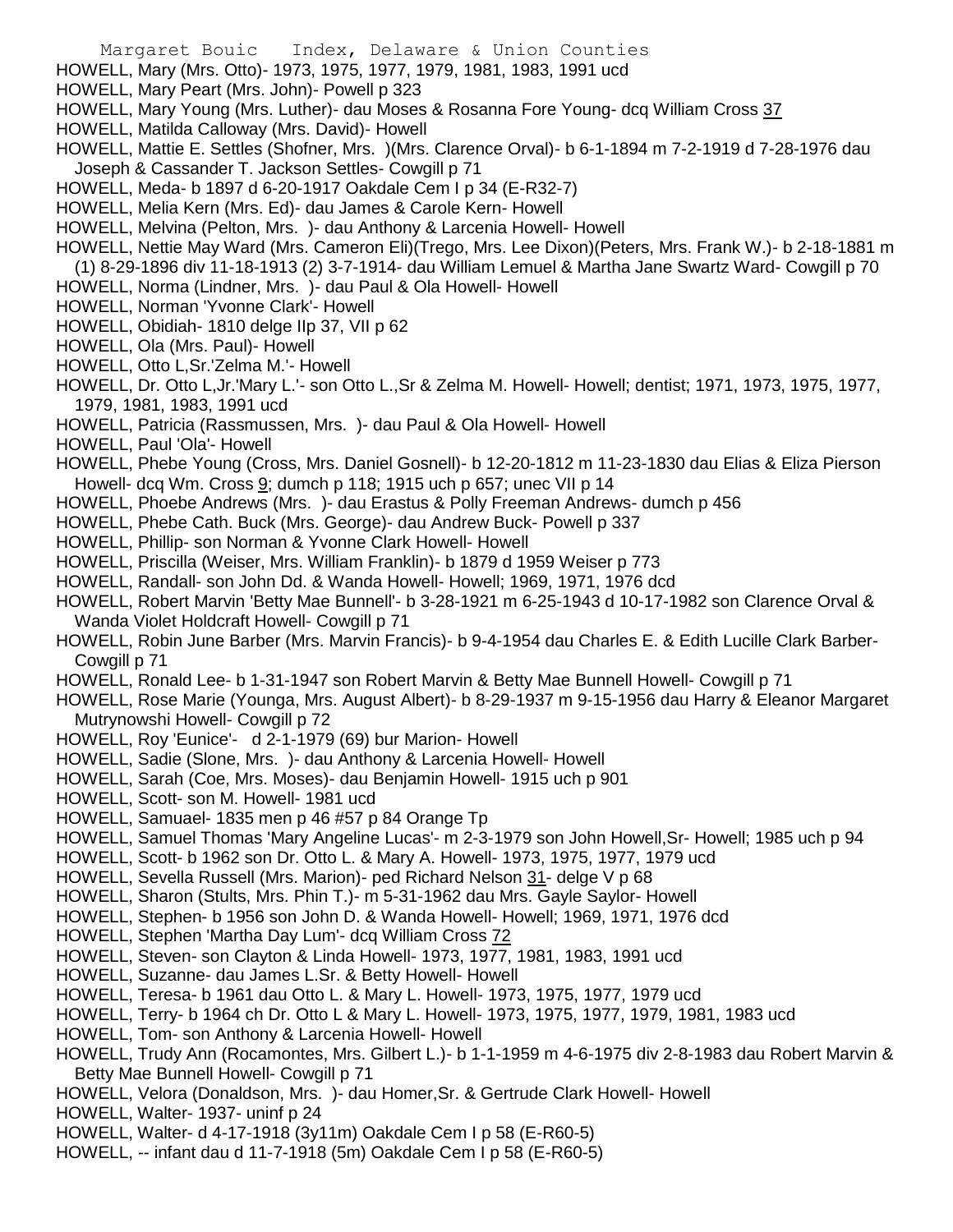HOWELL, Mary (Mrs. Otto)- 1973, 1975, 1977, 1979, 1981, 1983, 1991 ucd
HOWELL, Mary Peart (Mrs. John)- Powell p 323
HOWELL, Mary Young (Mrs. Luther)- dau Moses & Rosanna Fore Young- dcq William Cross 37
HOWELL, Matilda Calloway (Mrs. David)- Howell
HOWELL, Mattie E. Settles (Shofner, Mrs. )(Mrs. Clarence Orval)- b 6-1-1894 m 7-2-1919 d 7-28-1976 dau Joseph & Cassander T. Jackson Settles- Cowgill p 71
HOWELL, Meda- b 1897 d 6-20-1917 Oakdale Cem I p 34 (E-R32-7)
HOWELL, Melia Kern (Mrs. Ed)- dau James & Carole Kern- Howell
HOWELL, Melvina (Pelton, Mrs. )- dau Anthony & Larcenia Howell- Howell
HOWELL, Nettie May Ward (Mrs. Cameron Eli)(Trego, Mrs. Lee Dixon)(Peters, Mrs. Frank W.)- b 2-18-1881 m (1) 8-29-1896 div 11-18-1913 (2) 3-7-1914- dau William Lemuel & Martha Jane Swartz Ward- Cowgill p 70
HOWELL, Norma (Lindner, Mrs. )- dau Paul & Ola Howell- Howell
HOWELL, Norman 'Yvonne Clark'- Howell
HOWELL, Obidiah- 1810 delge IIp 37, VII p 62
HOWELL, Ola (Mrs. Paul)- Howell
HOWELL, Otto L,Sr.'Zelma M.'- Howell
HOWELL, Dr. Otto L,Jr.'Mary L.'- son Otto L.,Sr & Zelma M. Howell- Howell; dentist; 1971, 1973, 1975, 1977, 1979, 1981, 1983, 1991 ucd
HOWELL, Patricia (Rassmussen, Mrs. )- dau Paul & Ola Howell- Howell
HOWELL, Paul 'Ola'- Howell
HOWELL, Phebe Young (Cross, Mrs. Daniel Gosnell)- b 12-20-1812 m 11-23-1830 dau Elias & Eliza Pierson Howell- dcq Wm. Cross 9; dumch p 118; 1915 uch p 657; unec VII p 14
HOWELL, Phoebe Andrews (Mrs. )- dau Erastus & Polly Freeman Andrews- dumch p 456
HOWELL, Phebe Cath. Buck (Mrs. George)- dau Andrew Buck- Powell p 337
HOWELL, Phillip- son Norman & Yvonne Clark Howell- Howell
HOWELL, Priscilla (Weiser, Mrs. William Franklin)- b 1879 d 1959 Weiser p 773
HOWELL, Randall- son John Dd. & Wanda Howell- Howell; 1969, 1971, 1976 dcd
HOWELL, Robert Marvin 'Betty Mae Bunnell'- b 3-28-1921 m 6-25-1943 d 10-17-1982 son Clarence Orval & Wanda Violet Holdcraft Howell- Cowgill p 71
HOWELL, Robin June Barber (Mrs. Marvin Francis)- b 9-4-1954 dau Charles E. & Edith Lucille Clark Barber- Cowgill p 71
HOWELL, Ronald Lee- b 1-31-1947 son Robert Marvin & Betty Mae Bunnell Howell- Cowgill p 71
HOWELL, Rose Marie (Younga, Mrs. August Albert)- b 8-29-1937 m 9-15-1956 dau Harry & Eleanor Margaret Mutrynowshi Howell- Cowgill p 72
HOWELL, Roy 'Eunice'- d 2-1-1979 (69) bur Marion- Howell
HOWELL, Sadie (Slone, Mrs. )- dau Anthony & Larcenia Howell- Howell
HOWELL, Sarah (Coe, Mrs. Moses)- dau Benjamin Howell- 1915 uch p 901
HOWELL, Scott- son M. Howell- 1981 ucd
HOWELL, Samuael- 1835 men p 46 #57 p 84 Orange Tp
HOWELL, Samuel Thomas 'Mary Angeline Lucas'- m 2-3-1979 son John Howell,Sr- Howell; 1985 uch p 94
HOWELL, Scott- b 1962 son Dr. Otto L. & Mary A. Howell- 1973, 1975, 1977, 1979 ucd
HOWELL, Sevella Russell (Mrs. Marion)- ped Richard Nelson 31- delge V p 68
HOWELL, Sharon (Stults, Mrs. Phin T.)- m 5-31-1962 dau Mrs. Gayle Saylor- Howell
HOWELL, Stephen- b 1956 son John D. & Wanda Howell- Howell; 1969, 1971, 1976 dcd
HOWELL, Stephen 'Martha Day Lum'- dcq William Cross 72
HOWELL, Steven- son Clayton & Linda Howell- 1973, 1977, 1981, 1983, 1991 ucd
HOWELL, Suzanne- dau James L.Sr. & Betty Howell- Howell
HOWELL, Teresa- b 1961 dau Otto L. & Mary L. Howell- 1973, 1975, 1977, 1979 ucd
HOWELL, Terry- b 1964 ch Dr. Otto L & Mary L. Howell- 1973, 1975, 1977, 1979, 1981, 1983 ucd
HOWELL, Tom- son Anthony & Larcenia Howell- Howell
HOWELL, Trudy Ann (Rocamontes, Mrs. Gilbert L.)- b 1-1-1959 m 4-6-1975 div 2-8-1983 dau Robert Marvin & Betty Mae Bunnell Howell- Cowgill p 71
HOWELL, Velora (Donaldson, Mrs. )- dau Homer,Sr. & Gertrude Clark Howell- Howell
HOWELL, Walter- 1937- uninf p 24
HOWELL, Walter- d 4-17-1918 (3y11m) Oakdale Cem I p 58 (E-R60-5)
HOWELL, -- infant dau d 11-7-1918 (5m) Oakdale Cem I p 58 (E-R60-5)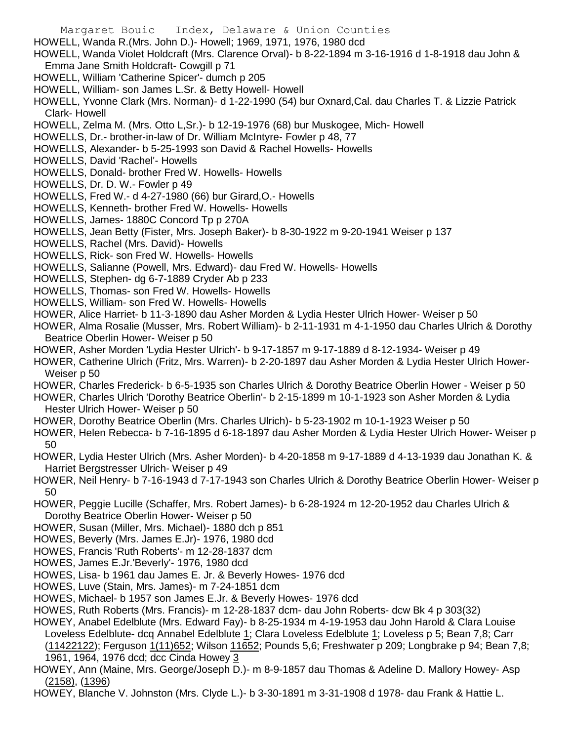HOWELL, Wanda R.(Mrs. John D.)- Howell; 1969, 1971, 1976, 1980 dcd

HOWELL, Wanda Violet Holdcraft (Mrs. Clarence Orval)- b 8-22-1894 m 3-16-1916 d 1-8-1918 dau John & Emma Jane Smith Holdcraft- Cowgill p 71

HOWELL, William 'Catherine Spicer'- dumch p 205

HOWELL, William- son James L.Sr. & Betty Howell- Howell

HOWELL, Yvonne Clark (Mrs. Norman)- d 1-22-1990 (54) bur Oxnard,Cal. dau Charles T. & Lizzie Patrick Clark- Howell

HOWELL, Zelma M. (Mrs. Otto L,Sr.)- b 12-19-1976 (68) bur Muskogee, Mich- Howell

HOWELLS, Dr.- brother-in-law of Dr. William McIntyre- Fowler p 48, 77

HOWELLS, Alexander- b 5-25-1993 son David & Rachel Howells- Howells

HOWELLS, David 'Rachel'- Howells

HOWELLS, Donald- brother Fred W. Howells- Howells

HOWELLS, Dr. D. W.- Fowler p 49

HOWELLS, Fred W.- d 4-27-1980 (66) bur Girard,O.- Howells

HOWELLS, Kenneth- brother Fred W. Howells- Howells

HOWELLS, James- 1880C Concord Tp p 270A

HOWELLS, Jean Betty (Fister, Mrs. Joseph Baker)- b 8-30-1922 m 9-20-1941 Weiser p 137

HOWELLS, Rachel (Mrs. David)- Howells

HOWELLS, Rick- son Fred W. Howells- Howells

HOWELLS, Salianne (Powell, Mrs. Edward)- dau Fred W. Howells- Howells

HOWELLS, Stephen- dg 6-7-1889 Cryder Ab p 233

HOWELLS, Thomas- son Fred W. Howells- Howells

HOWELLS, William- son Fred W. Howells- Howells

HOWER, Alice Harriet- b 11-3-1890 dau Asher Morden & Lydia Hester Ulrich Hower- Weiser p 50

HOWER, Alma Rosalie (Musser, Mrs. Robert William)- b 2-11-1931 m 4-1-1950 dau Charles Ulrich & Dorothy Beatrice Oberlin Hower- Weiser p 50

HOWER, Asher Morden 'Lydia Hester Ulrich'- b 9-17-1857 m 9-17-1889 d 8-12-1934- Weiser p 49

HOWER, Catherine Ulrich (Fritz, Mrs. Warren)- b 2-20-1897 dau Asher Morden & Lydia Hester Ulrich Hower- Weiser p 50

HOWER, Charles Frederick- b 6-5-1935 son Charles Ulrich & Dorothy Beatrice Oberlin Hower - Weiser p 50

HOWER, Charles Ulrich 'Dorothy Beatrice Oberlin'- b 2-15-1899 m 10-1-1923 son Asher Morden & Lydia Hester Ulrich Hower- Weiser p 50

HOWER, Dorothy Beatrice Oberlin (Mrs. Charles Ulrich)- b 5-23-1902 m 10-1-1923 Weiser p 50

HOWER, Helen Rebecca- b 7-16-1895 d 6-18-1897 dau Asher Morden & Lydia Hester Ulrich Hower- Weiser p 50

HOWER, Lydia Hester Ulrich (Mrs. Asher Morden)- b 4-20-1858 m 9-17-1889 d 4-13-1939 dau Jonathan K. & Harriet Bergstresser Ulrich- Weiser p 49

HOWER, Neil Henry- b 7-16-1943 d 7-17-1943 son Charles Ulrich & Dorothy Beatrice Oberlin Hower- Weiser p 50

HOWER, Peggie Lucille (Schaffer, Mrs. Robert James)- b 6-28-1924 m 12-20-1952 dau Charles Ulrich & Dorothy Beatrice Oberlin Hower- Weiser p 50

HOWER, Susan (Miller, Mrs. Michael)- 1880 dch p 851

HOWES, Beverly (Mrs. James E.Jr)- 1976, 1980 dcd

HOWES, Francis 'Ruth Roberts'- m 12-28-1837 dcm

HOWES, James E.Jr.'Beverly'- 1976, 1980 dcd

HOWES, Lisa- b 1961 dau James E. Jr. & Beverly Howes- 1976 dcd

HOWES, Luve (Stain, Mrs. James)- m 7-24-1851 dcm

HOWES, Michael- b 1957 son James E.Jr. & Beverly Howes- 1976 dcd

HOWES, Ruth Roberts (Mrs. Francis)- m 12-28-1837 dcm- dau John Roberts- dcw Bk 4 p 303(32)

HOWEY, Anabel Edelblute (Mrs. Edward Fay)- b 8-25-1934 m 4-19-1953 dau John Harold & Clara Louise Loveless Edelblute- dcq Annabel Edelblute 1; Clara Loveless Edelblute 1; Loveless p 5; Bean 7,8; Carr (11422122); Ferguson 1(11)652; Wilson 11652; Pounds 5,6; Freshwater p 209; Longbrake p 94; Bean 7,8; 1961, 1964, 1976 dcd; dcc Cinda Howey 3

HOWEY, Ann (Maine, Mrs. George/Joseph D.)- m 8-9-1857 dau Thomas & Adeline D. Mallory Howey- Asp (2158), (1396)

HOWEY, Blanche V. Johnston (Mrs. Clyde L.)- b 3-30-1891 m 3-31-1908 d 1978- dau Frank & Hattie L.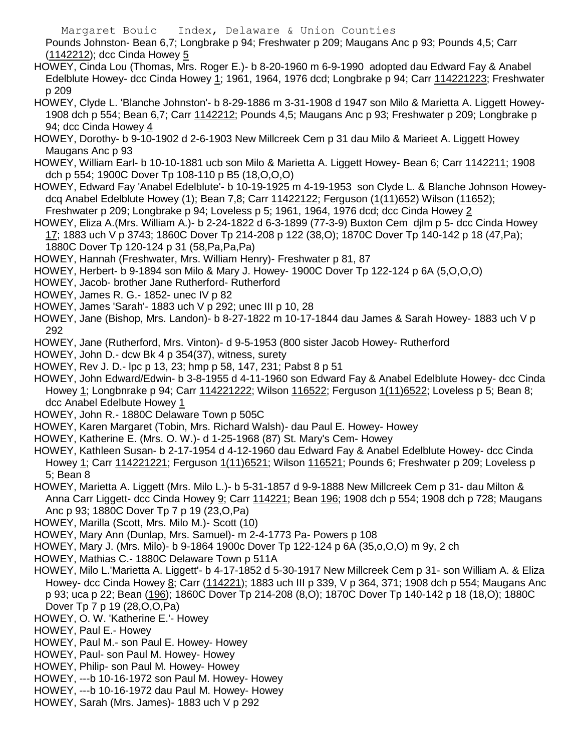Pounds Johnston- Bean 6,7; Longbrake p 94; Freshwater p 209; Maugans Anc p 93; Pounds 4,5; Carr (1142212); dcc Cinda Howey 5

HOWEY, Cinda Lou (Thomas, Mrs. Roger E.)- b 8-20-1960 m 6-9-1990 adopted dau Edward Fay & Anabel Edelblute Howey- dcc Cinda Howey 1; 1961, 1964, 1976 dcd; Longbrake p 94; Carr 114221223; Freshwater p 209

HOWEY, Clyde L. 'Blanche Johnston'- b 8-29-1886 m 3-31-1908 d 1947 son Milo & Marietta A. Liggett Howey- 1908 dch p 554; Bean 6,7; Carr 1142212; Pounds 4,5; Maugans Anc p 93; Freshwater p 209; Longbrake p 94; dcc Cinda Howey 4

HOWEY, Dorothy- b 9-10-1902 d 2-6-1903 New Millcreek Cem p 31 dau Milo & Marieet A. Liggett Howey Maugans Anc p 93

HOWEY, William Earl- b 10-10-1881 ucb son Milo & Marietta A. Liggett Howey- Bean 6; Carr 1142211; 1908 dch p 554; 1900C Dover Tp 108-110 p B5 (18,O,O,O)

HOWEY, Edward Fay 'Anabel Edelblute'- b 10-19-1925 m 4-19-1953 son Clyde L. & Blanche Johnson Howey- dcq Anabel Edelblute Howey (1); Bean 7,8; Carr 11422122; Ferguson (1(11)652) Wilson (11652); Freshwater p 209; Longbrake p 94; Loveless p 5; 1961, 1964, 1976 dcd; dcc Cinda Howey 2

HOWEY, Eliza A.(Mrs. William A.)- b 2-24-1822 d 6-3-1899 (77-3-9) Buxton Cem djlm p 5- dcc Cinda Howey 17; 1883 uch V p 3743; 1860C Dover Tp 214-208 p 122 (38,O); 1870C Dover Tp 140-142 p 18 (47,Pa); 1880C Dover Tp 120-124 p 31 (58,Pa,Pa,Pa)

HOWEY, Hannah (Freshwater, Mrs. William Henry)- Freshwater p 81, 87

HOWEY, Herbert- b 9-1894 son Milo & Mary J. Howey- 1900C Dover Tp 122-124 p 6A (5,O,O,O)

HOWEY, Jacob- brother Jane Rutherford- Rutherford

HOWEY, James R. G.- 1852- unec IV p 82

HOWEY, James 'Sarah'- 1883 uch V p 292; unec III p 10, 28

HOWEY, Jane (Bishop, Mrs. Landon)- b 8-27-1822 m 10-17-1844 dau James & Sarah Howey- 1883 uch V p 292

HOWEY, Jane (Rutherford, Mrs. Vinton)- d 9-5-1953 (800 sister Jacob Howey- Rutherford

HOWEY, John D.- dcw Bk 4 p 354(37), witness, surety

HOWEY, Rev J. D.- lpc p 13, 23; hmp p 58, 147, 231; Pabst 8 p 51

HOWEY, John Edward/Edwin- b 3-8-1955 d 4-11-1960 son Edward Fay & Anabel Edelblute Howey- dcc Cinda Howey 1; Longbnrake p 94; Carr 114221222; Wilson 116522; Ferguson 1(11)6522; Loveless p 5; Bean 8; dcc Anabel Edelbute Howey 1

HOWEY, John R.- 1880C Delaware Town p 505C

HOWEY, Karen Margaret (Tobin, Mrs. Richard Walsh)- dau Paul E. Howey- Howey

HOWEY, Katherine E. (Mrs. O. W.)- d 1-25-1968 (87) St. Mary's Cem- Howey

HOWEY, Kathleen Susan- b 2-17-1954 d 4-12-1960 dau Edward Fay & Anabel Edelblute Howey- dcc Cinda Howey 1; Carr 114221221; Ferguson 1(11)6521; Wilson 116521; Pounds 6; Freshwater p 209; Loveless p 5; Bean 8

HOWEY, Marietta A. Liggett (Mrs. Milo L.)- b 5-31-1857 d 9-9-1888 New Millcreek Cem p 31- dau Milton & Anna Carr Liggett- dcc Cinda Howey 9; Carr 114221; Bean 196; 1908 dch p 554; 1908 dch p 728; Maugans Anc p 93; 1880C Dover Tp 7 p 19 (23,O,Pa)

HOWEY, Marilla (Scott, Mrs. Milo M.)- Scott (10)

HOWEY, Mary Ann (Dunlap, Mrs. Samuel)- m 2-4-1773 Pa- Powers p 108

HOWEY, Mary J. (Mrs. Milo)- b 9-1864 1900c Dover Tp 122-124 p 6A (35,o,O,O) m 9y, 2 ch

HOWEY, Mathias C.- 1880C Delaware Town p 511A

HOWEY, Milo L.'Marietta A. Liggett'- b 4-17-1852 d 5-30-1917 New Millcreek Cem p 31- son William A. & Eliza Howey- dcc Cinda Howey 8; Carr (114221); 1883 uch III p 339, V p 364, 371; 1908 dch p 554; Maugans Anc p 93; uca p 22; Bean (196); 1860C Dover Tp 214-208 (8,O); 1870C Dover Tp 140-142 p 18 (18,O); 1880C Dover Tp 7 p 19 (28,O,O,Pa)

HOWEY, O. W. 'Katherine E.'- Howey

HOWEY, Paul E.- Howey

HOWEY, Paul M.- son Paul E. Howey- Howey

HOWEY, Paul- son Paul M. Howey- Howey

HOWEY, Philip- son Paul M. Howey- Howey

HOWEY, ---b 10-16-1972 son Paul M. Howey- Howey

HOWEY, ---b 10-16-1972 dau Paul M. Howey- Howey

HOWEY, Sarah (Mrs. James)- 1883 uch V p 292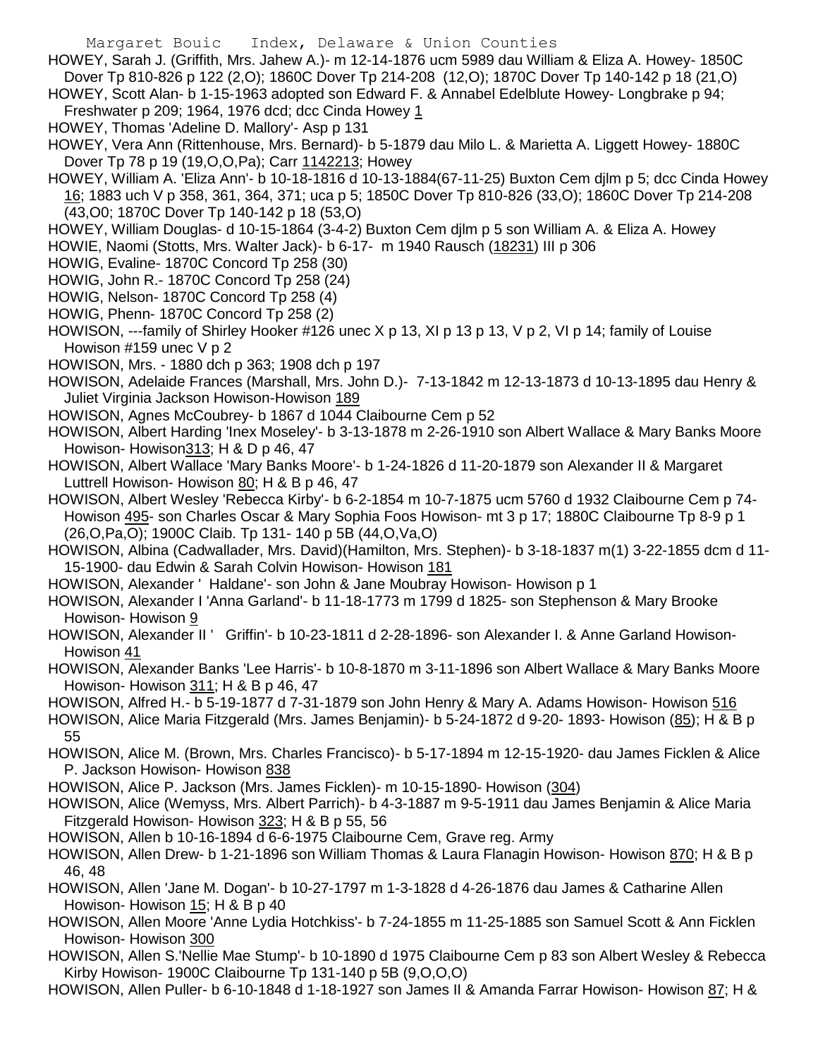HOWEY, Sarah J. (Griffith, Mrs. Jahew A.)- m 12-14-1876 ucm 5989 dau William & Eliza A. Howey- 1850C Dover Tp 810-826 p 122 (2,O); 1860C Dover Tp 214-208 (12,O); 1870C Dover Tp 140-142 p 18 (21,O)

HOWEY, Scott Alan- b 1-15-1963 adopted son Edward F. & Annabel Edelblute Howey- Longbrake p 94; Freshwater p 209; 1964, 1976 dcd; dcc Cinda Howey 1

HOWEY, Thomas 'Adeline D. Mallory'- Asp p 131

HOWEY, Vera Ann (Rittenhouse, Mrs. Bernard)- b 5-1879 dau Milo L. & Marietta A. Liggett Howey- 1880C Dover Tp 78 p 19 (19,O,O,Pa); Carr 1142213; Howey

HOWEY, William A. 'Eliza Ann'- b 10-18-1816 d 10-13-1884(67-11-25) Buxton Cem djlm p 5; dcc Cinda Howey 16; 1883 uch V p 358, 361, 364, 371; uca p 5; 1850C Dover Tp 810-826 (33,O); 1860C Dover Tp 214-208 (43,O0; 1870C Dover Tp 140-142 p 18 (53,O)

HOWEY, William Douglas- d 10-15-1864 (3-4-2) Buxton Cem djlm p 5 son William A. & Eliza A. Howey

HOWIE, Naomi (Stotts, Mrs. Walter Jack)- b 6-17- m 1940 Rausch (18231) III p 306

HOWIG, Evaline- 1870C Concord Tp 258 (30)

HOWIG, John R.- 1870C Concord Tp 258 (24)

HOWIG, Nelson- 1870C Concord Tp 258 (4)

HOWIG, Phenn- 1870C Concord Tp 258 (2)

HOWISON, ---family of Shirley Hooker #126 unec X p 13, XI p 13 p 13, V p 2, VI p 14; family of Louise Howison #159 unec V p 2

HOWISON, Mrs. - 1880 dch p 363; 1908 dch p 197

HOWISON, Adelaide Frances (Marshall, Mrs. John D.)- 7-13-1842 m 12-13-1873 d 10-13-1895 dau Henry & Juliet Virginia Jackson Howison-Howison 189

HOWISON, Agnes McCoubrey- b 1867 d 1044 Claibourne Cem p 52

HOWISON, Albert Harding 'Inex Moseley'- b 3-13-1878 m 2-26-1910 son Albert Wallace & Mary Banks Moore Howison- Howison313; H & D p 46, 47

HOWISON, Albert Wallace 'Mary Banks Moore'- b 1-24-1826 d 11-20-1879 son Alexander II & Margaret Luttrell Howison- Howison 80; H & B p 46, 47

HOWISON, Albert Wesley 'Rebecca Kirby'- b 6-2-1854 m 10-7-1875 ucm 5760 d 1932 Claibourne Cem p 74- Howison 495- son Charles Oscar & Mary Sophia Foos Howison- mt 3 p 17; 1880C Claibourne Tp 8-9 p 1 (26,O,Pa,O); 1900C Claib. Tp 131- 140 p 5B (44,O,Va,O)

HOWISON, Albina (Cadwallader, Mrs. David)(Hamilton, Mrs. Stephen)- b 3-18-1837 m(1) 3-22-1855 dcm d 11-15-1900- dau Edwin & Sarah Colvin Howison- Howison 181

HOWISON, Alexander ' Haldane'- son John & Jane Moubray Howison- Howison p 1

HOWISON, Alexander I 'Anna Garland'- b 11-18-1773 m 1799 d 1825- son Stephenson & Mary Brooke Howison- Howison 9

HOWISON, Alexander II ' Griffin'- b 10-23-1811 d 2-28-1896- son Alexander I. & Anne Garland Howison- Howison 41

HOWISON, Alexander Banks 'Lee Harris'- b 10-8-1870 m 3-11-1896 son Albert Wallace & Mary Banks Moore Howison- Howison 311; H & B p 46, 47

HOWISON, Alfred H.- b 5-19-1877 d 7-31-1879 son John Henry & Mary A. Adams Howison- Howison 516

HOWISON, Alice Maria Fitzgerald (Mrs. James Benjamin)- b 5-24-1872 d 9-20- 1893- Howison (85); H & B p 55

HOWISON, Alice M. (Brown, Mrs. Charles Francisco)- b 5-17-1894 m 12-15-1920- dau James Ficklen & Alice P. Jackson Howison- Howison 838

HOWISON, Alice P. Jackson (Mrs. James Ficklen)- m 10-15-1890- Howison (304)

HOWISON, Alice (Wemyss, Mrs. Albert Parrich)- b 4-3-1887 m 9-5-1911 dau James Benjamin & Alice Maria Fitzgerald Howison- Howison 323; H & B p 55, 56

HOWISON, Allen b 10-16-1894 d 6-6-1975 Claibourne Cem, Grave reg. Army

HOWISON, Allen Drew- b 1-21-1896 son William Thomas & Laura Flanagin Howison- Howison 870; H & B p 46, 48

HOWISON, Allen 'Jane M. Dogan'- b 10-27-1797 m 1-3-1828 d 4-26-1876 dau James & Catharine Allen Howison- Howison 15; H & B p 40

HOWISON, Allen Moore 'Anne Lydia Hotchkiss'- b 7-24-1855 m 11-25-1885 son Samuel Scott & Ann Ficklen Howison- Howison 300

HOWISON, Allen S.'Nellie Mae Stump'- b 10-1890 d 1975 Claibourne Cem p 83 son Albert Wesley & Rebecca Kirby Howison- 1900C Claibourne Tp 131-140 p 5B (9,O,O,O)

HOWISON, Allen Puller- b 6-10-1848 d 1-18-1927 son James II & Amanda Farrar Howison- Howison 87; H &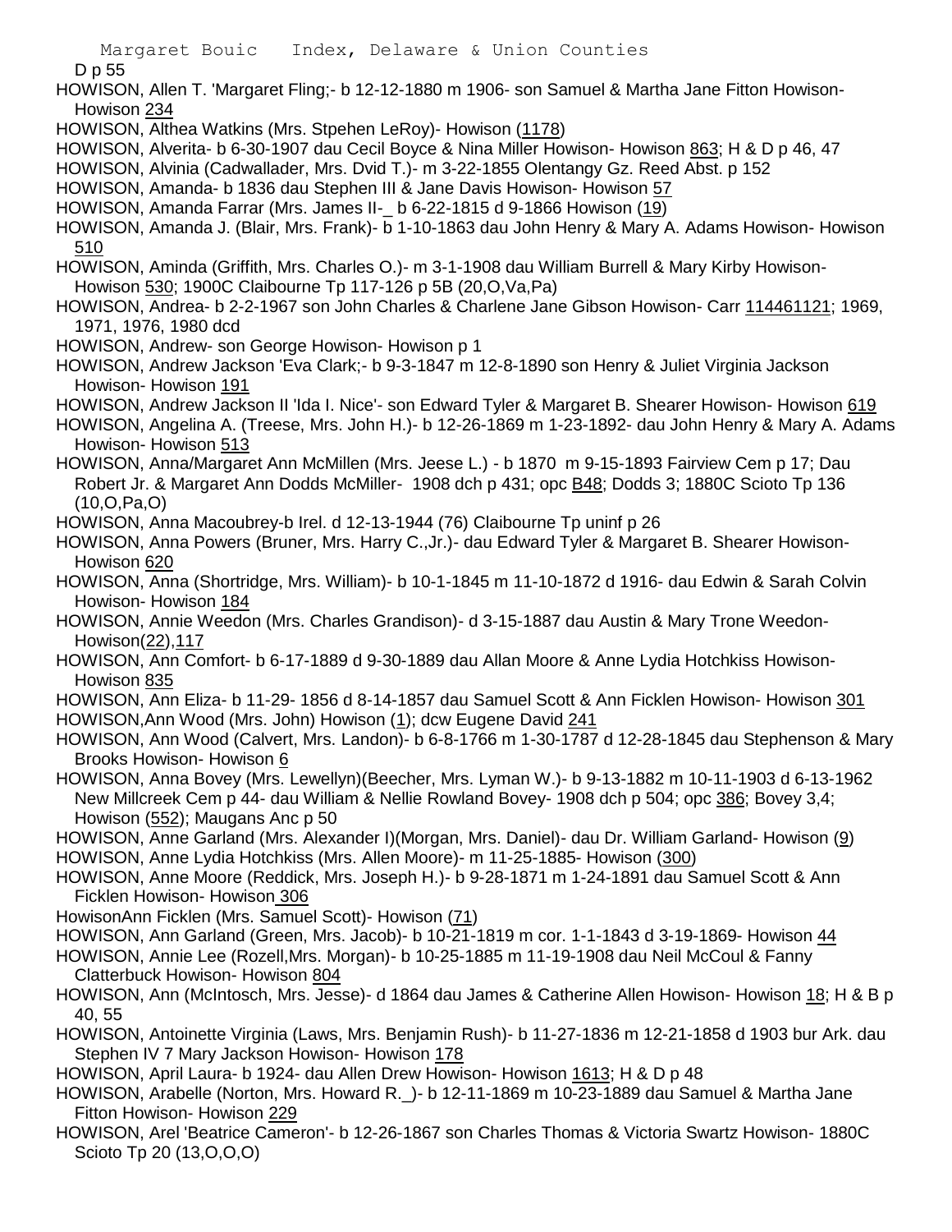D p 55

HOWISON, Allen T. 'Margaret Fling;- b 12-12-1880 m 1906- son Samuel & Martha Jane Fitton Howison- Howison 234

HOWISON, Althea Watkins (Mrs. Stpehen LeRoy)- Howison (1178)

HOWISON, Alverita- b 6-30-1907 dau Cecil Boyce & Nina Miller Howison- Howison 863; H & D p 46, 47

HOWISON, Alvinia (Cadwallader, Mrs. Dvid T.)- m 3-22-1855 Olentangy Gz. Reed Abst. p 152

HOWISON, Amanda- b 1836 dau Stephen III & Jane Davis Howison- Howison 57

HOWISON, Amanda Farrar (Mrs. James II-_ b 6-22-1815 d 9-1866 Howison (19)

HOWISON, Amanda J. (Blair, Mrs. Frank)- b 1-10-1863 dau John Henry & Mary A. Adams Howison- Howison 510

HOWISON, Aminda (Griffith, Mrs. Charles O.)- m 3-1-1908 dau William Burrell & Mary Kirby Howison- Howison 530; 1900C Claibourne Tp 117-126 p 5B (20,O,Va,Pa)

HOWISON, Andrea- b 2-2-1967 son John Charles & Charlene Jane Gibson Howison- Carr 114461121; 1969, 1971, 1976, 1980 dcd

HOWISON, Andrew- son George Howison- Howison p 1

HOWISON, Andrew Jackson 'Eva Clark;- b 9-3-1847 m 12-8-1890 son Henry & Juliet Virginia Jackson Howison- Howison 191

HOWISON, Andrew Jackson II 'Ida I. Nice'- son Edward Tyler & Margaret B. Shearer Howison- Howison 619

HOWISON, Angelina A. (Treese, Mrs. John H.)- b 12-26-1869 m 1-23-1892- dau John Henry & Mary A. Adams Howison- Howison 513

HOWISON, Anna/Margaret Ann McMillen (Mrs. Jeese L.) - b 1870 m 9-15-1893 Fairview Cem p 17; Dau Robert Jr. & Margaret Ann Dodds McMiller- 1908 dch p 431; opc B48; Dodds 3; 1880C Scioto Tp 136 (10,O,Pa,O)

HOWISON, Anna Macoubrey-b Irel. d 12-13-1944 (76) Claibourne Tp uninf p 26

HOWISON, Anna Powers (Bruner, Mrs. Harry C.,Jr.)- dau Edward Tyler & Margaret B. Shearer Howison- Howison 620

HOWISON, Anna (Shortridge, Mrs. William)- b 10-1-1845 m 11-10-1872 d 1916- dau Edwin & Sarah Colvin Howison- Howison 184

HOWISON, Annie Weedon (Mrs. Charles Grandison)- d 3-15-1887 dau Austin & Mary Trone Weedon- Howison(22),117

HOWISON, Ann Comfort- b 6-17-1889 d 9-30-1889 dau Allan Moore & Anne Lydia Hotchkiss Howison- Howison 835

HOWISON, Ann Eliza- b 11-29- 1856 d 8-14-1857 dau Samuel Scott & Ann Ficklen Howison- Howison 301

HOWISON,Ann Wood (Mrs. John) Howison (1); dcw Eugene David 241

HOWISON, Ann Wood (Calvert, Mrs. Landon)- b 6-8-1766 m 1-30-1787 d 12-28-1845 dau Stephenson & Mary Brooks Howison- Howison 6

HOWISON, Anna Bovey (Mrs. Lewellyn)(Beecher, Mrs. Lyman W.)- b 9-13-1882 m 10-11-1903 d 6-13-1962 New Millcreek Cem p 44- dau William & Nellie Rowland Bovey- 1908 dch p 504; opc 386; Bovey 3,4; Howison (552); Maugans Anc p 50

HOWISON, Anne Garland (Mrs. Alexander I)(Morgan, Mrs. Daniel)- dau Dr. William Garland- Howison (9)

HOWISON, Anne Lydia Hotchkiss (Mrs. Allen Moore)- m 11-25-1885- Howison (300)

HOWISON, Anne Moore (Reddick, Mrs. Joseph H.)- b 9-28-1871 m 1-24-1891 dau Samuel Scott & Ann Ficklen Howison- Howison 306

HowisonAnn Ficklen (Mrs. Samuel Scott)- Howison (71)

HOWISON, Ann Garland (Green, Mrs. Jacob)- b 10-21-1819 m cor. 1-1-1843 d 3-19-1869- Howison 44

HOWISON, Annie Lee (Rozell,Mrs. Morgan)- b 10-25-1885 m 11-19-1908 dau Neil McCoul & Fanny Clatterbuck Howison- Howison 804

HOWISON, Ann (McIntosch, Mrs. Jesse)- d 1864 dau James & Catherine Allen Howison- Howison 18; H & B p 40, 55

HOWISON, Antoinette Virginia (Laws, Mrs. Benjamin Rush)- b 11-27-1836 m 12-21-1858 d 1903 bur Ark. dau Stephen IV 7 Mary Jackson Howison- Howison 178

HOWISON, April Laura- b 1924- dau Allen Drew Howison- Howison 1613; H & D p 48

HOWISON, Arabelle (Norton, Mrs. Howard R._)- b 12-11-1869 m 10-23-1889 dau Samuel & Martha Jane Fitton Howison- Howison 229

HOWISON, Arel 'Beatrice Cameron'- b 12-26-1867 son Charles Thomas & Victoria Swartz Howison- 1880C Scioto Tp 20 (13,O,O,O)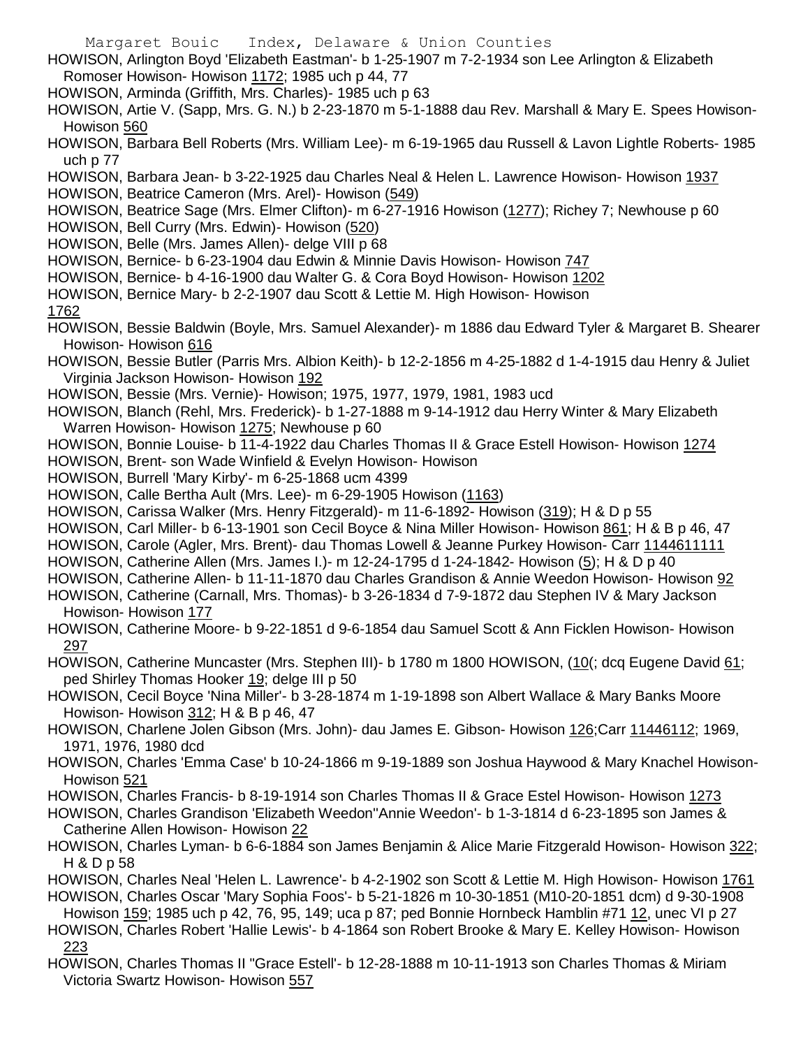HOWISON, Arlington Boyd 'Elizabeth Eastman'- b 1-25-1907 m 7-2-1934 son Lee Arlington & Elizabeth Romoser Howison- Howison 1172; 1985 uch p 44, 77

HOWISON, Arminda (Griffith, Mrs. Charles)- 1985 uch p 63

HOWISON, Artie V. (Sapp, Mrs. G. N.) b 2-23-1870 m 5-1-1888 dau Rev. Marshall & Mary E. Spees Howison- Howison 560

HOWISON, Barbara Bell Roberts (Mrs. William Lee)- m 6-19-1965 dau Russell & Lavon Lightle Roberts- 1985 uch p 77

HOWISON, Barbara Jean- b 3-22-1925 dau Charles Neal & Helen L. Lawrence Howison- Howison 1937

HOWISON, Beatrice Cameron (Mrs. Arel)- Howison (549)

HOWISON, Beatrice Sage (Mrs. Elmer Clifton)- m 6-27-1916 Howison (1277); Richey 7; Newhouse p 60

HOWISON, Bell Curry (Mrs. Edwin)- Howison (520)

HOWISON, Belle (Mrs. James Allen)- delge VIII p 68

HOWISON, Bernice- b 6-23-1904 dau Edwin & Minnie Davis Howison- Howison 747

HOWISON, Bernice- b 4-16-1900 dau Walter G. & Cora Boyd Howison- Howison 1202

HOWISON, Bernice Mary- b 2-2-1907 dau Scott & Lettie M. High Howison- Howison 1762

HOWISON, Bessie Baldwin (Boyle, Mrs. Samuel Alexander)- m 1886 dau Edward Tyler & Margaret B. Shearer Howison- Howison 616

HOWISON, Bessie Butler (Parris Mrs. Albion Keith)- b 12-2-1856 m 4-25-1882 d 1-4-1915 dau Henry & Juliet Virginia Jackson Howison- Howison 192

HOWISON, Bessie (Mrs. Vernie)- Howison; 1975, 1977, 1979, 1981, 1983 ucd

HOWISON, Blanch (Rehl, Mrs. Frederick)- b 1-27-1888 m 9-14-1912 dau Herry Winter & Mary Elizabeth Warren Howison- Howison 1275; Newhouse p 60

HOWISON, Bonnie Louise- b 11-4-1922 dau Charles Thomas II & Grace Estell Howison- Howison 1274

HOWISON, Brent- son Wade Winfield & Evelyn Howison- Howison

HOWISON, Burrell 'Mary Kirby'- m 6-25-1868 ucm 4399

HOWISON, Calle Bertha Ault (Mrs. Lee)- m 6-29-1905 Howison (1163)

HOWISON, Carissa Walker (Mrs. Henry Fitzgerald)- m 11-6-1892- Howison (319); H & D p 55

HOWISON, Carl Miller- b 6-13-1901 son Cecil Boyce & Nina Miller Howison- Howison 861; H & B p 46, 47

HOWISON, Carole (Agler, Mrs. Brent)- dau Thomas Lowell & Jeanne Purkey Howison- Carr 1144611111

HOWISON, Catherine Allen (Mrs. James I.)- m 12-24-1795 d 1-24-1842- Howison (5); H & D p 40

HOWISON, Catherine Allen- b 11-11-1870 dau Charles Grandison & Annie Weedon Howison- Howison 92

HOWISON, Catherine (Carnall, Mrs. Thomas)- b 3-26-1834 d 7-9-1872 dau Stephen IV & Mary Jackson Howison- Howison 177

HOWISON, Catherine Moore- b 9-22-1851 d 9-6-1854 dau Samuel Scott & Ann Ficklen Howison- Howison 297

HOWISON, Catherine Muncaster (Mrs. Stephen III)- b 1780 m 1800 HOWISON, (10(; dcq Eugene David 61; ped Shirley Thomas Hooker 19; delge III p 50

HOWISON, Cecil Boyce 'Nina Miller'- b 3-28-1874 m 1-19-1898 son Albert Wallace & Mary Banks Moore Howison- Howison 312; H & B p 46, 47

HOWISON, Charlene Jolen Gibson (Mrs. John)- dau James E. Gibson- Howison 126;Carr 11446112; 1969, 1971, 1976, 1980 dcd

HOWISON, Charles 'Emma Case' b 10-24-1866 m 9-19-1889 son Joshua Haywood & Mary Knachel Howison- Howison 521

HOWISON, Charles Francis- b 8-19-1914 son Charles Thomas II & Grace Estel Howison- Howison 1273

HOWISON, Charles Grandison 'Elizabeth Weedon''Annie Weedon'- b 1-3-1814 d 6-23-1895 son James & Catherine Allen Howison- Howison 22

HOWISON, Charles Lyman- b 6-6-1884 son James Benjamin & Alice Marie Fitzgerald Howison- Howison 322; H & D p 58

HOWISON, Charles Neal 'Helen L. Lawrence'- b 4-2-1902 son Scott & Lettie M. High Howison- Howison 1761

HOWISON, Charles Oscar 'Mary Sophia Foos'- b 5-21-1826 m 10-30-1851 (M10-20-1851 dcm) d 9-30-1908 Howison 159; 1985 uch p 42, 76, 95, 149; uca p 87; ped Bonnie Hornbeck Hamblin #71 12, unec VI p 27

HOWISON, Charles Robert 'Hallie Lewis'- b 4-1864 son Robert Brooke & Mary E. Kelley Howison- Howison 223

HOWISON, Charles Thomas II ''Grace Estell'- b 12-28-1888 m 10-11-1913 son Charles Thomas & Miriam Victoria Swartz Howison- Howison 557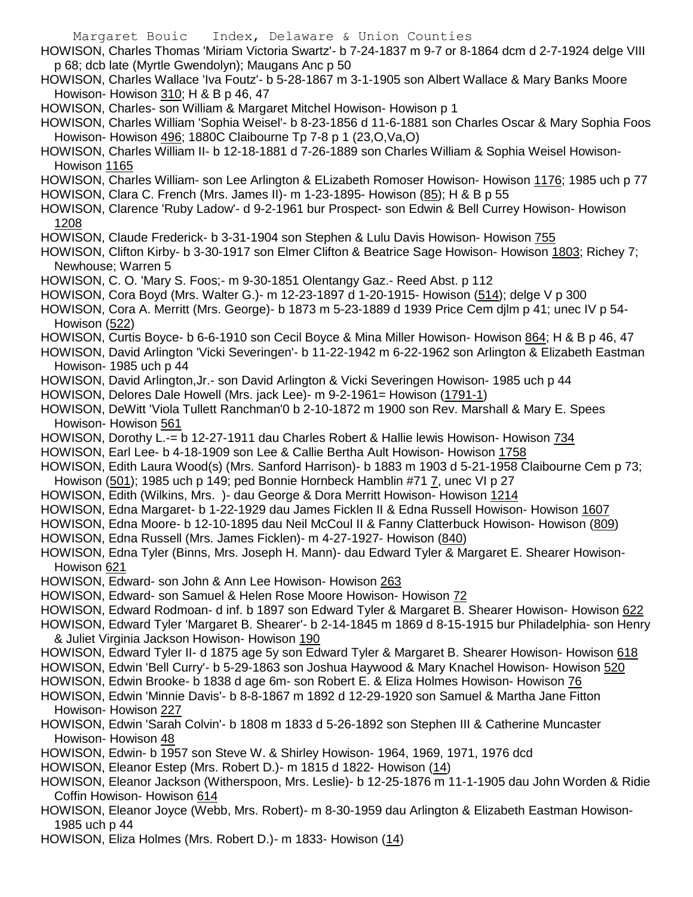HOWISON, Charles Thomas 'Miriam Victoria Swartz'- b 7-24-1837 m 9-7 or 8-1864 dcm d 2-7-1924 delge VIII p 68; dcb late (Myrtle Gwendolyn); Maugans Anc p 50

HOWISON, Charles Wallace 'Iva Foutz'- b 5-28-1867 m 3-1-1905 son Albert Wallace & Mary Banks Moore Howison- Howison 310; H & B p 46, 47

HOWISON, Charles- son William & Margaret Mitchel Howison- Howison p 1

HOWISON, Charles William 'Sophia Weisel'- b 8-23-1856 d 11-6-1881 son Charles Oscar & Mary Sophia Foos Howison- Howison 496; 1880C Claibourne Tp 7-8 p 1 (23,O,Va,O)

HOWISON, Charles William II- b 12-18-1881 d 7-26-1889 son Charles William & Sophia Weisel Howison- Howison 1165

HOWISON, Charles William- son Lee Arlington & ELizabeth Romoser Howison- Howison 1176; 1985 uch p 77

HOWISON, Clara C. French (Mrs. James II)- m 1-23-1895- Howison (85); H & B p 55

HOWISON, Clarence 'Ruby Ladow'- d 9-2-1961 bur Prospect- son Edwin & Bell Currey Howison- Howison 1208

HOWISON, Claude Frederick- b 3-31-1904 son Stephen & Lulu Davis Howison- Howison 755

HOWISON, Clifton Kirby- b 3-30-1917 son Elmer Clifton & Beatrice Sage Howison- Howison 1803; Richey 7; Newhouse; Warren 5

HOWISON, C. O. 'Mary S. Foos;- m 9-30-1851 Olentangy Gaz.- Reed Abst. p 112

HOWISON, Cora Boyd (Mrs. Walter G.)- m 12-23-1897 d 1-20-1915- Howison (514); delge V p 300

HOWISON, Cora A. Merritt (Mrs. George)- b 1873 m 5-23-1889 d 1939 Price Cem djlm p 41; unec IV p 54- Howison (522)

HOWISON, Curtis Boyce- b 6-6-1910 son Cecil Boyce & Mina Miller Howison- Howison 864; H & B p 46, 47

HOWISON, David Arlington 'Vicki Severingen'- b 11-22-1942 m 6-22-1962 son Arlington & Elizabeth Eastman Howison- 1985 uch p 44

HOWISON, David Arlington,Jr.- son David Arlington & Vicki Severingen Howison- 1985 uch p 44

HOWISON, Delores Dale Howell (Mrs. jack Lee)- m 9-2-1961= Howison (1791-1)

HOWISON, DeWitt 'Viola Tullett Ranchman'0 b 2-10-1872 m 1900 son Rev. Marshall & Mary E. Spees Howison- Howison 561

HOWISON, Dorothy L.-= b 12-27-1911 dau Charles Robert & Hallie lewis Howison- Howison 734

HOWISON, Earl Lee- b 4-18-1909 son Lee & Callie Bertha Ault Howison- Howison 1758

HOWISON, Edith Laura Wood(s) (Mrs. Sanford Harrison)- b 1883 m 1903 d 5-21-1958 Claibourne Cem p 73; Howison (501); 1985 uch p 149; ped Bonnie Hornbeck Hamblin #71 7, unec VI p 27

HOWISON, Edith (Wilkins, Mrs. )- dau George & Dora Merritt Howison- Howison 1214

HOWISON, Edna Margaret- b 1-22-1929 dau James Ficklen II & Edna Russell Howison- Howison 1607

HOWISON, Edna Moore- b 12-10-1895 dau Neil McCoul II & Fanny Clatterbuck Howison- Howison (809)

HOWISON, Edna Russell (Mrs. James Ficklen)- m 4-27-1927- Howison (840)

HOWISON, Edna Tyler (Binns, Mrs. Joseph H. Mann)- dau Edward Tyler & Margaret E. Shearer Howison- Howison 621

HOWISON, Edward- son John & Ann Lee Howison- Howison 263

HOWISON, Edward- son Samuel & Helen Rose Moore Howison- Howison 72

HOWISON, Edward Rodmoan- d inf. b 1897 son Edward Tyler & Margaret B. Shearer Howison- Howison 622

HOWISON, Edward Tyler 'Margaret B. Shearer'- b 2-14-1845 m 1869 d 8-15-1915 bur Philadelphia- son Henry & Juliet Virginia Jackson Howison- Howison 190

HOWISON, Edward Tyler II- d 1875 age 5y son Edward Tyler & Margaret B. Shearer Howison- Howison 618

HOWISON, Edwin 'Bell Curry'- b 5-29-1863 son Joshua Haywood & Mary Knachel Howison- Howison 520

HOWISON, Edwin Brooke- b 1838 d age 6m- son Robert E. & Eliza Holmes Howison- Howison 76

HOWISON, Edwin 'Minnie Davis'- b 8-8-1867 m 1892 d 12-29-1920 son Samuel & Martha Jane Fitton Howison- Howison 227

HOWISON, Edwin 'Sarah Colvin'- b 1808 m 1833 d 5-26-1892 son Stephen III & Catherine Muncaster Howison- Howison 48

HOWISON, Edwin- b 1957 son Steve W. & Shirley Howison- 1964, 1969, 1971, 1976 dcd

HOWISON, Eleanor Estep (Mrs. Robert D.)- m 1815 d 1822- Howison (14)

HOWISON, Eleanor Jackson (Witherspoon, Mrs. Leslie)- b 12-25-1876 m 11-1-1905 dau John Worden & Ridie Coffin Howison- Howison 614

HOWISON, Eleanor Joyce (Webb, Mrs. Robert)- m 8-30-1959 dau Arlington & Elizabeth Eastman Howison- 1985 uch p 44

HOWISON, Eliza Holmes (Mrs. Robert D.)- m 1833- Howison (14)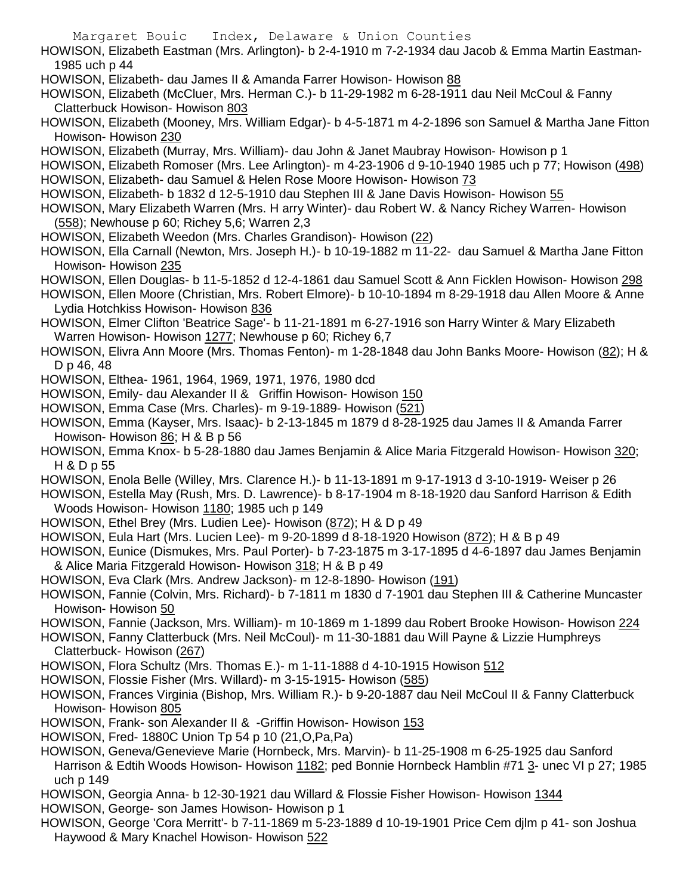HOWISON, Elizabeth Eastman (Mrs. Arlington)- b 2-4-1910 m 7-2-1934 dau Jacob & Emma Martin Eastman- 1985 uch p 44

HOWISON, Elizabeth- dau James II & Amanda Farrer Howison- Howison 88

HOWISON, Elizabeth (McCluer, Mrs. Herman C.)- b 11-29-1982 m 6-28-1911 dau Neil McCoul & Fanny Clatterbuck Howison- Howison 803

HOWISON, Elizabeth (Mooney, Mrs. William Edgar)- b 4-5-1871 m 4-2-1896 son Samuel & Martha Jane Fitton Howison- Howison 230

HOWISON, Elizabeth (Murray, Mrs. William)- dau John & Janet Maubray Howison- Howison p 1

HOWISON, Elizabeth Romoser (Mrs. Lee Arlington)- m 4-23-1906 d 9-10-1940 1985 uch p 77; Howison (498)

HOWISON, Elizabeth- dau Samuel & Helen Rose Moore Howison- Howison 73

HOWISON, Elizabeth- b 1832 d 12-5-1910 dau Stephen III & Jane Davis Howison- Howison 55

HOWISON, Mary Elizabeth Warren (Mrs. H arry Winter)- dau Robert W. & Nancy Richey Warren- Howison (558); Newhouse p 60; Richey 5,6; Warren 2,3

HOWISON, Elizabeth Weedon (Mrs. Charles Grandison)- Howison (22)

HOWISON, Ella Carnall (Newton, Mrs. Joseph H.)- b 10-19-1882 m 11-22- dau Samuel & Martha Jane Fitton Howison- Howison 235

HOWISON, Ellen Douglas- b 11-5-1852 d 12-4-1861 dau Samuel Scott & Ann Ficklen Howison- Howison 298

HOWISON, Ellen Moore (Christian, Mrs. Robert Elmore)- b 10-10-1894 m 8-29-1918 dau Allen Moore & Anne Lydia Hotchkiss Howison- Howison 836

HOWISON, Elmer Clifton 'Beatrice Sage'- b 11-21-1891 m 6-27-1916 son Harry Winter & Mary Elizabeth Warren Howison- Howison 1277; Newhouse p 60; Richey 6,7

HOWISON, Elivra Ann Moore (Mrs. Thomas Fenton)- m 1-28-1848 dau John Banks Moore- Howison (82); H & D p 46, 48

HOWISON, Elthea- 1961, 1964, 1969, 1971, 1976, 1980 dcd

HOWISON, Emily- dau Alexander II & Griffin Howison- Howison 150

HOWISON, Emma Case (Mrs. Charles)- m 9-19-1889- Howison (521)

HOWISON, Emma (Kayser, Mrs. Isaac)- b 2-13-1845 m 1879 d 8-28-1925 dau James II & Amanda Farrer Howison- Howison 86; H & B p 56

HOWISON, Emma Knox- b 5-28-1880 dau James Benjamin & Alice Maria Fitzgerald Howison- Howison 320; H & D p 55

HOWISON, Enola Belle (Willey, Mrs. Clarence H.)- b 11-13-1891 m 9-17-1913 d 3-10-1919- Weiser p 26

HOWISON, Estella May (Rush, Mrs. D. Lawrence)- b 8-17-1904 m 8-18-1920 dau Sanford Harrison & Edith Woods Howison- Howison 1180; 1985 uch p 149

HOWISON, Ethel Brey (Mrs. Ludien Lee)- Howison (872); H & D p 49

HOWISON, Eula Hart (Mrs. Lucien Lee)- m 9-20-1899 d 8-18-1920 Howison (872); H & B p 49

HOWISON, Eunice (Dismukes, Mrs. Paul Porter)- b 7-23-1875 m 3-17-1895 d 4-6-1897 dau James Benjamin & Alice Maria Fitzgerald Howison- Howison 318; H & B p 49

HOWISON, Eva Clark (Mrs. Andrew Jackson)- m 12-8-1890- Howison (191)

HOWISON, Fannie (Colvin, Mrs. Richard)- b 7-1811 m 1830 d 7-1901 dau Stephen III & Catherine Muncaster Howison- Howison 50

HOWISON, Fannie (Jackson, Mrs. William)- m 10-1869 m 1-1899 dau Robert Brooke Howison- Howison 224

HOWISON, Fanny Clatterbuck (Mrs. Neil McCoul)- m 11-30-1881 dau Will Payne & Lizzie Humphreys Clatterbuck- Howison (267)

HOWISON, Flora Schultz (Mrs. Thomas E.)- m 1-11-1888 d 4-10-1915 Howison 512

HOWISON, Flossie Fisher (Mrs. Willard)- m 3-15-1915- Howison (585)

HOWISON, Frances Virginia (Bishop, Mrs. William R.)- b 9-20-1887 dau Neil McCoul II & Fanny Clatterbuck Howison- Howison 805

HOWISON, Frank- son Alexander II & -Griffin Howison- Howison 153

HOWISON, Fred- 1880C Union Tp 54 p 10 (21,O,Pa,Pa)

HOWISON, Geneva/Genevieve Marie (Hornbeck, Mrs. Marvin)- b 11-25-1908 m 6-25-1925 dau Sanford Harrison & Edtih Woods Howison- Howison 1182; ped Bonnie Hornbeck Hamblin #71 3- unec VI p 27; 1985 uch p 149

HOWISON, Georgia Anna- b 12-30-1921 dau Willard & Flossie Fisher Howison- Howison 1344

HOWISON, George- son James Howison- Howison p 1

HOWISON, George 'Cora Merritt'- b 7-11-1869 m 5-23-1889 d 10-19-1901 Price Cem djlm p 41- son Joshua Haywood & Mary Knachel Howison- Howison 522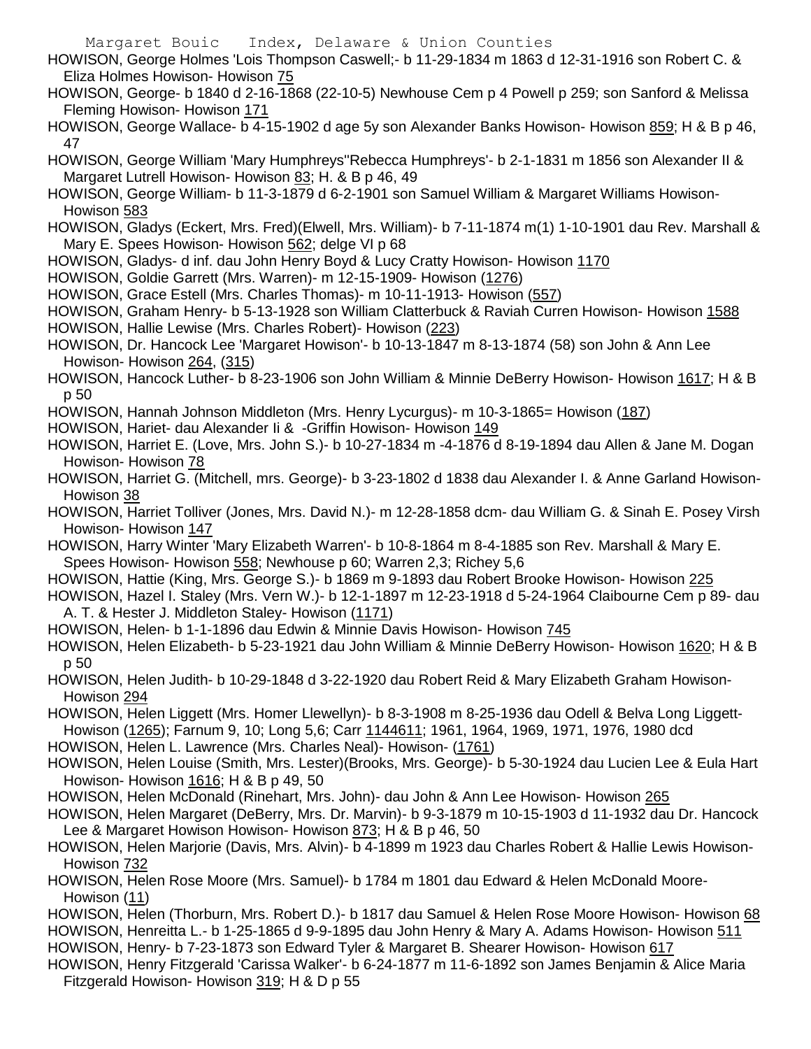HOWISON, George Holmes 'Lois Thompson Caswell;- b 11-29-1834 m 1863 d 12-31-1916 son Robert C. & Eliza Holmes Howison- Howison 75

HOWISON, George- b 1840 d 2-16-1868 (22-10-5) Newhouse Cem p 4 Powell p 259; son Sanford & Melissa Fleming Howison- Howison 171

HOWISON, George Wallace- b 4-15-1902 d age 5y son Alexander Banks Howison- Howison 859; H & B p 46, 47

HOWISON, George William 'Mary Humphreys''Rebecca Humphreys'- b 2-1-1831 m 1856 son Alexander II & Margaret Lutrell Howison- Howison 83; H. & B p 46, 49

HOWISON, George William- b 11-3-1879 d 6-2-1901 son Samuel William & Margaret Williams Howison- Howison 583

HOWISON, Gladys (Eckert, Mrs. Fred)(Elwell, Mrs. William)- b 7-11-1874 m(1) 1-10-1901 dau Rev. Marshall & Mary E. Spees Howison- Howison 562; delge VI p 68

HOWISON, Gladys- d inf. dau John Henry Boyd & Lucy Cratty Howison- Howison 1170

HOWISON, Goldie Garrett (Mrs. Warren)- m 12-15-1909- Howison (1276)

HOWISON, Grace Estell (Mrs. Charles Thomas)- m 10-11-1913- Howison (557)

HOWISON, Graham Henry- b 5-13-1928 son William Clatterbuck & Raviah Curren Howison- Howison 1588

HOWISON, Hallie Lewise (Mrs. Charles Robert)- Howison (223)

HOWISON, Dr. Hancock Lee 'Margaret Howison'- b 10-13-1847 m 8-13-1874 (58) son John & Ann Lee Howison- Howison 264, (315)

HOWISON, Hancock Luther- b 8-23-1906 son John William & Minnie DeBerry Howison- Howison 1617; H & B p 50

HOWISON, Hannah Johnson Middleton (Mrs. Henry Lycurgus)- m 10-3-1865= Howison (187)

HOWISON, Hariet- dau Alexander Ii & -Griffin Howison- Howison 149

HOWISON, Harriet E. (Love, Mrs. John S.)- b 10-27-1834 m -4-1876 d 8-19-1894 dau Allen & Jane M. Dogan Howison- Howison 78

HOWISON, Harriet G. (Mitchell, mrs. George)- b 3-23-1802 d 1838 dau Alexander I. & Anne Garland Howison- Howison 38

HOWISON, Harriet Tolliver (Jones, Mrs. David N.)- m 12-28-1858 dcm- dau William G. & Sinah E. Posey Virsh Howison- Howison 147

HOWISON, Harry Winter 'Mary Elizabeth Warren'- b 10-8-1864 m 8-4-1885 son Rev. Marshall & Mary E. Spees Howison- Howison 558; Newhouse p 60; Warren 2,3; Richey 5,6

HOWISON, Hattie (King, Mrs. George S.)- b 1869 m 9-1893 dau Robert Brooke Howison- Howison 225

HOWISON, Hazel I. Staley (Mrs. Vern W.)- b 12-1-1897 m 12-23-1918 d 5-24-1964 Claibourne Cem p 89- dau A. T. & Hester J. Middleton Staley- Howison (1171)

HOWISON, Helen- b 1-1-1896 dau Edwin & Minnie Davis Howison- Howison 745

HOWISON, Helen Elizabeth- b 5-23-1921 dau John William & Minnie DeBerry Howison- Howison 1620; H & B p 50

HOWISON, Helen Judith- b 10-29-1848 d 3-22-1920 dau Robert Reid & Mary Elizabeth Graham Howison- Howison 294

HOWISON, Helen Liggett (Mrs. Homer Llewellyn)- b 8-3-1908 m 8-25-1936 dau Odell & Belva Long Liggett- Howison (1265); Farnum 9, 10; Long 5,6; Carr 1144611; 1961, 1964, 1969, 1971, 1976, 1980 dcd

HOWISON, Helen L. Lawrence (Mrs. Charles Neal)- Howison- (1761)

HOWISON, Helen Louise (Smith, Mrs. Lester)(Brooks, Mrs. George)- b 5-30-1924 dau Lucien Lee & Eula Hart Howison- Howison 1616; H & B p 49, 50

HOWISON, Helen McDonald (Rinehart, Mrs. John)- dau John & Ann Lee Howison- Howison 265

HOWISON, Helen Margaret (DeBerry, Mrs. Dr. Marvin)- b 9-3-1879 m 10-15-1903 d 11-1932 dau Dr. Hancock Lee & Margaret Howison Howison- Howison 873; H & B p 46, 50

HOWISON, Helen Marjorie (Davis, Mrs. Alvin)- b 4-1899 m 1923 dau Charles Robert & Hallie Lewis Howison- Howison 732

HOWISON, Helen Rose Moore (Mrs. Samuel)- b 1784 m 1801 dau Edward & Helen McDonald Moore- Howison (11)

HOWISON, Helen (Thorburn, Mrs. Robert D.)- b 1817 dau Samuel & Helen Rose Moore Howison- Howison 68

HOWISON, Henreitta L.- b 1-25-1865 d 9-9-1895 dau John Henry & Mary A. Adams Howison- Howison 511

HOWISON, Henry- b 7-23-1873 son Edward Tyler & Margaret B. Shearer Howison- Howison 617

HOWISON, Henry Fitzgerald 'Carissa Walker'- b 6-24-1877 m 11-6-1892 son James Benjamin & Alice Maria Fitzgerald Howison- Howison 319; H & D p 55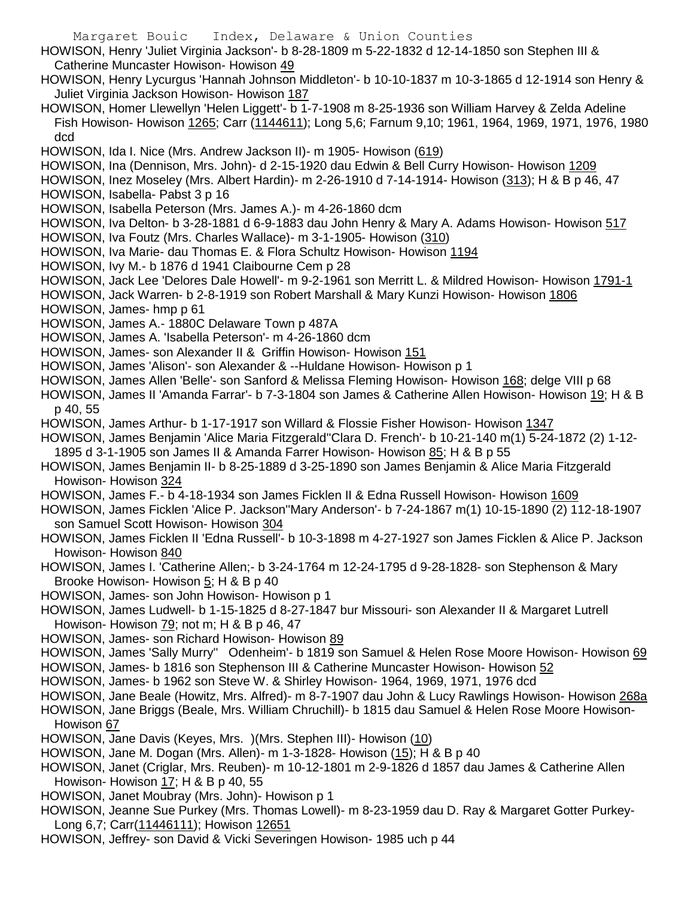HOWISON, Henry 'Juliet Virginia Jackson'- b 8-28-1809 m 5-22-1832 d 12-14-1850 son Stephen III & Catherine Muncaster Howison- Howison 49

HOWISON, Henry Lycurgus 'Hannah Johnson Middleton'- b 10-10-1837 m 10-3-1865 d 12-1914 son Henry & Juliet Virginia Jackson Howison- Howison 187

HOWISON, Homer Llewellyn 'Helen Liggett'- b 1-7-1908 m 8-25-1936 son William Harvey & Zelda Adeline Fish Howison- Howison 1265; Carr (1144611); Long 5,6; Farnum 9,10; 1961, 1964, 1969, 1971, 1976, 1980 dcd

HOWISON, Ida I. Nice (Mrs. Andrew Jackson II)- m 1905- Howison (619)

HOWISON, Ina (Dennison, Mrs. John)- d 2-15-1920 dau Edwin & Bell Curry Howison- Howison 1209

HOWISON, Inez Moseley (Mrs. Albert Hardin)- m 2-26-1910 d 7-14-1914- Howison (313); H & B p 46, 47

HOWISON, Isabella- Pabst 3 p 16

HOWISON, Isabella Peterson (Mrs. James A.)- m 4-26-1860 dcm

HOWISON, Iva Delton- b 3-28-1881 d 6-9-1883 dau John Henry & Mary A. Adams Howison- Howison 517

HOWISON, Iva Foutz (Mrs. Charles Wallace)- m 3-1-1905- Howison (310)

HOWISON, Iva Marie- dau Thomas E. & Flora Schultz Howison- Howison 1194

HOWISON, Ivy M.- b 1876 d 1941 Claibourne Cem p 28

HOWISON, Jack Lee 'Delores Dale Howell'- m 9-2-1961 son Merritt L. & Mildred Howison- Howison 1791-1

HOWISON, Jack Warren- b 2-8-1919 son Robert Marshall & Mary Kunzi Howison- Howison 1806

HOWISON, James- hmp p 61

HOWISON, James A.- 1880C Delaware Town p 487A

HOWISON, James A. 'Isabella Peterson'- m 4-26-1860 dcm

HOWISON, James- son Alexander II & Griffin Howison- Howison 151

HOWISON, James 'Alison'- son Alexander & --Huldane Howison- Howison p 1

HOWISON, James Allen 'Belle'- son Sanford & Melissa Fleming Howison- Howison 168; delge VIII p 68

HOWISON, James II 'Amanda Farrar'- b 7-3-1804 son James & Catherine Allen Howison- Howison 19; H & B p 40, 55

HOWISON, James Arthur- b 1-17-1917 son Willard & Flossie Fisher Howison- Howison 1347

HOWISON, James Benjamin 'Alice Maria Fitzgerald''Clara D. French'- b 10-21-140 m(1) 5-24-1872 (2) 1-12-1895 d 3-1-1905 son James II & Amanda Farrer Howison- Howison 85; H & B p 55

HOWISON, James Benjamin II- b 8-25-1889 d 3-25-1890 son James Benjamin & Alice Maria Fitzgerald Howison- Howison 324

HOWISON, James F.- b 4-18-1934 son James Ficklen II & Edna Russell Howison- Howison 1609

HOWISON, James Ficklen 'Alice P. Jackson''Mary Anderson'- b 7-24-1867 m(1) 10-15-1890 (2) 112-18-1907 son Samuel Scott Howison- Howison 304

HOWISON, James Ficklen II 'Edna Russell'- b 10-3-1898 m 4-27-1927 son James Ficklen & Alice P. Jackson Howison- Howison 840

HOWISON, James I. 'Catherine Allen;- b 3-24-1764 m 12-24-1795 d 9-28-1828- son Stephenson & Mary Brooke Howison- Howison 5; H & B p 40

HOWISON, James- son John Howison- Howison p 1

HOWISON, James Ludwell- b 1-15-1825 d 8-27-1847 bur Missouri- son Alexander II & Margaret Lutrell Howison- Howison 79; not m; H & B p 46, 47

HOWISON, James- son Richard Howison- Howison 89

HOWISON, James 'Sally Murry'' Odenheim'- b 1819 son Samuel & Helen Rose Moore Howison- Howison 69

HOWISON, James- b 1816 son Stephenson III & Catherine Muncaster Howison- Howison 52

HOWISON, James- b 1962 son Steve W. & Shirley Howison- 1964, 1969, 1971, 1976 dcd

HOWISON, Jane Beale (Howitz, Mrs. Alfred)- m 8-7-1907 dau John & Lucy Rawlings Howison- Howison 268a

HOWISON, Jane Briggs (Beale, Mrs. William Chruchill)- b 1815 dau Samuel & Helen Rose Moore Howison- Howison 67

HOWISON, Jane Davis (Keyes, Mrs. )(Mrs. Stephen III)- Howison (10)

HOWISON, Jane M. Dogan (Mrs. Allen)- m 1-3-1828- Howison (15); H & B p 40

HOWISON, Janet (Criglar, Mrs. Reuben)- m 10-12-1801 m 2-9-1826 d 1857 dau James & Catherine Allen Howison- Howison 17; H & B p 40, 55

HOWISON, Janet Moubray (Mrs. John)- Howison p 1

HOWISON, Jeanne Sue Purkey (Mrs. Thomas Lowell)- m 8-23-1959 dau D. Ray & Margaret Gotter Purkey- Long 6,7; Carr(11446111); Howison 12651

HOWISON, Jeffrey- son David & Vicki Severingen Howison- 1985 uch p 44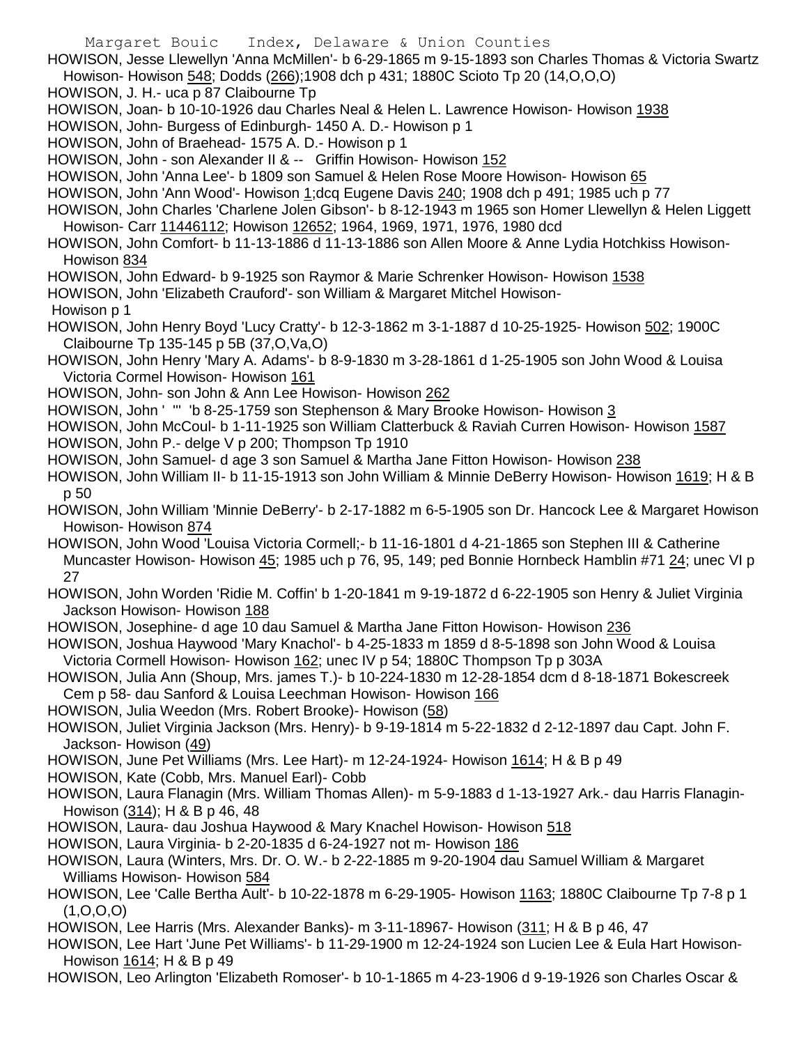HOWISON, Jesse Llewellyn 'Anna McMillen'- b 6-29-1865 m 9-15-1893 son Charles Thomas & Victoria Swartz Howison- Howison 548; Dodds (266);1908 dch p 431; 1880C Scioto Tp 20 (14,O,O,O)

HOWISON, J. H.- uca p 87 Claibourne Tp

HOWISON, Joan- b 10-10-1926 dau Charles Neal & Helen L. Lawrence Howison- Howison 1938

HOWISON, John- Burgess of Edinburgh- 1450 A. D.- Howison p 1

HOWISON, John of Braehead- 1575 A. D.- Howison p 1

HOWISON, John - son Alexander II & -- Griffin Howison- Howison 152

HOWISON, John 'Anna Lee'- b 1809 son Samuel & Helen Rose Moore Howison- Howison 65

HOWISON, John 'Ann Wood'- Howison 1;dcq Eugene Davis 240; 1908 dch p 491; 1985 uch p 77

HOWISON, John Charles 'Charlene Jolen Gibson'- b 8-12-1943 m 1965 son Homer Llewellyn & Helen Liggett Howison- Carr 11446112; Howison 12652; 1964, 1969, 1971, 1976, 1980 dcd

HOWISON, John Comfort- b 11-13-1886 d 11-13-1886 son Allen Moore & Anne Lydia Hotchkiss Howison- Howison 834

HOWISON, John Edward- b 9-1925 son Raymor & Marie Schrenker Howison- Howison 1538

HOWISON, John 'Elizabeth Crauford'- son William & Margaret Mitchel Howison- Howison p 1

HOWISON, John Henry Boyd 'Lucy Cratty'- b 12-3-1862 m 3-1-1887 d 10-25-1925- Howison 502; 1900C Claibourne Tp 135-145 p 5B (37,O,Va,O)

HOWISON, John Henry 'Mary A. Adams'- b 8-9-1830 m 3-28-1861 d 1-25-1905 son John Wood & Louisa Victoria Cormel Howison- Howison 161

HOWISON, John- son John & Ann Lee Howison- Howison 262

HOWISON, John ' "' 'b 8-25-1759 son Stephenson & Mary Brooke Howison- Howison 3

HOWISON, John McCoul- b 1-11-1925 son William Clatterbuck & Raviah Curren Howison- Howison 1587

HOWISON, John P.- delge V p 200; Thompson Tp 1910

HOWISON, John Samuel- d age 3 son Samuel & Martha Jane Fitton Howison- Howison 238

HOWISON, John William II- b 11-15-1913 son John William & Minnie DeBerry Howison- Howison 1619; H & B p 50

HOWISON, John William 'Minnie DeBerry'- b 2-17-1882 m 6-5-1905 son Dr. Hancock Lee & Margaret Howison Howison- Howison 874

HOWISON, John Wood 'Louisa Victoria Cormell;- b 11-16-1801 d 4-21-1865 son Stephen III & Catherine Muncaster Howison- Howison 45; 1985 uch p 76, 95, 149; ped Bonnie Hornbeck Hamblin #71 24; unec VI p 27

HOWISON, John Worden 'Ridie M. Coffin' b 1-20-1841 m 9-19-1872 d 6-22-1905 son Henry & Juliet Virginia Jackson Howison- Howison 188

HOWISON, Josephine- d age 10 dau Samuel & Martha Jane Fitton Howison- Howison 236

HOWISON, Joshua Haywood 'Mary Knachol'- b 4-25-1833 m 1859 d 8-5-1898 son John Wood & Louisa Victoria Cormell Howison- Howison 162; unec IV p 54; 1880C Thompson Tp p 303A

HOWISON, Julia Ann (Shoup, Mrs. james T.)- b 10-224-1830 m 12-28-1854 dcm d 8-18-1871 Bokescreek Cem p 58- dau Sanford & Louisa Leechman Howison- Howison 166

HOWISON, Julia Weedon (Mrs. Robert Brooke)- Howison (58)

HOWISON, Juliet Virginia Jackson (Mrs. Henry)- b 9-19-1814 m 5-22-1832 d 2-12-1897 dau Capt. John F. Jackson- Howison (49)

HOWISON, June Pet Williams (Mrs. Lee Hart)- m 12-24-1924- Howison 1614; H & B p 49

HOWISON, Kate (Cobb, Mrs. Manuel Earl)- Cobb

HOWISON, Laura Flanagin (Mrs. William Thomas Allen)- m 5-9-1883 d 1-13-1927 Ark.- dau Harris Flanagin- Howison (314); H & B p 46, 48

HOWISON, Laura- dau Joshua Haywood & Mary Knachel Howison- Howison 518

HOWISON, Laura Virginia- b 2-20-1835 d 6-24-1927 not m- Howison 186

HOWISON, Laura (Winters, Mrs. Dr. O. W.- b 2-22-1885 m 9-20-1904 dau Samuel William & Margaret Williams Howison- Howison 584

HOWISON, Lee 'Calle Bertha Ault'- b 10-22-1878 m 6-29-1905- Howison 1163; 1880C Claibourne Tp 7-8 p 1 (1,O,O,O)

HOWISON, Lee Harris (Mrs. Alexander Banks)- m 3-11-18967- Howison (311; H & B p 46, 47

HOWISON, Lee Hart 'June Pet Williams'- b 11-29-1900 m 12-24-1924 son Lucien Lee & Eula Hart Howison- Howison 1614; H & B p 49

HOWISON, Leo Arlington 'Elizabeth Romoser'- b 10-1-1865 m 4-23-1906 d 9-19-1926 son Charles Oscar &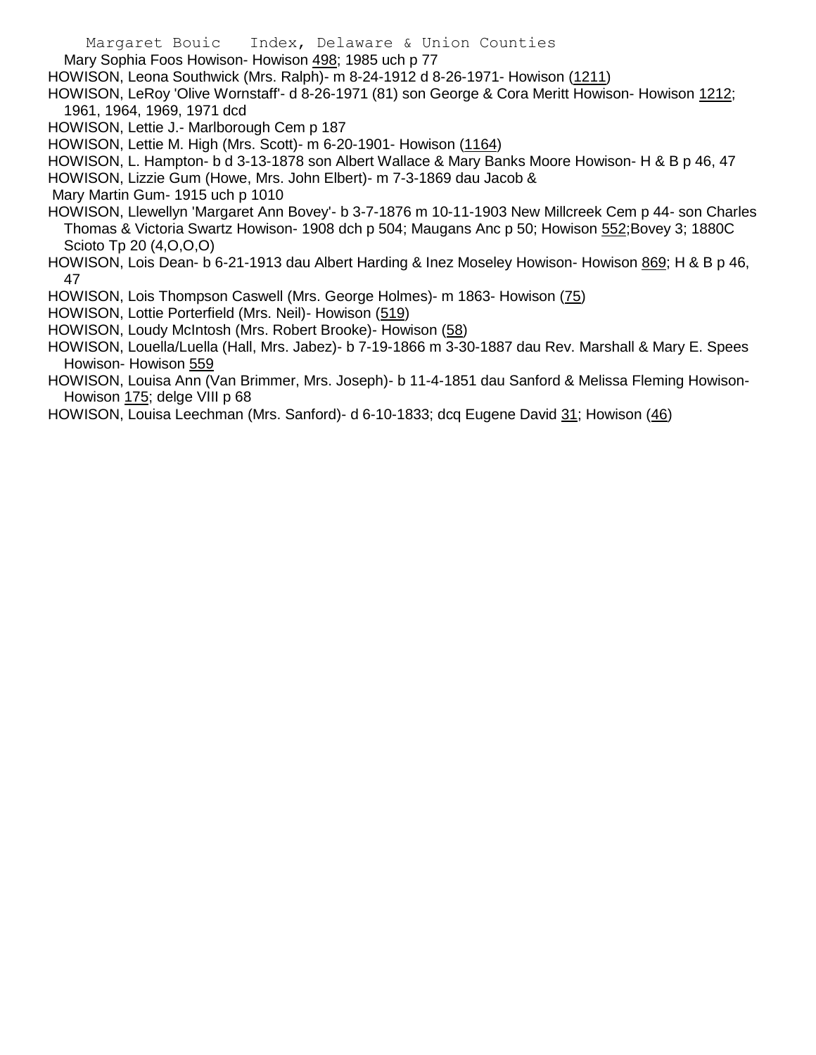Mary Sophia Foos Howison- Howison 498; 1985 uch p 77

HOWISON, Leona Southwick (Mrs. Ralph)- m 8-24-1912 d 8-26-1971- Howison (1211)

HOWISON, LeRoy 'Olive Wornstaff'- d 8-26-1971 (81) son George & Cora Meritt Howison- Howison 1212; 1961, 1964, 1969, 1971 dcd

HOWISON, Lettie J.- Marlborough Cem p 187

HOWISON, Lettie M. High (Mrs. Scott)- m 6-20-1901- Howison (1164)

HOWISON, L. Hampton- b d 3-13-1878 son Albert Wallace & Mary Banks Moore Howison- H & B p 46, 47

HOWISON, Lizzie Gum (Howe, Mrs. John Elbert)- m 7-3-1869 dau Jacob & Mary Martin Gum- 1915 uch p 1010

HOWISON, Llewellyn 'Margaret Ann Bovey'- b 3-7-1876 m 10-11-1903 New Millcreek Cem p 44- son Charles Thomas & Victoria Swartz Howison- 1908 dch p 504; Maugans Anc p 50; Howison 552;Bovey 3; 1880C Scioto Tp 20 (4,O,O,O)

HOWISON, Lois Dean- b 6-21-1913 dau Albert Harding & Inez Moseley Howison- Howison 869; H & B p 46, 47

HOWISON, Lois Thompson Caswell (Mrs. George Holmes)- m 1863- Howison (75)

HOWISON, Lottie Porterfield (Mrs. Neil)- Howison (519)

HOWISON, Loudy McIntosh (Mrs. Robert Brooke)- Howison (58)

HOWISON, Louella/Luella (Hall, Mrs. Jabez)- b 7-19-1866 m 3-30-1887 dau Rev. Marshall & Mary E. Spees Howison- Howison 559

HOWISON, Louisa Ann (Van Brimmer, Mrs. Joseph)- b 11-4-1851 dau Sanford & Melissa Fleming Howison- Howison 175; delge VIII p 68

HOWISON, Louisa Leechman (Mrs. Sanford)- d 6-10-1833; dcq Eugene David 31; Howison (46)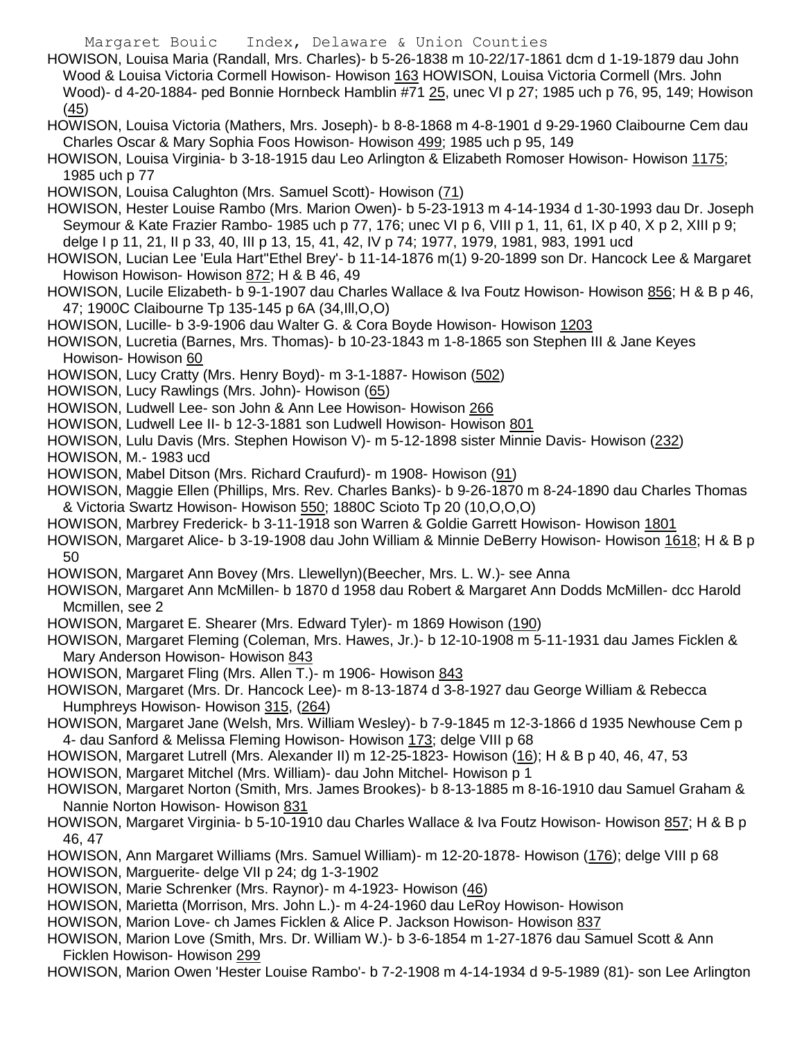HOWISON, Louisa Maria (Randall, Mrs. Charles)- b 5-26-1838 m 10-22/17-1861 dcm d 1-19-1879 dau John Wood & Louisa Victoria Cormell Howison- Howison 163 HOWISON, Louisa Victoria Cormell (Mrs. John Wood)- d 4-20-1884- ped Bonnie Hornbeck Hamblin #71 25, unec VI p 27; 1985 uch p 76, 95, 149; Howison (45)

HOWISON, Louisa Victoria (Mathers, Mrs. Joseph)- b 8-8-1868 m 4-8-1901 d 9-29-1960 Claibourne Cem dau Charles Oscar & Mary Sophia Foos Howison- Howison 499; 1985 uch p 95, 149

HOWISON, Louisa Virginia- b 3-18-1915 dau Leo Arlington & Elizabeth Romoser Howison- Howison 1175; 1985 uch p 77

HOWISON, Louisa Calughton (Mrs. Samuel Scott)- Howison (71)

HOWISON, Hester Louise Rambo (Mrs. Marion Owen)- b 5-23-1913 m 4-14-1934 d 1-30-1993 dau Dr. Joseph Seymour & Kate Frazier Rambo- 1985 uch p 77, 176; unec VI p 6, VIII p 1, 11, 61, IX p 40, X p 2, XIII p 9; delge I p 11, 21, II p 33, 40, III p 13, 15, 41, 42, IV p 74; 1977, 1979, 1981, 983, 1991 ucd

HOWISON, Lucian Lee 'Eula Hart''Ethel Brey'- b 11-14-1876 m(1) 9-20-1899 son Dr. Hancock Lee & Margaret Howison Howison- Howison 872; H & B 46, 49

HOWISON, Lucile Elizabeth- b 9-1-1907 dau Charles Wallace & Iva Foutz Howison- Howison 856; H & B p 46, 47; 1900C Claibourne Tp 135-145 p 6A (34,Ill,O,O)

HOWISON, Lucille- b 3-9-1906 dau Walter G. & Cora Boyde Howison- Howison 1203

HOWISON, Lucretia (Barnes, Mrs. Thomas)- b 10-23-1843 m 1-8-1865 son Stephen III & Jane Keyes Howison- Howison 60

HOWISON, Lucy Cratty (Mrs. Henry Boyd)- m 3-1-1887- Howison (502)

HOWISON, Lucy Rawlings (Mrs. John)- Howison (65)

HOWISON, Ludwell Lee- son John & Ann Lee Howison- Howison 266

HOWISON, Ludwell Lee II- b 12-3-1881 son Ludwell Howison- Howison 801

HOWISON, Lulu Davis (Mrs. Stephen Howison V)- m 5-12-1898 sister Minnie Davis- Howison (232)

HOWISON, M.- 1983 ucd

HOWISON, Mabel Ditson (Mrs. Richard Craufurd)- m 1908- Howison (91)

HOWISON, Maggie Ellen (Phillips, Mrs. Rev. Charles Banks)- b 9-26-1870 m 8-24-1890 dau Charles Thomas & Victoria Swartz Howison- Howison 550; 1880C Scioto Tp 20 (10,O,O,O)

HOWISON, Marbrey Frederick- b 3-11-1918 son Warren & Goldie Garrett Howison- Howison 1801

HOWISON, Margaret Alice- b 3-19-1908 dau John William & Minnie DeBerry Howison- Howison 1618; H & B p 50

HOWISON, Margaret Ann Bovey (Mrs. Llewellyn)(Beecher, Mrs. L. W.)- see Anna

HOWISON, Margaret Ann McMillen- b 1870 d 1958 dau Robert & Margaret Ann Dodds McMillen- dcc Harold Mcmillen, see 2

HOWISON, Margaret E. Shearer (Mrs. Edward Tyler)- m 1869 Howison (190)

HOWISON, Margaret Fleming (Coleman, Mrs. Hawes, Jr.)- b 12-10-1908 m 5-11-1931 dau James Ficklen & Mary Anderson Howison- Howison 843

HOWISON, Margaret Fling (Mrs. Allen T.)- m 1906- Howison 843

HOWISON, Margaret (Mrs. Dr. Hancock Lee)- m 8-13-1874 d 3-8-1927 dau George William & Rebecca Humphreys Howison- Howison 315, (264)

HOWISON, Margaret Jane (Welsh, Mrs. William Wesley)- b 7-9-1845 m 12-3-1866 d 1935 Newhouse Cem p 4- dau Sanford & Melissa Fleming Howison- Howison 173; delge VIII p 68

HOWISON, Margaret Lutrell (Mrs. Alexander II) m 12-25-1823- Howison (16); H & B p 40, 46, 47, 53

HOWISON, Margaret Mitchel (Mrs. William)- dau John Mitchel- Howison p 1

HOWISON, Margaret Norton (Smith, Mrs. James Brookes)- b 8-13-1885 m 8-16-1910 dau Samuel Graham & Nannie Norton Howison- Howison 831

HOWISON, Margaret Virginia- b 5-10-1910 dau Charles Wallace & Iva Foutz Howison- Howison 857; H & B p 46, 47

HOWISON, Ann Margaret Williams (Mrs. Samuel William)- m 12-20-1878- Howison (176); delge VIII p 68

HOWISON, Marguerite- delge VII p 24; dg 1-3-1902

HOWISON, Marie Schrenker (Mrs. Raynor)- m 4-1923- Howison (46)

HOWISON, Marietta (Morrison, Mrs. John L.)- m 4-24-1960 dau LeRoy Howison- Howison

HOWISON, Marion Love- ch James Ficklen & Alice P. Jackson Howison- Howison 837

HOWISON, Marion Love (Smith, Mrs. Dr. William W.)- b 3-6-1854 m 1-27-1876 dau Samuel Scott & Ann Ficklen Howison- Howison 299

HOWISON, Marion Owen 'Hester Louise Rambo'- b 7-2-1908 m 4-14-1934 d 9-5-1989 (81)- son Lee Arlington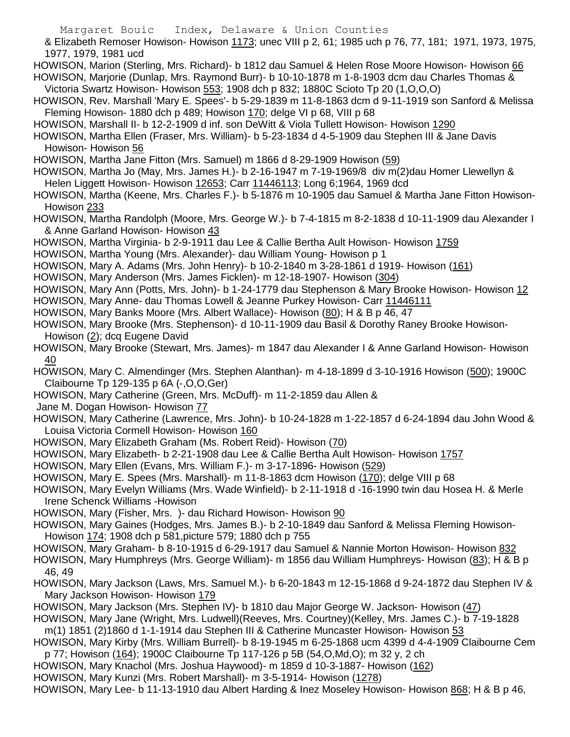& Elizabeth Remoser Howison- Howison 1173; unec VIII p 2, 61; 1985 uch p 76, 77, 181; 1971, 1973, 1975, 1977, 1979, 1981 ucd

HOWISON, Marion (Sterling, Mrs. Richard)- b 1812 dau Samuel & Helen Rose Moore Howison- Howison 66

HOWISON, Marjorie (Dunlap, Mrs. Raymond Burr)- b 10-10-1878 m 1-8-1903 dcm dau Charles Thomas & Victoria Swartz Howison- Howison 553; 1908 dch p 832; 1880C Scioto Tp 20 (1,O,O,O)

HOWISON, Rev. Marshall 'Mary E. Spees'- b 5-29-1839 m 11-8-1863 dcm d 9-11-1919 son Sanford & Melissa Fleming Howison- 1880 dch p 489; Howison 170; delge VI p 68, VIII p 68

HOWISON, Marshall II- b 12-2-1909 d inf. son DeWitt & Viola Tullett Howison- Howison 1290

HOWISON, Martha Ellen (Fraser, Mrs. William)- b 5-23-1834 d 4-5-1909 dau Stephen III & Jane Davis Howison- Howison 56

HOWISON, Martha Jane Fitton (Mrs. Samuel) m 1866 d 8-29-1909 Howison (59)

HOWISON, Martha Jo (May, Mrs. James H.)- b 2-16-1947 m 7-19-1969/8 div m(2)dau Homer Llewellyn & Helen Liggett Howison- Howison 12653; Carr 11446113; Long 6;1964, 1969 dcd

HOWISON, Martha (Keene, Mrs. Charles F.)- b 5-1876 m 10-1905 dau Samuel & Martha Jane Fitton Howison- Howison 233

HOWISON, Martha Randolph (Moore, Mrs. George W.)- b 7-4-1815 m 8-2-1838 d 10-11-1909 dau Alexander I & Anne Garland Howison- Howison 43

HOWISON, Martha Virginia- b 2-9-1911 dau Lee & Callie Bertha Ault Howison- Howison 1759

HOWISON, Martha Young (Mrs. Alexander)- dau William Young- Howison p 1

HOWISON, Mary A. Adams (Mrs. John Henry)- b 10-2-1840 m 3-28-1861 d 1919- Howison (161)

HOWISON, Mary Anderson (Mrs. James Ficklen)- m 12-18-1907- Howison (304)

HOWISON, Mary Ann (Potts, Mrs. John)- b 1-24-1779 dau Stephenson & Mary Brooke Howison- Howison 12

HOWISON, Mary Anne- dau Thomas Lowell & Jeanne Purkey Howison- Carr 11446111

HOWISON, Mary Banks Moore (Mrs. Albert Wallace)- Howison (80); H & B p 46, 47

HOWISON, Mary Brooke (Mrs. Stephenson)- d 10-11-1909 dau Basil & Dorothy Raney Brooke Howison- Howison (2); dcq Eugene David

HOWISON, Mary Brooke (Stewart, Mrs. James)- m 1847 dau Alexander I & Anne Garland Howison- Howison 40

HOWISON, Mary C. Almendinger (Mrs. Stephen Alanthan)- m 4-18-1899 d 3-10-1916 Howison (500); 1900C Claibourne Tp 129-135 p 6A (-,O,O,Ger)

HOWISON, Mary Catherine (Green, Mrs. McDuff)- m 11-2-1859 dau Allen & Jane M. Dogan Howison- Howison 77

HOWISON, Mary Catherine (Lawrence, Mrs. John)- b 10-24-1828 m 1-22-1857 d 6-24-1894 dau John Wood & Louisa Victoria Cormell Howison- Howison 160

HOWISON, Mary Elizabeth Graham (Ms. Robert Reid)- Howison (70)

HOWISON, Mary Elizabeth- b 2-21-1908 dau Lee & Callie Bertha Ault Howison- Howison 1757

HOWISON, Mary Ellen (Evans, Mrs. William F.)- m 3-17-1896- Howison (529)

HOWISON, Mary E. Spees (Mrs. Marshall)- m 11-8-1863 dcm Howison (170); delge VIII p 68

HOWISON, Mary Evelyn Williams (Mrs. Wade Winfield)- b 2-11-1918 d -16-1990 twin dau Hosea H. & Merle Irene Schenck Williams -Howison

HOWISON, Mary (Fisher, Mrs. )- dau Richard Howison- Howison 90

HOWISON, Mary Gaines (Hodges, Mrs. James B.)- b 2-10-1849 dau Sanford & Melissa Fleming Howison- Howison 174; 1908 dch p 581,picture 579; 1880 dch p 755

HOWISON, Mary Graham- b 8-10-1915 d 6-29-1917 dau Samuel & Nannie Morton Howison- Howison 832

HOWISON, Mary Humphreys (Mrs. George William)- m 1856 dau William Humphreys- Howison (83); H & B p 46, 49

HOWISON, Mary Jackson (Laws, Mrs. Samuel M.)- b 6-20-1843 m 12-15-1868 d 9-24-1872 dau Stephen IV & Mary Jackson Howison- Howison 179

HOWISON, Mary Jackson (Mrs. Stephen IV)- b 1810 dau Major George W. Jackson- Howison (47)

HOWISON, Mary Jane (Wright, Mrs. Ludwell)(Reeves, Mrs. Courtney)(Kelley, Mrs. James C.)- b 7-19-1828 m(1) 1851 (2)1860 d 1-1-1914 dau Stephen III & Catherine Muncaster Howison- Howison 53

HOWISON, Mary Kirby (Mrs. William Burrell)- b 8-19-1945 m 6-25-1868 ucm 4399 d 4-4-1909 Claibourne Cem p 77; Howison (164); 1900C Claibourne Tp 117-126 p 5B (54,O,Md,O); m 32 y, 2 ch

HOWISON, Mary Knachol (Mrs. Joshua Haywood)- m 1859 d 10-3-1887- Howison (162)

HOWISON, Mary Kunzi (Mrs. Robert Marshall)- m 3-5-1914- Howison (1278)

HOWISON, Mary Lee- b 11-13-1910 dau Albert Harding & Inez Moseley Howison- Howison 868; H & B p 46,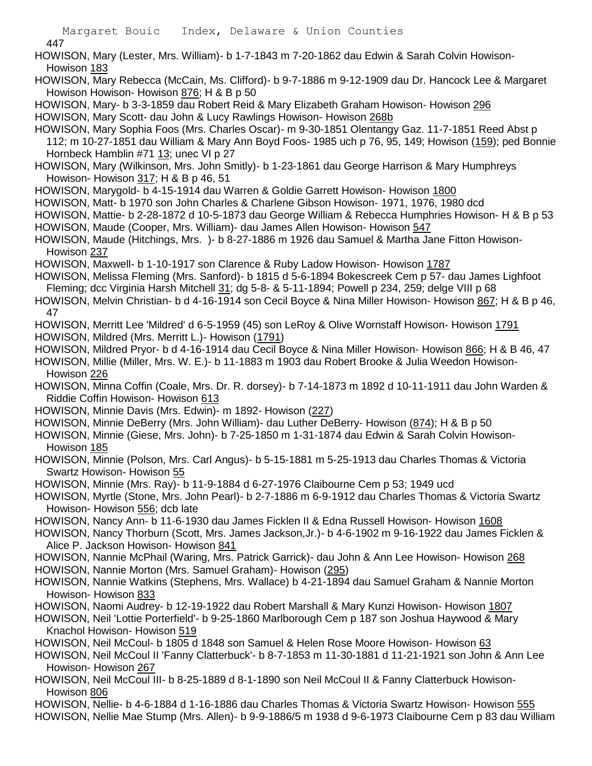HOWISON, Mary (Lester, Mrs. William)- b 1-7-1843 m 7-20-1862 dau Edwin & Sarah Colvin Howison- Howison 183

HOWISON, Mary Rebecca (McCain, Ms. Clifford)- b 9-7-1886 m 9-12-1909 dau Dr. Hancock Lee & Margaret Howison Howison- Howison 876; H & B p 50

HOWISON, Mary- b 3-3-1859 dau Robert Reid & Mary Elizabeth Graham Howison- Howison 296

HOWISON, Mary Scott- dau John & Lucy Rawlings Howison- Howison 268b

HOWISON, Mary Sophia Foos (Mrs. Charles Oscar)- m 9-30-1851 Olentangy Gaz. 11-7-1851 Reed Abst p 112; m 10-27-1851 dau William & Mary Ann Boyd Foos- 1985 uch p 76, 95, 149; Howison (159); ped Bonnie Hornbeck Hamblin #71 13; unec VI p 27

HOWISON, Mary (Wilkinson, Mrs. John Smitly)- b 1-23-1861 dau George Harrison & Mary Humphreys Howison- Howison 317; H & B p 46, 51

HOWISON, Marygold- b 4-15-1914 dau Warren & Goldie Garrett Howison- Howison 1800

HOWISON, Matt- b 1970 son John Charles & Charlene Gibson Howison- 1971, 1976, 1980 dcd

HOWISON, Mattie- b 2-28-1872 d 10-5-1873 dau George William & Rebecca Humphries Howison- H & B p 53

HOWISON, Maude (Cooper, Mrs. William)- dau James Allen Howison- Howison 547

HOWISON, Maude (Hitchings, Mrs. )- b 8-27-1886 m 1926 dau Samuel & Martha Jane Fitton Howison- Howison 237

HOWISON, Maxwell- b 1-10-1917 son Clarence & Ruby Ladow Howison- Howison 1787

HOWISON, Melissa Fleming (Mrs. Sanford)- b 1815 d 5-6-1894 Bokescreek Cem p 57- dau James Lighfoot Fleming; dcc Virginia Harsh Mitchell 31; dg 5-8- & 5-11-1894; Powell p 234, 259; delge VIII p 68

HOWISON, Melvin Christian- b d 4-16-1914 son Cecil Boyce & Nina Miller Howison- Howison 867; H & B p 46, 47

HOWISON, Merritt Lee 'Mildred' d 6-5-1959 (45) son LeRoy & Olive Wornstaff Howison- Howison 1791

HOWISON, Mildred (Mrs. Merritt L.)- Howison (1791)

HOWISON, Mildred Pryor- b d 4-16-1914 dau Cecil Boyce & Nina Miller Howison- Howison 866; H & B 46, 47

HOWISON, Millie (Miller, Mrs. W. E.)- b 11-1883 m 1903 dau Robert Brooke & Julia Weedon Howison- Howison 226

HOWISON, Minna Coffin (Coale, Mrs. Dr. R. dorsey)- b 7-14-1873 m 1892 d 10-11-1911 dau John Warden & Riddie Coffin Howison- Howison 613

HOWISON, Minnie Davis (Mrs. Edwin)- m 1892- Howison (227)

HOWISON, Minnie DeBerry (Mrs. John William)- dau Luther DeBerry- Howison (874); H & B p 50

HOWISON, Minnie (Giese, Mrs. John)- b 7-25-1850 m 1-31-1874 dau Edwin & Sarah Colvin Howison- Howison 185

HOWISON, Minnie (Polson, Mrs. Carl Angus)- b 5-15-1881 m 5-25-1913 dau Charles Thomas & Victoria Swartz Howison- Howison 55

HOWISON, Minnie (Mrs. Ray)- b 11-9-1884 d 6-27-1976 Claibourne Cem p 53; 1949 ucd

HOWISON, Myrtle (Stone, Mrs. John Pearl)- b 2-7-1886 m 6-9-1912 dau Charles Thomas & Victoria Swartz Howison- Howison 556; dcb late

HOWISON, Nancy Ann- b 11-6-1930 dau James Ficklen II & Edna Russell Howison- Howison 1608

HOWISON, Nancy Thorburn (Scott, Mrs. James Jackson,Jr.)- b 4-6-1902 m 9-16-1922 dau James Ficklen & Alice P. Jackson Howison- Howison 841

HOWISON, Nannie McPhail (Waring, Mrs. Patrick Garrick)- dau John & Ann Lee Howison- Howison 268

HOWISON, Nannie Morton (Mrs. Samuel Graham)- Howison (295)

HOWISON, Nannie Watkins (Stephens, Mrs. Wallace) b 4-21-1894 dau Samuel Graham & Nannie Morton Howison- Howison 833

HOWISON, Naomi Audrey- b 12-19-1922 dau Robert Marshall & Mary Kunzi Howison- Howison 1807

HOWISON, Neil 'Lottie Porterfield'- b 9-25-1860 Marlborough Cem p 187 son Joshua Haywood & Mary Knachol Howison- Howison 519

HOWISON, Neil McCoul- b 1805 d 1848 son Samuel & Helen Rose Moore Howison- Howison 63

HOWISON, Neil McCoul II 'Fanny Clatterbuck'- b 8-7-1853 m 11-30-1881 d 11-21-1921 son John & Ann Lee Howison- Howison 267

HOWISON, Neil McCoul III- b 8-25-1889 d 8-1-1890 son Neil McCoul II & Fanny Clatterbuck Howison- Howison 806

HOWISON, Nellie- b 4-6-1884 d 1-16-1886 dau Charles Thomas & Victoria Swartz Howison- Howison 555

HOWISON, Nellie Mae Stump (Mrs. Allen)- b 9-9-1886/5 m 1938 d 9-6-1973 Claibourne Cem p 83 dau William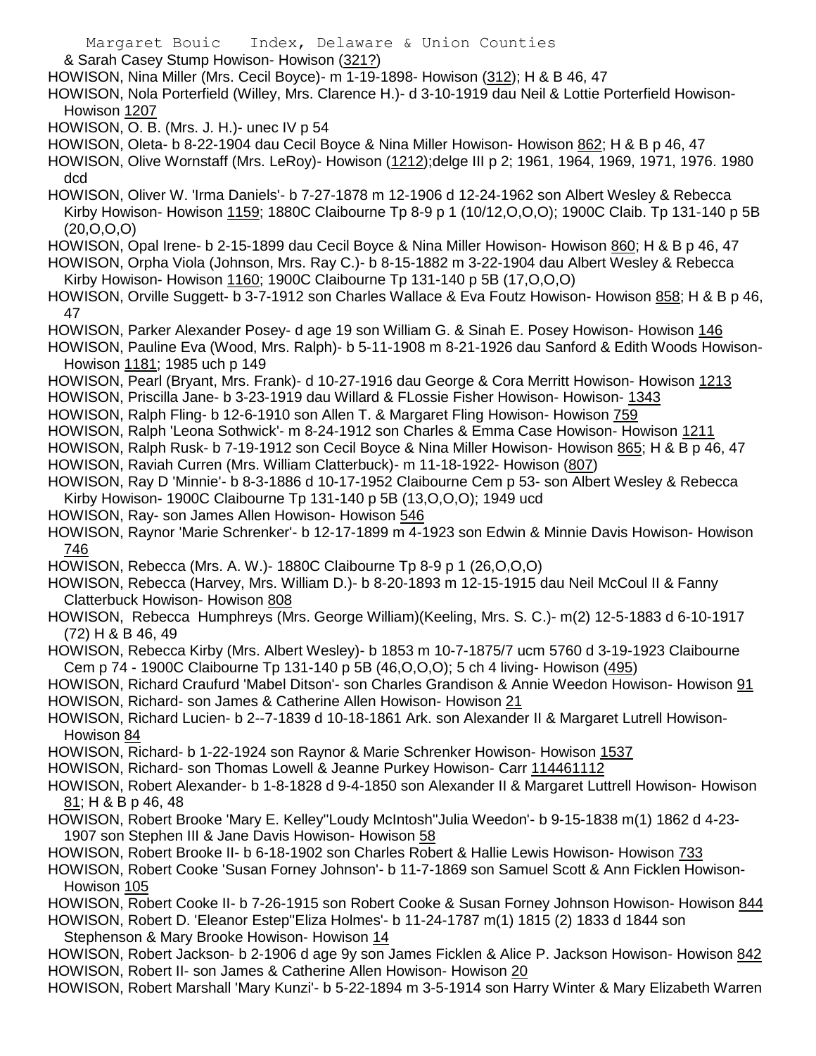& Sarah Casey Stump Howison- Howison (321?)

HOWISON, Nina Miller (Mrs. Cecil Boyce)- m 1-19-1898- Howison (312); H & B 46, 47

HOWISON, Nola Porterfield (Willey, Mrs. Clarence H.)- d 3-10-1919 dau Neil & Lottie Porterfield Howison- Howison 1207

HOWISON, O. B. (Mrs. J. H.)- unec IV p 54

HOWISON, Oleta- b 8-22-1904 dau Cecil Boyce & Nina Miller Howison- Howison 862; H & B p 46, 47

HOWISON, Olive Wornstaff (Mrs. LeRoy)- Howison (1212);delge III p 2; 1961, 1964, 1969, 1971, 1976. 1980 dcd

HOWISON, Oliver W. 'Irma Daniels'- b 7-27-1878 m 12-1906 d 12-24-1962 son Albert Wesley & Rebecca Kirby Howison- Howison 1159; 1880C Claibourne Tp 8-9 p 1 (10/12,O,O,O); 1900C Claib. Tp 131-140 p 5B (20,O,O,O)

HOWISON, Opal Irene- b 2-15-1899 dau Cecil Boyce & Nina Miller Howison- Howison 860; H & B p 46, 47

HOWISON, Orpha Viola (Johnson, Mrs. Ray C.)- b 8-15-1882 m 3-22-1904 dau Albert Wesley & Rebecca Kirby Howison- Howison 1160; 1900C Claibourne Tp 131-140 p 5B (17,O,O,O)

HOWISON, Orville Suggett- b 3-7-1912 son Charles Wallace & Eva Foutz Howison- Howison 858; H & B p 46, 47

HOWISON, Parker Alexander Posey- d age 19 son William G. & Sinah E. Posey Howison- Howison 146

HOWISON, Pauline Eva (Wood, Mrs. Ralph)- b 5-11-1908 m 8-21-1926 dau Sanford & Edith Woods Howison- Howison 1181; 1985 uch p 149

HOWISON, Pearl (Bryant, Mrs. Frank)- d 10-27-1916 dau George & Cora Merritt Howison- Howison 1213

HOWISON, Priscilla Jane- b 3-23-1919 dau Willard & FLossie Fisher Howison- Howison- 1343

HOWISON, Ralph Fling- b 12-6-1910 son Allen T. & Margaret Fling Howison- Howison 759

HOWISON, Ralph 'Leona Sothwick'- m 8-24-1912 son Charles & Emma Case Howison- Howison 1211

HOWISON, Ralph Rusk- b 7-19-1912 son Cecil Boyce & Nina Miller Howison- Howison 865; H & B p 46, 47

HOWISON, Raviah Curren (Mrs. William Clatterbuck)- m 11-18-1922- Howison (807)

HOWISON, Ray D 'Minnie'- b 8-3-1886 d 10-17-1952 Claibourne Cem p 53- son Albert Wesley & Rebecca Kirby Howison- 1900C Claibourne Tp 131-140 p 5B (13,O,O,O); 1949 ucd

HOWISON, Ray- son James Allen Howison- Howison 546

HOWISON, Raynor 'Marie Schrenker'- b 12-17-1899 m 4-1923 son Edwin & Minnie Davis Howison- Howison 746

HOWISON, Rebecca (Mrs. A. W.)- 1880C Claibourne Tp 8-9 p 1 (26,O,O,O)

HOWISON, Rebecca (Harvey, Mrs. William D.)- b 8-20-1893 m 12-15-1915 dau Neil McCoul II & Fanny Clatterbuck Howison- Howison 808

HOWISON, Rebecca Humphreys (Mrs. George William)(Keeling, Mrs. S. C.)- m(2) 12-5-1883 d 6-10-1917 (72) H & B 46, 49

HOWISON, Rebecca Kirby (Mrs. Albert Wesley)- b 1853 m 10-7-1875/7 ucm 5760 d 3-19-1923 Claibourne Cem p 74 - 1900C Claibourne Tp 131-140 p 5B (46,O,O,O); 5 ch 4 living- Howison (495)

HOWISON, Richard Craufurd 'Mabel Ditson'- son Charles Grandison & Annie Weedon Howison- Howison 91

HOWISON, Richard- son James & Catherine Allen Howison- Howison 21

HOWISON, Richard Lucien- b 2--7-1839 d 10-18-1861 Ark. son Alexander II & Margaret Lutrell Howison- Howison 84

HOWISON, Richard- b 1-22-1924 son Raynor & Marie Schrenker Howison- Howison 1537

HOWISON, Richard- son Thomas Lowell & Jeanne Purkey Howison- Carr 114461112

HOWISON, Robert Alexander- b 1-8-1828 d 9-4-1850 son Alexander II & Margaret Luttrell Howison- Howison 81; H & B p 46, 48

HOWISON, Robert Brooke 'Mary E. Kelley''Loudy McIntosh''Julia Weedon'- b 9-15-1838 m(1) 1862 d 4-23-1907 son Stephen III & Jane Davis Howison- Howison 58

HOWISON, Robert Brooke II- b 6-18-1902 son Charles Robert & Hallie Lewis Howison- Howison 733

HOWISON, Robert Cooke 'Susan Forney Johnson'- b 11-7-1869 son Samuel Scott & Ann Ficklen Howison- Howison 105

HOWISON, Robert Cooke II- b 7-26-1915 son Robert Cooke & Susan Forney Johnson Howison- Howison 844

HOWISON, Robert D. 'Eleanor Estep''Eliza Holmes'- b 11-24-1787 m(1) 1815 (2) 1833 d 1844 son Stephenson & Mary Brooke Howison- Howison 14

HOWISON, Robert Jackson- b 2-1906 d age 9y son James Ficklen & Alice P. Jackson Howison- Howison 842

HOWISON, Robert II- son James & Catherine Allen Howison- Howison 20

HOWISON, Robert Marshall 'Mary Kunzi'- b 5-22-1894 m 3-5-1914 son Harry Winter & Mary Elizabeth Warren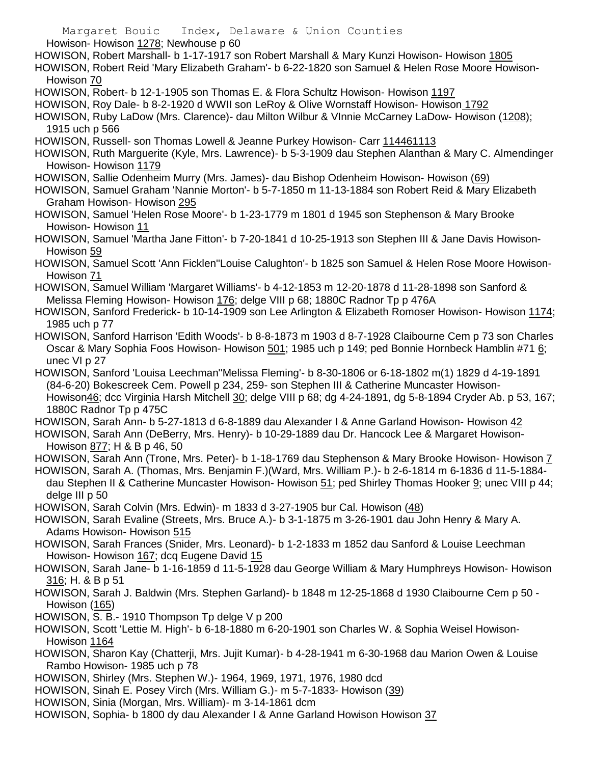Howison- Howison 1278; Newhouse p 60

HOWISON, Robert Marshall- b 1-17-1917 son Robert Marshall & Mary Kunzi Howison- Howison 1805

HOWISON, Robert Reid 'Mary Elizabeth Graham'- b 6-22-1820 son Samuel & Helen Rose Moore Howison- Howison 70

HOWISON, Robert- b 12-1-1905 son Thomas E. & Flora Schultz Howison- Howison 1197

HOWISON, Roy Dale- b 8-2-1920 d WWII son LeRoy & Olive Wornstaff Howison- Howison 1792

HOWISON, Ruby LaDow (Mrs. Clarence)- dau Milton Wilbur & VInnie McCarney LaDow- Howison (1208); 1915 uch p 566

HOWISON, Russell- son Thomas Lowell & Jeanne Purkey Howison- Carr 114461113

HOWISON, Ruth Marguerite (Kyle, Mrs. Lawrence)- b 5-3-1909 dau Stephen Alanthan & Mary C. Almendinger Howison- Howison 1179

HOWISON, Sallie Odenheim Murry (Mrs. James)- dau Bishop Odenheim Howison- Howison (69)

HOWISON, Samuel Graham 'Nannie Morton'- b 5-7-1850 m 11-13-1884 son Robert Reid & Mary Elizabeth Graham Howison- Howison 295

HOWISON, Samuel 'Helen Rose Moore'- b 1-23-1779 m 1801 d 1945 son Stephenson & Mary Brooke Howison- Howison 11

HOWISON, Samuel 'Martha Jane Fitton'- b 7-20-1841 d 10-25-1913 son Stephen III & Jane Davis Howison- Howison 59

HOWISON, Samuel Scott 'Ann Ficklen''Louise Calughton'- b 1825 son Samuel & Helen Rose Moore Howison- Howison 71

HOWISON, Samuel William 'Margaret Williams'- b 4-12-1853 m 12-20-1878 d 11-28-1898 son Sanford & Melissa Fleming Howison- Howison 176; delge VIII p 68; 1880C Radnor Tp p 476A

HOWISON, Sanford Frederick- b 10-14-1909 son Lee Arlington & Elizabeth Romoser Howison- Howison 1174; 1985 uch p 77

HOWISON, Sanford Harrison 'Edith Woods'- b 8-8-1873 m 1903 d 8-7-1928 Claibourne Cem p 73 son Charles Oscar & Mary Sophia Foos Howison- Howison 501; 1985 uch p 149; ped Bonnie Hornbeck Hamblin #71 6; unec VI p 27

HOWISON, Sanford 'Louisa Leechman''Melissa Fleming'- b 8-30-1806 or 6-18-1802 m(1) 1829 d 4-19-1891 (84-6-20) Bokescreek Cem. Powell p 234, 259- son Stephen III & Catherine Muncaster Howison- Howison46; dcc Virginia Harsh Mitchell 30; delge VIII p 68; dg 4-24-1891, dg 5-8-1894 Cryder Ab. p 53, 167; 1880C Radnor Tp p 475C

HOWISON, Sarah Ann- b 5-27-1813 d 6-8-1889 dau Alexander I & Anne Garland Howison- Howison 42

HOWISON, Sarah Ann (DeBerry, Mrs. Henry)- b 10-29-1889 dau Dr. Hancock Lee & Margaret Howison- Howison 877; H & B p 46, 50

HOWISON, Sarah Ann (Trone, Mrs. Peter)- b 1-18-1769 dau Stephenson & Mary Brooke Howison- Howison 7

HOWISON, Sarah A. (Thomas, Mrs. Benjamin F.)(Ward, Mrs. William P.)- b 2-6-1814 m 6-1836 d 11-5-1884- dau Stephen II & Catherine Muncaster Howison- Howison 51; ped Shirley Thomas Hooker 9; unec VIII p 44; delge III p 50

HOWISON, Sarah Colvin (Mrs. Edwin)- m 1833 d 3-27-1905 bur Cal. Howison (48)

HOWISON, Sarah Evaline (Streets, Mrs. Bruce A.)- b 3-1-1875 m 3-26-1901 dau John Henry & Mary A. Adams Howison- Howison 515

HOWISON, Sarah Frances (Snider, Mrs. Leonard)- b 1-2-1833 m 1852 dau Sanford & Louise Leechman Howison- Howison 167; dcq Eugene David 15

HOWISON, Sarah Jane- b 1-16-1859 d 11-5-1928 dau George William & Mary Humphreys Howison- Howison 316; H. & B p 51

HOWISON, Sarah J. Baldwin (Mrs. Stephen Garland)- b 1848 m 12-25-1868 d 1930 Claibourne Cem p 50 - Howison (165)

HOWISON, S. B.- 1910 Thompson Tp delge V p 200

HOWISON, Scott 'Lettie M. High'- b 6-18-1880 m 6-20-1901 son Charles W. & Sophia Weisel Howison- Howison 1164

HOWISON, Sharon Kay (Chatterji, Mrs. Jujit Kumar)- b 4-28-1941 m 6-30-1968 dau Marion Owen & Louise Rambo Howison- 1985 uch p 78

HOWISON, Shirley (Mrs. Stephen W.)- 1964, 1969, 1971, 1976, 1980 dcd

HOWISON, Sinah E. Posey Virch (Mrs. William G.)- m 5-7-1833- Howison (39)

HOWISON, Sinia (Morgan, Mrs. William)- m 3-14-1861 dcm

HOWISON, Sophia- b 1800 dy dau Alexander I & Anne Garland Howison Howison 37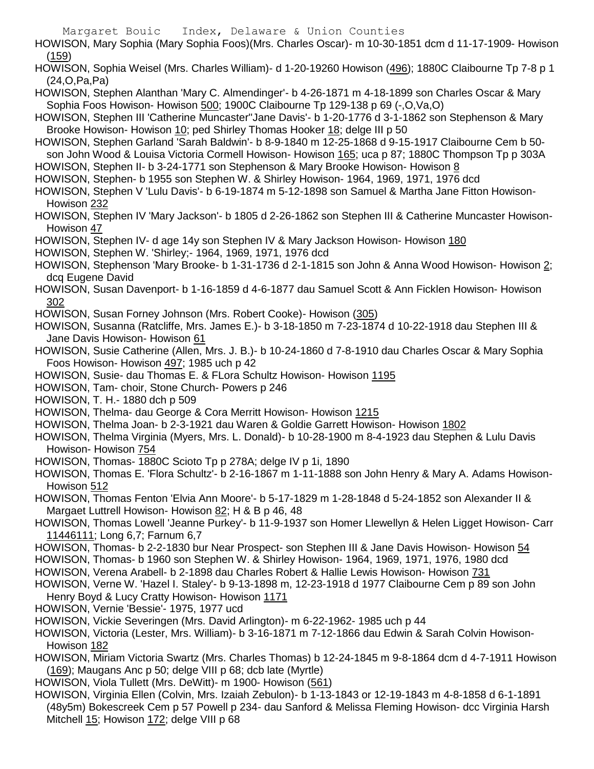HOWISON, Mary Sophia (Mary Sophia Foos)(Mrs. Charles Oscar)- m 10-30-1851 dcm d 11-17-1909- Howison (159)

HOWISON, Sophia Weisel (Mrs. Charles William)- d 1-20-19260 Howison (496); 1880C Claibourne Tp 7-8 p 1 (24,O,Pa,Pa)

HOWISON, Stephen Alanthan 'Mary C. Almendinger'- b 4-26-1871 m 4-18-1899 son Charles Oscar & Mary Sophia Foos Howison- Howison 500; 1900C Claibourne Tp 129-138 p 69 (-,O,Va,O)

HOWISON, Stephen III 'Catherine Muncaster''Jane Davis'- b 1-20-1776 d 3-1-1862 son Stephenson & Mary Brooke Howison- Howison 10; ped Shirley Thomas Hooker 18; delge III p 50

HOWISON, Stephen Garland 'Sarah Baldwin'- b 8-9-1840 m 12-25-1868 d 9-15-1917 Claibourne Cem b 50- son John Wood & Louisa Victoria Cormell Howison- Howison 165; uca p 87; 1880C Thompson Tp p 303A

HOWISON, Stephen II- b 3-24-1771 son Stephenson & Mary Brooke Howison- Howison 8

HOWISON, Stephen- b 1955 son Stephen W. & Shirley Howison- 1964, 1969, 1971, 1976 dcd

HOWISON, Stephen V 'Lulu Davis'- b 6-19-1874 m 5-12-1898 son Samuel & Martha Jane Fitton Howison- Howison 232

HOWISON, Stephen IV 'Mary Jackson'- b 1805 d 2-26-1862 son Stephen III & Catherine Muncaster Howison- Howison 47

HOWISON, Stephen IV- d age 14y son Stephen IV & Mary Jackson Howison- Howison 180

HOWISON, Stephen W. 'Shirley;- 1964, 1969, 1971, 1976 dcd

HOWISON, Stephenson 'Mary Brooke- b 1-31-1736 d 2-1-1815 son John & Anna Wood Howison- Howison 2; dcq Eugene David

HOWISON, Susan Davenport- b 1-16-1859 d 4-6-1877 dau Samuel Scott & Ann Ficklen Howison- Howison 302

HOWISON, Susan Forney Johnson (Mrs. Robert Cooke)- Howison (305)

HOWISON, Susanna (Ratcliffe, Mrs. James E.)- b 3-18-1850 m 7-23-1874 d 10-22-1918 dau Stephen III & Jane Davis Howison- Howison 61

HOWISON, Susie Catherine (Allen, Mrs. J. B.)- b 10-24-1860 d 7-8-1910 dau Charles Oscar & Mary Sophia Foos Howison- Howison 497; 1985 uch p 42

HOWISON, Susie- dau Thomas E. & FLora Schultz Howison- Howison 1195

HOWISON, Tam- choir, Stone Church- Powers p 246

HOWISON, T. H.- 1880 dch p 509

HOWISON, Thelma- dau George & Cora Merritt Howison- Howison 1215

HOWISON, Thelma Joan- b 2-3-1921 dau Waren & Goldie Garrett Howison- Howison 1802

HOWISON, Thelma Virginia (Myers, Mrs. L. Donald)- b 10-28-1900 m 8-4-1923 dau Stephen & Lulu Davis Howison- Howison 754

HOWISON, Thomas- 1880C Scioto Tp p 278A; delge IV p 1i, 1890

HOWISON, Thomas E. 'Flora Schultz'- b 2-16-1867 m 1-11-1888 son John Henry & Mary A. Adams Howison- Howison 512

HOWISON, Thomas Fenton 'Elvia Ann Moore'- b 5-17-1829 m 1-28-1848 d 5-24-1852 son Alexander II & Margaet Luttrell Howison- Howison 82; H & B p 46, 48

HOWISON, Thomas Lowell 'Jeanne Purkey'- b 11-9-1937 son Homer Llewellyn & Helen Ligget Howison- Carr 11446111; Long 6,7; Farnum 6,7

HOWISON, Thomas- b 2-2-1830 bur Near Prospect- son Stephen III & Jane Davis Howison- Howison 54

HOWISON, Thomas- b 1960 son Stephen W. & Shirley Howison- 1964, 1969, 1971, 1976, 1980 dcd

HOWISON, Verena Arabell- b 2-1898 dau Charles Robert & Hallie Lewis Howison- Howison 731

HOWISON, Verne W. 'Hazel I. Staley'- b 9-13-1898 m, 12-23-1918 d 1977 Claibourne Cem p 89 son John Henry Boyd & Lucy Cratty Howison- Howison 1171

HOWISON, Vernie 'Bessie'- 1975, 1977 ucd

HOWISON, Vickie Severingen (Mrs. David Arlington)- m 6-22-1962- 1985 uch p 44

HOWISON, Victoria (Lester, Mrs. William)- b 3-16-1871 m 7-12-1866 dau Edwin & Sarah Colvin Howison- Howison 182

HOWISON, Miriam Victoria Swartz (Mrs. Charles Thomas) b 12-24-1845 m 9-8-1864 dcm d 4-7-1911 Howison (169); Maugans Anc p 50; delge VIII p 68; dcb late (Myrtle)

HOWISON, Viola Tullett (Mrs. DeWitt)- m 1900- Howison (561)

HOWISON, Virginia Ellen (Colvin, Mrs. Izaiah Zebulon)- b 1-13-1843 or 12-19-1843 m 4-8-1858 d 6-1-1891 (48y5m) Bokescreek Cem p 57 Powell p 234- dau Sanford & Melissa Fleming Howison- dcc Virginia Harsh Mitchell 15; Howison 172; delge VIII p 68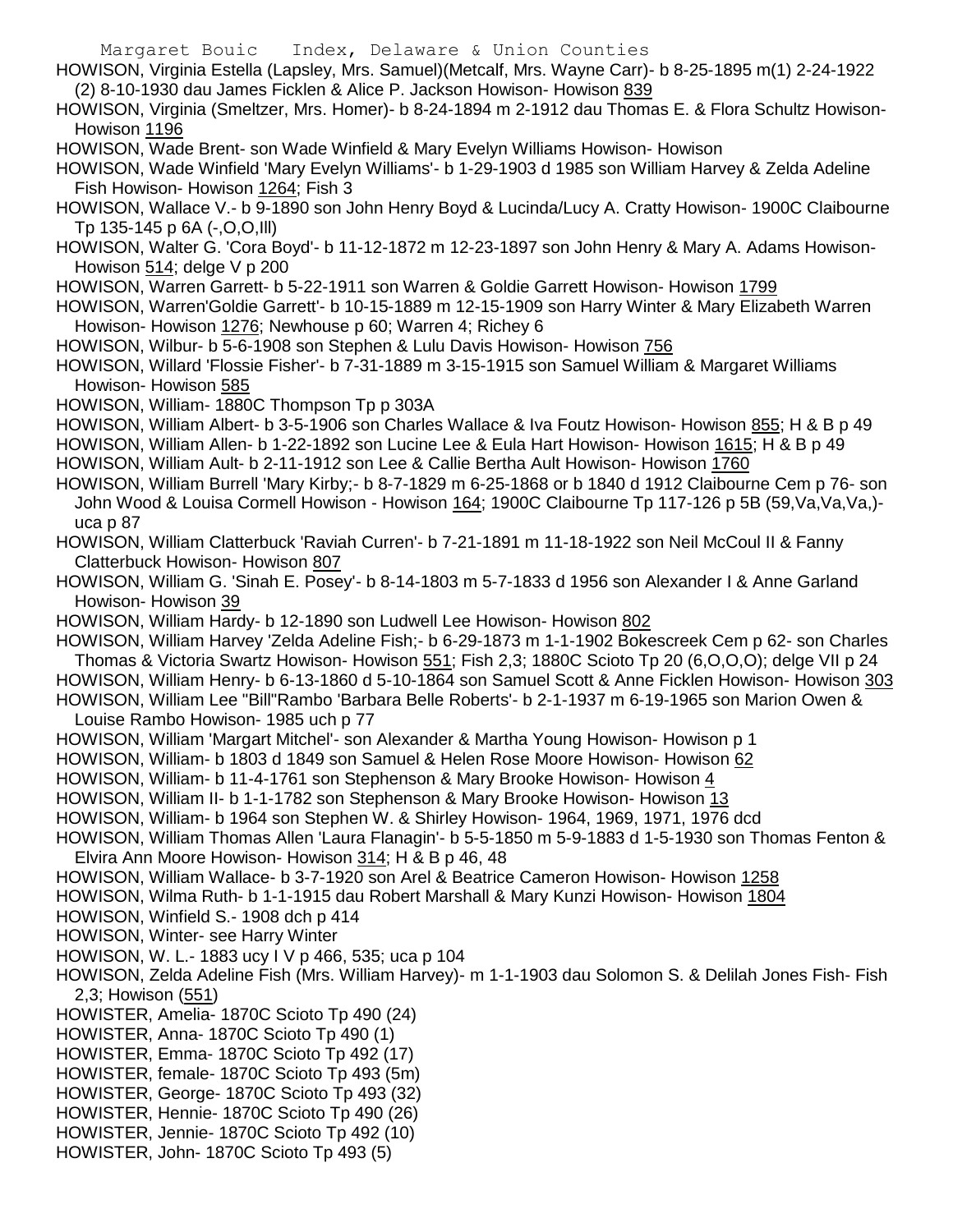HOWISON, Virginia Estella (Lapsley, Mrs. Samuel)(Metcalf, Mrs. Wayne Carr)- b 8-25-1895 m(1) 2-24-1922 (2) 8-10-1930 dau James Ficklen & Alice P. Jackson Howison- Howison 839

HOWISON, Virginia (Smeltzer, Mrs. Homer)- b 8-24-1894 m 2-1912 dau Thomas E. & Flora Schultz Howison- Howison 1196

HOWISON, Wade Brent- son Wade Winfield & Mary Evelyn Williams Howison- Howison

HOWISON, Wade Winfield 'Mary Evelyn Williams'- b 1-29-1903 d 1985 son William Harvey & Zelda Adeline Fish Howison- Howison 1264; Fish 3

HOWISON, Wallace V.- b 9-1890 son John Henry Boyd & Lucinda/Lucy A. Cratty Howison- 1900C Claibourne Tp 135-145 p 6A (-,O,O,Ill)

HOWISON, Walter G. 'Cora Boyd'- b 11-12-1872 m 12-23-1897 son John Henry & Mary A. Adams Howison- Howison 514; delge V p 200

HOWISON, Warren Garrett- b 5-22-1911 son Warren & Goldie Garrett Howison- Howison 1799

HOWISON, Warren'Goldie Garrett'- b 10-15-1889 m 12-15-1909 son Harry Winter & Mary Elizabeth Warren Howison- Howison 1276; Newhouse p 60; Warren 4; Richey 6

HOWISON, Wilbur- b 5-6-1908 son Stephen & Lulu Davis Howison- Howison 756

HOWISON, Willard 'Flossie Fisher'- b 7-31-1889 m 3-15-1915 son Samuel William & Margaret Williams Howison- Howison 585

HOWISON, William- 1880C Thompson Tp p 303A

HOWISON, William Albert- b 3-5-1906 son Charles Wallace & Iva Foutz Howison- Howison 855; H & B p 49

HOWISON, William Allen- b 1-22-1892 son Lucine Lee & Eula Hart Howison- Howison 1615; H & B p 49

HOWISON, William Ault- b 2-11-1912 son Lee & Callie Bertha Ault Howison- Howison 1760

HOWISON, William Burrell 'Mary Kirby;- b 8-7-1829 m 6-25-1868 or b 1840 d 1912 Claibourne Cem p 76- son John Wood & Louisa Cormell Howison - Howison 164; 1900C Claibourne Tp 117-126 p 5B (59,Va,Va,Va,)- uca p 87

HOWISON, William Clatterbuck 'Raviah Curren'- b 7-21-1891 m 11-18-1922 son Neil McCoul II & Fanny Clatterbuck Howison- Howison 807

HOWISON, William G. 'Sinah E. Posey'- b 8-14-1803 m 5-7-1833 d 1956 son Alexander I & Anne Garland Howison- Howison 39

HOWISON, William Hardy- b 12-1890 son Ludwell Lee Howison- Howison 802

HOWISON, William Harvey 'Zelda Adeline Fish;- b 6-29-1873 m 1-1-1902 Bokescreek Cem p 62- son Charles Thomas & Victoria Swartz Howison- Howison 551; Fish 2,3; 1880C Scioto Tp 20 (6,O,O,O); delge VII p 24

HOWISON, William Henry- b 6-13-1860 d 5-10-1864 son Samuel Scott & Anne Ficklen Howison- Howison 303

HOWISON, William Lee "Bill"Rambo 'Barbara Belle Roberts'- b 2-1-1937 m 6-19-1965 son Marion Owen & Louise Rambo Howison- 1985 uch p 77

HOWISON, William 'Margart Mitchel'- son Alexander & Martha Young Howison- Howison p 1

HOWISON, William- b 1803 d 1849 son Samuel & Helen Rose Moore Howison- Howison 62

HOWISON, William- b 11-4-1761 son Stephenson & Mary Brooke Howison- Howison 4

HOWISON, William II- b 1-1-1782 son Stephenson & Mary Brooke Howison- Howison 13

HOWISON, William- b 1964 son Stephen W. & Shirley Howison- 1964, 1969, 1971, 1976 dcd

HOWISON, William Thomas Allen 'Laura Flanagin'- b 5-5-1850 m 5-9-1883 d 1-5-1930 son Thomas Fenton & Elvira Ann Moore Howison- Howison 314; H & B p 46, 48

HOWISON, William Wallace- b 3-7-1920 son Arel & Beatrice Cameron Howison- Howison 1258

HOWISON, Wilma Ruth- b 1-1-1915 dau Robert Marshall & Mary Kunzi Howison- Howison 1804

HOWISON, Winfield S.- 1908 dch p 414

HOWISON, Winter- see Harry Winter

HOWISON, W. L.- 1883 ucy I V p 466, 535; uca p 104

HOWISON, Zelda Adeline Fish (Mrs. William Harvey)- m 1-1-1903 dau Solomon S. & Delilah Jones Fish- Fish 2,3; Howison (551)

HOWISTER, Amelia- 1870C Scioto Tp 490 (24)

HOWISTER, Anna- 1870C Scioto Tp 490 (1)

HOWISTER, Emma- 1870C Scioto Tp 492 (17)

HOWISTER, female- 1870C Scioto Tp 493 (5m)

HOWISTER, George- 1870C Scioto Tp 493 (32)

HOWISTER, Hennie- 1870C Scioto Tp 490 (26)

HOWISTER, Jennie- 1870C Scioto Tp 492 (10)

HOWISTER, John- 1870C Scioto Tp 493 (5)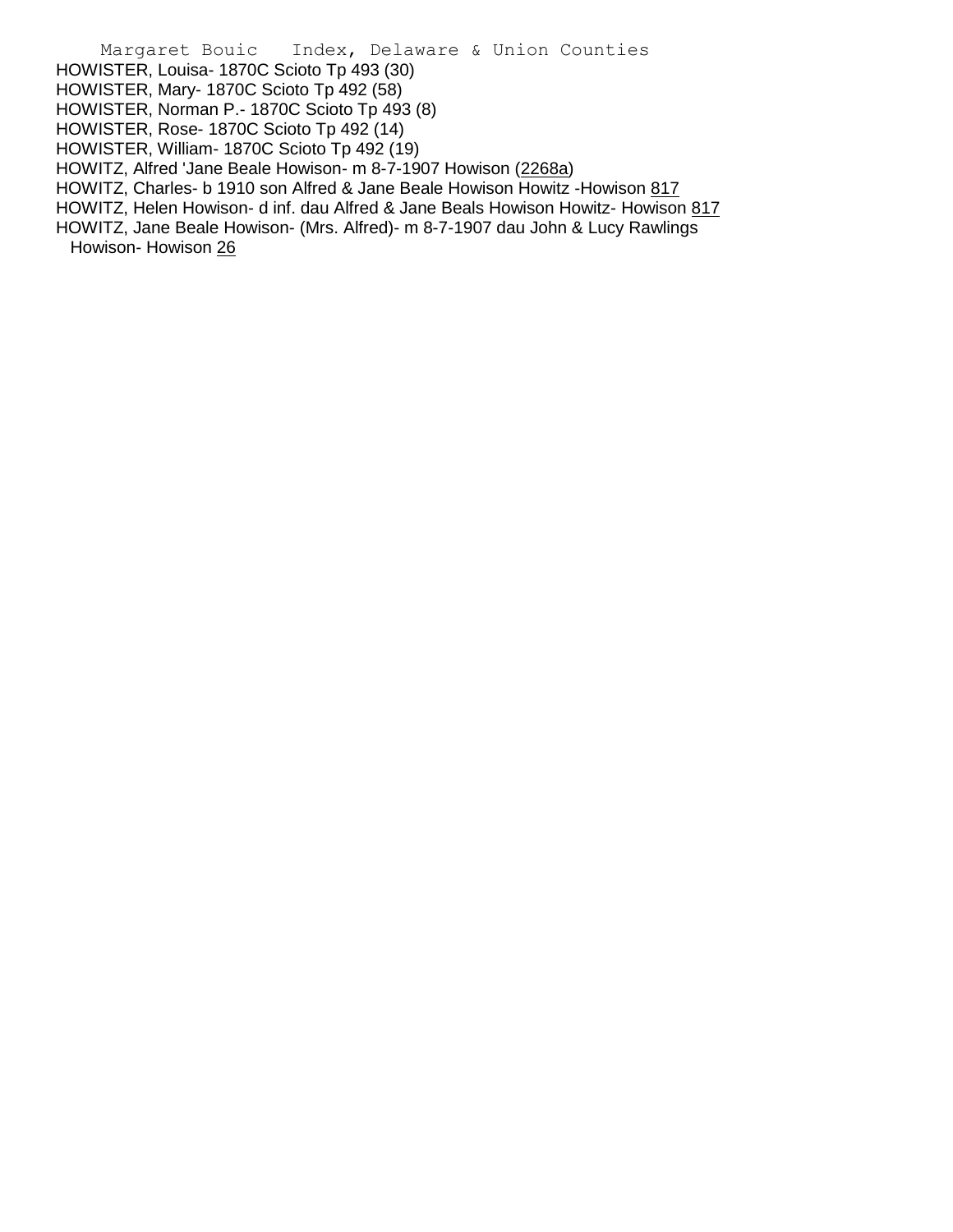HOWISTER, Louisa- 1870C Scioto Tp 493 (30)
HOWISTER, Mary- 1870C Scioto Tp 492 (58)
HOWISTER, Norman P.- 1870C Scioto Tp 493 (8)
HOWISTER, Rose- 1870C Scioto Tp 492 (14)
HOWISTER, William- 1870C Scioto Tp 492 (19)
HOWITZ, Alfred 'Jane Beale Howison- m 8-7-1907 Howison (2268a)
HOWITZ, Charles- b 1910 son Alfred & Jane Beale Howison Howitz -Howison 817
HOWITZ, Helen Howison- d inf. dau Alfred & Jane Beals Howison Howitz- Howison 817
HOWITZ, Jane Beale Howison- (Mrs. Alfred)- m 8-7-1907 dau John & Lucy Rawlings Howison- Howison 26